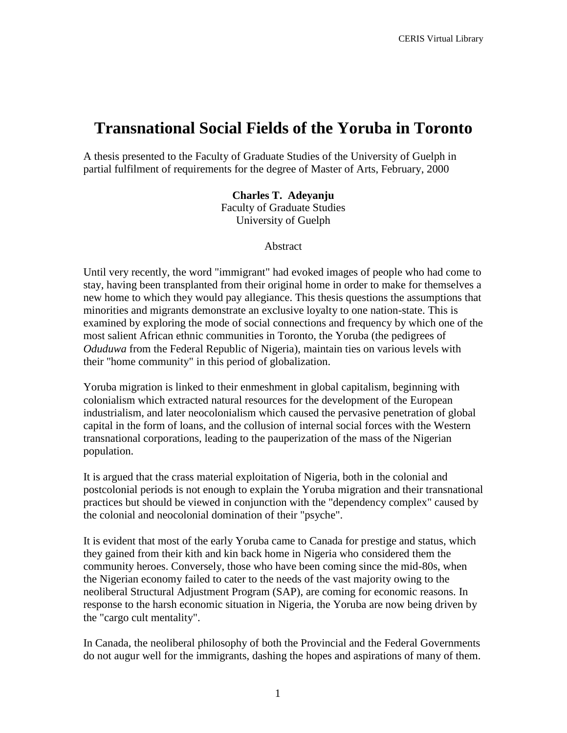# Transnational Social Fields of the Yoruba in Toronto

A thesis presented to the Faculty of Graduate Studies of the University of Guelph in partial fulfilment of requirements for the degree of Master of Arts, February, 2000

**Charles T. Adeyanju**
Faculty of Graduate Studies
University of Guelph

Abstract

Until very recently, the word "immigrant" had evoked images of people who had come to stay, having been transplanted from their original home in order to make for themselves a new home to which they would pay allegiance. This thesis questions the assumptions that minorities and migrants demonstrate an exclusive loyalty to one nation-state. This is examined by exploring the mode of social connections and frequency by which one of the most salient African ethnic communities in Toronto, the Yoruba (the pedigrees of *Oduduwa* from the Federal Republic of Nigeria), maintain ties on various levels with their "home community" in this period of globalization.

Yoruba migration is linked to their enmeshment in global capitalism, beginning with colonialism which extracted natural resources for the development of the European industrialism, and later neocolonialism which caused the pervasive penetration of global capital in the form of loans, and the collusion of internal social forces with the Western transnational corporations, leading to the pauperization of the mass of the Nigerian population.

It is argued that the crass material exploitation of Nigeria, both in the colonial and postcolonial periods is not enough to explain the Yoruba migration and their transnational practices but should be viewed in conjunction with the "dependency complex" caused by the colonial and neocolonial domination of their "psyche".

It is evident that most of the early Yoruba came to Canada for prestige and status, which they gained from their kith and kin back home in Nigeria who considered them the community heroes. Conversely, those who have been coming since the mid-80s, when the Nigerian economy failed to cater to the needs of the vast majority owing to the neoliberal Structural Adjustment Program (SAP), are coming for economic reasons. In response to the harsh economic situation in Nigeria, the Yoruba are now being driven by the "cargo cult mentality".

In Canada, the neoliberal philosophy of both the Provincial and the Federal Governments do not augur well for the immigrants, dashing the hopes and aspirations of many of them.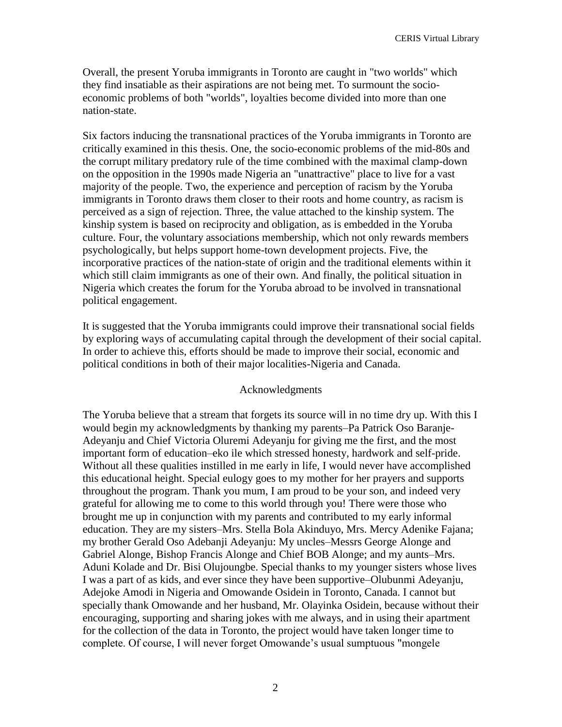Overall, the present Yoruba immigrants in Toronto are caught in "two worlds" which they find insatiable as their aspirations are not being met. To surmount the socio-economic problems of both "worlds", loyalties become divided into more than one nation-state.

Six factors inducing the transnational practices of the Yoruba immigrants in Toronto are critically examined in this thesis. One, the socio-economic problems of the mid-80s and the corrupt military predatory rule of the time combined with the maximal clamp-down on the opposition in the 1990s made Nigeria an "unattractive" place to live for a vast majority of the people. Two, the experience and perception of racism by the Yoruba immigrants in Toronto draws them closer to their roots and home country, as racism is perceived as a sign of rejection. Three, the value attached to the kinship system. The kinship system is based on reciprocity and obligation, as is embedded in the Yoruba culture. Four, the voluntary associations membership, which not only rewards members psychologically, but helps support home-town development projects. Five, the incorporative practices of the nation-state of origin and the traditional elements within it which still claim immigrants as one of their own. And finally, the political situation in Nigeria which creates the forum for the Yoruba abroad to be involved in transnational political engagement.

It is suggested that the Yoruba immigrants could improve their transnational social fields by exploring ways of accumulating capital through the development of their social capital. In order to achieve this, efforts should be made to improve their social, economic and political conditions in both of their major localities-Nigeria and Canada.

## Acknowledgments

The Yoruba believe that a stream that forgets its source will in no time dry up. With this I would begin my acknowledgments by thanking my parents–Pa Patrick Oso Baranje-Adeyanju and Chief Victoria Oluremi Adeyanju for giving me the first, and the most important form of education–eko ile which stressed honesty, hardwork and self-pride. Without all these qualities instilled in me early in life, I would never have accomplished this educational height. Special eulogy goes to my mother for her prayers and supports throughout the program. Thank you mum, I am proud to be your son, and indeed very grateful for allowing me to come to this world through you! There were those who brought me up in conjunction with my parents and contributed to my early informal education. They are my sisters–Mrs. Stella Bola Akinduyo, Mrs. Mercy Adenike Fajana; my brother Gerald Oso Adebanji Adeyanju: My uncles–Messrs George Alonge and Gabriel Alonge, Bishop Francis Alonge and Chief BOB Alonge; and my aunts–Mrs. Aduni Kolade and Dr. Bisi Olujoungbe. Special thanks to my younger sisters whose lives I was a part of as kids, and ever since they have been supportive–Olubunmi Adeyanju, Adejoke Amodi in Nigeria and Omowande Osidein in Toronto, Canada. I cannot but specially thank Omowande and her husband, Mr. Olayinka Osidein, because without their encouraging, supporting and sharing jokes with me always, and in using their apartment for the collection of the data in Toronto, the project would have taken longer time to complete. Of course, I will never forget Omowande's usual sumptuous "mongele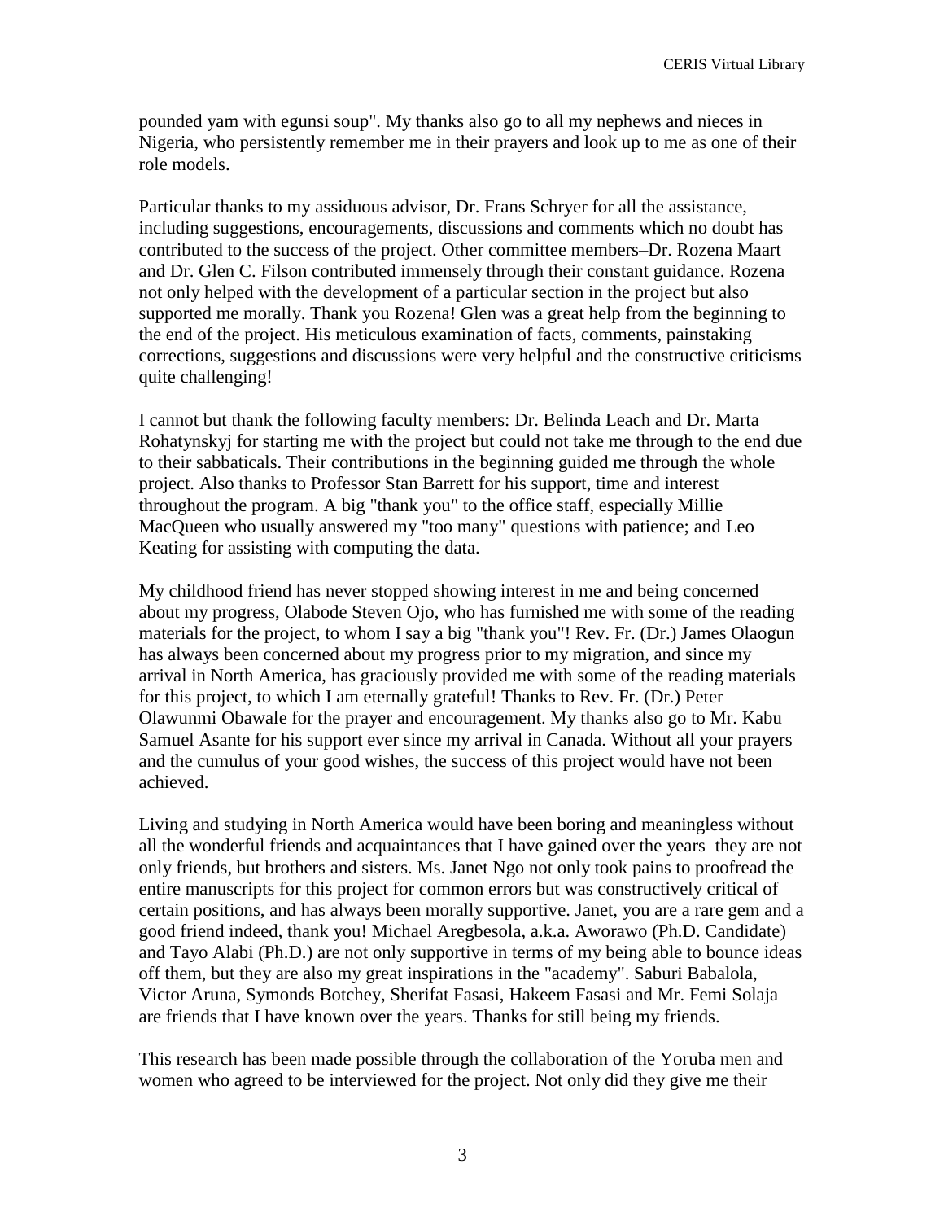pounded yam with egunsi soup". My thanks also go to all my nephews and nieces in Nigeria, who persistently remember me in their prayers and look up to me as one of their role models.

Particular thanks to my assiduous advisor, Dr. Frans Schryer for all the assistance, including suggestions, encouragements, discussions and comments which no doubt has contributed to the success of the project. Other committee members–Dr. Rozena Maart and Dr. Glen C. Filson contributed immensely through their constant guidance. Rozena not only helped with the development of a particular section in the project but also supported me morally. Thank you Rozena! Glen was a great help from the beginning to the end of the project. His meticulous examination of facts, comments, painstaking corrections, suggestions and discussions were very helpful and the constructive criticisms quite challenging!

I cannot but thank the following faculty members: Dr. Belinda Leach and Dr. Marta Rohatynskyj for starting me with the project but could not take me through to the end due to their sabbaticals. Their contributions in the beginning guided me through the whole project. Also thanks to Professor Stan Barrett for his support, time and interest throughout the program. A big "thank you" to the office staff, especially Millie MacQueen who usually answered my "too many" questions with patience; and Leo Keating for assisting with computing the data.

My childhood friend has never stopped showing interest in me and being concerned about my progress, Olabode Steven Ojo, who has furnished me with some of the reading materials for the project, to whom I say a big "thank you"! Rev. Fr. (Dr.) James Olaogun has always been concerned about my progress prior to my migration, and since my arrival in North America, has graciously provided me with some of the reading materials for this project, to which I am eternally grateful! Thanks to Rev. Fr. (Dr.) Peter Olawunmi Obawale for the prayer and encouragement. My thanks also go to Mr. Kabu Samuel Asante for his support ever since my arrival in Canada. Without all your prayers and the cumulus of your good wishes, the success of this project would have not been achieved.

Living and studying in North America would have been boring and meaningless without all the wonderful friends and acquaintances that I have gained over the years–they are not only friends, but brothers and sisters. Ms. Janet Ngo not only took pains to proofread the entire manuscripts for this project for common errors but was constructively critical of certain positions, and has always been morally supportive. Janet, you are a rare gem and a good friend indeed, thank you! Michael Aregbesola, a.k.a. Aworawo (Ph.D. Candidate) and Tayo Alabi (Ph.D.) are not only supportive in terms of my being able to bounce ideas off them, but they are also my great inspirations in the "academy". Saburi Babalola, Victor Aruna, Symonds Botchey, Sherifat Fasasi, Hakeem Fasasi and Mr. Femi Solaja are friends that I have known over the years. Thanks for still being my friends.

This research has been made possible through the collaboration of the Yoruba men and women who agreed to be interviewed for the project. Not only did they give me their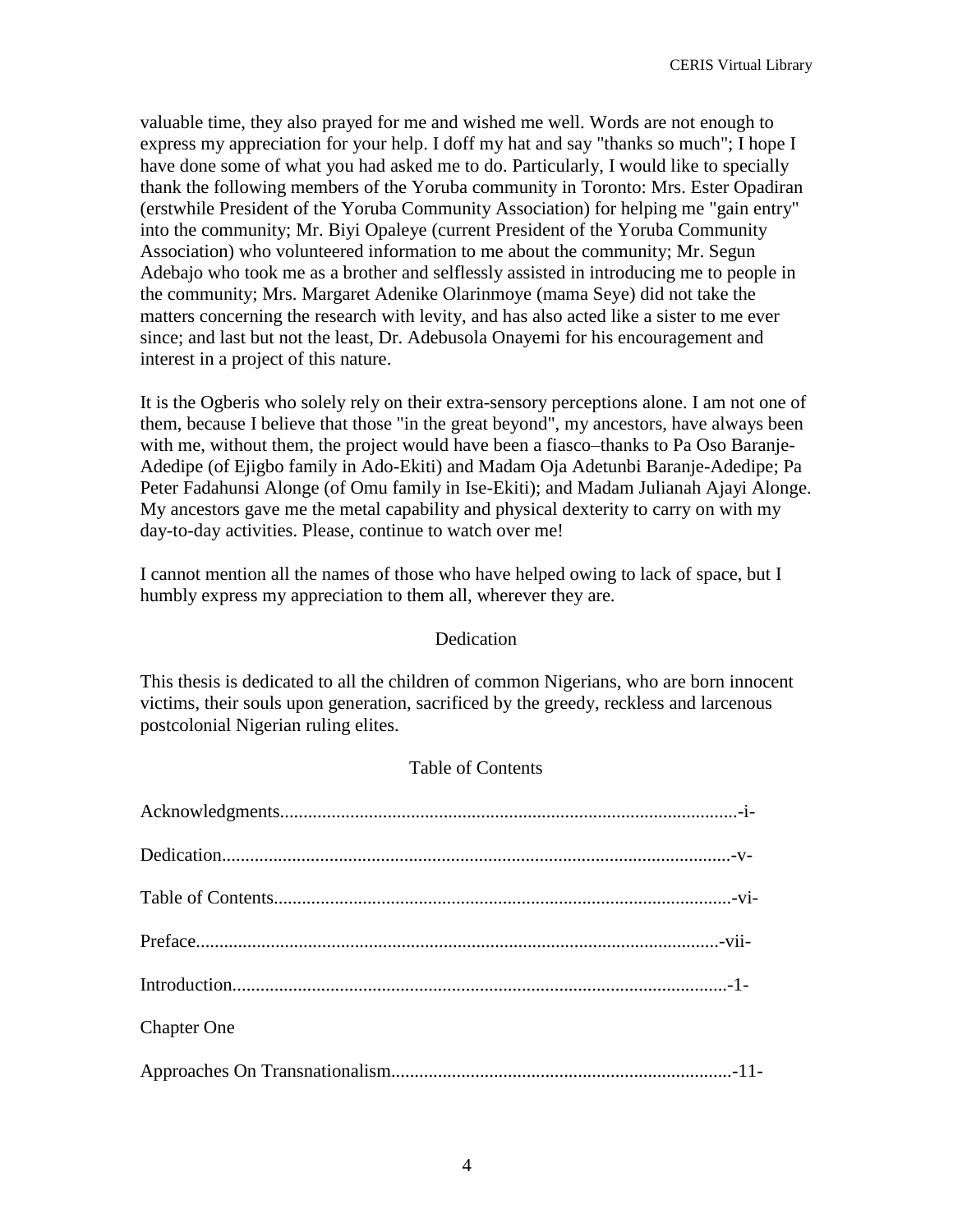valuable time, they also prayed for me and wished me well. Words are not enough to express my appreciation for your help. I doff my hat and say "thanks so much"; I hope I have done some of what you had asked me to do. Particularly, I would like to specially thank the following members of the Yoruba community in Toronto: Mrs. Ester Opadiran (erstwhile President of the Yoruba Community Association) for helping me "gain entry" into the community; Mr. Biyi Opaleye (current President of the Yoruba Community Association) who volunteered information to me about the community; Mr. Segun Adebajo who took me as a brother and selflessly assisted in introducing me to people in the community; Mrs. Margaret Adenike Olarinmoye (mama Seye) did not take the matters concerning the research with levity, and has also acted like a sister to me ever since; and last but not the least, Dr. Adebusola Onayemi for his encouragement and interest in a project of this nature.

It is the Ogberis who solely rely on their extra-sensory perceptions alone. I am not one of them, because I believe that those "in the great beyond", my ancestors, have always been with me, without them, the project would have been a fiasco–thanks to Pa Oso Baranje-Adedipe (of Ejigbo family in Ado-Ekiti) and Madam Oja Adetunbi Baranje-Adedipe; Pa Peter Fadahunsi Alonge (of Omu family in Ise-Ekiti); and Madam Julianah Ajayi Alonge. My ancestors gave me the metal capability and physical dexterity to carry on with my day-to-day activities. Please, continue to watch over me!

I cannot mention all the names of those who have helped owing to lack of space, but I humbly express my appreciation to them all, wherever they are.

## Dedication

This thesis is dedicated to all the children of common Nigerians, who are born innocent victims, their souls upon generation, sacrificed by the greedy, reckless and larcenous postcolonial Nigerian ruling elites.

## Table of Contents

Acknowledgments....................................................................................................-i-

Dedication...............................................................................................................-v-

Table of Contents....................................................................................................-vi-

Preface...................................................................................................................-vii-

Introduction.............................................................................................................-1-

Chapter One

Approaches On Transnationalism..........................................................................-11-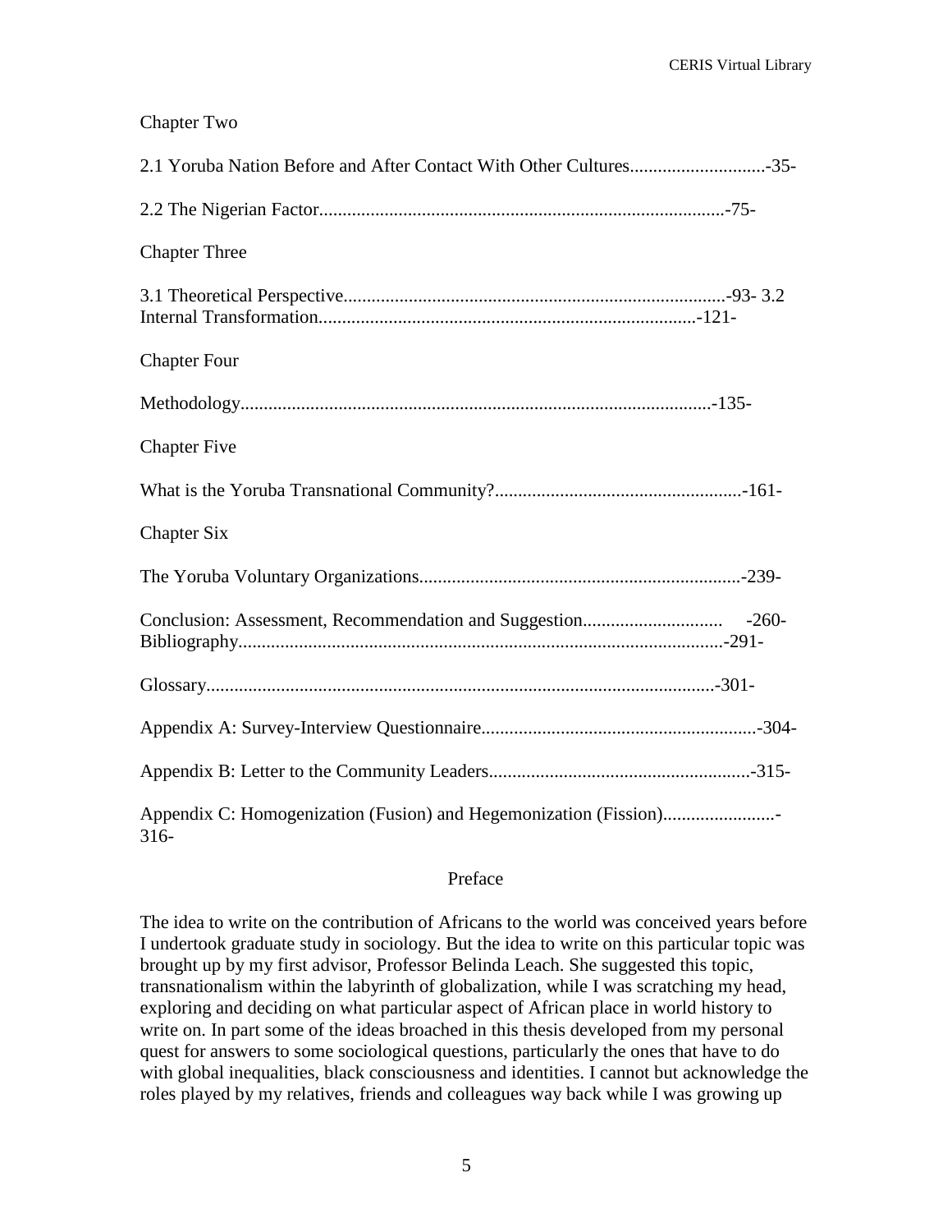Chapter Two

2.1 Yoruba Nation Before and After Contact With Other Cultures............................-35-

2.2 The Nigerian Factor.......................................................................................-75-

Chapter Three

3.1 Theoretical Perspective..................................................................................-93-

3.2 Internal Transformation.................................................................................-121-

Chapter Four

Methodology.....................................................................................................-135-

Chapter Five

What is the Yoruba Transnational Community?.....................................................-161-

Chapter Six

The Yoruba Voluntary Organizations.....................................................................-239-

Conclusion: Assessment, Recommendation and Suggestion............................. -260-

Bibliography........................................................................................................-291-

Glossary.............................................................................................................-301-

Appendix A: Survey-Interview Questionnaire...........................................................-304-

Appendix B: Letter to the Community Leaders........................................................-315-

Appendix C: Homogenization (Fusion) and Hegemonization (Fission)........................-316-

## Preface

The idea to write on the contribution of Africans to the world was conceived years before I undertook graduate study in sociology. But the idea to write on this particular topic was brought up by my first advisor, Professor Belinda Leach. She suggested this topic, transnationalism within the labyrinth of globalization, while I was scratching my head, exploring and deciding on what particular aspect of African place in world history to write on. In part some of the ideas broached in this thesis developed from my personal quest for answers to some sociological questions, particularly the ones that have to do with global inequalities, black consciousness and identities. I cannot but acknowledge the roles played by my relatives, friends and colleagues way back while I was growing up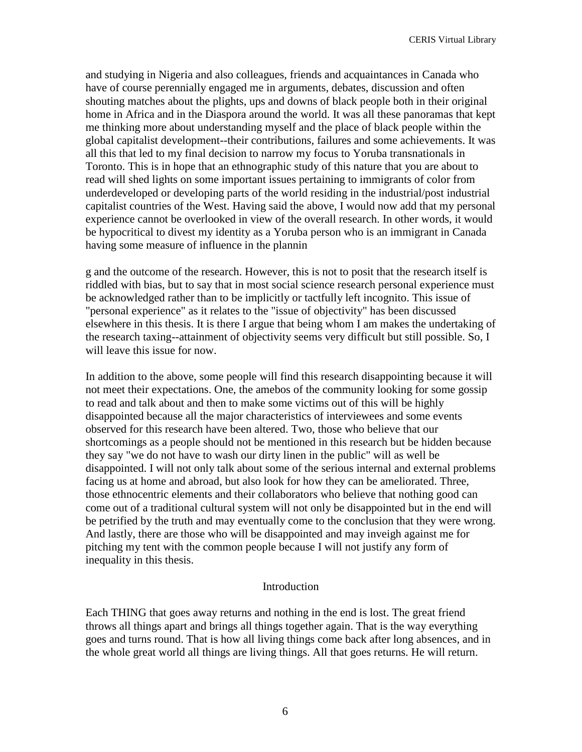and studying in Nigeria and also colleagues, friends and acquaintances in Canada who have of course perennially engaged me in arguments, debates, discussion and often shouting matches about the plights, ups and downs of black people both in their original home in Africa and in the Diaspora around the world. It was all these panoramas that kept me thinking more about understanding myself and the place of black people within the global capitalist development--their contributions, failures and some achievements. It was all this that led to my final decision to narrow my focus to Yoruba transnationals in Toronto. This is in hope that an ethnographic study of this nature that you are about to read will shed lights on some important issues pertaining to immigrants of color from underdeveloped or developing parts of the world residing in the industrial/post industrial capitalist countries of the West. Having said the above, I would now add that my personal experience cannot be overlooked in view of the overall research. In other words, it would be hypocritical to divest my identity as a Yoruba person who is an immigrant in Canada having some measure of influence in the planning and the outcome of the research. However, this is not to posit that the research itself is riddled with bias, but to say that in most social science research personal experience must be acknowledged rather than to be implicitly or tactfully left incognito. This issue of "personal experience" as it relates to the "issue of objectivity" has been discussed elsewhere in this thesis. It is there I argue that being whom I am makes the undertaking of the research taxing--attainment of objectivity seems very difficult but still possible. So, I will leave this issue for now.

In addition to the above, some people will find this research disappointing because it will not meet their expectations. One, the amebos of the community looking for some gossip to read and talk about and then to make some victims out of this will be highly disappointed because all the major characteristics of interviewees and some events observed for this research have been altered. Two, those who believe that our shortcomings as a people should not be mentioned in this research but be hidden because they say "we do not have to wash our dirty linen in the public" will as well be disappointed. I will not only talk about some of the serious internal and external problems facing us at home and abroad, but also look for how they can be ameliorated. Three, those ethnocentric elements and their collaborators who believe that nothing good can come out of a traditional cultural system will not only be disappointed but in the end will be petrified by the truth and may eventually come to the conclusion that they were wrong. And lastly, there are those who will be disappointed and may inveigh against me for pitching my tent with the common people because I will not justify any form of inequality in this thesis.

## Introduction

Each THING that goes away returns and nothing in the end is lost. The great friend throws all things apart and brings all things together again. That is the way everything goes and turns round. That is how all living things come back after long absences, and in the whole great world all things are living things. All that goes returns. He will return.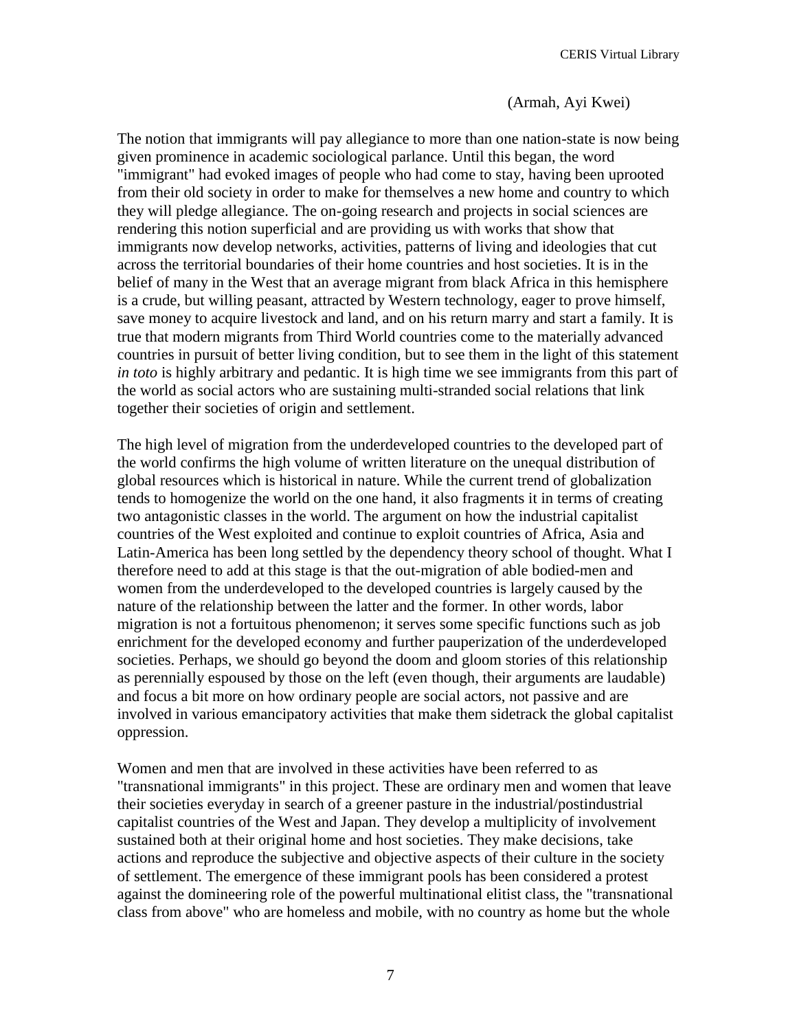(Armah, Ayi Kwei)

The notion that immigrants will pay allegiance to more than one nation-state is now being given prominence in academic sociological parlance. Until this began, the word "immigrant" had evoked images of people who had come to stay, having been uprooted from their old society in order to make for themselves a new home and country to which they will pledge allegiance. The on-going research and projects in social sciences are rendering this notion superficial and are providing us with works that show that immigrants now develop networks, activities, patterns of living and ideologies that cut across the territorial boundaries of their home countries and host societies. It is in the belief of many in the West that an average migrant from black Africa in this hemisphere is a crude, but willing peasant, attracted by Western technology, eager to prove himself, save money to acquire livestock and land, and on his return marry and start a family. It is true that modern migrants from Third World countries come to the materially advanced countries in pursuit of better living condition, but to see them in the light of this statement *in toto* is highly arbitrary and pedantic. It is high time we see immigrants from this part of the world as social actors who are sustaining multi-stranded social relations that link together their societies of origin and settlement.

The high level of migration from the underdeveloped countries to the developed part of the world confirms the high volume of written literature on the unequal distribution of global resources which is historical in nature. While the current trend of globalization tends to homogenize the world on the one hand, it also fragments it in terms of creating two antagonistic classes in the world. The argument on how the industrial capitalist countries of the West exploited and continue to exploit countries of Africa, Asia and Latin-America has been long settled by the dependency theory school of thought. What I therefore need to add at this stage is that the out-migration of able bodied-men and women from the underdeveloped to the developed countries is largely caused by the nature of the relationship between the latter and the former. In other words, labor migration is not a fortuitous phenomenon; it serves some specific functions such as job enrichment for the developed economy and further pauperization of the underdeveloped societies. Perhaps, we should go beyond the doom and gloom stories of this relationship as perennially espoused by those on the left (even though, their arguments are laudable) and focus a bit more on how ordinary people are social actors, not passive and are involved in various emancipatory activities that make them sidetrack the global capitalist oppression.

Women and men that are involved in these activities have been referred to as "transnational immigrants" in this project. These are ordinary men and women that leave their societies everyday in search of a greener pasture in the industrial/postindustrial capitalist countries of the West and Japan. They develop a multiplicity of involvement sustained both at their original home and host societies. They make decisions, take actions and reproduce the subjective and objective aspects of their culture in the society of settlement. The emergence of these immigrant pools has been considered a protest against the domineering role of the powerful multinational elitist class, the "transnational class from above" who are homeless and mobile, with no country as home but the whole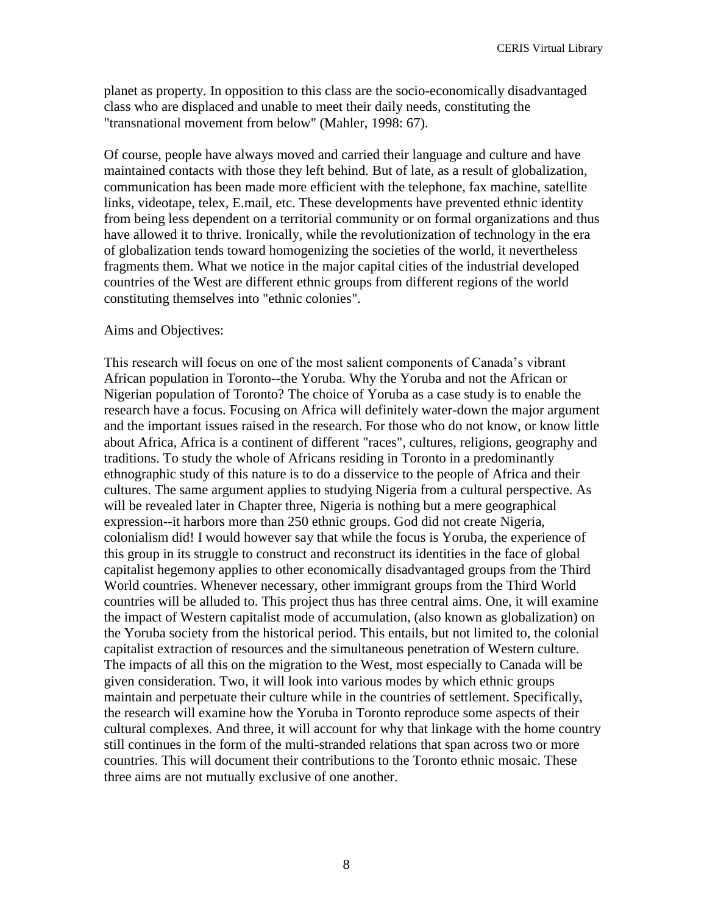planet as property. In opposition to this class are the socio-economically disadvantaged class who are displaced and unable to meet their daily needs, constituting the "transnational movement from below" (Mahler, 1998: 67).

Of course, people have always moved and carried their language and culture and have maintained contacts with those they left behind. But of late, as a result of globalization, communication has been made more efficient with the telephone, fax machine, satellite links, videotape, telex, E.mail, etc. These developments have prevented ethnic identity from being less dependent on a territorial community or on formal organizations and thus have allowed it to thrive. Ironically, while the revolutionization of technology in the era of globalization tends toward homogenizing the societies of the world, it nevertheless fragments them. What we notice in the major capital cities of the industrial developed countries of the West are different ethnic groups from different regions of the world constituting themselves into "ethnic colonies".

Aims and Objectives:

This research will focus on one of the most salient components of Canada's vibrant African population in Toronto--the Yoruba. Why the Yoruba and not the African or Nigerian population of Toronto? The choice of Yoruba as a case study is to enable the research have a focus. Focusing on Africa will definitely water-down the major argument and the important issues raised in the research. For those who do not know, or know little about Africa, Africa is a continent of different "races", cultures, religions, geography and traditions. To study the whole of Africans residing in Toronto in a predominantly ethnographic study of this nature is to do a disservice to the people of Africa and their cultures. The same argument applies to studying Nigeria from a cultural perspective. As will be revealed later in Chapter three, Nigeria is nothing but a mere geographical expression--it harbors more than 250 ethnic groups. God did not create Nigeria, colonialism did! I would however say that while the focus is Yoruba, the experience of this group in its struggle to construct and reconstruct its identities in the face of global capitalist hegemony applies to other economically disadvantaged groups from the Third World countries. Whenever necessary, other immigrant groups from the Third World countries will be alluded to. This project thus has three central aims. One, it will examine the impact of Western capitalist mode of accumulation, (also known as globalization) on the Yoruba society from the historical period. This entails, but not limited to, the colonial capitalist extraction of resources and the simultaneous penetration of Western culture. The impacts of all this on the migration to the West, most especially to Canada will be given consideration. Two, it will look into various modes by which ethnic groups maintain and perpetuate their culture while in the countries of settlement. Specifically, the research will examine how the Yoruba in Toronto reproduce some aspects of their cultural complexes. And three, it will account for why that linkage with the home country still continues in the form of the multi-stranded relations that span across two or more countries. This will document their contributions to the Toronto ethnic mosaic. These three aims are not mutually exclusive of one another.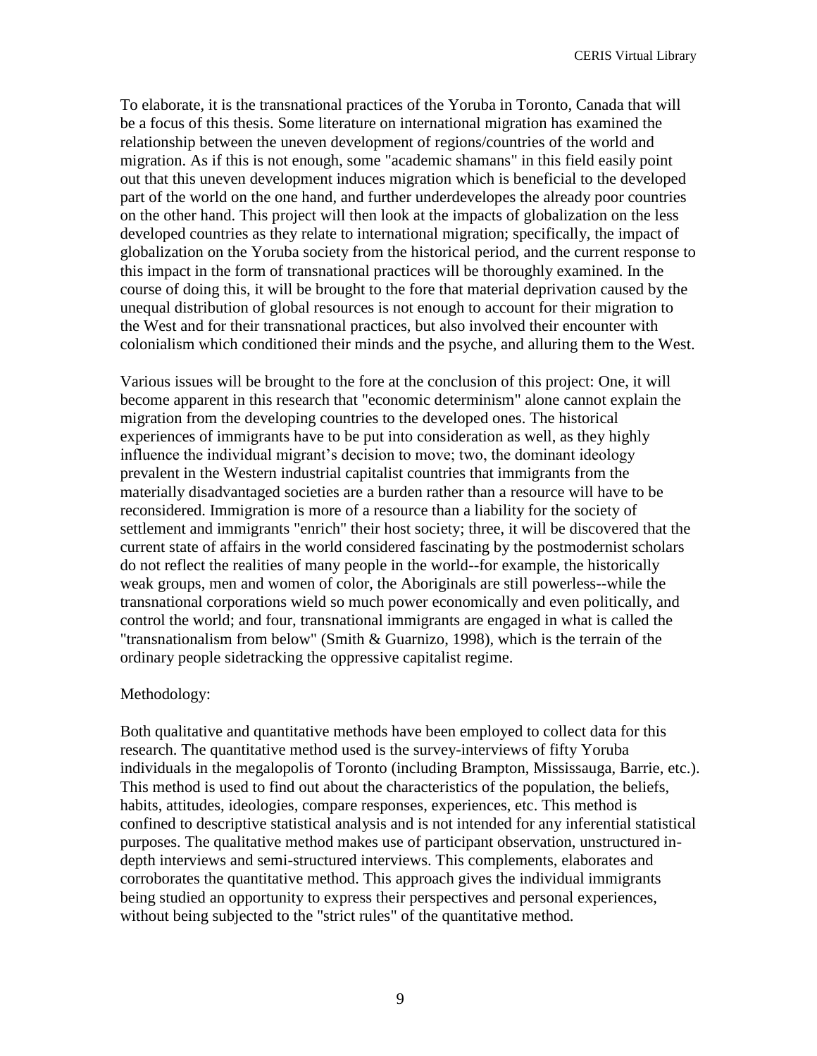To elaborate, it is the transnational practices of the Yoruba in Toronto, Canada that will be a focus of this thesis. Some literature on international migration has examined the relationship between the uneven development of regions/countries of the world and migration. As if this is not enough, some "academic shamans" in this field easily point out that this uneven development induces migration which is beneficial to the developed part of the world on the one hand, and further underdevelopes the already poor countries on the other hand. This project will then look at the impacts of globalization on the less developed countries as they relate to international migration; specifically, the impact of globalization on the Yoruba society from the historical period, and the current response to this impact in the form of transnational practices will be thoroughly examined. In the course of doing this, it will be brought to the fore that material deprivation caused by the unequal distribution of global resources is not enough to account for their migration to the West and for their transnational practices, but also involved their encounter with colonialism which conditioned their minds and the psyche, and alluring them to the West.

Various issues will be brought to the fore at the conclusion of this project: One, it will become apparent in this research that "economic determinism" alone cannot explain the migration from the developing countries to the developed ones. The historical experiences of immigrants have to be put into consideration as well, as they highly influence the individual migrant's decision to move; two, the dominant ideology prevalent in the Western industrial capitalist countries that immigrants from the materially disadvantaged societies are a burden rather than a resource will have to be reconsidered. Immigration is more of a resource than a liability for the society of settlement and immigrants "enrich" their host society; three, it will be discovered that the current state of affairs in the world considered fascinating by the postmodernist scholars do not reflect the realities of many people in the world--for example, the historically weak groups, men and women of color, the Aboriginals are still powerless--while the transnational corporations wield so much power economically and even politically, and control the world; and four, transnational immigrants are engaged in what is called the "transnationalism from below" (Smith & Guarnizo, 1998), which is the terrain of the ordinary people sidetracking the oppressive capitalist regime.

Methodology:

Both qualitative and quantitative methods have been employed to collect data for this research. The quantitative method used is the survey-interviews of fifty Yoruba individuals in the megalopolis of Toronto (including Brampton, Mississauga, Barrie, etc.). This method is used to find out about the characteristics of the population, the beliefs, habits, attitudes, ideologies, compare responses, experiences, etc. This method is confined to descriptive statistical analysis and is not intended for any inferential statistical purposes. The qualitative method makes use of participant observation, unstructured in-depth interviews and semi-structured interviews. This complements, elaborates and corroborates the quantitative method. This approach gives the individual immigrants being studied an opportunity to express their perspectives and personal experiences, without being subjected to the "strict rules" of the quantitative method.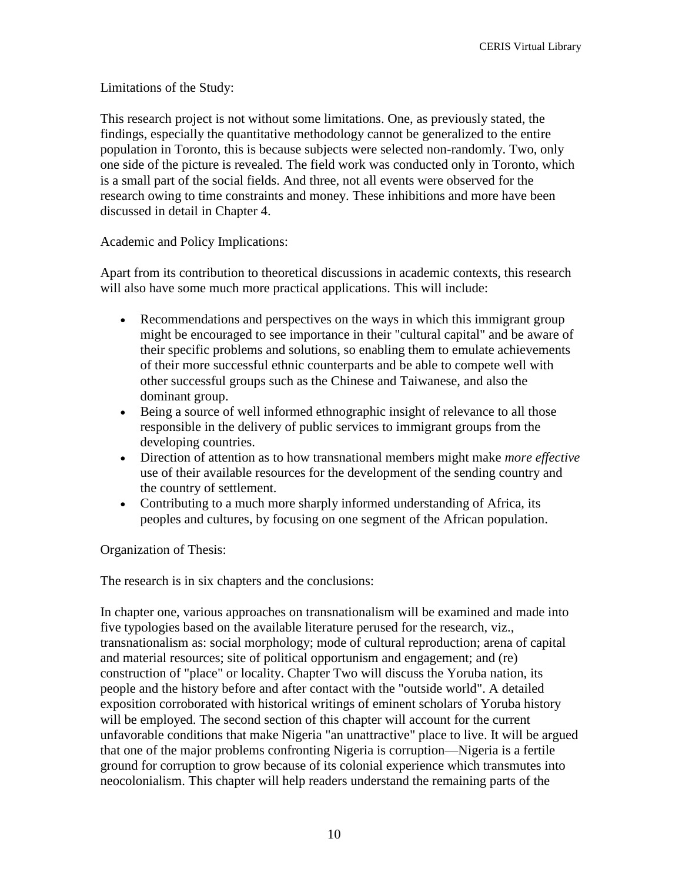Limitations of the Study:

This research project is not without some limitations. One, as previously stated, the findings, especially the quantitative methodology cannot be generalized to the entire population in Toronto, this is because subjects were selected non-randomly. Two, only one side of the picture is revealed. The field work was conducted only in Toronto, which is a small part of the social fields. And three, not all events were observed for the research owing to time constraints and money. These inhibitions and more have been discussed in detail in Chapter 4.

Academic and Policy Implications:

Apart from its contribution to theoretical discussions in academic contexts, this research will also have some much more practical applications. This will include:

- Recommendations and perspectives on the ways in which this immigrant group might be encouraged to see importance in their "cultural capital" and be aware of their specific problems and solutions, so enabling them to emulate achievements of their more successful ethnic counterparts and be able to compete well with other successful groups such as the Chinese and Taiwanese, and also the dominant group.
- Being a source of well informed ethnographic insight of relevance to all those responsible in the delivery of public services to immigrant groups from the developing countries.
- Direction of attention as to how transnational members might make *more effective* use of their available resources for the development of the sending country and the country of settlement.
- Contributing to a much more sharply informed understanding of Africa, its peoples and cultures, by focusing on one segment of the African population.

Organization of Thesis:

The research is in six chapters and the conclusions:

In chapter one, various approaches on transnationalism will be examined and made into five typologies based on the available literature perused for the research, viz., transnationalism as: social morphology; mode of cultural reproduction; arena of capital and material resources; site of political opportunism and engagement; and (re) construction of "place" or locality. Chapter Two will discuss the Yoruba nation, its people and the history before and after contact with the "outside world". A detailed exposition corroborated with historical writings of eminent scholars of Yoruba history will be employed. The second section of this chapter will account for the current unfavorable conditions that make Nigeria "an unattractive" place to live. It will be argued that one of the major problems confronting Nigeria is corruption—Nigeria is a fertile ground for corruption to grow because of its colonial experience which transmutes into neocolonialism. This chapter will help readers understand the remaining parts of the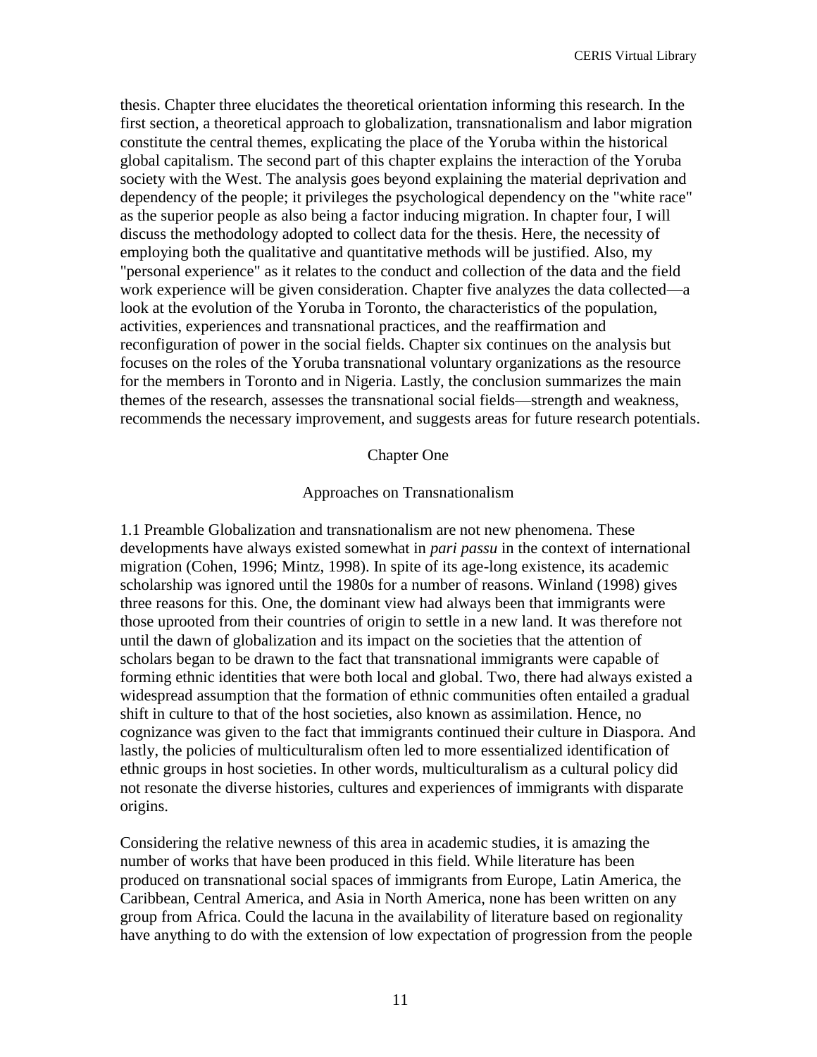thesis. Chapter three elucidates the theoretical orientation informing this research. In the first section, a theoretical approach to globalization, transnationalism and labor migration constitute the central themes, explicating the place of the Yoruba within the historical global capitalism. The second part of this chapter explains the interaction of the Yoruba society with the West. The analysis goes beyond explaining the material deprivation and dependency of the people; it privileges the psychological dependency on the "white race" as the superior people as also being a factor inducing migration. In chapter four, I will discuss the methodology adopted to collect data for the thesis. Here, the necessity of employing both the qualitative and quantitative methods will be justified. Also, my "personal experience" as it relates to the conduct and collection of the data and the field work experience will be given consideration. Chapter five analyzes the data collected—a look at the evolution of the Yoruba in Toronto, the characteristics of the population, activities, experiences and transnational practices, and the reaffirmation and reconfiguration of power in the social fields. Chapter six continues on the analysis but focuses on the roles of the Yoruba transnational voluntary organizations as the resource for the members in Toronto and in Nigeria. Lastly, the conclusion summarizes the main themes of the research, assesses the transnational social fields—strength and weakness, recommends the necessary improvement, and suggests areas for future research potentials.

# Chapter One

## Approaches on Transnationalism

1.1 Preamble Globalization and transnationalism are not new phenomena. These developments have always existed somewhat in *pari passu* in the context of international migration (Cohen, 1996; Mintz, 1998). In spite of its age-long existence, its academic scholarship was ignored until the 1980s for a number of reasons. Winland (1998) gives three reasons for this. One, the dominant view had always been that immigrants were those uprooted from their countries of origin to settle in a new land. It was therefore not until the dawn of globalization and its impact on the societies that the attention of scholars began to be drawn to the fact that transnational immigrants were capable of forming ethnic identities that were both local and global. Two, there had always existed a widespread assumption that the formation of ethnic communities often entailed a gradual shift in culture to that of the host societies, also known as assimilation. Hence, no cognizance was given to the fact that immigrants continued their culture in Diaspora. And lastly, the policies of multiculturalism often led to more essentialized identification of ethnic groups in host societies. In other words, multiculturalism as a cultural policy did not resonate the diverse histories, cultures and experiences of immigrants with disparate origins.

Considering the relative newness of this area in academic studies, it is amazing the number of works that have been produced in this field. While literature has been produced on transnational social spaces of immigrants from Europe, Latin America, the Caribbean, Central America, and Asia in North America, none has been written on any group from Africa. Could the lacuna in the availability of literature based on regionality have anything to do with the extension of low expectation of progression from the people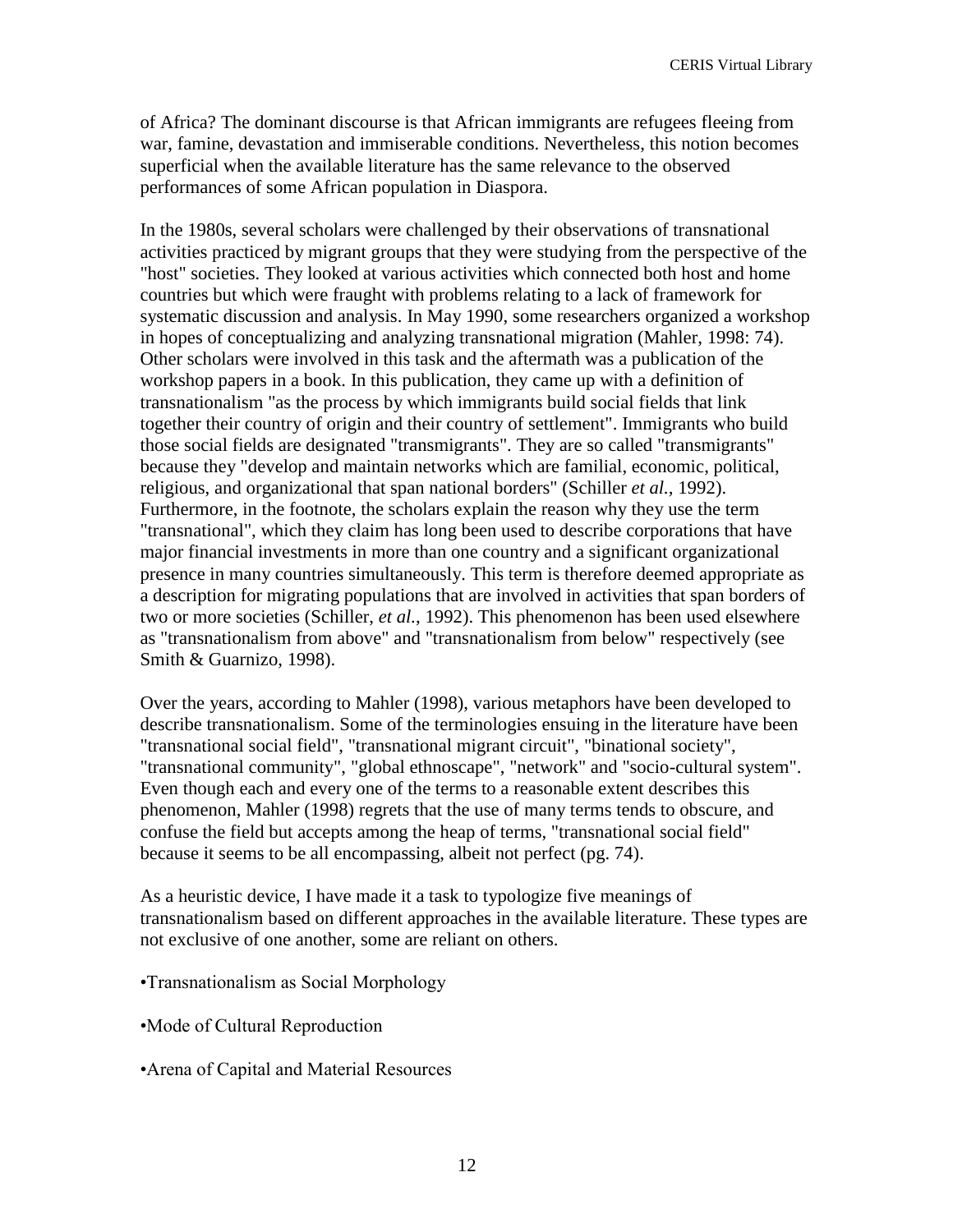of Africa? The dominant discourse is that African immigrants are refugees fleeing from war, famine, devastation and immiserable conditions. Nevertheless, this notion becomes superficial when the available literature has the same relevance to the observed performances of some African population in Diaspora.

In the 1980s, several scholars were challenged by their observations of transnational activities practiced by migrant groups that they were studying from the perspective of the "host" societies. They looked at various activities which connected both host and home countries but which were fraught with problems relating to a lack of framework for systematic discussion and analysis. In May 1990, some researchers organized a workshop in hopes of conceptualizing and analyzing transnational migration (Mahler, 1998: 74). Other scholars were involved in this task and the aftermath was a publication of the workshop papers in a book. In this publication, they came up with a definition of transnationalism "as the process by which immigrants build social fields that link together their country of origin and their country of settlement". Immigrants who build those social fields are designated "transmigrants". They are so called "transmigrants" because they "develop and maintain networks which are familial, economic, political, religious, and organizational that span national borders" (Schiller *et al.*, 1992). Furthermore, in the footnote, the scholars explain the reason why they use the term "transnational", which they claim has long been used to describe corporations that have major financial investments in more than one country and a significant organizational presence in many countries simultaneously. This term is therefore deemed appropriate as a description for migrating populations that are involved in activities that span borders of two or more societies (Schiller, *et al.*, 1992). This phenomenon has been used elsewhere as "transnationalism from above" and "transnationalism from below" respectively (see Smith & Guarnizo, 1998).

Over the years, according to Mahler (1998), various metaphors have been developed to describe transnationalism. Some of the terminologies ensuing in the literature have been "transnational social field", "transnational migrant circuit", "binational society", "transnational community", "global ethnoscape", "network" and "socio-cultural system". Even though each and every one of the terms to a reasonable extent describes this phenomenon, Mahler (1998) regrets that the use of many terms tends to obscure, and confuse the field but accepts among the heap of terms, "transnational social field" because it seems to be all encompassing, albeit not perfect (pg. 74).

As a heuristic device, I have made it a task to typologize five meanings of transnationalism based on different approaches in the available literature. These types are not exclusive of one another, some are reliant on others.

- Transnationalism as Social Morphology
- Mode of Cultural Reproduction
- Arena of Capital and Material Resources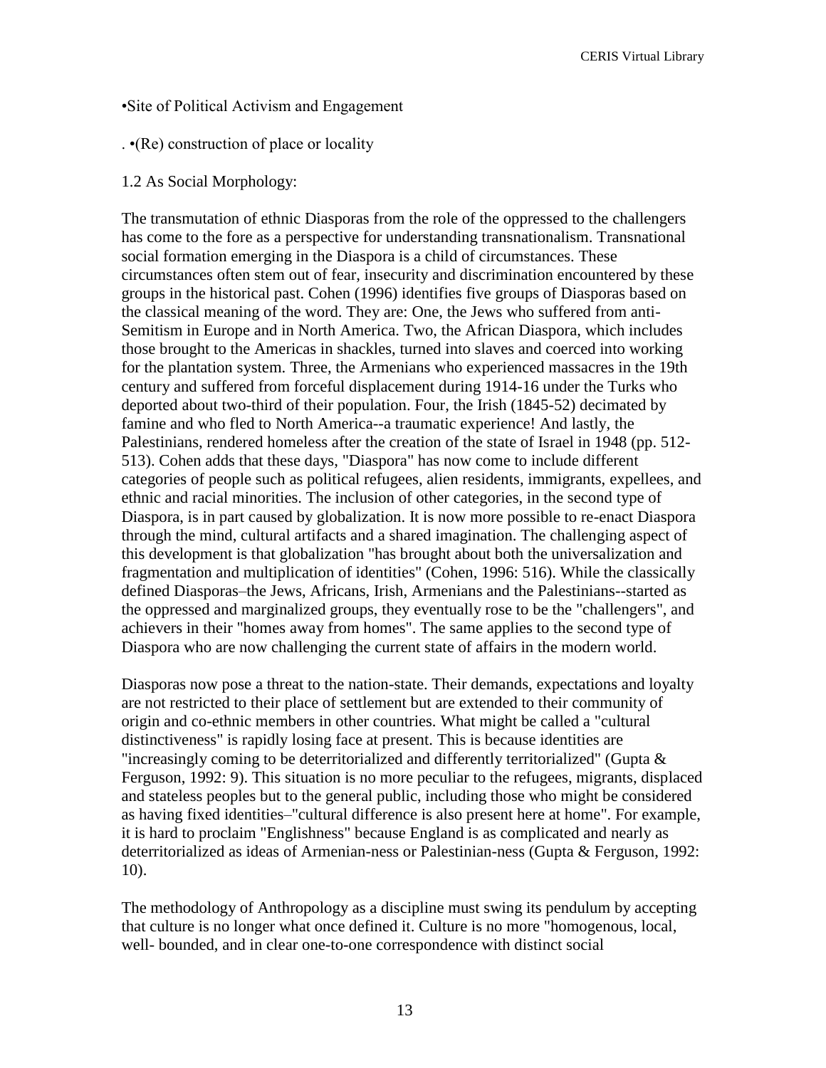•Site of Political Activism and Engagement

. •(Re) construction of place or locality

1.2 As Social Morphology:

The transmutation of ethnic Diasporas from the role of the oppressed to the challengers has come to the fore as a perspective for understanding transnationalism. Transnational social formation emerging in the Diaspora is a child of circumstances. These circumstances often stem out of fear, insecurity and discrimination encountered by these groups in the historical past. Cohen (1996) identifies five groups of Diasporas based on the classical meaning of the word. They are: One, the Jews who suffered from anti-Semitism in Europe and in North America. Two, the African Diaspora, which includes those brought to the Americas in shackles, turned into slaves and coerced into working for the plantation system. Three, the Armenians who experienced massacres in the 19th century and suffered from forceful displacement during 1914-16 under the Turks who deported about two-third of their population. Four, the Irish (1845-52) decimated by famine and who fled to North America--a traumatic experience! And lastly, the Palestinians, rendered homeless after the creation of the state of Israel in 1948 (pp. 512-513). Cohen adds that these days, "Diaspora" has now come to include different categories of people such as political refugees, alien residents, immigrants, expellees, and ethnic and racial minorities. The inclusion of other categories, in the second type of Diaspora, is in part caused by globalization. It is now more possible to re-enact Diaspora through the mind, cultural artifacts and a shared imagination. The challenging aspect of this development is that globalization "has brought about both the universalization and fragmentation and multiplication of identities" (Cohen, 1996: 516). While the classically defined Diasporas–the Jews, Africans, Irish, Armenians and the Palestinians--started as the oppressed and marginalized groups, they eventually rose to be the "challengers", and achievers in their "homes away from homes". The same applies to the second type of Diaspora who are now challenging the current state of affairs in the modern world.

Diasporas now pose a threat to the nation-state. Their demands, expectations and loyalty are not restricted to their place of settlement but are extended to their community of origin and co-ethnic members in other countries. What might be called a "cultural distinctiveness" is rapidly losing face at present. This is because identities are "increasingly coming to be deterritorialized and differently territorialized" (Gupta & Ferguson, 1992: 9). This situation is no more peculiar to the refugees, migrants, displaced and stateless peoples but to the general public, including those who might be considered as having fixed identities–"cultural difference is also present here at home". For example, it is hard to proclaim "Englishness" because England is as complicated and nearly as deterritorialized as ideas of Armenian-ness or Palestinian-ness (Gupta & Ferguson, 1992: 10).

The methodology of Anthropology as a discipline must swing its pendulum by accepting that culture is no longer what once defined it. Culture is no more "homogenous, local, well- bounded, and in clear one-to-one correspondence with distinct social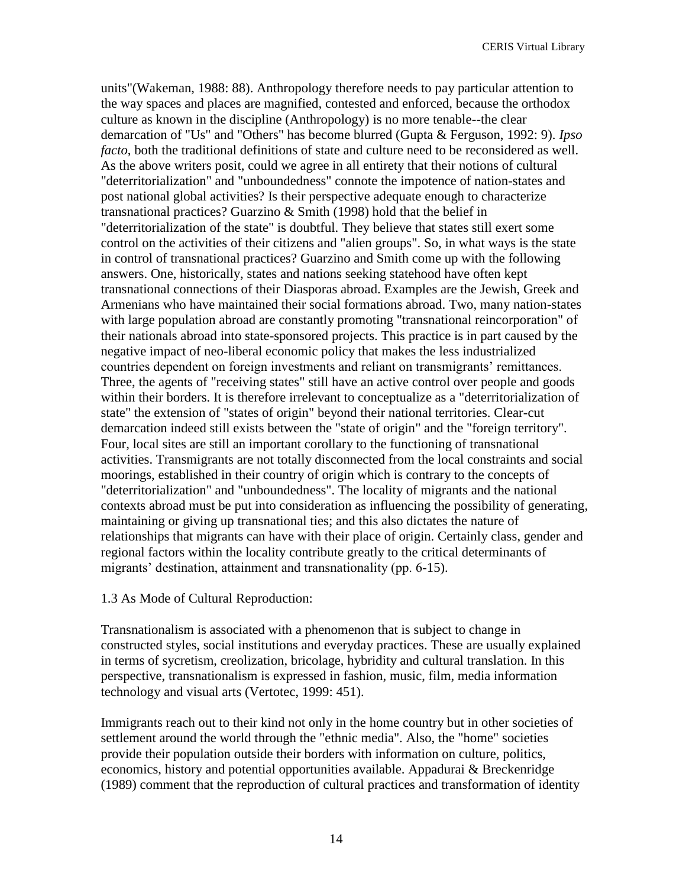units"(Wakeman, 1988: 88). Anthropology therefore needs to pay particular attention to the way spaces and places are magnified, contested and enforced, because the orthodox culture as known in the discipline (Anthropology) is no more tenable--the clear demarcation of "Us" and "Others" has become blurred (Gupta & Ferguson, 1992: 9). *Ipso facto*, both the traditional definitions of state and culture need to be reconsidered as well. As the above writers posit, could we agree in all entirety that their notions of cultural "deterritorialization" and "unboundedness" connote the impotence of nation-states and post national global activities? Is their perspective adequate enough to characterize transnational practices? Guarzino & Smith (1998) hold that the belief in "deterritorialization of the state" is doubtful. They believe that states still exert some control on the activities of their citizens and "alien groups". So, in what ways is the state in control of transnational practices? Guarzino and Smith come up with the following answers. One, historically, states and nations seeking statehood have often kept transnational connections of their Diasporas abroad. Examples are the Jewish, Greek and Armenians who have maintained their social formations abroad. Two, many nation-states with large population abroad are constantly promoting "transnational reincorporation" of their nationals abroad into state-sponsored projects. This practice is in part caused by the negative impact of neo-liberal economic policy that makes the less industrialized countries dependent on foreign investments and reliant on transmigrants' remittances. Three, the agents of "receiving states" still have an active control over people and goods within their borders. It is therefore irrelevant to conceptualize as a "deterritorialization of state" the extension of "states of origin" beyond their national territories. Clear-cut demarcation indeed still exists between the "state of origin" and the "foreign territory". Four, local sites are still an important corollary to the functioning of transnational activities. Transmigrants are not totally disconnected from the local constraints and social moorings, established in their country of origin which is contrary to the concepts of "deterritorialization" and "unboundedness". The locality of migrants and the national contexts abroad must be put into consideration as influencing the possibility of generating, maintaining or giving up transnational ties; and this also dictates the nature of relationships that migrants can have with their place of origin. Certainly class, gender and regional factors within the locality contribute greatly to the critical determinants of migrants' destination, attainment and transnationality (pp. 6-15).

### 1.3 As Mode of Cultural Reproduction:

Transnationalism is associated with a phenomenon that is subject to change in constructed styles, social institutions and everyday practices. These are usually explained in terms of sycretism, creolization, bricolage, hybridity and cultural translation. In this perspective, transnationalism is expressed in fashion, music, film, media information technology and visual arts (Vertotec, 1999: 451).

Immigrants reach out to their kind not only in the home country but in other societies of settlement around the world through the "ethnic media". Also, the "home" societies provide their population outside their borders with information on culture, politics, economics, history and potential opportunities available. Appadurai & Breckenridge (1989) comment that the reproduction of cultural practices and transformation of identity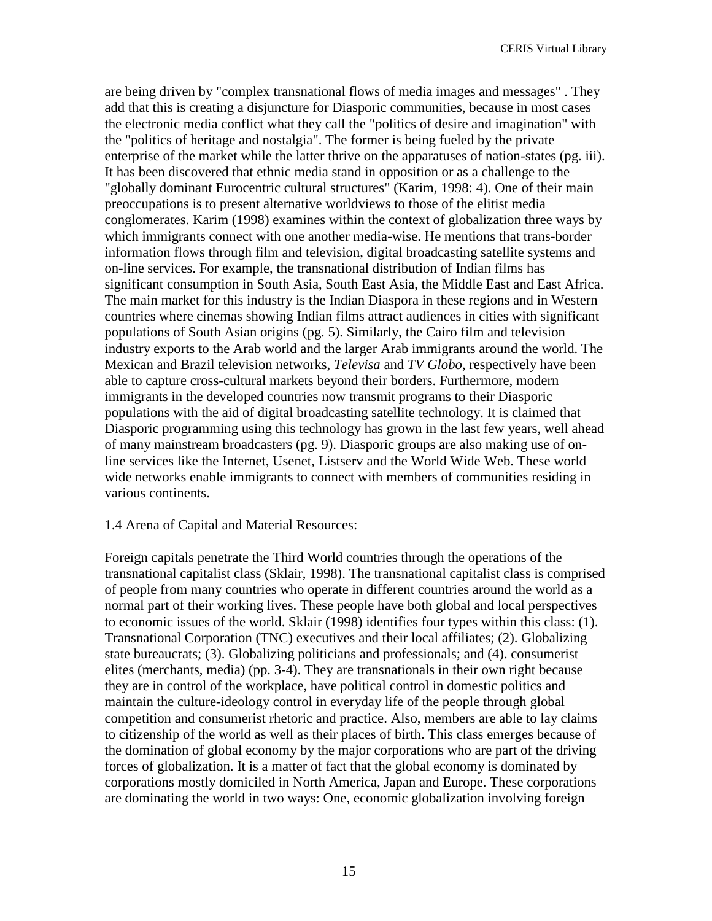are being driven by "complex transnational flows of media images and messages" . They add that this is creating a disjuncture for Diasporic communities, because in most cases the electronic media conflict what they call the "politics of desire and imagination" with the "politics of heritage and nostalgia". The former is being fueled by the private enterprise of the market while the latter thrive on the apparatuses of nation-states (pg. iii). It has been discovered that ethnic media stand in opposition or as a challenge to the "globally dominant Eurocentric cultural structures" (Karim, 1998: 4). One of their main preoccupations is to present alternative worldviews to those of the elitist media conglomerates. Karim (1998) examines within the context of globalization three ways by which immigrants connect with one another media-wise. He mentions that trans-border information flows through film and television, digital broadcasting satellite systems and on-line services. For example, the transnational distribution of Indian films has significant consumption in South Asia, South East Asia, the Middle East and East Africa. The main market for this industry is the Indian Diaspora in these regions and in Western countries where cinemas showing Indian films attract audiences in cities with significant populations of South Asian origins (pg. 5). Similarly, the Cairo film and television industry exports to the Arab world and the larger Arab immigrants around the world. The Mexican and Brazil television networks, *Televisa* and *TV Globo*, respectively have been able to capture cross-cultural markets beyond their borders. Furthermore, modern immigrants in the developed countries now transmit programs to their Diasporic populations with the aid of digital broadcasting satellite technology. It is claimed that Diasporic programming using this technology has grown in the last few years, well ahead of many mainstream broadcasters (pg. 9). Diasporic groups are also making use of on-line services like the Internet, Usenet, Listserv and the World Wide Web. These world wide networks enable immigrants to connect with members of communities residing in various continents.

1.4 Arena of Capital and Material Resources:

Foreign capitals penetrate the Third World countries through the operations of the transnational capitalist class (Sklair, 1998). The transnational capitalist class is comprised of people from many countries who operate in different countries around the world as a normal part of their working lives. These people have both global and local perspectives to economic issues of the world. Sklair (1998) identifies four types within this class: (1). Transnational Corporation (TNC) executives and their local affiliates; (2). Globalizing state bureaucrats; (3). Globalizing politicians and professionals; and (4). consumerist elites (merchants, media) (pp. 3-4). They are transnationals in their own right because they are in control of the workplace, have political control in domestic politics and maintain the culture-ideology control in everyday life of the people through global competition and consumerist rhetoric and practice. Also, members are able to lay claims to citizenship of the world as well as their places of birth. This class emerges because of the domination of global economy by the major corporations who are part of the driving forces of globalization. It is a matter of fact that the global economy is dominated by corporations mostly domiciled in North America, Japan and Europe. These corporations are dominating the world in two ways: One, economic globalization involving foreign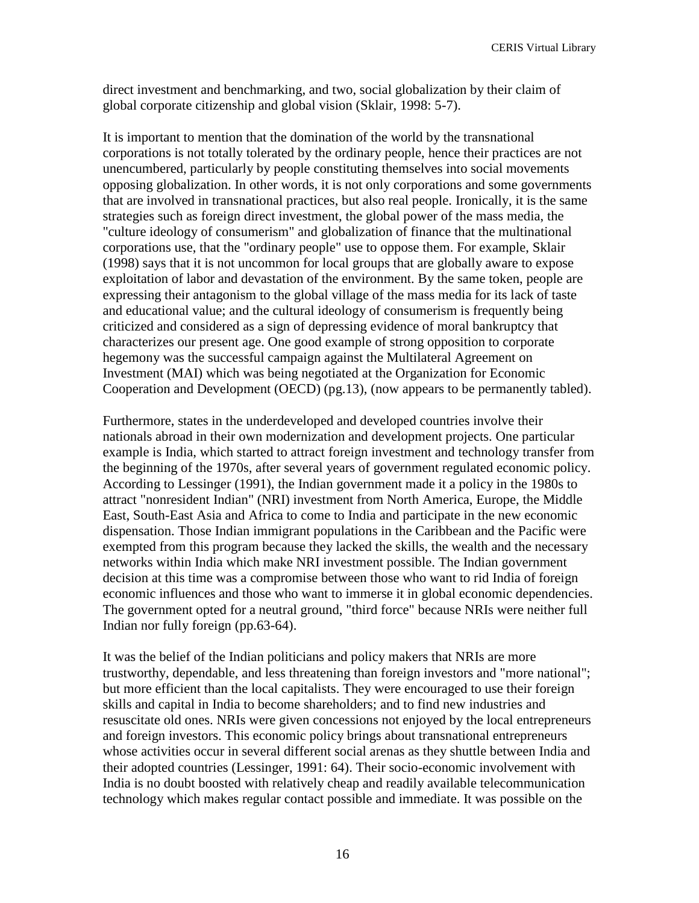direct investment and benchmarking, and two, social globalization by their claim of global corporate citizenship and global vision (Sklair, 1998: 5-7).

It is important to mention that the domination of the world by the transnational corporations is not totally tolerated by the ordinary people, hence their practices are not unencumbered, particularly by people constituting themselves into social movements opposing globalization. In other words, it is not only corporations and some governments that are involved in transnational practices, but also real people. Ironically, it is the same strategies such as foreign direct investment, the global power of the mass media, the "culture ideology of consumerism" and globalization of finance that the multinational corporations use, that the "ordinary people" use to oppose them. For example, Sklair (1998) says that it is not uncommon for local groups that are globally aware to expose exploitation of labor and devastation of the environment. By the same token, people are expressing their antagonism to the global village of the mass media for its lack of taste and educational value; and the cultural ideology of consumerism is frequently being criticized and considered as a sign of depressing evidence of moral bankruptcy that characterizes our present age. One good example of strong opposition to corporate hegemony was the successful campaign against the Multilateral Agreement on Investment (MAI) which was being negotiated at the Organization for Economic Cooperation and Development (OECD) (pg.13), (now appears to be permanently tabled).

Furthermore, states in the underdeveloped and developed countries involve their nationals abroad in their own modernization and development projects. One particular example is India, which started to attract foreign investment and technology transfer from the beginning of the 1970s, after several years of government regulated economic policy. According to Lessinger (1991), the Indian government made it a policy in the 1980s to attract "nonresident Indian" (NRI) investment from North America, Europe, the Middle East, South-East Asia and Africa to come to India and participate in the new economic dispensation. Those Indian immigrant populations in the Caribbean and the Pacific were exempted from this program because they lacked the skills, the wealth and the necessary networks within India which make NRI investment possible. The Indian government decision at this time was a compromise between those who want to rid India of foreign economic influences and those who want to immerse it in global economic dependencies. The government opted for a neutral ground, "third force" because NRIs were neither full Indian nor fully foreign (pp.63-64).

It was the belief of the Indian politicians and policy makers that NRIs are more trustworthy, dependable, and less threatening than foreign investors and "more national"; but more efficient than the local capitalists. They were encouraged to use their foreign skills and capital in India to become shareholders; and to find new industries and resuscitate old ones. NRIs were given concessions not enjoyed by the local entrepreneurs and foreign investors. This economic policy brings about transnational entrepreneurs whose activities occur in several different social arenas as they shuttle between India and their adopted countries (Lessinger, 1991: 64). Their socio-economic involvement with India is no doubt boosted with relatively cheap and readily available telecommunication technology which makes regular contact possible and immediate. It was possible on the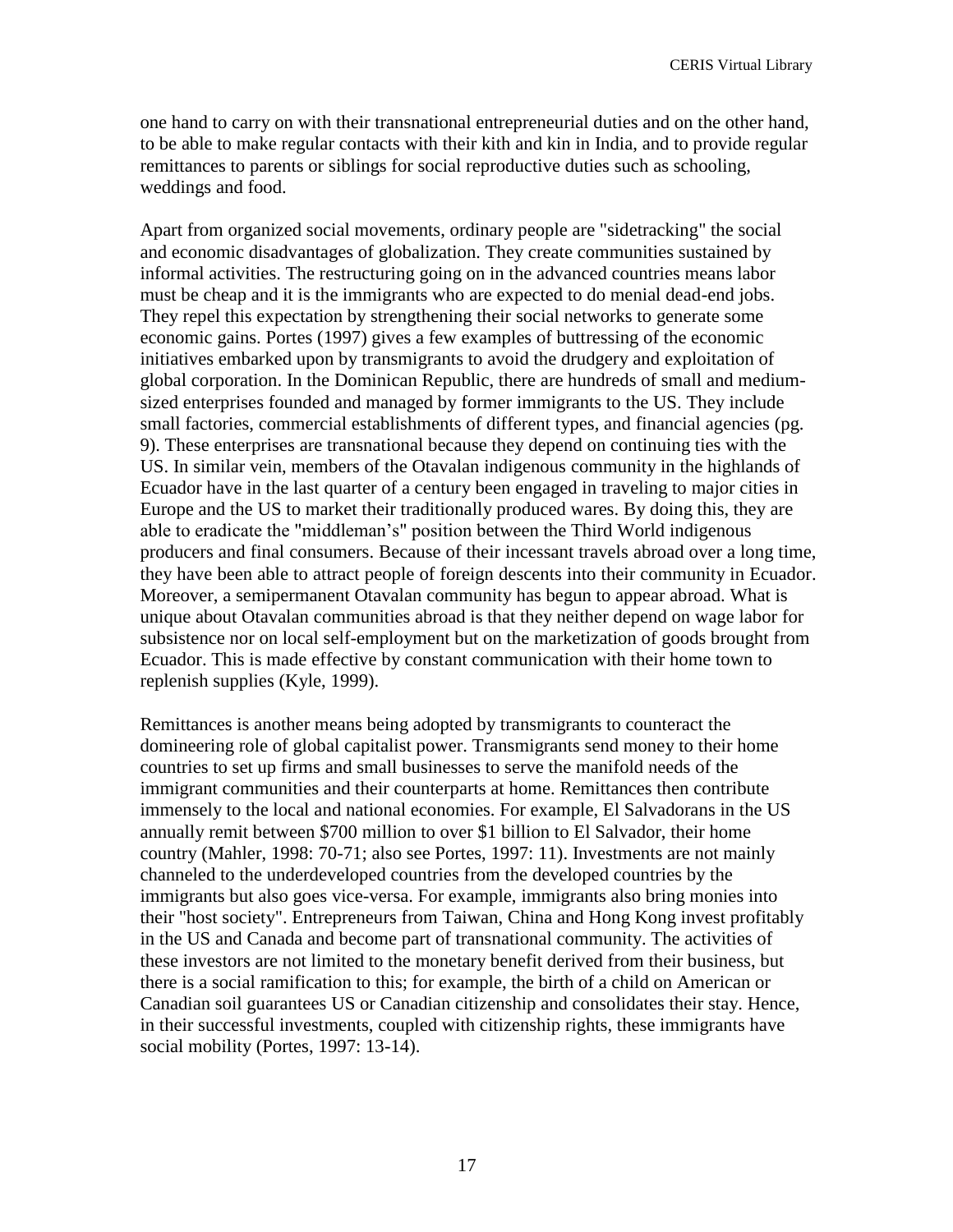one hand to carry on with their transnational entrepreneurial duties and on the other hand, to be able to make regular contacts with their kith and kin in India, and to provide regular remittances to parents or siblings for social reproductive duties such as schooling, weddings and food.

Apart from organized social movements, ordinary people are "sidetracking" the social and economic disadvantages of globalization. They create communities sustained by informal activities. The restructuring going on in the advanced countries means labor must be cheap and it is the immigrants who are expected to do menial dead-end jobs. They repel this expectation by strengthening their social networks to generate some economic gains. Portes (1997) gives a few examples of buttressing of the economic initiatives embarked upon by transmigrants to avoid the drudgery and exploitation of global corporation. In the Dominican Republic, there are hundreds of small and medium-sized enterprises founded and managed by former immigrants to the US. They include small factories, commercial establishments of different types, and financial agencies (pg. 9). These enterprises are transnational because they depend on continuing ties with the US. In similar vein, members of the Otavalan indigenous community in the highlands of Ecuador have in the last quarter of a century been engaged in traveling to major cities in Europe and the US to market their traditionally produced wares. By doing this, they are able to eradicate the "middleman's" position between the Third World indigenous producers and final consumers. Because of their incessant travels abroad over a long time, they have been able to attract people of foreign descents into their community in Ecuador. Moreover, a semipermanent Otavalan community has begun to appear abroad. What is unique about Otavalan communities abroad is that they neither depend on wage labor for subsistence nor on local self-employment but on the marketization of goods brought from Ecuador. This is made effective by constant communication with their home town to replenish supplies (Kyle, 1999).

Remittances is another means being adopted by transmigrants to counteract the domineering role of global capitalist power. Transmigrants send money to their home countries to set up firms and small businesses to serve the manifold needs of the immigrant communities and their counterparts at home. Remittances then contribute immensely to the local and national economies. For example, El Salvadorans in the US annually remit between $700 million to over $1 billion to El Salvador, their home country (Mahler, 1998: 70-71; also see Portes, 1997: 11). Investments are not mainly channeled to the underdeveloped countries from the developed countries by the immigrants but also goes vice-versa. For example, immigrants also bring monies into their "host society". Entrepreneurs from Taiwan, China and Hong Kong invest profitably in the US and Canada and become part of transnational community. The activities of these investors are not limited to the monetary benefit derived from their business, but there is a social ramification to this; for example, the birth of a child on American or Canadian soil guarantees US or Canadian citizenship and consolidates their stay. Hence, in their successful investments, coupled with citizenship rights, these immigrants have social mobility (Portes, 1997: 13-14).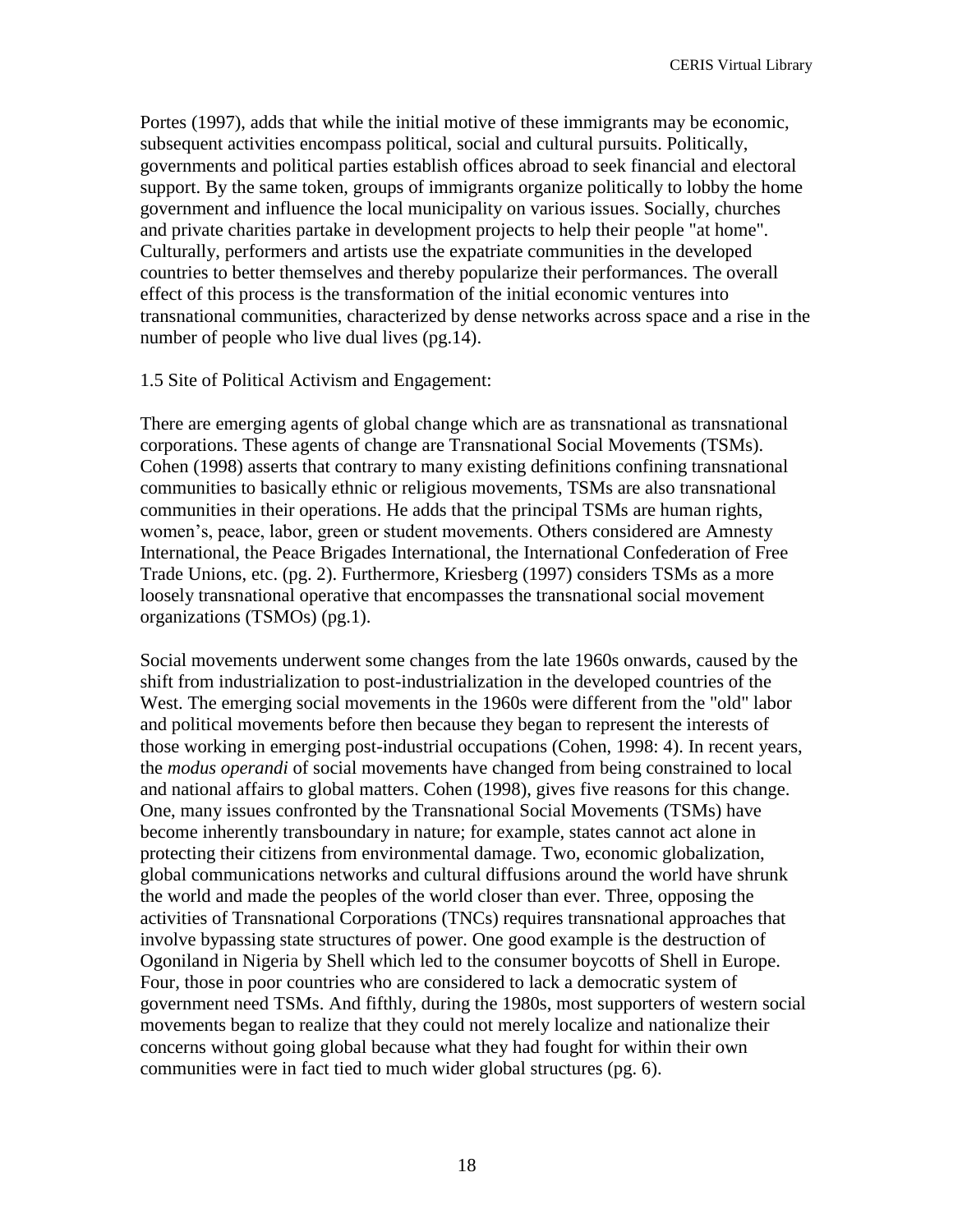Portes (1997), adds that while the initial motive of these immigrants may be economic, subsequent activities encompass political, social and cultural pursuits. Politically, governments and political parties establish offices abroad to seek financial and electoral support. By the same token, groups of immigrants organize politically to lobby the home government and influence the local municipality on various issues. Socially, churches and private charities partake in development projects to help their people "at home". Culturally, performers and artists use the expatriate communities in the developed countries to better themselves and thereby popularize their performances. The overall effect of this process is the transformation of the initial economic ventures into transnational communities, characterized by dense networks across space and a rise in the number of people who live dual lives (pg.14).

1.5 Site of Political Activism and Engagement:

There are emerging agents of global change which are as transnational as transnational corporations. These agents of change are Transnational Social Movements (TSMs). Cohen (1998) asserts that contrary to many existing definitions confining transnational communities to basically ethnic or religious movements, TSMs are also transnational communities in their operations. He adds that the principal TSMs are human rights, women's, peace, labor, green or student movements. Others considered are Amnesty International, the Peace Brigades International, the International Confederation of Free Trade Unions, etc. (pg. 2). Furthermore, Kriesberg (1997) considers TSMs as a more loosely transnational operative that encompasses the transnational social movement organizations (TSMOs) (pg.1).

Social movements underwent some changes from the late 1960s onwards, caused by the shift from industrialization to post-industrialization in the developed countries of the West. The emerging social movements in the 1960s were different from the "old" labor and political movements before then because they began to represent the interests of those working in emerging post-industrial occupations (Cohen, 1998: 4). In recent years, the *modus operandi* of social movements have changed from being constrained to local and national affairs to global matters. Cohen (1998), gives five reasons for this change. One, many issues confronted by the Transnational Social Movements (TSMs) have become inherently transboundary in nature; for example, states cannot act alone in protecting their citizens from environmental damage. Two, economic globalization, global communications networks and cultural diffusions around the world have shrunk the world and made the peoples of the world closer than ever. Three, opposing the activities of Transnational Corporations (TNCs) requires transnational approaches that involve bypassing state structures of power. One good example is the destruction of Ogoniland in Nigeria by Shell which led to the consumer boycotts of Shell in Europe. Four, those in poor countries who are considered to lack a democratic system of government need TSMs. And fifthly, during the 1980s, most supporters of western social movements began to realize that they could not merely localize and nationalize their concerns without going global because what they had fought for within their own communities were in fact tied to much wider global structures (pg. 6).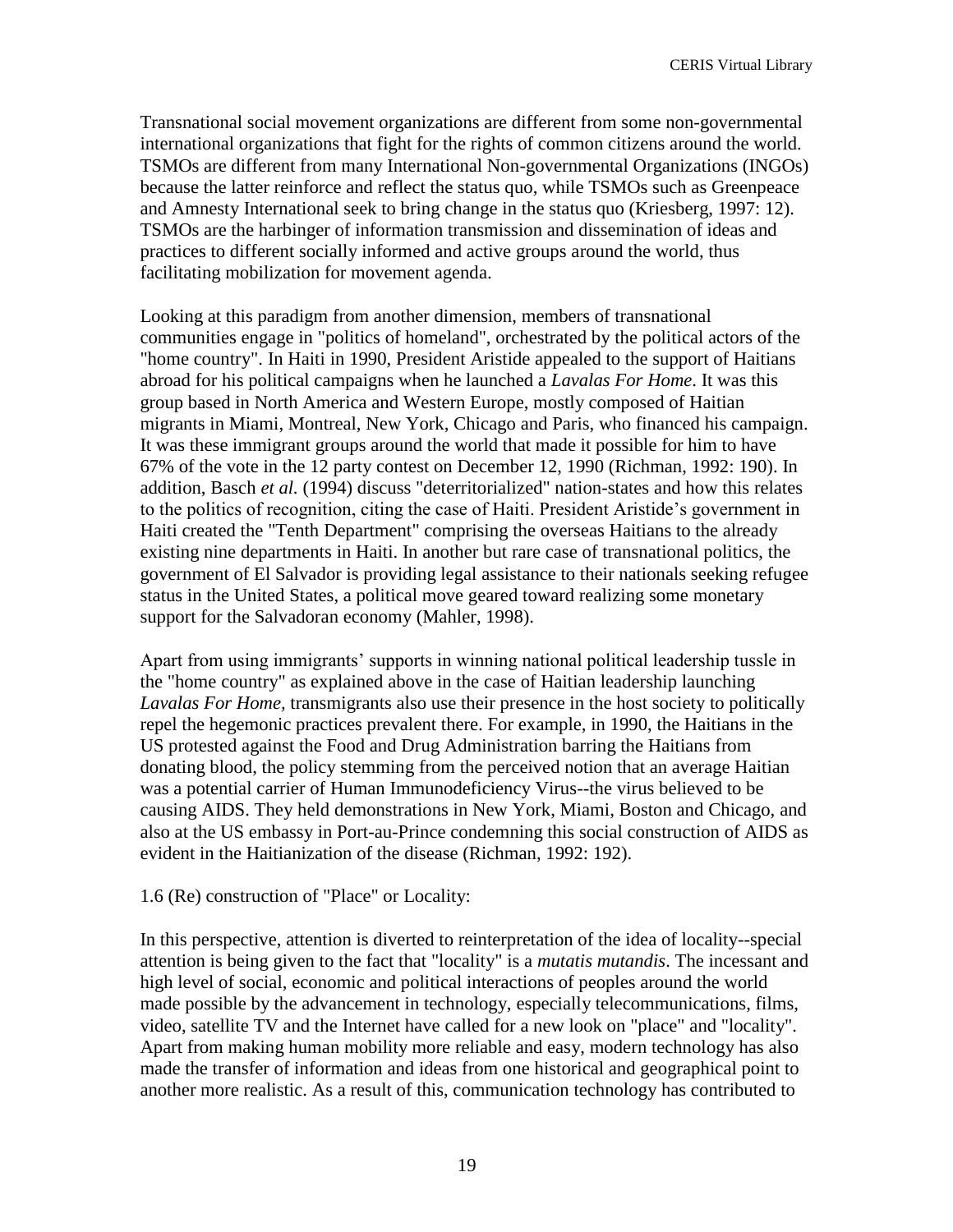Transnational social movement organizations are different from some non-governmental international organizations that fight for the rights of common citizens around the world. TSMOs are different from many International Non-governmental Organizations (INGOs) because the latter reinforce and reflect the status quo, while TSMOs such as Greenpeace and Amnesty International seek to bring change in the status quo (Kriesberg, 1997: 12). TSMOs are the harbinger of information transmission and dissemination of ideas and practices to different socially informed and active groups around the world, thus facilitating mobilization for movement agenda.

Looking at this paradigm from another dimension, members of transnational communities engage in "politics of homeland", orchestrated by the political actors of the "home country". In Haiti in 1990, President Aristide appealed to the support of Haitians abroad for his political campaigns when he launched a *Lavalas For Home*. It was this group based in North America and Western Europe, mostly composed of Haitian migrants in Miami, Montreal, New York, Chicago and Paris, who financed his campaign. It was these immigrant groups around the world that made it possible for him to have 67% of the vote in the 12 party contest on December 12, 1990 (Richman, 1992: 190). In addition, Basch *et al.* (1994) discuss "deterritorialized" nation-states and how this relates to the politics of recognition, citing the case of Haiti. President Aristide's government in Haiti created the "Tenth Department" comprising the overseas Haitians to the already existing nine departments in Haiti. In another but rare case of transnational politics, the government of El Salvador is providing legal assistance to their nationals seeking refugee status in the United States, a political move geared toward realizing some monetary support for the Salvadoran economy (Mahler, 1998).

Apart from using immigrants' supports in winning national political leadership tussle in the "home country" as explained above in the case of Haitian leadership launching *Lavalas For Home*, transmigrants also use their presence in the host society to politically repel the hegemonic practices prevalent there. For example, in 1990, the Haitians in the US protested against the Food and Drug Administration barring the Haitians from donating blood, the policy stemming from the perceived notion that an average Haitian was a potential carrier of Human Immunodeficiency Virus--the virus believed to be causing AIDS. They held demonstrations in New York, Miami, Boston and Chicago, and also at the US embassy in Port-au-Prince condemning this social construction of AIDS as evident in the Haitianization of the disease (Richman, 1992: 192).

1.6 (Re) construction of "Place" or Locality:

In this perspective, attention is diverted to reinterpretation of the idea of locality--special attention is being given to the fact that "locality" is a *mutatis mutandis*. The incessant and high level of social, economic and political interactions of peoples around the world made possible by the advancement in technology, especially telecommunications, films, video, satellite TV and the Internet have called for a new look on "place" and "locality". Apart from making human mobility more reliable and easy, modern technology has also made the transfer of information and ideas from one historical and geographical point to another more realistic. As a result of this, communication technology has contributed to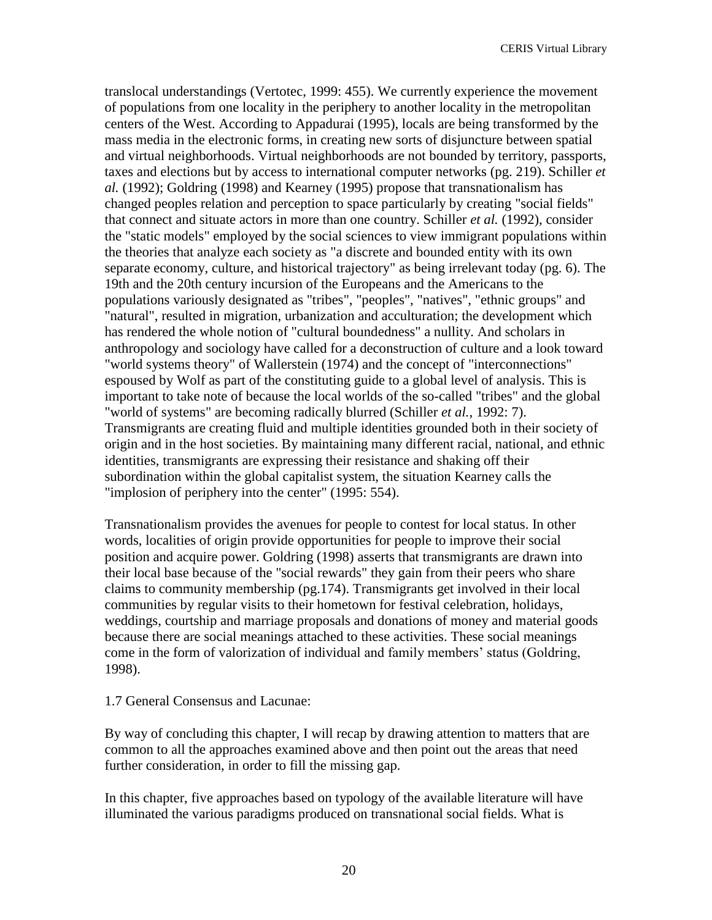translocal understandings (Vertotec, 1999: 455). We currently experience the movement of populations from one locality in the periphery to another locality in the metropolitan centers of the West. According to Appadurai (1995), locals are being transformed by the mass media in the electronic forms, in creating new sorts of disjuncture between spatial and virtual neighborhoods. Virtual neighborhoods are not bounded by territory, passports, taxes and elections but by access to international computer networks (pg. 219). Schiller *et al.* (1992); Goldring (1998) and Kearney (1995) propose that transnationalism has changed peoples relation and perception to space particularly by creating "social fields" that connect and situate actors in more than one country. Schiller *et al.* (1992), consider the "static models" employed by the social sciences to view immigrant populations within the theories that analyze each society as "a discrete and bounded entity with its own separate economy, culture, and historical trajectory" as being irrelevant today (pg. 6). The 19th and the 20th century incursion of the Europeans and the Americans to the populations variously designated as "tribes", "peoples", "natives", "ethnic groups" and "natural", resulted in migration, urbanization and acculturation; the development which has rendered the whole notion of "cultural boundedness" a nullity. And scholars in anthropology and sociology have called for a deconstruction of culture and a look toward "world systems theory" of Wallerstein (1974) and the concept of "interconnections" espoused by Wolf as part of the constituting guide to a global level of analysis. This is important to take note of because the local worlds of the so-called "tribes" and the global "world of systems" are becoming radically blurred (Schiller *et al.*, 1992: 7). Transmigrants are creating fluid and multiple identities grounded both in their society of origin and in the host societies. By maintaining many different racial, national, and ethnic identities, transmigrants are expressing their resistance and shaking off their subordination within the global capitalist system, the situation Kearney calls the "implosion of periphery into the center" (1995: 554).

Transnationalism provides the avenues for people to contest for local status. In other words, localities of origin provide opportunities for people to improve their social position and acquire power. Goldring (1998) asserts that transmigrants are drawn into their local base because of the "social rewards" they gain from their peers who share claims to community membership (pg.174). Transmigrants get involved in their local communities by regular visits to their hometown for festival celebration, holidays, weddings, courtship and marriage proposals and donations of money and material goods because there are social meanings attached to these activities. These social meanings come in the form of valorization of individual and family members' status (Goldring, 1998).

### 1.7 General Consensus and Lacunae:

By way of concluding this chapter, I will recap by drawing attention to matters that are common to all the approaches examined above and then point out the areas that need further consideration, in order to fill the missing gap.

In this chapter, five approaches based on typology of the available literature will have illuminated the various paradigms produced on transnational social fields. What is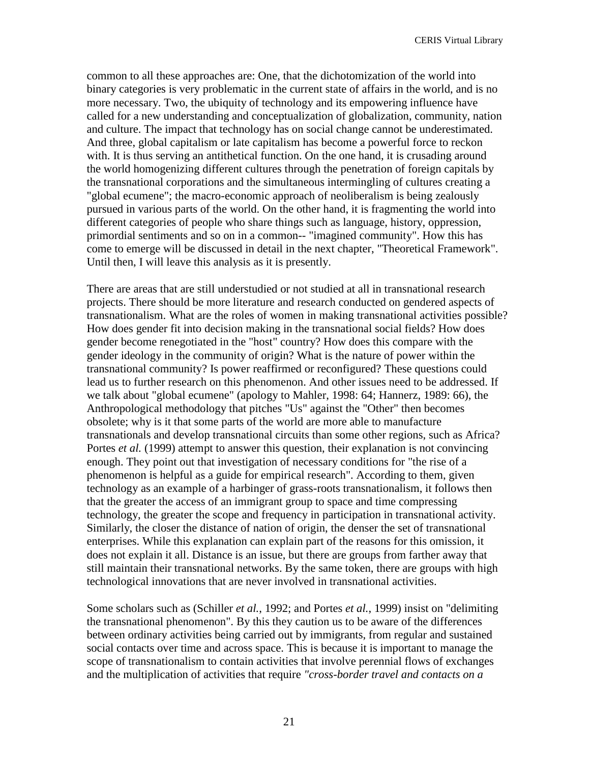common to all these approaches are: One, that the dichotomization of the world into binary categories is very problematic in the current state of affairs in the world, and is no more necessary. Two, the ubiquity of technology and its empowering influence have called for a new understanding and conceptualization of globalization, community, nation and culture. The impact that technology has on social change cannot be underestimated. And three, global capitalism or late capitalism has become a powerful force to reckon with. It is thus serving an antithetical function. On the one hand, it is crusading around the world homogenizing different cultures through the penetration of foreign capitals by the transnational corporations and the simultaneous intermingling of cultures creating a "global ecumene"; the macro-economic approach of neoliberalism is being zealously pursued in various parts of the world. On the other hand, it is fragmenting the world into different categories of people who share things such as language, history, oppression, primordial sentiments and so on in a common-- "imagined community". How this has come to emerge will be discussed in detail in the next chapter, "Theoretical Framework". Until then, I will leave this analysis as it is presently.

There are areas that are still understudied or not studied at all in transnational research projects. There should be more literature and research conducted on gendered aspects of transnationalism. What are the roles of women in making transnational activities possible? How does gender fit into decision making in the transnational social fields? How does gender become renegotiated in the "host" country? How does this compare with the gender ideology in the community of origin? What is the nature of power within the transnational community? Is power reaffirmed or reconfigured? These questions could lead us to further research on this phenomenon. And other issues need to be addressed. If we talk about "global ecumene" (apology to Mahler, 1998: 64; Hannerz, 1989: 66), the Anthropological methodology that pitches "Us" against the "Other" then becomes obsolete; why is it that some parts of the world are more able to manufacture transnationals and develop transnational circuits than some other regions, such as Africa? Portes *et al.* (1999) attempt to answer this question, their explanation is not convincing enough. They point out that investigation of necessary conditions for "the rise of a phenomenon is helpful as a guide for empirical research". According to them, given technology as an example of a harbinger of grass-roots transnationalism, it follows then that the greater the access of an immigrant group to space and time compressing technology, the greater the scope and frequency in participation in transnational activity. Similarly, the closer the distance of nation of origin, the denser the set of transnational enterprises. While this explanation can explain part of the reasons for this omission, it does not explain it all. Distance is an issue, but there are groups from farther away that still maintain their transnational networks. By the same token, there are groups with high technological innovations that are never involved in transnational activities.

Some scholars such as (Schiller *et al.*, 1992; and Portes *et al.*, 1999) insist on "delimiting the transnational phenomenon". By this they caution us to be aware of the differences between ordinary activities being carried out by immigrants, from regular and sustained social contacts over time and across space. This is because it is important to manage the scope of transnationalism to contain activities that involve perennial flows of exchanges and the multiplication of activities that require *"cross-border travel and contacts on a*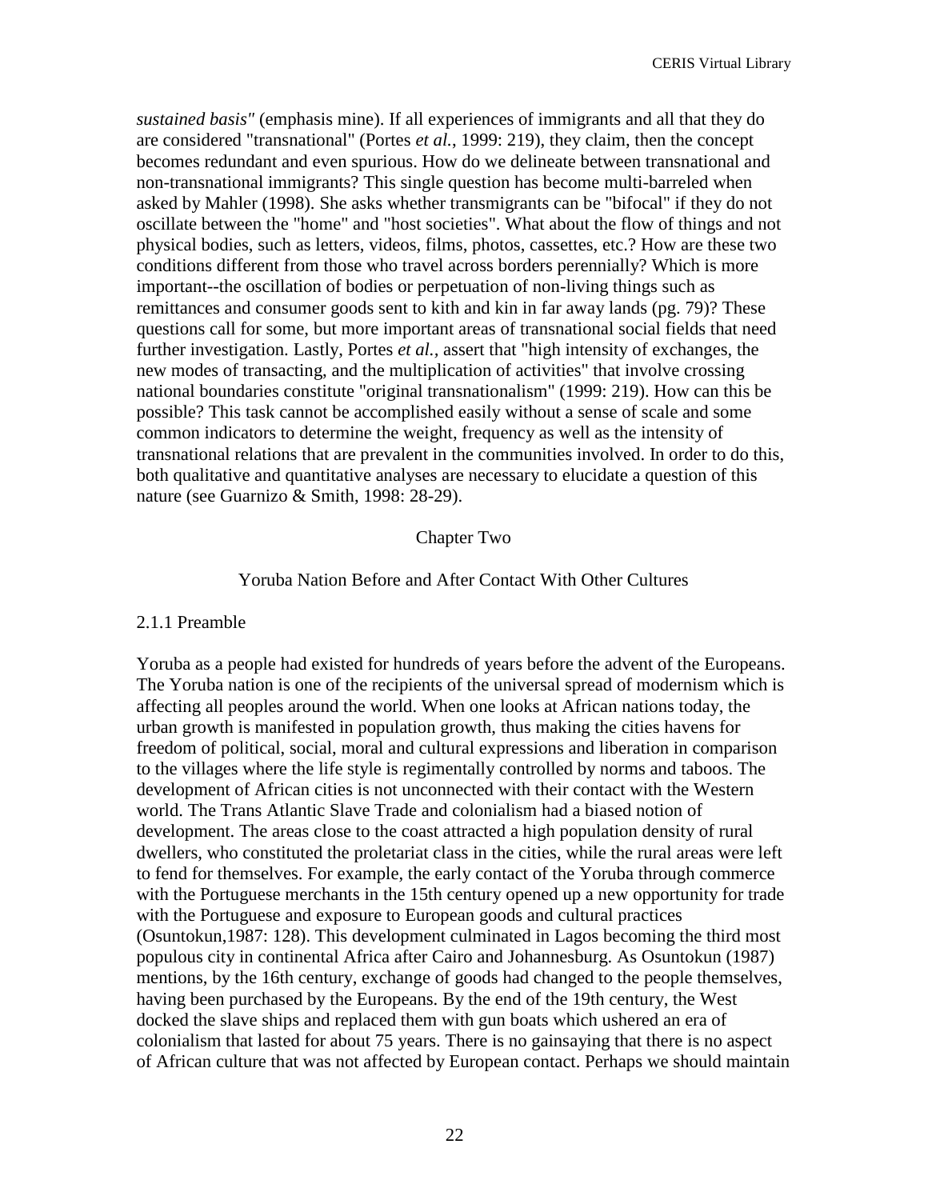*sustained basis"* (emphasis mine). If all experiences of immigrants and all that they do are considered "transnational" (Portes *et al.*, 1999: 219), they claim, then the concept becomes redundant and even spurious. How do we delineate between transnational and non-transnational immigrants? This single question has become multi-barreled when asked by Mahler (1998). She asks whether transmigrants can be "bifocal" if they do not oscillate between the "home" and "host societies". What about the flow of things and not physical bodies, such as letters, videos, films, photos, cassettes, etc.? How are these two conditions different from those who travel across borders perennially? Which is more important--the oscillation of bodies or perpetuation of non-living things such as remittances and consumer goods sent to kith and kin in far away lands (pg. 79)? These questions call for some, but more important areas of transnational social fields that need further investigation. Lastly, Portes *et al.*, assert that "high intensity of exchanges, the new modes of transacting, and the multiplication of activities" that involve crossing national boundaries constitute "original transnationalism" (1999: 219). How can this be possible? This task cannot be accomplished easily without a sense of scale and some common indicators to determine the weight, frequency as well as the intensity of transnational relations that are prevalent in the communities involved. In order to do this, both qualitative and quantitative analyses are necessary to elucidate a question of this nature (see Guarnizo & Smith, 1998: 28-29).

# Chapter Two

## Yoruba Nation Before and After Contact With Other Cultures

### 2.1.1 Preamble

Yoruba as a people had existed for hundreds of years before the advent of the Europeans. The Yoruba nation is one of the recipients of the universal spread of modernism which is affecting all peoples around the world. When one looks at African nations today, the urban growth is manifested in population growth, thus making the cities havens for freedom of political, social, moral and cultural expressions and liberation in comparison to the villages where the life style is regimentally controlled by norms and taboos. The development of African cities is not unconnected with their contact with the Western world. The Trans Atlantic Slave Trade and colonialism had a biased notion of development. The areas close to the coast attracted a high population density of rural dwellers, who constituted the proletariat class in the cities, while the rural areas were left to fend for themselves. For example, the early contact of the Yoruba through commerce with the Portuguese merchants in the 15th century opened up a new opportunity for trade with the Portuguese and exposure to European goods and cultural practices (Osuntokun,1987: 128). This development culminated in Lagos becoming the third most populous city in continental Africa after Cairo and Johannesburg. As Osuntokun (1987) mentions, by the 16th century, exchange of goods had changed to the people themselves, having been purchased by the Europeans. By the end of the 19th century, the West docked the slave ships and replaced them with gun boats which ushered an era of colonialism that lasted for about 75 years. There is no gainsaying that there is no aspect of African culture that was not affected by European contact. Perhaps we should maintain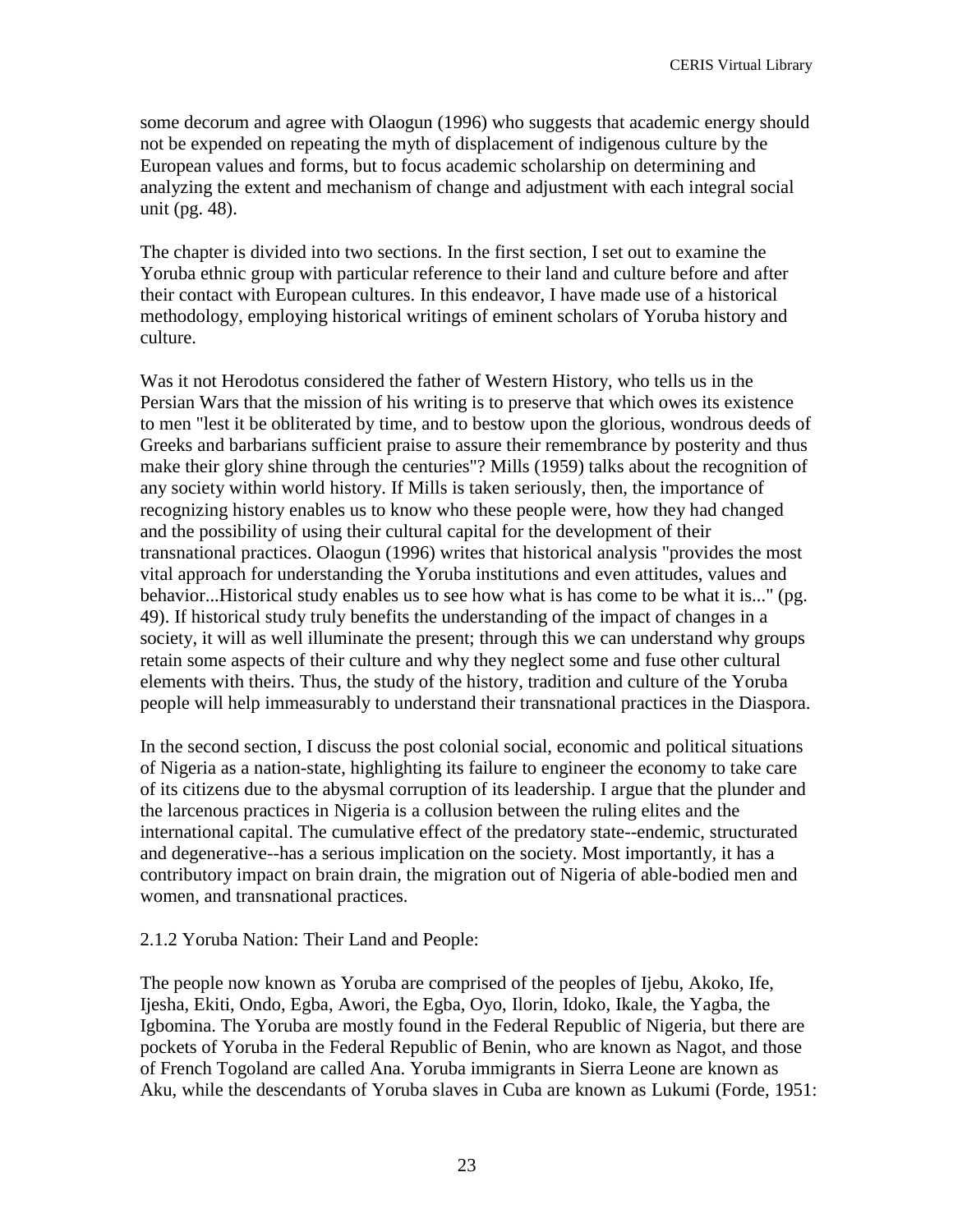some decorum and agree with Olaogun (1996) who suggests that academic energy should not be expended on repeating the myth of displacement of indigenous culture by the European values and forms, but to focus academic scholarship on determining and analyzing the extent and mechanism of change and adjustment with each integral social unit (pg. 48).

The chapter is divided into two sections. In the first section, I set out to examine the Yoruba ethnic group with particular reference to their land and culture before and after their contact with European cultures. In this endeavor, I have made use of a historical methodology, employing historical writings of eminent scholars of Yoruba history and culture.

Was it not Herodotus considered the father of Western History, who tells us in the Persian Wars that the mission of his writing is to preserve that which owes its existence to men "lest it be obliterated by time, and to bestow upon the glorious, wondrous deeds of Greeks and barbarians sufficient praise to assure their remembrance by posterity and thus make their glory shine through the centuries"? Mills (1959) talks about the recognition of any society within world history. If Mills is taken seriously, then, the importance of recognizing history enables us to know who these people were, how they had changed and the possibility of using their cultural capital for the development of their transnational practices. Olaogun (1996) writes that historical analysis "provides the most vital approach for understanding the Yoruba institutions and even attitudes, values and behavior...Historical study enables us to see how what is has come to be what it is..." (pg. 49). If historical study truly benefits the understanding of the impact of changes in a society, it will as well illuminate the present; through this we can understand why groups retain some aspects of their culture and why they neglect some and fuse other cultural elements with theirs. Thus, the study of the history, tradition and culture of the Yoruba people will help immeasurably to understand their transnational practices in the Diaspora.

In the second section, I discuss the post colonial social, economic and political situations of Nigeria as a nation-state, highlighting its failure to engineer the economy to take care of its citizens due to the abysmal corruption of its leadership. I argue that the plunder and the larcenous practices in Nigeria is a collusion between the ruling elites and the international capital. The cumulative effect of the predatory state--endemic, structurated and degenerative--has a serious implication on the society. Most importantly, it has a contributory impact on brain drain, the migration out of Nigeria of able-bodied men and women, and transnational practices.

### 2.1.2 Yoruba Nation: Their Land and People:

The people now known as Yoruba are comprised of the peoples of Ijebu, Akoko, Ife, Ijesha, Ekiti, Ondo, Egba, Awori, the Egba, Oyo, Ilorin, Idoko, Ikale, the Yagba, the Igbomina. The Yoruba are mostly found in the Federal Republic of Nigeria, but there are pockets of Yoruba in the Federal Republic of Benin, who are known as Nagot, and those of French Togoland are called Ana. Yoruba immigrants in Sierra Leone are known as Aku, while the descendants of Yoruba slaves in Cuba are known as Lukumi (Forde, 1951: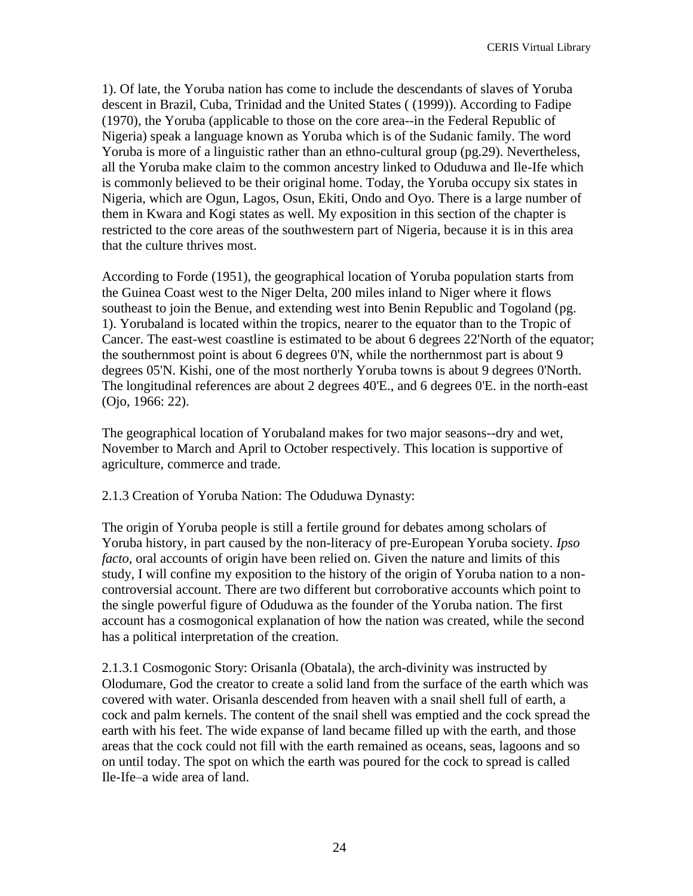1). Of late, the Yoruba nation has come to include the descendants of slaves of Yoruba descent in Brazil, Cuba, Trinidad and the United States ( (1999)). According to Fadipe (1970), the Yoruba (applicable to those on the core area--in the Federal Republic of Nigeria) speak a language known as Yoruba which is of the Sudanic family. The word Yoruba is more of a linguistic rather than an ethno-cultural group (pg.29). Nevertheless, all the Yoruba make claim to the common ancestry linked to Oduduwa and Ile-Ife which is commonly believed to be their original home. Today, the Yoruba occupy six states in Nigeria, which are Ogun, Lagos, Osun, Ekiti, Ondo and Oyo. There is a large number of them in Kwara and Kogi states as well. My exposition in this section of the chapter is restricted to the core areas of the southwestern part of Nigeria, because it is in this area that the culture thrives most.

According to Forde (1951), the geographical location of Yoruba population starts from the Guinea Coast west to the Niger Delta, 200 miles inland to Niger where it flows southeast to join the Benue, and extending west into Benin Republic and Togoland (pg. 1). Yorubaland is located within the tropics, nearer to the equator than to the Tropic of Cancer. The east-west coastline is estimated to be about 6 degrees 22'North of the equator; the southernmost point is about 6 degrees 0'N, while the northernmost part is about 9 degrees 05'N. Kishi, one of the most northerly Yoruba towns is about 9 degrees 0'North. The longitudinal references are about 2 degrees 40'E., and 6 degrees 0'E. in the north-east (Ojo, 1966: 22).

The geographical location of Yorubaland makes for two major seasons--dry and wet, November to March and April to October respectively. This location is supportive of agriculture, commerce and trade.

2.1.3 Creation of Yoruba Nation: The Oduduwa Dynasty:

The origin of Yoruba people is still a fertile ground for debates among scholars of Yoruba history, in part caused by the non-literacy of pre-European Yoruba society. *Ipso facto*, oral accounts of origin have been relied on. Given the nature and limits of this study, I will confine my exposition to the history of the origin of Yoruba nation to a non-controversial account. There are two different but corroborative accounts which point to the single powerful figure of Oduduwa as the founder of the Yoruba nation. The first account has a cosmogonical explanation of how the nation was created, while the second has a political interpretation of the creation.

2.1.3.1 Cosmogonic Story: Orisanla (Obatala), the arch-divinity was instructed by Olodumare, God the creator to create a solid land from the surface of the earth which was covered with water. Orisanla descended from heaven with a snail shell full of earth, a cock and palm kernels. The content of the snail shell was emptied and the cock spread the earth with his feet. The wide expanse of land became filled up with the earth, and those areas that the cock could not fill with the earth remained as oceans, seas, lagoons and so on until today. The spot on which the earth was poured for the cock to spread is called Ile-Ife–a wide area of land.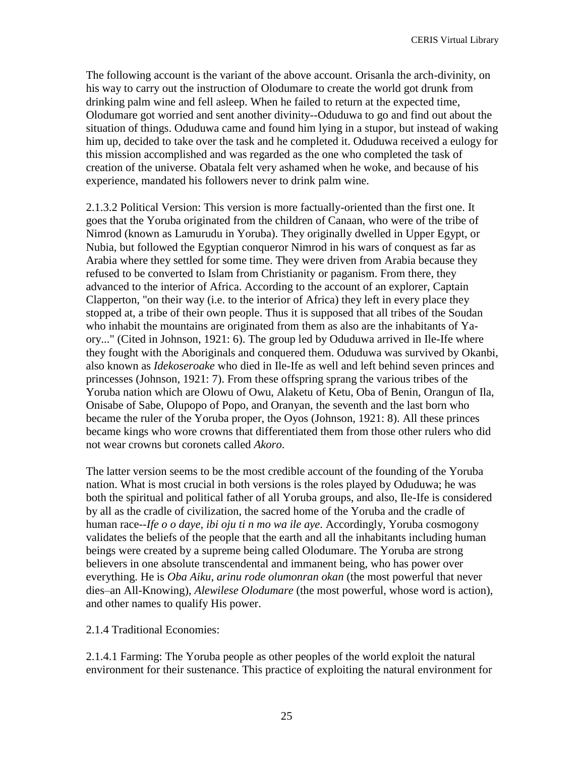The following account is the variant of the above account. Orisanla the arch-divinity, on his way to carry out the instruction of Olodumare to create the world got drunk from drinking palm wine and fell asleep. When he failed to return at the expected time, Olodumare got worried and sent another divinity--Oduduwa to go and find out about the situation of things. Oduduwa came and found him lying in a stupor, but instead of waking him up, decided to take over the task and he completed it. Oduduwa received a eulogy for this mission accomplished and was regarded as the one who completed the task of creation of the universe. Obatala felt very ashamed when he woke, and because of his experience, mandated his followers never to drink palm wine.

2.1.3.2 Political Version: This version is more factually-oriented than the first one. It goes that the Yoruba originated from the children of Canaan, who were of the tribe of Nimrod (known as Lamurudu in Yoruba). They originally dwelled in Upper Egypt, or Nubia, but followed the Egyptian conqueror Nimrod in his wars of conquest as far as Arabia where they settled for some time. They were driven from Arabia because they refused to be converted to Islam from Christianity or paganism. From there, they advanced to the interior of Africa. According to the account of an explorer, Captain Clapperton, "on their way (i.e. to the interior of Africa) they left in every place they stopped at, a tribe of their own people. Thus it is supposed that all tribes of the Soudan who inhabit the mountains are originated from them as also are the inhabitants of Ya-ory..." (Cited in Johnson, 1921: 6). The group led by Oduduwa arrived in Ile-Ife where they fought with the Aboriginals and conquered them. Oduduwa was survived by Okanbi, also known as *Idekoseroake* who died in Ile-Ife as well and left behind seven princes and princesses (Johnson, 1921: 7). From these offspring sprang the various tribes of the Yoruba nation which are Olowu of Owu, Alaketu of Ketu, Oba of Benin, Orangun of Ila, Onisabe of Sabe, Olupopo of Popo, and Oranyan, the seventh and the last born who became the ruler of the Yoruba proper, the Oyos (Johnson, 1921: 8). All these princes became kings who wore crowns that differentiated them from those other rulers who did not wear crowns but coronets called *Akoro*.

The latter version seems to be the most credible account of the founding of the Yoruba nation. What is most crucial in both versions is the roles played by Oduduwa; he was both the spiritual and political father of all Yoruba groups, and also, Ile-Ife is considered by all as the cradle of civilization, the sacred home of the Yoruba and the cradle of human race--*Ife o o daye, ibi oju ti n mo wa ile aye*. Accordingly, Yoruba cosmogony validates the beliefs of the people that the earth and all the inhabitants including human beings were created by a supreme being called Olodumare. The Yoruba are strong believers in one absolute transcendental and immanent being, who has power over everything. He is *Oba Aiku, arinu rode olumonran okan* (the most powerful that never dies–an All-Knowing), *Alewilese Olodumare* (the most powerful, whose word is action), and other names to qualify His power.

2.1.4 Traditional Economies:

2.1.4.1 Farming: The Yoruba people as other peoples of the world exploit the natural environment for their sustenance. This practice of exploiting the natural environment for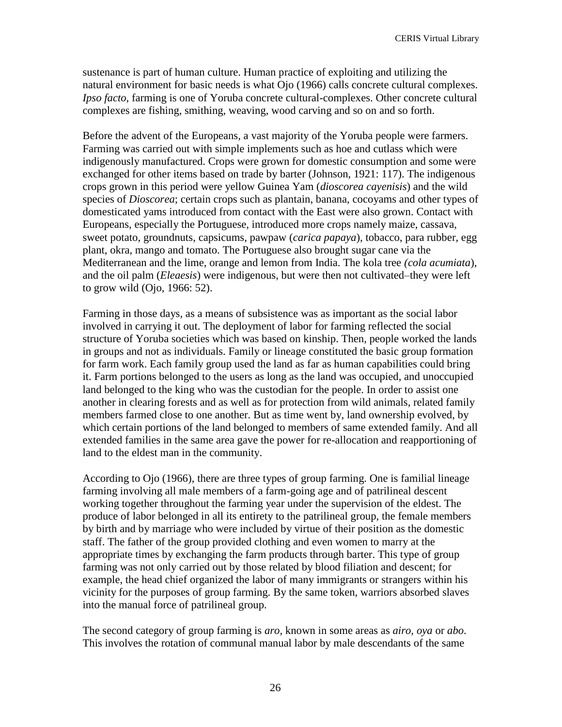sustenance is part of human culture. Human practice of exploiting and utilizing the natural environment for basic needs is what Ojo (1966) calls concrete cultural complexes. *Ipso facto*, farming is one of Yoruba concrete cultural-complexes. Other concrete cultural complexes are fishing, smithing, weaving, wood carving and so on and so forth.

Before the advent of the Europeans, a vast majority of the Yoruba people were farmers. Farming was carried out with simple implements such as hoe and cutlass which were indigenously manufactured. Crops were grown for domestic consumption and some were exchanged for other items based on trade by barter (Johnson, 1921: 117). The indigenous crops grown in this period were yellow Guinea Yam (*dioscorea cayenisis*) and the wild species of *Dioscorea*; certain crops such as plantain, banana, cocoyams and other types of domesticated yams introduced from contact with the East were also grown. Contact with Europeans, especially the Portuguese, introduced more crops namely maize, cassava, sweet potato, groundnuts, capsicums, pawpaw (*carica papaya*), tobacco, para rubber, egg plant, okra, mango and tomato. The Portuguese also brought sugar cane via the Mediterranean and the lime, orange and lemon from India. The kola tree *(cola acumiata*), and the oil palm (*Eleaesis*) were indigenous, but were then not cultivated–they were left to grow wild (Ojo, 1966: 52).

Farming in those days, as a means of subsistence was as important as the social labor involved in carrying it out. The deployment of labor for farming reflected the social structure of Yoruba societies which was based on kinship. Then, people worked the lands in groups and not as individuals. Family or lineage constituted the basic group formation for farm work. Each family group used the land as far as human capabilities could bring it. Farm portions belonged to the users as long as the land was occupied, and unoccupied land belonged to the king who was the custodian for the people. In order to assist one another in clearing forests and as well as for protection from wild animals, related family members farmed close to one another. But as time went by, land ownership evolved, by which certain portions of the land belonged to members of same extended family. And all extended families in the same area gave the power for re-allocation and reapportioning of land to the eldest man in the community.

According to Ojo (1966), there are three types of group farming. One is familial lineage farming involving all male members of a farm-going age and of patrilineal descent working together throughout the farming year under the supervision of the eldest. The produce of labor belonged in all its entirety to the patrilineal group, the female members by birth and by marriage who were included by virtue of their position as the domestic staff. The father of the group provided clothing and even women to marry at the appropriate times by exchanging the farm products through barter. This type of group farming was not only carried out by those related by blood filiation and descent; for example, the head chief organized the labor of many immigrants or strangers within his vicinity for the purposes of group farming. By the same token, warriors absorbed slaves into the manual force of patrilineal group.

The second category of group farming is *aro,* known in some areas as *airo, oya* or *abo*. This involves the rotation of communal manual labor by male descendants of the same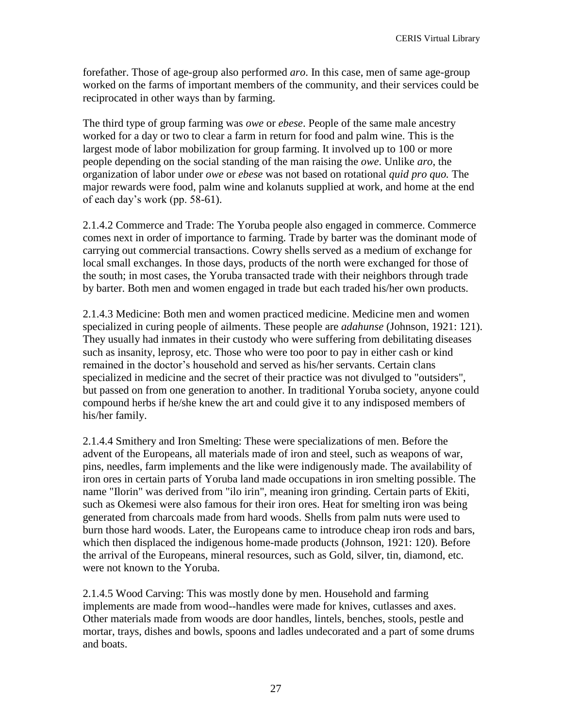forefather. Those of age-group also performed *aro*. In this case, men of same age-group worked on the farms of important members of the community, and their services could be reciprocated in other ways than by farming.

The third type of group farming was *owe* or *ebese*. People of the same male ancestry worked for a day or two to clear a farm in return for food and palm wine. This is the largest mode of labor mobilization for group farming. It involved up to 100 or more people depending on the social standing of the man raising the *owe*. Unlike *aro*, the organization of labor under *owe* or *ebese* was not based on rotational *quid pro quo.* The major rewards were food, palm wine and kolanuts supplied at work, and home at the end of each day's work (pp. 58-61).

2.1.4.2 Commerce and Trade: The Yoruba people also engaged in commerce. Commerce comes next in order of importance to farming. Trade by barter was the dominant mode of carrying out commercial transactions. Cowry shells served as a medium of exchange for local small exchanges. In those days, products of the north were exchanged for those of the south; in most cases, the Yoruba transacted trade with their neighbors through trade by barter. Both men and women engaged in trade but each traded his/her own products.

2.1.4.3 Medicine: Both men and women practiced medicine. Medicine men and women specialized in curing people of ailments. These people are *adahunse* (Johnson, 1921: 121). They usually had inmates in their custody who were suffering from debilitating diseases such as insanity, leprosy, etc. Those who were too poor to pay in either cash or kind remained in the doctor's household and served as his/her servants. Certain clans specialized in medicine and the secret of their practice was not divulged to "outsiders", but passed on from one generation to another. In traditional Yoruba society, anyone could compound herbs if he/she knew the art and could give it to any indisposed members of his/her family.

2.1.4.4 Smithery and Iron Smelting: These were specializations of men. Before the advent of the Europeans, all materials made of iron and steel, such as weapons of war, pins, needles, farm implements and the like were indigenously made. The availability of iron ores in certain parts of Yoruba land made occupations in iron smelting possible. The name "Ilorin" was derived from "ilo irin", meaning iron grinding. Certain parts of Ekiti, such as Okemesi were also famous for their iron ores. Heat for smelting iron was being generated from charcoals made from hard woods. Shells from palm nuts were used to burn those hard woods. Later, the Europeans came to introduce cheap iron rods and bars, which then displaced the indigenous home-made products (Johnson, 1921: 120). Before the arrival of the Europeans, mineral resources, such as Gold, silver, tin, diamond, etc. were not known to the Yoruba.

2.1.4.5 Wood Carving: This was mostly done by men. Household and farming implements are made from wood--handles were made for knives, cutlasses and axes. Other materials made from woods are door handles, lintels, benches, stools, pestle and mortar, trays, dishes and bowls, spoons and ladles undecorated and a part of some drums and boats.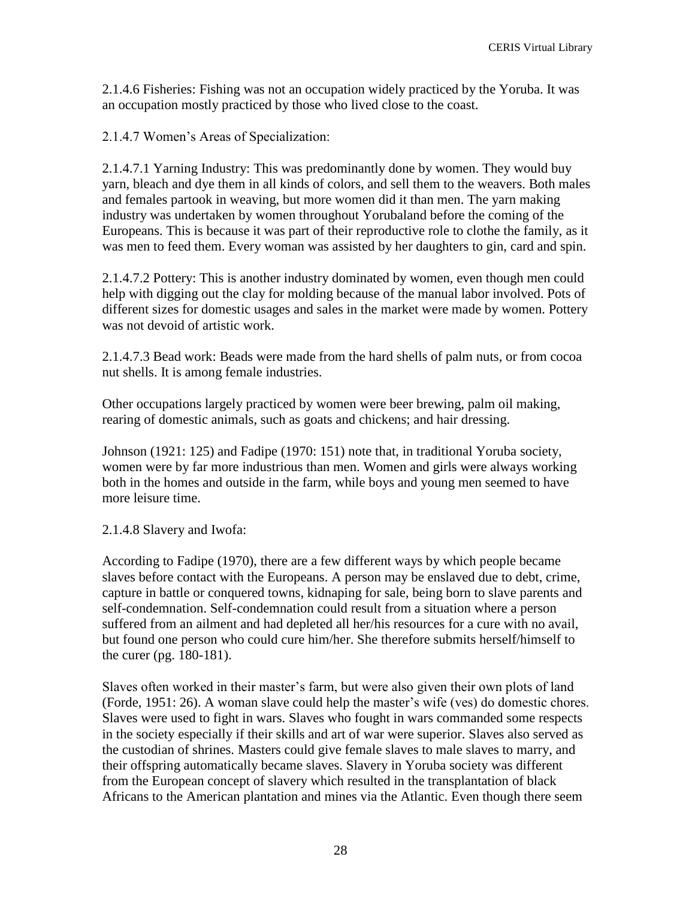2.1.4.6 Fisheries: Fishing was not an occupation widely practiced by the Yoruba. It was an occupation mostly practiced by those who lived close to the coast.

2.1.4.7 Women's Areas of Specialization:

2.1.4.7.1 Yarning Industry: This was predominantly done by women. They would buy yarn, bleach and dye them in all kinds of colors, and sell them to the weavers. Both males and females partook in weaving, but more women did it than men. The yarn making industry was undertaken by women throughout Yorubaland before the coming of the Europeans. This is because it was part of their reproductive role to clothe the family, as it was men to feed them. Every woman was assisted by her daughters to gin, card and spin.

2.1.4.7.2 Pottery: This is another industry dominated by women, even though men could help with digging out the clay for molding because of the manual labor involved. Pots of different sizes for domestic usages and sales in the market were made by women. Pottery was not devoid of artistic work.

2.1.4.7.3 Bead work: Beads were made from the hard shells of palm nuts, or from cocoa nut shells. It is among female industries.

Other occupations largely practiced by women were beer brewing, palm oil making, rearing of domestic animals, such as goats and chickens; and hair dressing.

Johnson (1921: 125) and Fadipe (1970: 151) note that, in traditional Yoruba society, women were by far more industrious than men. Women and girls were always working both in the homes and outside in the farm, while boys and young men seemed to have more leisure time.

2.1.4.8 Slavery and Iwofa:

According to Fadipe (1970), there are a few different ways by which people became slaves before contact with the Europeans. A person may be enslaved due to debt, crime, capture in battle or conquered towns, kidnaping for sale, being born to slave parents and self-condemnation. Self-condemnation could result from a situation where a person suffered from an ailment and had depleted all her/his resources for a cure with no avail, but found one person who could cure him/her. She therefore submits herself/himself to the curer (pg. 180-181).

Slaves often worked in their master's farm, but were also given their own plots of land (Forde, 1951: 26). A woman slave could help the master's wife (ves) do domestic chores. Slaves were used to fight in wars. Slaves who fought in wars commanded some respects in the society especially if their skills and art of war were superior. Slaves also served as the custodian of shrines. Masters could give female slaves to male slaves to marry, and their offspring automatically became slaves. Slavery in Yoruba society was different from the European concept of slavery which resulted in the transplantation of black Africans to the American plantation and mines via the Atlantic. Even though there seem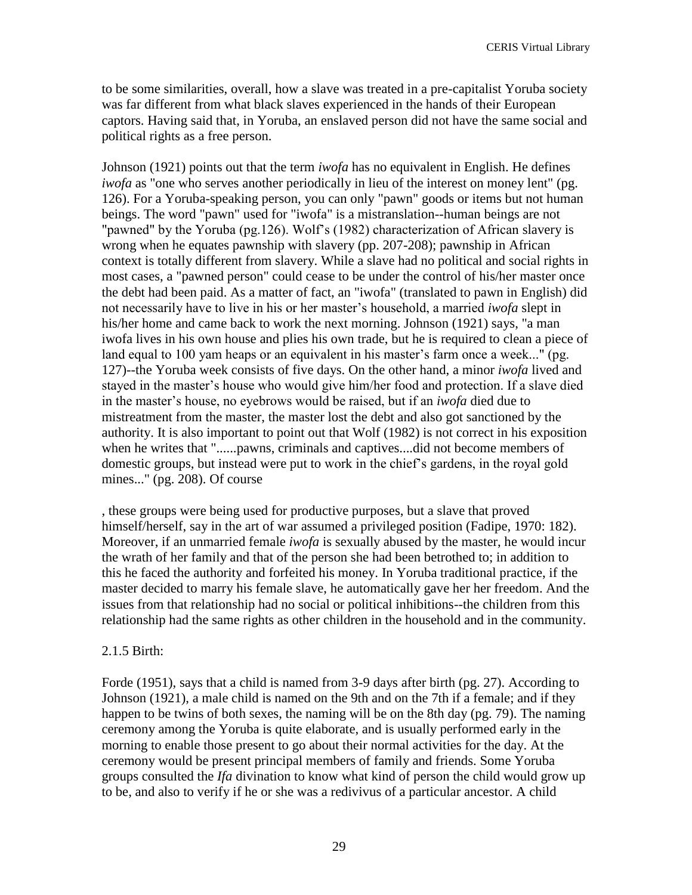to be some similarities, overall, how a slave was treated in a pre-capitalist Yoruba society was far different from what black slaves experienced in the hands of their European captors. Having said that, in Yoruba, an enslaved person did not have the same social and political rights as a free person.

Johnson (1921) points out that the term *iwofa* has no equivalent in English. He defines *iwofa* as "one who serves another periodically in lieu of the interest on money lent" (pg. 126). For a Yoruba-speaking person, you can only "pawn" goods or items but not human beings. The word "pawn" used for "iwofa" is a mistranslation--human beings are not "pawned" by the Yoruba (pg.126). Wolf's (1982) characterization of African slavery is wrong when he equates pawnship with slavery (pp. 207-208); pawnship in African context is totally different from slavery. While a slave had no political and social rights in most cases, a "pawned person" could cease to be under the control of his/her master once the debt had been paid. As a matter of fact, an "iwofa" (translated to pawn in English) did not necessarily have to live in his or her master's household, a married *iwofa* slept in his/her home and came back to work the next morning. Johnson (1921) says, "a man iwofa lives in his own house and plies his own trade, but he is required to clean a piece of land equal to 100 yam heaps or an equivalent in his master's farm once a week..." (pg. 127)--the Yoruba week consists of five days. On the other hand, a minor *iwofa* lived and stayed in the master's house who would give him/her food and protection. If a slave died in the master's house, no eyebrows would be raised, but if an *iwofa* died due to mistreatment from the master, the master lost the debt and also got sanctioned by the authority. It is also important to point out that Wolf (1982) is not correct in his exposition when he writes that "......pawns, criminals and captives....did not become members of domestic groups, but instead were put to work in the chief's gardens, in the royal gold mines..." (pg. 208). Of course, these groups were being used for productive purposes, but a slave that proved himself/herself, say in the art of war assumed a privileged position (Fadipe, 1970: 182). Moreover, if an unmarried female *iwofa* is sexually abused by the master, he would incur the wrath of her family and that of the person she had been betrothed to; in addition to this he faced the authority and forfeited his money. In Yoruba traditional practice, if the master decided to marry his female slave, he automatically gave her her freedom. And the issues from that relationship had no social or political inhibitions--the children from this relationship had the same rights as other children in the household and in the community.

2.1.5 Birth:

Forde (1951), says that a child is named from 3-9 days after birth (pg. 27). According to Johnson (1921), a male child is named on the 9th and on the 7th if a female; and if they happen to be twins of both sexes, the naming will be on the 8th day (pg. 79). The naming ceremony among the Yoruba is quite elaborate, and is usually performed early in the morning to enable those present to go about their normal activities for the day. At the ceremony would be present principal members of family and friends. Some Yoruba groups consulted the *Ifa* divination to know what kind of person the child would grow up to be, and also to verify if he or she was a redivivus of a particular ancestor. A child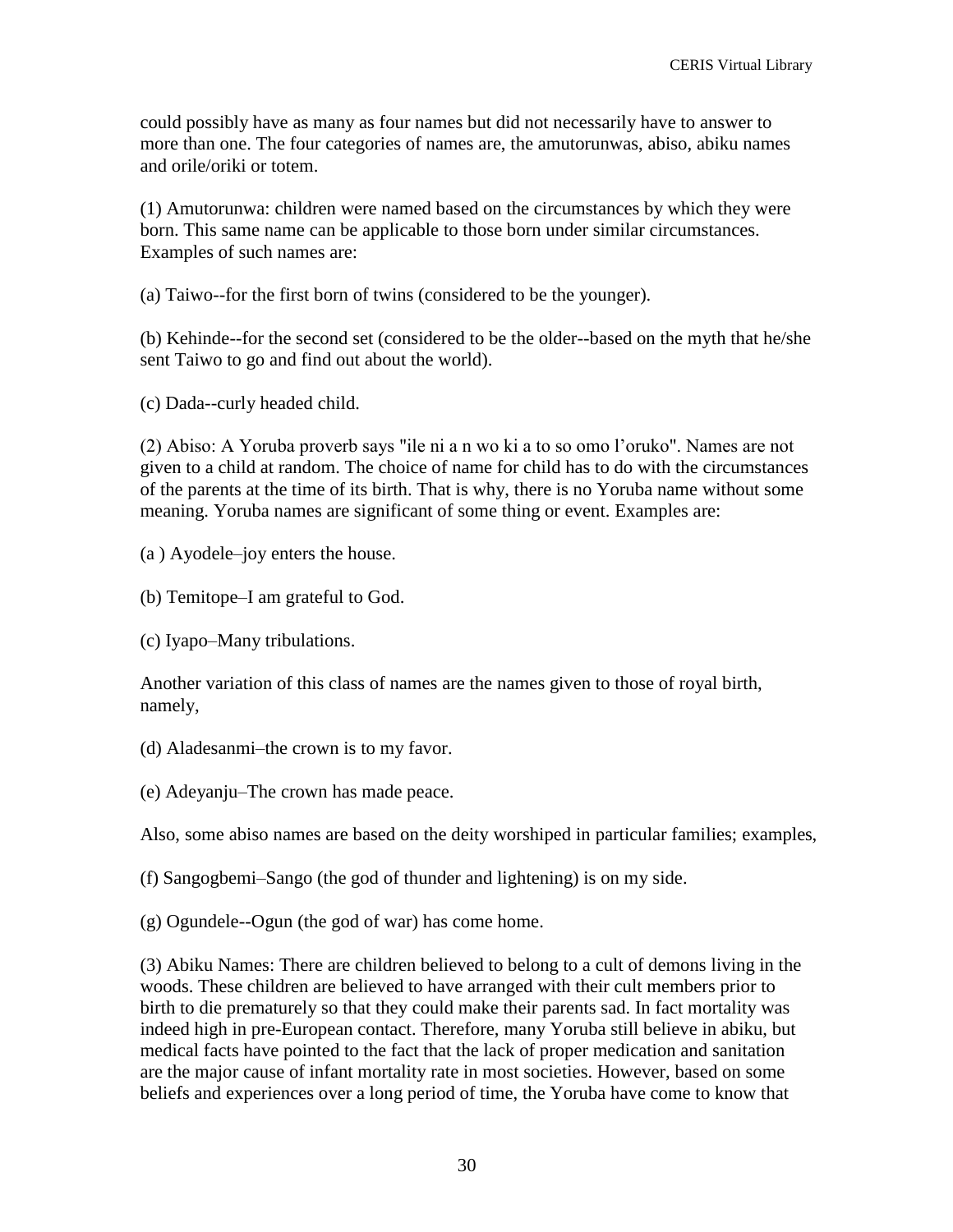could possibly have as many as four names but did not necessarily have to answer to more than one. The four categories of names are, the amutorunwas, abiso, abiku names and orile/oriki or totem.

(1) Amutorunwa: children were named based on the circumstances by which they were born. This same name can be applicable to those born under similar circumstances. Examples of such names are:

(a) Taiwo--for the first born of twins (considered to be the younger).

(b) Kehinde--for the second set (considered to be the older--based on the myth that he/she sent Taiwo to go and find out about the world).

(c) Dada--curly headed child.

(2) Abiso: A Yoruba proverb says "ile ni a n wo ki a to so omo l'oruko". Names are not given to a child at random. The choice of name for child has to do with the circumstances of the parents at the time of its birth. That is why, there is no Yoruba name without some meaning. Yoruba names are significant of some thing or event. Examples are:

(a ) Ayodele–joy enters the house.

(b) Temitope–I am grateful to God.

(c) Iyapo–Many tribulations.

Another variation of this class of names are the names given to those of royal birth, namely,

(d) Aladesanmi–the crown is to my favor.

(e) Adeyanju–The crown has made peace.

Also, some abiso names are based on the deity worshiped in particular families; examples,

(f) Sangogbemi–Sango (the god of thunder and lightening) is on my side.

(g) Ogundele--Ogun (the god of war) has come home.

(3) Abiku Names: There are children believed to belong to a cult of demons living in the woods. These children are believed to have arranged with their cult members prior to birth to die prematurely so that they could make their parents sad. In fact mortality was indeed high in pre-European contact. Therefore, many Yoruba still believe in abiku, but medical facts have pointed to the fact that the lack of proper medication and sanitation are the major cause of infant mortality rate in most societies. However, based on some beliefs and experiences over a long period of time, the Yoruba have come to know that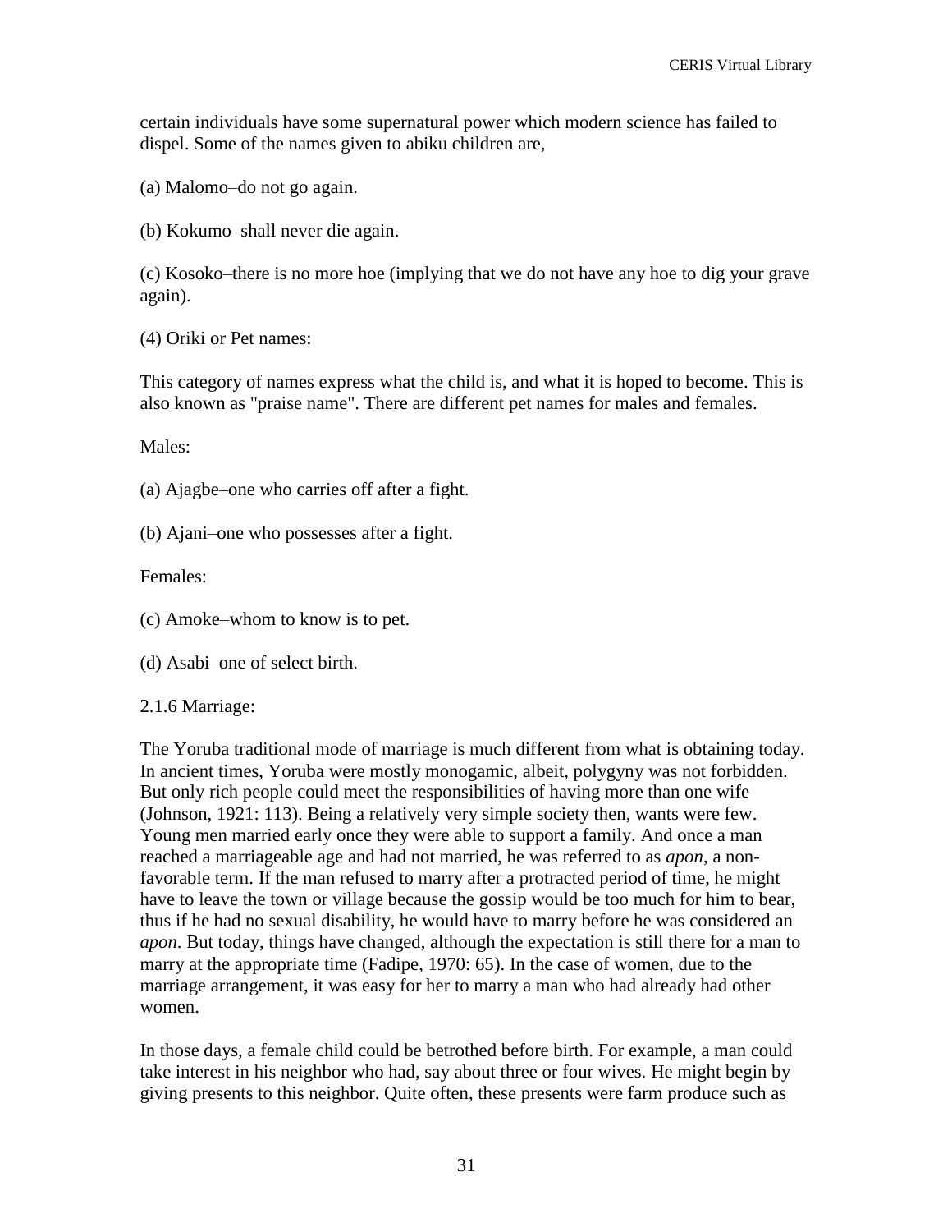certain individuals have some supernatural power which modern science has failed to dispel. Some of the names given to abiku children are,

(a) Malomo–do not go again.

(b) Kokumo–shall never die again.

(c) Kosoko–there is no more hoe (implying that we do not have any hoe to dig your grave again).

(4) Oriki or Pet names:

This category of names express what the child is, and what it is hoped to become. This is also known as "praise name". There are different pet names for males and females.

Males:

(a) Ajagbe–one who carries off after a fight.

(b) Ajani–one who possesses after a fight.

Females:

(c) Amoke–whom to know is to pet.

(d) Asabi–one of select birth.

2.1.6 Marriage:

The Yoruba traditional mode of marriage is much different from what is obtaining today. In ancient times, Yoruba were mostly monogamic, albeit, polygyny was not forbidden. But only rich people could meet the responsibilities of having more than one wife (Johnson, 1921: 113). Being a relatively very simple society then, wants were few. Young men married early once they were able to support a family. And once a man reached a marriageable age and had not married, he was referred to as *apon*, a non-favorable term. If the man refused to marry after a protracted period of time, he might have to leave the town or village because the gossip would be too much for him to bear, thus if he had no sexual disability, he would have to marry before he was considered an *apon*. But today, things have changed, although the expectation is still there for a man to marry at the appropriate time (Fadipe, 1970: 65). In the case of women, due to the marriage arrangement, it was easy for her to marry a man who had already had other women.

In those days, a female child could be betrothed before birth. For example, a man could take interest in his neighbor who had, say about three or four wives. He might begin by giving presents to this neighbor. Quite often, these presents were farm produce such as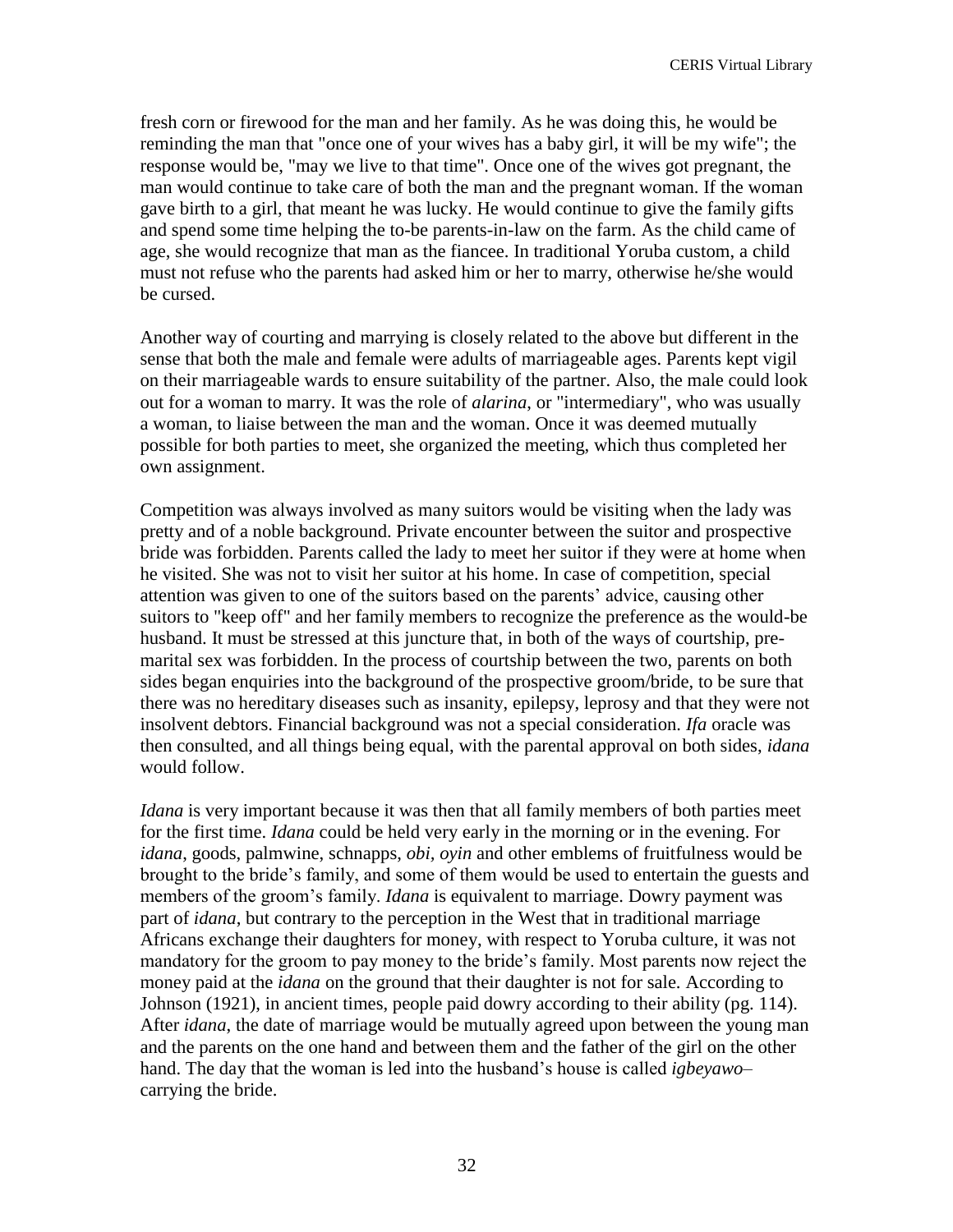fresh corn or firewood for the man and her family. As he was doing this, he would be reminding the man that "once one of your wives has a baby girl, it will be my wife"; the response would be, "may we live to that time". Once one of the wives got pregnant, the man would continue to take care of both the man and the pregnant woman. If the woman gave birth to a girl, that meant he was lucky. He would continue to give the family gifts and spend some time helping the to-be parents-in-law on the farm. As the child came of age, she would recognize that man as the fiancee. In traditional Yoruba custom, a child must not refuse who the parents had asked him or her to marry, otherwise he/she would be cursed.

Another way of courting and marrying is closely related to the above but different in the sense that both the male and female were adults of marriageable ages. Parents kept vigil on their marriageable wards to ensure suitability of the partner. Also, the male could look out for a woman to marry. It was the role of *alarina*, or "intermediary", who was usually a woman, to liaise between the man and the woman. Once it was deemed mutually possible for both parties to meet, she organized the meeting, which thus completed her own assignment.

Competition was always involved as many suitors would be visiting when the lady was pretty and of a noble background. Private encounter between the suitor and prospective bride was forbidden. Parents called the lady to meet her suitor if they were at home when he visited. She was not to visit her suitor at his home. In case of competition, special attention was given to one of the suitors based on the parents' advice, causing other suitors to "keep off" and her family members to recognize the preference as the would-be husband. It must be stressed at this juncture that, in both of the ways of courtship, pre-marital sex was forbidden. In the process of courtship between the two, parents on both sides began enquiries into the background of the prospective groom/bride, to be sure that there was no hereditary diseases such as insanity, epilepsy, leprosy and that they were not insolvent debtors. Financial background was not a special consideration. *Ifa* oracle was then consulted, and all things being equal, with the parental approval on both sides, *idana* would follow.

*Idana* is very important because it was then that all family members of both parties meet for the first time. *Idana* could be held very early in the morning or in the evening. For *idana*, goods, palmwine, schnapps, *obi*, *oyin* and other emblems of fruitfulness would be brought to the bride's family, and some of them would be used to entertain the guests and members of the groom's family. *Idana* is equivalent to marriage. Dowry payment was part of *idana*, but contrary to the perception in the West that in traditional marriage Africans exchange their daughters for money, with respect to Yoruba culture, it was not mandatory for the groom to pay money to the bride's family. Most parents now reject the money paid at the *idana* on the ground that their daughter is not for sale. According to Johnson (1921), in ancient times, people paid dowry according to their ability (pg. 114). After *idana*, the date of marriage would be mutually agreed upon between the young man and the parents on the one hand and between them and the father of the girl on the other hand. The day that the woman is led into the husband's house is called *igbeyawo*– carrying the bride.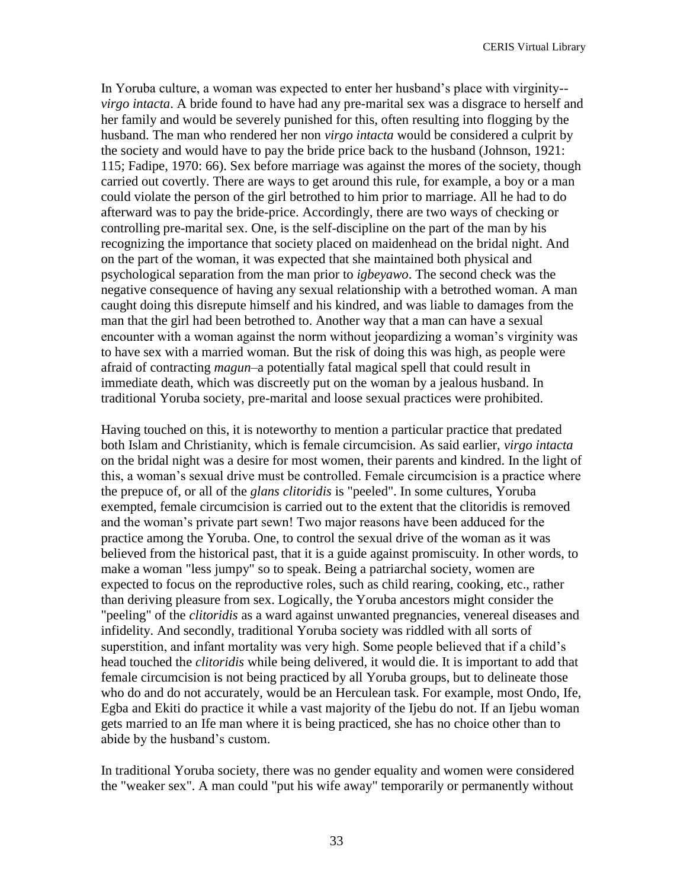In Yoruba culture, a woman was expected to enter her husband's place with virginity--*virgo intacta*. A bride found to have had any pre-marital sex was a disgrace to herself and her family and would be severely punished for this, often resulting into flogging by the husband. The man who rendered her non *virgo intacta* would be considered a culprit by the society and would have to pay the bride price back to the husband (Johnson, 1921: 115; Fadipe, 1970: 66). Sex before marriage was against the mores of the society, though carried out covertly. There are ways to get around this rule, for example, a boy or a man could violate the person of the girl betrothed to him prior to marriage. All he had to do afterward was to pay the bride-price. Accordingly, there are two ways of checking or controlling pre-marital sex. One, is the self-discipline on the part of the man by his recognizing the importance that society placed on maidenhead on the bridal night. And on the part of the woman, it was expected that she maintained both physical and psychological separation from the man prior to *igbeyawo*. The second check was the negative consequence of having any sexual relationship with a betrothed woman. A man caught doing this disrepute himself and his kindred, and was liable to damages from the man that the girl had been betrothed to. Another way that a man can have a sexual encounter with a woman against the norm without jeopardizing a woman's virginity was to have sex with a married woman. But the risk of doing this was high, as people were afraid of contracting *magun*–a potentially fatal magical spell that could result in immediate death, which was discreetly put on the woman by a jealous husband. In traditional Yoruba society, pre-marital and loose sexual practices were prohibited.

Having touched on this, it is noteworthy to mention a particular practice that predated both Islam and Christianity, which is female circumcision. As said earlier, *virgo intacta* on the bridal night was a desire for most women, their parents and kindred. In the light of this, a woman's sexual drive must be controlled. Female circumcision is a practice where the prepuce of, or all of the *glans clitoridis* is "peeled". In some cultures, Yoruba exempted, female circumcision is carried out to the extent that the clitoridis is removed and the woman's private part sewn! Two major reasons have been adduced for the practice among the Yoruba. One, to control the sexual drive of the woman as it was believed from the historical past, that it is a guide against promiscuity. In other words, to make a woman "less jumpy" so to speak. Being a patriarchal society, women are expected to focus on the reproductive roles, such as child rearing, cooking, etc., rather than deriving pleasure from sex. Logically, the Yoruba ancestors might consider the "peeling" of the *clitoridis* as a ward against unwanted pregnancies, venereal diseases and infidelity. And secondly, traditional Yoruba society was riddled with all sorts of superstition, and infant mortality was very high. Some people believed that if a child's head touched the *clitoridis* while being delivered, it would die. It is important to add that female circumcision is not being practiced by all Yoruba groups, but to delineate those who do and do not accurately, would be an Herculean task. For example, most Ondo, Ife, Egba and Ekiti do practice it while a vast majority of the Ijebu do not. If an Ijebu woman gets married to an Ife man where it is being practiced, she has no choice other than to abide by the husband's custom.

In traditional Yoruba society, there was no gender equality and women were considered the "weaker sex". A man could "put his wife away" temporarily or permanently without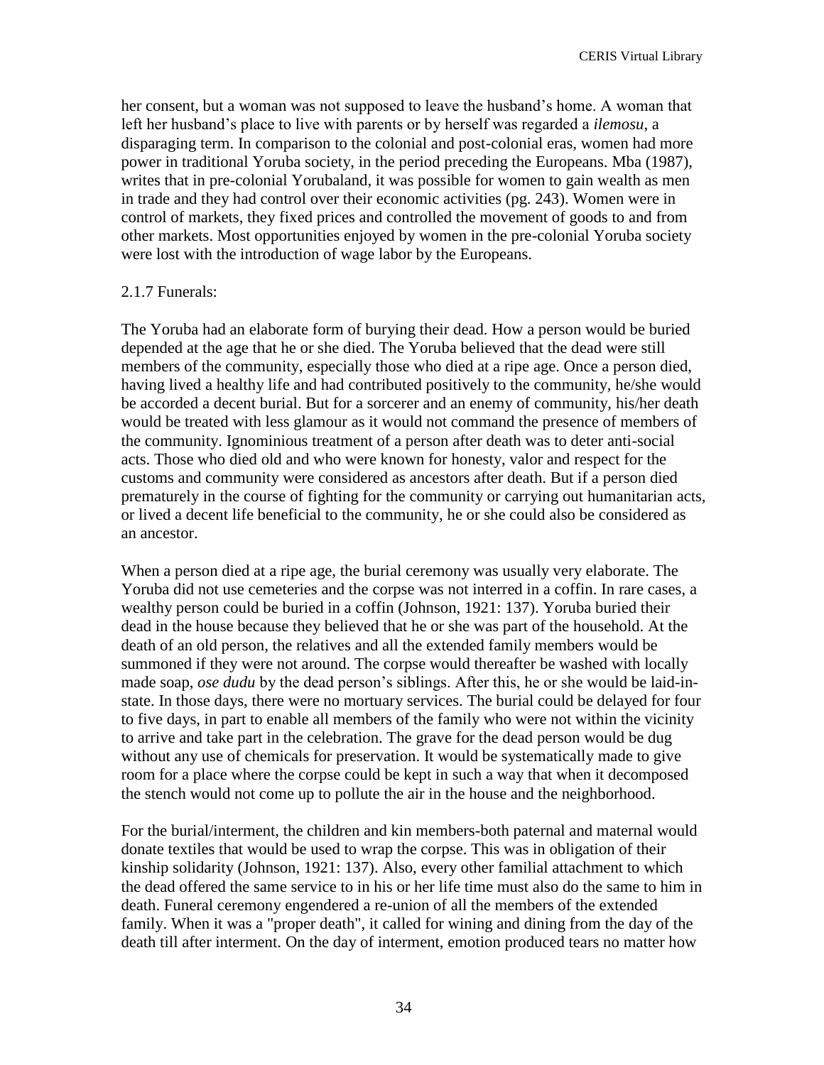her consent, but a woman was not supposed to leave the husband's home. A woman that left her husband's place to live with parents or by herself was regarded a *ilemosu*, a disparaging term. In comparison to the colonial and post-colonial eras, women had more power in traditional Yoruba society, in the period preceding the Europeans. Mba (1987), writes that in pre-colonial Yorubaland, it was possible for women to gain wealth as men in trade and they had control over their economic activities (pg. 243). Women were in control of markets, they fixed prices and controlled the movement of goods to and from other markets. Most opportunities enjoyed by women in the pre-colonial Yoruba society were lost with the introduction of wage labor by the Europeans.

### 2.1.7 Funerals:

The Yoruba had an elaborate form of burying their dead. How a person would be buried depended at the age that he or she died. The Yoruba believed that the dead were still members of the community, especially those who died at a ripe age. Once a person died, having lived a healthy life and had contributed positively to the community, he/she would be accorded a decent burial. But for a sorcerer and an enemy of community, his/her death would be treated with less glamour as it would not command the presence of members of the community. Ignominious treatment of a person after death was to deter anti-social acts. Those who died old and who were known for honesty, valor and respect for the customs and community were considered as ancestors after death. But if a person died prematurely in the course of fighting for the community or carrying out humanitarian acts, or lived a decent life beneficial to the community, he or she could also be considered as an ancestor.

When a person died at a ripe age, the burial ceremony was usually very elaborate. The Yoruba did not use cemeteries and the corpse was not interred in a coffin. In rare cases, a wealthy person could be buried in a coffin (Johnson, 1921: 137). Yoruba buried their dead in the house because they believed that he or she was part of the household. At the death of an old person, the relatives and all the extended family members would be summoned if they were not around. The corpse would thereafter be washed with locally made soap, *ose dudu* by the dead person's siblings. After this, he or she would be laid-in-state. In those days, there were no mortuary services. The burial could be delayed for four to five days, in part to enable all members of the family who were not within the vicinity to arrive and take part in the celebration. The grave for the dead person would be dug without any use of chemicals for preservation. It would be systematically made to give room for a place where the corpse could be kept in such a way that when it decomposed the stench would not come up to pollute the air in the house and the neighborhood.

For the burial/interment, the children and kin members-both paternal and maternal would donate textiles that would be used to wrap the corpse. This was in obligation of their kinship solidarity (Johnson, 1921: 137). Also, every other familial attachment to which the dead offered the same service to in his or her life time must also do the same to him in death. Funeral ceremony engendered a re-union of all the members of the extended family. When it was a "proper death", it called for wining and dining from the day of the death till after interment. On the day of interment, emotion produced tears no matter how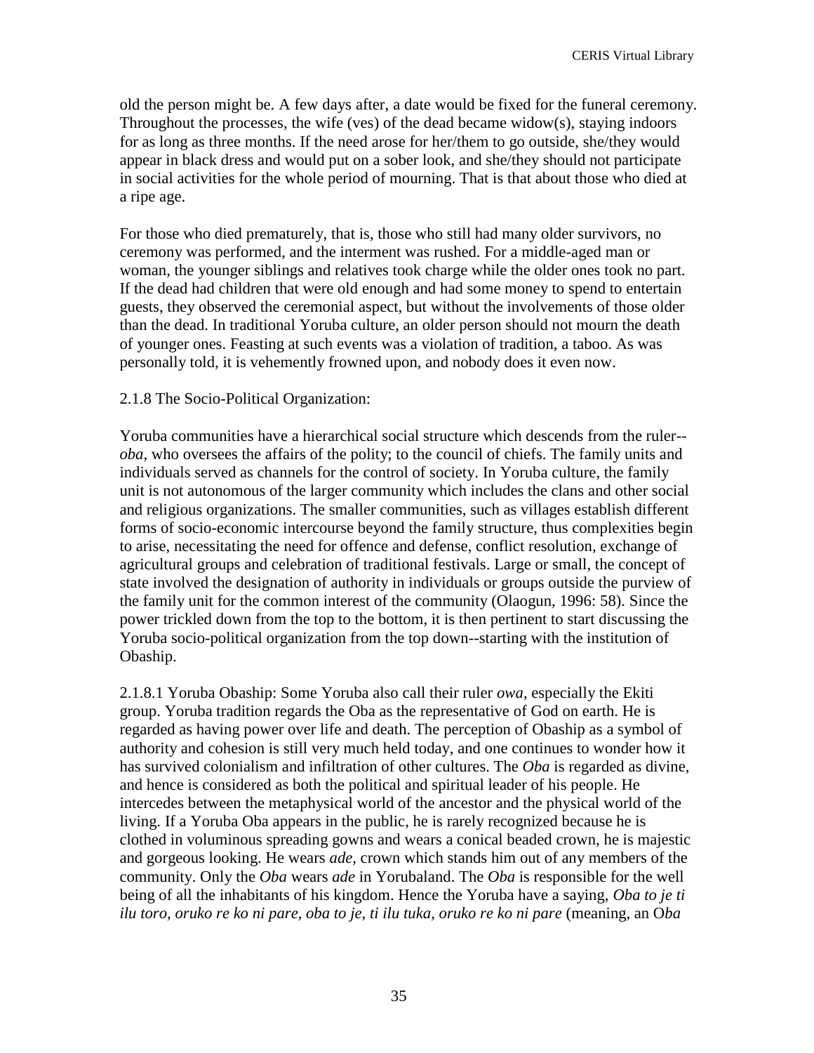old the person might be. A few days after, a date would be fixed for the funeral ceremony. Throughout the processes, the wife (ves) of the dead became widow(s), staying indoors for as long as three months. If the need arose for her/them to go outside, she/they would appear in black dress and would put on a sober look, and she/they should not participate in social activities for the whole period of mourning. That is that about those who died at a ripe age.

For those who died prematurely, that is, those who still had many older survivors, no ceremony was performed, and the interment was rushed. For a middle-aged man or woman, the younger siblings and relatives took charge while the older ones took no part. If the dead had children that were old enough and had some money to spend to entertain guests, they observed the ceremonial aspect, but without the involvements of those older than the dead. In traditional Yoruba culture, an older person should not mourn the death of younger ones. Feasting at such events was a violation of tradition, a taboo. As was personally told, it is vehemently frowned upon, and nobody does it even now.

2.1.8 The Socio-Political Organization:

Yoruba communities have a hierarchical social structure which descends from the ruler--*oba*, who oversees the affairs of the polity; to the council of chiefs. The family units and individuals served as channels for the control of society. In Yoruba culture, the family unit is not autonomous of the larger community which includes the clans and other social and religious organizations. The smaller communities, such as villages establish different forms of socio-economic intercourse beyond the family structure, thus complexities begin to arise, necessitating the need for offence and defense, conflict resolution, exchange of agricultural groups and celebration of traditional festivals. Large or small, the concept of state involved the designation of authority in individuals or groups outside the purview of the family unit for the common interest of the community (Olaogun, 1996: 58). Since the power trickled down from the top to the bottom, it is then pertinent to start discussing the Yoruba socio-political organization from the top down--starting with the institution of Obaship.

2.1.8.1 Yoruba Obaship: Some Yoruba also call their ruler *owa*, especially the Ekiti group. Yoruba tradition regards the Oba as the representative of God on earth. He is regarded as having power over life and death. The perception of Obaship as a symbol of authority and cohesion is still very much held today, and one continues to wonder how it has survived colonialism and infiltration of other cultures. The *Oba* is regarded as divine, and hence is considered as both the political and spiritual leader of his people. He intercedes between the metaphysical world of the ancestor and the physical world of the living. If a Yoruba Oba appears in the public, he is rarely recognized because he is clothed in voluminous spreading gowns and wears a conical beaded crown, he is majestic and gorgeous looking. He wears *ade*, crown which stands him out of any members of the community. Only the *Oba* wears *ade* in Yorubaland. The *Oba* is responsible for the well being of all the inhabitants of his kingdom. Hence the Yoruba have a saying, *Oba to je ti ilu toro, oruko re ko ni pare, oba to je, ti ilu tuka, oruko re ko ni pare* (meaning, an O*ba*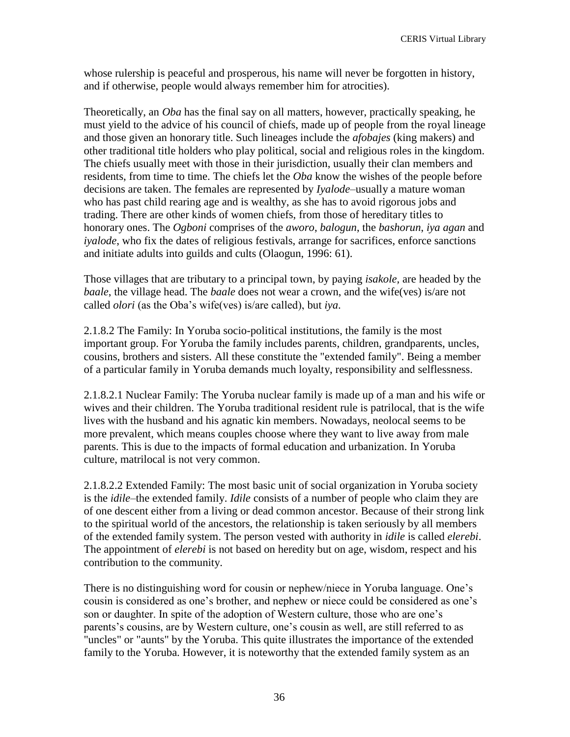whose rulership is peaceful and prosperous, his name will never be forgotten in history, and if otherwise, people would always remember him for atrocities).

Theoretically, an *Oba* has the final say on all matters, however, practically speaking, he must yield to the advice of his council of chiefs, made up of people from the royal lineage and those given an honorary title. Such lineages include the *afobajes* (king makers) and other traditional title holders who play political, social and religious roles in the kingdom. The chiefs usually meet with those in their jurisdiction, usually their clan members and residents, from time to time. The chiefs let the *Oba* know the wishes of the people before decisions are taken. The females are represented by *Iyalode*–usually a mature woman who has past child rearing age and is wealthy, as she has to avoid rigorous jobs and trading. There are other kinds of women chiefs, from those of hereditary titles to honorary ones. The *Ogboni* comprises of the *aworo*, *balogun*, the *bashorun*, *iya agan* and *iyalode*, who fix the dates of religious festivals, arrange for sacrifices, enforce sanctions and initiate adults into guilds and cults (Olaogun, 1996: 61).

Those villages that are tributary to a principal town, by paying *isakole*, are headed by the *baale*, the village head. The *baale* does not wear a crown, and the wife(ves) is/are not called *olori* (as the Oba's wife(ves) is/are called), but *iya*.

2.1.8.2 The Family: In Yoruba socio-political institutions, the family is the most important group. For Yoruba the family includes parents, children, grandparents, uncles, cousins, brothers and sisters. All these constitute the "extended family". Being a member of a particular family in Yoruba demands much loyalty, responsibility and selflessness.

2.1.8.2.1 Nuclear Family: The Yoruba nuclear family is made up of a man and his wife or wives and their children. The Yoruba traditional resident rule is patrilocal, that is the wife lives with the husband and his agnatic kin members. Nowadays, neolocal seems to be more prevalent, which means couples choose where they want to live away from male parents. This is due to the impacts of formal education and urbanization. In Yoruba culture, matrilocal is not very common.

2.1.8.2.2 Extended Family: The most basic unit of social organization in Yoruba society is the *idile*–the extended family. *Idile* consists of a number of people who claim they are of one descent either from a living or dead common ancestor. Because of their strong link to the spiritual world of the ancestors, the relationship is taken seriously by all members of the extended family system. The person vested with authority in *idile* is called *elerebi*. The appointment of *elerebi* is not based on heredity but on age, wisdom, respect and his contribution to the community.

There is no distinguishing word for cousin or nephew/niece in Yoruba language. One's cousin is considered as one's brother, and nephew or niece could be considered as one's son or daughter. In spite of the adoption of Western culture, those who are one's parents's cousins, are by Western culture, one's cousin as well, are still referred to as "uncles" or "aunts" by the Yoruba. This quite illustrates the importance of the extended family to the Yoruba. However, it is noteworthy that the extended family system as an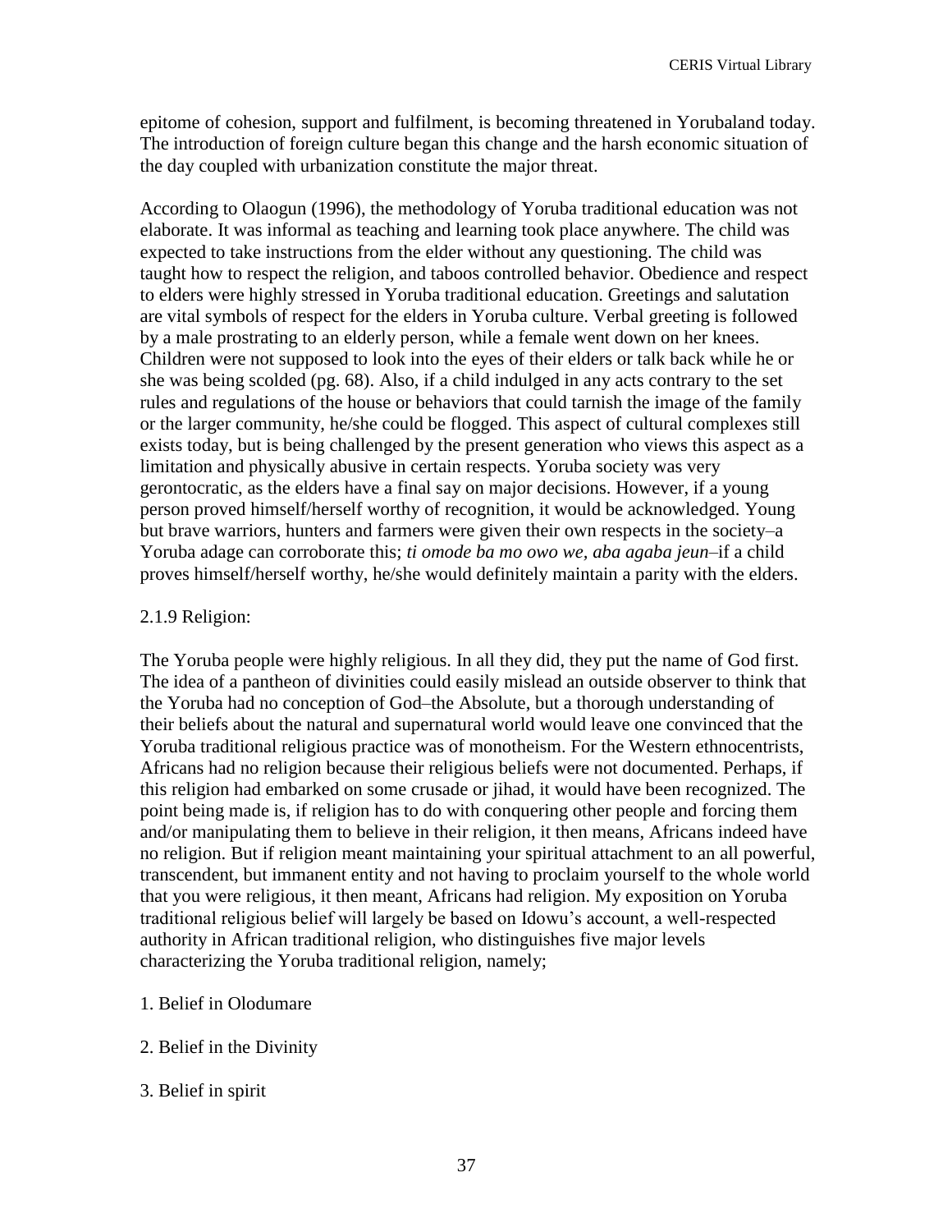epitome of cohesion, support and fulfilment, is becoming threatened in Yorubaland today. The introduction of foreign culture began this change and the harsh economic situation of the day coupled with urbanization constitute the major threat.

According to Olaogun (1996), the methodology of Yoruba traditional education was not elaborate. It was informal as teaching and learning took place anywhere. The child was expected to take instructions from the elder without any questioning. The child was taught how to respect the religion, and taboos controlled behavior. Obedience and respect to elders were highly stressed in Yoruba traditional education. Greetings and salutation are vital symbols of respect for the elders in Yoruba culture. Verbal greeting is followed by a male prostrating to an elderly person, while a female went down on her knees. Children were not supposed to look into the eyes of their elders or talk back while he or she was being scolded (pg. 68). Also, if a child indulged in any acts contrary to the set rules and regulations of the house or behaviors that could tarnish the image of the family or the larger community, he/she could be flogged. This aspect of cultural complexes still exists today, but is being challenged by the present generation who views this aspect as a limitation and physically abusive in certain respects. Yoruba society was very gerontocratic, as the elders have a final say on major decisions. However, if a young person proved himself/herself worthy of recognition, it would be acknowledged. Young but brave warriors, hunters and farmers were given their own respects in the society–a Yoruba adage can corroborate this; *ti omode ba mo owo we, aba agaba jeun*–if a child proves himself/herself worthy, he/she would definitely maintain a parity with the elders.

2.1.9 Religion:

The Yoruba people were highly religious. In all they did, they put the name of God first. The idea of a pantheon of divinities could easily mislead an outside observer to think that the Yoruba had no conception of God–the Absolute, but a thorough understanding of their beliefs about the natural and supernatural world would leave one convinced that the Yoruba traditional religious practice was of monotheism. For the Western ethnocentrists, Africans had no religion because their religious beliefs were not documented. Perhaps, if this religion had embarked on some crusade or jihad, it would have been recognized. The point being made is, if religion has to do with conquering other people and forcing them and/or manipulating them to believe in their religion, it then means, Africans indeed have no religion. But if religion meant maintaining your spiritual attachment to an all powerful, transcendent, but immanent entity and not having to proclaim yourself to the whole world that you were religious, it then meant, Africans had religion. My exposition on Yoruba traditional religious belief will largely be based on Idowu's account, a well-respected authority in African traditional religion, who distinguishes five major levels characterizing the Yoruba traditional religion, namely;

1. Belief in Olodumare

2. Belief in the Divinity

3. Belief in spirit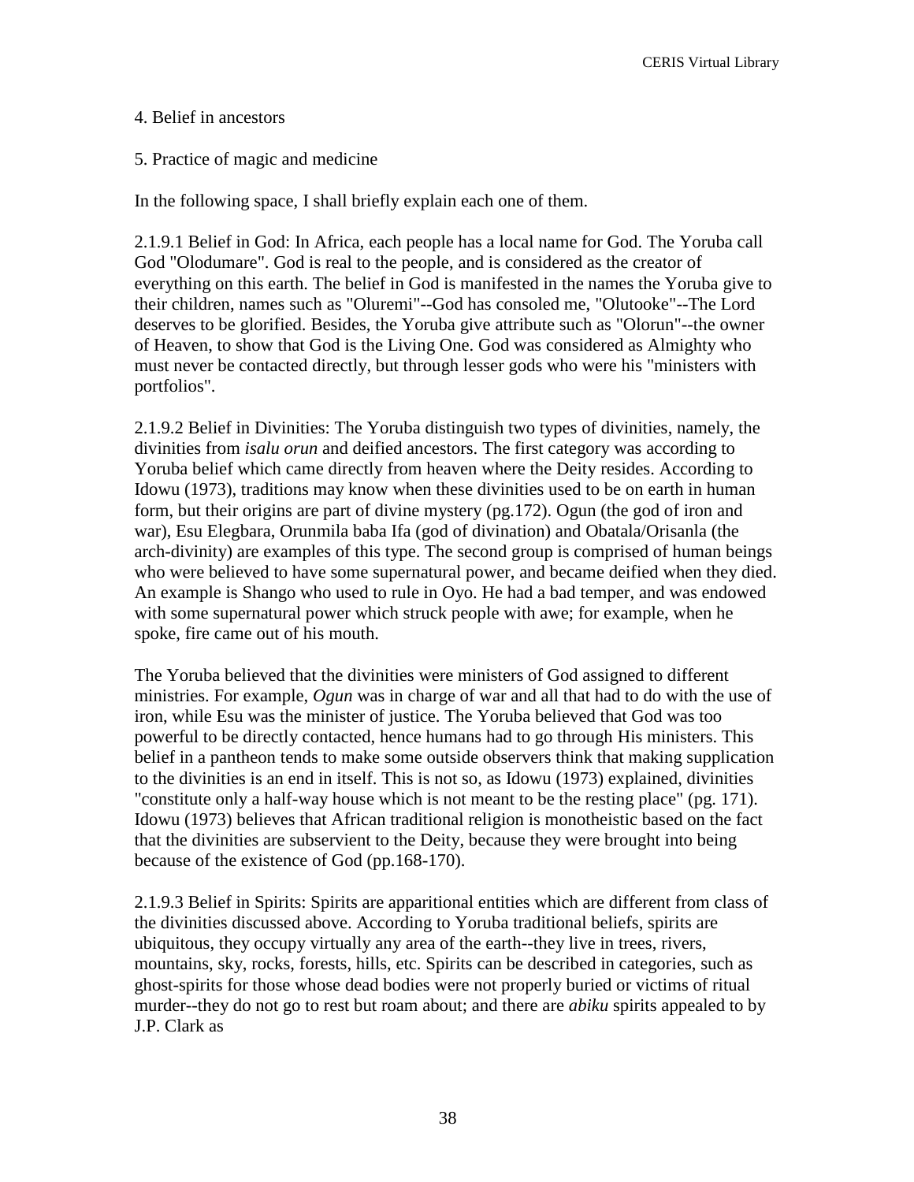4. Belief in ancestors

5. Practice of magic and medicine

In the following space, I shall briefly explain each one of them.

2.1.9.1 Belief in God: In Africa, each people has a local name for God. The Yoruba call God "Olodumare". God is real to the people, and is considered as the creator of everything on this earth. The belief in God is manifested in the names the Yoruba give to their children, names such as "Oluremi"--God has consoled me, "Olutooke"--The Lord deserves to be glorified. Besides, the Yoruba give attribute such as "Olorun"--the owner of Heaven, to show that God is the Living One. God was considered as Almighty who must never be contacted directly, but through lesser gods who were his "ministers with portfolios".

2.1.9.2 Belief in Divinities: The Yoruba distinguish two types of divinities, namely, the divinities from *isalu orun* and deified ancestors. The first category was according to Yoruba belief which came directly from heaven where the Deity resides. According to Idowu (1973), traditions may know when these divinities used to be on earth in human form, but their origins are part of divine mystery (pg.172). Ogun (the god of iron and war), Esu Elegbara, Orunmila baba Ifa (god of divination) and Obatala/Orisanla (the arch-divinity) are examples of this type. The second group is comprised of human beings who were believed to have some supernatural power, and became deified when they died. An example is Shango who used to rule in Oyo. He had a bad temper, and was endowed with some supernatural power which struck people with awe; for example, when he spoke, fire came out of his mouth.

The Yoruba believed that the divinities were ministers of God assigned to different ministries. For example, *Ogun* was in charge of war and all that had to do with the use of iron, while Esu was the minister of justice. The Yoruba believed that God was too powerful to be directly contacted, hence humans had to go through His ministers. This belief in a pantheon tends to make some outside observers think that making supplication to the divinities is an end in itself. This is not so, as Idowu (1973) explained, divinities "constitute only a half-way house which is not meant to be the resting place" (pg. 171). Idowu (1973) believes that African traditional religion is monotheistic based on the fact that the divinities are subservient to the Deity, because they were brought into being because of the existence of God (pp.168-170).

2.1.9.3 Belief in Spirits: Spirits are apparitional entities which are different from class of the divinities discussed above. According to Yoruba traditional beliefs, spirits are ubiquitous, they occupy virtually any area of the earth--they live in trees, rivers, mountains, sky, rocks, forests, hills, etc. Spirits can be described in categories, such as ghost-spirits for those whose dead bodies were not properly buried or victims of ritual murder--they do not go to rest but roam about; and there are *abiku* spirits appealed to by J.P. Clark as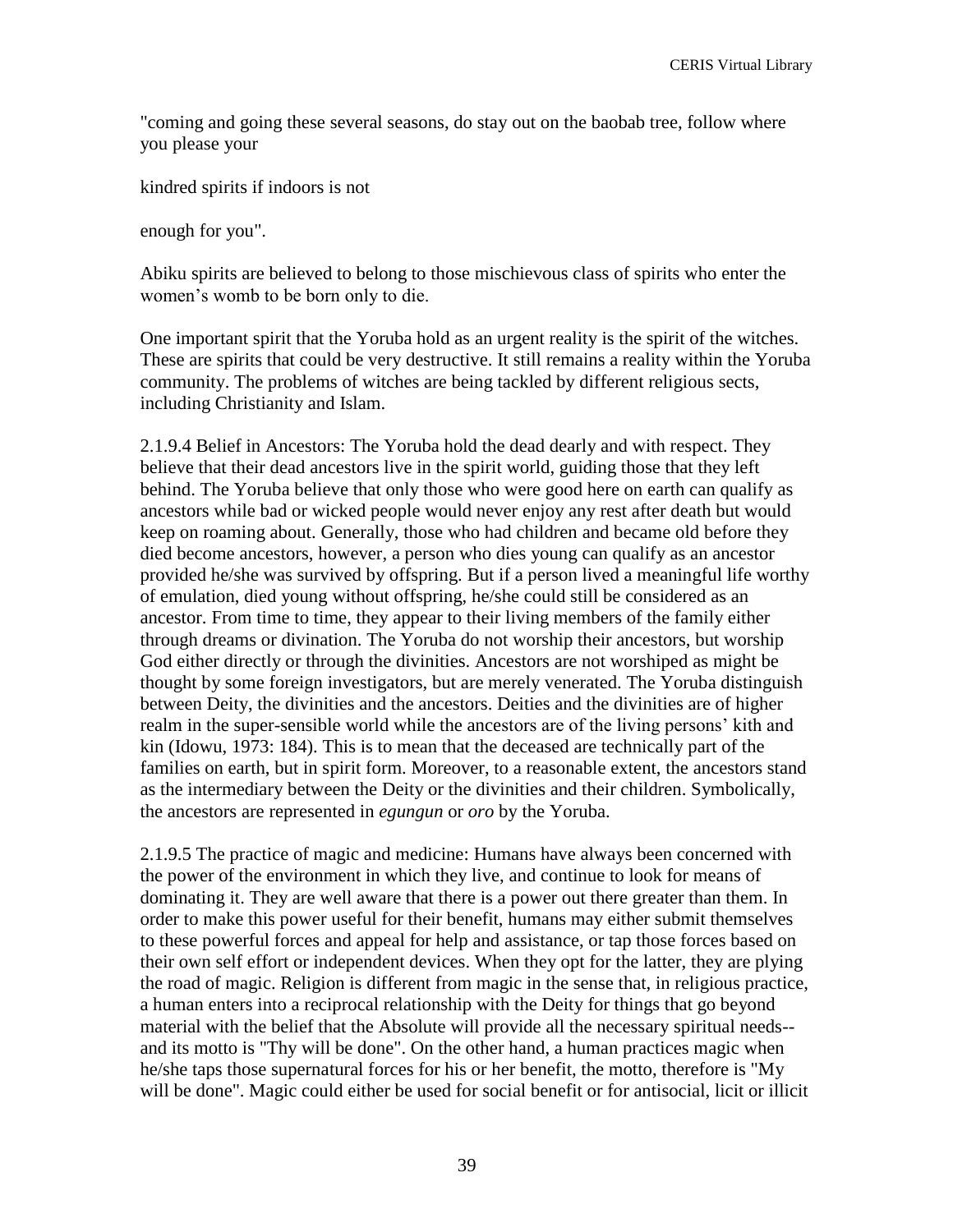"coming and going these several seasons, do stay out on the baobab tree, follow where you please your

kindred spirits if indoors is not

enough for you".

Abiku spirits are believed to belong to those mischievous class of spirits who enter the women's womb to be born only to die.

One important spirit that the Yoruba hold as an urgent reality is the spirit of the witches. These are spirits that could be very destructive. It still remains a reality within the Yoruba community. The problems of witches are being tackled by different religious sects, including Christianity and Islam.

2.1.9.4 Belief in Ancestors: The Yoruba hold the dead dearly and with respect. They believe that their dead ancestors live in the spirit world, guiding those that they left behind. The Yoruba believe that only those who were good here on earth can qualify as ancestors while bad or wicked people would never enjoy any rest after death but would keep on roaming about. Generally, those who had children and became old before they died become ancestors, however, a person who dies young can qualify as an ancestor provided he/she was survived by offspring. But if a person lived a meaningful life worthy of emulation, died young without offspring, he/she could still be considered as an ancestor. From time to time, they appear to their living members of the family either through dreams or divination. The Yoruba do not worship their ancestors, but worship God either directly or through the divinities. Ancestors are not worshiped as might be thought by some foreign investigators, but are merely venerated. The Yoruba distinguish between Deity, the divinities and the ancestors. Deities and the divinities are of higher realm in the super-sensible world while the ancestors are of the living persons' kith and kin (Idowu, 1973: 184). This is to mean that the deceased are technically part of the families on earth, but in spirit form. Moreover, to a reasonable extent, the ancestors stand as the intermediary between the Deity or the divinities and their children. Symbolically, the ancestors are represented in *egungun* or *oro* by the Yoruba.

2.1.9.5 The practice of magic and medicine: Humans have always been concerned with the power of the environment in which they live, and continue to look for means of dominating it. They are well aware that there is a power out there greater than them. In order to make this power useful for their benefit, humans may either submit themselves to these powerful forces and appeal for help and assistance, or tap those forces based on their own self effort or independent devices. When they opt for the latter, they are plying the road of magic. Religion is different from magic in the sense that, in religious practice, a human enters into a reciprocal relationship with the Deity for things that go beyond material with the belief that the Absolute will provide all the necessary spiritual needs--and its motto is "Thy will be done". On the other hand, a human practices magic when he/she taps those supernatural forces for his or her benefit, the motto, therefore is "My will be done". Magic could either be used for social benefit or for antisocial, licit or illicit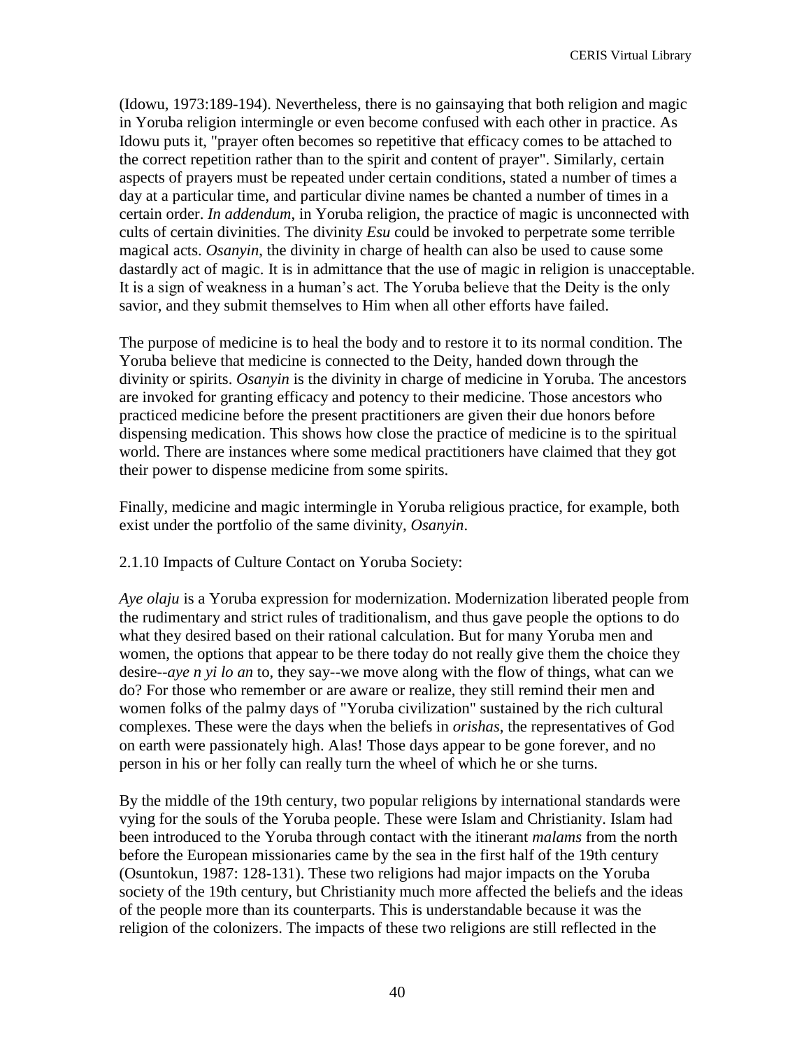(Idowu, 1973:189-194). Nevertheless, there is no gainsaying that both religion and magic in Yoruba religion intermingle or even become confused with each other in practice. As Idowu puts it, "prayer often becomes so repetitive that efficacy comes to be attached to the correct repetition rather than to the spirit and content of prayer". Similarly, certain aspects of prayers must be repeated under certain conditions, stated a number of times a day at a particular time, and particular divine names be chanted a number of times in a certain order. *In addendum*, in Yoruba religion, the practice of magic is unconnected with cults of certain divinities. The divinity *Esu* could be invoked to perpetrate some terrible magical acts. *Osanyin*, the divinity in charge of health can also be used to cause some dastardly act of magic. It is in admittance that the use of magic in religion is unacceptable. It is a sign of weakness in a human's act. The Yoruba believe that the Deity is the only savior, and they submit themselves to Him when all other efforts have failed.

The purpose of medicine is to heal the body and to restore it to its normal condition. The Yoruba believe that medicine is connected to the Deity, handed down through the divinity or spirits. *Osanyin* is the divinity in charge of medicine in Yoruba. The ancestors are invoked for granting efficacy and potency to their medicine. Those ancestors who practiced medicine before the present practitioners are given their due honors before dispensing medication. This shows how close the practice of medicine is to the spiritual world. There are instances where some medical practitioners have claimed that they got their power to dispense medicine from some spirits.

Finally, medicine and magic intermingle in Yoruba religious practice, for example, both exist under the portfolio of the same divinity, *Osanyin*.

2.1.10 Impacts of Culture Contact on Yoruba Society:

*Aye olaju* is a Yoruba expression for modernization. Modernization liberated people from the rudimentary and strict rules of traditionalism, and thus gave people the options to do what they desired based on their rational calculation. But for many Yoruba men and women, the options that appear to be there today do not really give them the choice they desire--*aye n yi lo an* to, they say--we move along with the flow of things, what can we do? For those who remember or are aware or realize, they still remind their men and women folks of the palmy days of "Yoruba civilization" sustained by the rich cultural complexes. These were the days when the beliefs in *orishas*, the representatives of God on earth were passionately high. Alas! Those days appear to be gone forever, and no person in his or her folly can really turn the wheel of which he or she turns.

By the middle of the 19th century, two popular religions by international standards were vying for the souls of the Yoruba people. These were Islam and Christianity. Islam had been introduced to the Yoruba through contact with the itinerant *malams* from the north before the European missionaries came by the sea in the first half of the 19th century (Osuntokun, 1987: 128-131). These two religions had major impacts on the Yoruba society of the 19th century, but Christianity much more affected the beliefs and the ideas of the people more than its counterparts. This is understandable because it was the religion of the colonizers. The impacts of these two religions are still reflected in the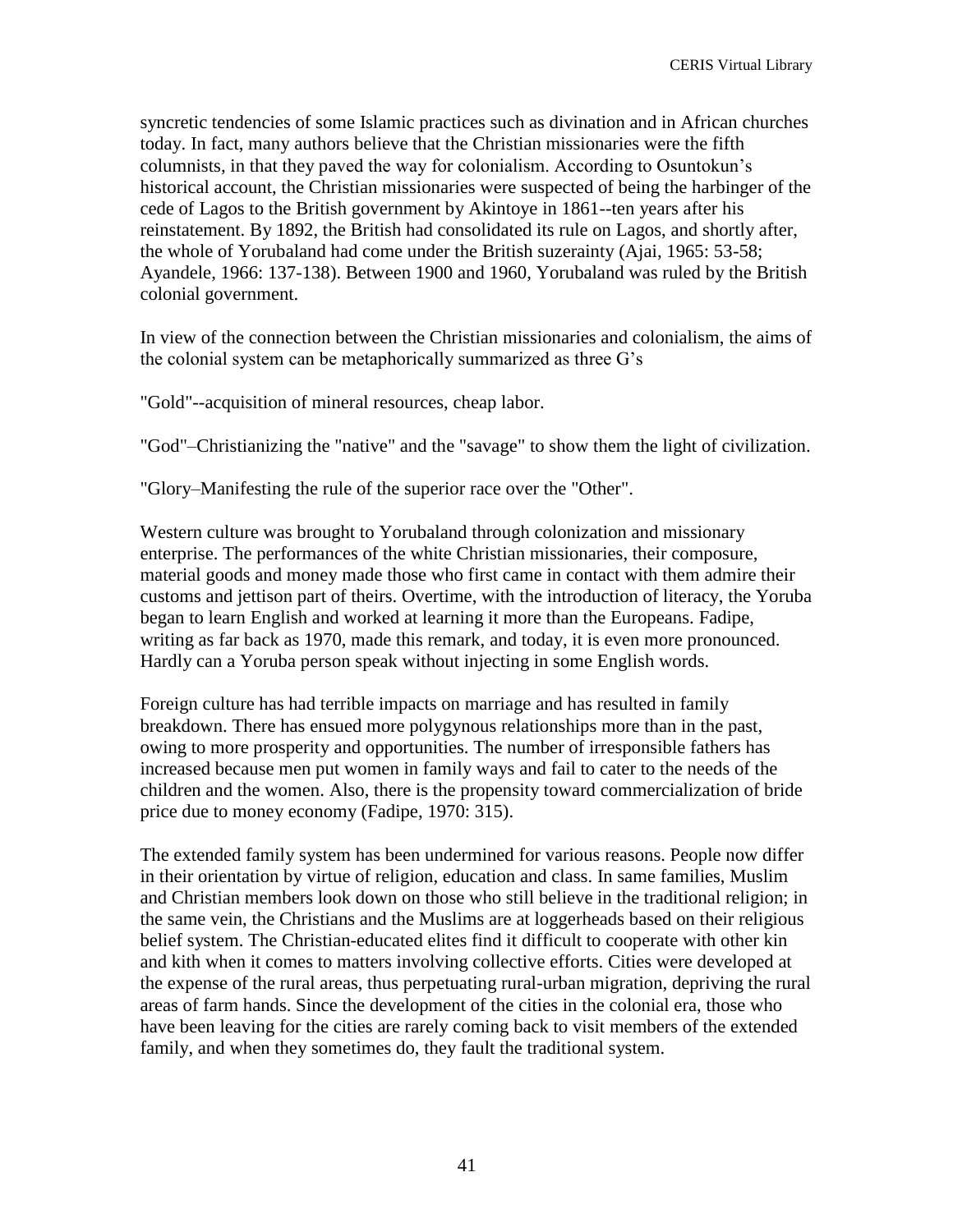syncretic tendencies of some Islamic practices such as divination and in African churches today. In fact, many authors believe that the Christian missionaries were the fifth columnists, in that they paved the way for colonialism. According to Osuntokun's historical account, the Christian missionaries were suspected of being the harbinger of the cede of Lagos to the British government by Akintoye in 1861--ten years after his reinstatement. By 1892, the British had consolidated its rule on Lagos, and shortly after, the whole of Yorubaland had come under the British suzerainty (Ajai, 1965: 53-58; Ayandele, 1966: 137-138). Between 1900 and 1960, Yorubaland was ruled by the British colonial government.

In view of the connection between the Christian missionaries and colonialism, the aims of the colonial system can be metaphorically summarized as three G's

"Gold"--acquisition of mineral resources, cheap labor.

"God"–Christianizing the "native" and the "savage" to show them the light of civilization.

"Glory–Manifesting the rule of the superior race over the "Other".

Western culture was brought to Yorubaland through colonization and missionary enterprise. The performances of the white Christian missionaries, their composure, material goods and money made those who first came in contact with them admire their customs and jettison part of theirs. Overtime, with the introduction of literacy, the Yoruba began to learn English and worked at learning it more than the Europeans. Fadipe, writing as far back as 1970, made this remark, and today, it is even more pronounced. Hardly can a Yoruba person speak without injecting in some English words.

Foreign culture has had terrible impacts on marriage and has resulted in family breakdown. There has ensued more polygynous relationships more than in the past, owing to more prosperity and opportunities. The number of irresponsible fathers has increased because men put women in family ways and fail to cater to the needs of the children and the women. Also, there is the propensity toward commercialization of bride price due to money economy (Fadipe, 1970: 315).

The extended family system has been undermined for various reasons. People now differ in their orientation by virtue of religion, education and class. In same families, Muslim and Christian members look down on those who still believe in the traditional religion; in the same vein, the Christians and the Muslims are at loggerheads based on their religious belief system. The Christian-educated elites find it difficult to cooperate with other kin and kith when it comes to matters involving collective efforts. Cities were developed at the expense of the rural areas, thus perpetuating rural-urban migration, depriving the rural areas of farm hands. Since the development of the cities in the colonial era, those who have been leaving for the cities are rarely coming back to visit members of the extended family, and when they sometimes do, they fault the traditional system.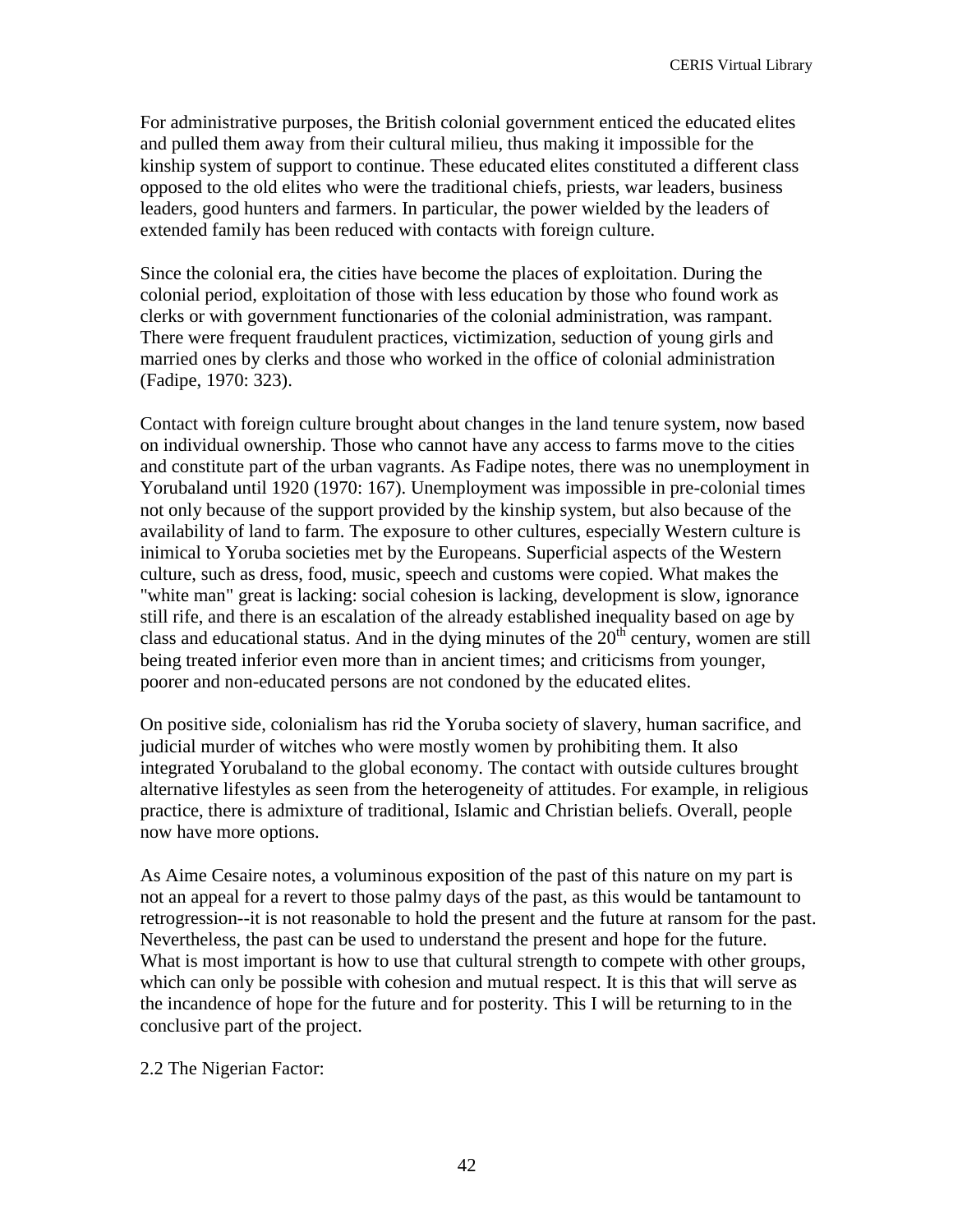For administrative purposes, the British colonial government enticed the educated elites and pulled them away from their cultural milieu, thus making it impossible for the kinship system of support to continue. These educated elites constituted a different class opposed to the old elites who were the traditional chiefs, priests, war leaders, business leaders, good hunters and farmers. In particular, the power wielded by the leaders of extended family has been reduced with contacts with foreign culture.

Since the colonial era, the cities have become the places of exploitation. During the colonial period, exploitation of those with less education by those who found work as clerks or with government functionaries of the colonial administration, was rampant. There were frequent fraudulent practices, victimization, seduction of young girls and married ones by clerks and those who worked in the office of colonial administration (Fadipe, 1970: 323).

Contact with foreign culture brought about changes in the land tenure system, now based on individual ownership. Those who cannot have any access to farms move to the cities and constitute part of the urban vagrants. As Fadipe notes, there was no unemployment in Yorubaland until 1920 (1970: 167). Unemployment was impossible in pre-colonial times not only because of the support provided by the kinship system, but also because of the availability of land to farm. The exposure to other cultures, especially Western culture is inimical to Yoruba societies met by the Europeans. Superficial aspects of the Western culture, such as dress, food, music, speech and customs were copied. What makes the "white man" great is lacking: social cohesion is lacking, development is slow, ignorance still rife, and there is an escalation of the already established inequality based on age by class and educational status. And in the dying minutes of the 20th century, women are still being treated inferior even more than in ancient times; and criticisms from younger, poorer and non-educated persons are not condoned by the educated elites.

On positive side, colonialism has rid the Yoruba society of slavery, human sacrifice, and judicial murder of witches who were mostly women by prohibiting them. It also integrated Yorubaland to the global economy. The contact with outside cultures brought alternative lifestyles as seen from the heterogeneity of attitudes. For example, in religious practice, there is admixture of traditional, Islamic and Christian beliefs. Overall, people now have more options.

As Aime Cesaire notes, a voluminous exposition of the past of this nature on my part is not an appeal for a revert to those palmy days of the past, as this would be tantamount to retrogression--it is not reasonable to hold the present and the future at ransom for the past. Nevertheless, the past can be used to understand the present and hope for the future. What is most important is how to use that cultural strength to compete with other groups, which can only be possible with cohesion and mutual respect. It is this that will serve as the incandence of hope for the future and for posterity. This I will be returning to in the conclusive part of the project.

## 2.2 The Nigerian Factor: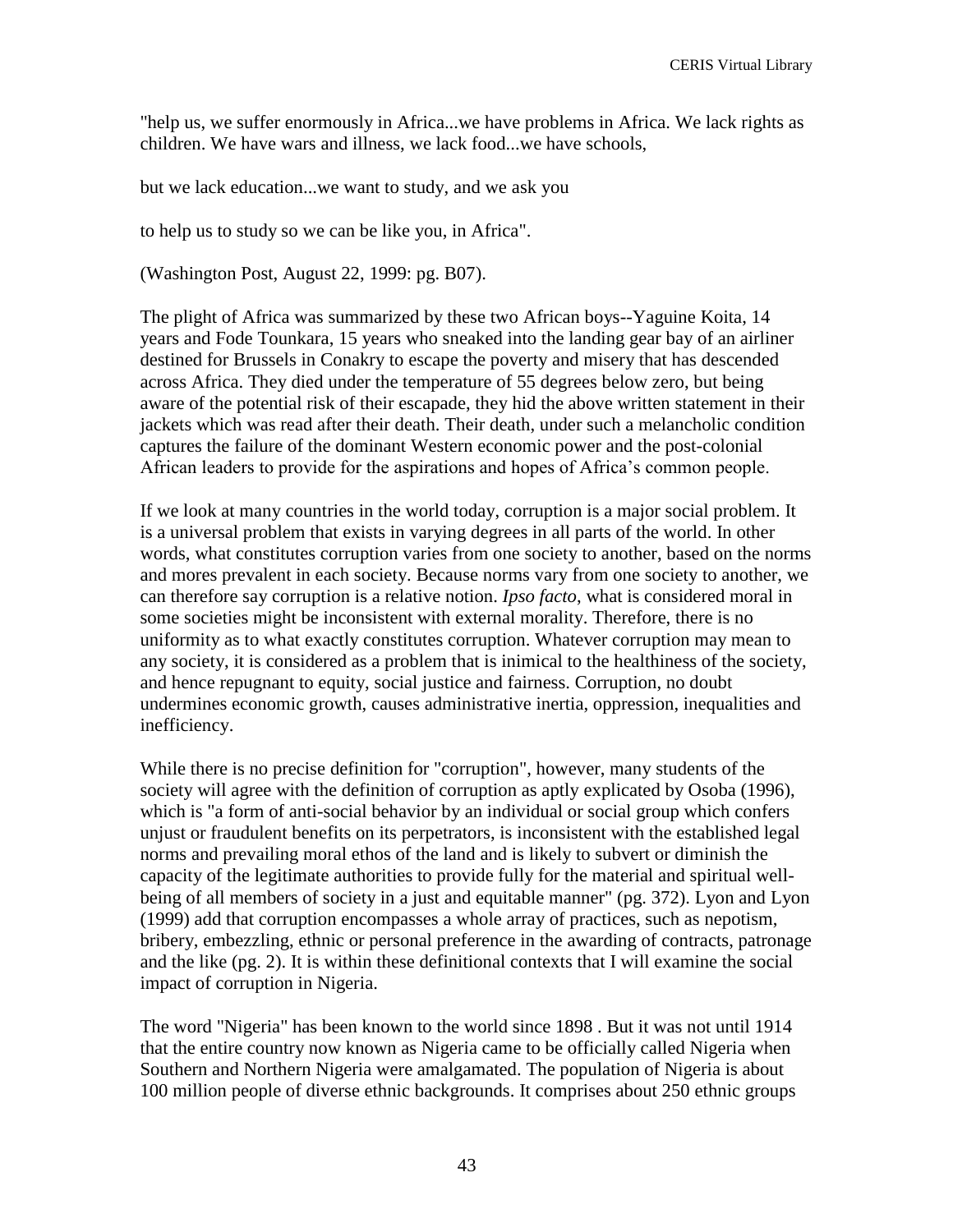"help us, we suffer enormously in Africa...we have problems in Africa. We lack rights as children. We have wars and illness, we lack food...we have schools,

but we lack education...we want to study, and we ask you

to help us to study so we can be like you, in Africa".

(Washington Post, August 22, 1999: pg. B07).

The plight of Africa was summarized by these two African boys--Yaguine Koita, 14 years and Fode Tounkara, 15 years who sneaked into the landing gear bay of an airliner destined for Brussels in Conakry to escape the poverty and misery that has descended across Africa. They died under the temperature of 55 degrees below zero, but being aware of the potential risk of their escapade, they hid the above written statement in their jackets which was read after their death. Their death, under such a melancholic condition captures the failure of the dominant Western economic power and the post-colonial African leaders to provide for the aspirations and hopes of Africa's common people.

If we look at many countries in the world today, corruption is a major social problem. It is a universal problem that exists in varying degrees in all parts of the world. In other words, what constitutes corruption varies from one society to another, based on the norms and mores prevalent in each society. Because norms vary from one society to another, we can therefore say corruption is a relative notion. *Ipso facto*, what is considered moral in some societies might be inconsistent with external morality. Therefore, there is no uniformity as to what exactly constitutes corruption. Whatever corruption may mean to any society, it is considered as a problem that is inimical to the healthiness of the society, and hence repugnant to equity, social justice and fairness. Corruption, no doubt undermines economic growth, causes administrative inertia, oppression, inequalities and inefficiency.

While there is no precise definition for "corruption", however, many students of the society will agree with the definition of corruption as aptly explicated by Osoba (1996), which is "a form of anti-social behavior by an individual or social group which confers unjust or fraudulent benefits on its perpetrators, is inconsistent with the established legal norms and prevailing moral ethos of the land and is likely to subvert or diminish the capacity of the legitimate authorities to provide fully for the material and spiritual well-being of all members of society in a just and equitable manner" (pg. 372). Lyon and Lyon (1999) add that corruption encompasses a whole array of practices, such as nepotism, bribery, embezzling, ethnic or personal preference in the awarding of contracts, patronage and the like (pg. 2). It is within these definitional contexts that I will examine the social impact of corruption in Nigeria.

The word "Nigeria" has been known to the world since 1898 . But it was not until 1914 that the entire country now known as Nigeria came to be officially called Nigeria when Southern and Northern Nigeria were amalgamated. The population of Nigeria is about 100 million people of diverse ethnic backgrounds. It comprises about 250 ethnic groups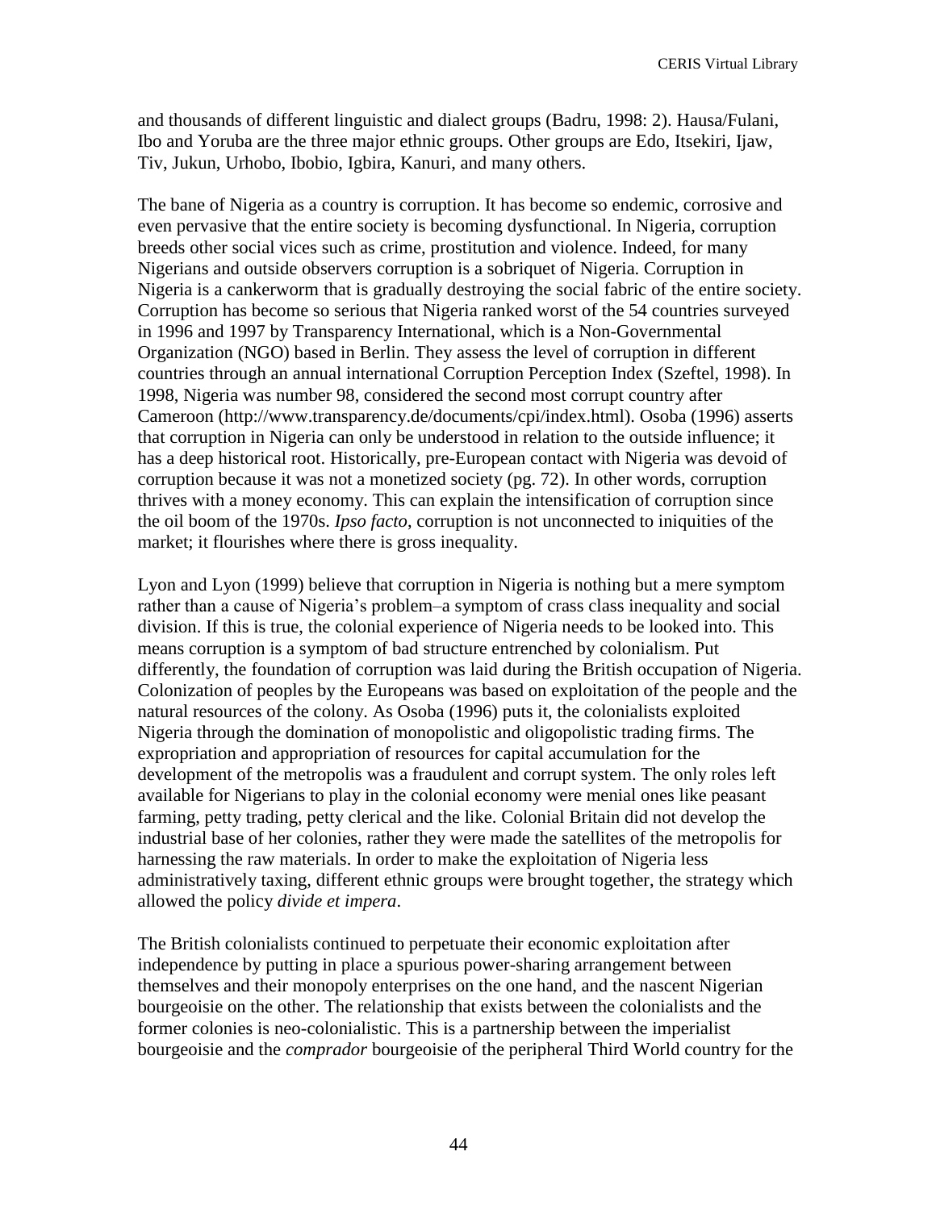and thousands of different linguistic and dialect groups (Badru, 1998: 2). Hausa/Fulani, Ibo and Yoruba are the three major ethnic groups. Other groups are Edo, Itsekiri, Ijaw, Tiv, Jukun, Urhobo, Ibobio, Igbira, Kanuri, and many others.

The bane of Nigeria as a country is corruption. It has become so endemic, corrosive and even pervasive that the entire society is becoming dysfunctional. In Nigeria, corruption breeds other social vices such as crime, prostitution and violence. Indeed, for many Nigerians and outside observers corruption is a sobriquet of Nigeria. Corruption in Nigeria is a cankerworm that is gradually destroying the social fabric of the entire society. Corruption has become so serious that Nigeria ranked worst of the 54 countries surveyed in 1996 and 1997 by Transparency International, which is a Non-Governmental Organization (NGO) based in Berlin. They assess the level of corruption in different countries through an annual international Corruption Perception Index (Szeftel, 1998). In 1998, Nigeria was number 98, considered the second most corrupt country after Cameroon (http://www.transparency.de/documents/cpi/index.html). Osoba (1996) asserts that corruption in Nigeria can only be understood in relation to the outside influence; it has a deep historical root. Historically, pre-European contact with Nigeria was devoid of corruption because it was not a monetized society (pg. 72). In other words, corruption thrives with a money economy. This can explain the intensification of corruption since the oil boom of the 1970s. *Ipso facto*, corruption is not unconnected to iniquities of the market; it flourishes where there is gross inequality.

Lyon and Lyon (1999) believe that corruption in Nigeria is nothing but a mere symptom rather than a cause of Nigeria's problem–a symptom of crass class inequality and social division. If this is true, the colonial experience of Nigeria needs to be looked into. This means corruption is a symptom of bad structure entrenched by colonialism. Put differently, the foundation of corruption was laid during the British occupation of Nigeria. Colonization of peoples by the Europeans was based on exploitation of the people and the natural resources of the colony. As Osoba (1996) puts it, the colonialists exploited Nigeria through the domination of monopolistic and oligopolistic trading firms. The expropriation and appropriation of resources for capital accumulation for the development of the metropolis was a fraudulent and corrupt system. The only roles left available for Nigerians to play in the colonial economy were menial ones like peasant farming, petty trading, petty clerical and the like. Colonial Britain did not develop the industrial base of her colonies, rather they were made the satellites of the metropolis for harnessing the raw materials. In order to make the exploitation of Nigeria less administratively taxing, different ethnic groups were brought together, the strategy which allowed the policy *divide et impera*.

The British colonialists continued to perpetuate their economic exploitation after independence by putting in place a spurious power-sharing arrangement between themselves and their monopoly enterprises on the one hand, and the nascent Nigerian bourgeoisie on the other. The relationship that exists between the colonialists and the former colonies is neo-colonialistic. This is a partnership between the imperialist bourgeoisie and the *comprador* bourgeoisie of the peripheral Third World country for the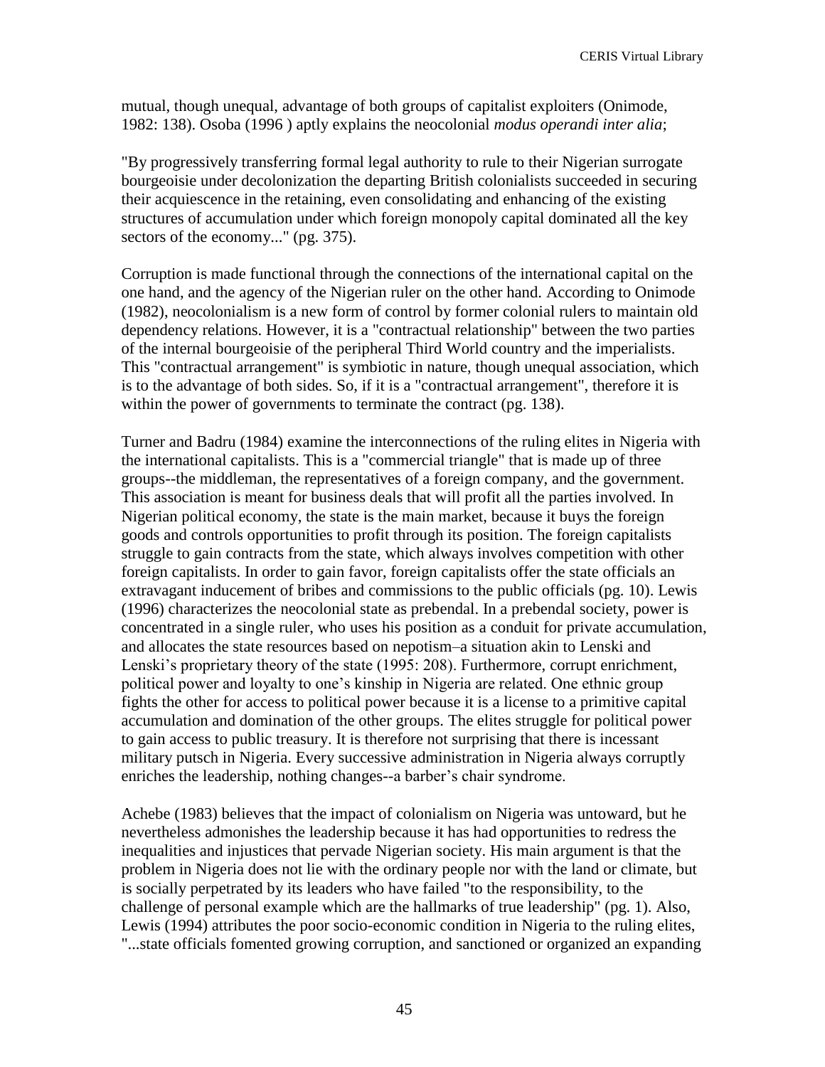mutual, though unequal, advantage of both groups of capitalist exploiters (Onimode, 1982: 138). Osoba (1996 ) aptly explains the neocolonial *modus operandi inter alia*;

"By progressively transferring formal legal authority to rule to their Nigerian surrogate bourgeoisie under decolonization the departing British colonialists succeeded in securing their acquiescence in the retaining, even consolidating and enhancing of the existing structures of accumulation under which foreign monopoly capital dominated all the key sectors of the economy..." (pg. 375).

Corruption is made functional through the connections of the international capital on the one hand, and the agency of the Nigerian ruler on the other hand. According to Onimode (1982), neocolonialism is a new form of control by former colonial rulers to maintain old dependency relations. However, it is a "contractual relationship" between the two parties of the internal bourgeoisie of the peripheral Third World country and the imperialists. This "contractual arrangement" is symbiotic in nature, though unequal association, which is to the advantage of both sides. So, if it is a "contractual arrangement", therefore it is within the power of governments to terminate the contract (pg. 138).

Turner and Badru (1984) examine the interconnections of the ruling elites in Nigeria with the international capitalists. This is a "commercial triangle" that is made up of three groups--the middleman, the representatives of a foreign company, and the government. This association is meant for business deals that will profit all the parties involved. In Nigerian political economy, the state is the main market, because it buys the foreign goods and controls opportunities to profit through its position. The foreign capitalists struggle to gain contracts from the state, which always involves competition with other foreign capitalists. In order to gain favor, foreign capitalists offer the state officials an extravagant inducement of bribes and commissions to the public officials (pg. 10). Lewis (1996) characterizes the neocolonial state as prebendal. In a prebendal society, power is concentrated in a single ruler, who uses his position as a conduit for private accumulation, and allocates the state resources based on nepotism–a situation akin to Lenski and Lenski's proprietary theory of the state (1995: 208). Furthermore, corrupt enrichment, political power and loyalty to one's kinship in Nigeria are related. One ethnic group fights the other for access to political power because it is a license to a primitive capital accumulation and domination of the other groups. The elites struggle for political power to gain access to public treasury. It is therefore not surprising that there is incessant military putsch in Nigeria. Every successive administration in Nigeria always corruptly enriches the leadership, nothing changes--a barber's chair syndrome.

Achebe (1983) believes that the impact of colonialism on Nigeria was untoward, but he nevertheless admonishes the leadership because it has had opportunities to redress the inequalities and injustices that pervade Nigerian society. His main argument is that the problem in Nigeria does not lie with the ordinary people nor with the land or climate, but is socially perpetrated by its leaders who have failed "to the responsibility, to the challenge of personal example which are the hallmarks of true leadership" (pg. 1). Also, Lewis (1994) attributes the poor socio-economic condition in Nigeria to the ruling elites, "...state officials fomented growing corruption, and sanctioned or organized an expanding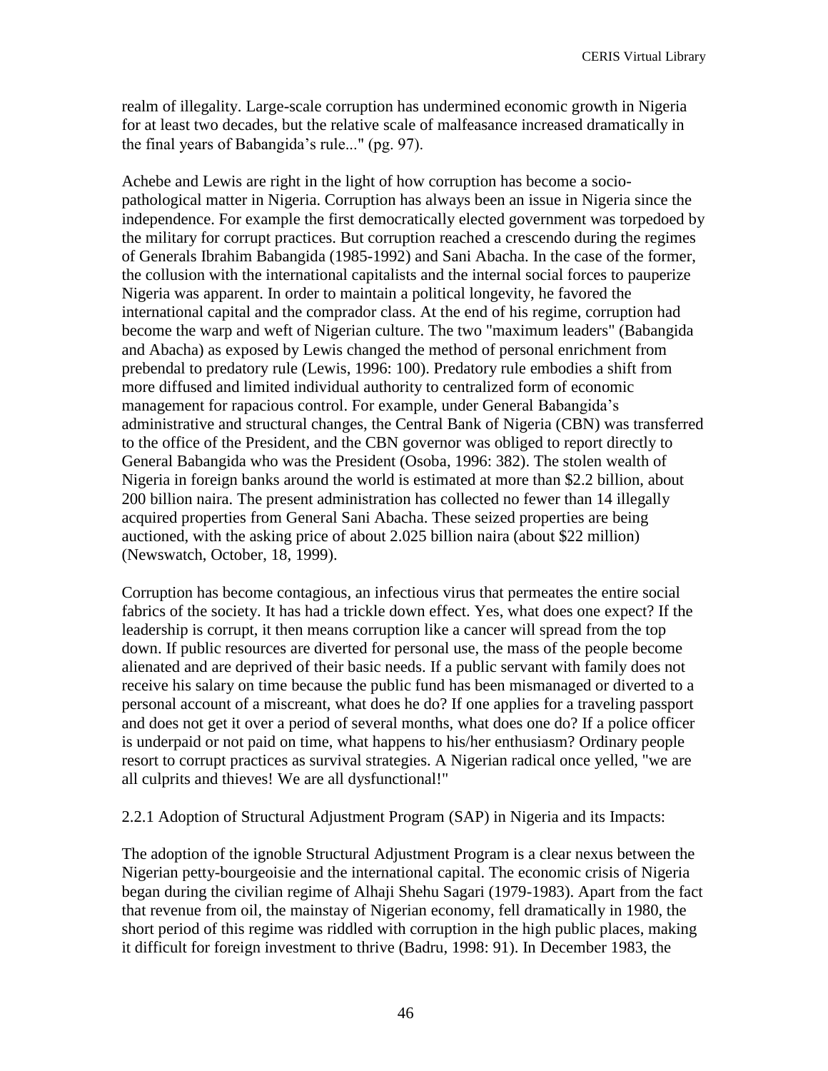realm of illegality. Large-scale corruption has undermined economic growth in Nigeria for at least two decades, but the relative scale of malfeasance increased dramatically in the final years of Babangida's rule..." (pg. 97).

Achebe and Lewis are right in the light of how corruption has become a socio-pathological matter in Nigeria. Corruption has always been an issue in Nigeria since the independence. For example the first democratically elected government was torpedoed by the military for corrupt practices. But corruption reached a crescendo during the regimes of Generals Ibrahim Babangida (1985-1992) and Sani Abacha. In the case of the former, the collusion with the international capitalists and the internal social forces to pauperize Nigeria was apparent. In order to maintain a political longevity, he favored the international capital and the comprador class. At the end of his regime, corruption had become the warp and weft of Nigerian culture. The two "maximum leaders" (Babangida and Abacha) as exposed by Lewis changed the method of personal enrichment from prebendal to predatory rule (Lewis, 1996: 100). Predatory rule embodies a shift from more diffused and limited individual authority to centralized form of economic management for rapacious control. For example, under General Babangida's administrative and structural changes, the Central Bank of Nigeria (CBN) was transferred to the office of the President, and the CBN governor was obliged to report directly to General Babangida who was the President (Osoba, 1996: 382). The stolen wealth of Nigeria in foreign banks around the world is estimated at more than \$2.2 billion, about 200 billion naira. The present administration has collected no fewer than 14 illegally acquired properties from General Sani Abacha. These seized properties are being auctioned, with the asking price of about 2.025 billion naira (about \$22 million) (Newswatch, October, 18, 1999).

Corruption has become contagious, an infectious virus that permeates the entire social fabrics of the society. It has had a trickle down effect. Yes, what does one expect? If the leadership is corrupt, it then means corruption like a cancer will spread from the top down. If public resources are diverted for personal use, the mass of the people become alienated and are deprived of their basic needs. If a public servant with family does not receive his salary on time because the public fund has been mismanaged or diverted to a personal account of a miscreant, what does he do? If one applies for a traveling passport and does not get it over a period of several months, what does one do? If a police officer is underpaid or not paid on time, what happens to his/her enthusiasm? Ordinary people resort to corrupt practices as survival strategies. A Nigerian radical once yelled, "we are all culprits and thieves! We are all dysfunctional!"

### 2.2.1 Adoption of Structural Adjustment Program (SAP) in Nigeria and its Impacts:

The adoption of the ignoble Structural Adjustment Program is a clear nexus between the Nigerian petty-bourgeoisie and the international capital. The economic crisis of Nigeria began during the civilian regime of Alhaji Shehu Sagari (1979-1983). Apart from the fact that revenue from oil, the mainstay of Nigerian economy, fell dramatically in 1980, the short period of this regime was riddled with corruption in the high public places, making it difficult for foreign investment to thrive (Badru, 1998: 91). In December 1983, the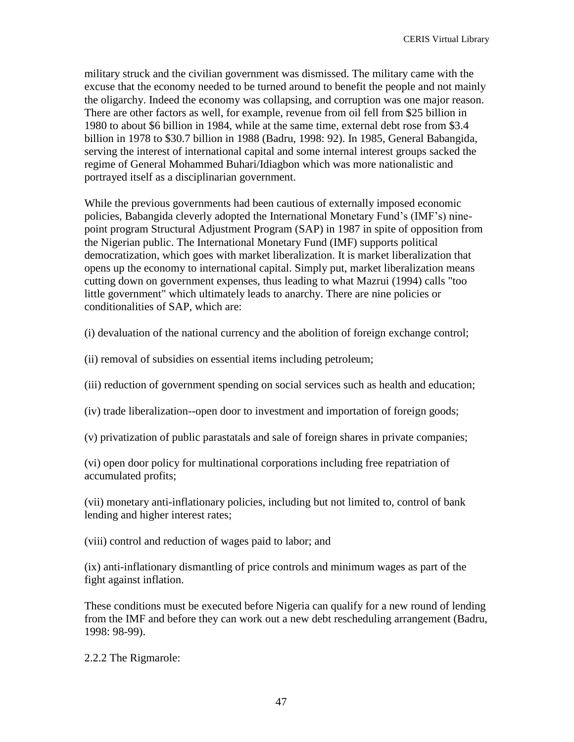military struck and the civilian government was dismissed. The military came with the excuse that the economy needed to be turned around to benefit the people and not mainly the oligarchy. Indeed the economy was collapsing, and corruption was one major reason. There are other factors as well, for example, revenue from oil fell from $25 billion in 1980 to about $6 billion in 1984, while at the same time, external debt rose from $3.4 billion in 1978 to $30.7 billion in 1988 (Badru, 1998: 92). In 1985, General Babangida, serving the interest of international capital and some internal interest groups sacked the regime of General Mohammed Buhari/Idiagbon which was more nationalistic and portrayed itself as a disciplinarian government.

While the previous governments had been cautious of externally imposed economic policies, Babangida cleverly adopted the International Monetary Fund's (IMF's) nine-point program Structural Adjustment Program (SAP) in 1987 in spite of opposition from the Nigerian public. The International Monetary Fund (IMF) supports political democratization, which goes with market liberalization. It is market liberalization that opens up the economy to international capital. Simply put, market liberalization means cutting down on government expenses, thus leading to what Mazrui (1994) calls "too little government" which ultimately leads to anarchy. There are nine policies or conditionalities of SAP, which are:

(i) devaluation of the national currency and the abolition of foreign exchange control;

(ii) removal of subsidies on essential items including petroleum;

(iii) reduction of government spending on social services such as health and education;

(iv) trade liberalization--open door to investment and importation of foreign goods;

(v) privatization of public parastatals and sale of foreign shares in private companies;

(vi) open door policy for multinational corporations including free repatriation of accumulated profits;

(vii) monetary anti-inflationary policies, including but not limited to, control of bank lending and higher interest rates;

(viii) control and reduction of wages paid to labor; and

(ix) anti-inflationary dismantling of price controls and minimum wages as part of the fight against inflation.

These conditions must be executed before Nigeria can qualify for a new round of lending from the IMF and before they can work out a new debt rescheduling arrangement (Badru, 1998: 98-99).

### 2.2.2 The Rigmarole: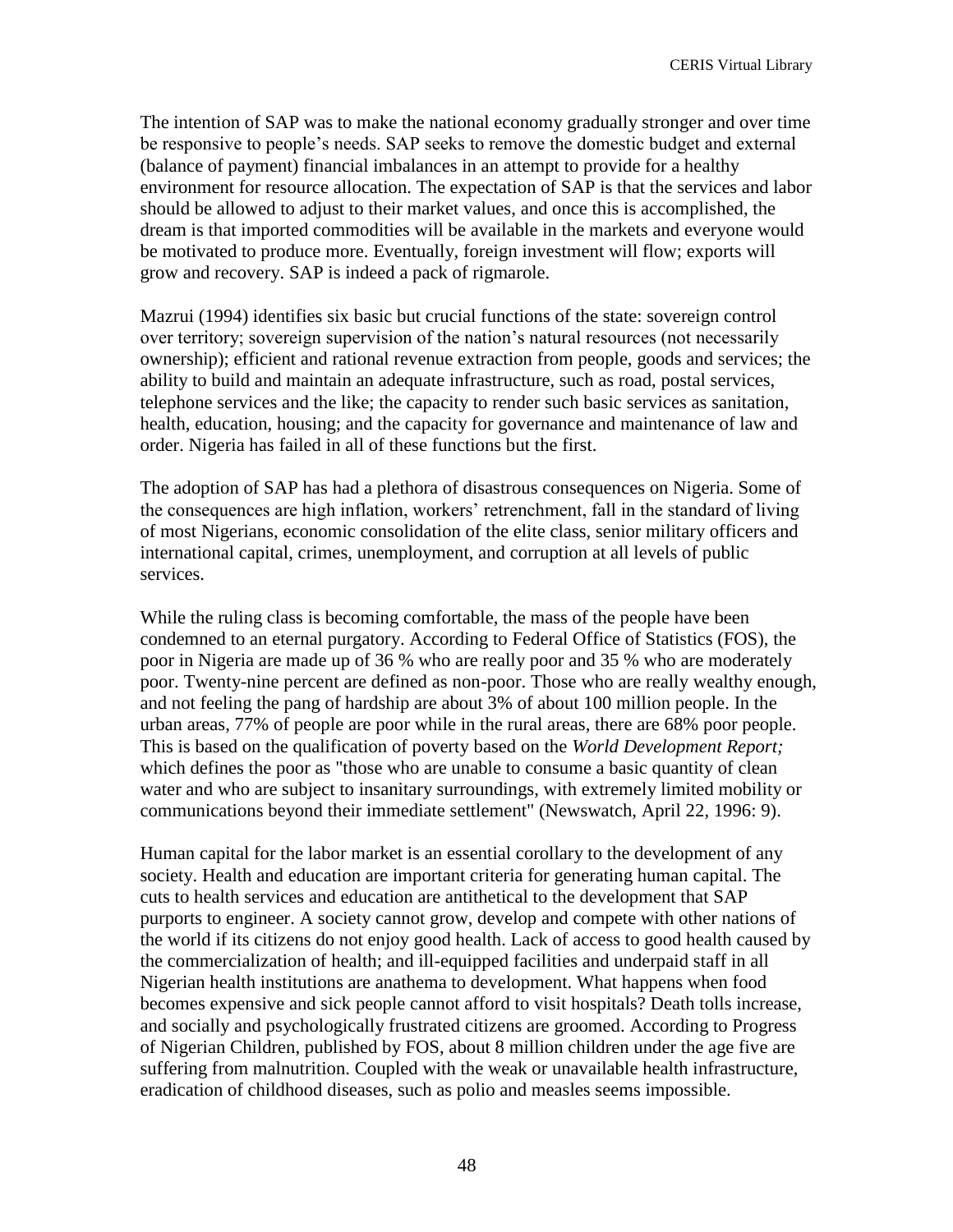The intention of SAP was to make the national economy gradually stronger and over time be responsive to people's needs. SAP seeks to remove the domestic budget and external (balance of payment) financial imbalances in an attempt to provide for a healthy environment for resource allocation. The expectation of SAP is that the services and labor should be allowed to adjust to their market values, and once this is accomplished, the dream is that imported commodities will be available in the markets and everyone would be motivated to produce more. Eventually, foreign investment will flow; exports will grow and recovery. SAP is indeed a pack of rigmarole.

Mazrui (1994) identifies six basic but crucial functions of the state: sovereign control over territory; sovereign supervision of the nation's natural resources (not necessarily ownership); efficient and rational revenue extraction from people, goods and services; the ability to build and maintain an adequate infrastructure, such as road, postal services, telephone services and the like; the capacity to render such basic services as sanitation, health, education, housing; and the capacity for governance and maintenance of law and order. Nigeria has failed in all of these functions but the first.

The adoption of SAP has had a plethora of disastrous consequences on Nigeria. Some of the consequences are high inflation, workers' retrenchment, fall in the standard of living of most Nigerians, economic consolidation of the elite class, senior military officers and international capital, crimes, unemployment, and corruption at all levels of public services.

While the ruling class is becoming comfortable, the mass of the people have been condemned to an eternal purgatory. According to Federal Office of Statistics (FOS), the poor in Nigeria are made up of 36 % who are really poor and 35 % who are moderately poor. Twenty-nine percent are defined as non-poor. Those who are really wealthy enough, and not feeling the pang of hardship are about 3% of about 100 million people. In the urban areas, 77% of people are poor while in the rural areas, there are 68% poor people. This is based on the qualification of poverty based on the *World Development Report;* which defines the poor as "those who are unable to consume a basic quantity of clean water and who are subject to insanitary surroundings, with extremely limited mobility or communications beyond their immediate settlement" (Newswatch, April 22, 1996: 9).

Human capital for the labor market is an essential corollary to the development of any society. Health and education are important criteria for generating human capital. The cuts to health services and education are antithetical to the development that SAP purports to engineer. A society cannot grow, develop and compete with other nations of the world if its citizens do not enjoy good health. Lack of access to good health caused by the commercialization of health; and ill-equipped facilities and underpaid staff in all Nigerian health institutions are anathema to development. What happens when food becomes expensive and sick people cannot afford to visit hospitals? Death tolls increase, and socially and psychologically frustrated citizens are groomed. According to Progress of Nigerian Children, published by FOS, about 8 million children under the age five are suffering from malnutrition. Coupled with the weak or unavailable health infrastructure, eradication of childhood diseases, such as polio and measles seems impossible.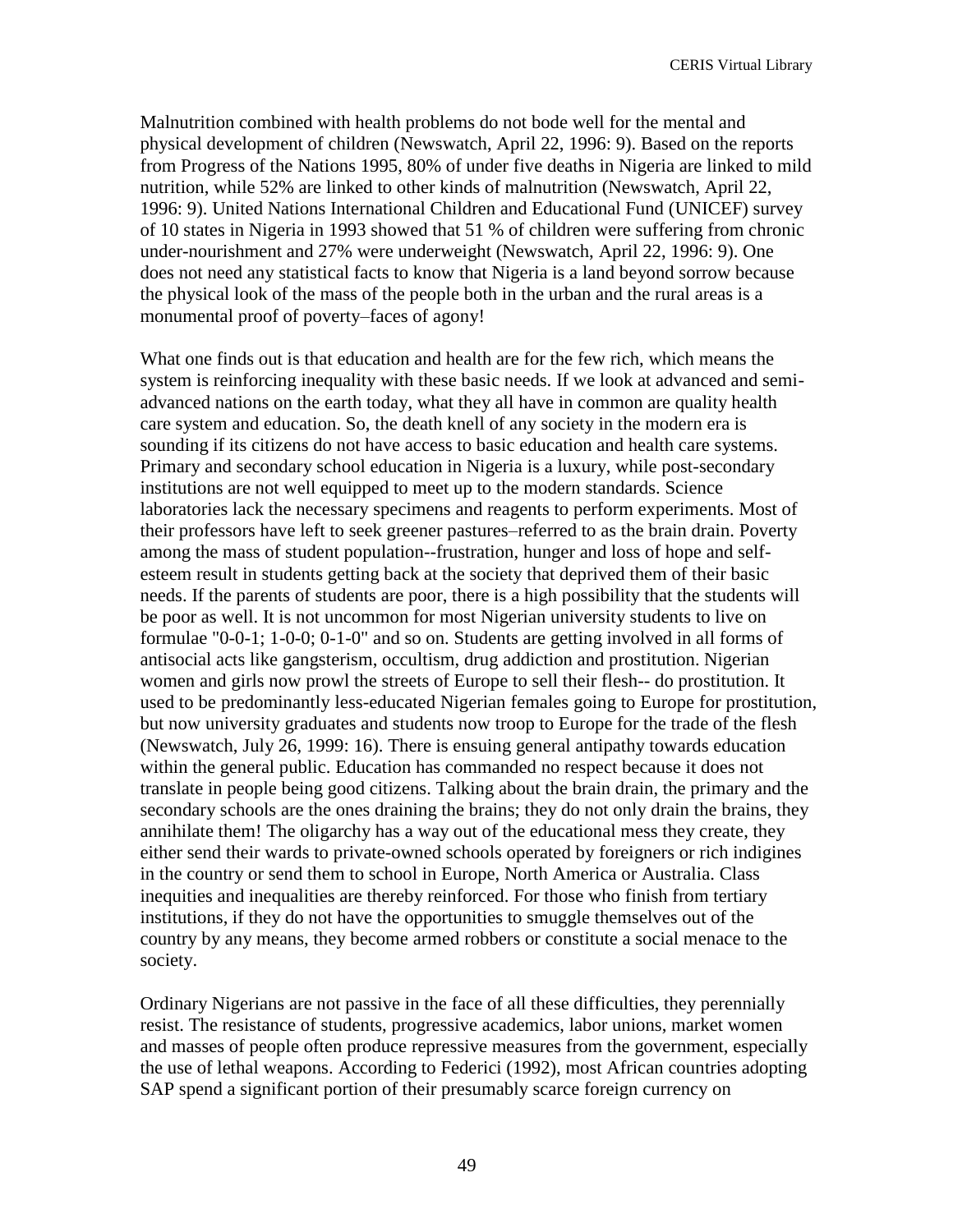Malnutrition combined with health problems do not bode well for the mental and physical development of children (Newswatch, April 22, 1996: 9). Based on the reports from Progress of the Nations 1995, 80% of under five deaths in Nigeria are linked to mild nutrition, while 52% are linked to other kinds of malnutrition (Newswatch, April 22, 1996: 9). United Nations International Children and Educational Fund (UNICEF) survey of 10 states in Nigeria in 1993 showed that 51 % of children were suffering from chronic under-nourishment and 27% were underweight (Newswatch, April 22, 1996: 9). One does not need any statistical facts to know that Nigeria is a land beyond sorrow because the physical look of the mass of the people both in the urban and the rural areas is a monumental proof of poverty–faces of agony!

What one finds out is that education and health are for the few rich, which means the system is reinforcing inequality with these basic needs. If we look at advanced and semi-advanced nations on the earth today, what they all have in common are quality health care system and education. So, the death knell of any society in the modern era is sounding if its citizens do not have access to basic education and health care systems. Primary and secondary school education in Nigeria is a luxury, while post-secondary institutions are not well equipped to meet up to the modern standards. Science laboratories lack the necessary specimens and reagents to perform experiments. Most of their professors have left to seek greener pastures–referred to as the brain drain. Poverty among the mass of student population--frustration, hunger and loss of hope and self-esteem result in students getting back at the society that deprived them of their basic needs. If the parents of students are poor, there is a high possibility that the students will be poor as well. It is not uncommon for most Nigerian university students to live on formulae "0-0-1; 1-0-0; 0-1-0" and so on. Students are getting involved in all forms of antisocial acts like gangsterism, occultism, drug addiction and prostitution. Nigerian women and girls now prowl the streets of Europe to sell their flesh-- do prostitution. It used to be predominantly less-educated Nigerian females going to Europe for prostitution, but now university graduates and students now troop to Europe for the trade of the flesh (Newswatch, July 26, 1999: 16). There is ensuing general antipathy towards education within the general public. Education has commanded no respect because it does not translate in people being good citizens. Talking about the brain drain, the primary and the secondary schools are the ones draining the brains; they do not only drain the brains, they annihilate them! The oligarchy has a way out of the educational mess they create, they either send their wards to private-owned schools operated by foreigners or rich indigines in the country or send them to school in Europe, North America or Australia. Class inequities and inequalities are thereby reinforced. For those who finish from tertiary institutions, if they do not have the opportunities to smuggle themselves out of the country by any means, they become armed robbers or constitute a social menace to the society.

Ordinary Nigerians are not passive in the face of all these difficulties, they perennially resist. The resistance of students, progressive academics, labor unions, market women and masses of people often produce repressive measures from the government, especially the use of lethal weapons. According to Federici (1992), most African countries adopting SAP spend a significant portion of their presumably scarce foreign currency on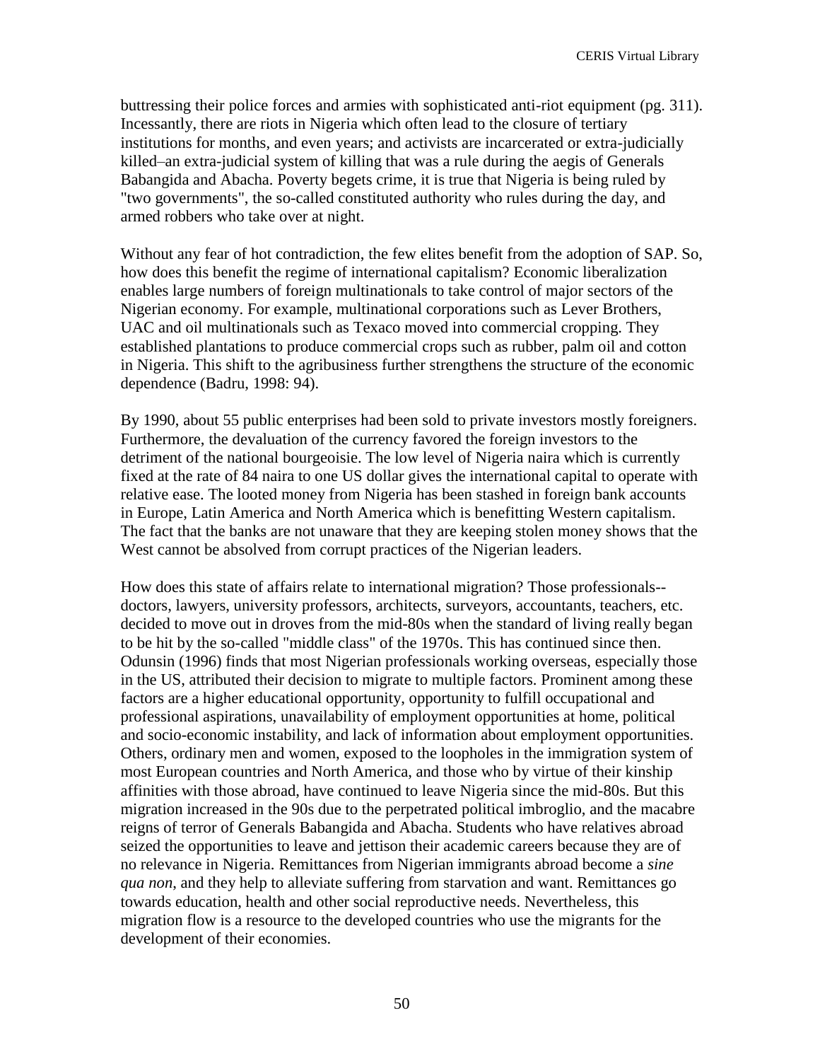buttressing their police forces and armies with sophisticated anti-riot equipment (pg. 311). Incessantly, there are riots in Nigeria which often lead to the closure of tertiary institutions for months, and even years; and activists are incarcerated or extra-judicially killed–an extra-judicial system of killing that was a rule during the aegis of Generals Babangida and Abacha. Poverty begets crime, it is true that Nigeria is being ruled by "two governments", the so-called constituted authority who rules during the day, and armed robbers who take over at night.

Without any fear of hot contradiction, the few elites benefit from the adoption of SAP. So, how does this benefit the regime of international capitalism? Economic liberalization enables large numbers of foreign multinationals to take control of major sectors of the Nigerian economy. For example, multinational corporations such as Lever Brothers, UAC and oil multinationals such as Texaco moved into commercial cropping. They established plantations to produce commercial crops such as rubber, palm oil and cotton in Nigeria. This shift to the agribusiness further strengthens the structure of the economic dependence (Badru, 1998: 94).

By 1990, about 55 public enterprises had been sold to private investors mostly foreigners. Furthermore, the devaluation of the currency favored the foreign investors to the detriment of the national bourgeoisie. The low level of Nigeria naira which is currently fixed at the rate of 84 naira to one US dollar gives the international capital to operate with relative ease. The looted money from Nigeria has been stashed in foreign bank accounts in Europe, Latin America and North America which is benefitting Western capitalism. The fact that the banks are not unaware that they are keeping stolen money shows that the West cannot be absolved from corrupt practices of the Nigerian leaders.

How does this state of affairs relate to international migration? Those professionals--doctors, lawyers, university professors, architects, surveyors, accountants, teachers, etc. decided to move out in droves from the mid-80s when the standard of living really began to be hit by the so-called "middle class" of the 1970s. This has continued since then. Odunsin (1996) finds that most Nigerian professionals working overseas, especially those in the US, attributed their decision to migrate to multiple factors. Prominent among these factors are a higher educational opportunity, opportunity to fulfill occupational and professional aspirations, unavailability of employment opportunities at home, political and socio-economic instability, and lack of information about employment opportunities. Others, ordinary men and women, exposed to the loopholes in the immigration system of most European countries and North America, and those who by virtue of their kinship affinities with those abroad, have continued to leave Nigeria since the mid-80s. But this migration increased in the 90s due to the perpetrated political imbroglio, and the macabre reigns of terror of Generals Babangida and Abacha. Students who have relatives abroad seized the opportunities to leave and jettison their academic careers because they are of no relevance in Nigeria. Remittances from Nigerian immigrants abroad become a *sine qua non*, and they help to alleviate suffering from starvation and want. Remittances go towards education, health and other social reproductive needs. Nevertheless, this migration flow is a resource to the developed countries who use the migrants for the development of their economies.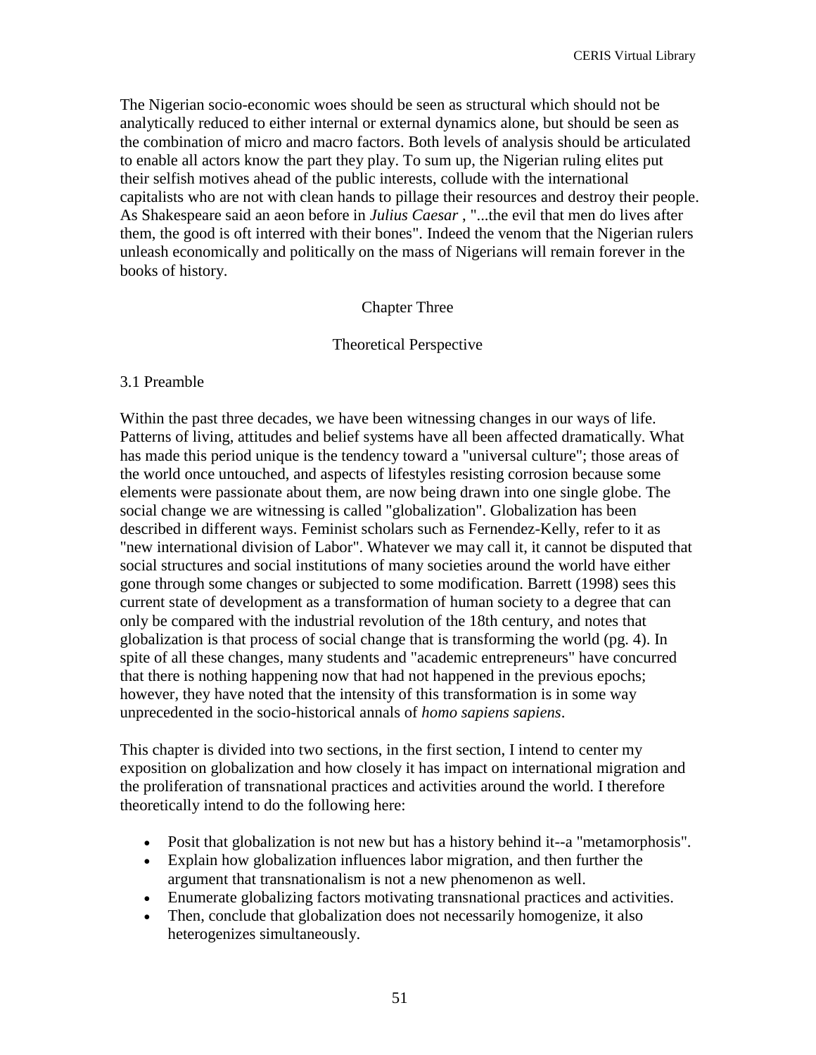The Nigerian socio-economic woes should be seen as structural which should not be analytically reduced to either internal or external dynamics alone, but should be seen as the combination of micro and macro factors. Both levels of analysis should be articulated to enable all actors know the part they play. To sum up, the Nigerian ruling elites put their selfish motives ahead of the public interests, collude with the international capitalists who are not with clean hands to pillage their resources and destroy their people. As Shakespeare said an aeon before in *Julius Caesar* , "...the evil that men do lives after them, the good is oft interred with their bones". Indeed the venom that the Nigerian rulers unleash economically and politically on the mass of Nigerians will remain forever in the books of history.

# Chapter Three

# Theoretical Perspective

## 3.1 Preamble

Within the past three decades, we have been witnessing changes in our ways of life. Patterns of living, attitudes and belief systems have all been affected dramatically. What has made this period unique is the tendency toward a "universal culture"; those areas of the world once untouched, and aspects of lifestyles resisting corrosion because some elements were passionate about them, are now being drawn into one single globe. The social change we are witnessing is called "globalization". Globalization has been described in different ways. Feminist scholars such as Fernendez-Kelly, refer to it as "new international division of Labor". Whatever we may call it, it cannot be disputed that social structures and social institutions of many societies around the world have either gone through some changes or subjected to some modification. Barrett (1998) sees this current state of development as a transformation of human society to a degree that can only be compared with the industrial revolution of the 18th century, and notes that globalization is that process of social change that is transforming the world (pg. 4). In spite of all these changes, many students and "academic entrepreneurs" have concurred that there is nothing happening now that had not happened in the previous epochs; however, they have noted that the intensity of this transformation is in some way unprecedented in the socio-historical annals of *homo sapiens sapiens*.

This chapter is divided into two sections, in the first section, I intend to center my exposition on globalization and how closely it has impact on international migration and the proliferation of transnational practices and activities around the world. I therefore theoretically intend to do the following here:

- Posit that globalization is not new but has a history behind it--a "metamorphosis".
- Explain how globalization influences labor migration, and then further the argument that transnationalism is not a new phenomenon as well.
- Enumerate globalizing factors motivating transnational practices and activities.
- Then, conclude that globalization does not necessarily homogenize, it also heterogenizes simultaneously.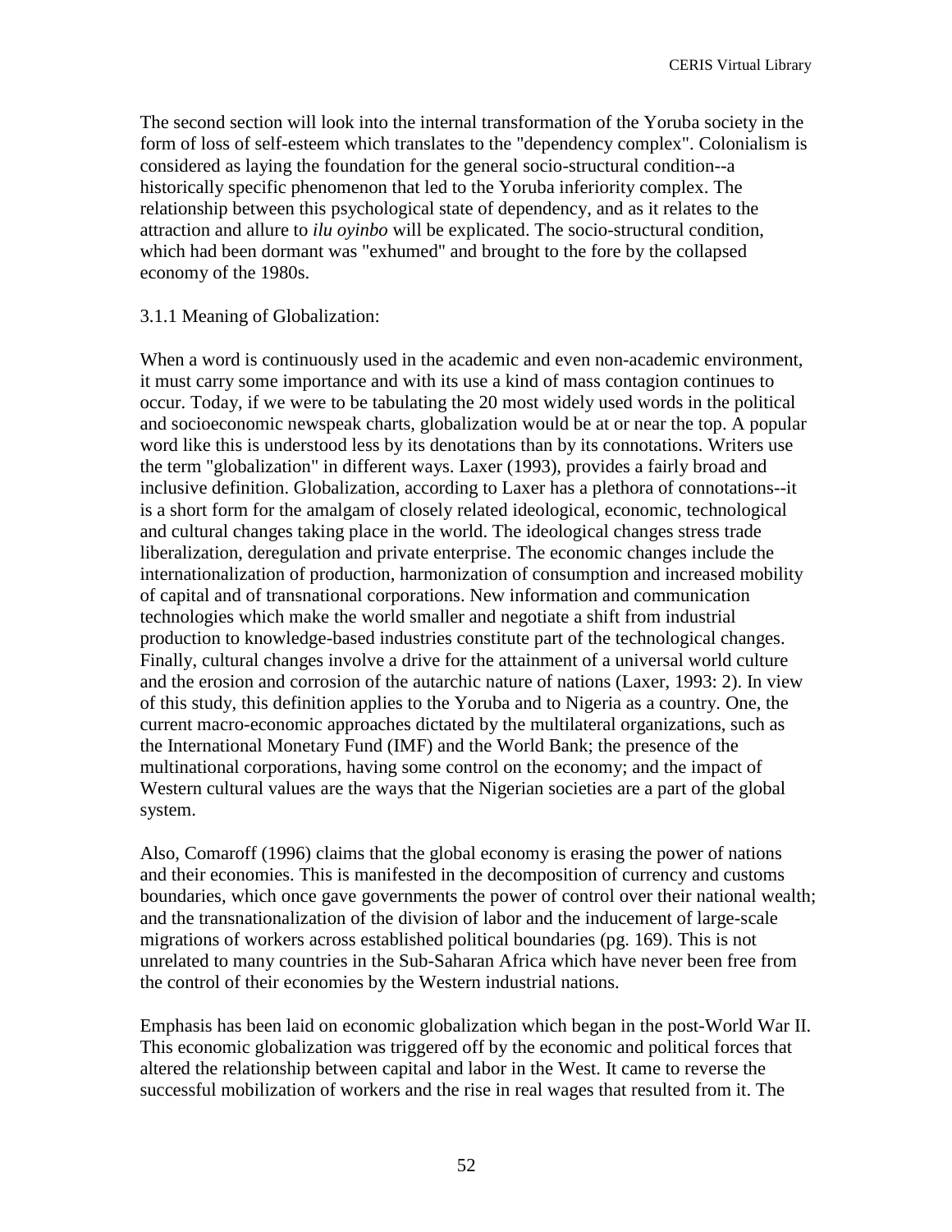The second section will look into the internal transformation of the Yoruba society in the form of loss of self-esteem which translates to the "dependency complex". Colonialism is considered as laying the foundation for the general socio-structural condition--a historically specific phenomenon that led to the Yoruba inferiority complex. The relationship between this psychological state of dependency, and as it relates to the attraction and allure to *ilu oyinbo* will be explicated. The socio-structural condition, which had been dormant was "exhumed" and brought to the fore by the collapsed economy of the 1980s.

### 3.1.1 Meaning of Globalization:

When a word is continuously used in the academic and even non-academic environment, it must carry some importance and with its use a kind of mass contagion continues to occur. Today, if we were to be tabulating the 20 most widely used words in the political and socioeconomic newspeak charts, globalization would be at or near the top. A popular word like this is understood less by its denotations than by its connotations. Writers use the term "globalization" in different ways. Laxer (1993), provides a fairly broad and inclusive definition. Globalization, according to Laxer has a plethora of connotations--it is a short form for the amalgam of closely related ideological, economic, technological and cultural changes taking place in the world. The ideological changes stress trade liberalization, deregulation and private enterprise. The economic changes include the internationalization of production, harmonization of consumption and increased mobility of capital and of transnational corporations. New information and communication technologies which make the world smaller and negotiate a shift from industrial production to knowledge-based industries constitute part of the technological changes. Finally, cultural changes involve a drive for the attainment of a universal world culture and the erosion and corrosion of the autarchic nature of nations (Laxer, 1993: 2). In view of this study, this definition applies to the Yoruba and to Nigeria as a country. One, the current macro-economic approaches dictated by the multilateral organizations, such as the International Monetary Fund (IMF) and the World Bank; the presence of the multinational corporations, having some control on the economy; and the impact of Western cultural values are the ways that the Nigerian societies are a part of the global system.

Also, Comaroff (1996) claims that the global economy is erasing the power of nations and their economies. This is manifested in the decomposition of currency and customs boundaries, which once gave governments the power of control over their national wealth; and the transnationalization of the division of labor and the inducement of large-scale migrations of workers across established political boundaries (pg. 169). This is not unrelated to many countries in the Sub-Saharan Africa which have never been free from the control of their economies by the Western industrial nations.

Emphasis has been laid on economic globalization which began in the post-World War II. This economic globalization was triggered off by the economic and political forces that altered the relationship between capital and labor in the West. It came to reverse the successful mobilization of workers and the rise in real wages that resulted from it. The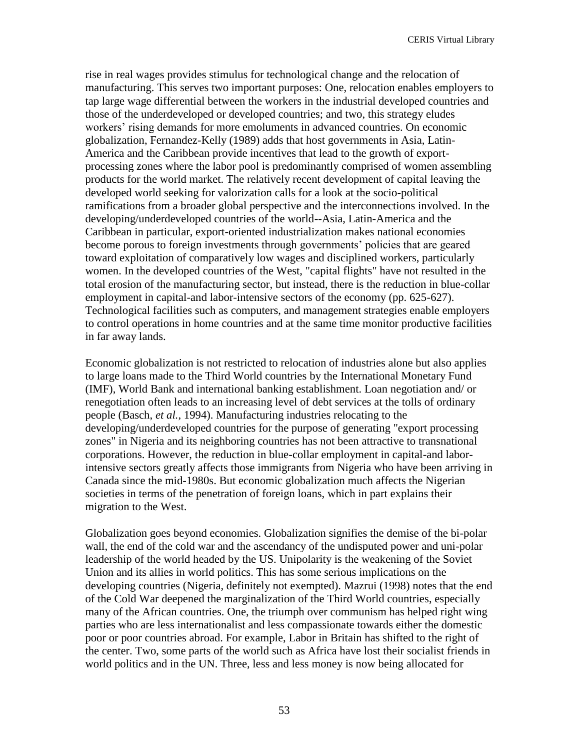rise in real wages provides stimulus for technological change and the relocation of manufacturing. This serves two important purposes: One, relocation enables employers to tap large wage differential between the workers in the industrial developed countries and those of the underdeveloped or developed countries; and two, this strategy eludes workers' rising demands for more emoluments in advanced countries. On economic globalization, Fernandez-Kelly (1989) adds that host governments in Asia, Latin-America and the Caribbean provide incentives that lead to the growth of export-processing zones where the labor pool is predominantly comprised of women assembling products for the world market. The relatively recent development of capital leaving the developed world seeking for valorization calls for a look at the socio-political ramifications from a broader global perspective and the interconnections involved. In the developing/underdeveloped countries of the world--Asia, Latin-America and the Caribbean in particular, export-oriented industrialization makes national economies become porous to foreign investments through governments' policies that are geared toward exploitation of comparatively low wages and disciplined workers, particularly women. In the developed countries of the West, "capital flights" have not resulted in the total erosion of the manufacturing sector, but instead, there is the reduction in blue-collar employment in capital-and labor-intensive sectors of the economy (pp. 625-627). Technological facilities such as computers, and management strategies enable employers to control operations in home countries and at the same time monitor productive facilities in far away lands.

Economic globalization is not restricted to relocation of industries alone but also applies to large loans made to the Third World countries by the International Monetary Fund (IMF), World Bank and international banking establishment. Loan negotiation and/ or renegotiation often leads to an increasing level of debt services at the tolls of ordinary people (Basch, *et al.*, 1994). Manufacturing industries relocating to the developing/underdeveloped countries for the purpose of generating "export processing zones" in Nigeria and its neighboring countries has not been attractive to transnational corporations. However, the reduction in blue-collar employment in capital-and labor-intensive sectors greatly affects those immigrants from Nigeria who have been arriving in Canada since the mid-1980s. But economic globalization much affects the Nigerian societies in terms of the penetration of foreign loans, which in part explains their migration to the West.

Globalization goes beyond economies. Globalization signifies the demise of the bi-polar wall, the end of the cold war and the ascendancy of the undisputed power and uni-polar leadership of the world headed by the US. Unipolarity is the weakening of the Soviet Union and its allies in world politics. This has some serious implications on the developing countries (Nigeria, definitely not exempted). Mazrui (1998) notes that the end of the Cold War deepened the marginalization of the Third World countries, especially many of the African countries. One, the triumph over communism has helped right wing parties who are less internationalist and less compassionate towards either the domestic poor or poor countries abroad. For example, Labor in Britain has shifted to the right of the center. Two, some parts of the world such as Africa have lost their socialist friends in world politics and in the UN. Three, less and less money is now being allocated for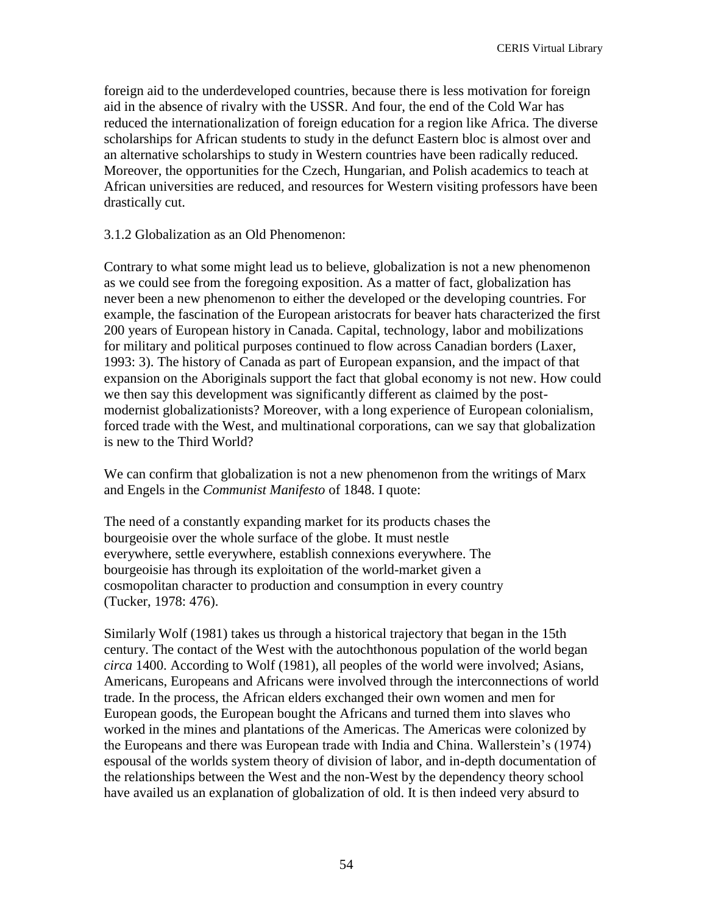foreign aid to the underdeveloped countries, because there is less motivation for foreign aid in the absence of rivalry with the USSR. And four, the end of the Cold War has reduced the internationalization of foreign education for a region like Africa. The diverse scholarships for African students to study in the defunct Eastern bloc is almost over and an alternative scholarships to study in Western countries have been radically reduced. Moreover, the opportunities for the Czech, Hungarian, and Polish academics to teach at African universities are reduced, and resources for Western visiting professors have been drastically cut.

### 3.1.2 Globalization as an Old Phenomenon:

Contrary to what some might lead us to believe, globalization is not a new phenomenon as we could see from the foregoing exposition. As a matter of fact, globalization has never been a new phenomenon to either the developed or the developing countries. For example, the fascination of the European aristocrats for beaver hats characterized the first 200 years of European history in Canada. Capital, technology, labor and mobilizations for military and political purposes continued to flow across Canadian borders (Laxer, 1993: 3). The history of Canada as part of European expansion, and the impact of that expansion on the Aboriginals support the fact that global economy is not new. How could we then say this development was significantly different as claimed by the post-modernist globalizationists? Moreover, with a long experience of European colonialism, forced trade with the West, and multinational corporations, can we say that globalization is new to the Third World?

We can confirm that globalization is not a new phenomenon from the writings of Marx and Engels in the *Communist Manifesto* of 1848. I quote:

> The need of a constantly expanding market for its products chases the bourgeoisie over the whole surface of the globe. It must nestle everywhere, settle everywhere, establish connexions everywhere. The bourgeoisie has through its exploitation of the world-market given a cosmopolitan character to production and consumption in every country (Tucker, 1978: 476).

Similarly Wolf (1981) takes us through a historical trajectory that began in the 15th century. The contact of the West with the autochthonous population of the world began *circa* 1400. According to Wolf (1981), all peoples of the world were involved; Asians, Americans, Europeans and Africans were involved through the interconnections of world trade. In the process, the African elders exchanged their own women and men for European goods, the European bought the Africans and turned them into slaves who worked in the mines and plantations of the Americas. The Americas were colonized by the Europeans and there was European trade with India and China. Wallerstein's (1974) espousal of the worlds system theory of division of labor, and in-depth documentation of the relationships between the West and the non-West by the dependency theory school have availed us an explanation of globalization of old. It is then indeed very absurd to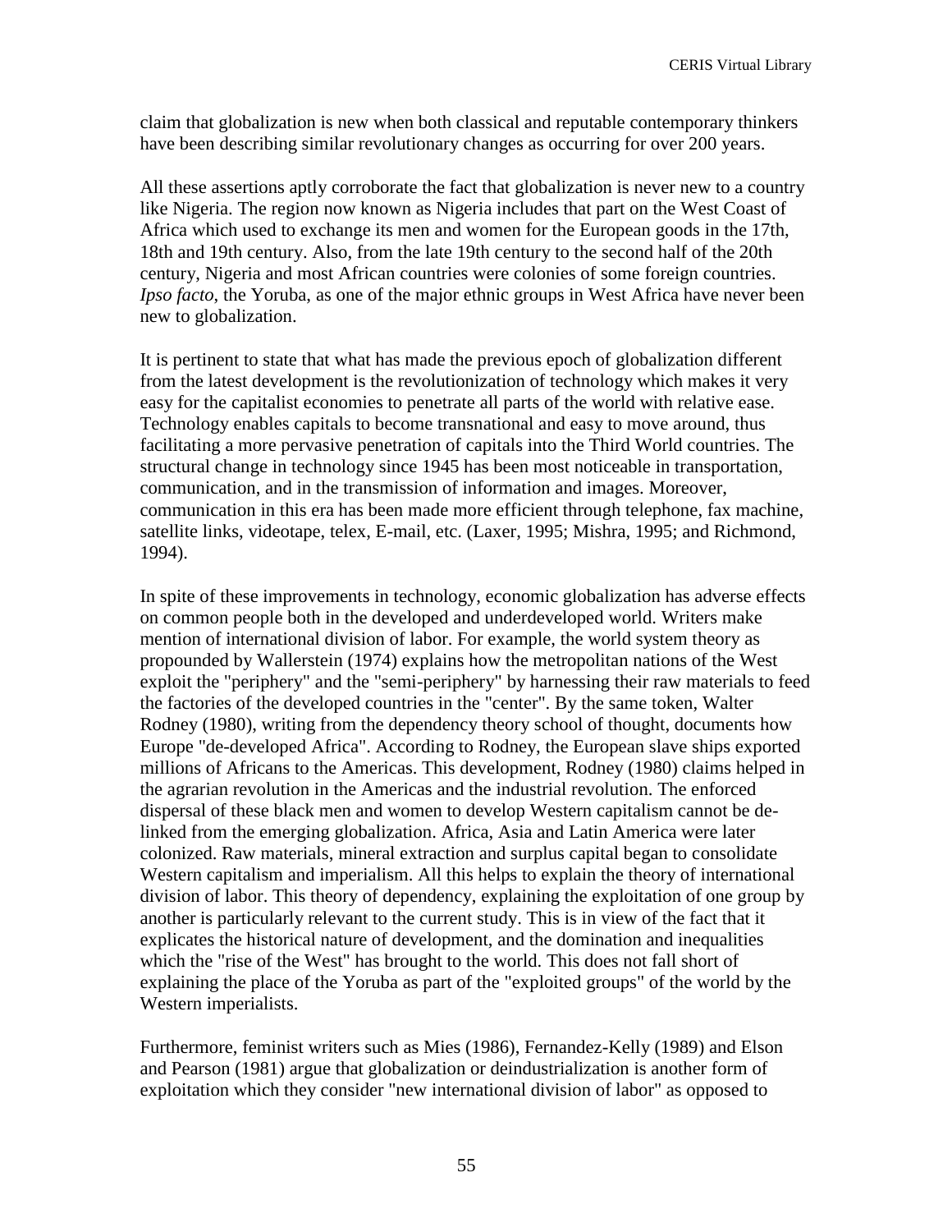claim that globalization is new when both classical and reputable contemporary thinkers have been describing similar revolutionary changes as occurring for over 200 years.

All these assertions aptly corroborate the fact that globalization is never new to a country like Nigeria. The region now known as Nigeria includes that part on the West Coast of Africa which used to exchange its men and women for the European goods in the 17th, 18th and 19th century. Also, from the late 19th century to the second half of the 20th century, Nigeria and most African countries were colonies of some foreign countries. *Ipso facto*, the Yoruba, as one of the major ethnic groups in West Africa have never been new to globalization.

It is pertinent to state that what has made the previous epoch of globalization different from the latest development is the revolutionization of technology which makes it very easy for the capitalist economies to penetrate all parts of the world with relative ease. Technology enables capitals to become transnational and easy to move around, thus facilitating a more pervasive penetration of capitals into the Third World countries. The structural change in technology since 1945 has been most noticeable in transportation, communication, and in the transmission of information and images. Moreover, communication in this era has been made more efficient through telephone, fax machine, satellite links, videotape, telex, E-mail, etc. (Laxer, 1995; Mishra, 1995; and Richmond, 1994).

In spite of these improvements in technology, economic globalization has adverse effects on common people both in the developed and underdeveloped world. Writers make mention of international division of labor. For example, the world system theory as propounded by Wallerstein (1974) explains how the metropolitan nations of the West exploit the "periphery" and the "semi-periphery" by harnessing their raw materials to feed the factories of the developed countries in the "center". By the same token, Walter Rodney (1980), writing from the dependency theory school of thought, documents how Europe "de-developed Africa". According to Rodney, the European slave ships exported millions of Africans to the Americas. This development, Rodney (1980) claims helped in the agrarian revolution in the Americas and the industrial revolution. The enforced dispersal of these black men and women to develop Western capitalism cannot be de-linked from the emerging globalization. Africa, Asia and Latin America were later colonized. Raw materials, mineral extraction and surplus capital began to consolidate Western capitalism and imperialism. All this helps to explain the theory of international division of labor. This theory of dependency, explaining the exploitation of one group by another is particularly relevant to the current study. This is in view of the fact that it explicates the historical nature of development, and the domination and inequalities which the "rise of the West" has brought to the world. This does not fall short of explaining the place of the Yoruba as part of the "exploited groups" of the world by the Western imperialists.

Furthermore, feminist writers such as Mies (1986), Fernandez-Kelly (1989) and Elson and Pearson (1981) argue that globalization or deindustrialization is another form of exploitation which they consider "new international division of labor" as opposed to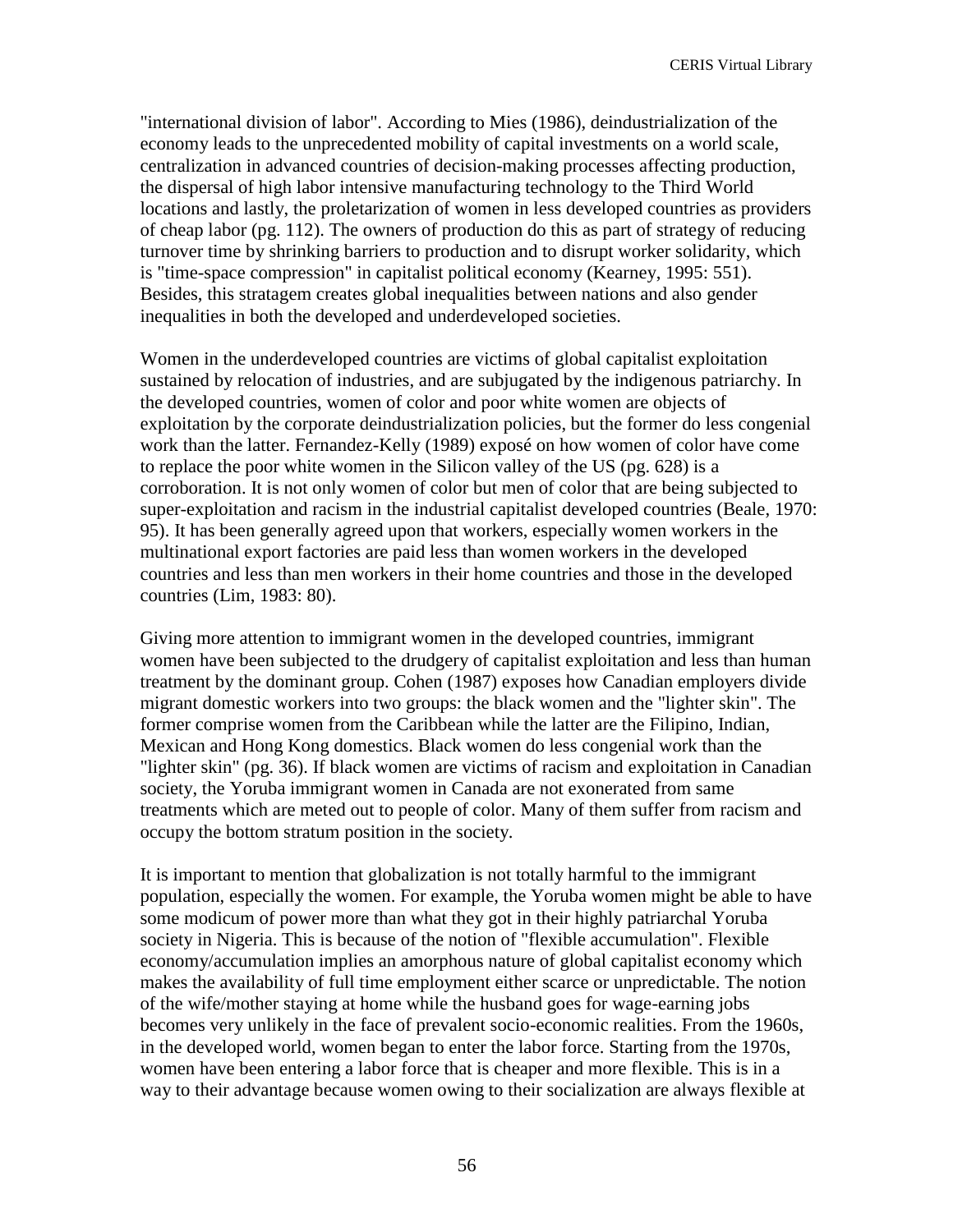"international division of labor". According to Mies (1986), deindustrialization of the economy leads to the unprecedented mobility of capital investments on a world scale, centralization in advanced countries of decision-making processes affecting production, the dispersal of high labor intensive manufacturing technology to the Third World locations and lastly, the proletarization of women in less developed countries as providers of cheap labor (pg. 112). The owners of production do this as part of strategy of reducing turnover time by shrinking barriers to production and to disrupt worker solidarity, which is "time-space compression" in capitalist political economy (Kearney, 1995: 551). Besides, this stratagem creates global inequalities between nations and also gender inequalities in both the developed and underdeveloped societies.

Women in the underdeveloped countries are victims of global capitalist exploitation sustained by relocation of industries, and are subjugated by the indigenous patriarchy. In the developed countries, women of color and poor white women are objects of exploitation by the corporate deindustrialization policies, but the former do less congenial work than the latter. Fernandez-Kelly (1989) exposé on how women of color have come to replace the poor white women in the Silicon valley of the US (pg. 628) is a corroboration. It is not only women of color but men of color that are being subjected to super-exploitation and racism in the industrial capitalist developed countries (Beale, 1970: 95). It has been generally agreed upon that workers, especially women workers in the multinational export factories are paid less than women workers in the developed countries and less than men workers in their home countries and those in the developed countries (Lim, 1983: 80).

Giving more attention to immigrant women in the developed countries, immigrant women have been subjected to the drudgery of capitalist exploitation and less than human treatment by the dominant group. Cohen (1987) exposes how Canadian employers divide migrant domestic workers into two groups: the black women and the "lighter skin". The former comprise women from the Caribbean while the latter are the Filipino, Indian, Mexican and Hong Kong domestics. Black women do less congenial work than the "lighter skin" (pg. 36). If black women are victims of racism and exploitation in Canadian society, the Yoruba immigrant women in Canada are not exonerated from same treatments which are meted out to people of color. Many of them suffer from racism and occupy the bottom stratum position in the society.

It is important to mention that globalization is not totally harmful to the immigrant population, especially the women. For example, the Yoruba women might be able to have some modicum of power more than what they got in their highly patriarchal Yoruba society in Nigeria. This is because of the notion of "flexible accumulation". Flexible economy/accumulation implies an amorphous nature of global capitalist economy which makes the availability of full time employment either scarce or unpredictable. The notion of the wife/mother staying at home while the husband goes for wage-earning jobs becomes very unlikely in the face of prevalent socio-economic realities. From the 1960s, in the developed world, women began to enter the labor force. Starting from the 1970s, women have been entering a labor force that is cheaper and more flexible. This is in a way to their advantage because women owing to their socialization are always flexible at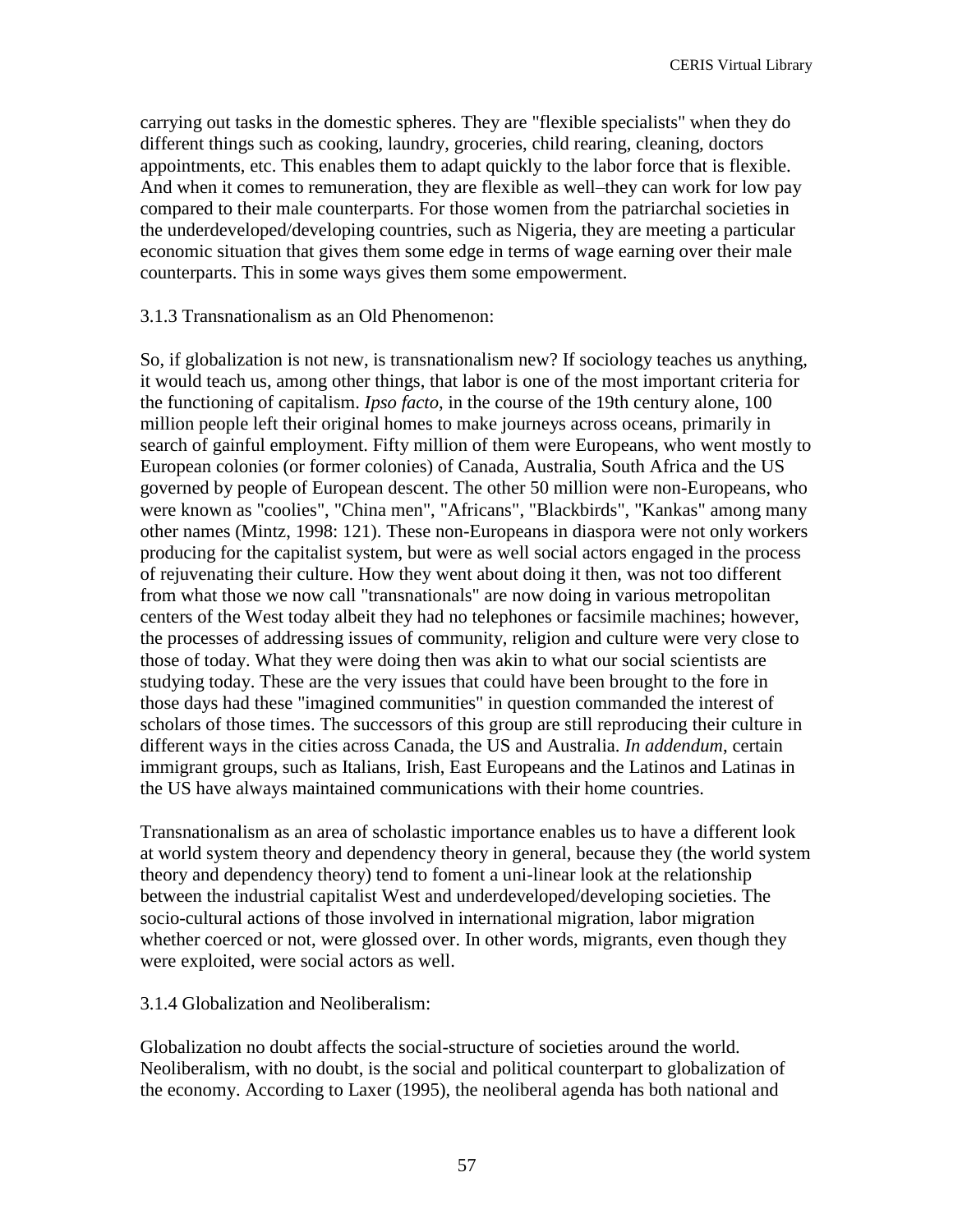carrying out tasks in the domestic spheres. They are "flexible specialists" when they do different things such as cooking, laundry, groceries, child rearing, cleaning, doctors appointments, etc. This enables them to adapt quickly to the labor force that is flexible. And when it comes to remuneration, they are flexible as well–they can work for low pay compared to their male counterparts. For those women from the patriarchal societies in the underdeveloped/developing countries, such as Nigeria, they are meeting a particular economic situation that gives them some edge in terms of wage earning over their male counterparts. This in some ways gives them some empowerment.

### 3.1.3 Transnationalism as an Old Phenomenon:

So, if globalization is not new, is transnationalism new? If sociology teaches us anything, it would teach us, among other things, that labor is one of the most important criteria for the functioning of capitalism. *Ipso facto*, in the course of the 19th century alone, 100 million people left their original homes to make journeys across oceans, primarily in search of gainful employment. Fifty million of them were Europeans, who went mostly to European colonies (or former colonies) of Canada, Australia, South Africa and the US governed by people of European descent. The other 50 million were non-Europeans, who were known as "coolies", "China men", "Africans", "Blackbirds", "Kankas" among many other names (Mintz, 1998: 121). These non-Europeans in diaspora were not only workers producing for the capitalist system, but were as well social actors engaged in the process of rejuvenating their culture. How they went about doing it then, was not too different from what those we now call "transnationals" are now doing in various metropolitan centers of the West today albeit they had no telephones or facsimile machines; however, the processes of addressing issues of community, religion and culture were very close to those of today. What they were doing then was akin to what our social scientists are studying today. These are the very issues that could have been brought to the fore in those days had these "imagined communities" in question commanded the interest of scholars of those times. The successors of this group are still reproducing their culture in different ways in the cities across Canada, the US and Australia. *In addendum*, certain immigrant groups, such as Italians, Irish, East Europeans and the Latinos and Latinas in the US have always maintained communications with their home countries.

Transnationalism as an area of scholastic importance enables us to have a different look at world system theory and dependency theory in general, because they (the world system theory and dependency theory) tend to foment a uni-linear look at the relationship between the industrial capitalist West and underdeveloped/developing societies. The socio-cultural actions of those involved in international migration, labor migration whether coerced or not, were glossed over. In other words, migrants, even though they were exploited, were social actors as well.

### 3.1.4 Globalization and Neoliberalism:

Globalization no doubt affects the social-structure of societies around the world. Neoliberalism, with no doubt, is the social and political counterpart to globalization of the economy. According to Laxer (1995), the neoliberal agenda has both national and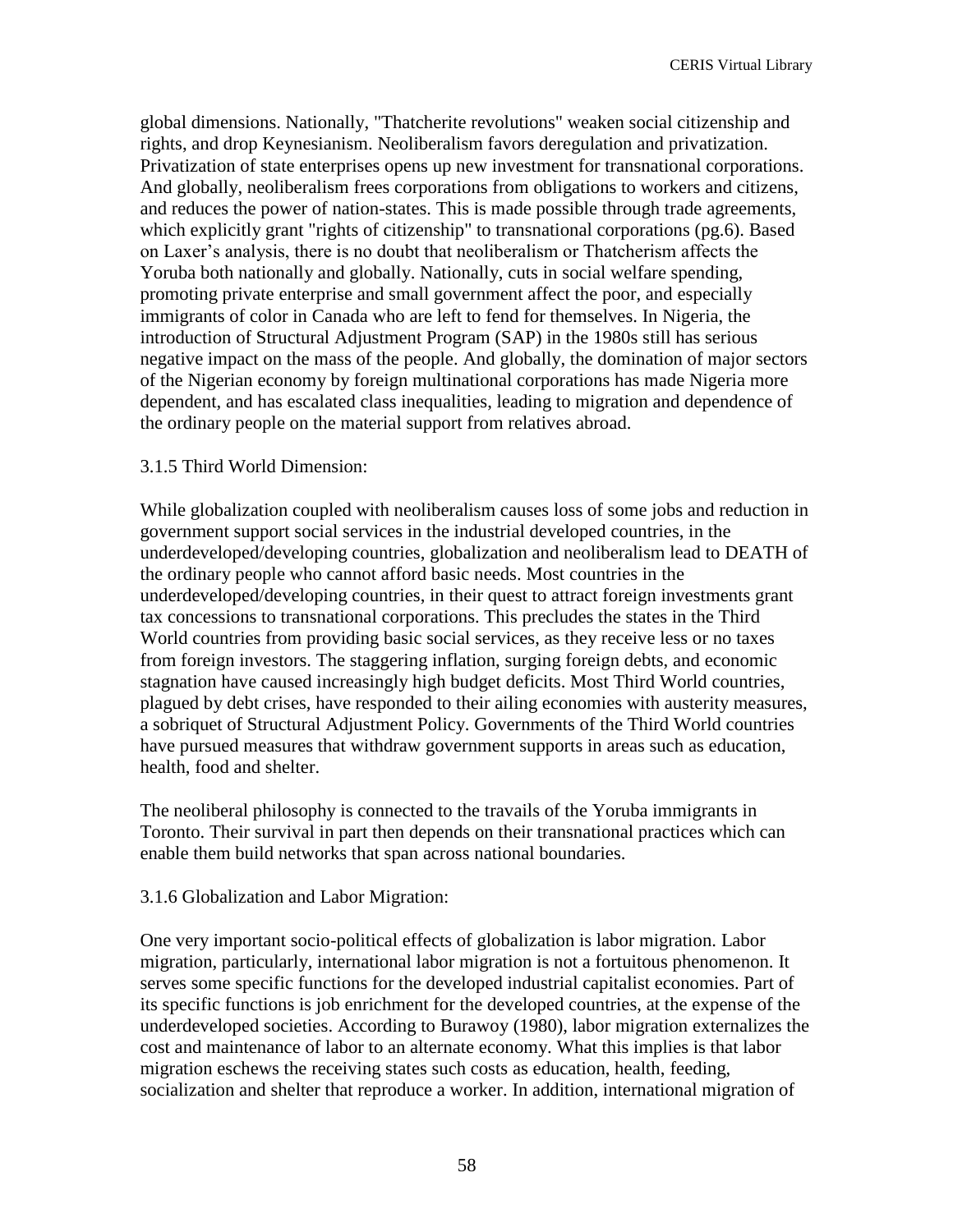global dimensions. Nationally, "Thatcherite revolutions" weaken social citizenship and rights, and drop Keynesianism. Neoliberalism favors deregulation and privatization. Privatization of state enterprises opens up new investment for transnational corporations. And globally, neoliberalism frees corporations from obligations to workers and citizens, and reduces the power of nation-states. This is made possible through trade agreements, which explicitly grant "rights of citizenship" to transnational corporations (pg.6). Based on Laxer's analysis, there is no doubt that neoliberalism or Thatcherism affects the Yoruba both nationally and globally. Nationally, cuts in social welfare spending, promoting private enterprise and small government affect the poor, and especially immigrants of color in Canada who are left to fend for themselves. In Nigeria, the introduction of Structural Adjustment Program (SAP) in the 1980s still has serious negative impact on the mass of the people. And globally, the domination of major sectors of the Nigerian economy by foreign multinational corporations has made Nigeria more dependent, and has escalated class inequalities, leading to migration and dependence of the ordinary people on the material support from relatives abroad.

### 3.1.5 Third World Dimension:

While globalization coupled with neoliberalism causes loss of some jobs and reduction in government support social services in the industrial developed countries, in the underdeveloped/developing countries, globalization and neoliberalism lead to DEATH of the ordinary people who cannot afford basic needs. Most countries in the underdeveloped/developing countries, in their quest to attract foreign investments grant tax concessions to transnational corporations. This precludes the states in the Third World countries from providing basic social services, as they receive less or no taxes from foreign investors. The staggering inflation, surging foreign debts, and economic stagnation have caused increasingly high budget deficits. Most Third World countries, plagued by debt crises, have responded to their ailing economies with austerity measures, a sobriquet of Structural Adjustment Policy. Governments of the Third World countries have pursued measures that withdraw government supports in areas such as education, health, food and shelter.

The neoliberal philosophy is connected to the travails of the Yoruba immigrants in Toronto. Their survival in part then depends on their transnational practices which can enable them build networks that span across national boundaries.

### 3.1.6 Globalization and Labor Migration:

One very important socio-political effects of globalization is labor migration. Labor migration, particularly, international labor migration is not a fortuitous phenomenon. It serves some specific functions for the developed industrial capitalist economies. Part of its specific functions is job enrichment for the developed countries, at the expense of the underdeveloped societies. According to Burawoy (1980), labor migration externalizes the cost and maintenance of labor to an alternate economy. What this implies is that labor migration eschews the receiving states such costs as education, health, feeding, socialization and shelter that reproduce a worker. In addition, international migration of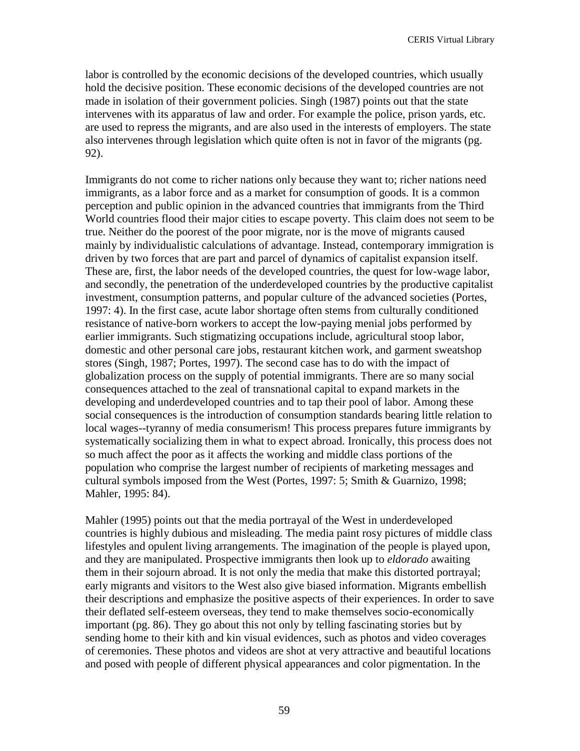labor is controlled by the economic decisions of the developed countries, which usually hold the decisive position. These economic decisions of the developed countries are not made in isolation of their government policies. Singh (1987) points out that the state intervenes with its apparatus of law and order. For example the police, prison yards, etc. are used to repress the migrants, and are also used in the interests of employers. The state also intervenes through legislation which quite often is not in favor of the migrants (pg. 92).

Immigrants do not come to richer nations only because they want to; richer nations need immigrants, as a labor force and as a market for consumption of goods. It is a common perception and public opinion in the advanced countries that immigrants from the Third World countries flood their major cities to escape poverty. This claim does not seem to be true. Neither do the poorest of the poor migrate, nor is the move of migrants caused mainly by individualistic calculations of advantage. Instead, contemporary immigration is driven by two forces that are part and parcel of dynamics of capitalist expansion itself. These are, first, the labor needs of the developed countries, the quest for low-wage labor, and secondly, the penetration of the underdeveloped countries by the productive capitalist investment, consumption patterns, and popular culture of the advanced societies (Portes, 1997: 4). In the first case, acute labor shortage often stems from culturally conditioned resistance of native-born workers to accept the low-paying menial jobs performed by earlier immigrants. Such stigmatizing occupations include, agricultural stoop labor, domestic and other personal care jobs, restaurant kitchen work, and garment sweatshop stores (Singh, 1987; Portes, 1997). The second case has to do with the impact of globalization process on the supply of potential immigrants. There are so many social consequences attached to the zeal of transnational capital to expand markets in the developing and underdeveloped countries and to tap their pool of labor. Among these social consequences is the introduction of consumption standards bearing little relation to local wages--tyranny of media consumerism! This process prepares future immigrants by systematically socializing them in what to expect abroad. Ironically, this process does not so much affect the poor as it affects the working and middle class portions of the population who comprise the largest number of recipients of marketing messages and cultural symbols imposed from the West (Portes, 1997: 5; Smith & Guarnizo, 1998; Mahler, 1995: 84).

Mahler (1995) points out that the media portrayal of the West in underdeveloped countries is highly dubious and misleading. The media paint rosy pictures of middle class lifestyles and opulent living arrangements. The imagination of the people is played upon, and they are manipulated. Prospective immigrants then look up to *eldorado* awaiting them in their sojourn abroad. It is not only the media that make this distorted portrayal; early migrants and visitors to the West also give biased information. Migrants embellish their descriptions and emphasize the positive aspects of their experiences. In order to save their deflated self-esteem overseas, they tend to make themselves socio-economically important (pg. 86). They go about this not only by telling fascinating stories but by sending home to their kith and kin visual evidences, such as photos and video coverages of ceremonies. These photos and videos are shot at very attractive and beautiful locations and posed with people of different physical appearances and color pigmentation. In the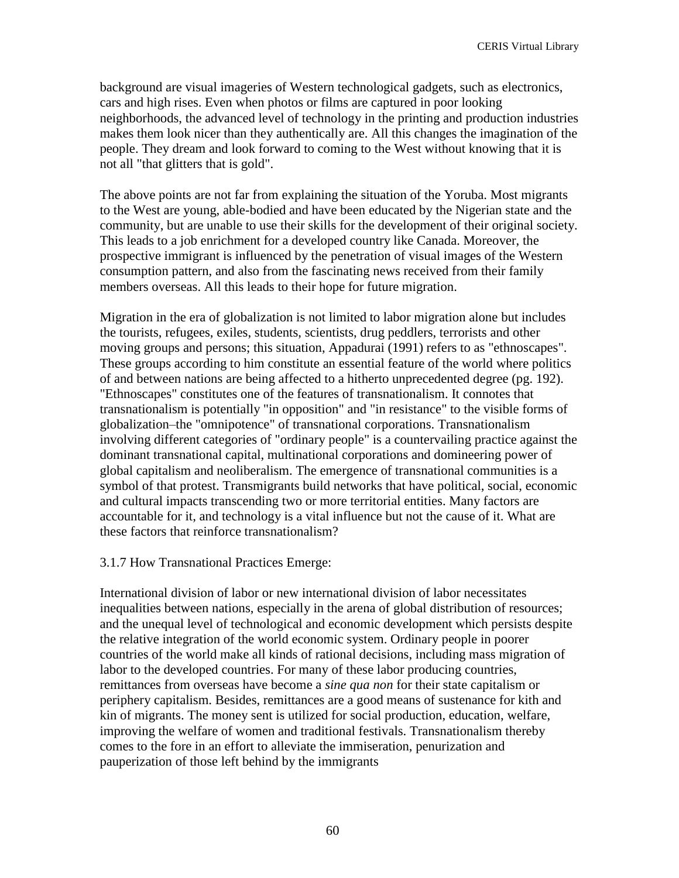background are visual imageries of Western technological gadgets, such as electronics, cars and high rises. Even when photos or films are captured in poor looking neighborhoods, the advanced level of technology in the printing and production industries makes them look nicer than they authentically are. All this changes the imagination of the people. They dream and look forward to coming to the West without knowing that it is not all "that glitters that is gold".

The above points are not far from explaining the situation of the Yoruba. Most migrants to the West are young, able-bodied and have been educated by the Nigerian state and the community, but are unable to use their skills for the development of their original society. This leads to a job enrichment for a developed country like Canada. Moreover, the prospective immigrant is influenced by the penetration of visual images of the Western consumption pattern, and also from the fascinating news received from their family members overseas. All this leads to their hope for future migration.

Migration in the era of globalization is not limited to labor migration alone but includes the tourists, refugees, exiles, students, scientists, drug peddlers, terrorists and other moving groups and persons; this situation, Appadurai (1991) refers to as "ethnoscapes". These groups according to him constitute an essential feature of the world where politics of and between nations are being affected to a hitherto unprecedented degree (pg. 192). "Ethnoscapes" constitutes one of the features of transnationalism. It connotes that transnationalism is potentially "in opposition" and "in resistance" to the visible forms of globalization–the "omnipotence" of transnational corporations. Transnationalism involving different categories of "ordinary people" is a countervailing practice against the dominant transnational capital, multinational corporations and domineering power of global capitalism and neoliberalism. The emergence of transnational communities is a symbol of that protest. Transmigrants build networks that have political, social, economic and cultural impacts transcending two or more territorial entities. Many factors are accountable for it, and technology is a vital influence but not the cause of it. What are these factors that reinforce transnationalism?

3.1.7 How Transnational Practices Emerge:

International division of labor or new international division of labor necessitates inequalities between nations, especially in the arena of global distribution of resources; and the unequal level of technological and economic development which persists despite the relative integration of the world economic system. Ordinary people in poorer countries of the world make all kinds of rational decisions, including mass migration of labor to the developed countries. For many of these labor producing countries, remittances from overseas have become a *sine qua non* for their state capitalism or periphery capitalism. Besides, remittances are a good means of sustenance for kith and kin of migrants. The money sent is utilized for social production, education, welfare, improving the welfare of women and traditional festivals. Transnationalism thereby comes to the fore in an effort to alleviate the immiseration, penurization and pauperization of those left behind by the immigrants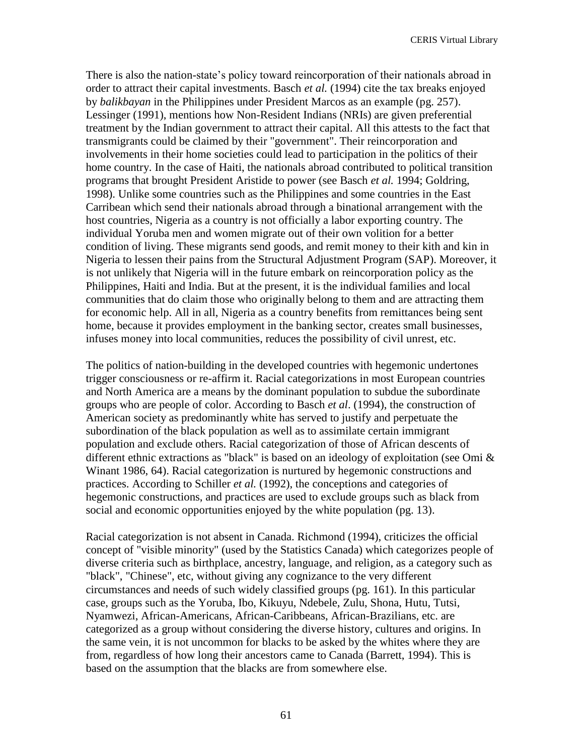There is also the nation-state's policy toward reincorporation of their nationals abroad in order to attract their capital investments. Basch *et al.* (1994) cite the tax breaks enjoyed by *balikbayan* in the Philippines under President Marcos as an example (pg. 257). Lessinger (1991), mentions how Non-Resident Indians (NRIs) are given preferential treatment by the Indian government to attract their capital. All this attests to the fact that transmigrants could be claimed by their "government". Their reincorporation and involvements in their home societies could lead to participation in the politics of their home country. In the case of Haiti, the nationals abroad contributed to political transition programs that brought President Aristide to power (see Basch *et al.* 1994; Goldring, 1998). Unlike some countries such as the Philippines and some countries in the East Carribean which send their nationals abroad through a binational arrangement with the host countries, Nigeria as a country is not officially a labor exporting country. The individual Yoruba men and women migrate out of their own volition for a better condition of living. These migrants send goods, and remit money to their kith and kin in Nigeria to lessen their pains from the Structural Adjustment Program (SAP). Moreover, it is not unlikely that Nigeria will in the future embark on reincorporation policy as the Philippines, Haiti and India. But at the present, it is the individual families and local communities that do claim those who originally belong to them and are attracting them for economic help. All in all, Nigeria as a country benefits from remittances being sent home, because it provides employment in the banking sector, creates small businesses, infuses money into local communities, reduces the possibility of civil unrest, etc.

The politics of nation-building in the developed countries with hegemonic undertones trigger consciousness or re-affirm it. Racial categorizations in most European countries and North America are a means by the dominant population to subdue the subordinate groups who are people of color. According to Basch *et al*. (1994), the construction of American society as predominantly white has served to justify and perpetuate the subordination of the black population as well as to assimilate certain immigrant population and exclude others. Racial categorization of those of African descents of different ethnic extractions as "black" is based on an ideology of exploitation (see Omi & Winant 1986, 64). Racial categorization is nurtured by hegemonic constructions and practices. According to Schiller *et al.* (1992), the conceptions and categories of hegemonic constructions, and practices are used to exclude groups such as black from social and economic opportunities enjoyed by the white population (pg. 13).

Racial categorization is not absent in Canada. Richmond (1994), criticizes the official concept of "visible minority" (used by the Statistics Canada) which categorizes people of diverse criteria such as birthplace, ancestry, language, and religion, as a category such as "black", "Chinese", etc, without giving any cognizance to the very different circumstances and needs of such widely classified groups (pg. 161). In this particular case, groups such as the Yoruba, Ibo, Kikuyu, Ndebele, Zulu, Shona, Hutu, Tutsi, Nyamwezi, African-Americans, African-Caribbeans, African-Brazilians, etc. are categorized as a group without considering the diverse history, cultures and origins. In the same vein, it is not uncommon for blacks to be asked by the whites where they are from, regardless of how long their ancestors came to Canada (Barrett, 1994). This is based on the assumption that the blacks are from somewhere else.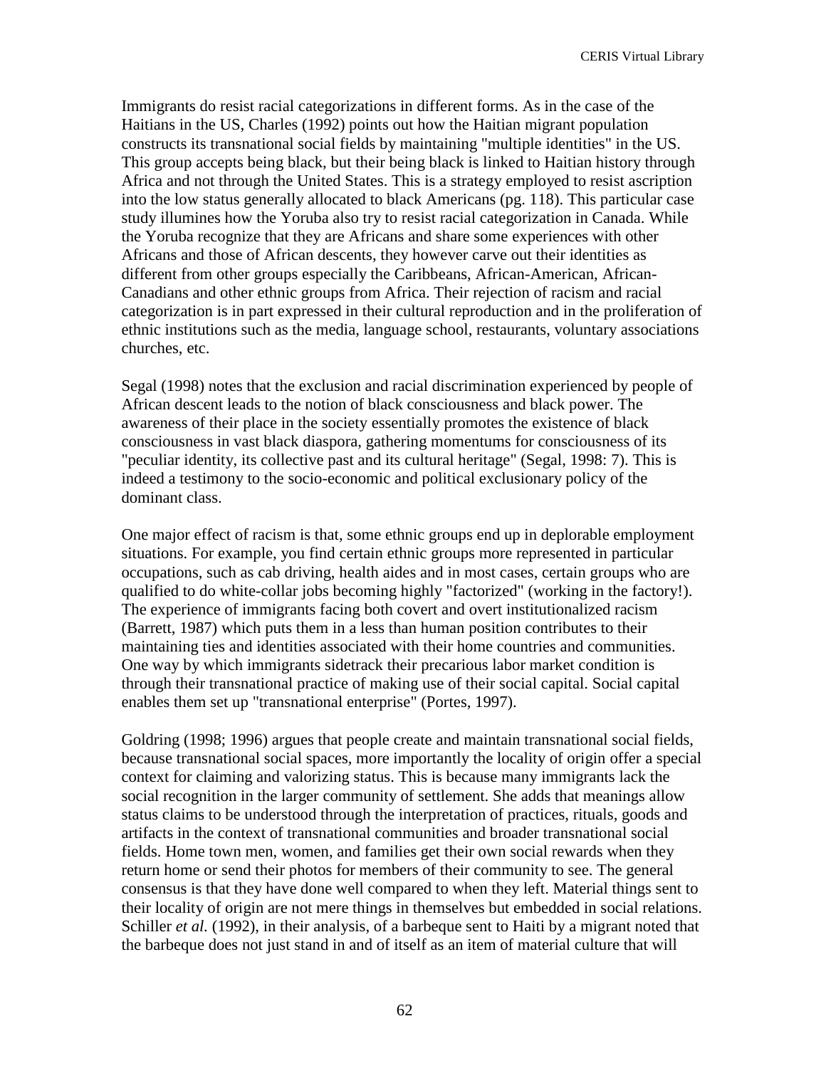Immigrants do resist racial categorizations in different forms. As in the case of the Haitians in the US, Charles (1992) points out how the Haitian migrant population constructs its transnational social fields by maintaining "multiple identities" in the US. This group accepts being black, but their being black is linked to Haitian history through Africa and not through the United States. This is a strategy employed to resist ascription into the low status generally allocated to black Americans (pg. 118). This particular case study illumines how the Yoruba also try to resist racial categorization in Canada. While the Yoruba recognize that they are Africans and share some experiences with other Africans and those of African descents, they however carve out their identities as different from other groups especially the Caribbeans, African-American, African-Canadians and other ethnic groups from Africa. Their rejection of racism and racial categorization is in part expressed in their cultural reproduction and in the proliferation of ethnic institutions such as the media, language school, restaurants, voluntary associations churches, etc.

Segal (1998) notes that the exclusion and racial discrimination experienced by people of African descent leads to the notion of black consciousness and black power. The awareness of their place in the society essentially promotes the existence of black consciousness in vast black diaspora, gathering momentums for consciousness of its "peculiar identity, its collective past and its cultural heritage" (Segal, 1998: 7). This is indeed a testimony to the socio-economic and political exclusionary policy of the dominant class.

One major effect of racism is that, some ethnic groups end up in deplorable employment situations. For example, you find certain ethnic groups more represented in particular occupations, such as cab driving, health aides and in most cases, certain groups who are qualified to do white-collar jobs becoming highly "factorized" (working in the factory!). The experience of immigrants facing both covert and overt institutionalized racism (Barrett, 1987) which puts them in a less than human position contributes to their maintaining ties and identities associated with their home countries and communities. One way by which immigrants sidetrack their precarious labor market condition is through their transnational practice of making use of their social capital. Social capital enables them set up "transnational enterprise" (Portes, 1997).

Goldring (1998; 1996) argues that people create and maintain transnational social fields, because transnational social spaces, more importantly the locality of origin offer a special context for claiming and valorizing status. This is because many immigrants lack the social recognition in the larger community of settlement. She adds that meanings allow status claims to be understood through the interpretation of practices, rituals, goods and artifacts in the context of transnational communities and broader transnational social fields. Home town men, women, and families get their own social rewards when they return home or send their photos for members of their community to see. The general consensus is that they have done well compared to when they left. Material things sent to their locality of origin are not mere things in themselves but embedded in social relations. Schiller *et al.* (1992), in their analysis, of a barbeque sent to Haiti by a migrant noted that the barbeque does not just stand in and of itself as an item of material culture that will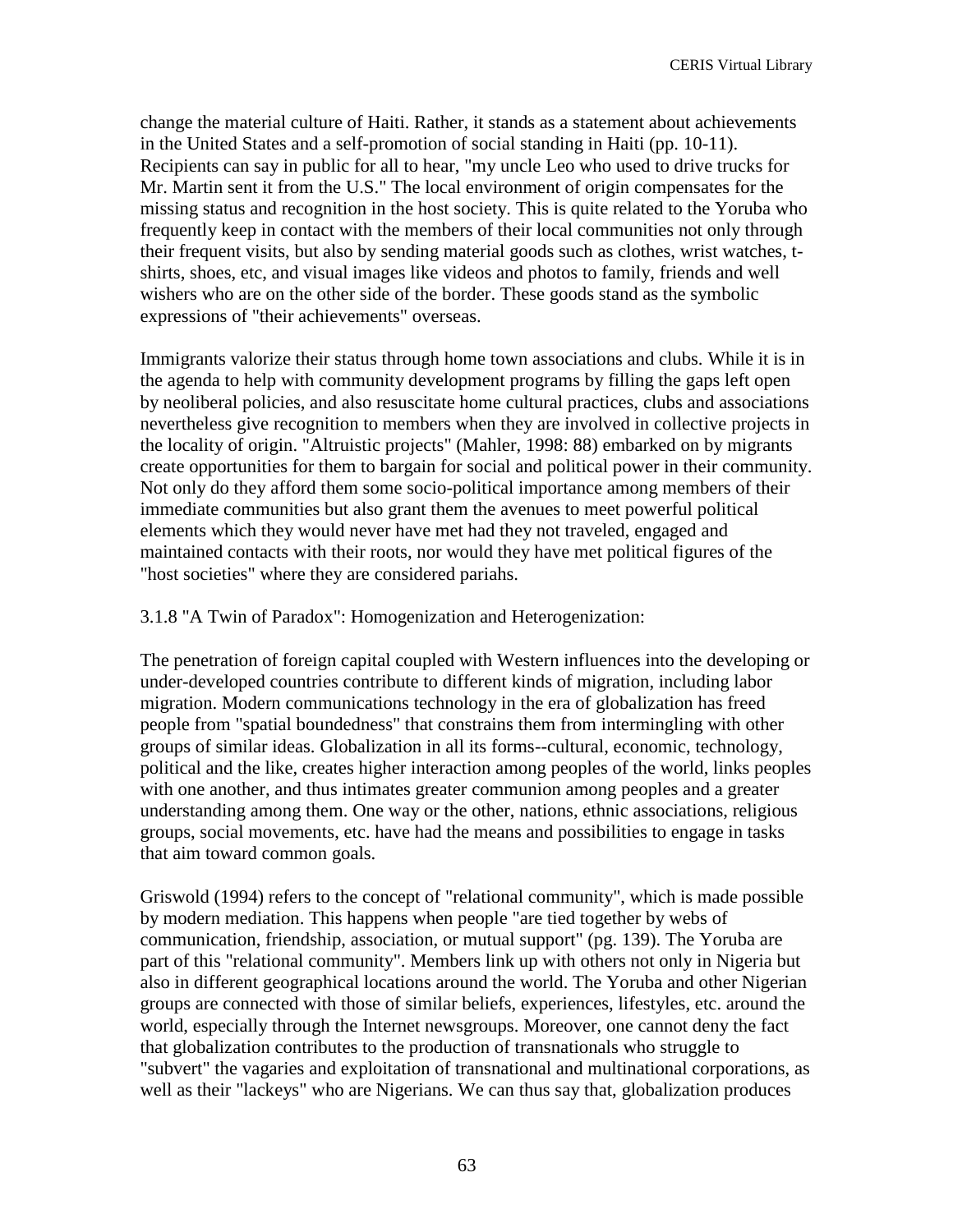change the material culture of Haiti. Rather, it stands as a statement about achievements in the United States and a self-promotion of social standing in Haiti (pp. 10-11). Recipients can say in public for all to hear, "my uncle Leo who used to drive trucks for Mr. Martin sent it from the U.S." The local environment of origin compensates for the missing status and recognition in the host society. This is quite related to the Yoruba who frequently keep in contact with the members of their local communities not only through their frequent visits, but also by sending material goods such as clothes, wrist watches, t-shirts, shoes, etc, and visual images like videos and photos to family, friends and well wishers who are on the other side of the border. These goods stand as the symbolic expressions of "their achievements" overseas.

Immigrants valorize their status through home town associations and clubs. While it is in the agenda to help with community development programs by filling the gaps left open by neoliberal policies, and also resuscitate home cultural practices, clubs and associations nevertheless give recognition to members when they are involved in collective projects in the locality of origin. "Altruistic projects" (Mahler, 1998: 88) embarked on by migrants create opportunities for them to bargain for social and political power in their community. Not only do they afford them some socio-political importance among members of their immediate communities but also grant them the avenues to meet powerful political elements which they would never have met had they not traveled, engaged and maintained contacts with their roots, nor would they have met political figures of the "host societies" where they are considered pariahs.

### 3.1.8 "A Twin of Paradox": Homogenization and Heterogenization:

The penetration of foreign capital coupled with Western influences into the developing or under-developed countries contribute to different kinds of migration, including labor migration. Modern communications technology in the era of globalization has freed people from "spatial boundedness" that constrains them from intermingling with other groups of similar ideas. Globalization in all its forms--cultural, economic, technology, political and the like, creates higher interaction among peoples of the world, links peoples with one another, and thus intimates greater communion among peoples and a greater understanding among them. One way or the other, nations, ethnic associations, religious groups, social movements, etc. have had the means and possibilities to engage in tasks that aim toward common goals.

Griswold (1994) refers to the concept of "relational community", which is made possible by modern mediation. This happens when people "are tied together by webs of communication, friendship, association, or mutual support" (pg. 139). The Yoruba are part of this "relational community". Members link up with others not only in Nigeria but also in different geographical locations around the world. The Yoruba and other Nigerian groups are connected with those of similar beliefs, experiences, lifestyles, etc. around the world, especially through the Internet newsgroups. Moreover, one cannot deny the fact that globalization contributes to the production of transnationals who struggle to "subvert" the vagaries and exploitation of transnational and multinational corporations, as well as their "lackeys" who are Nigerians. We can thus say that, globalization produces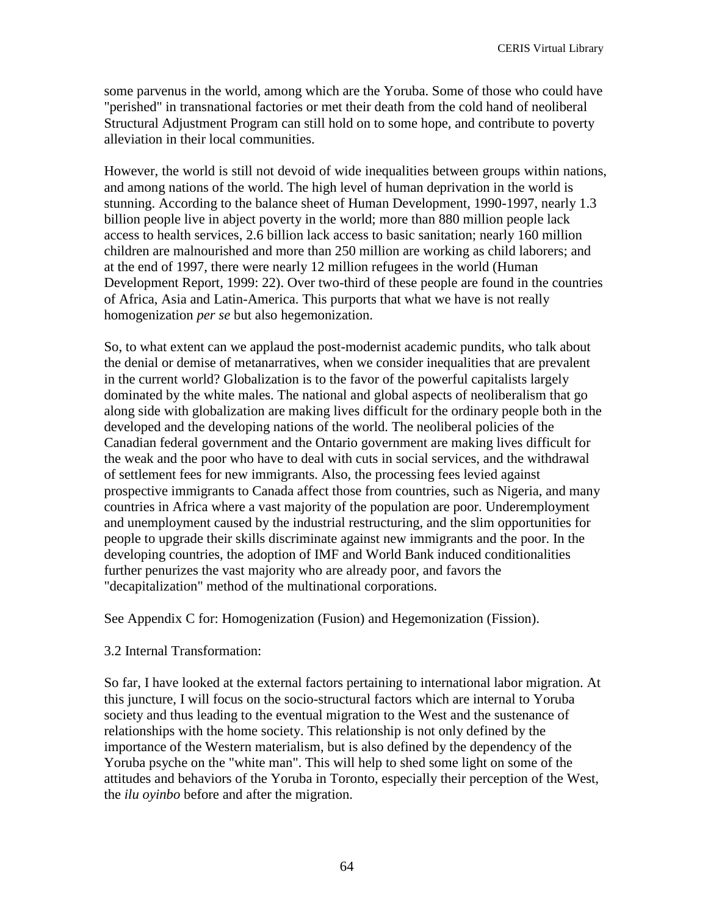some parvenus in the world, among which are the Yoruba. Some of those who could have "perished" in transnational factories or met their death from the cold hand of neoliberal Structural Adjustment Program can still hold on to some hope, and contribute to poverty alleviation in their local communities.

However, the world is still not devoid of wide inequalities between groups within nations, and among nations of the world. The high level of human deprivation in the world is stunning. According to the balance sheet of Human Development, 1990-1997, nearly 1.3 billion people live in abject poverty in the world; more than 880 million people lack access to health services, 2.6 billion lack access to basic sanitation; nearly 160 million children are malnourished and more than 250 million are working as child laborers; and at the end of 1997, there were nearly 12 million refugees in the world (Human Development Report, 1999: 22). Over two-third of these people are found in the countries of Africa, Asia and Latin-America. This purports that what we have is not really homogenization *per se* but also hegemonization.

So, to what extent can we applaud the post-modernist academic pundits, who talk about the denial or demise of metanarratives, when we consider inequalities that are prevalent in the current world? Globalization is to the favor of the powerful capitalists largely dominated by the white males. The national and global aspects of neoliberalism that go along side with globalization are making lives difficult for the ordinary people both in the developed and the developing nations of the world. The neoliberal policies of the Canadian federal government and the Ontario government are making lives difficult for the weak and the poor who have to deal with cuts in social services, and the withdrawal of settlement fees for new immigrants. Also, the processing fees levied against prospective immigrants to Canada affect those from countries, such as Nigeria, and many countries in Africa where a vast majority of the population are poor. Underemployment and unemployment caused by the industrial restructuring, and the slim opportunities for people to upgrade their skills discriminate against new immigrants and the poor. In the developing countries, the adoption of IMF and World Bank induced conditionalities further penurizes the vast majority who are already poor, and favors the "decapitalization" method of the multinational corporations.

See Appendix C for: Homogenization (Fusion) and Hegemonization (Fission).

### 3.2 Internal Transformation:

So far, I have looked at the external factors pertaining to international labor migration. At this juncture, I will focus on the socio-structural factors which are internal to Yoruba society and thus leading to the eventual migration to the West and the sustenance of relationships with the home society. This relationship is not only defined by the importance of the Western materialism, but is also defined by the dependency of the Yoruba psyche on the "white man". This will help to shed some light on some of the attitudes and behaviors of the Yoruba in Toronto, especially their perception of the West, the *ilu oyinbo* before and after the migration.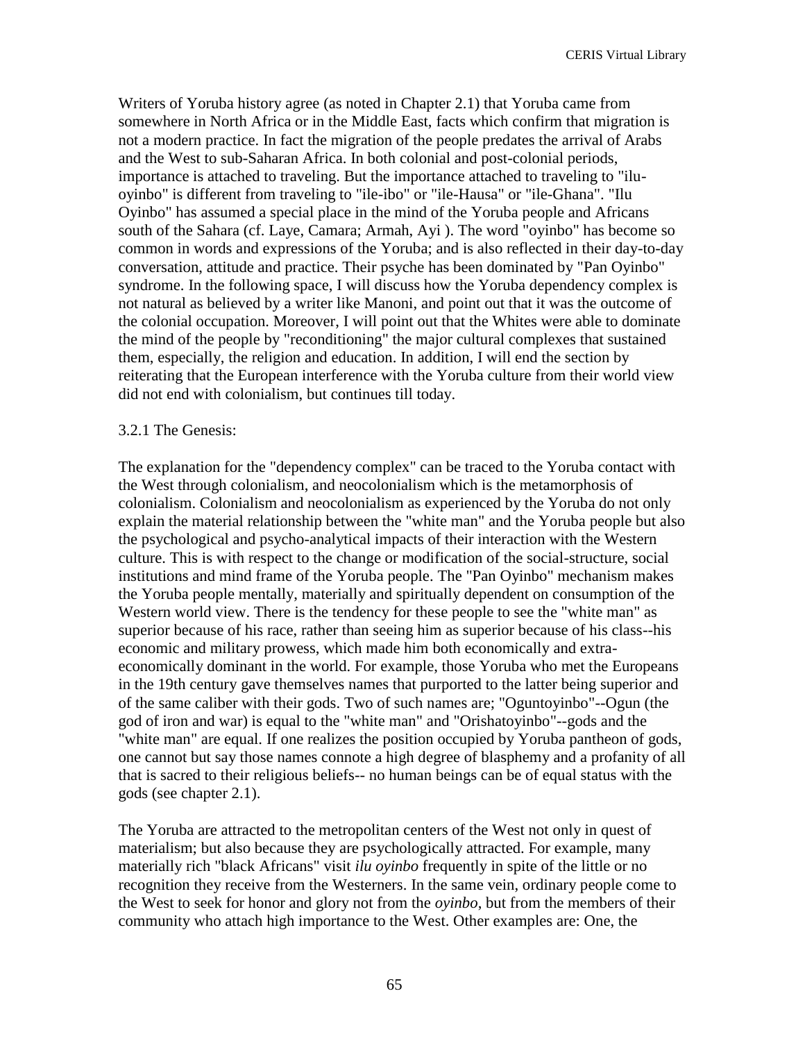Writers of Yoruba history agree (as noted in Chapter 2.1) that Yoruba came from somewhere in North Africa or in the Middle East, facts which confirm that migration is not a modern practice. In fact the migration of the people predates the arrival of Arabs and the West to sub-Saharan Africa. In both colonial and post-colonial periods, importance is attached to traveling. But the importance attached to traveling to "ilu-oyinbo" is different from traveling to "ile-ibo" or "ile-Hausa" or "ile-Ghana". "Ilu Oyinbo" has assumed a special place in the mind of the Yoruba people and Africans south of the Sahara (cf. Laye, Camara; Armah, Ayi ). The word "oyinbo" has become so common in words and expressions of the Yoruba; and is also reflected in their day-to-day conversation, attitude and practice. Their psyche has been dominated by "Pan Oyinbo" syndrome. In the following space, I will discuss how the Yoruba dependency complex is not natural as believed by a writer like Manoni, and point out that it was the outcome of the colonial occupation. Moreover, I will point out that the Whites were able to dominate the mind of the people by "reconditioning" the major cultural complexes that sustained them, especially, the religion and education. In addition, I will end the section by reiterating that the European interference with the Yoruba culture from their world view did not end with colonialism, but continues till today.

### 3.2.1 The Genesis:

The explanation for the "dependency complex" can be traced to the Yoruba contact with the West through colonialism, and neocolonialism which is the metamorphosis of colonialism. Colonialism and neocolonialism as experienced by the Yoruba do not only explain the material relationship between the "white man" and the Yoruba people but also the psychological and psycho-analytical impacts of their interaction with the Western culture. This is with respect to the change or modification of the social-structure, social institutions and mind frame of the Yoruba people. The "Pan Oyinbo" mechanism makes the Yoruba people mentally, materially and spiritually dependent on consumption of the Western world view. There is the tendency for these people to see the "white man" as superior because of his race, rather than seeing him as superior because of his class--his economic and military prowess, which made him both economically and extra-economically dominant in the world. For example, those Yoruba who met the Europeans in the 19th century gave themselves names that purported to the latter being superior and of the same caliber with their gods. Two of such names are; "Oguntoyinbo"--Ogun (the god of iron and war) is equal to the "white man" and "Orishatoyinbo"--gods and the "white man" are equal. If one realizes the position occupied by Yoruba pantheon of gods, one cannot but say those names connote a high degree of blasphemy and a profanity of all that is sacred to their religious beliefs-- no human beings can be of equal status with the gods (see chapter 2.1).

The Yoruba are attracted to the metropolitan centers of the West not only in quest of materialism; but also because they are psychologically attracted. For example, many materially rich "black Africans" visit *ilu oyinbo* frequently in spite of the little or no recognition they receive from the Westerners. In the same vein, ordinary people come to the West to seek for honor and glory not from the *oyinbo*, but from the members of their community who attach high importance to the West. Other examples are: One, the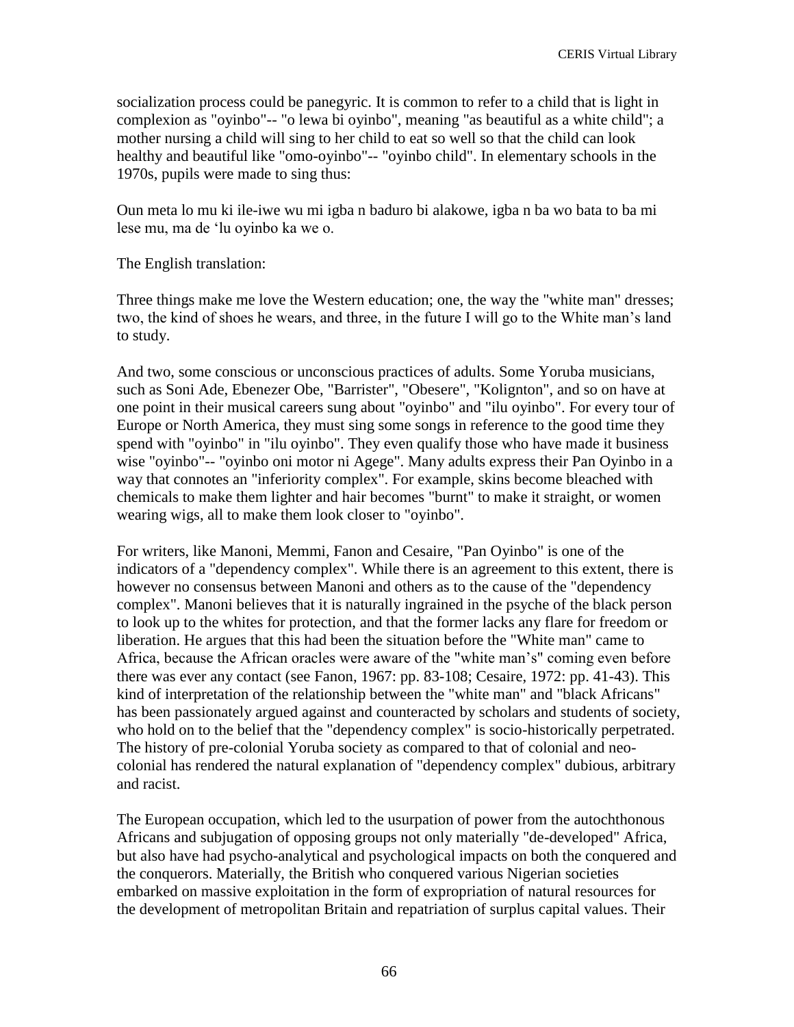socialization process could be panegyric. It is common to refer to a child that is light in complexion as "oyinbo"-- "o lewa bi oyinbo", meaning "as beautiful as a white child"; a mother nursing a child will sing to her child to eat so well so that the child can look healthy and beautiful like "omo-oyinbo"-- "oyinbo child". In elementary schools in the 1970s, pupils were made to sing thus:

Oun meta lo mu ki ile-iwe wu mi igba n baduro bi alakowe, igba n ba wo bata to ba mi lese mu, ma de 'lu oyinbo ka we o.

The English translation:

Three things make me love the Western education; one, the way the "white man" dresses; two, the kind of shoes he wears, and three, in the future I will go to the White man's land to study.

And two, some conscious or unconscious practices of adults. Some Yoruba musicians, such as Soni Ade, Ebenezer Obe, "Barrister", "Obesere", "Kolignton", and so on have at one point in their musical careers sung about "oyinbo" and "ilu oyinbo". For every tour of Europe or North America, they must sing some songs in reference to the good time they spend with "oyinbo" in "ilu oyinbo". They even qualify those who have made it business wise "oyinbo"-- "oyinbo oni motor ni Agege". Many adults express their Pan Oyinbo in a way that connotes an "inferiority complex". For example, skins become bleached with chemicals to make them lighter and hair becomes "burnt" to make it straight, or women wearing wigs, all to make them look closer to "oyinbo".

For writers, like Manoni, Memmi, Fanon and Cesaire, "Pan Oyinbo" is one of the indicators of a "dependency complex". While there is an agreement to this extent, there is however no consensus between Manoni and others as to the cause of the "dependency complex". Manoni believes that it is naturally ingrained in the psyche of the black person to look up to the whites for protection, and that the former lacks any flare for freedom or liberation. He argues that this had been the situation before the "White man" came to Africa, because the African oracles were aware of the "white man's" coming even before there was ever any contact (see Fanon, 1967: pp. 83-108; Cesaire, 1972: pp. 41-43). This kind of interpretation of the relationship between the "white man" and "black Africans" has been passionately argued against and counteracted by scholars and students of society, who hold on to the belief that the "dependency complex" is socio-historically perpetrated. The history of pre-colonial Yoruba society as compared to that of colonial and neo-colonial has rendered the natural explanation of "dependency complex" dubious, arbitrary and racist.

The European occupation, which led to the usurpation of power from the autochthonous Africans and subjugation of opposing groups not only materially "de-developed" Africa, but also have had psycho-analytical and psychological impacts on both the conquered and the conquerors. Materially, the British who conquered various Nigerian societies embarked on massive exploitation in the form of expropriation of natural resources for the development of metropolitan Britain and repatriation of surplus capital values. Their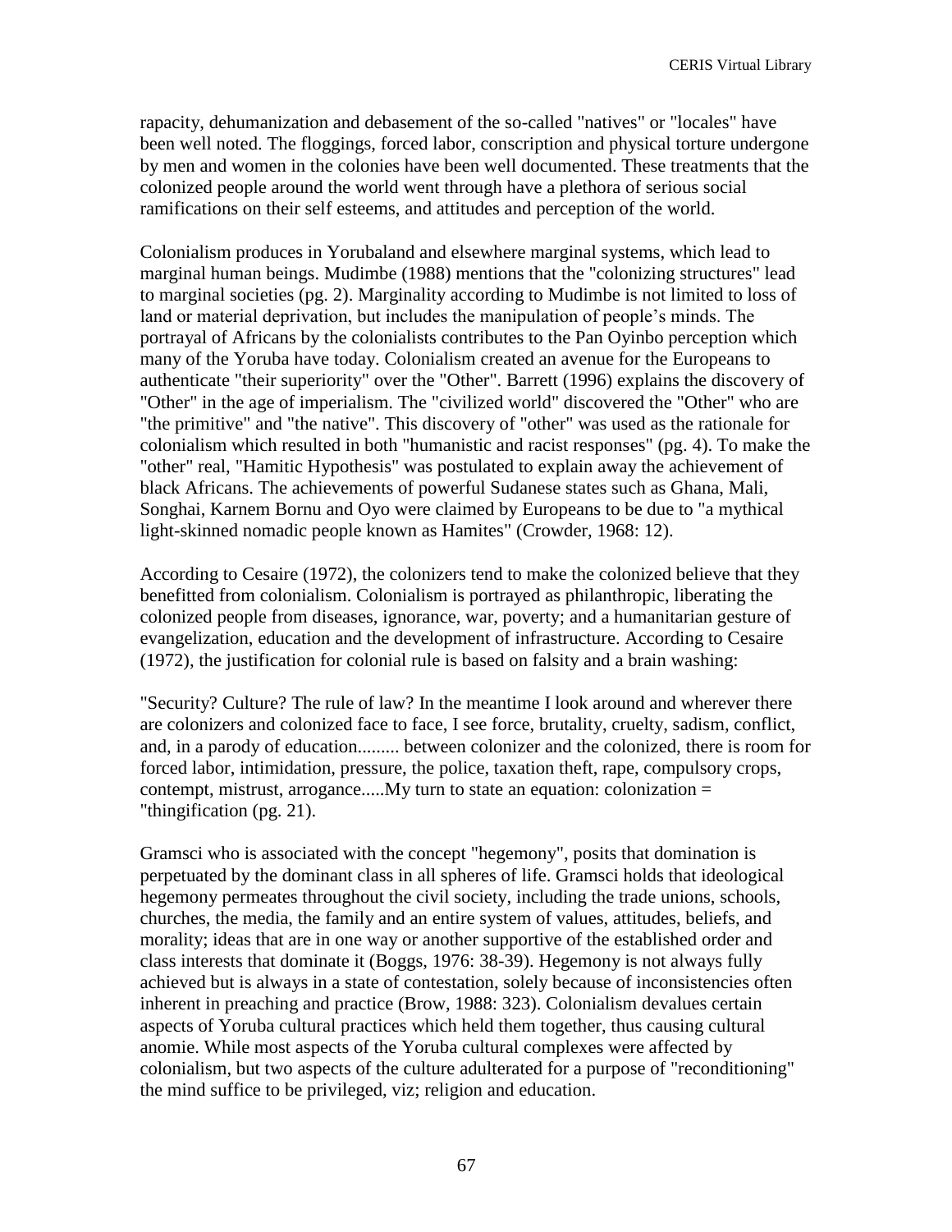rapacity, dehumanization and debasement of the so-called "natives" or "locales" have been well noted. The floggings, forced labor, conscription and physical torture undergone by men and women in the colonies have been well documented. These treatments that the colonized people around the world went through have a plethora of serious social ramifications on their self esteems, and attitudes and perception of the world.

Colonialism produces in Yorubaland and elsewhere marginal systems, which lead to marginal human beings. Mudimbe (1988) mentions that the "colonizing structures" lead to marginal societies (pg. 2). Marginality according to Mudimbe is not limited to loss of land or material deprivation, but includes the manipulation of people's minds. The portrayal of Africans by the colonialists contributes to the Pan Oyinbo perception which many of the Yoruba have today. Colonialism created an avenue for the Europeans to authenticate "their superiority" over the "Other". Barrett (1996) explains the discovery of "Other" in the age of imperialism. The "civilized world" discovered the "Other" who are "the primitive" and "the native". This discovery of "other" was used as the rationale for colonialism which resulted in both "humanistic and racist responses" (pg. 4). To make the "other" real, "Hamitic Hypothesis" was postulated to explain away the achievement of black Africans. The achievements of powerful Sudanese states such as Ghana, Mali, Songhai, Karnem Bornu and Oyo were claimed by Europeans to be due to "a mythical light-skinned nomadic people known as Hamites" (Crowder, 1968: 12).

According to Cesaire (1972), the colonizers tend to make the colonized believe that they benefitted from colonialism. Colonialism is portrayed as philanthropic, liberating the colonized people from diseases, ignorance, war, poverty; and a humanitarian gesture of evangelization, education and the development of infrastructure. According to Cesaire (1972), the justification for colonial rule is based on falsity and a brain washing:

"Security? Culture? The rule of law? In the meantime I look around and wherever there are colonizers and colonized face to face, I see force, brutality, cruelty, sadism, conflict, and, in a parody of education......... between colonizer and the colonized, there is room for forced labor, intimidation, pressure, the police, taxation theft, rape, compulsory crops, contempt, mistrust, arrogance.....My turn to state an equation: colonization = "thingification (pg. 21).

Gramsci who is associated with the concept "hegemony", posits that domination is perpetuated by the dominant class in all spheres of life. Gramsci holds that ideological hegemony permeates throughout the civil society, including the trade unions, schools, churches, the media, the family and an entire system of values, attitudes, beliefs, and morality; ideas that are in one way or another supportive of the established order and class interests that dominate it (Boggs, 1976: 38-39). Hegemony is not always fully achieved but is always in a state of contestation, solely because of inconsistencies often inherent in preaching and practice (Brow, 1988: 323). Colonialism devalues certain aspects of Yoruba cultural practices which held them together, thus causing cultural anomie. While most aspects of the Yoruba cultural complexes were affected by colonialism, but two aspects of the culture adulterated for a purpose of "reconditioning" the mind suffice to be privileged, viz; religion and education.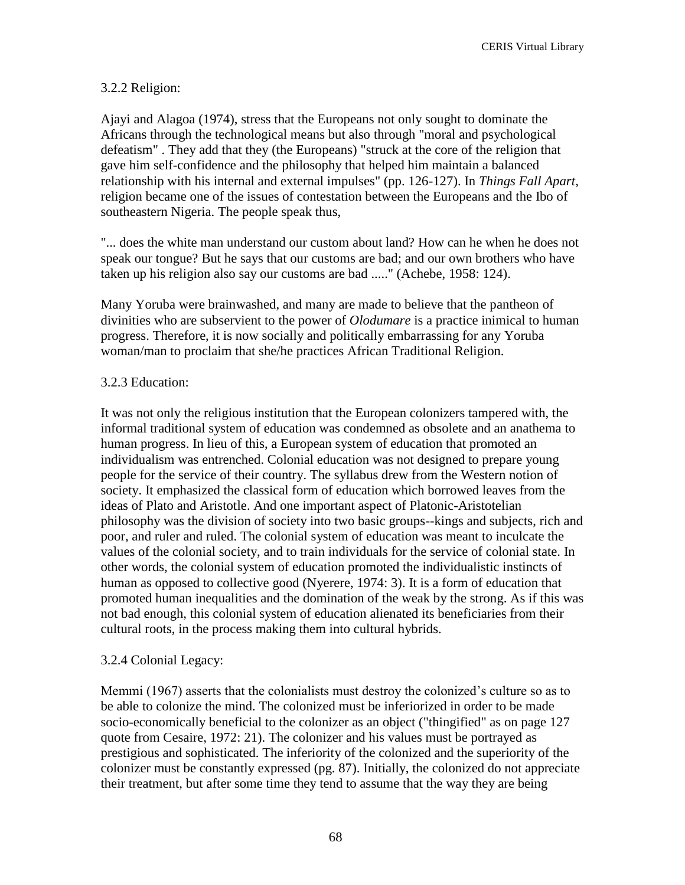3.2.2 Religion:

Ajayi and Alagoa (1974), stress that the Europeans not only sought to dominate the Africans through the technological means but also through "moral and psychological defeatism" . They add that they (the Europeans) "struck at the core of the religion that gave him self-confidence and the philosophy that helped him maintain a balanced relationship with his internal and external impulses" (pp. 126-127). In *Things Fall Apart*, religion became one of the issues of contestation between the Europeans and the Ibo of southeastern Nigeria. The people speak thus,

"... does the white man understand our custom about land? How can he when he does not speak our tongue? But he says that our customs are bad; and our own brothers who have taken up his religion also say our customs are bad ....." (Achebe, 1958: 124).

Many Yoruba were brainwashed, and many are made to believe that the pantheon of divinities who are subservient to the power of *Olodumare* is a practice inimical to human progress. Therefore, it is now socially and politically embarrassing for any Yoruba woman/man to proclaim that she/he practices African Traditional Religion.

3.2.3 Education:

It was not only the religious institution that the European colonizers tampered with, the informal traditional system of education was condemned as obsolete and an anathema to human progress. In lieu of this, a European system of education that promoted an individualism was entrenched. Colonial education was not designed to prepare young people for the service of their country. The syllabus drew from the Western notion of society. It emphasized the classical form of education which borrowed leaves from the ideas of Plato and Aristotle. And one important aspect of Platonic-Aristotelian philosophy was the division of society into two basic groups--kings and subjects, rich and poor, and ruler and ruled. The colonial system of education was meant to inculcate the values of the colonial society, and to train individuals for the service of colonial state. In other words, the colonial system of education promoted the individualistic instincts of human as opposed to collective good (Nyerere, 1974: 3). It is a form of education that promoted human inequalities and the domination of the weak by the strong. As if this was not bad enough, this colonial system of education alienated its beneficiaries from their cultural roots, in the process making them into cultural hybrids.

3.2.4 Colonial Legacy:

Memmi (1967) asserts that the colonialists must destroy the colonized's culture so as to be able to colonize the mind. The colonized must be inferiorized in order to be made socio-economically beneficial to the colonizer as an object ("thingified" as on page 127 quote from Cesaire, 1972: 21). The colonizer and his values must be portrayed as prestigious and sophisticated. The inferiority of the colonized and the superiority of the colonizer must be constantly expressed (pg. 87). Initially, the colonized do not appreciate their treatment, but after some time they tend to assume that the way they are being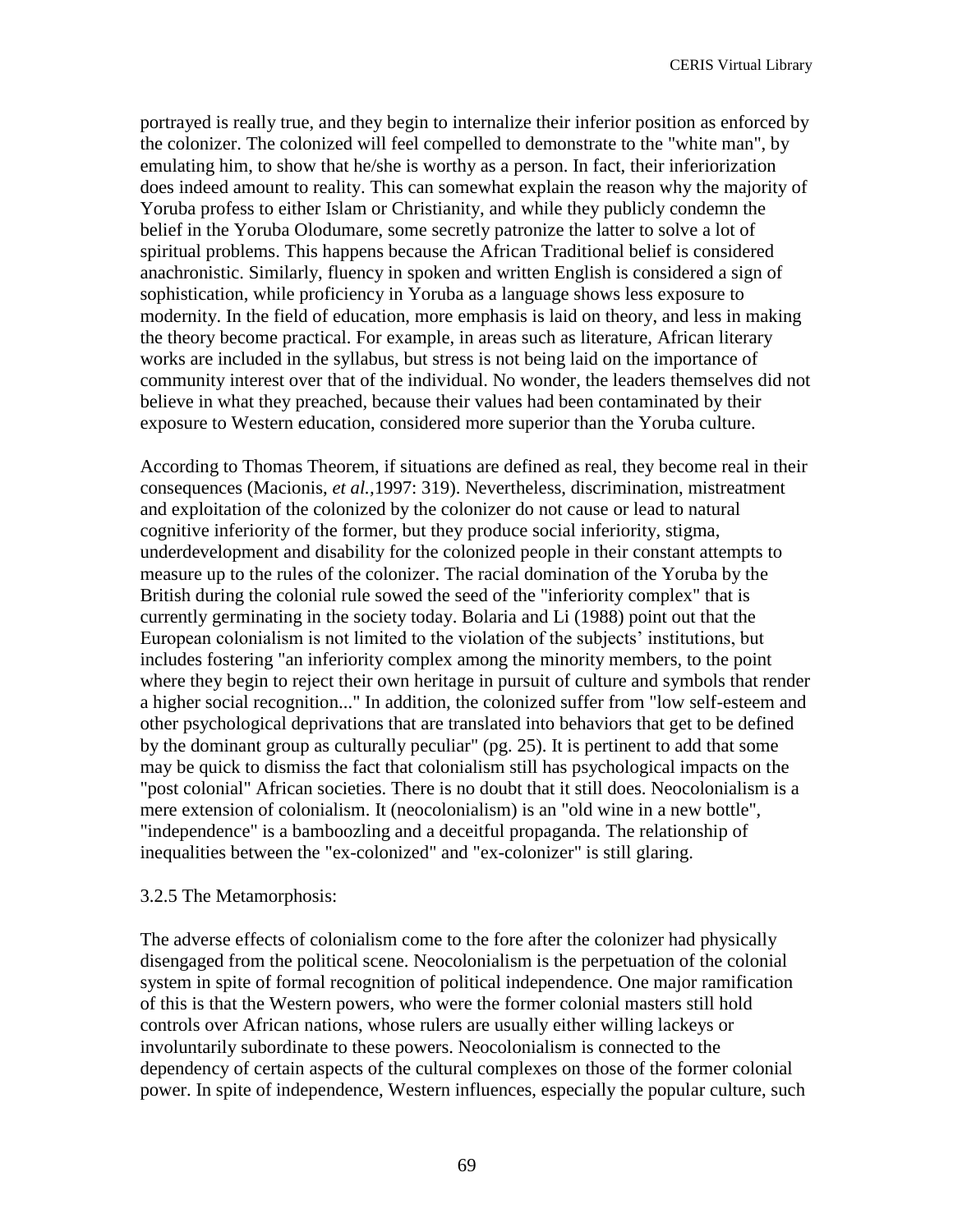portrayed is really true, and they begin to internalize their inferior position as enforced by the colonizer. The colonized will feel compelled to demonstrate to the "white man", by emulating him, to show that he/she is worthy as a person. In fact, their inferiorization does indeed amount to reality. This can somewhat explain the reason why the majority of Yoruba profess to either Islam or Christianity, and while they publicly condemn the belief in the Yoruba Olodumare, some secretly patronize the latter to solve a lot of spiritual problems. This happens because the African Traditional belief is considered anachronistic. Similarly, fluency in spoken and written English is considered a sign of sophistication, while proficiency in Yoruba as a language shows less exposure to modernity. In the field of education, more emphasis is laid on theory, and less in making the theory become practical. For example, in areas such as literature, African literary works are included in the syllabus, but stress is not being laid on the importance of community interest over that of the individual. No wonder, the leaders themselves did not believe in what they preached, because their values had been contaminated by their exposure to Western education, considered more superior than the Yoruba culture.

According to Thomas Theorem, if situations are defined as real, they become real in their consequences (Macionis, *et al.,*1997: 319). Nevertheless, discrimination, mistreatment and exploitation of the colonized by the colonizer do not cause or lead to natural cognitive inferiority of the former, but they produce social inferiority, stigma, underdevelopment and disability for the colonized people in their constant attempts to measure up to the rules of the colonizer. The racial domination of the Yoruba by the British during the colonial rule sowed the seed of the "inferiority complex" that is currently germinating in the society today. Bolaria and Li (1988) point out that the European colonialism is not limited to the violation of the subjects' institutions, but includes fostering "an inferiority complex among the minority members, to the point where they begin to reject their own heritage in pursuit of culture and symbols that render a higher social recognition..." In addition, the colonized suffer from "low self-esteem and other psychological deprivations that are translated into behaviors that get to be defined by the dominant group as culturally peculiar" (pg. 25). It is pertinent to add that some may be quick to dismiss the fact that colonialism still has psychological impacts on the "post colonial" African societies. There is no doubt that it still does. Neocolonialism is a mere extension of colonialism. It (neocolonialism) is an "old wine in a new bottle", "independence" is a bamboozling and a deceitful propaganda. The relationship of inequalities between the "ex-colonized" and "ex-colonizer" is still glaring.

### 3.2.5 The Metamorphosis:

The adverse effects of colonialism come to the fore after the colonizer had physically disengaged from the political scene. Neocolonialism is the perpetuation of the colonial system in spite of formal recognition of political independence. One major ramification of this is that the Western powers, who were the former colonial masters still hold controls over African nations, whose rulers are usually either willing lackeys or involuntarily subordinate to these powers. Neocolonialism is connected to the dependency of certain aspects of the cultural complexes on those of the former colonial power. In spite of independence, Western influences, especially the popular culture, such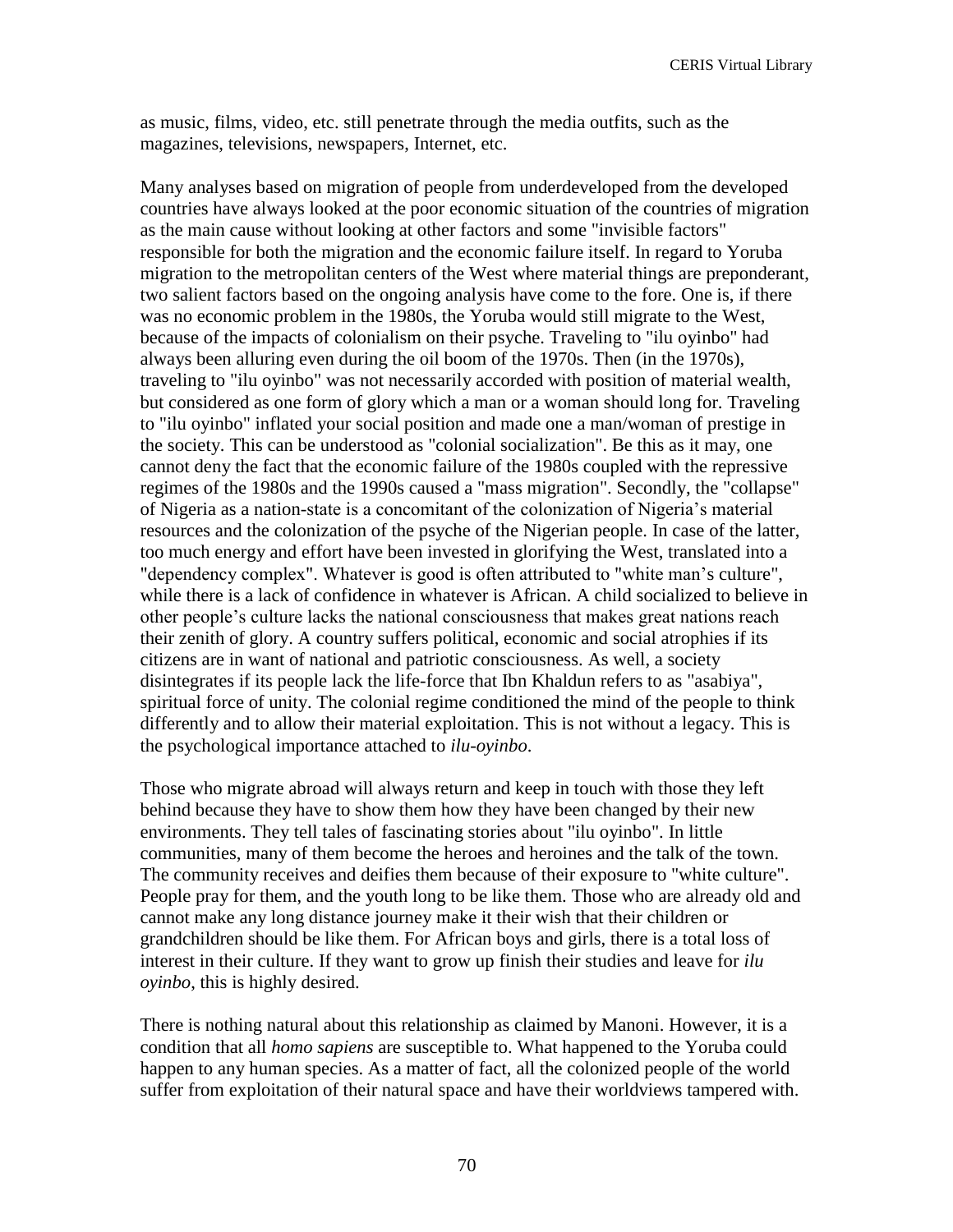as music, films, video, etc. still penetrate through the media outfits, such as the magazines, televisions, newspapers, Internet, etc.

Many analyses based on migration of people from underdeveloped from the developed countries have always looked at the poor economic situation of the countries of migration as the main cause without looking at other factors and some "invisible factors" responsible for both the migration and the economic failure itself. In regard to Yoruba migration to the metropolitan centers of the West where material things are preponderant, two salient factors based on the ongoing analysis have come to the fore. One is, if there was no economic problem in the 1980s, the Yoruba would still migrate to the West, because of the impacts of colonialism on their psyche. Traveling to "ilu oyinbo" had always been alluring even during the oil boom of the 1970s. Then (in the 1970s), traveling to "ilu oyinbo" was not necessarily accorded with position of material wealth, but considered as one form of glory which a man or a woman should long for. Traveling to "ilu oyinbo" inflated your social position and made one a man/woman of prestige in the society. This can be understood as "colonial socialization". Be this as it may, one cannot deny the fact that the economic failure of the 1980s coupled with the repressive regimes of the 1980s and the 1990s caused a "mass migration". Secondly, the "collapse" of Nigeria as a nation-state is a concomitant of the colonization of Nigeria's material resources and the colonization of the psyche of the Nigerian people. In case of the latter, too much energy and effort have been invested in glorifying the West, translated into a "dependency complex". Whatever is good is often attributed to "white man's culture", while there is a lack of confidence in whatever is African. A child socialized to believe in other people's culture lacks the national consciousness that makes great nations reach their zenith of glory. A country suffers political, economic and social atrophies if its citizens are in want of national and patriotic consciousness. As well, a society disintegrates if its people lack the life-force that Ibn Khaldun refers to as "asabiya", spiritual force of unity. The colonial regime conditioned the mind of the people to think differently and to allow their material exploitation. This is not without a legacy. This is the psychological importance attached to *ilu-oyinbo*.

Those who migrate abroad will always return and keep in touch with those they left behind because they have to show them how they have been changed by their new environments. They tell tales of fascinating stories about "ilu oyinbo". In little communities, many of them become the heroes and heroines and the talk of the town. The community receives and deifies them because of their exposure to "white culture". People pray for them, and the youth long to be like them. Those who are already old and cannot make any long distance journey make it their wish that their children or grandchildren should be like them. For African boys and girls, there is a total loss of interest in their culture. If they want to grow up finish their studies and leave for *ilu oyinbo*, this is highly desired.

There is nothing natural about this relationship as claimed by Manoni. However, it is a condition that all *homo sapiens* are susceptible to. What happened to the Yoruba could happen to any human species. As a matter of fact, all the colonized people of the world suffer from exploitation of their natural space and have their worldviews tampered with.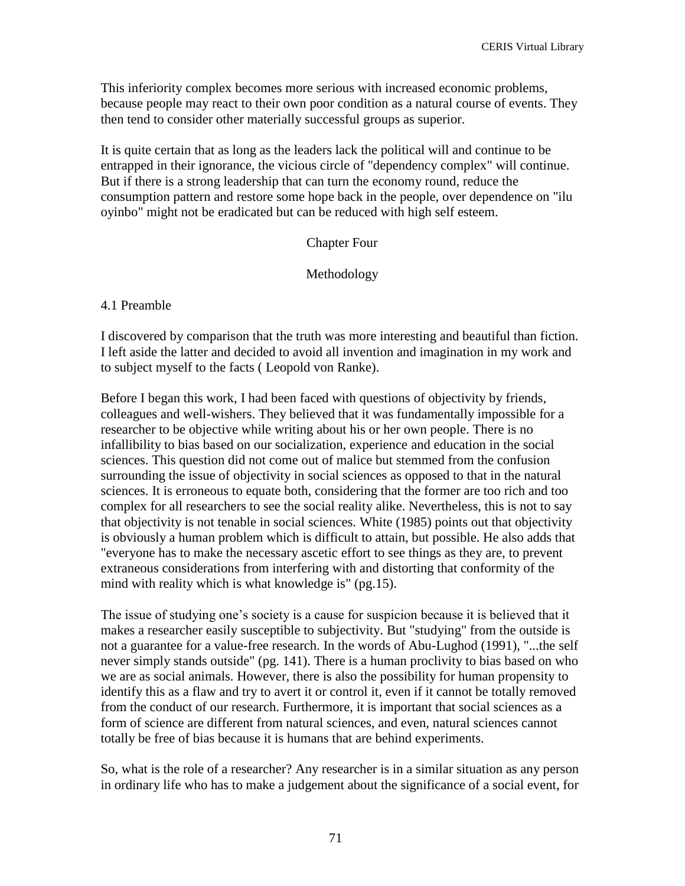This inferiority complex becomes more serious with increased economic problems, because people may react to their own poor condition as a natural course of events. They then tend to consider other materially successful groups as superior.

It is quite certain that as long as the leaders lack the political will and continue to be entrapped in their ignorance, the vicious circle of "dependency complex" will continue. But if there is a strong leadership that can turn the economy round, reduce the consumption pattern and restore some hope back in the people, over dependence on "ilu oyinbo" might not be eradicated but can be reduced with high self esteem.

# Chapter Four

# Methodology

## 4.1 Preamble

I discovered by comparison that the truth was more interesting and beautiful than fiction. I left aside the latter and decided to avoid all invention and imagination in my work and to subject myself to the facts ( Leopold von Ranke).

Before I began this work, I had been faced with questions of objectivity by friends, colleagues and well-wishers. They believed that it was fundamentally impossible for a researcher to be objective while writing about his or her own people. There is no infallibility to bias based on our socialization, experience and education in the social sciences. This question did not come out of malice but stemmed from the confusion surrounding the issue of objectivity in social sciences as opposed to that in the natural sciences. It is erroneous to equate both, considering that the former are too rich and too complex for all researchers to see the social reality alike. Nevertheless, this is not to say that objectivity is not tenable in social sciences. White (1985) points out that objectivity is obviously a human problem which is difficult to attain, but possible. He also adds that "everyone has to make the necessary ascetic effort to see things as they are, to prevent extraneous considerations from interfering with and distorting that conformity of the mind with reality which is what knowledge is" (pg.15).

The issue of studying one's society is a cause for suspicion because it is believed that it makes a researcher easily susceptible to subjectivity. But "studying" from the outside is not a guarantee for a value-free research. In the words of Abu-Lughod (1991), "...the self never simply stands outside" (pg. 141). There is a human proclivity to bias based on who we are as social animals. However, there is also the possibility for human propensity to identify this as a flaw and try to avert it or control it, even if it cannot be totally removed from the conduct of our research. Furthermore, it is important that social sciences as a form of science are different from natural sciences, and even, natural sciences cannot totally be free of bias because it is humans that are behind experiments.

So, what is the role of a researcher? Any researcher is in a similar situation as any person in ordinary life who has to make a judgement about the significance of a social event, for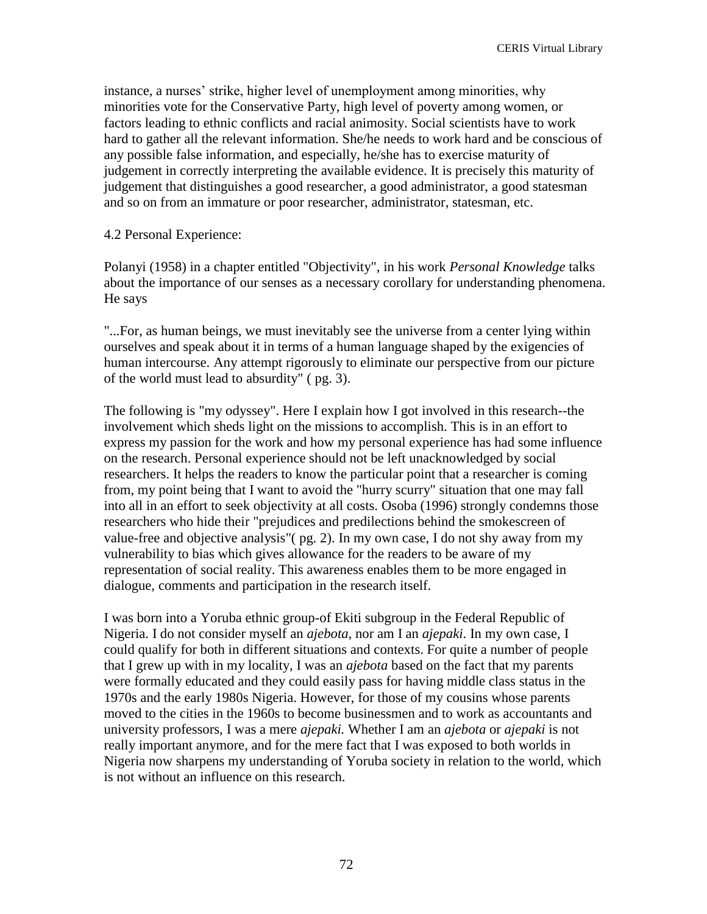instance, a nurses' strike, higher level of unemployment among minorities, why minorities vote for the Conservative Party, high level of poverty among women, or factors leading to ethnic conflicts and racial animosity. Social scientists have to work hard to gather all the relevant information. She/he needs to work hard and be conscious of any possible false information, and especially, he/she has to exercise maturity of judgement in correctly interpreting the available evidence. It is precisely this maturity of judgement that distinguishes a good researcher, a good administrator, a good statesman and so on from an immature or poor researcher, administrator, statesman, etc.

4.2 Personal Experience:

Polanyi (1958) in a chapter entitled "Objectivity", in his work *Personal Knowledge* talks about the importance of our senses as a necessary corollary for understanding phenomena. He says

"...For, as human beings, we must inevitably see the universe from a center lying within ourselves and speak about it in terms of a human language shaped by the exigencies of human intercourse. Any attempt rigorously to eliminate our perspective from our picture of the world must lead to absurdity" ( pg. 3).

The following is "my odyssey". Here I explain how I got involved in this research--the involvement which sheds light on the missions to accomplish. This is in an effort to express my passion for the work and how my personal experience has had some influence on the research. Personal experience should not be left unacknowledged by social researchers. It helps the readers to know the particular point that a researcher is coming from, my point being that I want to avoid the "hurry scurry" situation that one may fall into all in an effort to seek objectivity at all costs. Osoba (1996) strongly condemns those researchers who hide their "prejudices and predilections behind the smokescreen of value-free and objective analysis"( pg. 2). In my own case, I do not shy away from my vulnerability to bias which gives allowance for the readers to be aware of my representation of social reality. This awareness enables them to be more engaged in dialogue, comments and participation in the research itself.

I was born into a Yoruba ethnic group-of Ekiti subgroup in the Federal Republic of Nigeria. I do not consider myself an *ajebota*, nor am I an *ajepaki*. In my own case, I could qualify for both in different situations and contexts. For quite a number of people that I grew up with in my locality, I was an *ajebota* based on the fact that my parents were formally educated and they could easily pass for having middle class status in the 1970s and the early 1980s Nigeria. However, for those of my cousins whose parents moved to the cities in the 1960s to become businessmen and to work as accountants and university professors, I was a mere *ajepaki.* Whether I am an *ajebota* or *ajepaki* is not really important anymore, and for the mere fact that I was exposed to both worlds in Nigeria now sharpens my understanding of Yoruba society in relation to the world, which is not without an influence on this research.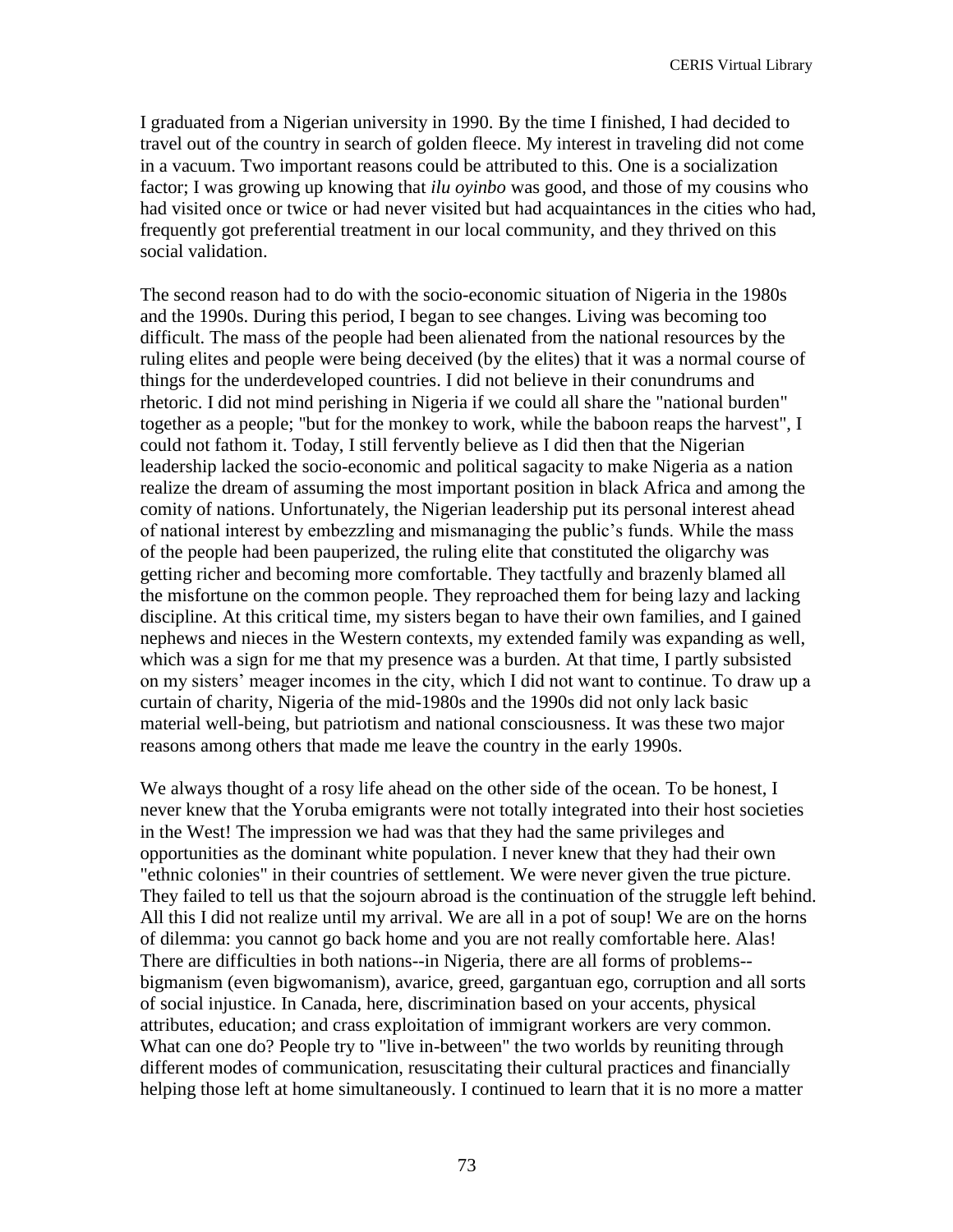I graduated from a Nigerian university in 1990. By the time I finished, I had decided to travel out of the country in search of golden fleece. My interest in traveling did not come in a vacuum. Two important reasons could be attributed to this. One is a socialization factor; I was growing up knowing that *ilu oyinbo* was good, and those of my cousins who had visited once or twice or had never visited but had acquaintances in the cities who had, frequently got preferential treatment in our local community, and they thrived on this social validation.

The second reason had to do with the socio-economic situation of Nigeria in the 1980s and the 1990s. During this period, I began to see changes. Living was becoming too difficult. The mass of the people had been alienated from the national resources by the ruling elites and people were being deceived (by the elites) that it was a normal course of things for the underdeveloped countries. I did not believe in their conundrums and rhetoric. I did not mind perishing in Nigeria if we could all share the "national burden" together as a people; "but for the monkey to work, while the baboon reaps the harvest", I could not fathom it. Today, I still fervently believe as I did then that the Nigerian leadership lacked the socio-economic and political sagacity to make Nigeria as a nation realize the dream of assuming the most important position in black Africa and among the comity of nations. Unfortunately, the Nigerian leadership put its personal interest ahead of national interest by embezzling and mismanaging the public's funds. While the mass of the people had been pauperized, the ruling elite that constituted the oligarchy was getting richer and becoming more comfortable. They tactfully and brazenly blamed all the misfortune on the common people. They reproached them for being lazy and lacking discipline. At this critical time, my sisters began to have their own families, and I gained nephews and nieces in the Western contexts, my extended family was expanding as well, which was a sign for me that my presence was a burden. At that time, I partly subsisted on my sisters' meager incomes in the city, which I did not want to continue. To draw up a curtain of charity, Nigeria of the mid-1980s and the 1990s did not only lack basic material well-being, but patriotism and national consciousness. It was these two major reasons among others that made me leave the country in the early 1990s.

We always thought of a rosy life ahead on the other side of the ocean. To be honest, I never knew that the Yoruba emigrants were not totally integrated into their host societies in the West! The impression we had was that they had the same privileges and opportunities as the dominant white population. I never knew that they had their own "ethnic colonies" in their countries of settlement. We were never given the true picture. They failed to tell us that the sojourn abroad is the continuation of the struggle left behind. All this I did not realize until my arrival. We are all in a pot of soup! We are on the horns of dilemma: you cannot go back home and you are not really comfortable here. Alas! There are difficulties in both nations--in Nigeria, there are all forms of problems--bigmanism (even bigwomanism), avarice, greed, gargantuan ego, corruption and all sorts of social injustice. In Canada, here, discrimination based on your accents, physical attributes, education; and crass exploitation of immigrant workers are very common. What can one do? People try to "live in-between" the two worlds by reuniting through different modes of communication, resuscitating their cultural practices and financially helping those left at home simultaneously. I continued to learn that it is no more a matter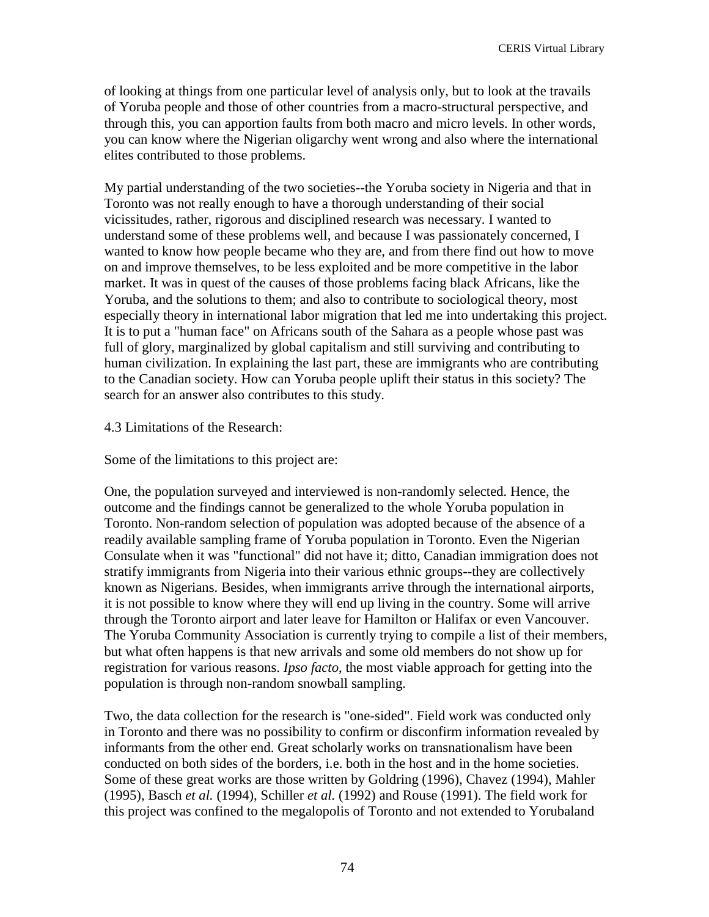of looking at things from one particular level of analysis only, but to look at the travails of Yoruba people and those of other countries from a macro-structural perspective, and through this, you can apportion faults from both macro and micro levels. In other words, you can know where the Nigerian oligarchy went wrong and also where the international elites contributed to those problems.

My partial understanding of the two societies--the Yoruba society in Nigeria and that in Toronto was not really enough to have a thorough understanding of their social vicissitudes, rather, rigorous and disciplined research was necessary. I wanted to understand some of these problems well, and because I was passionately concerned, I wanted to know how people became who they are, and from there find out how to move on and improve themselves, to be less exploited and be more competitive in the labor market. It was in quest of the causes of those problems facing black Africans, like the Yoruba, and the solutions to them; and also to contribute to sociological theory, most especially theory in international labor migration that led me into undertaking this project. It is to put a "human face" on Africans south of the Sahara as a people whose past was full of glory, marginalized by global capitalism and still surviving and contributing to human civilization. In explaining the last part, these are immigrants who are contributing to the Canadian society. How can Yoruba people uplift their status in this society? The search for an answer also contributes to this study.

4.3 Limitations of the Research:

Some of the limitations to this project are:

One, the population surveyed and interviewed is non-randomly selected. Hence, the outcome and the findings cannot be generalized to the whole Yoruba population in Toronto. Non-random selection of population was adopted because of the absence of a readily available sampling frame of Yoruba population in Toronto. Even the Nigerian Consulate when it was "functional" did not have it; ditto, Canadian immigration does not stratify immigrants from Nigeria into their various ethnic groups--they are collectively known as Nigerians. Besides, when immigrants arrive through the international airports, it is not possible to know where they will end up living in the country. Some will arrive through the Toronto airport and later leave for Hamilton or Halifax or even Vancouver. The Yoruba Community Association is currently trying to compile a list of their members, but what often happens is that new arrivals and some old members do not show up for registration for various reasons. *Ipso facto*, the most viable approach for getting into the population is through non-random snowball sampling.

Two, the data collection for the research is "one-sided". Field work was conducted only in Toronto and there was no possibility to confirm or disconfirm information revealed by informants from the other end. Great scholarly works on transnationalism have been conducted on both sides of the borders, i.e. both in the host and in the home societies. Some of these great works are those written by Goldring (1996), Chavez (1994), Mahler (1995), Basch *et al.* (1994), Schiller *et al.* (1992) and Rouse (1991). The field work for this project was confined to the megalopolis of Toronto and not extended to Yorubaland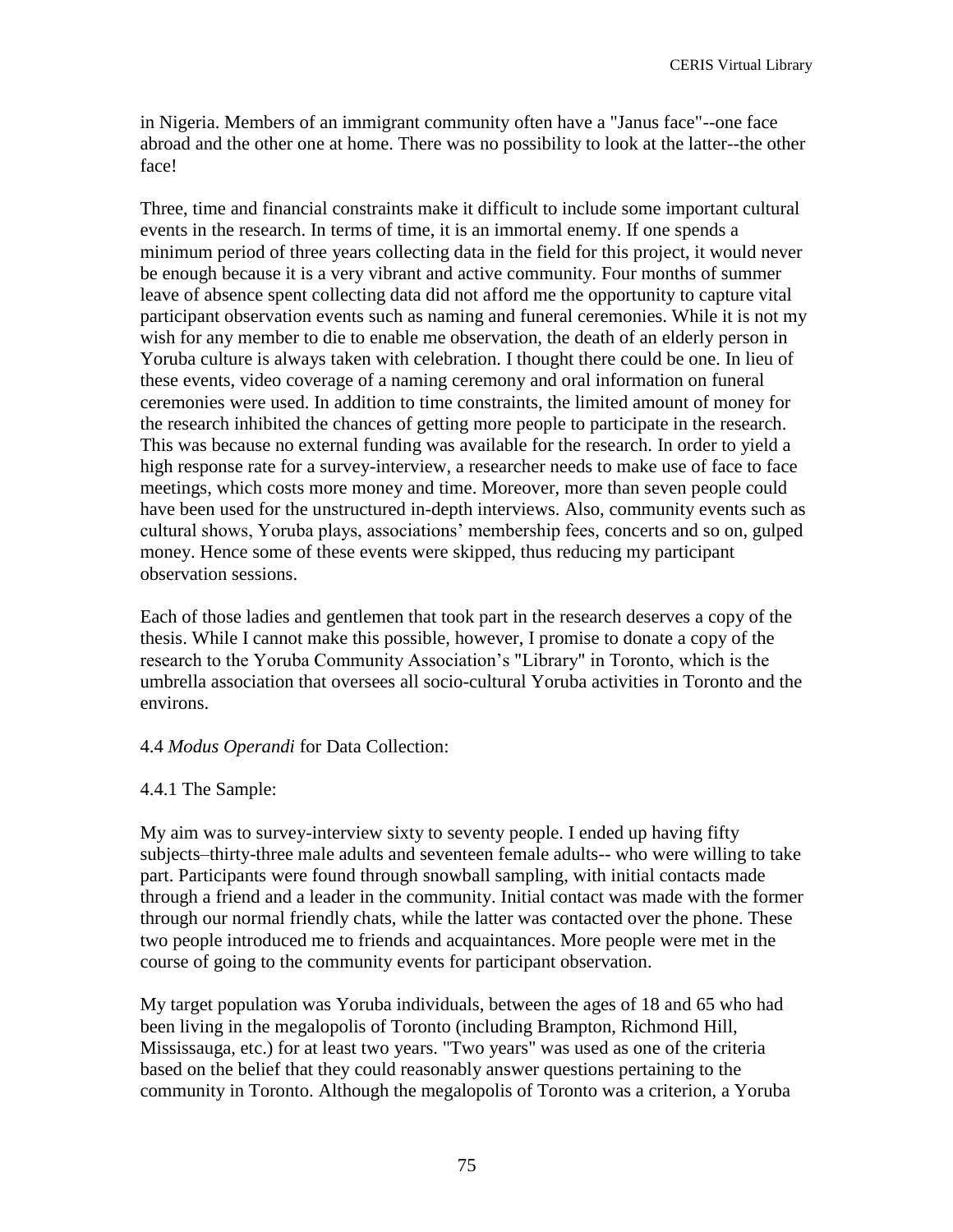in Nigeria. Members of an immigrant community often have a "Janus face"--one face abroad and the other one at home. There was no possibility to look at the latter--the other face!

Three, time and financial constraints make it difficult to include some important cultural events in the research. In terms of time, it is an immortal enemy. If one spends a minimum period of three years collecting data in the field for this project, it would never be enough because it is a very vibrant and active community. Four months of summer leave of absence spent collecting data did not afford me the opportunity to capture vital participant observation events such as naming and funeral ceremonies. While it is not my wish for any member to die to enable me observation, the death of an elderly person in Yoruba culture is always taken with celebration. I thought there could be one. In lieu of these events, video coverage of a naming ceremony and oral information on funeral ceremonies were used. In addition to time constraints, the limited amount of money for the research inhibited the chances of getting more people to participate in the research. This was because no external funding was available for the research. In order to yield a high response rate for a survey-interview, a researcher needs to make use of face to face meetings, which costs more money and time. Moreover, more than seven people could have been used for the unstructured in-depth interviews. Also, community events such as cultural shows, Yoruba plays, associations' membership fees, concerts and so on, gulped money. Hence some of these events were skipped, thus reducing my participant observation sessions.

Each of those ladies and gentlemen that took part in the research deserves a copy of the thesis. While I cannot make this possible, however, I promise to donate a copy of the research to the Yoruba Community Association's "Library" in Toronto, which is the umbrella association that oversees all socio-cultural Yoruba activities in Toronto and the environs.

### 4.4 *Modus Operandi* for Data Collection:

#### 4.4.1 The Sample:

My aim was to survey-interview sixty to seventy people. I ended up having fifty subjects–thirty-three male adults and seventeen female adults-- who were willing to take part. Participants were found through snowball sampling, with initial contacts made through a friend and a leader in the community. Initial contact was made with the former through our normal friendly chats, while the latter was contacted over the phone. These two people introduced me to friends and acquaintances. More people were met in the course of going to the community events for participant observation.

My target population was Yoruba individuals, between the ages of 18 and 65 who had been living in the megalopolis of Toronto (including Brampton, Richmond Hill, Mississauga, etc.) for at least two years. "Two years" was used as one of the criteria based on the belief that they could reasonably answer questions pertaining to the community in Toronto. Although the megalopolis of Toronto was a criterion, a Yoruba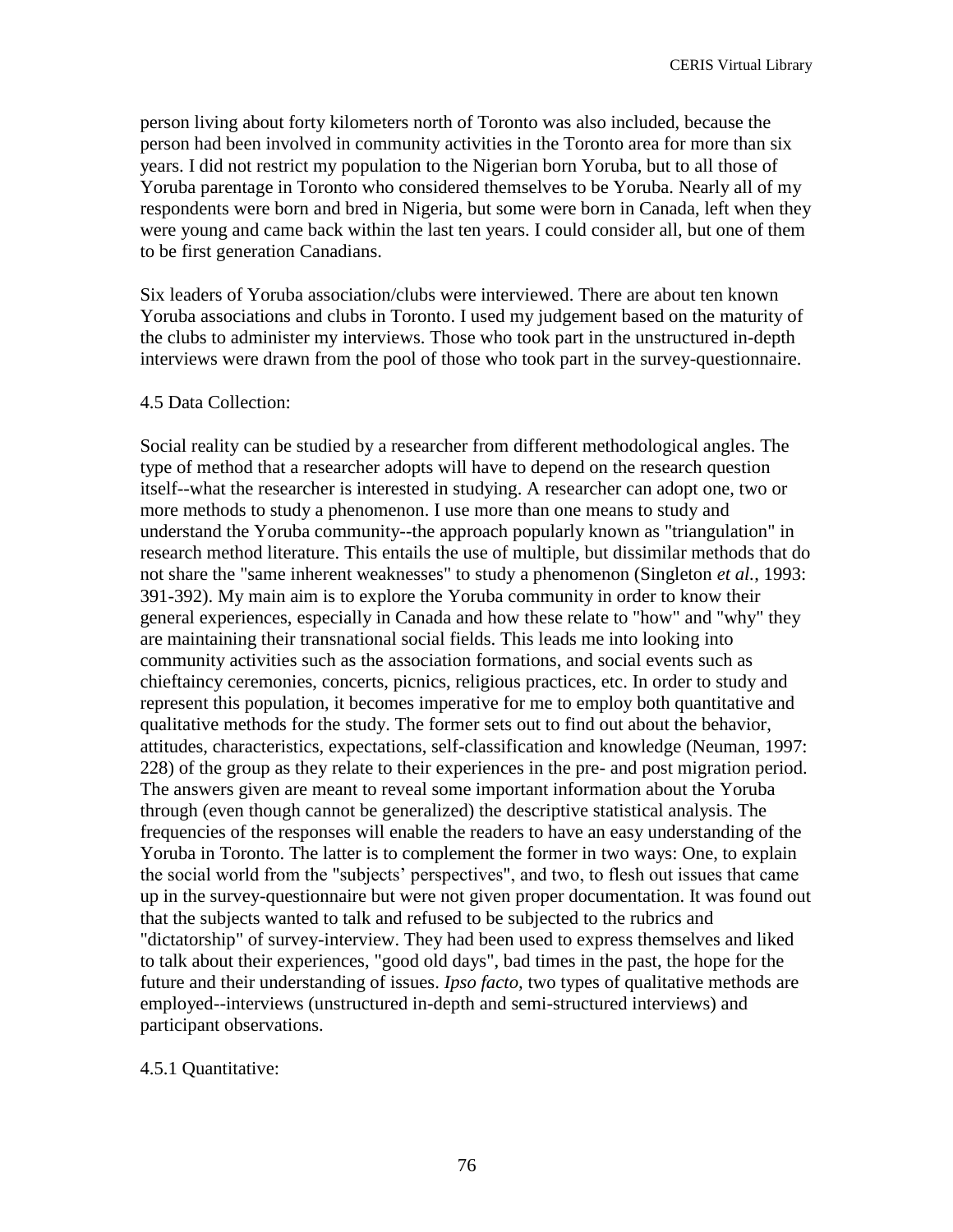person living about forty kilometers north of Toronto was also included, because the person had been involved in community activities in the Toronto area for more than six years. I did not restrict my population to the Nigerian born Yoruba, but to all those of Yoruba parentage in Toronto who considered themselves to be Yoruba. Nearly all of my respondents were born and bred in Nigeria, but some were born in Canada, left when they were young and came back within the last ten years. I could consider all, but one of them to be first generation Canadians.

Six leaders of Yoruba association/clubs were interviewed. There are about ten known Yoruba associations and clubs in Toronto. I used my judgement based on the maturity of the clubs to administer my interviews. Those who took part in the unstructured in-depth interviews were drawn from the pool of those who took part in the survey-questionnaire.

## 4.5 Data Collection:

Social reality can be studied by a researcher from different methodological angles. The type of method that a researcher adopts will have to depend on the research question itself--what the researcher is interested in studying. A researcher can adopt one, two or more methods to study a phenomenon. I use more than one means to study and understand the Yoruba community--the approach popularly known as "triangulation" in research method literature. This entails the use of multiple, but dissimilar methods that do not share the "same inherent weaknesses" to study a phenomenon (Singleton *et al.*, 1993: 391-392). My main aim is to explore the Yoruba community in order to know their general experiences, especially in Canada and how these relate to "how" and "why" they are maintaining their transnational social fields. This leads me into looking into community activities such as the association formations, and social events such as chieftaincy ceremonies, concerts, picnics, religious practices, etc. In order to study and represent this population, it becomes imperative for me to employ both quantitative and qualitative methods for the study. The former sets out to find out about the behavior, attitudes, characteristics, expectations, self-classification and knowledge (Neuman, 1997: 228) of the group as they relate to their experiences in the pre- and post migration period. The answers given are meant to reveal some important information about the Yoruba through (even though cannot be generalized) the descriptive statistical analysis. The frequencies of the responses will enable the readers to have an easy understanding of the Yoruba in Toronto. The latter is to complement the former in two ways: One, to explain the social world from the "subjects' perspectives", and two, to flesh out issues that came up in the survey-questionnaire but were not given proper documentation. It was found out that the subjects wanted to talk and refused to be subjected to the rubrics and "dictatorship" of survey-interview. They had been used to express themselves and liked to talk about their experiences, "good old days", bad times in the past, the hope for the future and their understanding of issues. *Ipso facto*, two types of qualitative methods are employed--interviews (unstructured in-depth and semi-structured interviews) and participant observations.

### 4.5.1 Quantitative: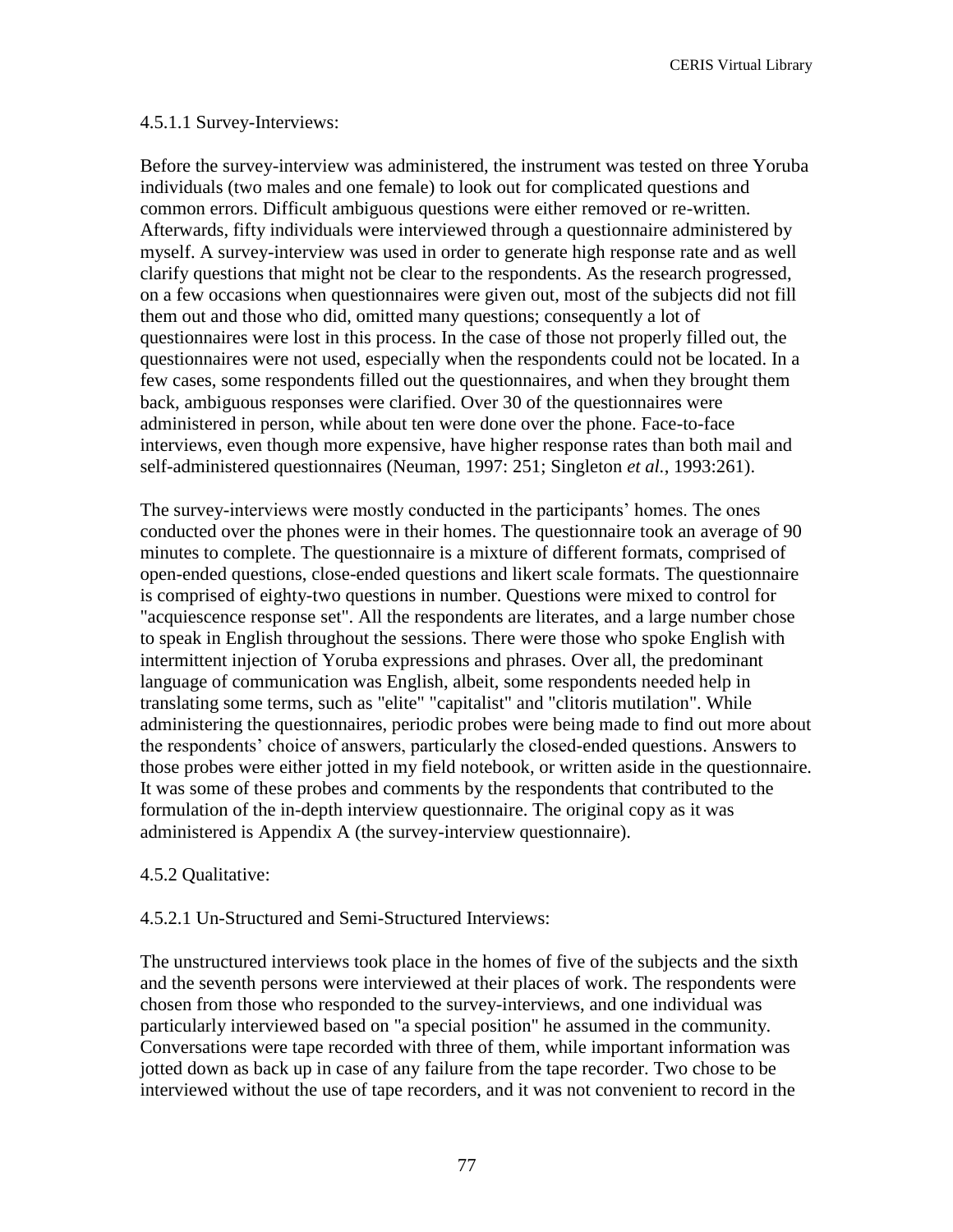#### 4.5.1.1 Survey-Interviews:

Before the survey-interview was administered, the instrument was tested on three Yoruba individuals (two males and one female) to look out for complicated questions and common errors. Difficult ambiguous questions were either removed or re-written. Afterwards, fifty individuals were interviewed through a questionnaire administered by myself. A survey-interview was used in order to generate high response rate and as well clarify questions that might not be clear to the respondents. As the research progressed, on a few occasions when questionnaires were given out, most of the subjects did not fill them out and those who did, omitted many questions; consequently a lot of questionnaires were lost in this process. In the case of those not properly filled out, the questionnaires were not used, especially when the respondents could not be located. In a few cases, some respondents filled out the questionnaires, and when they brought them back, ambiguous responses were clarified. Over 30 of the questionnaires were administered in person, while about ten were done over the phone. Face-to-face interviews, even though more expensive, have higher response rates than both mail and self-administered questionnaires (Neuman, 1997: 251; Singleton *et al.*, 1993:261).

The survey-interviews were mostly conducted in the participants' homes. The ones conducted over the phones were in their homes. The questionnaire took an average of 90 minutes to complete. The questionnaire is a mixture of different formats, comprised of open-ended questions, close-ended questions and likert scale formats. The questionnaire is comprised of eighty-two questions in number. Questions were mixed to control for "acquiescence response set". All the respondents are literates, and a large number chose to speak in English throughout the sessions. There were those who spoke English with intermittent injection of Yoruba expressions and phrases. Over all, the predominant language of communication was English, albeit, some respondents needed help in translating some terms, such as "elite" "capitalist" and "clitoris mutilation". While administering the questionnaires, periodic probes were being made to find out more about the respondents' choice of answers, particularly the closed-ended questions. Answers to those probes were either jotted in my field notebook, or written aside in the questionnaire. It was some of these probes and comments by the respondents that contributed to the formulation of the in-depth interview questionnaire. The original copy as it was administered is Appendix A (the survey-interview questionnaire).

### 4.5.2 Qualitative:

#### 4.5.2.1 Un-Structured and Semi-Structured Interviews:

The unstructured interviews took place in the homes of five of the subjects and the sixth and the seventh persons were interviewed at their places of work. The respondents were chosen from those who responded to the survey-interviews, and one individual was particularly interviewed based on "a special position" he assumed in the community. Conversations were tape recorded with three of them, while important information was jotted down as back up in case of any failure from the tape recorder. Two chose to be interviewed without the use of tape recorders, and it was not convenient to record in the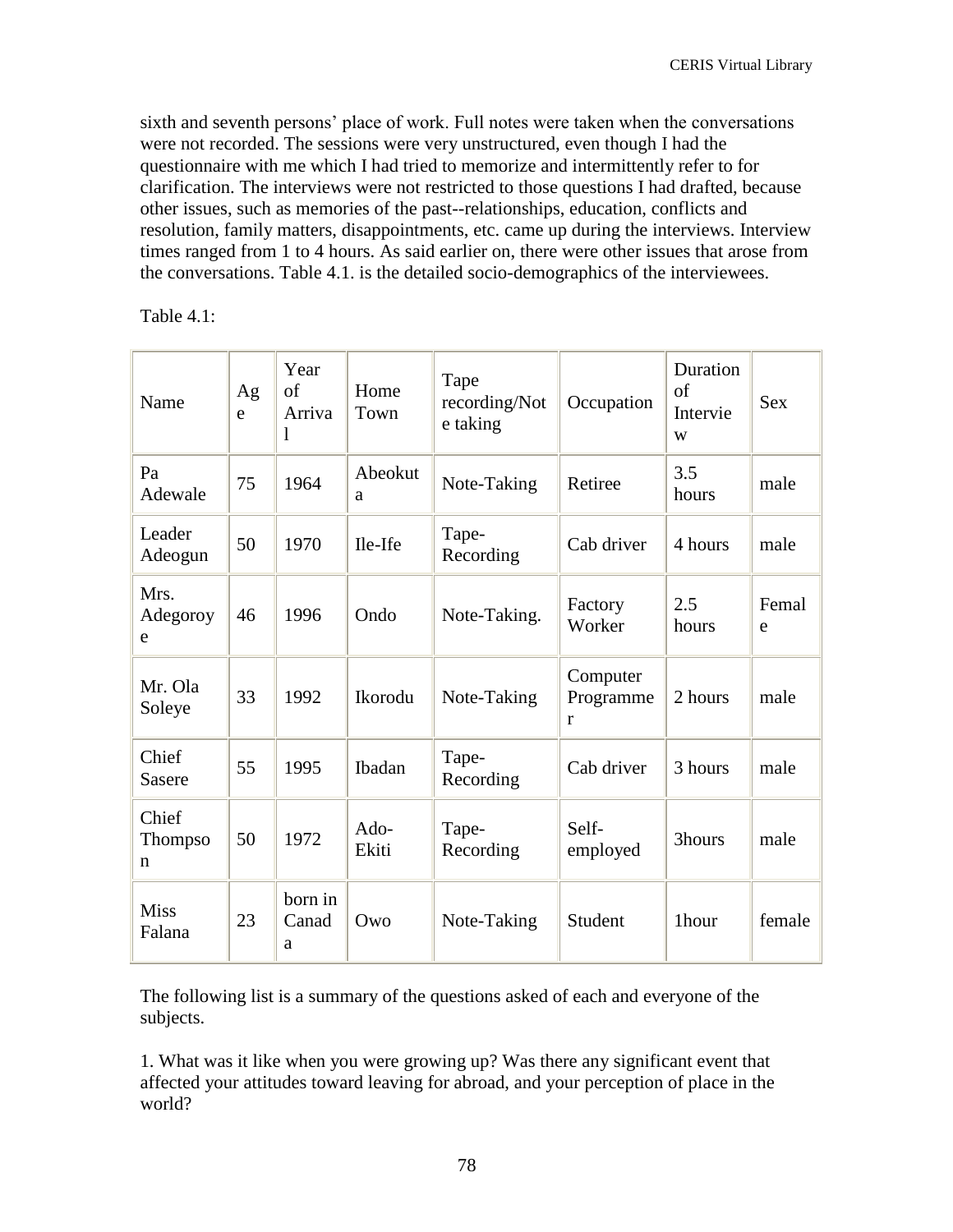sixth and seventh persons' place of work. Full notes were taken when the conversations were not recorded. The sessions were very unstructured, even though I had the questionnaire with me which I had tried to memorize and intermittently refer to for clarification. The interviews were not restricted to those questions I had drafted, because other issues, such as memories of the past--relationships, education, conflicts and resolution, family matters, disappointments, etc. came up during the interviews. Interview times ranged from 1 to 4 hours. As said earlier on, there were other issues that arose from the conversations. Table 4.1. is the detailed socio-demographics of the interviewees.

Table 4.1:

| Name | Age | Year of Arrival | Home Town | Tape recording/Note taking | Occupation | Duration of Interview | Sex |
|---|---|---|---|---|---|---|---|
| Pa Adewale | 75 | 1964 | Abeokuta | Note-Taking | Retiree | 3.5 hours | male |
| Leader Adeogun | 50 | 1970 | Ile-Ife | Tape-Recording | Cab driver | 4 hours | male |
| Mrs. Adegoroye | 46 | 1996 | Ondo | Note-Taking. | Factory Worker | 2.5 hours | Female |
| Mr. Ola Soleye | 33 | 1992 | Ikorodu | Note-Taking | Computer Programmer | 2 hours | male |
| Chief Sasere | 55 | 1995 | Ibadan | Tape-Recording | Cab driver | 3 hours | male |
| Chief Thompson | 50 | 1972 | Ado-Ekiti | Tape-Recording | Self-employed | 3hours | male |
| Miss Falana | 23 | born in Canada | Owo | Note-Taking | Student | 1hour | female |

The following list is a summary of the questions asked of each and everyone of the subjects.

1. What was it like when you were growing up? Was there any significant event that affected your attitudes toward leaving for abroad, and your perception of place in the world?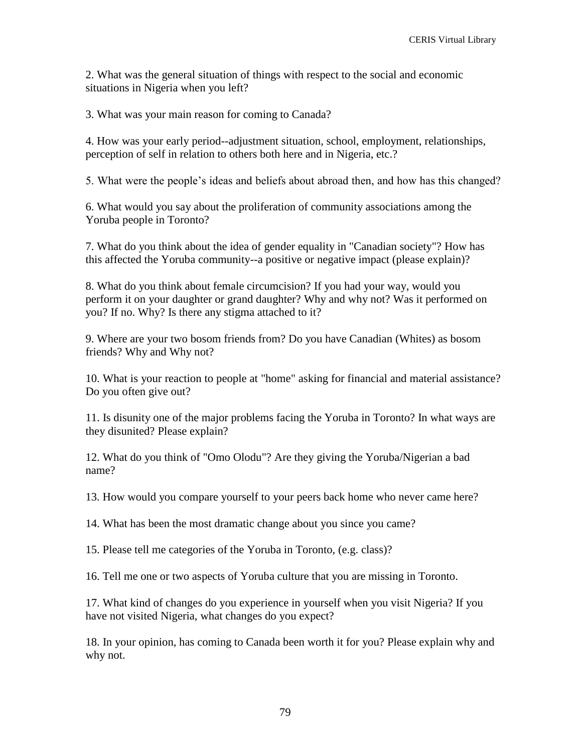2. What was the general situation of things with respect to the social and economic situations in Nigeria when you left?

3. What was your main reason for coming to Canada?

4. How was your early period--adjustment situation, school, employment, relationships, perception of self in relation to others both here and in Nigeria, etc.?

5. What were the people's ideas and beliefs about abroad then, and how has this changed?

6. What would you say about the proliferation of community associations among the Yoruba people in Toronto?

7. What do you think about the idea of gender equality in "Canadian society"? How has this affected the Yoruba community--a positive or negative impact (please explain)?

8. What do you think about female circumcision? If you had your way, would you perform it on your daughter or grand daughter? Why and why not? Was it performed on you? If no. Why? Is there any stigma attached to it?

9. Where are your two bosom friends from? Do you have Canadian (Whites) as bosom friends? Why and Why not?

10. What is your reaction to people at "home" asking for financial and material assistance? Do you often give out?

11. Is disunity one of the major problems facing the Yoruba in Toronto? In what ways are they disunited? Please explain?

12. What do you think of "Omo Olodu"? Are they giving the Yoruba/Nigerian a bad name?

13. How would you compare yourself to your peers back home who never came here?

14. What has been the most dramatic change about you since you came?

15. Please tell me categories of the Yoruba in Toronto, (e.g. class)?

16. Tell me one or two aspects of Yoruba culture that you are missing in Toronto.

17. What kind of changes do you experience in yourself when you visit Nigeria? If you have not visited Nigeria, what changes do you expect?

18. In your opinion, has coming to Canada been worth it for you? Please explain why and why not.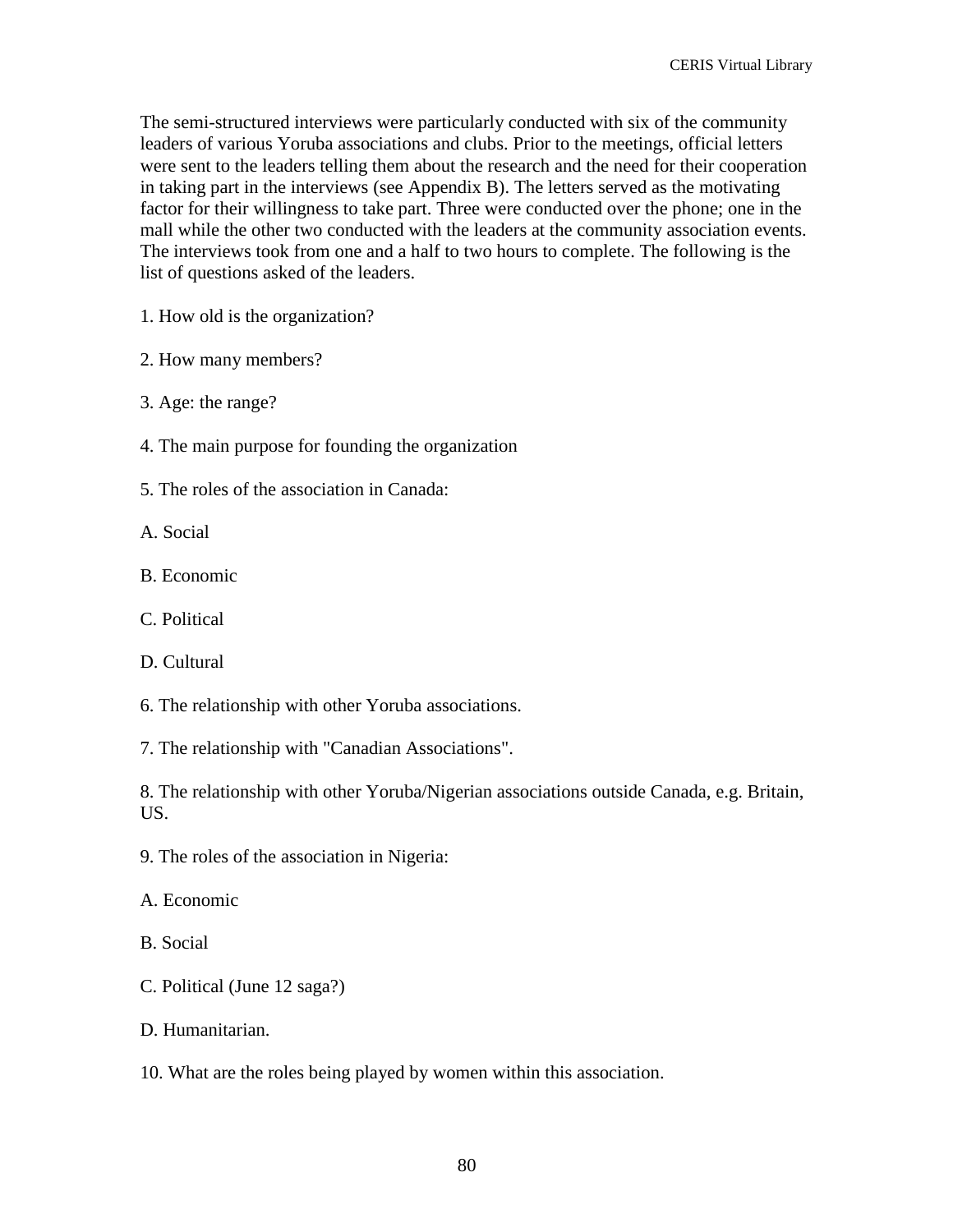The semi-structured interviews were particularly conducted with six of the community leaders of various Yoruba associations and clubs. Prior to the meetings, official letters were sent to the leaders telling them about the research and the need for their cooperation in taking part in the interviews (see Appendix B). The letters served as the motivating factor for their willingness to take part. Three were conducted over the phone; one in the mall while the other two conducted with the leaders at the community association events. The interviews took from one and a half to two hours to complete. The following is the list of questions asked of the leaders.

1. How old is the organization?

2. How many members?

3. Age: the range?

4. The main purpose for founding the organization

5. The roles of the association in Canada:

A. Social

B. Economic

C. Political

D. Cultural

6. The relationship with other Yoruba associations.

7. The relationship with "Canadian Associations".

8. The relationship with other Yoruba/Nigerian associations outside Canada, e.g. Britain, US.

9. The roles of the association in Nigeria:

A. Economic

B. Social

C. Political (June 12 saga?)

D. Humanitarian.

10. What are the roles being played by women within this association.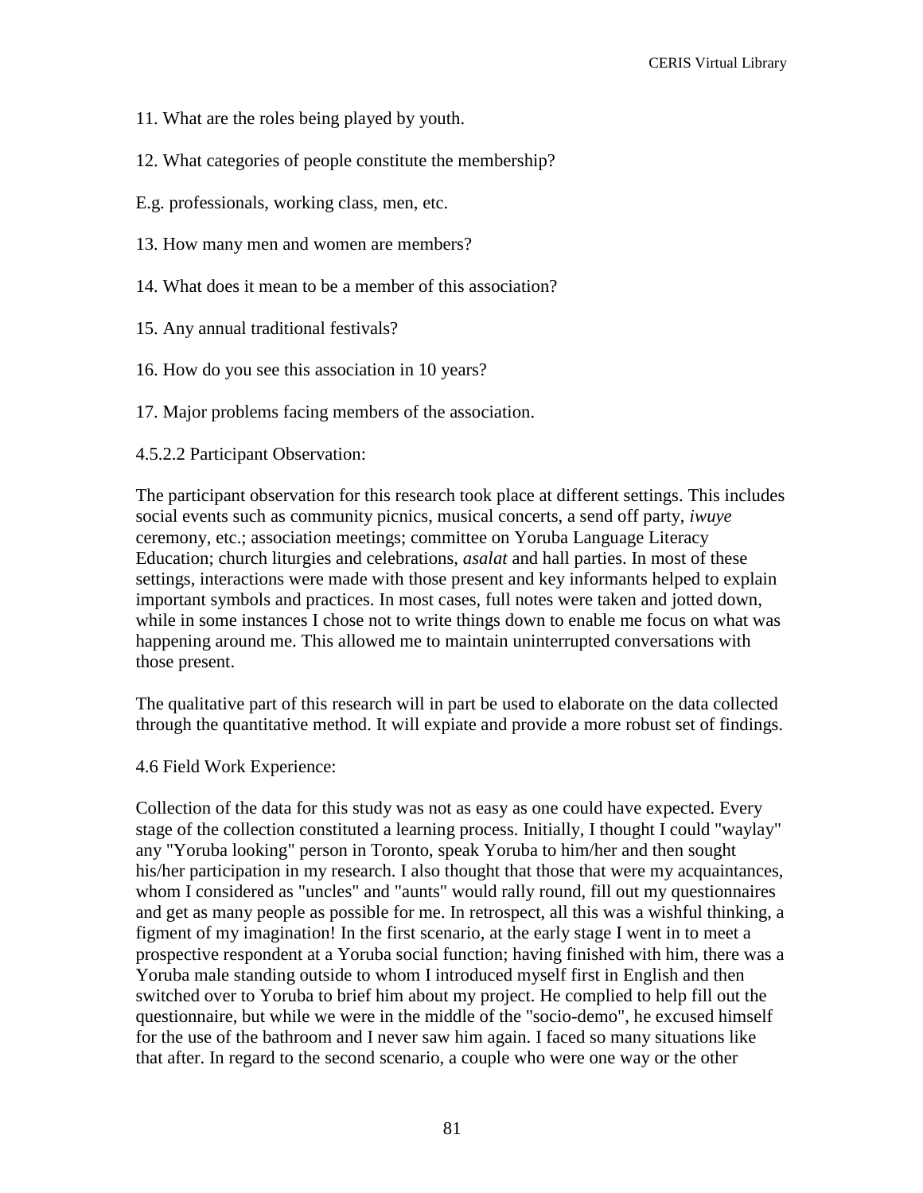11. What are the roles being played by youth.

12. What categories of people constitute the membership?

E.g. professionals, working class, men, etc.

13. How many men and women are members?

14. What does it mean to be a member of this association?

15. Any annual traditional festivals?

16. How do you see this association in 10 years?

17. Major problems facing members of the association.

4.5.2.2 Participant Observation:

The participant observation for this research took place at different settings. This includes social events such as community picnics, musical concerts, a send off party, *iwuye* ceremony, etc.; association meetings; committee on Yoruba Language Literacy Education; church liturgies and celebrations, *asalat* and hall parties. In most of these settings, interactions were made with those present and key informants helped to explain important symbols and practices. In most cases, full notes were taken and jotted down, while in some instances I chose not to write things down to enable me focus on what was happening around me. This allowed me to maintain uninterrupted conversations with those present.

The qualitative part of this research will in part be used to elaborate on the data collected through the quantitative method. It will expiate and provide a more robust set of findings.

4.6 Field Work Experience:

Collection of the data for this study was not as easy as one could have expected. Every stage of the collection constituted a learning process. Initially, I thought I could "waylay" any "Yoruba looking" person in Toronto, speak Yoruba to him/her and then sought his/her participation in my research. I also thought that those that were my acquaintances, whom I considered as "uncles" and "aunts" would rally round, fill out my questionnaires and get as many people as possible for me. In retrospect, all this was a wishful thinking, a figment of my imagination! In the first scenario, at the early stage I went in to meet a prospective respondent at a Yoruba social function; having finished with him, there was a Yoruba male standing outside to whom I introduced myself first in English and then switched over to Yoruba to brief him about my project. He complied to help fill out the questionnaire, but while we were in the middle of the "socio-demo", he excused himself for the use of the bathroom and I never saw him again. I faced so many situations like that after. In regard to the second scenario, a couple who were one way or the other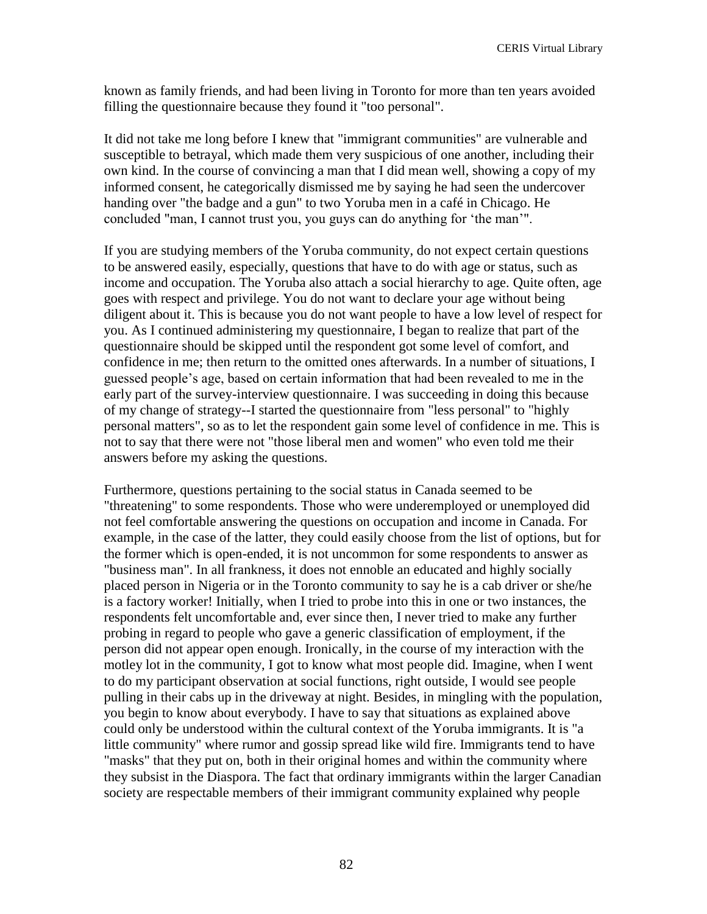known as family friends, and had been living in Toronto for more than ten years avoided filling the questionnaire because they found it "too personal".

It did not take me long before I knew that "immigrant communities" are vulnerable and susceptible to betrayal, which made them very suspicious of one another, including their own kind. In the course of convincing a man that I did mean well, showing a copy of my informed consent, he categorically dismissed me by saying he had seen the undercover handing over "the badge and a gun" to two Yoruba men in a café in Chicago. He concluded "man, I cannot trust you, you guys can do anything for 'the man'".

If you are studying members of the Yoruba community, do not expect certain questions to be answered easily, especially, questions that have to do with age or status, such as income and occupation. The Yoruba also attach a social hierarchy to age. Quite often, age goes with respect and privilege. You do not want to declare your age without being diligent about it. This is because you do not want people to have a low level of respect for you. As I continued administering my questionnaire, I began to realize that part of the questionnaire should be skipped until the respondent got some level of comfort, and confidence in me; then return to the omitted ones afterwards. In a number of situations, I guessed people's age, based on certain information that had been revealed to me in the early part of the survey-interview questionnaire. I was succeeding in doing this because of my change of strategy--I started the questionnaire from "less personal" to "highly personal matters", so as to let the respondent gain some level of confidence in me. This is not to say that there were not "those liberal men and women" who even told me their answers before my asking the questions.

Furthermore, questions pertaining to the social status in Canada seemed to be "threatening" to some respondents. Those who were underemployed or unemployed did not feel comfortable answering the questions on occupation and income in Canada. For example, in the case of the latter, they could easily choose from the list of options, but for the former which is open-ended, it is not uncommon for some respondents to answer as "business man". In all frankness, it does not ennoble an educated and highly socially placed person in Nigeria or in the Toronto community to say he is a cab driver or she/he is a factory worker! Initially, when I tried to probe into this in one or two instances, the respondents felt uncomfortable and, ever since then, I never tried to make any further probing in regard to people who gave a generic classification of employment, if the person did not appear open enough. Ironically, in the course of my interaction with the motley lot in the community, I got to know what most people did. Imagine, when I went to do my participant observation at social functions, right outside, I would see people pulling in their cabs up in the driveway at night. Besides, in mingling with the population, you begin to know about everybody. I have to say that situations as explained above could only be understood within the cultural context of the Yoruba immigrants. It is "a little community" where rumor and gossip spread like wild fire. Immigrants tend to have "masks" that they put on, both in their original homes and within the community where they subsist in the Diaspora. The fact that ordinary immigrants within the larger Canadian society are respectable members of their immigrant community explained why people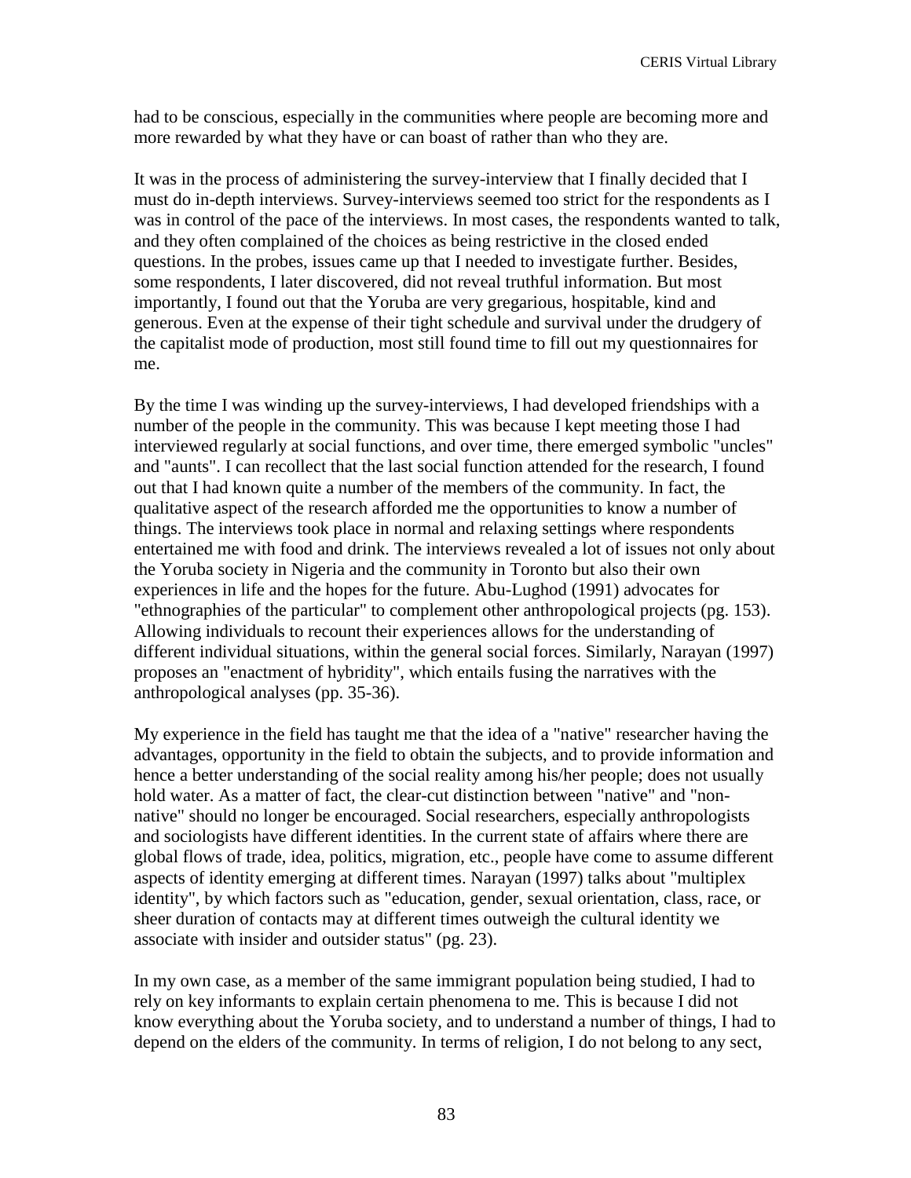had to be conscious, especially in the communities where people are becoming more and more rewarded by what they have or can boast of rather than who they are.

It was in the process of administering the survey-interview that I finally decided that I must do in-depth interviews. Survey-interviews seemed too strict for the respondents as I was in control of the pace of the interviews. In most cases, the respondents wanted to talk, and they often complained of the choices as being restrictive in the closed ended questions. In the probes, issues came up that I needed to investigate further. Besides, some respondents, I later discovered, did not reveal truthful information. But most importantly, I found out that the Yoruba are very gregarious, hospitable, kind and generous. Even at the expense of their tight schedule and survival under the drudgery of the capitalist mode of production, most still found time to fill out my questionnaires for me.

By the time I was winding up the survey-interviews, I had developed friendships with a number of the people in the community. This was because I kept meeting those I had interviewed regularly at social functions, and over time, there emerged symbolic "uncles" and "aunts". I can recollect that the last social function attended for the research, I found out that I had known quite a number of the members of the community. In fact, the qualitative aspect of the research afforded me the opportunities to know a number of things. The interviews took place in normal and relaxing settings where respondents entertained me with food and drink. The interviews revealed a lot of issues not only about the Yoruba society in Nigeria and the community in Toronto but also their own experiences in life and the hopes for the future. Abu-Lughod (1991) advocates for "ethnographies of the particular" to complement other anthropological projects (pg. 153). Allowing individuals to recount their experiences allows for the understanding of different individual situations, within the general social forces. Similarly, Narayan (1997) proposes an "enactment of hybridity", which entails fusing the narratives with the anthropological analyses (pp. 35-36).

My experience in the field has taught me that the idea of a "native" researcher having the advantages, opportunity in the field to obtain the subjects, and to provide information and hence a better understanding of the social reality among his/her people; does not usually hold water. As a matter of fact, the clear-cut distinction between "native" and "non-native" should no longer be encouraged. Social researchers, especially anthropologists and sociologists have different identities. In the current state of affairs where there are global flows of trade, idea, politics, migration, etc., people have come to assume different aspects of identity emerging at different times. Narayan (1997) talks about "multiplex identity", by which factors such as "education, gender, sexual orientation, class, race, or sheer duration of contacts may at different times outweigh the cultural identity we associate with insider and outsider status" (pg. 23).

In my own case, as a member of the same immigrant population being studied, I had to rely on key informants to explain certain phenomena to me. This is because I did not know everything about the Yoruba society, and to understand a number of things, I had to depend on the elders of the community. In terms of religion, I do not belong to any sect,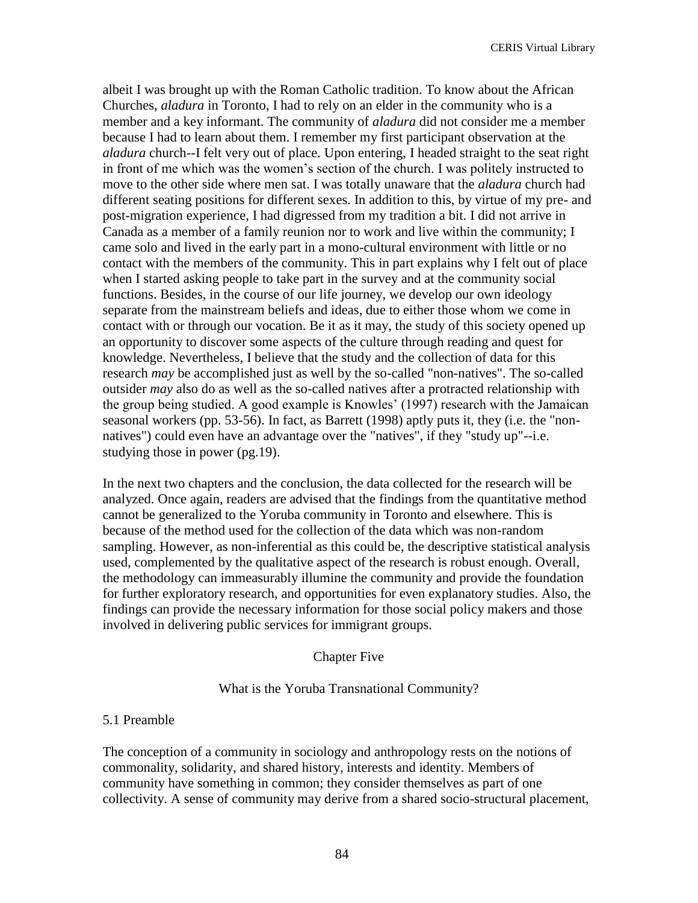albeit I was brought up with the Roman Catholic tradition. To know about the African Churches, *aladura* in Toronto, I had to rely on an elder in the community who is a member and a key informant. The community of *aladura* did not consider me a member because I had to learn about them. I remember my first participant observation at the *aladura* church--I felt very out of place. Upon entering, I headed straight to the seat right in front of me which was the women's section of the church. I was politely instructed to move to the other side where men sat. I was totally unaware that the *aladura* church had different seating positions for different sexes. In addition to this, by virtue of my pre- and post-migration experience, I had digressed from my tradition a bit. I did not arrive in Canada as a member of a family reunion nor to work and live within the community; I came solo and lived in the early part in a mono-cultural environment with little or no contact with the members of the community. This in part explains why I felt out of place when I started asking people to take part in the survey and at the community social functions. Besides, in the course of our life journey, we develop our own ideology separate from the mainstream beliefs and ideas, due to either those whom we come in contact with or through our vocation. Be it as it may, the study of this society opened up an opportunity to discover some aspects of the culture through reading and quest for knowledge. Nevertheless, I believe that the study and the collection of data for this research *may* be accomplished just as well by the so-called "non-natives". The so-called outsider *may* also do as well as the so-called natives after a protracted relationship with the group being studied. A good example is Knowles' (1997) research with the Jamaican seasonal workers (pp. 53-56). In fact, as Barrett (1998) aptly puts it, they (i.e. the "non-natives") could even have an advantage over the "natives", if they "study up"--i.e. studying those in power (pg.19).

In the next two chapters and the conclusion, the data collected for the research will be analyzed. Once again, readers are advised that the findings from the quantitative method cannot be generalized to the Yoruba community in Toronto and elsewhere. This is because of the method used for the collection of the data which was non-random sampling. However, as non-inferential as this could be, the descriptive statistical analysis used, complemented by the qualitative aspect of the research is robust enough. Overall, the methodology can immeasurably illumine the community and provide the foundation for further exploratory research, and opportunities for even explanatory studies. Also, the findings can provide the necessary information for those social policy makers and those involved in delivering public services for immigrant groups.

# Chapter Five

## What is the Yoruba Transnational Community?

### 5.1 Preamble

The conception of a community in sociology and anthropology rests on the notions of commonality, solidarity, and shared history, interests and identity. Members of community have something in common; they consider themselves as part of one collectivity. A sense of community may derive from a shared socio-structural placement,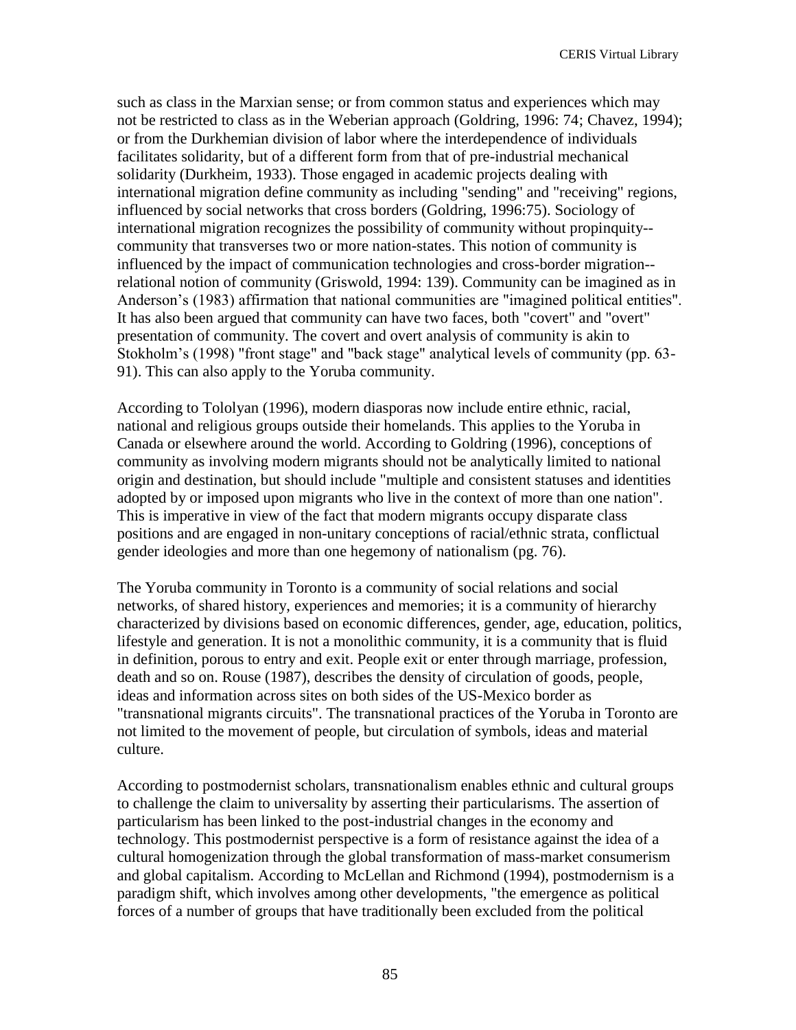such as class in the Marxian sense; or from common status and experiences which may not be restricted to class as in the Weberian approach (Goldring, 1996: 74; Chavez, 1994); or from the Durkhemian division of labor where the interdependence of individuals facilitates solidarity, but of a different form from that of pre-industrial mechanical solidarity (Durkheim, 1933). Those engaged in academic projects dealing with international migration define community as including "sending" and "receiving" regions, influenced by social networks that cross borders (Goldring, 1996:75). Sociology of international migration recognizes the possibility of community without propinquity--community that transverses two or more nation-states. This notion of community is influenced by the impact of communication technologies and cross-border migration--relational notion of community (Griswold, 1994: 139). Community can be imagined as in Anderson's (1983) affirmation that national communities are "imagined political entities". It has also been argued that community can have two faces, both "covert" and "overt" presentation of community. The covert and overt analysis of community is akin to Stokholm's (1998) "front stage" and "back stage" analytical levels of community (pp. 63-91). This can also apply to the Yoruba community.

According to Tololyan (1996), modern diasporas now include entire ethnic, racial, national and religious groups outside their homelands. This applies to the Yoruba in Canada or elsewhere around the world. According to Goldring (1996), conceptions of community as involving modern migrants should not be analytically limited to national origin and destination, but should include "multiple and consistent statuses and identities adopted by or imposed upon migrants who live in the context of more than one nation". This is imperative in view of the fact that modern migrants occupy disparate class positions and are engaged in non-unitary conceptions of racial/ethnic strata, conflictual gender ideologies and more than one hegemony of nationalism (pg. 76).

The Yoruba community in Toronto is a community of social relations and social networks, of shared history, experiences and memories; it is a community of hierarchy characterized by divisions based on economic differences, gender, age, education, politics, lifestyle and generation. It is not a monolithic community, it is a community that is fluid in definition, porous to entry and exit. People exit or enter through marriage, profession, death and so on. Rouse (1987), describes the density of circulation of goods, people, ideas and information across sites on both sides of the US-Mexico border as "transnational migrants circuits". The transnational practices of the Yoruba in Toronto are not limited to the movement of people, but circulation of symbols, ideas and material culture.

According to postmodernist scholars, transnationalism enables ethnic and cultural groups to challenge the claim to universality by asserting their particularisms. The assertion of particularism has been linked to the post-industrial changes in the economy and technology. This postmodernist perspective is a form of resistance against the idea of a cultural homogenization through the global transformation of mass-market consumerism and global capitalism. According to McLellan and Richmond (1994), postmodernism is a paradigm shift, which involves among other developments, "the emergence as political forces of a number of groups that have traditionally been excluded from the political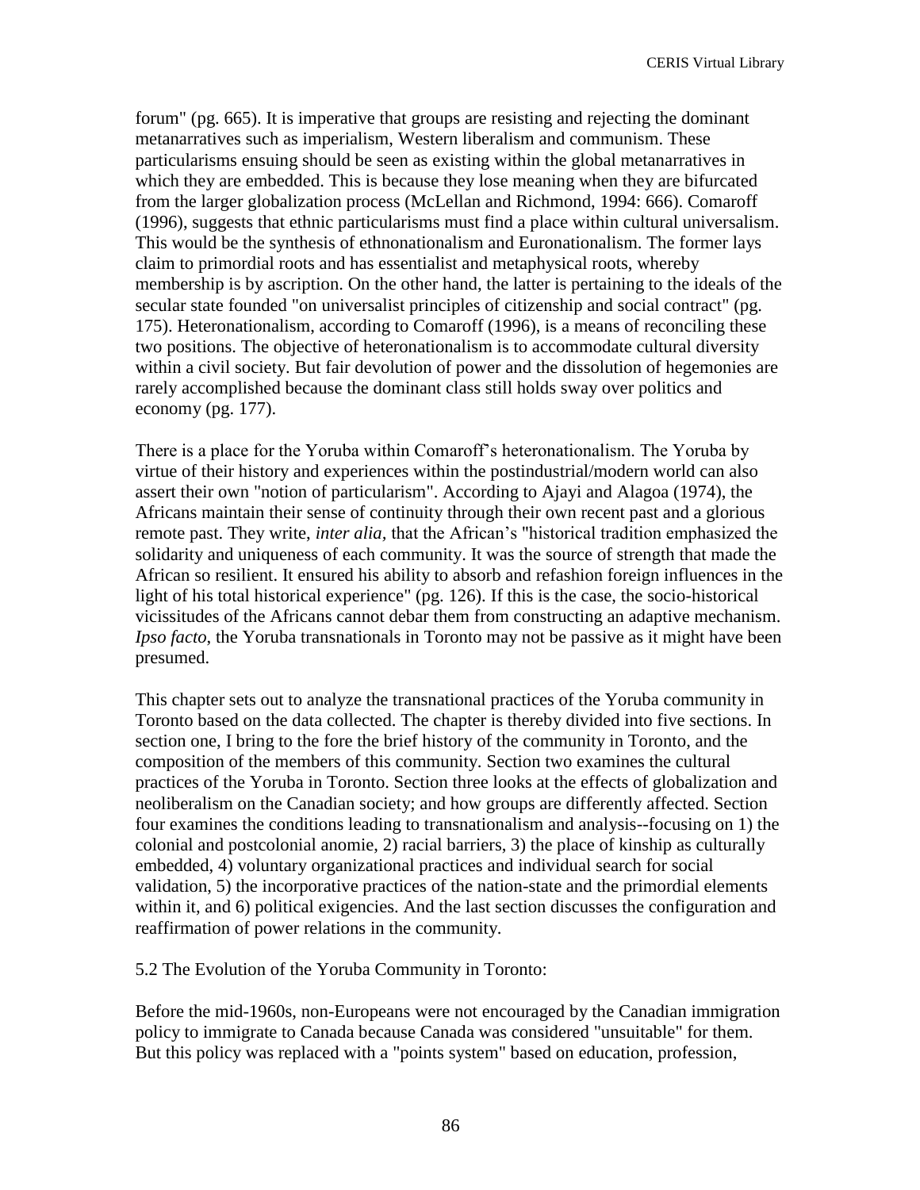forum" (pg. 665). It is imperative that groups are resisting and rejecting the dominant metanarratives such as imperialism, Western liberalism and communism. These particularisms ensuing should be seen as existing within the global metanarratives in which they are embedded. This is because they lose meaning when they are bifurcated from the larger globalization process (McLellan and Richmond, 1994: 666). Comaroff (1996), suggests that ethnic particularisms must find a place within cultural universalism. This would be the synthesis of ethnonationalism and Euronationalism. The former lays claim to primordial roots and has essentialist and metaphysical roots, whereby membership is by ascription. On the other hand, the latter is pertaining to the ideals of the secular state founded "on universalist principles of citizenship and social contract" (pg. 175). Heteronationalism, according to Comaroff (1996), is a means of reconciling these two positions. The objective of heteronationalism is to accommodate cultural diversity within a civil society. But fair devolution of power and the dissolution of hegemonies are rarely accomplished because the dominant class still holds sway over politics and economy (pg. 177).

There is a place for the Yoruba within Comaroff's heteronationalism. The Yoruba by virtue of their history and experiences within the postindustrial/modern world can also assert their own "notion of particularism". According to Ajayi and Alagoa (1974), the Africans maintain their sense of continuity through their own recent past and a glorious remote past. They write, *inter alia*, that the African's "historical tradition emphasized the solidarity and uniqueness of each community. It was the source of strength that made the African so resilient. It ensured his ability to absorb and refashion foreign influences in the light of his total historical experience" (pg. 126). If this is the case, the socio-historical vicissitudes of the Africans cannot debar them from constructing an adaptive mechanism. *Ipso facto*, the Yoruba transnationals in Toronto may not be passive as it might have been presumed.

This chapter sets out to analyze the transnational practices of the Yoruba community in Toronto based on the data collected. The chapter is thereby divided into five sections. In section one, I bring to the fore the brief history of the community in Toronto, and the composition of the members of this community. Section two examines the cultural practices of the Yoruba in Toronto. Section three looks at the effects of globalization and neoliberalism on the Canadian society; and how groups are differently affected. Section four examines the conditions leading to transnationalism and analysis--focusing on 1) the colonial and postcolonial anomie, 2) racial barriers, 3) the place of kinship as culturally embedded, 4) voluntary organizational practices and individual search for social validation, 5) the incorporative practices of the nation-state and the primordial elements within it, and 6) political exigencies. And the last section discusses the configuration and reaffirmation of power relations in the community.

## 5.2 The Evolution of the Yoruba Community in Toronto:

Before the mid-1960s, non-Europeans were not encouraged by the Canadian immigration policy to immigrate to Canada because Canada was considered "unsuitable" for them. But this policy was replaced with a "points system" based on education, profession,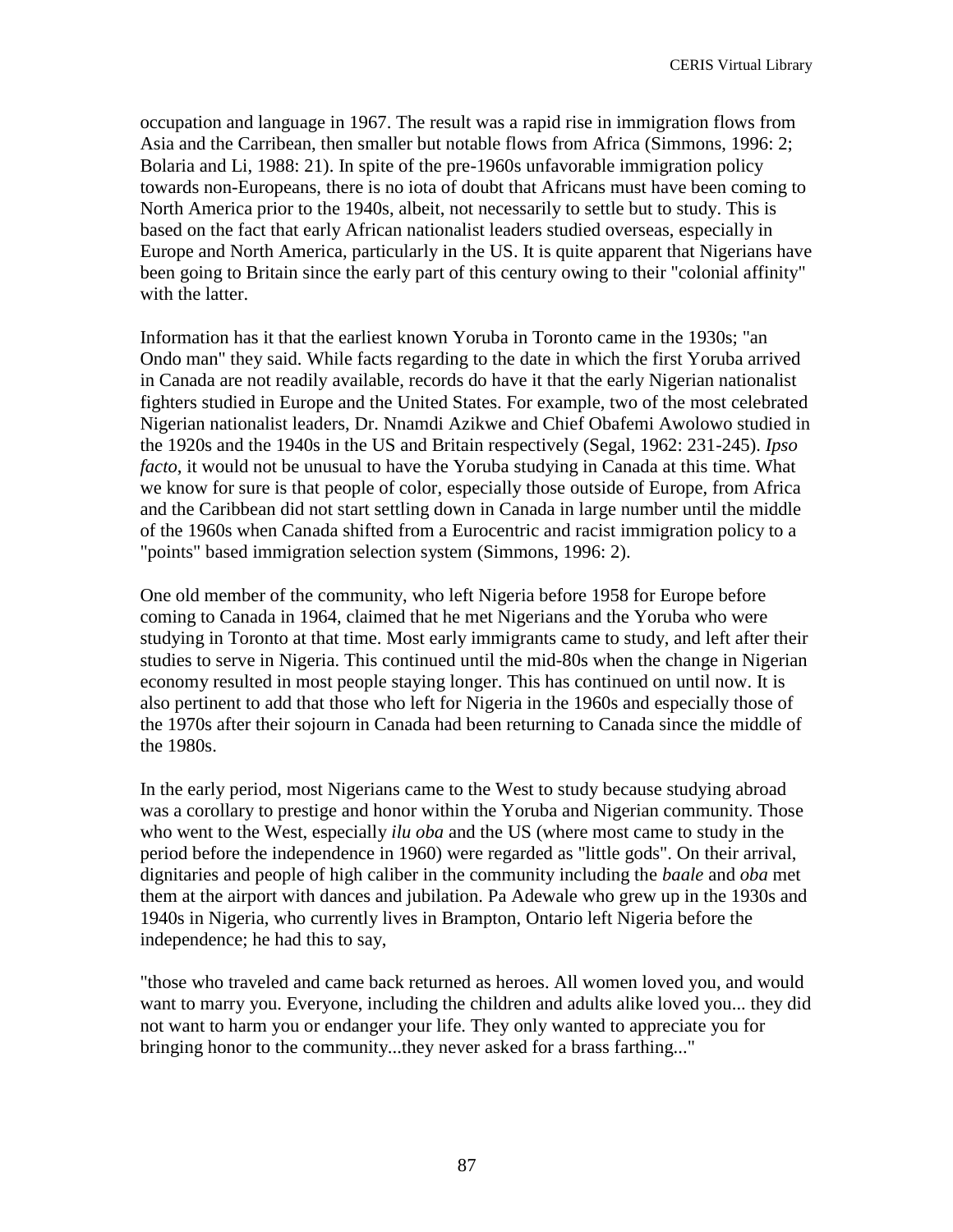occupation and language in 1967. The result was a rapid rise in immigration flows from Asia and the Carribean, then smaller but notable flows from Africa (Simmons, 1996: 2; Bolaria and Li, 1988: 21). In spite of the pre-1960s unfavorable immigration policy towards non-Europeans, there is no iota of doubt that Africans must have been coming to North America prior to the 1940s, albeit, not necessarily to settle but to study. This is based on the fact that early African nationalist leaders studied overseas, especially in Europe and North America, particularly in the US. It is quite apparent that Nigerians have been going to Britain since the early part of this century owing to their "colonial affinity" with the latter.

Information has it that the earliest known Yoruba in Toronto came in the 1930s; "an Ondo man" they said. While facts regarding to the date in which the first Yoruba arrived in Canada are not readily available, records do have it that the early Nigerian nationalist fighters studied in Europe and the United States. For example, two of the most celebrated Nigerian nationalist leaders, Dr. Nnamdi Azikwe and Chief Obafemi Awolowo studied in the 1920s and the 1940s in the US and Britain respectively (Segal, 1962: 231-245). *Ipso facto*, it would not be unusual to have the Yoruba studying in Canada at this time. What we know for sure is that people of color, especially those outside of Europe, from Africa and the Caribbean did not start settling down in Canada in large number until the middle of the 1960s when Canada shifted from a Eurocentric and racist immigration policy to a "points" based immigration selection system (Simmons, 1996: 2).

One old member of the community, who left Nigeria before 1958 for Europe before coming to Canada in 1964, claimed that he met Nigerians and the Yoruba who were studying in Toronto at that time. Most early immigrants came to study, and left after their studies to serve in Nigeria. This continued until the mid-80s when the change in Nigerian economy resulted in most people staying longer. This has continued on until now. It is also pertinent to add that those who left for Nigeria in the 1960s and especially those of the 1970s after their sojourn in Canada had been returning to Canada since the middle of the 1980s.

In the early period, most Nigerians came to the West to study because studying abroad was a corollary to prestige and honor within the Yoruba and Nigerian community. Those who went to the West, especially *ilu oba* and the US (where most came to study in the period before the independence in 1960) were regarded as "little gods". On their arrival, dignitaries and people of high caliber in the community including the *baale* and *oba* met them at the airport with dances and jubilation. Pa Adewale who grew up in the 1930s and 1940s in Nigeria, who currently lives in Brampton, Ontario left Nigeria before the independence; he had this to say,

"those who traveled and came back returned as heroes. All women loved you, and would want to marry you. Everyone, including the children and adults alike loved you... they did not want to harm you or endanger your life. They only wanted to appreciate you for bringing honor to the community...they never asked for a brass farthing..."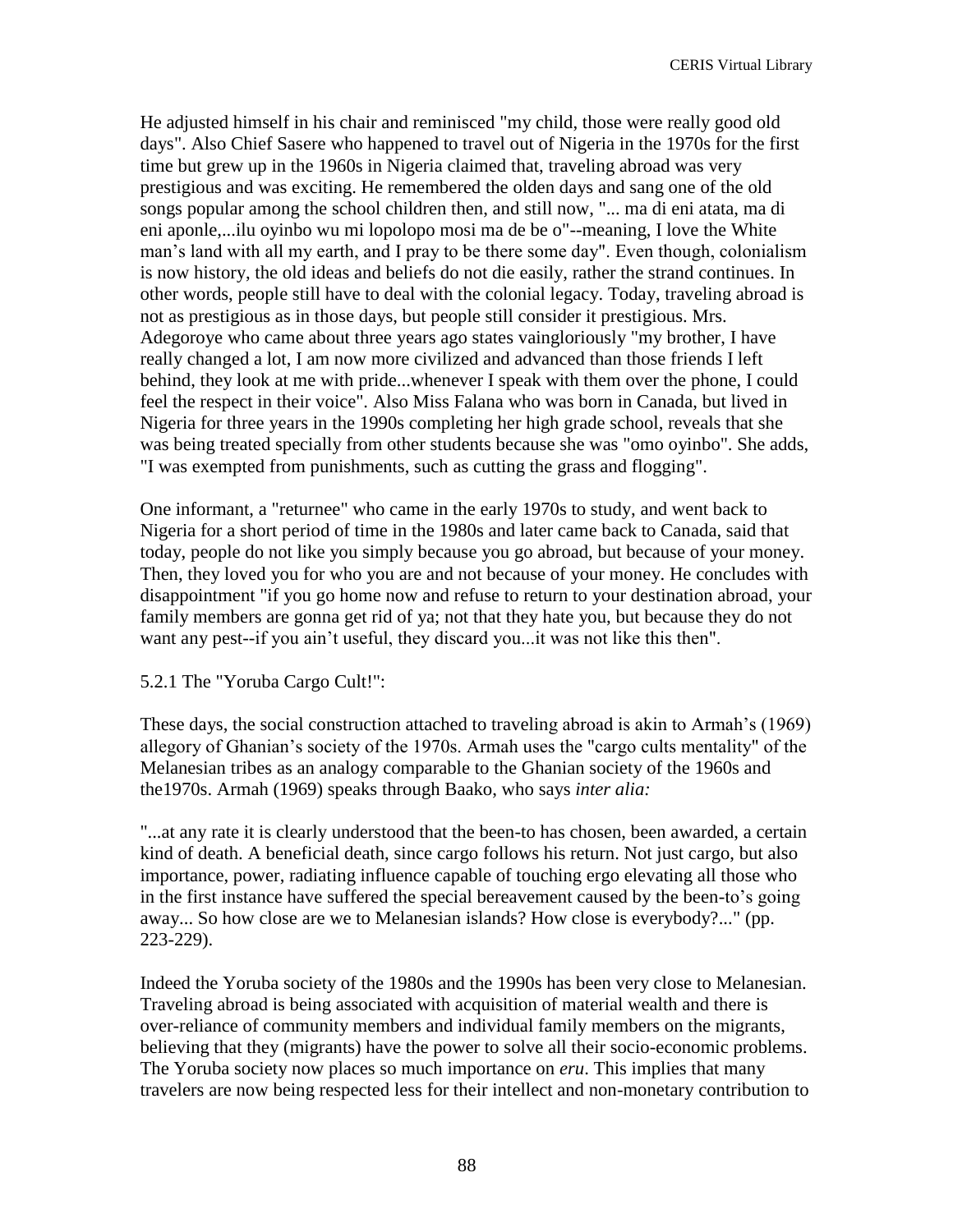He adjusted himself in his chair and reminisced "my child, those were really good old days". Also Chief Sasere who happened to travel out of Nigeria in the 1970s for the first time but grew up in the 1960s in Nigeria claimed that, traveling abroad was very prestigious and was exciting. He remembered the olden days and sang one of the old songs popular among the school children then, and still now, "... ma di eni atata, ma di eni aponle,...ilu oyinbo wu mi lopolopo mosi ma de be o"--meaning, I love the White man's land with all my earth, and I pray to be there some day". Even though, colonialism is now history, the old ideas and beliefs do not die easily, rather the strand continues. In other words, people still have to deal with the colonial legacy. Today, traveling abroad is not as prestigious as in those days, but people still consider it prestigious. Mrs. Adegoroye who came about three years ago states vaingloriously "my brother, I have really changed a lot, I am now more civilized and advanced than those friends I left behind, they look at me with pride...whenever I speak with them over the phone, I could feel the respect in their voice". Also Miss Falana who was born in Canada, but lived in Nigeria for three years in the 1990s completing her high grade school, reveals that she was being treated specially from other students because she was "omo oyinbo". She adds, "I was exempted from punishments, such as cutting the grass and flogging".

One informant, a "returnee" who came in the early 1970s to study, and went back to Nigeria for a short period of time in the 1980s and later came back to Canada, said that today, people do not like you simply because you go abroad, but because of your money. Then, they loved you for who you are and not because of your money. He concludes with disappointment "if you go home now and refuse to return to your destination abroad, your family members are gonna get rid of ya; not that they hate you, but because they do not want any pest--if you ain't useful, they discard you...it was not like this then".

5.2.1 The "Yoruba Cargo Cult!":

These days, the social construction attached to traveling abroad is akin to Armah's (1969) allegory of Ghanian's society of the 1970s. Armah uses the "cargo cults mentality" of the Melanesian tribes as an analogy comparable to the Ghanian society of the 1960s and the1970s. Armah (1969) speaks through Baako, who says *inter alia:*

"...at any rate it is clearly understood that the been-to has chosen, been awarded, a certain kind of death. A beneficial death, since cargo follows his return. Not just cargo, but also importance, power, radiating influence capable of touching ergo elevating all those who in the first instance have suffered the special bereavement caused by the been-to's going away... So how close are we to Melanesian islands? How close is everybody?..." (pp. 223-229).

Indeed the Yoruba society of the 1980s and the 1990s has been very close to Melanesian. Traveling abroad is being associated with acquisition of material wealth and there is over-reliance of community members and individual family members on the migrants, believing that they (migrants) have the power to solve all their socio-economic problems. The Yoruba society now places so much importance on *eru*. This implies that many travelers are now being respected less for their intellect and non-monetary contribution to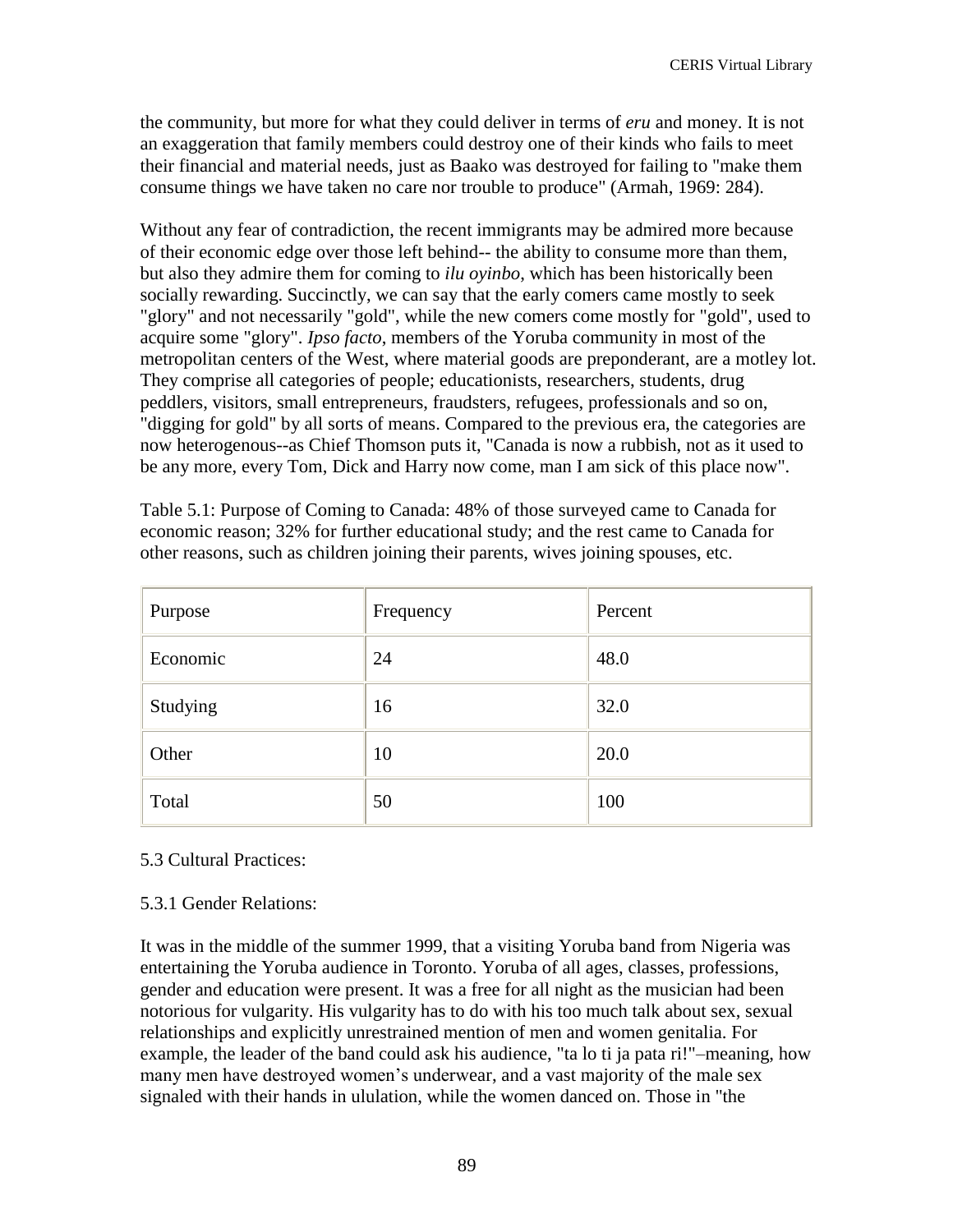the community, but more for what they could deliver in terms of *eru* and money. It is not an exaggeration that family members could destroy one of their kinds who fails to meet their financial and material needs, just as Baako was destroyed for failing to "make them consume things we have taken no care nor trouble to produce" (Armah, 1969: 284).

Without any fear of contradiction, the recent immigrants may be admired more because of their economic edge over those left behind-- the ability to consume more than them, but also they admire them for coming to *ilu oyinbo*, which has been historically been socially rewarding. Succinctly, we can say that the early comers came mostly to seek "glory" and not necessarily "gold", while the new comers come mostly for "gold", used to acquire some "glory". *Ipso facto*, members of the Yoruba community in most of the metropolitan centers of the West, where material goods are preponderant, are a motley lot. They comprise all categories of people; educationists, researchers, students, drug peddlers, visitors, small entrepreneurs, fraudsters, refugees, professionals and so on, "digging for gold" by all sorts of means. Compared to the previous era, the categories are now heterogenous--as Chief Thomson puts it, "Canada is now a rubbish, not as it used to be any more, every Tom, Dick and Harry now come, man I am sick of this place now".

Table 5.1: Purpose of Coming to Canada: 48% of those surveyed came to Canada for economic reason; 32% for further educational study; and the rest came to Canada for other reasons, such as children joining their parents, wives joining spouses, etc.

| Purpose | Frequency | Percent |
|---|---|---|
| Economic | 24 | 48.0 |
| Studying | 16 | 32.0 |
| Other | 10 | 20.0 |
| Total | 50 | 100 |

### 5.3 Cultural Practices:

#### 5.3.1 Gender Relations:

It was in the middle of the summer 1999, that a visiting Yoruba band from Nigeria was entertaining the Yoruba audience in Toronto. Yoruba of all ages, classes, professions, gender and education were present. It was a free for all night as the musician had been notorious for vulgarity. His vulgarity has to do with his too much talk about sex, sexual relationships and explicitly unrestrained mention of men and women genitalia. For example, the leader of the band could ask his audience, "ta lo ti ja pata ri!"–meaning, how many men have destroyed women's underwear, and a vast majority of the male sex signaled with their hands in ululation, while the women danced on. Those in "the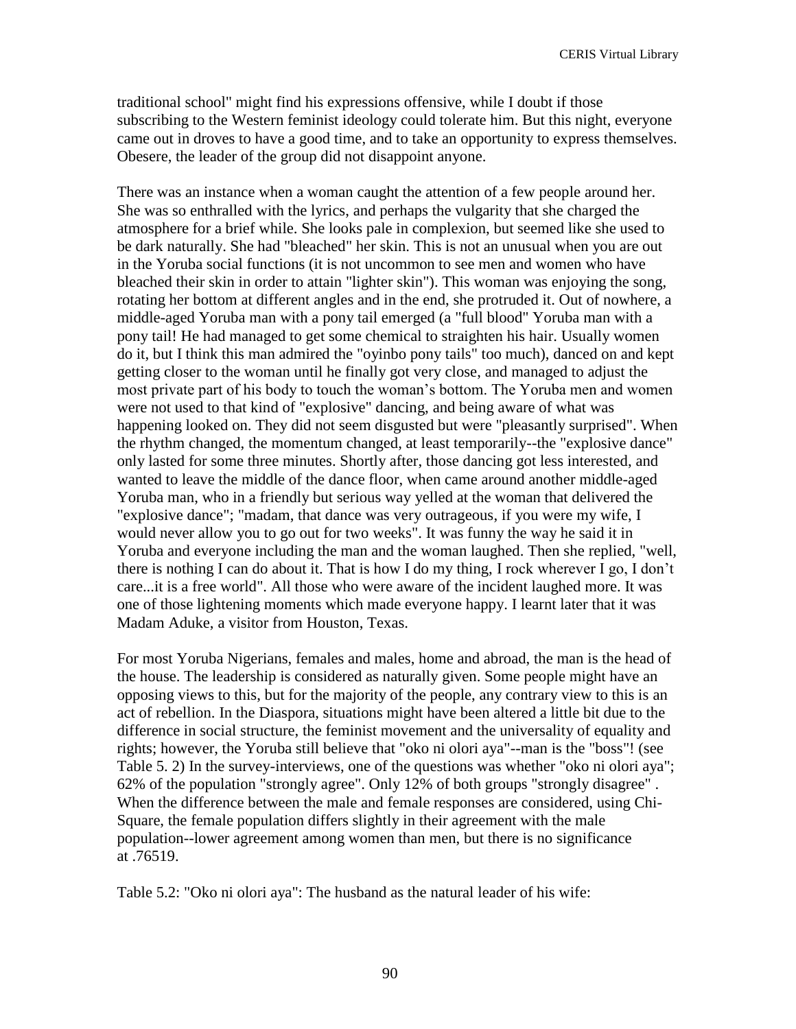traditional school" might find his expressions offensive, while I doubt if those subscribing to the Western feminist ideology could tolerate him. But this night, everyone came out in droves to have a good time, and to take an opportunity to express themselves. Obesere, the leader of the group did not disappoint anyone.

There was an instance when a woman caught the attention of a few people around her. She was so enthralled with the lyrics, and perhaps the vulgarity that she charged the atmosphere for a brief while. She looks pale in complexion, but seemed like she used to be dark naturally. She had "bleached" her skin. This is not an unusual when you are out in the Yoruba social functions (it is not uncommon to see men and women who have bleached their skin in order to attain "lighter skin"). This woman was enjoying the song, rotating her bottom at different angles and in the end, she protruded it. Out of nowhere, a middle-aged Yoruba man with a pony tail emerged (a "full blood" Yoruba man with a pony tail! He had managed to get some chemical to straighten his hair. Usually women do it, but I think this man admired the "oyinbo pony tails" too much), danced on and kept getting closer to the woman until he finally got very close, and managed to adjust the most private part of his body to touch the woman's bottom. The Yoruba men and women were not used to that kind of "explosive" dancing, and being aware of what was happening looked on. They did not seem disgusted but were "pleasantly surprised". When the rhythm changed, the momentum changed, at least temporarily--the "explosive dance" only lasted for some three minutes. Shortly after, those dancing got less interested, and wanted to leave the middle of the dance floor, when came around another middle-aged Yoruba man, who in a friendly but serious way yelled at the woman that delivered the "explosive dance"; "madam, that dance was very outrageous, if you were my wife, I would never allow you to go out for two weeks". It was funny the way he said it in Yoruba and everyone including the man and the woman laughed. Then she replied, "well, there is nothing I can do about it. That is how I do my thing, I rock wherever I go, I don't care...it is a free world". All those who were aware of the incident laughed more. It was one of those lightening moments which made everyone happy. I learnt later that it was Madam Aduke, a visitor from Houston, Texas.

For most Yoruba Nigerians, females and males, home and abroad, the man is the head of the house. The leadership is considered as naturally given. Some people might have an opposing views to this, but for the majority of the people, any contrary view to this is an act of rebellion. In the Diaspora, situations might have been altered a little bit due to the difference in social structure, the feminist movement and the universality of equality and rights; however, the Yoruba still believe that "oko ni olori aya"--man is the "boss"! (see Table 5. 2) In the survey-interviews, one of the questions was whether "oko ni olori aya"; 62% of the population "strongly agree". Only 12% of both groups "strongly disagree" . When the difference between the male and female responses are considered, using Chi-Square, the female population differs slightly in their agreement with the male population--lower agreement among women than men, but there is no significance at .76519.

Table 5.2: "Oko ni olori aya": The husband as the natural leader of his wife: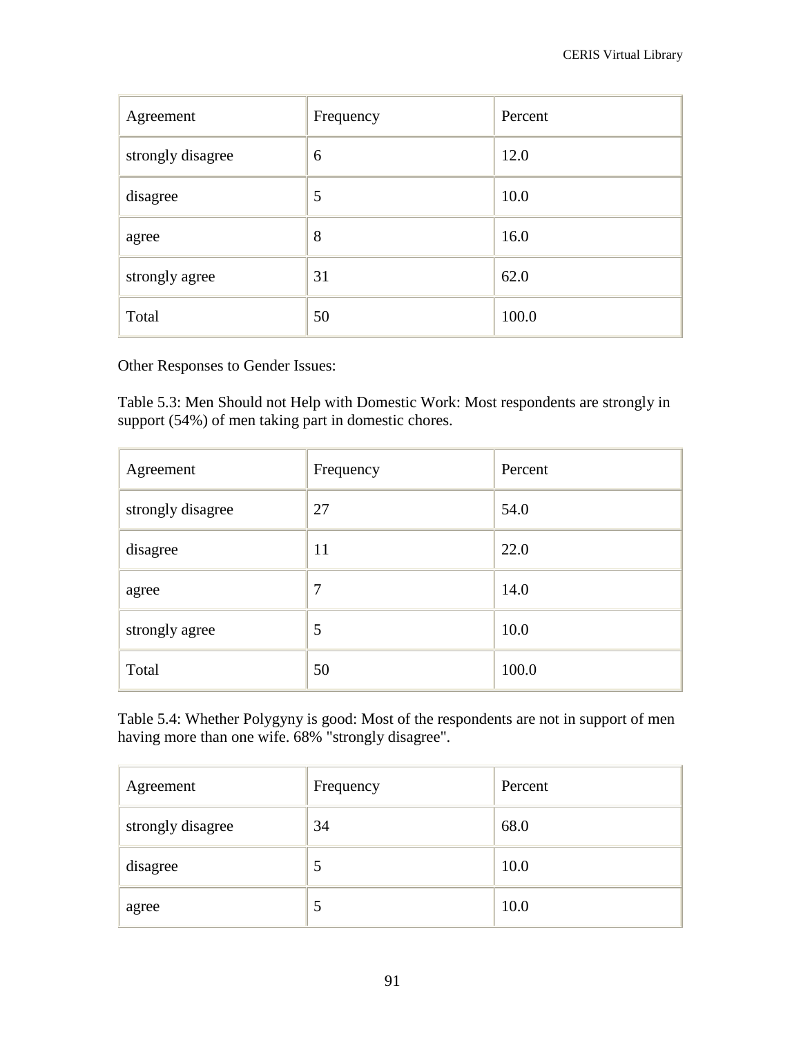| Agreement | Frequency | Percent |
|---|---|---|
| strongly disagree | 6 | 12.0 |
| disagree | 5 | 10.0 |
| agree | 8 | 16.0 |
| strongly agree | 31 | 62.0 |
| Total | 50 | 100.0 |

Other Responses to Gender Issues:

Table 5.3: Men Should not Help with Domestic Work: Most respondents are strongly in support (54%) of men taking part in domestic chores.

| Agreement | Frequency | Percent |
|---|---|---|
| strongly disagree | 27 | 54.0 |
| disagree | 11 | 22.0 |
| agree | 7 | 14.0 |
| strongly agree | 5 | 10.0 |
| Total | 50 | 100.0 |

Table 5.4: Whether Polygyny is good: Most of the respondents are not in support of men having more than one wife. 68% "strongly disagree".

| Agreement | Frequency | Percent |
|---|---|---|
| strongly disagree | 34 | 68.0 |
| disagree | 5 | 10.0 |
| agree | 5 | 10.0 |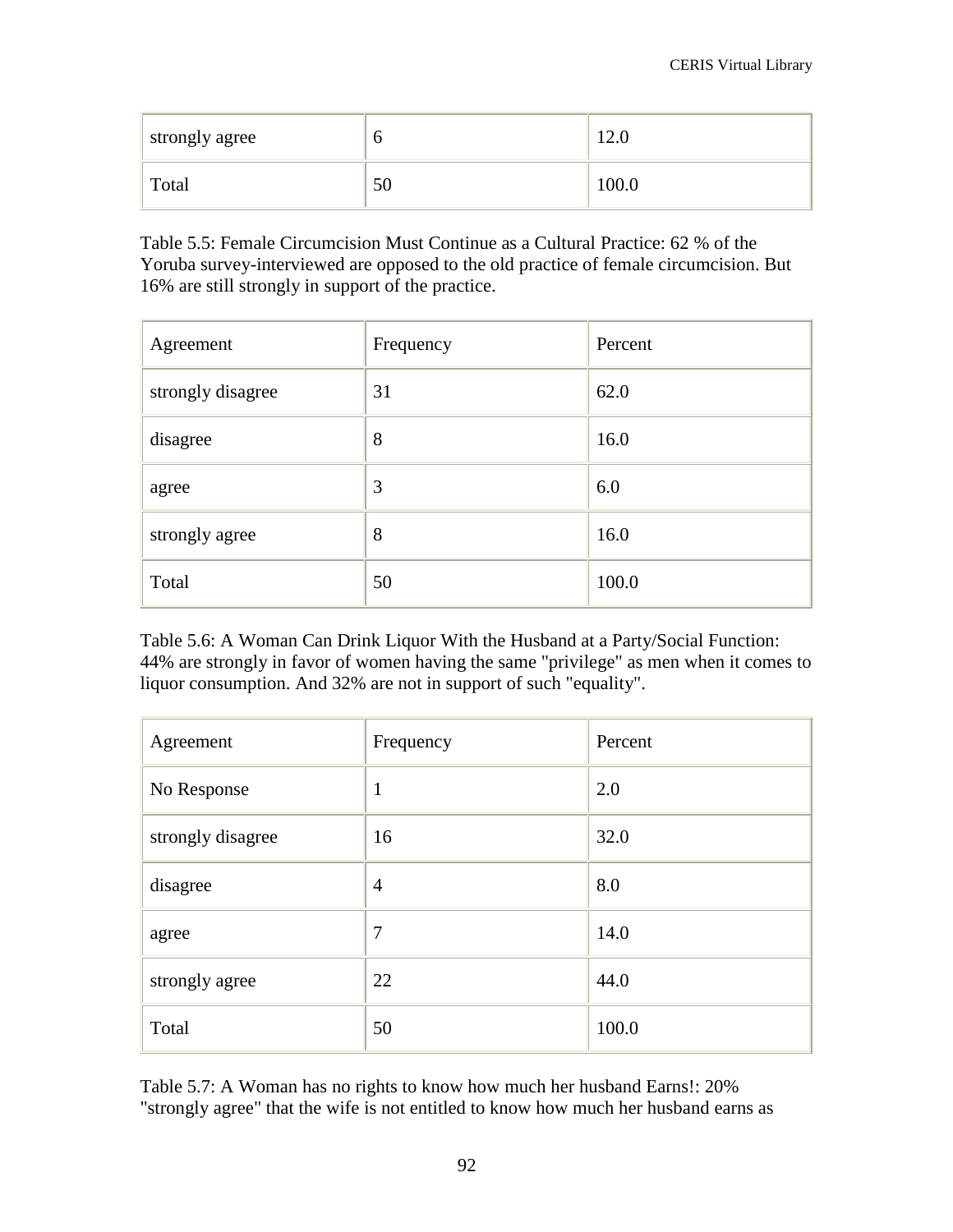| | | |
|---|---|---|
| strongly agree | 6 | 12.0 |
| Total | 50 | 100.0 |

Table 5.5: Female Circumcision Must Continue as a Cultural Practice: 62 % of the Yoruba survey-interviewed are opposed to the old practice of female circumcision. But 16% are still strongly in support of the practice.

| Agreement | Frequency | Percent |
|---|---|---|
| strongly disagree | 31 | 62.0 |
| disagree | 8 | 16.0 |
| agree | 3 | 6.0 |
| strongly agree | 8 | 16.0 |
| Total | 50 | 100.0 |

Table 5.6: A Woman Can Drink Liquor With the Husband at a Party/Social Function: 44% are strongly in favor of women having the same "privilege" as men when it comes to liquor consumption. And 32% are not in support of such "equality".

| Agreement | Frequency | Percent |
|---|---|---|
| No Response | 1 | 2.0 |
| strongly disagree | 16 | 32.0 |
| disagree | 4 | 8.0 |
| agree | 7 | 14.0 |
| strongly agree | 22 | 44.0 |
| Total | 50 | 100.0 |

Table 5.7: A Woman has no rights to know how much her husband Earns!: 20% "strongly agree" that the wife is not entitled to know how much her husband earns as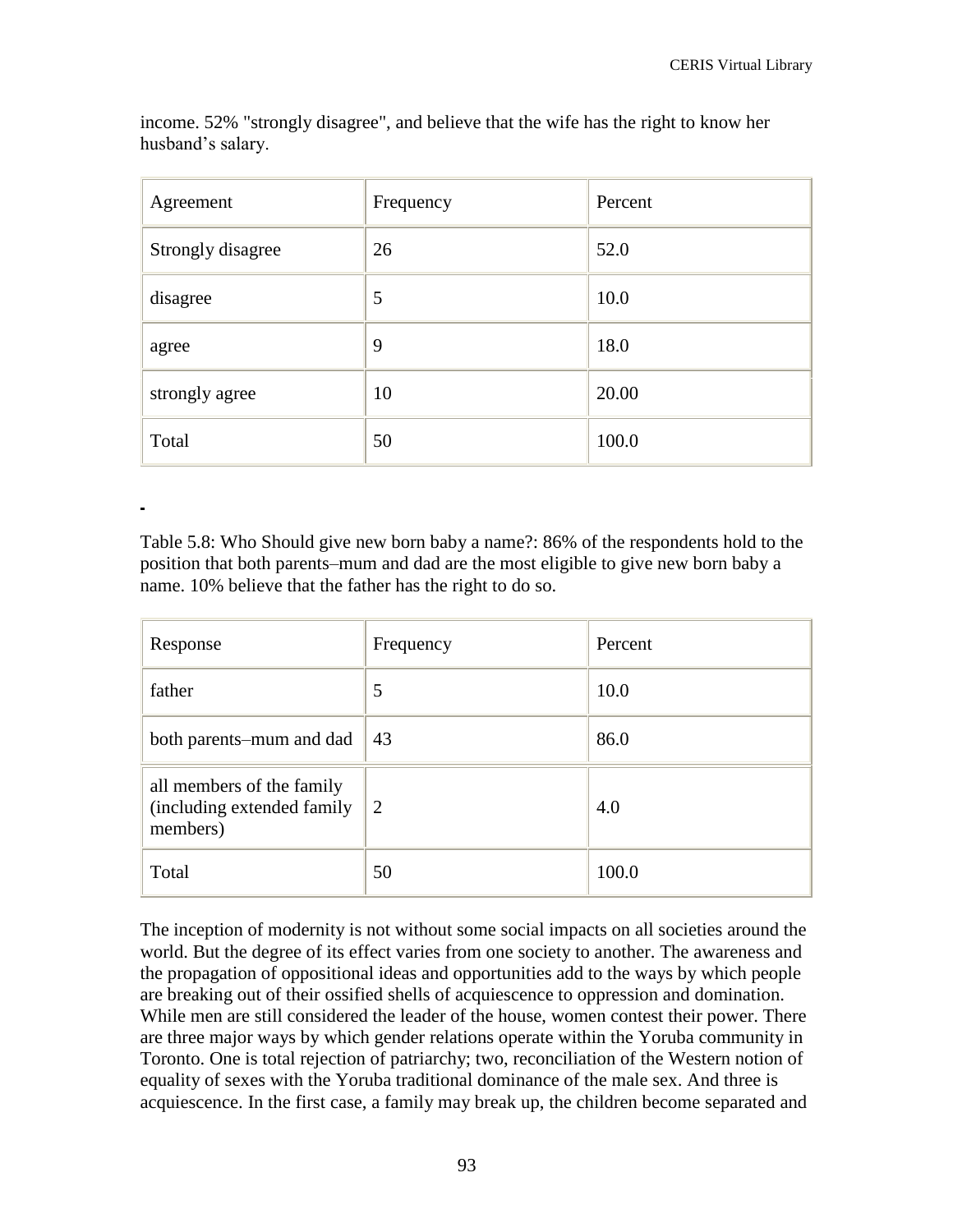income. 52% "strongly disagree", and believe that the wife has the right to know her husband's salary.

| Agreement | Frequency | Percent |
|---|---|---|
| Strongly disagree | 26 | 52.0 |
| disagree | 5 | 10.0 |
| agree | 9 | 18.0 |
| strongly agree | 10 | 20.00 |
| Total | 50 | 100.0 |

Table 5.8: Who Should give new born baby a name?: 86% of the respondents hold to the position that both parents–mum and dad are the most eligible to give new born baby a name. 10% believe that the father has the right to do so.

| Response | Frequency | Percent |
|---|---|---|
| father | 5 | 10.0 |
| both parents–mum and dad | 43 | 86.0 |
| all members of the family (including extended family members) | 2 | 4.0 |
| Total | 50 | 100.0 |

The inception of modernity is not without some social impacts on all societies around the world. But the degree of its effect varies from one society to another. The awareness and the propagation of oppositional ideas and opportunities add to the ways by which people are breaking out of their ossified shells of acquiescence to oppression and domination. While men are still considered the leader of the house, women contest their power. There are three major ways by which gender relations operate within the Yoruba community in Toronto. One is total rejection of patriarchy; two, reconciliation of the Western notion of equality of sexes with the Yoruba traditional dominance of the male sex. And three is acquiescence. In the first case, a family may break up, the children become separated and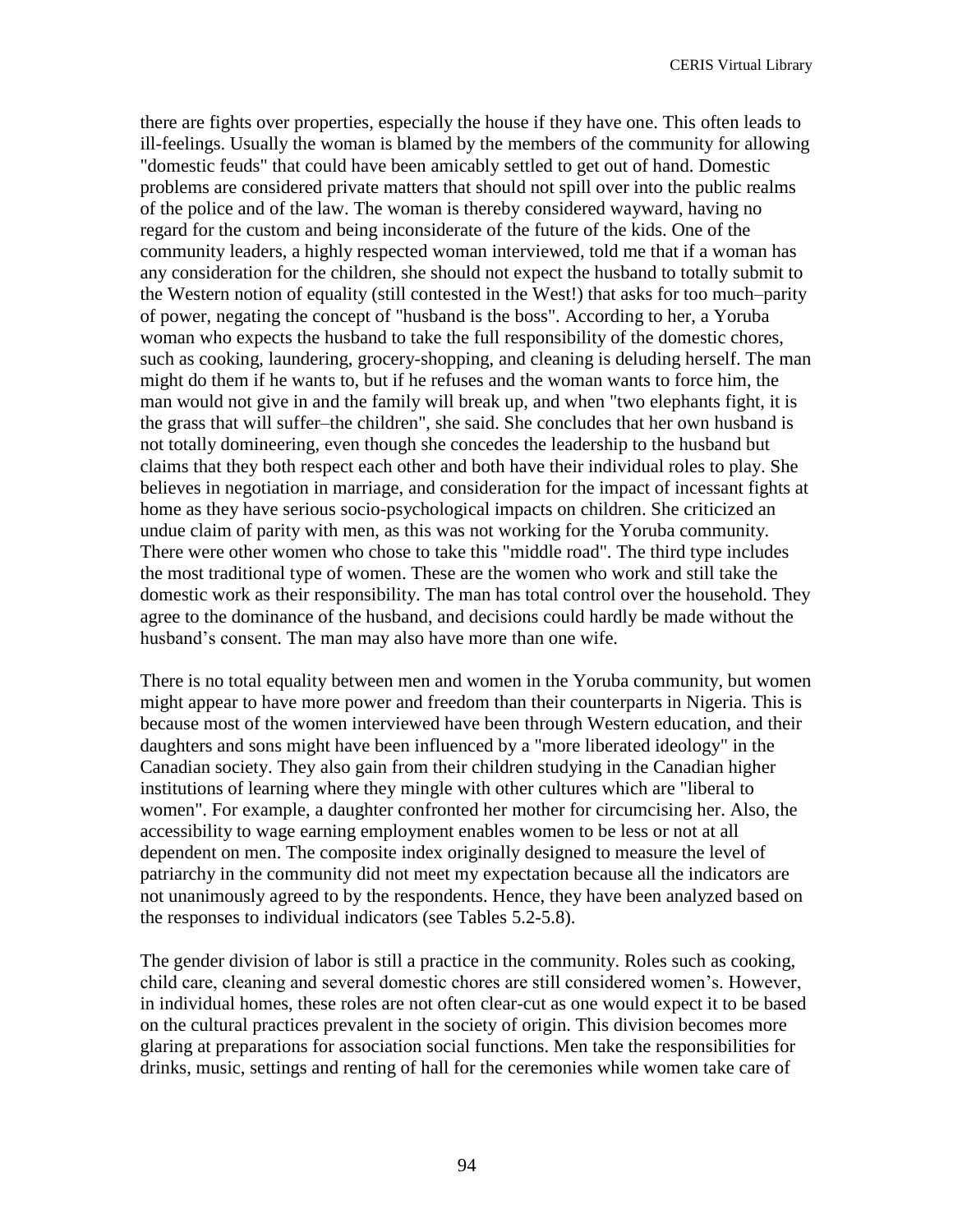there are fights over properties, especially the house if they have one. This often leads to ill-feelings. Usually the woman is blamed by the members of the community for allowing "domestic feuds" that could have been amicably settled to get out of hand. Domestic problems are considered private matters that should not spill over into the public realms of the police and of the law. The woman is thereby considered wayward, having no regard for the custom and being inconsiderate of the future of the kids. One of the community leaders, a highly respected woman interviewed, told me that if a woman has any consideration for the children, she should not expect the husband to totally submit to the Western notion of equality (still contested in the West!) that asks for too much–parity of power, negating the concept of "husband is the boss". According to her, a Yoruba woman who expects the husband to take the full responsibility of the domestic chores, such as cooking, laundering, grocery-shopping, and cleaning is deluding herself. The man might do them if he wants to, but if he refuses and the woman wants to force him, the man would not give in and the family will break up, and when "two elephants fight, it is the grass that will suffer–the children", she said. She concludes that her own husband is not totally domineering, even though she concedes the leadership to the husband but claims that they both respect each other and both have their individual roles to play. She believes in negotiation in marriage, and consideration for the impact of incessant fights at home as they have serious socio-psychological impacts on children. She criticized an undue claim of parity with men, as this was not working for the Yoruba community. There were other women who chose to take this "middle road". The third type includes the most traditional type of women. These are the women who work and still take the domestic work as their responsibility. The man has total control over the household. They agree to the dominance of the husband, and decisions could hardly be made without the husband's consent. The man may also have more than one wife.

There is no total equality between men and women in the Yoruba community, but women might appear to have more power and freedom than their counterparts in Nigeria. This is because most of the women interviewed have been through Western education, and their daughters and sons might have been influenced by a "more liberated ideology" in the Canadian society. They also gain from their children studying in the Canadian higher institutions of learning where they mingle with other cultures which are "liberal to women". For example, a daughter confronted her mother for circumcising her. Also, the accessibility to wage earning employment enables women to be less or not at all dependent on men. The composite index originally designed to measure the level of patriarchy in the community did not meet my expectation because all the indicators are not unanimously agreed to by the respondents. Hence, they have been analyzed based on the responses to individual indicators (see Tables 5.2-5.8).

The gender division of labor is still a practice in the community. Roles such as cooking, child care, cleaning and several domestic chores are still considered women's. However, in individual homes, these roles are not often clear-cut as one would expect it to be based on the cultural practices prevalent in the society of origin. This division becomes more glaring at preparations for association social functions. Men take the responsibilities for drinks, music, settings and renting of hall for the ceremonies while women take care of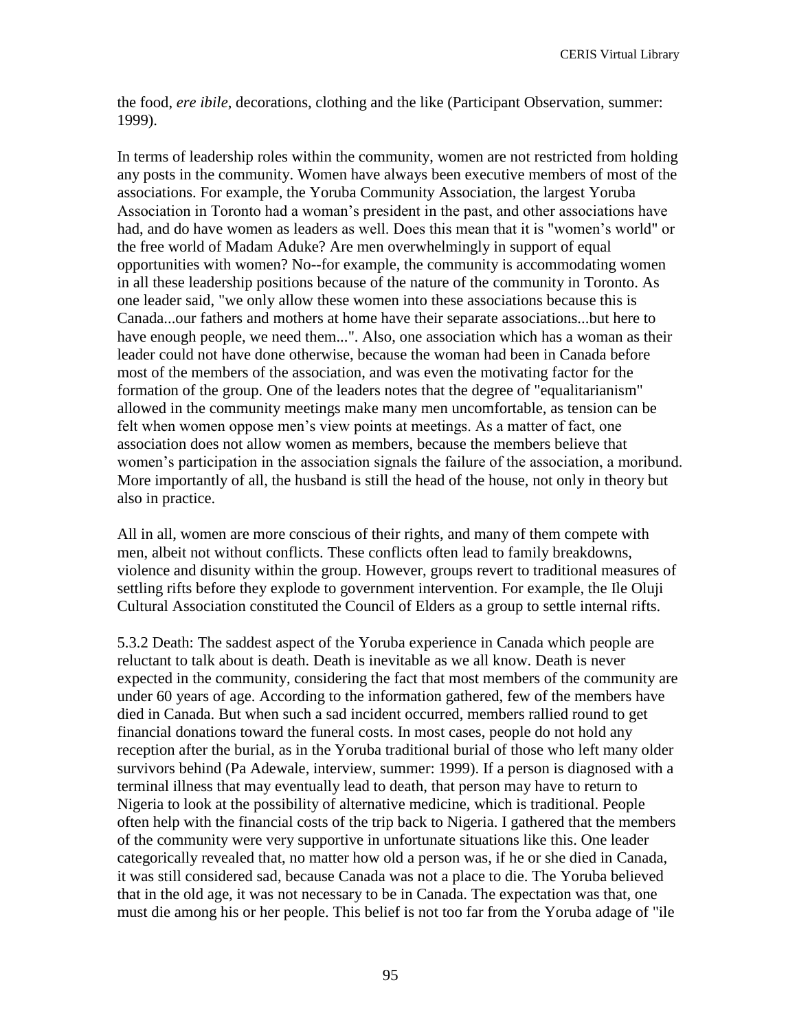the food, *ere ibile*, decorations, clothing and the like (Participant Observation, summer: 1999).

In terms of leadership roles within the community, women are not restricted from holding any posts in the community. Women have always been executive members of most of the associations. For example, the Yoruba Community Association, the largest Yoruba Association in Toronto had a woman's president in the past, and other associations have had, and do have women as leaders as well. Does this mean that it is "women's world" or the free world of Madam Aduke? Are men overwhelmingly in support of equal opportunities with women? No--for example, the community is accommodating women in all these leadership positions because of the nature of the community in Toronto. As one leader said, "we only allow these women into these associations because this is Canada...our fathers and mothers at home have their separate associations...but here to have enough people, we need them...". Also, one association which has a woman as their leader could not have done otherwise, because the woman had been in Canada before most of the members of the association, and was even the motivating factor for the formation of the group. One of the leaders notes that the degree of "equalitarianism" allowed in the community meetings make many men uncomfortable, as tension can be felt when women oppose men's view points at meetings. As a matter of fact, one association does not allow women as members, because the members believe that women's participation in the association signals the failure of the association, a moribund. More importantly of all, the husband is still the head of the house, not only in theory but also in practice.

All in all, women are more conscious of their rights, and many of them compete with men, albeit not without conflicts. These conflicts often lead to family breakdowns, violence and disunity within the group. However, groups revert to traditional measures of settling rifts before they explode to government intervention. For example, the Ile Oluji Cultural Association constituted the Council of Elders as a group to settle internal rifts.

5.3.2 Death: The saddest aspect of the Yoruba experience in Canada which people are reluctant to talk about is death. Death is inevitable as we all know. Death is never expected in the community, considering the fact that most members of the community are under 60 years of age. According to the information gathered, few of the members have died in Canada. But when such a sad incident occurred, members rallied round to get financial donations toward the funeral costs. In most cases, people do not hold any reception after the burial, as in the Yoruba traditional burial of those who left many older survivors behind (Pa Adewale, interview, summer: 1999). If a person is diagnosed with a terminal illness that may eventually lead to death, that person may have to return to Nigeria to look at the possibility of alternative medicine, which is traditional. People often help with the financial costs of the trip back to Nigeria. I gathered that the members of the community were very supportive in unfortunate situations like this. One leader categorically revealed that, no matter how old a person was, if he or she died in Canada, it was still considered sad, because Canada was not a place to die. The Yoruba believed that in the old age, it was not necessary to be in Canada. The expectation was that, one must die among his or her people. This belief is not too far from the Yoruba adage of "ile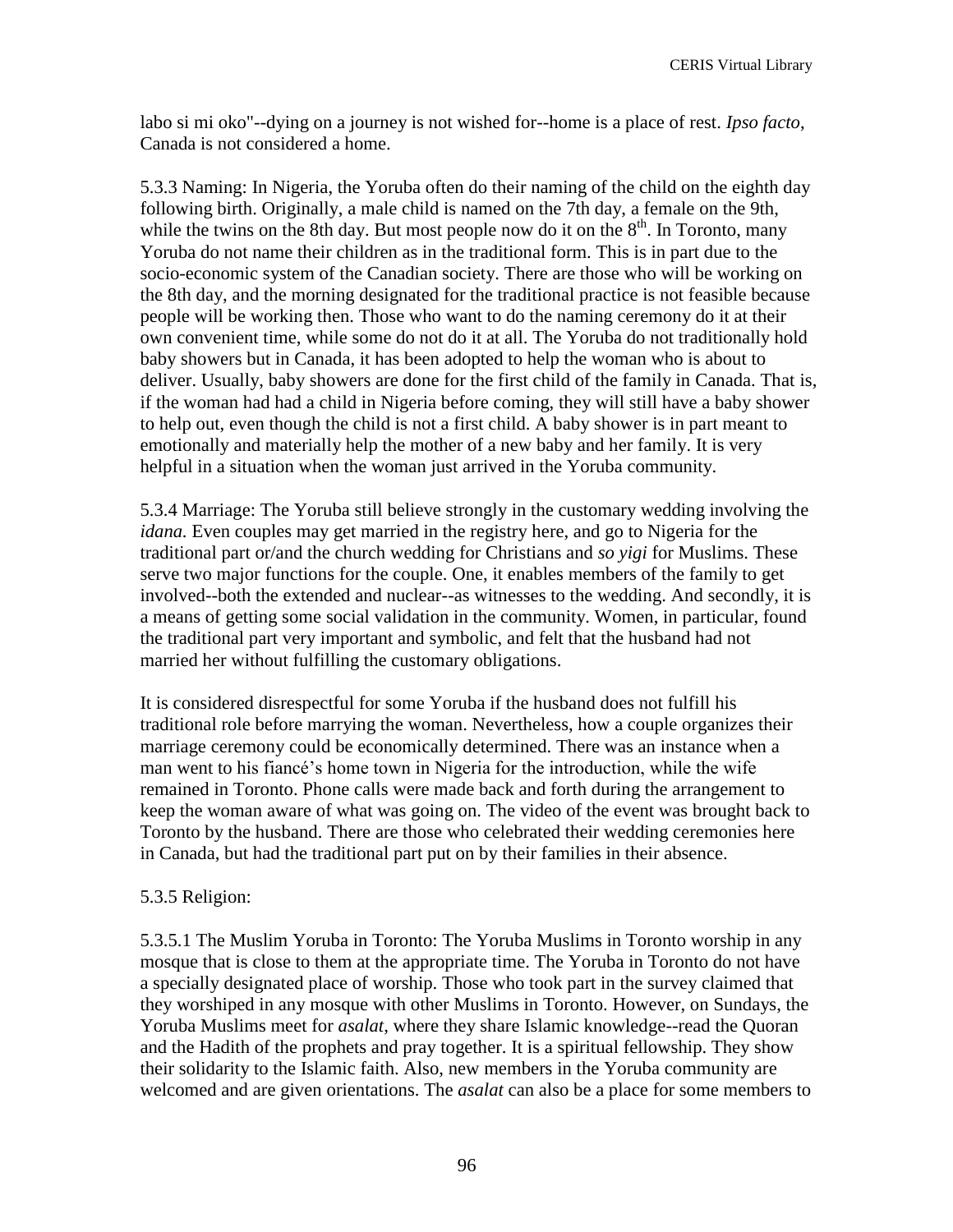labo si mi oko"--dying on a journey is not wished for--home is a place of rest. *Ipso facto*, Canada is not considered a home.

5.3.3 Naming: In Nigeria, the Yoruba often do their naming of the child on the eighth day following birth. Originally, a male child is named on the 7th day, a female on the 9th, while the twins on the 8th day. But most people now do it on the 8th. In Toronto, many Yoruba do not name their children as in the traditional form. This is in part due to the socio-economic system of the Canadian society. There are those who will be working on the 8th day, and the morning designated for the traditional practice is not feasible because people will be working then. Those who want to do the naming ceremony do it at their own convenient time, while some do not do it at all. The Yoruba do not traditionally hold baby showers but in Canada, it has been adopted to help the woman who is about to deliver. Usually, baby showers are done for the first child of the family in Canada. That is, if the woman had had a child in Nigeria before coming, they will still have a baby shower to help out, even though the child is not a first child. A baby shower is in part meant to emotionally and materially help the mother of a new baby and her family. It is very helpful in a situation when the woman just arrived in the Yoruba community.

5.3.4 Marriage: The Yoruba still believe strongly in the customary wedding involving the *idana.* Even couples may get married in the registry here, and go to Nigeria for the traditional part or/and the church wedding for Christians and *so yigi* for Muslims. These serve two major functions for the couple. One, it enables members of the family to get involved--both the extended and nuclear--as witnesses to the wedding. And secondly, it is a means of getting some social validation in the community. Women, in particular, found the traditional part very important and symbolic, and felt that the husband had not married her without fulfilling the customary obligations.

It is considered disrespectful for some Yoruba if the husband does not fulfill his traditional role before marrying the woman. Nevertheless, how a couple organizes their marriage ceremony could be economically determined. There was an instance when a man went to his fiancé's home town in Nigeria for the introduction, while the wife remained in Toronto. Phone calls were made back and forth during the arrangement to keep the woman aware of what was going on. The video of the event was brought back to Toronto by the husband. There are those who celebrated their wedding ceremonies here in Canada, but had the traditional part put on by their families in their absence.

5.3.5 Religion:

5.3.5.1 The Muslim Yoruba in Toronto: The Yoruba Muslims in Toronto worship in any mosque that is close to them at the appropriate time. The Yoruba in Toronto do not have a specially designated place of worship. Those who took part in the survey claimed that they worshiped in any mosque with other Muslims in Toronto. However, on Sundays, the Yoruba Muslims meet for *asalat*, where they share Islamic knowledge--read the Quoran and the Hadith of the prophets and pray together. It is a spiritual fellowship. They show their solidarity to the Islamic faith. Also, new members in the Yoruba community are welcomed and are given orientations. The *asalat* can also be a place for some members to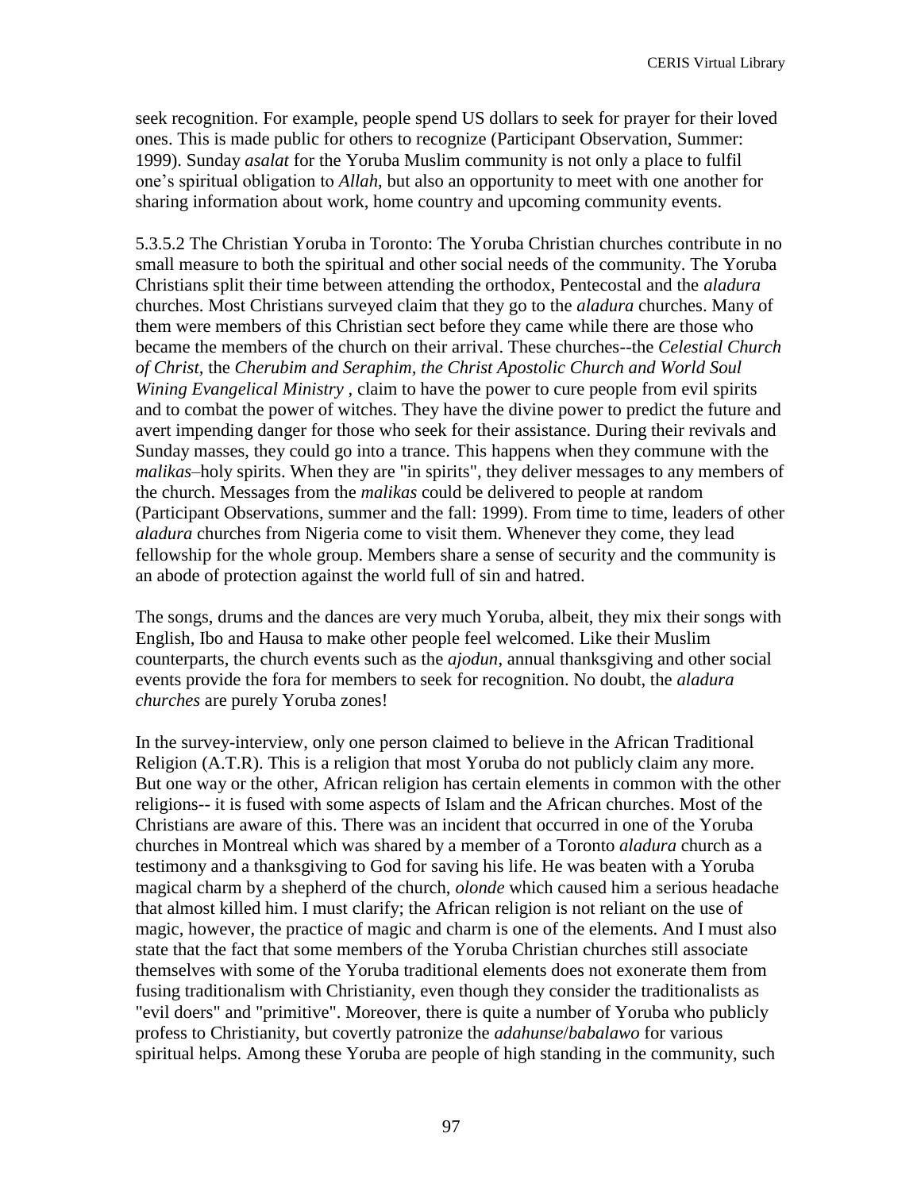seek recognition. For example, people spend US dollars to seek for prayer for their loved ones. This is made public for others to recognize (Participant Observation, Summer: 1999). Sunday *asalat* for the Yoruba Muslim community is not only a place to fulfil one's spiritual obligation to *Allah*, but also an opportunity to meet with one another for sharing information about work, home country and upcoming community events.

5.3.5.2 The Christian Yoruba in Toronto: The Yoruba Christian churches contribute in no small measure to both the spiritual and other social needs of the community. The Yoruba Christians split their time between attending the orthodox, Pentecostal and the *aladura* churches. Most Christians surveyed claim that they go to the *aladura* churches. Many of them were members of this Christian sect before they came while there are those who became the members of the church on their arrival. These churches--the *Celestial Church of Christ*, the *Cherubim and Seraphim, the Christ Apostolic Church and World Soul Wining Evangelical Ministry* , claim to have the power to cure people from evil spirits and to combat the power of witches. They have the divine power to predict the future and avert impending danger for those who seek for their assistance. During their revivals and Sunday masses, they could go into a trance. This happens when they commune with the *malikas*–holy spirits. When they are "in spirits", they deliver messages to any members of the church. Messages from the *malikas* could be delivered to people at random (Participant Observations, summer and the fall: 1999). From time to time, leaders of other *aladura* churches from Nigeria come to visit them. Whenever they come, they lead fellowship for the whole group. Members share a sense of security and the community is an abode of protection against the world full of sin and hatred.

The songs, drums and the dances are very much Yoruba, albeit, they mix their songs with English, Ibo and Hausa to make other people feel welcomed. Like their Muslim counterparts, the church events such as the *ajodun*, annual thanksgiving and other social events provide the fora for members to seek for recognition. No doubt, the *aladura churches* are purely Yoruba zones!

In the survey-interview, only one person claimed to believe in the African Traditional Religion (A.T.R). This is a religion that most Yoruba do not publicly claim any more. But one way or the other, African religion has certain elements in common with the other religions-- it is fused with some aspects of Islam and the African churches. Most of the Christians are aware of this. There was an incident that occurred in one of the Yoruba churches in Montreal which was shared by a member of a Toronto *aladura* church as a testimony and a thanksgiving to God for saving his life. He was beaten with a Yoruba magical charm by a shepherd of the church, *olonde* which caused him a serious headache that almost killed him. I must clarify; the African religion is not reliant on the use of magic, however, the practice of magic and charm is one of the elements. And I must also state that the fact that some members of the Yoruba Christian churches still associate themselves with some of the Yoruba traditional elements does not exonerate them from fusing traditionalism with Christianity, even though they consider the traditionalists as "evil doers" and "primitive". Moreover, there is quite a number of Yoruba who publicly profess to Christianity, but covertly patronize the *adahunse*/*babalawo* for various spiritual helps. Among these Yoruba are people of high standing in the community, such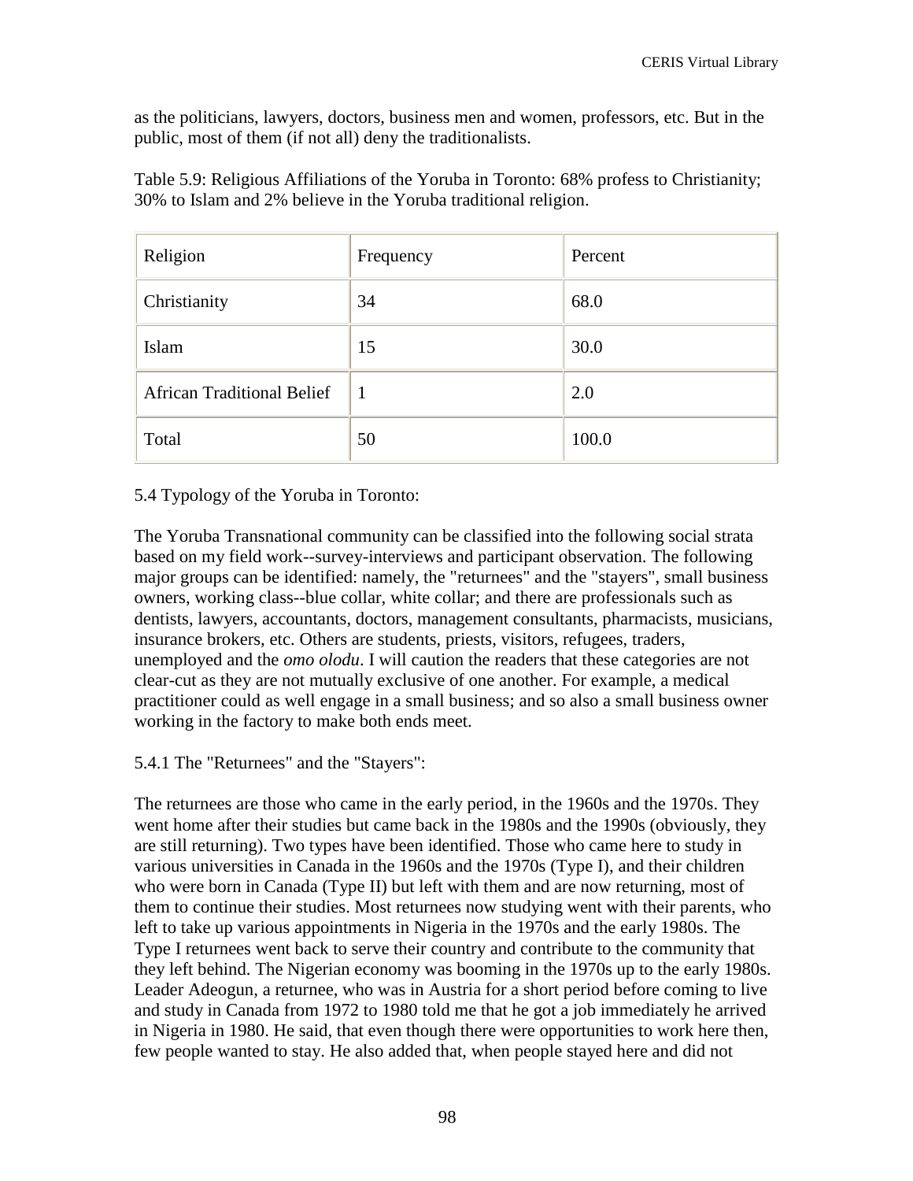as the politicians, lawyers, doctors, business men and women, professors, etc. But in the public, most of them (if not all) deny the traditionalists.

Table 5.9: Religious Affiliations of the Yoruba in Toronto: 68% profess to Christianity; 30% to Islam and 2% believe in the Yoruba traditional religion.

| Religion | Frequency | Percent |
|---|---|---|
| Christianity | 34 | 68.0 |
| Islam | 15 | 30.0 |
| African Traditional Belief | 1 | 2.0 |
| Total | 50 | 100.0 |

5.4 Typology of the Yoruba in Toronto:

The Yoruba Transnational community can be classified into the following social strata based on my field work--survey-interviews and participant observation. The following major groups can be identified: namely, the "returnees" and the "stayers", small business owners, working class--blue collar, white collar; and there are professionals such as dentists, lawyers, accountants, doctors, management consultants, pharmacists, musicians, insurance brokers, etc. Others are students, priests, visitors, refugees, traders, unemployed and the *omo olodu*. I will caution the readers that these categories are not clear-cut as they are not mutually exclusive of one another. For example, a medical practitioner could as well engage in a small business; and so also a small business owner working in the factory to make both ends meet.

5.4.1 The "Returnees" and the "Stayers":

The returnees are those who came in the early period, in the 1960s and the 1970s. They went home after their studies but came back in the 1980s and the 1990s (obviously, they are still returning). Two types have been identified. Those who came here to study in various universities in Canada in the 1960s and the 1970s (Type I), and their children who were born in Canada (Type II) but left with them and are now returning, most of them to continue their studies. Most returnees now studying went with their parents, who left to take up various appointments in Nigeria in the 1970s and the early 1980s. The Type I returnees went back to serve their country and contribute to the community that they left behind. The Nigerian economy was booming in the 1970s up to the early 1980s. Leader Adeogun, a returnee, who was in Austria for a short period before coming to live and study in Canada from 1972 to 1980 told me that he got a job immediately he arrived in Nigeria in 1980. He said, that even though there were opportunities to work here then, few people wanted to stay. He also added that, when people stayed here and did not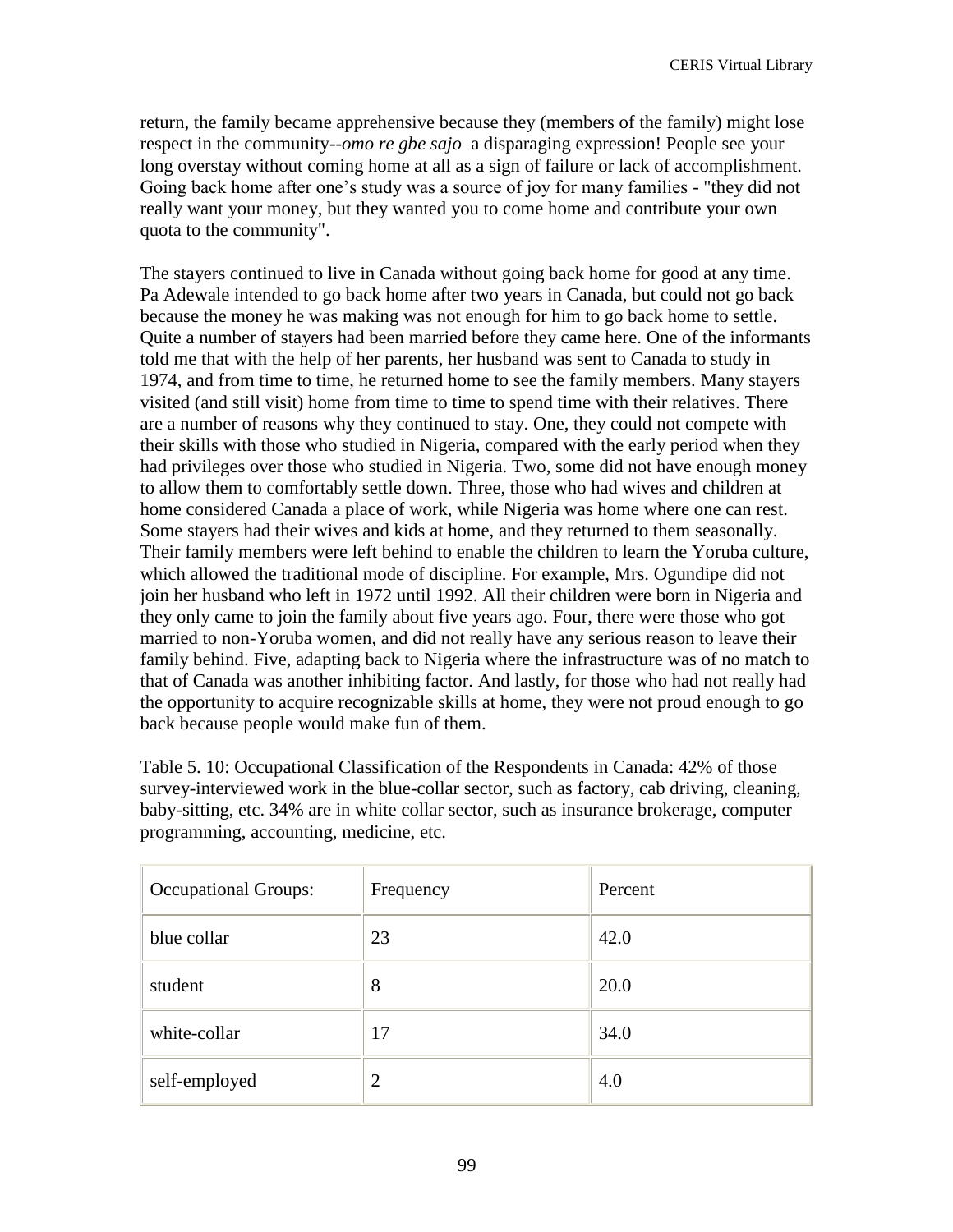return, the family became apprehensive because they (members of the family) might lose respect in the community--*omo re gbe sajo*–a disparaging expression! People see your long overstay without coming home at all as a sign of failure or lack of accomplishment. Going back home after one's study was a source of joy for many families - "they did not really want your money, but they wanted you to come home and contribute your own quota to the community".

The stayers continued to live in Canada without going back home for good at any time. Pa Adewale intended to go back home after two years in Canada, but could not go back because the money he was making was not enough for him to go back home to settle. Quite a number of stayers had been married before they came here. One of the informants told me that with the help of her parents, her husband was sent to Canada to study in 1974, and from time to time, he returned home to see the family members. Many stayers visited (and still visit) home from time to time to spend time with their relatives. There are a number of reasons why they continued to stay. One, they could not compete with their skills with those who studied in Nigeria, compared with the early period when they had privileges over those who studied in Nigeria. Two, some did not have enough money to allow them to comfortably settle down. Three, those who had wives and children at home considered Canada a place of work, while Nigeria was home where one can rest. Some stayers had their wives and kids at home, and they returned to them seasonally. Their family members were left behind to enable the children to learn the Yoruba culture, which allowed the traditional mode of discipline. For example, Mrs. Ogundipe did not join her husband who left in 1972 until 1992. All their children were born in Nigeria and they only came to join the family about five years ago. Four, there were those who got married to non-Yoruba women, and did not really have any serious reason to leave their family behind. Five, adapting back to Nigeria where the infrastructure was of no match to that of Canada was another inhibiting factor. And lastly, for those who had not really had the opportunity to acquire recognizable skills at home, they were not proud enough to go back because people would make fun of them.

Table 5. 10: Occupational Classification of the Respondents in Canada: 42% of those survey-interviewed work in the blue-collar sector, such as factory, cab driving, cleaning, baby-sitting, etc. 34% are in white collar sector, such as insurance brokerage, computer programming, accounting, medicine, etc.

| Occupational Groups: | Frequency | Percent |
|---|---|---|
| blue collar | 23 | 42.0 |
| student | 8 | 20.0 |
| white-collar | 17 | 34.0 |
| self-employed | 2 | 4.0 |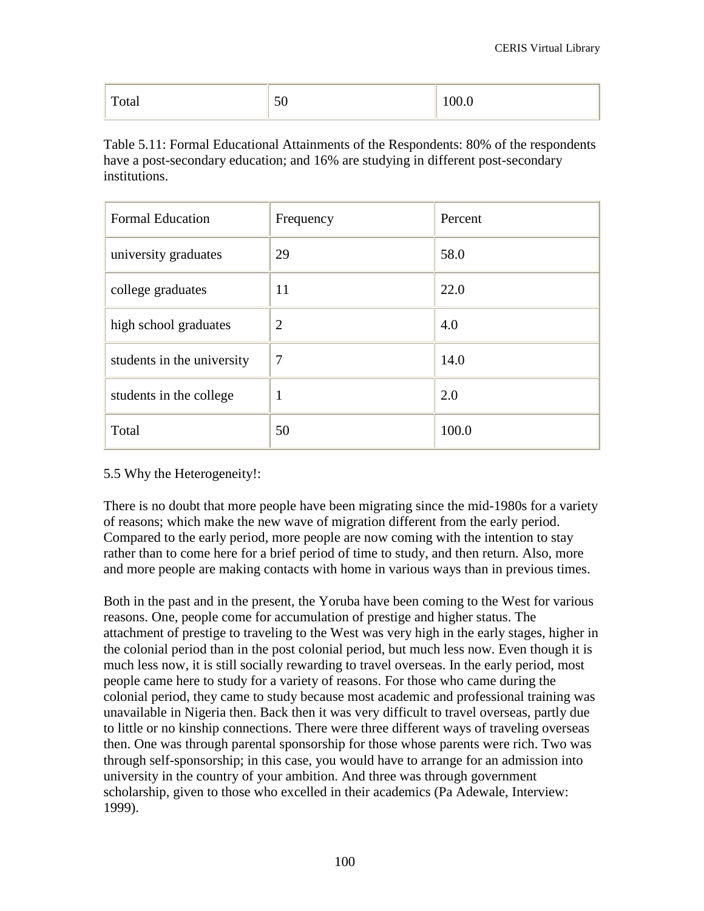| | | |
|---|---|---|
| Total | 50 | 100.0 |

Table 5.11: Formal Educational Attainments of the Respondents: 80% of the respondents have a post-secondary education; and 16% are studying in different post-secondary institutions.

| Formal Education | Frequency | Percent |
|---|---|---|
| university graduates | 29 | 58.0 |
| college graduates | 11 | 22.0 |
| high school graduates | 2 | 4.0 |
| students in the university | 7 | 14.0 |
| students in the college | 1 | 2.0 |
| Total | 50 | 100.0 |

5.5 Why the Heterogeneity!:

There is no doubt that more people have been migrating since the mid-1980s for a variety of reasons; which make the new wave of migration different from the early period. Compared to the early period, more people are now coming with the intention to stay rather than to come here for a brief period of time to study, and then return. Also, more and more people are making contacts with home in various ways than in previous times.

Both in the past and in the present, the Yoruba have been coming to the West for various reasons. One, people come for accumulation of prestige and higher status. The attachment of prestige to traveling to the West was very high in the early stages, higher in the colonial period than in the post colonial period, but much less now. Even though it is much less now, it is still socially rewarding to travel overseas. In the early period, most people came here to study for a variety of reasons. For those who came during the colonial period, they came to study because most academic and professional training was unavailable in Nigeria then. Back then it was very difficult to travel overseas, partly due to little or no kinship connections. There were three different ways of traveling overseas then. One was through parental sponsorship for those whose parents were rich. Two was through self-sponsorship; in this case, you would have to arrange for an admission into university in the country of your ambition. And three was through government scholarship, given to those who excelled in their academics (Pa Adewale, Interview: 1999).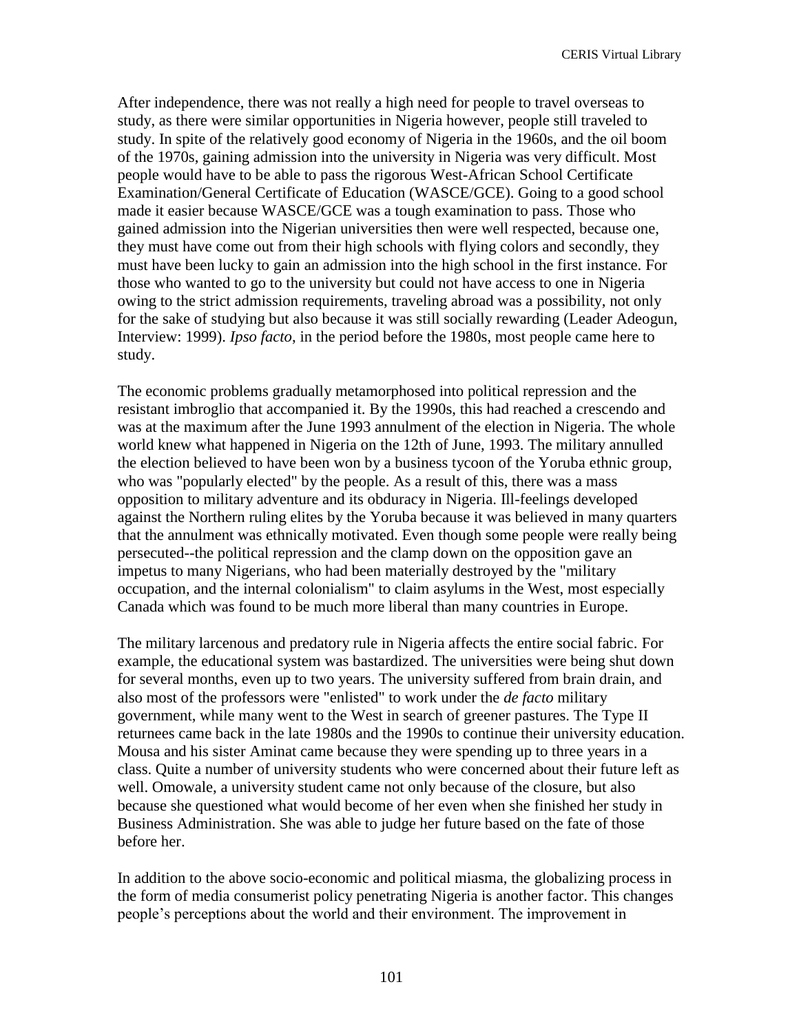After independence, there was not really a high need for people to travel overseas to study, as there were similar opportunities in Nigeria however, people still traveled to study. In spite of the relatively good economy of Nigeria in the 1960s, and the oil boom of the 1970s, gaining admission into the university in Nigeria was very difficult. Most people would have to be able to pass the rigorous West-African School Certificate Examination/General Certificate of Education (WASCE/GCE). Going to a good school made it easier because WASCE/GCE was a tough examination to pass. Those who gained admission into the Nigerian universities then were well respected, because one, they must have come out from their high schools with flying colors and secondly, they must have been lucky to gain an admission into the high school in the first instance. For those who wanted to go to the university but could not have access to one in Nigeria owing to the strict admission requirements, traveling abroad was a possibility, not only for the sake of studying but also because it was still socially rewarding (Leader Adeogun, Interview: 1999). *Ipso facto*, in the period before the 1980s, most people came here to study.

The economic problems gradually metamorphosed into political repression and the resistant imbroglio that accompanied it. By the 1990s, this had reached a crescendo and was at the maximum after the June 1993 annulment of the election in Nigeria. The whole world knew what happened in Nigeria on the 12th of June, 1993. The military annulled the election believed to have been won by a business tycoon of the Yoruba ethnic group, who was "popularly elected" by the people. As a result of this, there was a mass opposition to military adventure and its obduracy in Nigeria. Ill-feelings developed against the Northern ruling elites by the Yoruba because it was believed in many quarters that the annulment was ethnically motivated. Even though some people were really being persecuted--the political repression and the clamp down on the opposition gave an impetus to many Nigerians, who had been materially destroyed by the "military occupation, and the internal colonialism" to claim asylums in the West, most especially Canada which was found to be much more liberal than many countries in Europe.

The military larcenous and predatory rule in Nigeria affects the entire social fabric. For example, the educational system was bastardized. The universities were being shut down for several months, even up to two years. The university suffered from brain drain, and also most of the professors were "enlisted" to work under the *de facto* military government, while many went to the West in search of greener pastures. The Type II returnees came back in the late 1980s and the 1990s to continue their university education. Mousa and his sister Aminat came because they were spending up to three years in a class. Quite a number of university students who were concerned about their future left as well. Omowale, a university student came not only because of the closure, but also because she questioned what would become of her even when she finished her study in Business Administration. She was able to judge her future based on the fate of those before her.

In addition to the above socio-economic and political miasma, the globalizing process in the form of media consumerist policy penetrating Nigeria is another factor. This changes people's perceptions about the world and their environment. The improvement in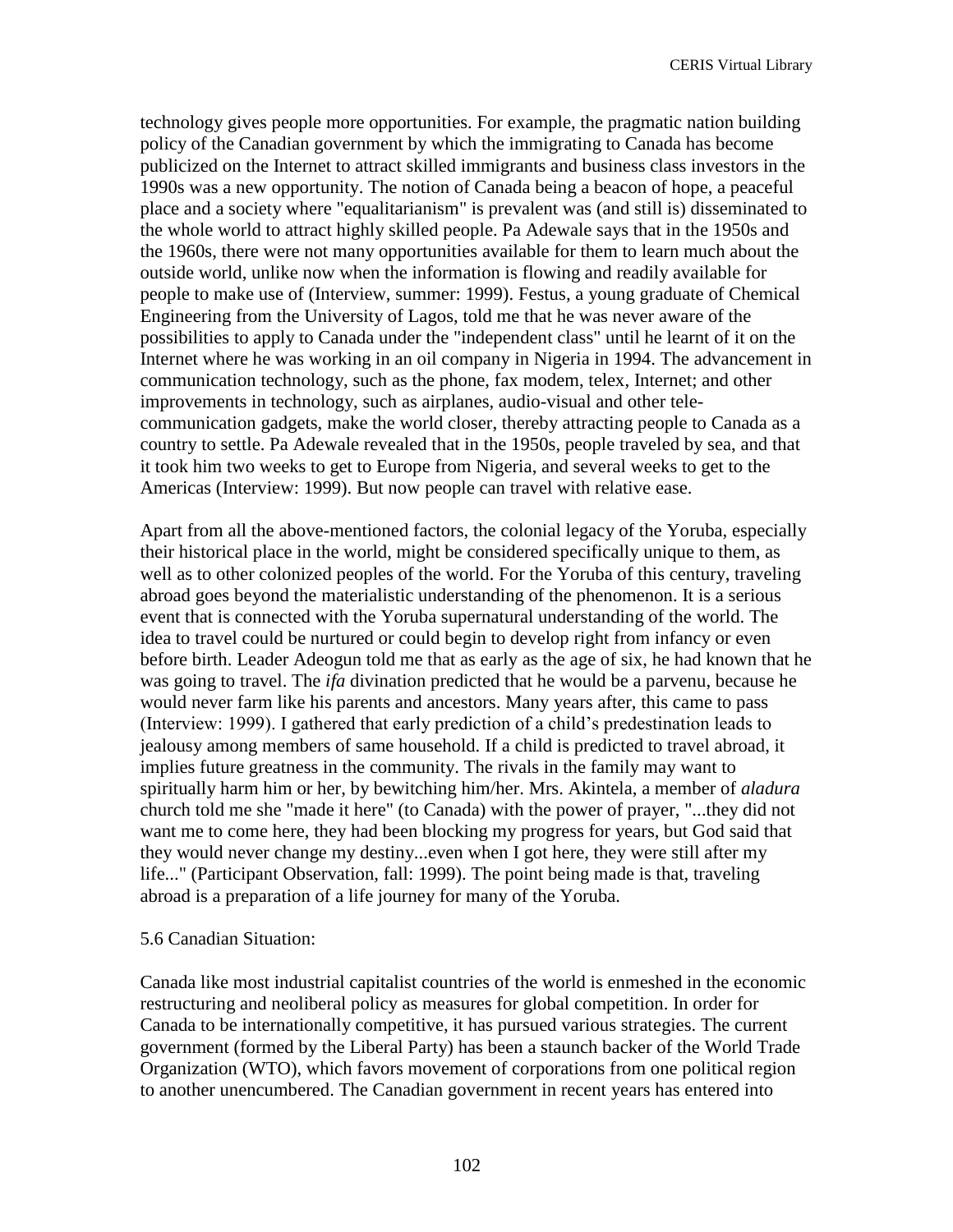technology gives people more opportunities. For example, the pragmatic nation building policy of the Canadian government by which the immigrating to Canada has become publicized on the Internet to attract skilled immigrants and business class investors in the 1990s was a new opportunity. The notion of Canada being a beacon of hope, a peaceful place and a society where "equalitarianism" is prevalent was (and still is) disseminated to the whole world to attract highly skilled people. Pa Adewale says that in the 1950s and the 1960s, there were not many opportunities available for them to learn much about the outside world, unlike now when the information is flowing and readily available for people to make use of (Interview, summer: 1999). Festus, a young graduate of Chemical Engineering from the University of Lagos, told me that he was never aware of the possibilities to apply to Canada under the "independent class" until he learnt of it on the Internet where he was working in an oil company in Nigeria in 1994. The advancement in communication technology, such as the phone, fax modem, telex, Internet; and other improvements in technology, such as airplanes, audio-visual and other tele-communication gadgets, make the world closer, thereby attracting people to Canada as a country to settle. Pa Adewale revealed that in the 1950s, people traveled by sea, and that it took him two weeks to get to Europe from Nigeria, and several weeks to get to the Americas (Interview: 1999). But now people can travel with relative ease.

Apart from all the above-mentioned factors, the colonial legacy of the Yoruba, especially their historical place in the world, might be considered specifically unique to them, as well as to other colonized peoples of the world. For the Yoruba of this century, traveling abroad goes beyond the materialistic understanding of the phenomenon. It is a serious event that is connected with the Yoruba supernatural understanding of the world. The idea to travel could be nurtured or could begin to develop right from infancy or even before birth. Leader Adeogun told me that as early as the age of six, he had known that he was going to travel. The *ifa* divination predicted that he would be a parvenu, because he would never farm like his parents and ancestors. Many years after, this came to pass (Interview: 1999). I gathered that early prediction of a child's predestination leads to jealousy among members of same household. If a child is predicted to travel abroad, it implies future greatness in the community. The rivals in the family may want to spiritually harm him or her, by bewitching him/her. Mrs. Akintela, a member of *aladura* church told me she "made it here" (to Canada) with the power of prayer, "...they did not want me to come here, they had been blocking my progress for years, but God said that they would never change my destiny...even when I got here, they were still after my life..." (Participant Observation, fall: 1999). The point being made is that, traveling abroad is a preparation of a life journey for many of the Yoruba.

5.6 Canadian Situation:

Canada like most industrial capitalist countries of the world is enmeshed in the economic restructuring and neoliberal policy as measures for global competition. In order for Canada to be internationally competitive, it has pursued various strategies. The current government (formed by the Liberal Party) has been a staunch backer of the World Trade Organization (WTO), which favors movement of corporations from one political region to another unencumbered. The Canadian government in recent years has entered into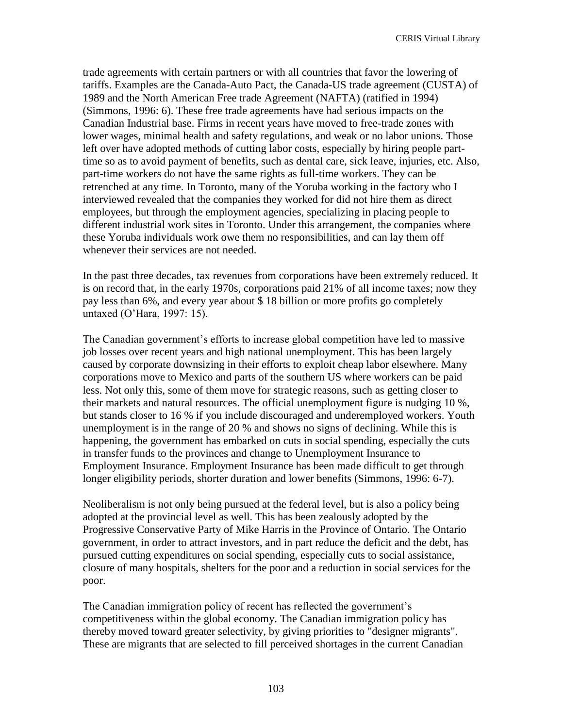trade agreements with certain partners or with all countries that favor the lowering of tariffs. Examples are the Canada-Auto Pact, the Canada-US trade agreement (CUSTA) of 1989 and the North American Free trade Agreement (NAFTA) (ratified in 1994) (Simmons, 1996: 6). These free trade agreements have had serious impacts on the Canadian Industrial base. Firms in recent years have moved to free-trade zones with lower wages, minimal health and safety regulations, and weak or no labor unions. Those left over have adopted methods of cutting labor costs, especially by hiring people part-time so as to avoid payment of benefits, such as dental care, sick leave, injuries, etc. Also, part-time workers do not have the same rights as full-time workers. They can be retrenched at any time. In Toronto, many of the Yoruba working in the factory who I interviewed revealed that the companies they worked for did not hire them as direct employees, but through the employment agencies, specializing in placing people to different industrial work sites in Toronto. Under this arrangement, the companies where these Yoruba individuals work owe them no responsibilities, and can lay them off whenever their services are not needed.

In the past three decades, tax revenues from corporations have been extremely reduced. It is on record that, in the early 1970s, corporations paid 21% of all income taxes; now they pay less than 6%, and every year about $ 18 billion or more profits go completely untaxed (O'Hara, 1997: 15).

The Canadian government's efforts to increase global competition have led to massive job losses over recent years and high national unemployment. This has been largely caused by corporate downsizing in their efforts to exploit cheap labor elsewhere. Many corporations move to Mexico and parts of the southern US where workers can be paid less. Not only this, some of them move for strategic reasons, such as getting closer to their markets and natural resources. The official unemployment figure is nudging 10 %, but stands closer to 16 % if you include discouraged and underemployed workers. Youth unemployment is in the range of 20 % and shows no signs of declining. While this is happening, the government has embarked on cuts in social spending, especially the cuts in transfer funds to the provinces and change to Unemployment Insurance to Employment Insurance. Employment Insurance has been made difficult to get through longer eligibility periods, shorter duration and lower benefits (Simmons, 1996: 6-7).

Neoliberalism is not only being pursued at the federal level, but is also a policy being adopted at the provincial level as well. This has been zealously adopted by the Progressive Conservative Party of Mike Harris in the Province of Ontario. The Ontario government, in order to attract investors, and in part reduce the deficit and the debt, has pursued cutting expenditures on social spending, especially cuts to social assistance, closure of many hospitals, shelters for the poor and a reduction in social services for the poor.

The Canadian immigration policy of recent has reflected the government's competitiveness within the global economy. The Canadian immigration policy has thereby moved toward greater selectivity, by giving priorities to "designer migrants". These are migrants that are selected to fill perceived shortages in the current Canadian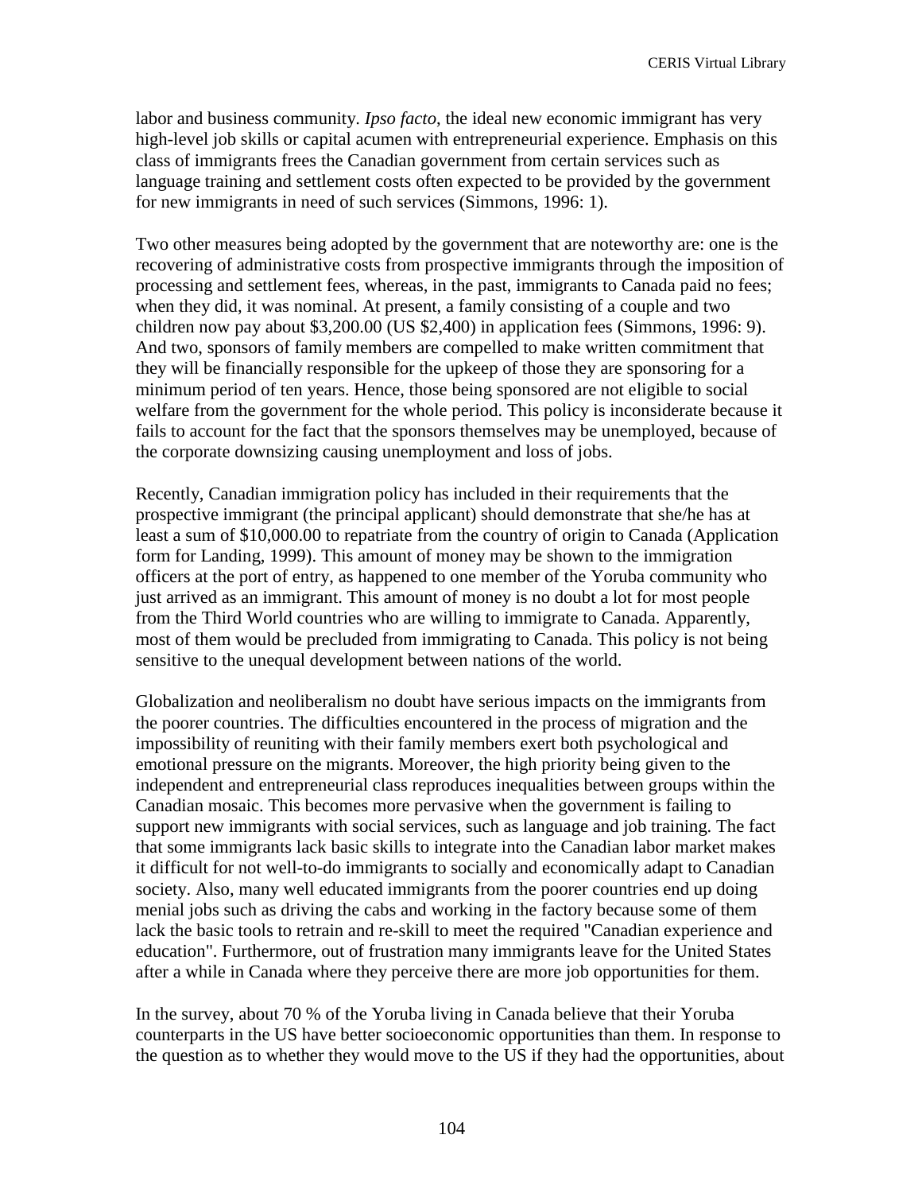labor and business community. *Ipso facto*, the ideal new economic immigrant has very high-level job skills or capital acumen with entrepreneurial experience. Emphasis on this class of immigrants frees the Canadian government from certain services such as language training and settlement costs often expected to be provided by the government for new immigrants in need of such services (Simmons, 1996: 1).

Two other measures being adopted by the government that are noteworthy are: one is the recovering of administrative costs from prospective immigrants through the imposition of processing and settlement fees, whereas, in the past, immigrants to Canada paid no fees; when they did, it was nominal. At present, a family consisting of a couple and two children now pay about $3,200.00 (US $2,400) in application fees (Simmons, 1996: 9). And two, sponsors of family members are compelled to make written commitment that they will be financially responsible for the upkeep of those they are sponsoring for a minimum period of ten years. Hence, those being sponsored are not eligible to social welfare from the government for the whole period. This policy is inconsiderate because it fails to account for the fact that the sponsors themselves may be unemployed, because of the corporate downsizing causing unemployment and loss of jobs.

Recently, Canadian immigration policy has included in their requirements that the prospective immigrant (the principal applicant) should demonstrate that she/he has at least a sum of $10,000.00 to repatriate from the country of origin to Canada (Application form for Landing, 1999). This amount of money may be shown to the immigration officers at the port of entry, as happened to one member of the Yoruba community who just arrived as an immigrant. This amount of money is no doubt a lot for most people from the Third World countries who are willing to immigrate to Canada. Apparently, most of them would be precluded from immigrating to Canada. This policy is not being sensitive to the unequal development between nations of the world.

Globalization and neoliberalism no doubt have serious impacts on the immigrants from the poorer countries. The difficulties encountered in the process of migration and the impossibility of reuniting with their family members exert both psychological and emotional pressure on the migrants. Moreover, the high priority being given to the independent and entrepreneurial class reproduces inequalities between groups within the Canadian mosaic. This becomes more pervasive when the government is failing to support new immigrants with social services, such as language and job training. The fact that some immigrants lack basic skills to integrate into the Canadian labor market makes it difficult for not well-to-do immigrants to socially and economically adapt to Canadian society. Also, many well educated immigrants from the poorer countries end up doing menial jobs such as driving the cabs and working in the factory because some of them lack the basic tools to retrain and re-skill to meet the required "Canadian experience and education". Furthermore, out of frustration many immigrants leave for the United States after a while in Canada where they perceive there are more job opportunities for them.

In the survey, about 70 % of the Yoruba living in Canada believe that their Yoruba counterparts in the US have better socioeconomic opportunities than them. In response to the question as to whether they would move to the US if they had the opportunities, about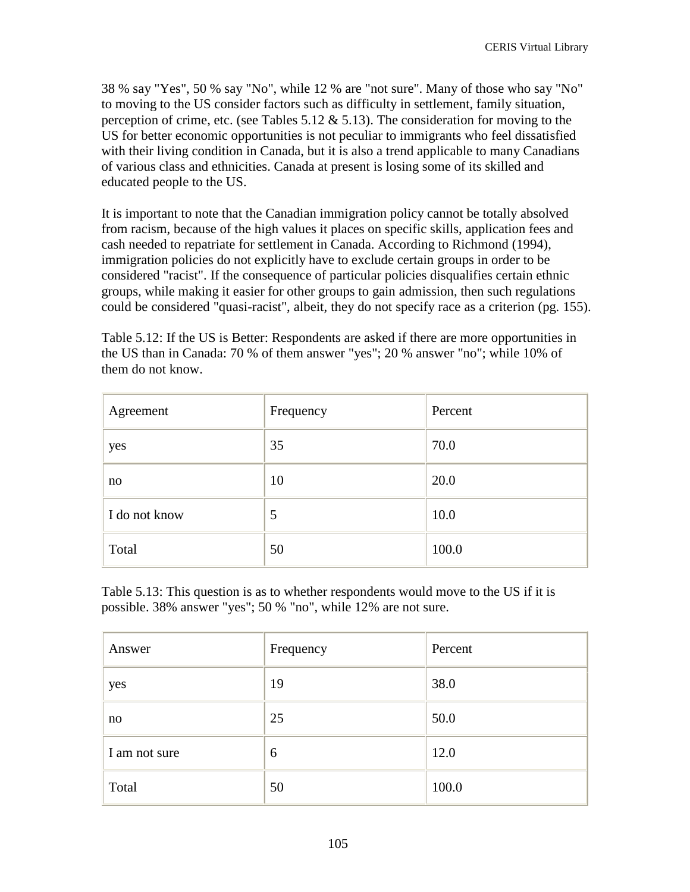38 % say "Yes", 50 % say "No", while 12 % are "not sure". Many of those who say "No" to moving to the US consider factors such as difficulty in settlement, family situation, perception of crime, etc. (see Tables 5.12 & 5.13). The consideration for moving to the US for better economic opportunities is not peculiar to immigrants who feel dissatisfied with their living condition in Canada, but it is also a trend applicable to many Canadians of various class and ethnicities. Canada at present is losing some of its skilled and educated people to the US.

It is important to note that the Canadian immigration policy cannot be totally absolved from racism, because of the high values it places on specific skills, application fees and cash needed to repatriate for settlement in Canada. According to Richmond (1994), immigration policies do not explicitly have to exclude certain groups in order to be considered "racist". If the consequence of particular policies disqualifies certain ethnic groups, while making it easier for other groups to gain admission, then such regulations could be considered "quasi-racist", albeit, they do not specify race as a criterion (pg. 155).

Table 5.12: If the US is Better: Respondents are asked if there are more opportunities in the US than in Canada: 70 % of them answer "yes"; 20 % answer "no"; while 10% of them do not know.

| Agreement | Frequency | Percent |
|---|---|---|
| yes | 35 | 70.0 |
| no | 10 | 20.0 |
| I do not know | 5 | 10.0 |
| Total | 50 | 100.0 |

Table 5.13: This question is as to whether respondents would move to the US if it is possible. 38% answer "yes"; 50 % "no", while 12% are not sure.

| Answer | Frequency | Percent |
|---|---|---|
| yes | 19 | 38.0 |
| no | 25 | 50.0 |
| I am not sure | 6 | 12.0 |
| Total | 50 | 100.0 |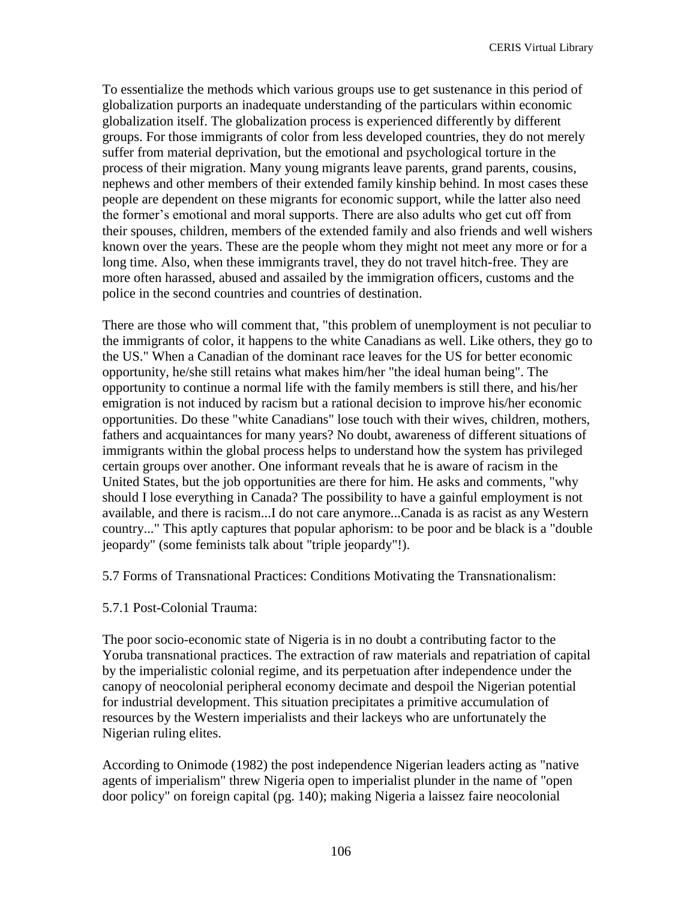To essentialize the methods which various groups use to get sustenance in this period of globalization purports an inadequate understanding of the particulars within economic globalization itself. The globalization process is experienced differently by different groups. For those immigrants of color from less developed countries, they do not merely suffer from material deprivation, but the emotional and psychological torture in the process of their migration. Many young migrants leave parents, grand parents, cousins, nephews and other members of their extended family kinship behind. In most cases these people are dependent on these migrants for economic support, while the latter also need the former's emotional and moral supports. There are also adults who get cut off from their spouses, children, members of the extended family and also friends and well wishers known over the years. These are the people whom they might not meet any more or for a long time. Also, when these immigrants travel, they do not travel hitch-free. They are more often harassed, abused and assailed by the immigration officers, customs and the police in the second countries and countries of destination.

There are those who will comment that, "this problem of unemployment is not peculiar to the immigrants of color, it happens to the white Canadians as well. Like others, they go to the US." When a Canadian of the dominant race leaves for the US for better economic opportunity, he/she still retains what makes him/her "the ideal human being". The opportunity to continue a normal life with the family members is still there, and his/her emigration is not induced by racism but a rational decision to improve his/her economic opportunities. Do these "white Canadians" lose touch with their wives, children, mothers, fathers and acquaintances for many years? No doubt, awareness of different situations of immigrants within the global process helps to understand how the system has privileged certain groups over another. One informant reveals that he is aware of racism in the United States, but the job opportunities are there for him. He asks and comments, "why should I lose everything in Canada? The possibility to have a gainful employment is not available, and there is racism...I do not care anymore...Canada is as racist as any Western country..." This aptly captures that popular aphorism: to be poor and be black is a "double jeopardy" (some feminists talk about "triple jeopardy"!).

## 5.7 Forms of Transnational Practices: Conditions Motivating the Transnationalism:

### 5.7.1 Post-Colonial Trauma:

The poor socio-economic state of Nigeria is in no doubt a contributing factor to the Yoruba transnational practices. The extraction of raw materials and repatriation of capital by the imperialistic colonial regime, and its perpetuation after independence under the canopy of neocolonial peripheral economy decimate and despoil the Nigerian potential for industrial development. This situation precipitates a primitive accumulation of resources by the Western imperialists and their lackeys who are unfortunately the Nigerian ruling elites.

According to Onimode (1982) the post independence Nigerian leaders acting as "native agents of imperialism" threw Nigeria open to imperialist plunder in the name of "open door policy" on foreign capital (pg. 140); making Nigeria a laissez faire neocolonial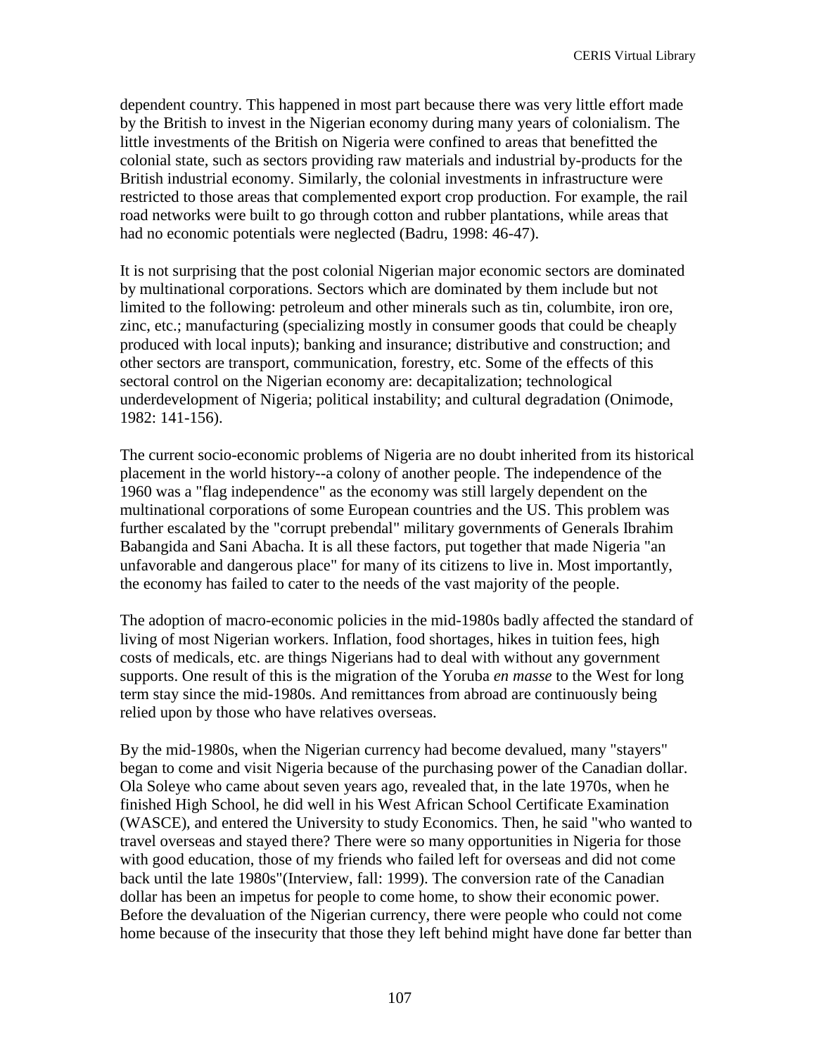dependent country. This happened in most part because there was very little effort made by the British to invest in the Nigerian economy during many years of colonialism. The little investments of the British on Nigeria were confined to areas that benefitted the colonial state, such as sectors providing raw materials and industrial by-products for the British industrial economy. Similarly, the colonial investments in infrastructure were restricted to those areas that complemented export crop production. For example, the rail road networks were built to go through cotton and rubber plantations, while areas that had no economic potentials were neglected (Badru, 1998: 46-47).

It is not surprising that the post colonial Nigerian major economic sectors are dominated by multinational corporations. Sectors which are dominated by them include but not limited to the following: petroleum and other minerals such as tin, columbite, iron ore, zinc, etc.; manufacturing (specializing mostly in consumer goods that could be cheaply produced with local inputs); banking and insurance; distributive and construction; and other sectors are transport, communication, forestry, etc. Some of the effects of this sectoral control on the Nigerian economy are: decapitalization; technological underdevelopment of Nigeria; political instability; and cultural degradation (Onimode, 1982: 141-156).

The current socio-economic problems of Nigeria are no doubt inherited from its historical placement in the world history--a colony of another people. The independence of the 1960 was a "flag independence" as the economy was still largely dependent on the multinational corporations of some European countries and the US. This problem was further escalated by the "corrupt prebendal" military governments of Generals Ibrahim Babangida and Sani Abacha. It is all these factors, put together that made Nigeria "an unfavorable and dangerous place" for many of its citizens to live in. Most importantly, the economy has failed to cater to the needs of the vast majority of the people.

The adoption of macro-economic policies in the mid-1980s badly affected the standard of living of most Nigerian workers. Inflation, food shortages, hikes in tuition fees, high costs of medicals, etc. are things Nigerians had to deal with without any government supports. One result of this is the migration of the Yoruba *en masse* to the West for long term stay since the mid-1980s. And remittances from abroad are continuously being relied upon by those who have relatives overseas.

By the mid-1980s, when the Nigerian currency had become devalued, many "stayers" began to come and visit Nigeria because of the purchasing power of the Canadian dollar. Ola Soleye who came about seven years ago, revealed that, in the late 1970s, when he finished High School, he did well in his West African School Certificate Examination (WASCE), and entered the University to study Economics. Then, he said "who wanted to travel overseas and stayed there? There were so many opportunities in Nigeria for those with good education, those of my friends who failed left for overseas and did not come back until the late 1980s"(Interview, fall: 1999). The conversion rate of the Canadian dollar has been an impetus for people to come home, to show their economic power. Before the devaluation of the Nigerian currency, there were people who could not come home because of the insecurity that those they left behind might have done far better than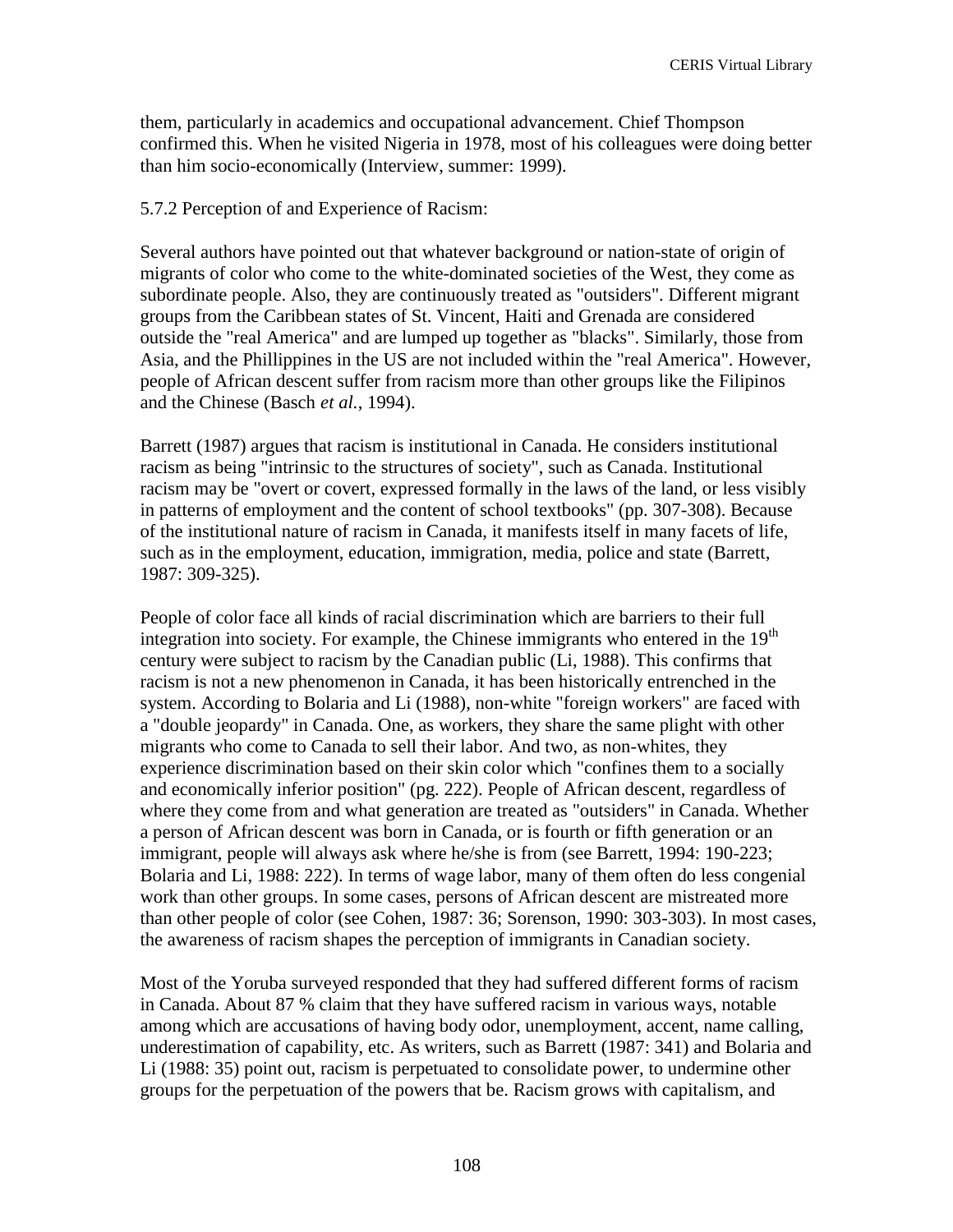them, particularly in academics and occupational advancement. Chief Thompson confirmed this. When he visited Nigeria in 1978, most of his colleagues were doing better than him socio-economically (Interview, summer: 1999).

### 5.7.2 Perception of and Experience of Racism:

Several authors have pointed out that whatever background or nation-state of origin of migrants of color who come to the white-dominated societies of the West, they come as subordinate people. Also, they are continuously treated as "outsiders". Different migrant groups from the Caribbean states of St. Vincent, Haiti and Grenada are considered outside the "real America" and are lumped up together as "blacks". Similarly, those from Asia, and the Phillippines in the US are not included within the "real America". However, people of African descent suffer from racism more than other groups like the Filipinos and the Chinese (Basch *et al.*, 1994).

Barrett (1987) argues that racism is institutional in Canada. He considers institutional racism as being "intrinsic to the structures of society", such as Canada. Institutional racism may be "overt or covert, expressed formally in the laws of the land, or less visibly in patterns of employment and the content of school textbooks" (pp. 307-308). Because of the institutional nature of racism in Canada, it manifests itself in many facets of life, such as in the employment, education, immigration, media, police and state (Barrett, 1987: 309-325).

People of color face all kinds of racial discrimination which are barriers to their full integration into society. For example, the Chinese immigrants who entered in the 19th century were subject to racism by the Canadian public (Li, 1988). This confirms that racism is not a new phenomenon in Canada, it has been historically entrenched in the system. According to Bolaria and Li (1988), non-white "foreign workers" are faced with a "double jeopardy" in Canada. One, as workers, they share the same plight with other migrants who come to Canada to sell their labor. And two, as non-whites, they experience discrimination based on their skin color which "confines them to a socially and economically inferior position" (pg. 222). People of African descent, regardless of where they come from and what generation are treated as "outsiders" in Canada. Whether a person of African descent was born in Canada, or is fourth or fifth generation or an immigrant, people will always ask where he/she is from (see Barrett, 1994: 190-223; Bolaria and Li, 1988: 222). In terms of wage labor, many of them often do less congenial work than other groups. In some cases, persons of African descent are mistreated more than other people of color (see Cohen, 1987: 36; Sorenson, 1990: 303-303). In most cases, the awareness of racism shapes the perception of immigrants in Canadian society.

Most of the Yoruba surveyed responded that they had suffered different forms of racism in Canada. About 87 % claim that they have suffered racism in various ways, notable among which are accusations of having body odor, unemployment, accent, name calling, underestimation of capability, etc. As writers, such as Barrett (1987: 341) and Bolaria and Li (1988: 35) point out, racism is perpetuated to consolidate power, to undermine other groups for the perpetuation of the powers that be. Racism grows with capitalism, and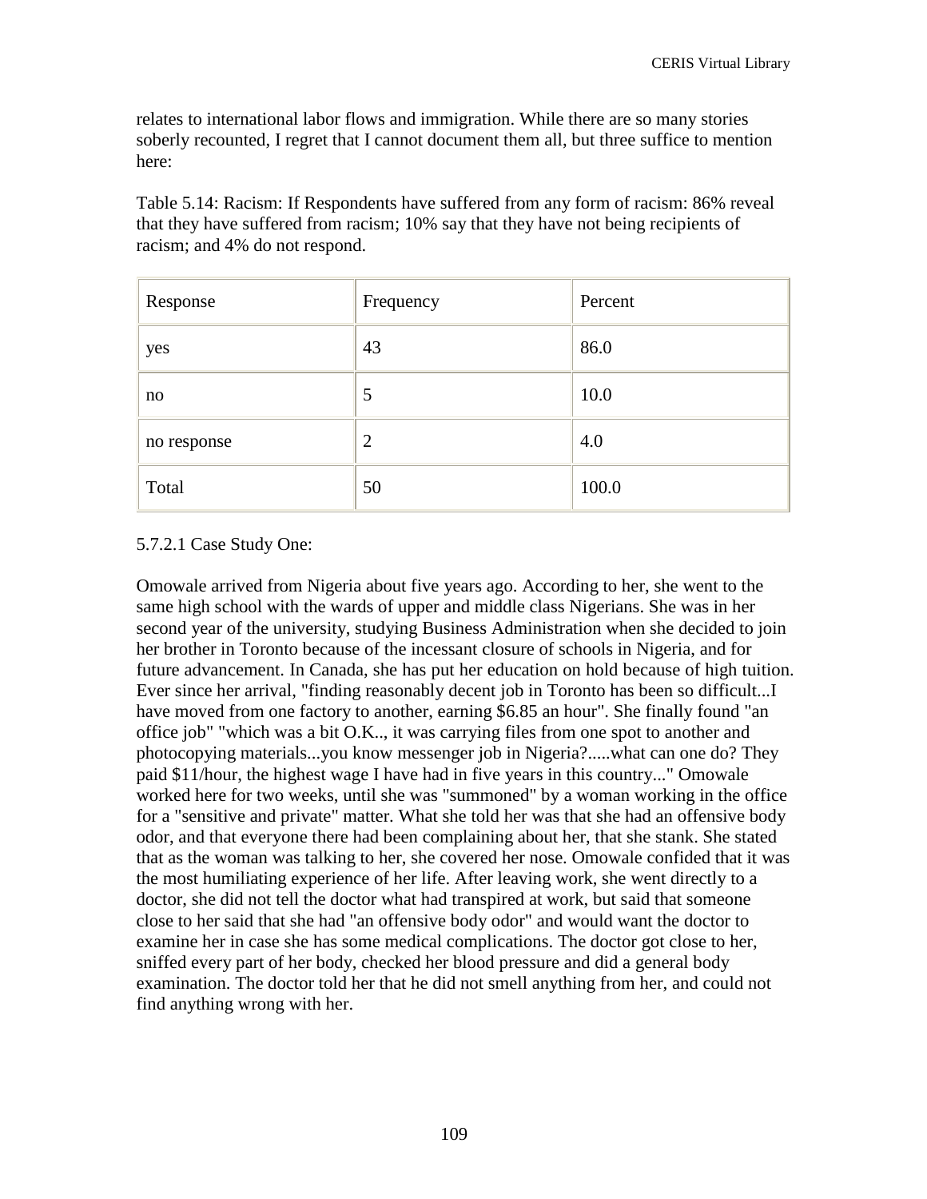relates to international labor flows and immigration. While there are so many stories soberly recounted, I regret that I cannot document them all, but three suffice to mention here:

Table 5.14: Racism: If Respondents have suffered from any form of racism: 86% reveal that they have suffered from racism; 10% say that they have not being recipients of racism; and 4% do not respond.

| Response | Frequency | Percent |
|---|---|---|
| yes | 43 | 86.0 |
| no | 5 | 10.0 |
| no response | 2 | 4.0 |
| Total | 50 | 100.0 |

5.7.2.1 Case Study One:

Omowale arrived from Nigeria about five years ago. According to her, she went to the same high school with the wards of upper and middle class Nigerians. She was in her second year of the university, studying Business Administration when she decided to join her brother in Toronto because of the incessant closure of schools in Nigeria, and for future advancement. In Canada, she has put her education on hold because of high tuition. Ever since her arrival, "finding reasonably decent job in Toronto has been so difficult...I have moved from one factory to another, earning $6.85 an hour". She finally found "an office job" "which was a bit O.K.., it was carrying files from one spot to another and photocopying materials...you know messenger job in Nigeria?.....what can one do? They paid $11/hour, the highest wage I have had in five years in this country..." Omowale worked here for two weeks, until she was "summoned" by a woman working in the office for a "sensitive and private" matter. What she told her was that she had an offensive body odor, and that everyone there had been complaining about her, that she stank. She stated that as the woman was talking to her, she covered her nose. Omowale confided that it was the most humiliating experience of her life. After leaving work, she went directly to a doctor, she did not tell the doctor what had transpired at work, but said that someone close to her said that she had "an offensive body odor" and would want the doctor to examine her in case she has some medical complications. The doctor got close to her, sniffed every part of her body, checked her blood pressure and did a general body examination. The doctor told her that he did not smell anything from her, and could not find anything wrong with her.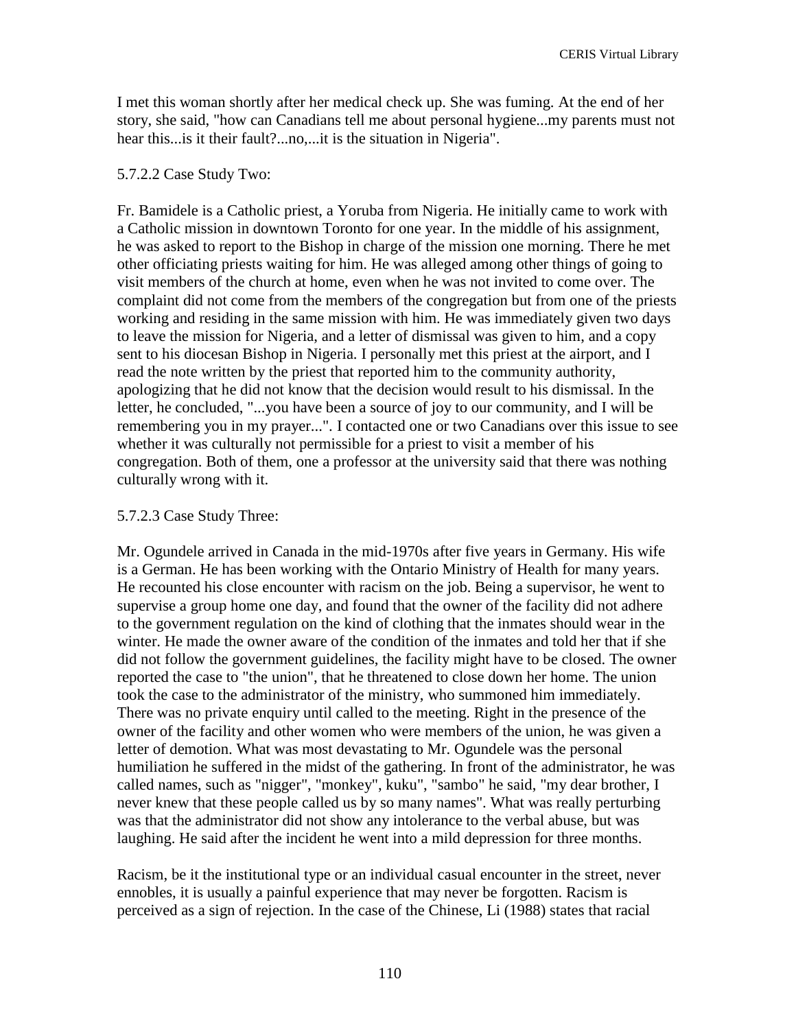I met this woman shortly after her medical check up. She was fuming. At the end of her story, she said, "how can Canadians tell me about personal hygiene...my parents must not hear this...is it their fault?...no,...it is the situation in Nigeria".

5.7.2.2 Case Study Two:

Fr. Bamidele is a Catholic priest, a Yoruba from Nigeria. He initially came to work with a Catholic mission in downtown Toronto for one year. In the middle of his assignment, he was asked to report to the Bishop in charge of the mission one morning. There he met other officiating priests waiting for him. He was alleged among other things of going to visit members of the church at home, even when he was not invited to come over. The complaint did not come from the members of the congregation but from one of the priests working and residing in the same mission with him. He was immediately given two days to leave the mission for Nigeria, and a letter of dismissal was given to him, and a copy sent to his diocesan Bishop in Nigeria. I personally met this priest at the airport, and I read the note written by the priest that reported him to the community authority, apologizing that he did not know that the decision would result to his dismissal. In the letter, he concluded, "...you have been a source of joy to our community, and I will be remembering you in my prayer...". I contacted one or two Canadians over this issue to see whether it was culturally not permissible for a priest to visit a member of his congregation. Both of them, one a professor at the university said that there was nothing culturally wrong with it.

5.7.2.3 Case Study Three:

Mr. Ogundele arrived in Canada in the mid-1970s after five years in Germany. His wife is a German. He has been working with the Ontario Ministry of Health for many years. He recounted his close encounter with racism on the job. Being a supervisor, he went to supervise a group home one day, and found that the owner of the facility did not adhere to the government regulation on the kind of clothing that the inmates should wear in the winter. He made the owner aware of the condition of the inmates and told her that if she did not follow the government guidelines, the facility might have to be closed. The owner reported the case to "the union", that he threatened to close down her home. The union took the case to the administrator of the ministry, who summoned him immediately. There was no private enquiry until called to the meeting. Right in the presence of the owner of the facility and other women who were members of the union, he was given a letter of demotion. What was most devastating to Mr. Ogundele was the personal humiliation he suffered in the midst of the gathering. In front of the administrator, he was called names, such as "nigger", "monkey", kuku", "sambo" he said, "my dear brother, I never knew that these people called us by so many names". What was really perturbing was that the administrator did not show any intolerance to the verbal abuse, but was laughing. He said after the incident he went into a mild depression for three months.

Racism, be it the institutional type or an individual casual encounter in the street, never ennobles, it is usually a painful experience that may never be forgotten. Racism is perceived as a sign of rejection. In the case of the Chinese, Li (1988) states that racial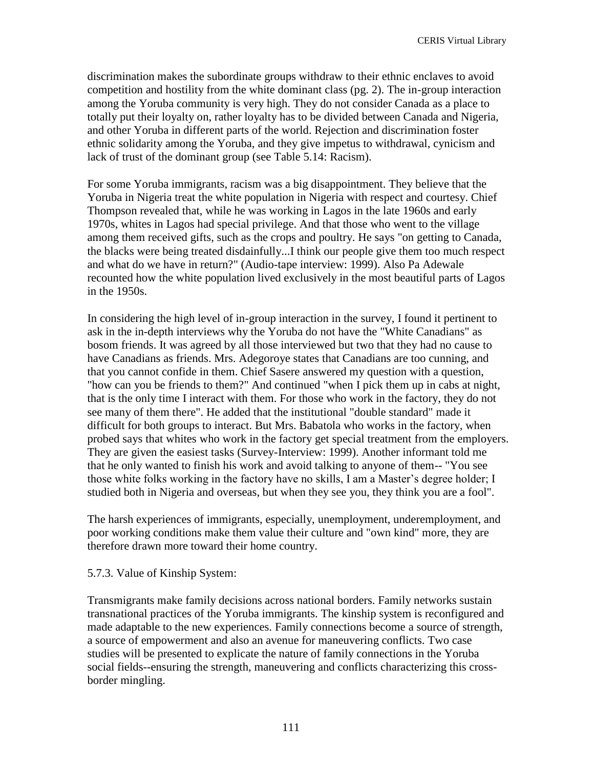discrimination makes the subordinate groups withdraw to their ethnic enclaves to avoid competition and hostility from the white dominant class (pg. 2). The in-group interaction among the Yoruba community is very high. They do not consider Canada as a place to totally put their loyalty on, rather loyalty has to be divided between Canada and Nigeria, and other Yoruba in different parts of the world. Rejection and discrimination foster ethnic solidarity among the Yoruba, and they give impetus to withdrawal, cynicism and lack of trust of the dominant group (see Table 5.14: Racism).

For some Yoruba immigrants, racism was a big disappointment. They believe that the Yoruba in Nigeria treat the white population in Nigeria with respect and courtesy. Chief Thompson revealed that, while he was working in Lagos in the late 1960s and early 1970s, whites in Lagos had special privilege. And that those who went to the village among them received gifts, such as the crops and poultry. He says "on getting to Canada, the blacks were being treated disdainfully...I think our people give them too much respect and what do we have in return?" (Audio-tape interview: 1999). Also Pa Adewale recounted how the white population lived exclusively in the most beautiful parts of Lagos in the 1950s.

In considering the high level of in-group interaction in the survey, I found it pertinent to ask in the in-depth interviews why the Yoruba do not have the "White Canadians" as bosom friends. It was agreed by all those interviewed but two that they had no cause to have Canadians as friends. Mrs. Adegoroye states that Canadians are too cunning, and that you cannot confide in them. Chief Sasere answered my question with a question, "how can you be friends to them?" And continued "when I pick them up in cabs at night, that is the only time I interact with them. For those who work in the factory, they do not see many of them there". He added that the institutional "double standard" made it difficult for both groups to interact. But Mrs. Babatola who works in the factory, when probed says that whites who work in the factory get special treatment from the employers. They are given the easiest tasks (Survey-Interview: 1999). Another informant told me that he only wanted to finish his work and avoid talking to anyone of them-- "You see those white folks working in the factory have no skills, I am a Master's degree holder; I studied both in Nigeria and overseas, but when they see you, they think you are a fool".

The harsh experiences of immigrants, especially, unemployment, underemployment, and poor working conditions make them value their culture and "own kind" more, they are therefore drawn more toward their home country.

### 5.7.3. Value of Kinship System:

Transmigrants make family decisions across national borders. Family networks sustain transnational practices of the Yoruba immigrants. The kinship system is reconfigured and made adaptable to the new experiences. Family connections become a source of strength, a source of empowerment and also an avenue for maneuvering conflicts. Two case studies will be presented to explicate the nature of family connections in the Yoruba social fields--ensuring the strength, maneuvering and conflicts characterizing this cross-border mingling.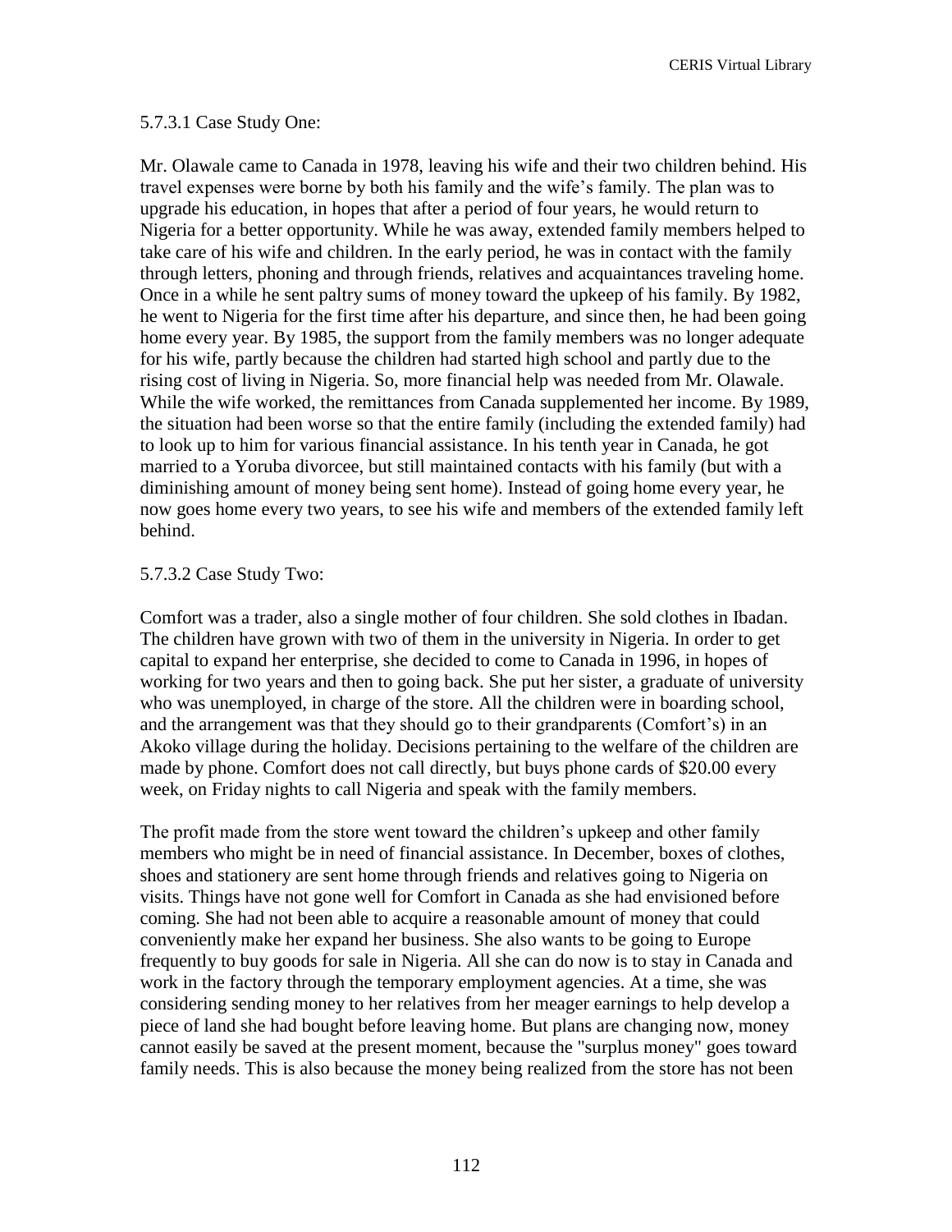5.7.3.1 Case Study One:

Mr. Olawale came to Canada in 1978, leaving his wife and their two children behind. His travel expenses were borne by both his family and the wife's family. The plan was to upgrade his education, in hopes that after a period of four years, he would return to Nigeria for a better opportunity. While he was away, extended family members helped to take care of his wife and children. In the early period, he was in contact with the family through letters, phoning and through friends, relatives and acquaintances traveling home. Once in a while he sent paltry sums of money toward the upkeep of his family. By 1982, he went to Nigeria for the first time after his departure, and since then, he had been going home every year. By 1985, the support from the family members was no longer adequate for his wife, partly because the children had started high school and partly due to the rising cost of living in Nigeria. So, more financial help was needed from Mr. Olawale. While the wife worked, the remittances from Canada supplemented her income. By 1989, the situation had been worse so that the entire family (including the extended family) had to look up to him for various financial assistance. In his tenth year in Canada, he got married to a Yoruba divorcee, but still maintained contacts with his family (but with a diminishing amount of money being sent home). Instead of going home every year, he now goes home every two years, to see his wife and members of the extended family left behind.

5.7.3.2 Case Study Two:

Comfort was a trader, also a single mother of four children. She sold clothes in Ibadan. The children have grown with two of them in the university in Nigeria. In order to get capital to expand her enterprise, she decided to come to Canada in 1996, in hopes of working for two years and then to going back. She put her sister, a graduate of university who was unemployed, in charge of the store. All the children were in boarding school, and the arrangement was that they should go to their grandparents (Comfort's) in an Akoko village during the holiday. Decisions pertaining to the welfare of the children are made by phone. Comfort does not call directly, but buys phone cards of $20.00 every week, on Friday nights to call Nigeria and speak with the family members.

The profit made from the store went toward the children's upkeep and other family members who might be in need of financial assistance. In December, boxes of clothes, shoes and stationery are sent home through friends and relatives going to Nigeria on visits. Things have not gone well for Comfort in Canada as she had envisioned before coming. She had not been able to acquire a reasonable amount of money that could conveniently make her expand her business. She also wants to be going to Europe frequently to buy goods for sale in Nigeria. All she can do now is to stay in Canada and work in the factory through the temporary employment agencies. At a time, she was considering sending money to her relatives from her meager earnings to help develop a piece of land she had bought before leaving home. But plans are changing now, money cannot easily be saved at the present moment, because the "surplus money" goes toward family needs. This is also because the money being realized from the store has not been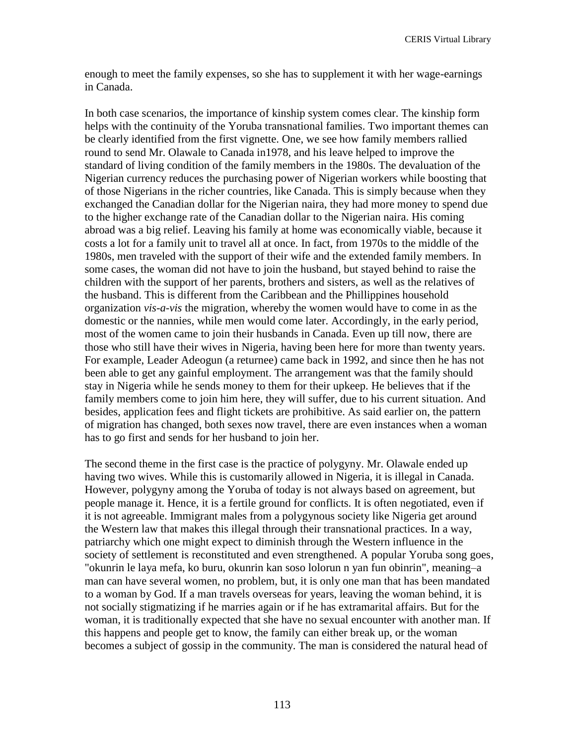enough to meet the family expenses, so she has to supplement it with her wage-earnings in Canada.

In both case scenarios, the importance of kinship system comes clear. The kinship form helps with the continuity of the Yoruba transnational families. Two important themes can be clearly identified from the first vignette. One, we see how family members rallied round to send Mr. Olawale to Canada in1978, and his leave helped to improve the standard of living condition of the family members in the 1980s. The devaluation of the Nigerian currency reduces the purchasing power of Nigerian workers while boosting that of those Nigerians in the richer countries, like Canada. This is simply because when they exchanged the Canadian dollar for the Nigerian naira, they had more money to spend due to the higher exchange rate of the Canadian dollar to the Nigerian naira. His coming abroad was a big relief. Leaving his family at home was economically viable, because it costs a lot for a family unit to travel all at once. In fact, from 1970s to the middle of the 1980s, men traveled with the support of their wife and the extended family members. In some cases, the woman did not have to join the husband, but stayed behind to raise the children with the support of her parents, brothers and sisters, as well as the relatives of the husband. This is different from the Caribbean and the Phillippines household organization *vis-a-vis* the migration, whereby the women would have to come in as the domestic or the nannies, while men would come later. Accordingly, in the early period, most of the women came to join their husbands in Canada. Even up till now, there are those who still have their wives in Nigeria, having been here for more than twenty years. For example, Leader Adeogun (a returnee) came back in 1992, and since then he has not been able to get any gainful employment. The arrangement was that the family should stay in Nigeria while he sends money to them for their upkeep. He believes that if the family members come to join him here, they will suffer, due to his current situation. And besides, application fees and flight tickets are prohibitive. As said earlier on, the pattern of migration has changed, both sexes now travel, there are even instances when a woman has to go first and sends for her husband to join her.

The second theme in the first case is the practice of polygyny. Mr. Olawale ended up having two wives. While this is customarily allowed in Nigeria, it is illegal in Canada. However, polygyny among the Yoruba of today is not always based on agreement, but people manage it. Hence, it is a fertile ground for conflicts. It is often negotiated, even if it is not agreeable. Immigrant males from a polygynous society like Nigeria get around the Western law that makes this illegal through their transnational practices. In a way, patriarchy which one might expect to diminish through the Western influence in the society of settlement is reconstituted and even strengthened. A popular Yoruba song goes, "okunrin le laya mefa, ko buru, okunrin kan soso lolorun n yan fun obinrin", meaning–a man can have several women, no problem, but, it is only one man that has been mandated to a woman by God. If a man travels overseas for years, leaving the woman behind, it is not socially stigmatizing if he marries again or if he has extramarital affairs. But for the woman, it is traditionally expected that she have no sexual encounter with another man. If this happens and people get to know, the family can either break up, or the woman becomes a subject of gossip in the community. The man is considered the natural head of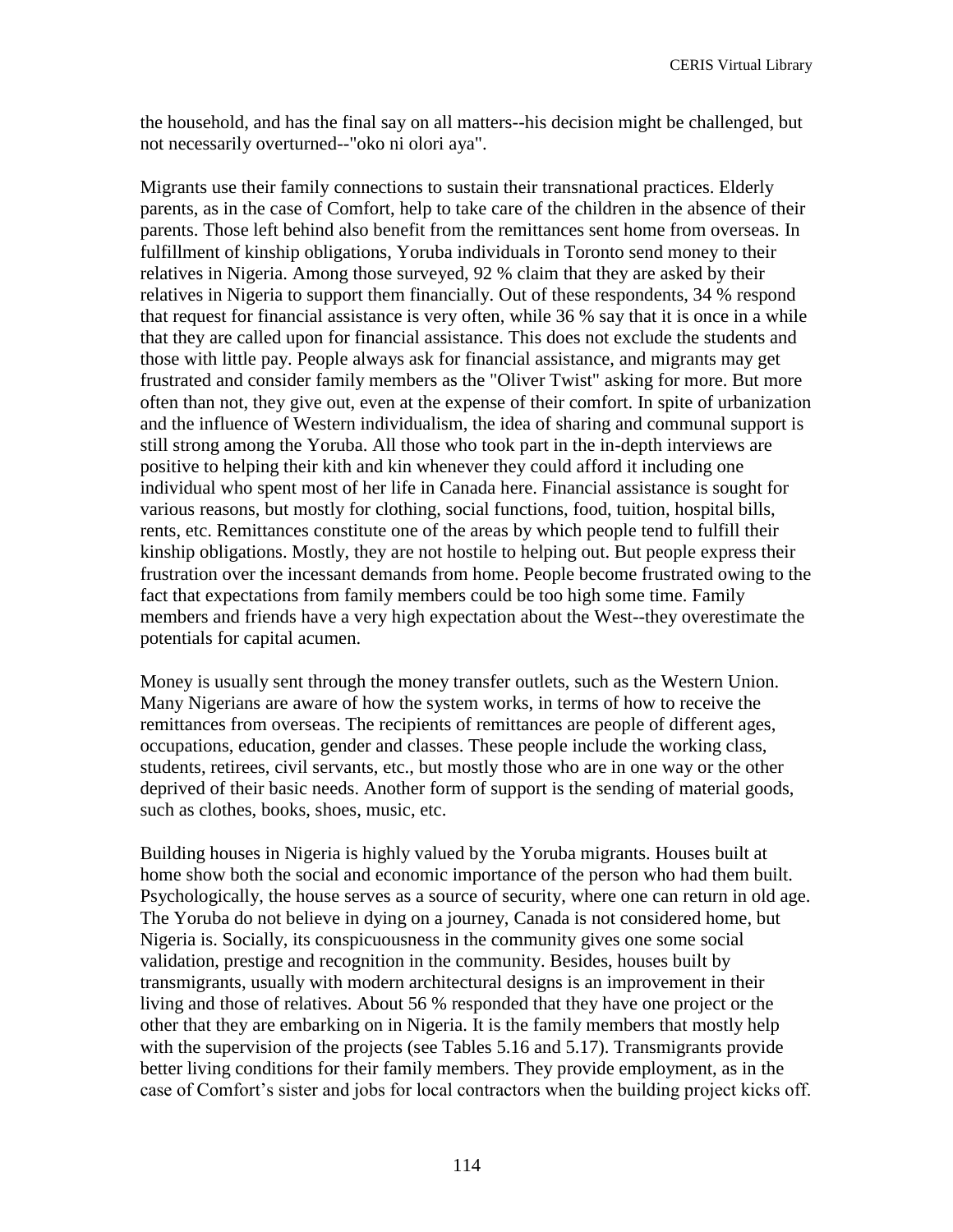the household, and has the final say on all matters--his decision might be challenged, but not necessarily overturned--"oko ni olori aya".

Migrants use their family connections to sustain their transnational practices. Elderly parents, as in the case of Comfort, help to take care of the children in the absence of their parents. Those left behind also benefit from the remittances sent home from overseas. In fulfillment of kinship obligations, Yoruba individuals in Toronto send money to their relatives in Nigeria. Among those surveyed, 92 % claim that they are asked by their relatives in Nigeria to support them financially. Out of these respondents, 34 % respond that request for financial assistance is very often, while 36 % say that it is once in a while that they are called upon for financial assistance. This does not exclude the students and those with little pay. People always ask for financial assistance, and migrants may get frustrated and consider family members as the "Oliver Twist" asking for more. But more often than not, they give out, even at the expense of their comfort. In spite of urbanization and the influence of Western individualism, the idea of sharing and communal support is still strong among the Yoruba. All those who took part in the in-depth interviews are positive to helping their kith and kin whenever they could afford it including one individual who spent most of her life in Canada here. Financial assistance is sought for various reasons, but mostly for clothing, social functions, food, tuition, hospital bills, rents, etc. Remittances constitute one of the areas by which people tend to fulfill their kinship obligations. Mostly, they are not hostile to helping out. But people express their frustration over the incessant demands from home. People become frustrated owing to the fact that expectations from family members could be too high some time. Family members and friends have a very high expectation about the West--they overestimate the potentials for capital acumen.

Money is usually sent through the money transfer outlets, such as the Western Union. Many Nigerians are aware of how the system works, in terms of how to receive the remittances from overseas. The recipients of remittances are people of different ages, occupations, education, gender and classes. These people include the working class, students, retirees, civil servants, etc., but mostly those who are in one way or the other deprived of their basic needs. Another form of support is the sending of material goods, such as clothes, books, shoes, music, etc.

Building houses in Nigeria is highly valued by the Yoruba migrants. Houses built at home show both the social and economic importance of the person who had them built. Psychologically, the house serves as a source of security, where one can return in old age. The Yoruba do not believe in dying on a journey, Canada is not considered home, but Nigeria is. Socially, its conspicuousness in the community gives one some social validation, prestige and recognition in the community. Besides, houses built by transmigrants, usually with modern architectural designs is an improvement in their living and those of relatives. About 56 % responded that they have one project or the other that they are embarking on in Nigeria. It is the family members that mostly help with the supervision of the projects (see Tables 5.16 and 5.17). Transmigrants provide better living conditions for their family members. They provide employment, as in the case of Comfort's sister and jobs for local contractors when the building project kicks off.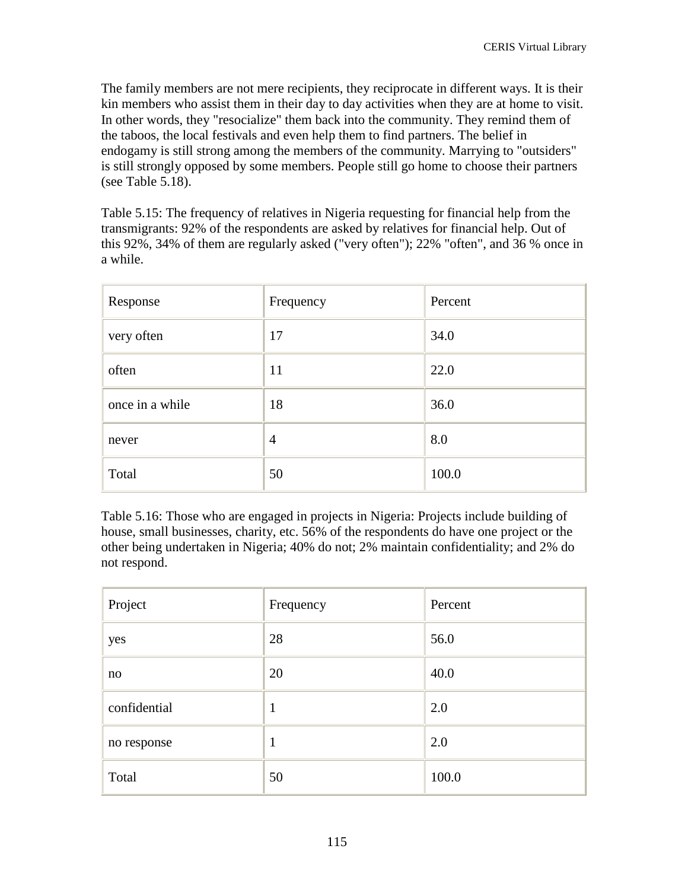The family members are not mere recipients, they reciprocate in different ways. It is their kin members who assist them in their day to day activities when they are at home to visit. In other words, they "resocialize" them back into the community. They remind them of the taboos, the local festivals and even help them to find partners. The belief in endogamy is still strong among the members of the community. Marrying to "outsiders" is still strongly opposed by some members. People still go home to choose their partners (see Table 5.18).

Table 5.15: The frequency of relatives in Nigeria requesting for financial help from the transmigrants: 92% of the respondents are asked by relatives for financial help. Out of this 92%, 34% of them are regularly asked ("very often"); 22% "often", and 36 % once in a while.

| Response | Frequency | Percent |
|---|---|---|
| very often | 17 | 34.0 |
| often | 11 | 22.0 |
| once in a while | 18 | 36.0 |
| never | 4 | 8.0 |
| Total | 50 | 100.0 |

Table 5.16: Those who are engaged in projects in Nigeria: Projects include building of house, small businesses, charity, etc. 56% of the respondents do have one project or the other being undertaken in Nigeria; 40% do not; 2% maintain confidentiality; and 2% do not respond.

| Project | Frequency | Percent |
|---|---|---|
| yes | 28 | 56.0 |
| no | 20 | 40.0 |
| confidential | 1 | 2.0 |
| no response | 1 | 2.0 |
| Total | 50 | 100.0 |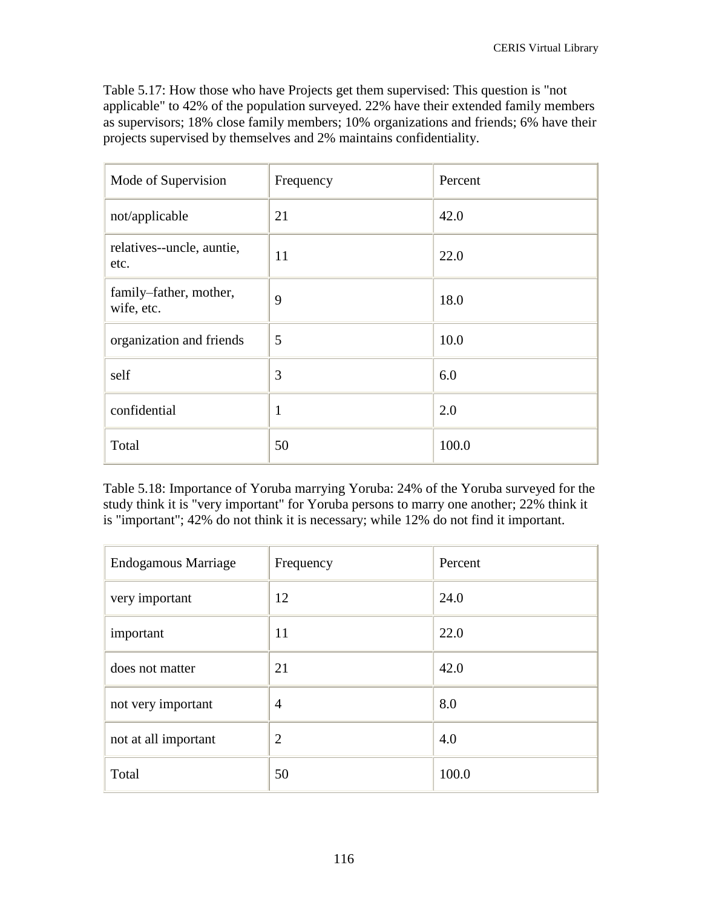Table 5.17: How those who have Projects get them supervised: This question is "not applicable" to 42% of the population surveyed. 22% have their extended family members as supervisors; 18% close family members; 10% organizations and friends; 6% have their projects supervised by themselves and 2% maintains confidentiality.

| Mode of Supervision | Frequency | Percent |
|---|---|---|
| not/applicable | 21 | 42.0 |
| relatives--uncle, auntie, etc. | 11 | 22.0 |
| family–father, mother, wife, etc. | 9 | 18.0 |
| organization and friends | 5 | 10.0 |
| self | 3 | 6.0 |
| confidential | 1 | 2.0 |
| Total | 50 | 100.0 |

Table 5.18: Importance of Yoruba marrying Yoruba: 24% of the Yoruba surveyed for the study think it is "very important" for Yoruba persons to marry one another; 22% think it is "important"; 42% do not think it is necessary; while 12% do not find it important.

| Endogamous Marriage | Frequency | Percent |
|---|---|---|
| very important | 12 | 24.0 |
| important | 11 | 22.0 |
| does not matter | 21 | 42.0 |
| not very important | 4 | 8.0 |
| not at all important | 2 | 4.0 |
| Total | 50 | 100.0 |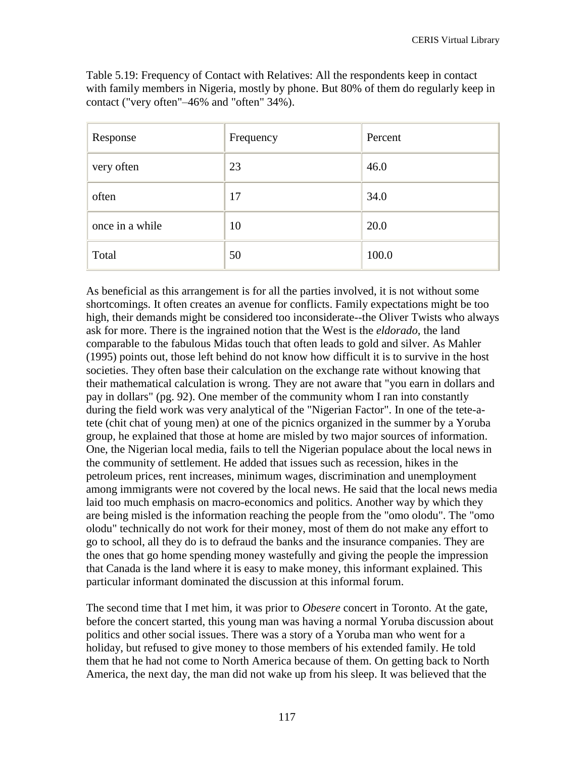Table 5.19: Frequency of Contact with Relatives: All the respondents keep in contact with family members in Nigeria, mostly by phone. But 80% of them do regularly keep in contact ("very often"–46% and "often" 34%).

| Response | Frequency | Percent |
|---|---|---|
| very often | 23 | 46.0 |
| often | 17 | 34.0 |
| once in a while | 10 | 20.0 |
| Total | 50 | 100.0 |

As beneficial as this arrangement is for all the parties involved, it is not without some shortcomings. It often creates an avenue for conflicts. Family expectations might be too high, their demands might be considered too inconsiderate--the Oliver Twists who always ask for more. There is the ingrained notion that the West is the *eldorado*, the land comparable to the fabulous Midas touch that often leads to gold and silver. As Mahler (1995) points out, those left behind do not know how difficult it is to survive in the host societies. They often base their calculation on the exchange rate without knowing that their mathematical calculation is wrong. They are not aware that "you earn in dollars and pay in dollars" (pg. 92). One member of the community whom I ran into constantly during the field work was very analytical of the "Nigerian Factor". In one of the tete-a-tete (chit chat of young men) at one of the picnics organized in the summer by a Yoruba group, he explained that those at home are misled by two major sources of information. One, the Nigerian local media, fails to tell the Nigerian populace about the local news in the community of settlement. He added that issues such as recession, hikes in the petroleum prices, rent increases, minimum wages, discrimination and unemployment among immigrants were not covered by the local news. He said that the local news media laid too much emphasis on macro-economics and politics. Another way by which they are being misled is the information reaching the people from the "omo olodu". The "omo olodu" technically do not work for their money, most of them do not make any effort to go to school, all they do is to defraud the banks and the insurance companies. They are the ones that go home spending money wastefully and giving the people the impression that Canada is the land where it is easy to make money, this informant explained. This particular informant dominated the discussion at this informal forum.

The second time that I met him, it was prior to *Obesere* concert in Toronto. At the gate, before the concert started, this young man was having a normal Yoruba discussion about politics and other social issues. There was a story of a Yoruba man who went for a holiday, but refused to give money to those members of his extended family. He told them that he had not come to North America because of them. On getting back to North America, the next day, the man did not wake up from his sleep. It was believed that the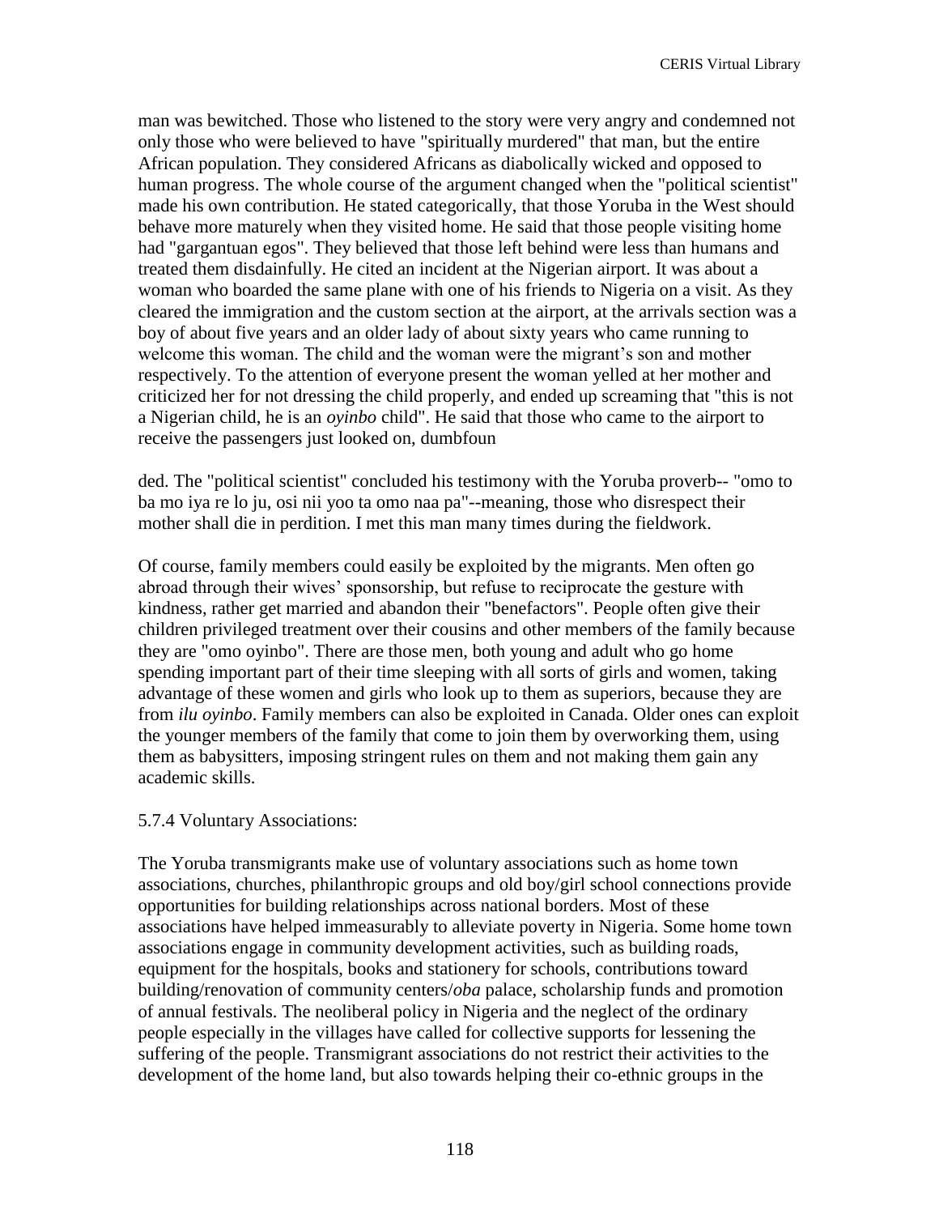man was bewitched. Those who listened to the story were very angry and condemned not only those who were believed to have "spiritually murdered" that man, but the entire African population. They considered Africans as diabolically wicked and opposed to human progress. The whole course of the argument changed when the "political scientist" made his own contribution. He stated categorically, that those Yoruba in the West should behave more maturely when they visited home. He said that those people visiting home had "gargantuan egos". They believed that those left behind were less than humans and treated them disdainfully. He cited an incident at the Nigerian airport. It was about a woman who boarded the same plane with one of his friends to Nigeria on a visit. As they cleared the immigration and the custom section at the airport, at the arrivals section was a boy of about five years and an older lady of about sixty years who came running to welcome this woman. The child and the woman were the migrant's son and mother respectively. To the attention of everyone present the woman yelled at her mother and criticized her for not dressing the child properly, and ended up screaming that "this is not a Nigerian child, he is an *oyinbo* child". He said that those who came to the airport to receive the passengers just looked on, dumbfounded. The "political scientist" concluded his testimony with the Yoruba proverb-- "omo to ba mo iya re lo ju, osi nii yoo ta omo naa pa"--meaning, those who disrespect their mother shall die in perdition. I met this man many times during the fieldwork.

Of course, family members could easily be exploited by the migrants. Men often go abroad through their wives' sponsorship, but refuse to reciprocate the gesture with kindness, rather get married and abandon their "benefactors". People often give their children privileged treatment over their cousins and other members of the family because they are "omo oyinbo". There are those men, both young and adult who go home spending important part of their time sleeping with all sorts of girls and women, taking advantage of these women and girls who look up to them as superiors, because they are from *ilu oyinbo*. Family members can also be exploited in Canada. Older ones can exploit the younger members of the family that come to join them by overworking them, using them as babysitters, imposing stringent rules on them and not making them gain any academic skills.

### 5.7.4 Voluntary Associations:

The Yoruba transmigrants make use of voluntary associations such as home town associations, churches, philanthropic groups and old boy/girl school connections provide opportunities for building relationships across national borders. Most of these associations have helped immeasurably to alleviate poverty in Nigeria. Some home town associations engage in community development activities, such as building roads, equipment for the hospitals, books and stationery for schools, contributions toward building/renovation of community centers/*oba* palace, scholarship funds and promotion of annual festivals. The neoliberal policy in Nigeria and the neglect of the ordinary people especially in the villages have called for collective supports for lessening the suffering of the people. Transmigrant associations do not restrict their activities to the development of the home land, but also towards helping their co-ethnic groups in the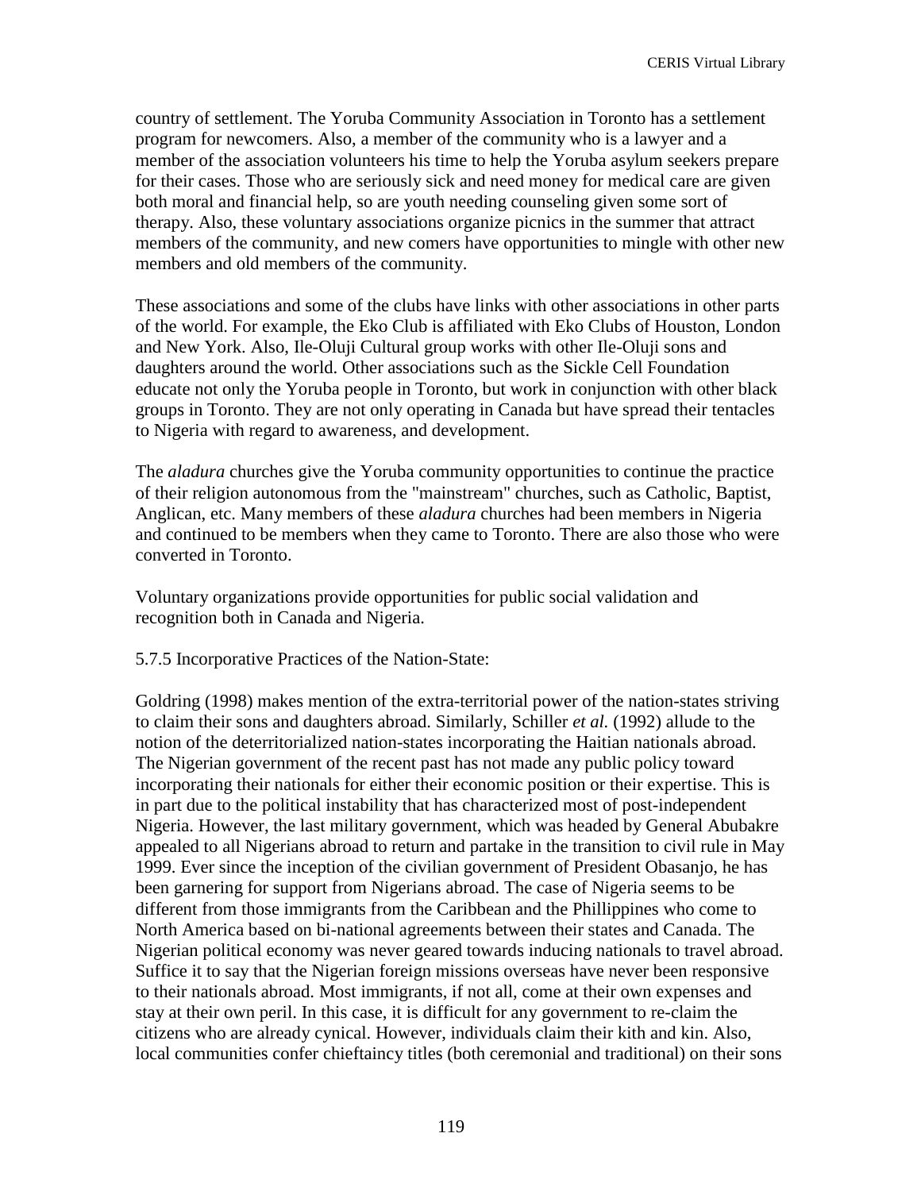country of settlement. The Yoruba Community Association in Toronto has a settlement program for newcomers. Also, a member of the community who is a lawyer and a member of the association volunteers his time to help the Yoruba asylum seekers prepare for their cases. Those who are seriously sick and need money for medical care are given both moral and financial help, so are youth needing counseling given some sort of therapy. Also, these voluntary associations organize picnics in the summer that attract members of the community, and new comers have opportunities to mingle with other new members and old members of the community.

These associations and some of the clubs have links with other associations in other parts of the world. For example, the Eko Club is affiliated with Eko Clubs of Houston, London and New York. Also, Ile-Oluji Cultural group works with other Ile-Oluji sons and daughters around the world. Other associations such as the Sickle Cell Foundation educate not only the Yoruba people in Toronto, but work in conjunction with other black groups in Toronto. They are not only operating in Canada but have spread their tentacles to Nigeria with regard to awareness, and development.

The *aladura* churches give the Yoruba community opportunities to continue the practice of their religion autonomous from the "mainstream" churches, such as Catholic, Baptist, Anglican, etc. Many members of these *aladura* churches had been members in Nigeria and continued to be members when they came to Toronto. There are also those who were converted in Toronto.

Voluntary organizations provide opportunities for public social validation and recognition both in Canada and Nigeria.

5.7.5 Incorporative Practices of the Nation-State:

Goldring (1998) makes mention of the extra-territorial power of the nation-states striving to claim their sons and daughters abroad. Similarly, Schiller *et al.* (1992) allude to the notion of the deterritorialized nation-states incorporating the Haitian nationals abroad. The Nigerian government of the recent past has not made any public policy toward incorporating their nationals for either their economic position or their expertise. This is in part due to the political instability that has characterized most of post-independent Nigeria. However, the last military government, which was headed by General Abubakre appealed to all Nigerians abroad to return and partake in the transition to civil rule in May 1999. Ever since the inception of the civilian government of President Obasanjo, he has been garnering for support from Nigerians abroad. The case of Nigeria seems to be different from those immigrants from the Caribbean and the Phillippines who come to North America based on bi-national agreements between their states and Canada. The Nigerian political economy was never geared towards inducing nationals to travel abroad. Suffice it to say that the Nigerian foreign missions overseas have never been responsive to their nationals abroad. Most immigrants, if not all, come at their own expenses and stay at their own peril. In this case, it is difficult for any government to re-claim the citizens who are already cynical. However, individuals claim their kith and kin. Also, local communities confer chieftaincy titles (both ceremonial and traditional) on their sons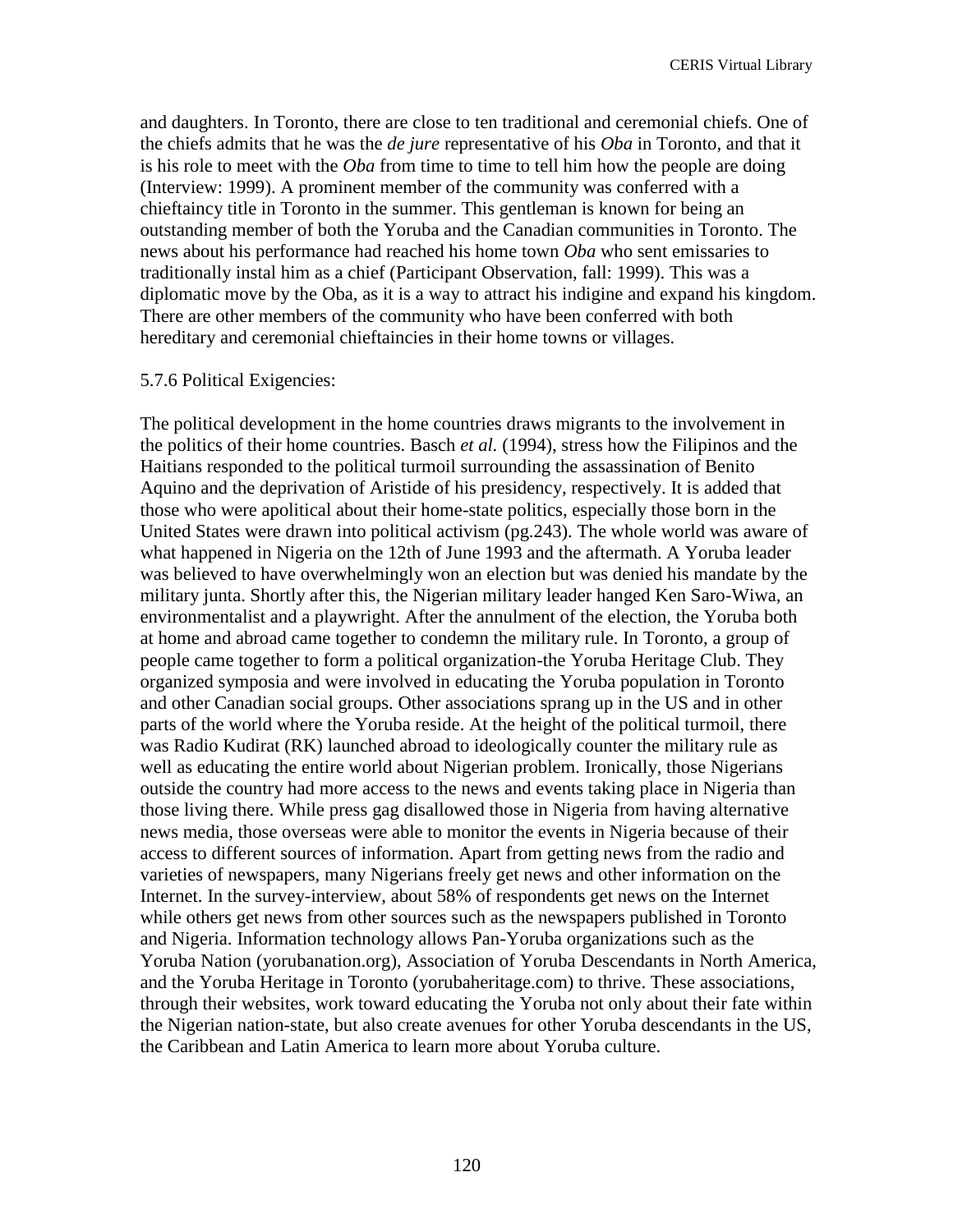and daughters. In Toronto, there are close to ten traditional and ceremonial chiefs. One of the chiefs admits that he was the *de jure* representative of his *Oba* in Toronto, and that it is his role to meet with the *Oba* from time to time to tell him how the people are doing (Interview: 1999). A prominent member of the community was conferred with a chieftaincy title in Toronto in the summer. This gentleman is known for being an outstanding member of both the Yoruba and the Canadian communities in Toronto. The news about his performance had reached his home town *Oba* who sent emissaries to traditionally instal him as a chief (Participant Observation, fall: 1999). This was a diplomatic move by the Oba, as it is a way to attract his indigine and expand his kingdom. There are other members of the community who have been conferred with both hereditary and ceremonial chieftaincies in their home towns or villages.

5.7.6 Political Exigencies:

The political development in the home countries draws migrants to the involvement in the politics of their home countries. Basch *et al.* (1994), stress how the Filipinos and the Haitians responded to the political turmoil surrounding the assassination of Benito Aquino and the deprivation of Aristide of his presidency, respectively. It is added that those who were apolitical about their home-state politics, especially those born in the United States were drawn into political activism (pg.243). The whole world was aware of what happened in Nigeria on the 12th of June 1993 and the aftermath. A Yoruba leader was believed to have overwhelmingly won an election but was denied his mandate by the military junta. Shortly after this, the Nigerian military leader hanged Ken Saro-Wiwa, an environmentalist and a playwright. After the annulment of the election, the Yoruba both at home and abroad came together to condemn the military rule. In Toronto, a group of people came together to form a political organization-the Yoruba Heritage Club. They organized symposia and were involved in educating the Yoruba population in Toronto and other Canadian social groups. Other associations sprang up in the US and in other parts of the world where the Yoruba reside. At the height of the political turmoil, there was Radio Kudirat (RK) launched abroad to ideologically counter the military rule as well as educating the entire world about Nigerian problem. Ironically, those Nigerians outside the country had more access to the news and events taking place in Nigeria than those living there. While press gag disallowed those in Nigeria from having alternative news media, those overseas were able to monitor the events in Nigeria because of their access to different sources of information. Apart from getting news from the radio and varieties of newspapers, many Nigerians freely get news and other information on the Internet. In the survey-interview, about 58% of respondents get news on the Internet while others get news from other sources such as the newspapers published in Toronto and Nigeria. Information technology allows Pan-Yoruba organizations such as the Yoruba Nation (yorubanation.org), Association of Yoruba Descendants in North America, and the Yoruba Heritage in Toronto (yorubaheritage.com) to thrive. These associations, through their websites, work toward educating the Yoruba not only about their fate within the Nigerian nation-state, but also create avenues for other Yoruba descendants in the US, the Caribbean and Latin America to learn more about Yoruba culture.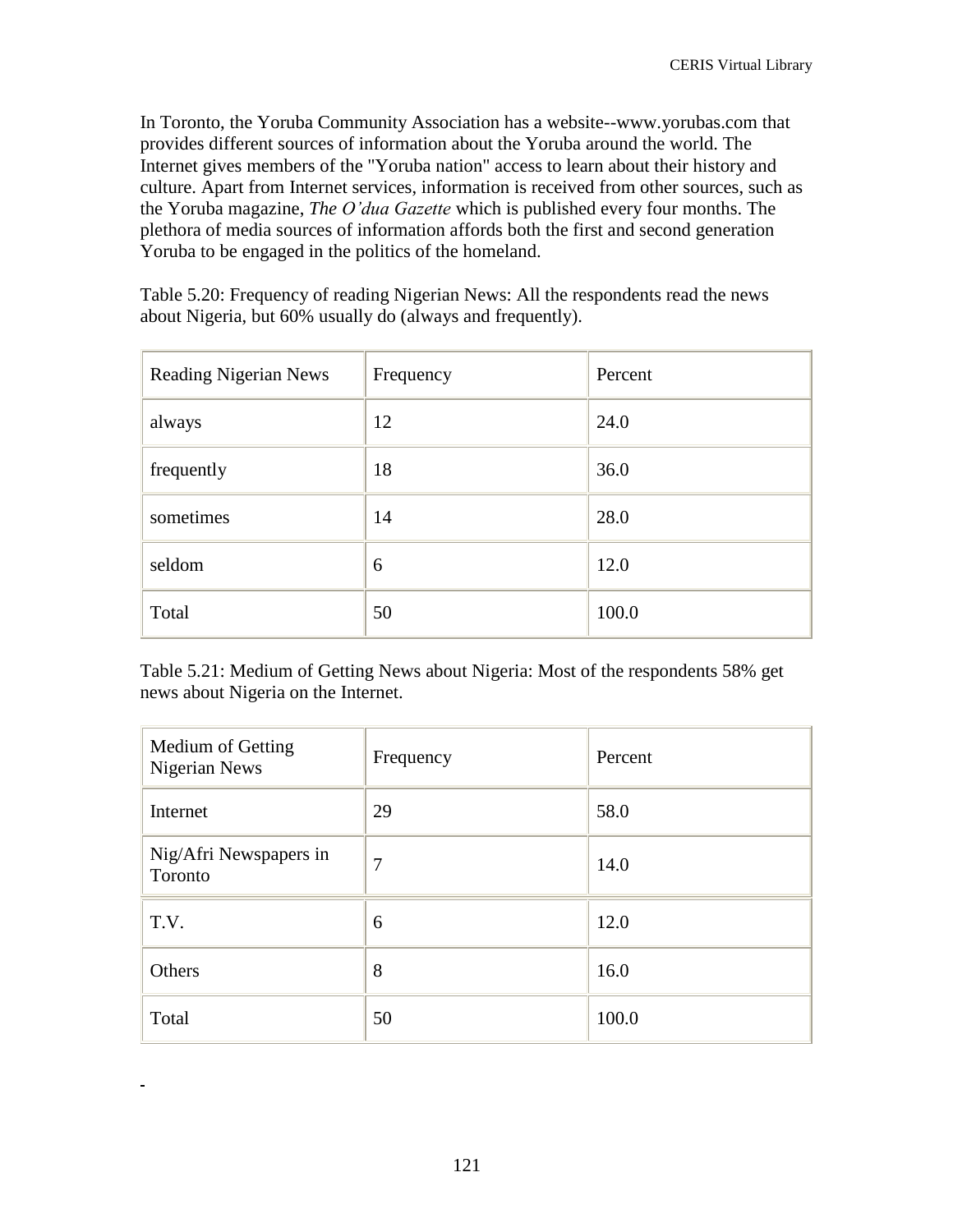In Toronto, the Yoruba Community Association has a website--www.yorubas.com that provides different sources of information about the Yoruba around the world. The Internet gives members of the "Yoruba nation" access to learn about their history and culture. Apart from Internet services, information is received from other sources, such as the Yoruba magazine, *The O'dua Gazette* which is published every four months. The plethora of media sources of information affords both the first and second generation Yoruba to be engaged in the politics of the homeland.

Table 5.20: Frequency of reading Nigerian News: All the respondents read the news about Nigeria, but 60% usually do (always and frequently).

| Reading Nigerian News | Frequency | Percent |
| --- | --- | --- |
| always | 12 | 24.0 |
| frequently | 18 | 36.0 |
| sometimes | 14 | 28.0 |
| seldom | 6 | 12.0 |
| Total | 50 | 100.0 |

Table 5.21: Medium of Getting News about Nigeria: Most of the respondents 58% get news about Nigeria on the Internet.

| Medium of Getting Nigerian News | Frequency | Percent |
| --- | --- | --- |
| Internet | 29 | 58.0 |
| Nig/Afri Newspapers in Toronto | 7 | 14.0 |
| T.V. | 6 | 12.0 |
| Others | 8 | 16.0 |
| Total | 50 | 100.0 |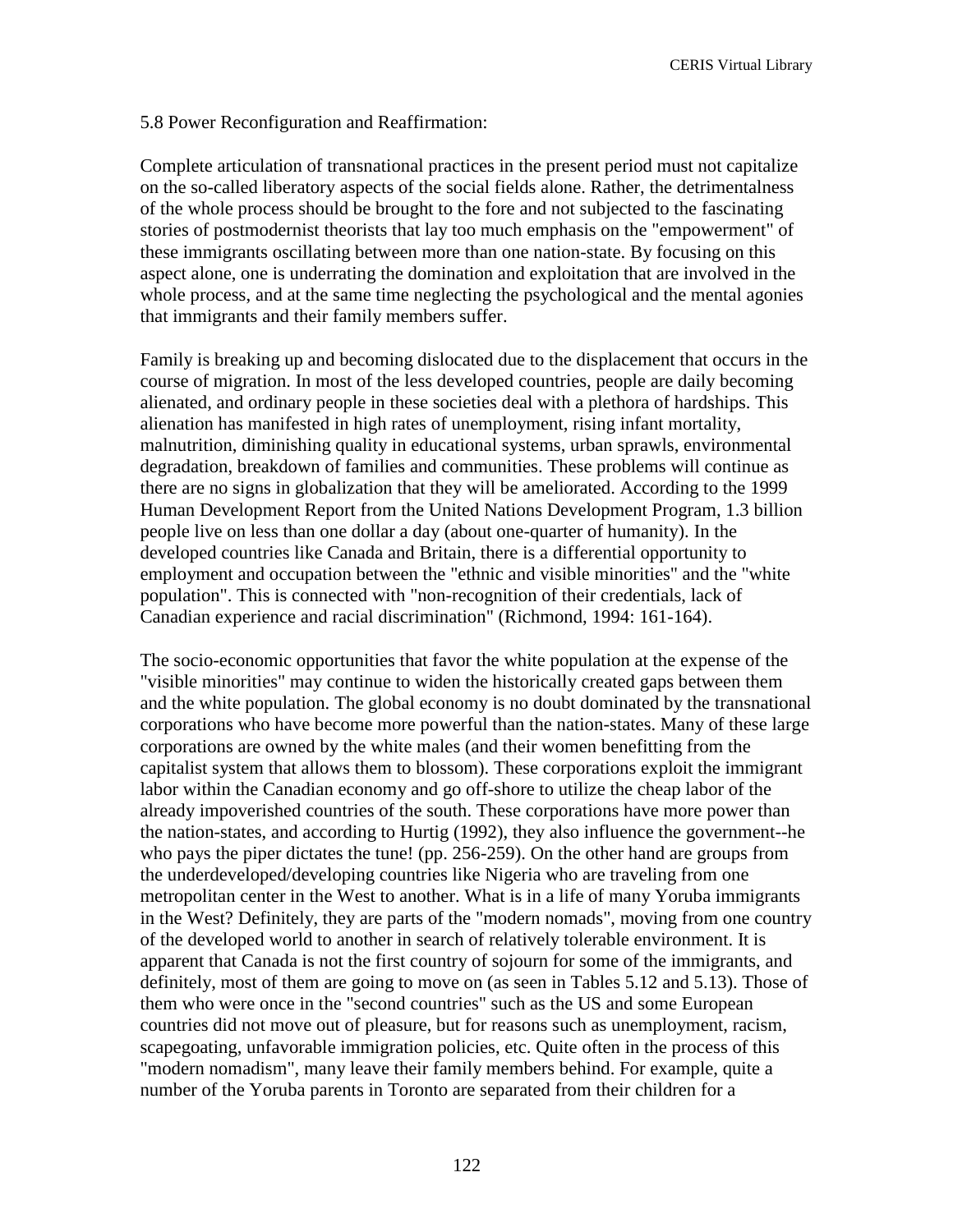### 5.8 Power Reconfiguration and Reaffirmation:

Complete articulation of transnational practices in the present period must not capitalize on the so-called liberatory aspects of the social fields alone. Rather, the detrimentalness of the whole process should be brought to the fore and not subjected to the fascinating stories of postmodernist theorists that lay too much emphasis on the "empowerment" of these immigrants oscillating between more than one nation-state. By focusing on this aspect alone, one is underrating the domination and exploitation that are involved in the whole process, and at the same time neglecting the psychological and the mental agonies that immigrants and their family members suffer.

Family is breaking up and becoming dislocated due to the displacement that occurs in the course of migration. In most of the less developed countries, people are daily becoming alienated, and ordinary people in these societies deal with a plethora of hardships. This alienation has manifested in high rates of unemployment, rising infant mortality, malnutrition, diminishing quality in educational systems, urban sprawls, environmental degradation, breakdown of families and communities. These problems will continue as there are no signs in globalization that they will be ameliorated. According to the 1999 Human Development Report from the United Nations Development Program, 1.3 billion people live on less than one dollar a day (about one-quarter of humanity). In the developed countries like Canada and Britain, there is a differential opportunity to employment and occupation between the "ethnic and visible minorities" and the "white population". This is connected with "non-recognition of their credentials, lack of Canadian experience and racial discrimination" (Richmond, 1994: 161-164).

The socio-economic opportunities that favor the white population at the expense of the "visible minorities" may continue to widen the historically created gaps between them and the white population. The global economy is no doubt dominated by the transnational corporations who have become more powerful than the nation-states. Many of these large corporations are owned by the white males (and their women benefitting from the capitalist system that allows them to blossom). These corporations exploit the immigrant labor within the Canadian economy and go off-shore to utilize the cheap labor of the already impoverished countries of the south. These corporations have more power than the nation-states, and according to Hurtig (1992), they also influence the government--he who pays the piper dictates the tune! (pp. 256-259). On the other hand are groups from the underdeveloped/developing countries like Nigeria who are traveling from one metropolitan center in the West to another. What is in a life of many Yoruba immigrants in the West? Definitely, they are parts of the "modern nomads", moving from one country of the developed world to another in search of relatively tolerable environment. It is apparent that Canada is not the first country of sojourn for some of the immigrants, and definitely, most of them are going to move on (as seen in Tables 5.12 and 5.13). Those of them who were once in the "second countries" such as the US and some European countries did not move out of pleasure, but for reasons such as unemployment, racism, scapegoating, unfavorable immigration policies, etc. Quite often in the process of this "modern nomadism", many leave their family members behind. For example, quite a number of the Yoruba parents in Toronto are separated from their children for a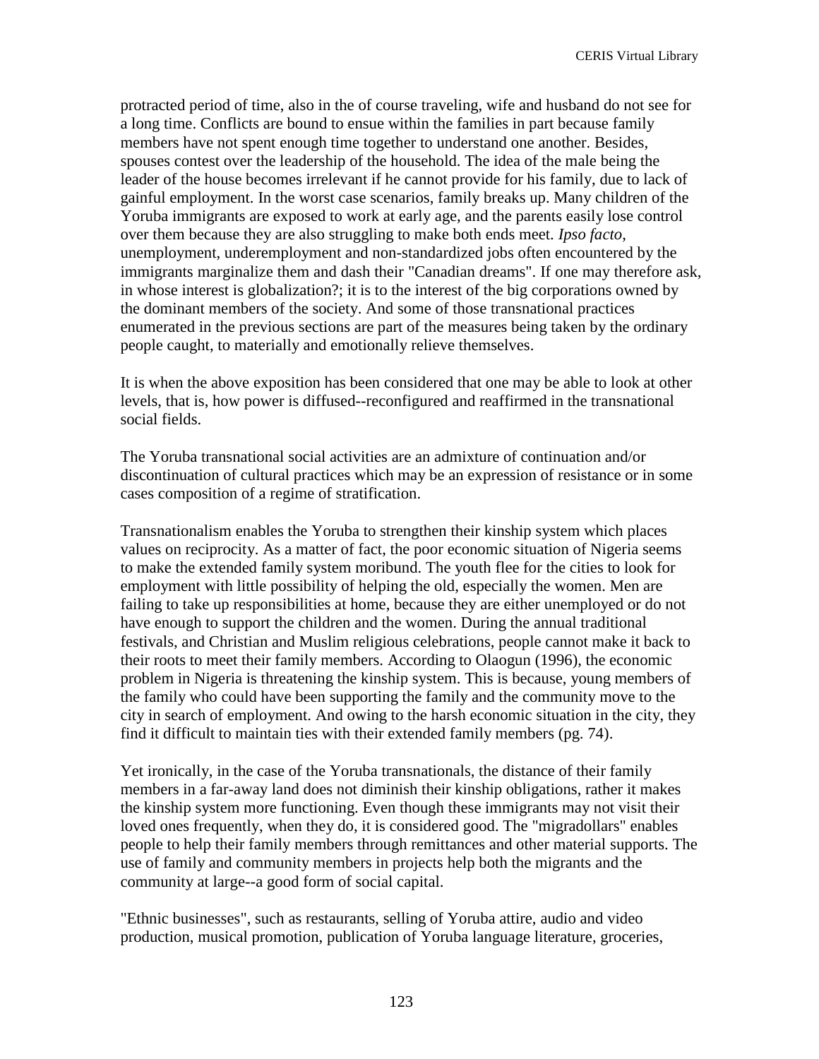protracted period of time, also in the of course traveling, wife and husband do not see for a long time. Conflicts are bound to ensue within the families in part because family members have not spent enough time together to understand one another. Besides, spouses contest over the leadership of the household. The idea of the male being the leader of the house becomes irrelevant if he cannot provide for his family, due to lack of gainful employment. In the worst case scenarios, family breaks up. Many children of the Yoruba immigrants are exposed to work at early age, and the parents easily lose control over them because they are also struggling to make both ends meet. *Ipso facto*, unemployment, underemployment and non-standardized jobs often encountered by the immigrants marginalize them and dash their "Canadian dreams". If one may therefore ask, in whose interest is globalization?; it is to the interest of the big corporations owned by the dominant members of the society. And some of those transnational practices enumerated in the previous sections are part of the measures being taken by the ordinary people caught, to materially and emotionally relieve themselves.

It is when the above exposition has been considered that one may be able to look at other levels, that is, how power is diffused--reconfigured and reaffirmed in the transnational social fields.

The Yoruba transnational social activities are an admixture of continuation and/or discontinuation of cultural practices which may be an expression of resistance or in some cases composition of a regime of stratification.

Transnationalism enables the Yoruba to strengthen their kinship system which places values on reciprocity. As a matter of fact, the poor economic situation of Nigeria seems to make the extended family system moribund. The youth flee for the cities to look for employment with little possibility of helping the old, especially the women. Men are failing to take up responsibilities at home, because they are either unemployed or do not have enough to support the children and the women. During the annual traditional festivals, and Christian and Muslim religious celebrations, people cannot make it back to their roots to meet their family members. According to Olaogun (1996), the economic problem in Nigeria is threatening the kinship system. This is because, young members of the family who could have been supporting the family and the community move to the city in search of employment. And owing to the harsh economic situation in the city, they find it difficult to maintain ties with their extended family members (pg. 74).

Yet ironically, in the case of the Yoruba transnationals, the distance of their family members in a far-away land does not diminish their kinship obligations, rather it makes the kinship system more functioning. Even though these immigrants may not visit their loved ones frequently, when they do, it is considered good. The "migradollars" enables people to help their family members through remittances and other material supports. The use of family and community members in projects help both the migrants and the community at large--a good form of social capital.

"Ethnic businesses", such as restaurants, selling of Yoruba attire, audio and video production, musical promotion, publication of Yoruba language literature, groceries,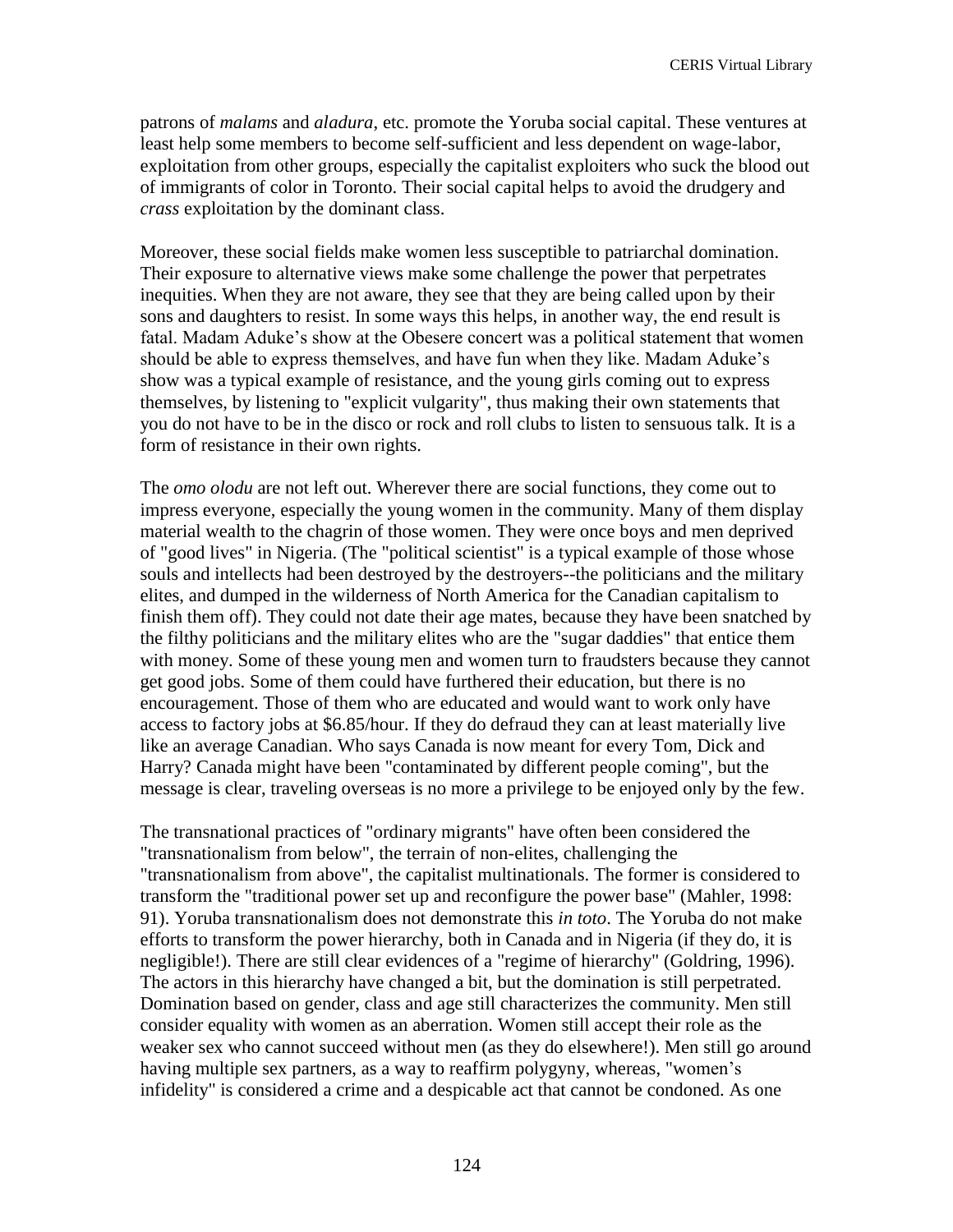patrons of *malams* and *aladura*, etc. promote the Yoruba social capital. These ventures at least help some members to become self-sufficient and less dependent on wage-labor, exploitation from other groups, especially the capitalist exploiters who suck the blood out of immigrants of color in Toronto. Their social capital helps to avoid the drudgery and *crass* exploitation by the dominant class.

Moreover, these social fields make women less susceptible to patriarchal domination. Their exposure to alternative views make some challenge the power that perpetrates inequities. When they are not aware, they see that they are being called upon by their sons and daughters to resist. In some ways this helps, in another way, the end result is fatal. Madam Aduke's show at the Obesere concert was a political statement that women should be able to express themselves, and have fun when they like. Madam Aduke's show was a typical example of resistance, and the young girls coming out to express themselves, by listening to "explicit vulgarity", thus making their own statements that you do not have to be in the disco or rock and roll clubs to listen to sensuous talk. It is a form of resistance in their own rights.

The *omo olodu* are not left out. Wherever there are social functions, they come out to impress everyone, especially the young women in the community. Many of them display material wealth to the chagrin of those women. They were once boys and men deprived of "good lives" in Nigeria. (The "political scientist" is a typical example of those whose souls and intellects had been destroyed by the destroyers--the politicians and the military elites, and dumped in the wilderness of North America for the Canadian capitalism to finish them off). They could not date their age mates, because they have been snatched by the filthy politicians and the military elites who are the "sugar daddies" that entice them with money. Some of these young men and women turn to fraudsters because they cannot get good jobs. Some of them could have furthered their education, but there is no encouragement. Those of them who are educated and would want to work only have access to factory jobs at $6.85/hour. If they do defraud they can at least materially live like an average Canadian. Who says Canada is now meant for every Tom, Dick and Harry? Canada might have been "contaminated by different people coming", but the message is clear, traveling overseas is no more a privilege to be enjoyed only by the few.

The transnational practices of "ordinary migrants" have often been considered the "transnationalism from below", the terrain of non-elites, challenging the "transnationalism from above", the capitalist multinationals. The former is considered to transform the "traditional power set up and reconfigure the power base" (Mahler, 1998: 91). Yoruba transnationalism does not demonstrate this *in toto*. The Yoruba do not make efforts to transform the power hierarchy, both in Canada and in Nigeria (if they do, it is negligible!). There are still clear evidences of a "regime of hierarchy" (Goldring, 1996). The actors in this hierarchy have changed a bit, but the domination is still perpetrated. Domination based on gender, class and age still characterizes the community. Men still consider equality with women as an aberration. Women still accept their role as the weaker sex who cannot succeed without men (as they do elsewhere!). Men still go around having multiple sex partners, as a way to reaffirm polygyny, whereas, "women's infidelity" is considered a crime and a despicable act that cannot be condoned. As one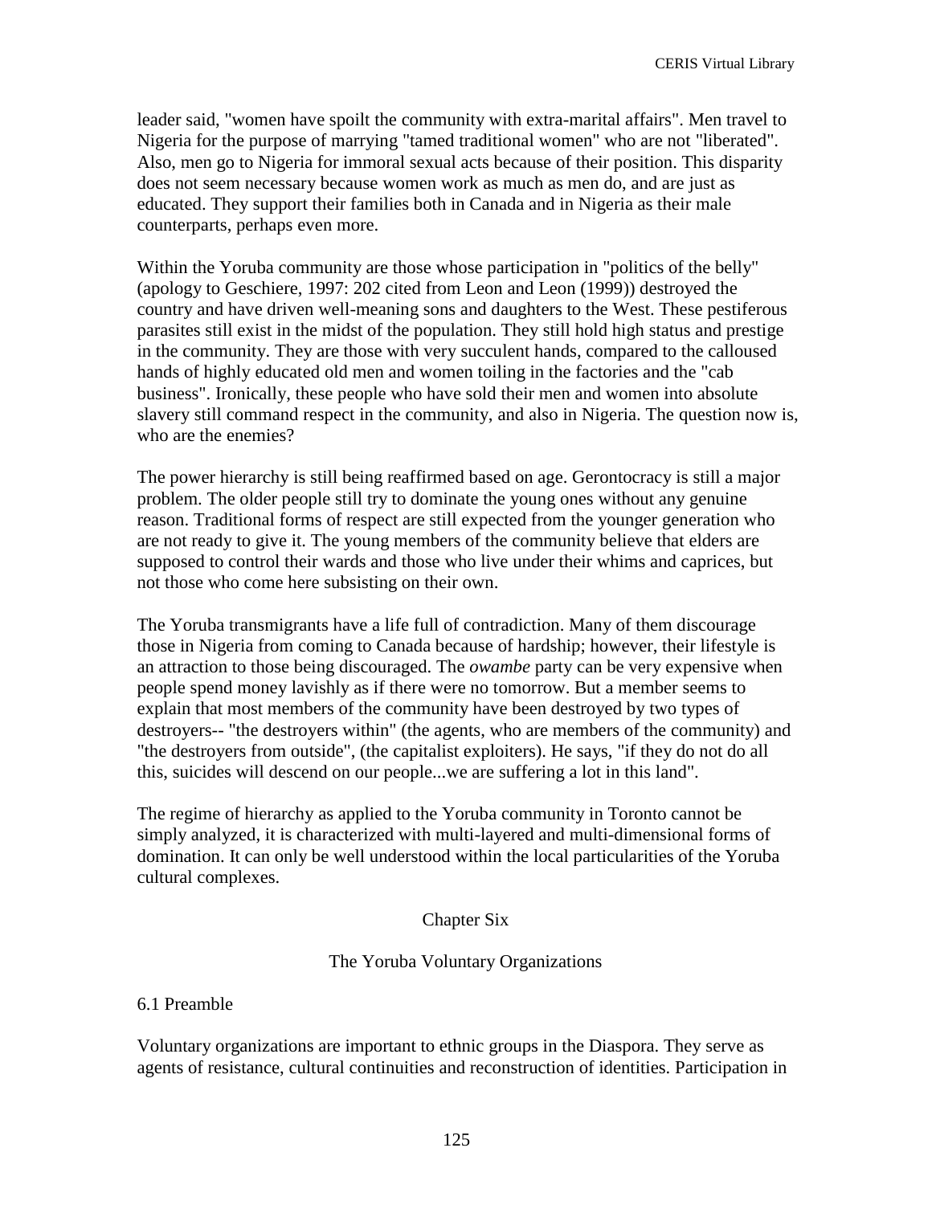leader said, "women have spoilt the community with extra-marital affairs". Men travel to Nigeria for the purpose of marrying "tamed traditional women" who are not "liberated". Also, men go to Nigeria for immoral sexual acts because of their position. This disparity does not seem necessary because women work as much as men do, and are just as educated. They support their families both in Canada and in Nigeria as their male counterparts, perhaps even more.

Within the Yoruba community are those whose participation in "politics of the belly" (apology to Geschiere, 1997: 202 cited from Leon and Leon (1999)) destroyed the country and have driven well-meaning sons and daughters to the West. These pestiferous parasites still exist in the midst of the population. They still hold high status and prestige in the community. They are those with very succulent hands, compared to the calloused hands of highly educated old men and women toiling in the factories and the "cab business". Ironically, these people who have sold their men and women into absolute slavery still command respect in the community, and also in Nigeria. The question now is, who are the enemies?

The power hierarchy is still being reaffirmed based on age. Gerontocracy is still a major problem. The older people still try to dominate the young ones without any genuine reason. Traditional forms of respect are still expected from the younger generation who are not ready to give it. The young members of the community believe that elders are supposed to control their wards and those who live under their whims and caprices, but not those who come here subsisting on their own.

The Yoruba transmigrants have a life full of contradiction. Many of them discourage those in Nigeria from coming to Canada because of hardship; however, their lifestyle is an attraction to those being discouraged. The *owambe* party can be very expensive when people spend money lavishly as if there were no tomorrow. But a member seems to explain that most members of the community have been destroyed by two types of destroyers-- "the destroyers within" (the agents, who are members of the community) and "the destroyers from outside", (the capitalist exploiters). He says, "if they do not do all this, suicides will descend on our people...we are suffering a lot in this land".

The regime of hierarchy as applied to the Yoruba community in Toronto cannot be simply analyzed, it is characterized with multi-layered and multi-dimensional forms of domination. It can only be well understood within the local particularities of the Yoruba cultural complexes.

# Chapter Six

# The Yoruba Voluntary Organizations

## 6.1 Preamble

Voluntary organizations are important to ethnic groups in the Diaspora. They serve as agents of resistance, cultural continuities and reconstruction of identities. Participation in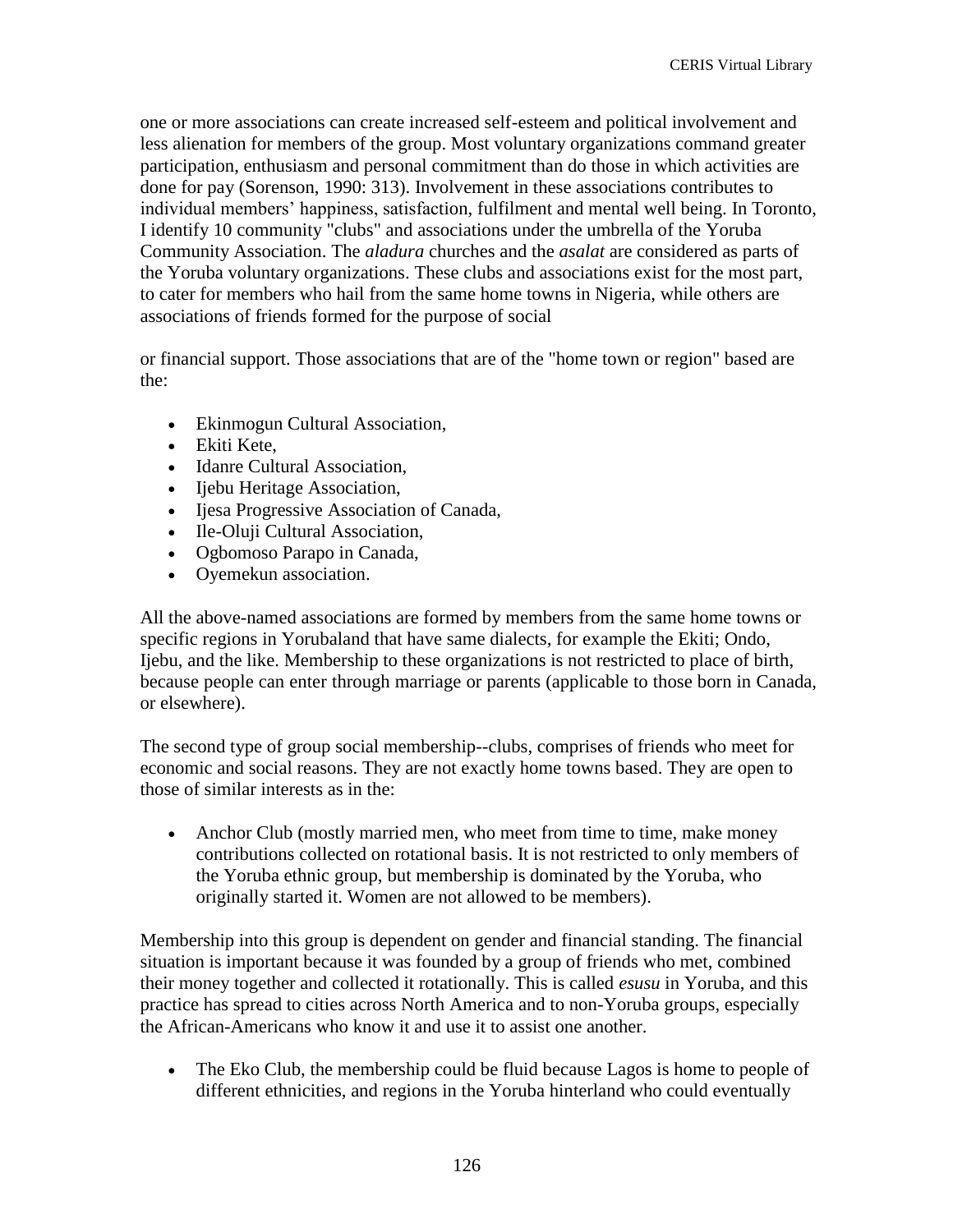one or more associations can create increased self-esteem and political involvement and less alienation for members of the group. Most voluntary organizations command greater participation, enthusiasm and personal commitment than do those in which activities are done for pay (Sorenson, 1990: 313). Involvement in these associations contributes to individual members' happiness, satisfaction, fulfilment and mental well being. In Toronto, I identify 10 community "clubs" and associations under the umbrella of the Yoruba Community Association. The *aladura* churches and the *asalat* are considered as parts of the Yoruba voluntary organizations. These clubs and associations exist for the most part, to cater for members who hail from the same home towns in Nigeria, while others are associations of friends formed for the purpose of social

or financial support. Those associations that are of the "home town or region" based are the:

- Ekinmogun Cultural Association,
- Ekiti Kete,
- Idanre Cultural Association,
- Ijebu Heritage Association,
- Ijesa Progressive Association of Canada,
- Ile-Oluji Cultural Association,
- Ogbomoso Parapo in Canada,
- Oyemekun association.

All the above-named associations are formed by members from the same home towns or specific regions in Yorubaland that have same dialects, for example the Ekiti; Ondo, Ijebu, and the like. Membership to these organizations is not restricted to place of birth, because people can enter through marriage or parents (applicable to those born in Canada, or elsewhere).

The second type of group social membership--clubs, comprises of friends who meet for economic and social reasons. They are not exactly home towns based. They are open to those of similar interests as in the:

- Anchor Club (mostly married men, who meet from time to time, make money contributions collected on rotational basis. It is not restricted to only members of the Yoruba ethnic group, but membership is dominated by the Yoruba, who originally started it. Women are not allowed to be members).

Membership into this group is dependent on gender and financial standing. The financial situation is important because it was founded by a group of friends who met, combined their money together and collected it rotationally. This is called *esusu* in Yoruba, and this practice has spread to cities across North America and to non-Yoruba groups, especially the African-Americans who know it and use it to assist one another.

- The Eko Club, the membership could be fluid because Lagos is home to people of different ethnicities, and regions in the Yoruba hinterland who could eventually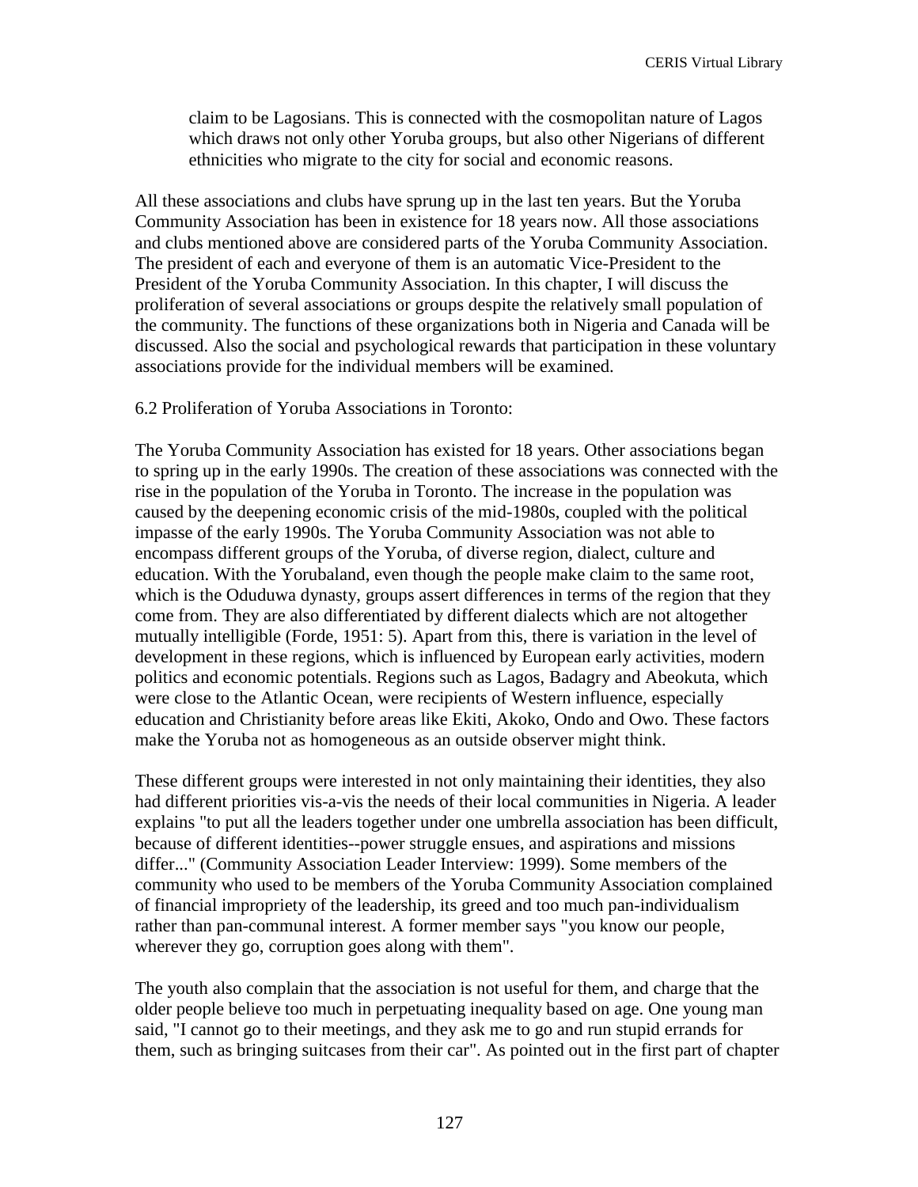claim to be Lagosians. This is connected with the cosmopolitan nature of Lagos which draws not only other Yoruba groups, but also other Nigerians of different ethnicities who migrate to the city for social and economic reasons.

All these associations and clubs have sprung up in the last ten years. But the Yoruba Community Association has been in existence for 18 years now. All those associations and clubs mentioned above are considered parts of the Yoruba Community Association. The president of each and everyone of them is an automatic Vice-President to the President of the Yoruba Community Association. In this chapter, I will discuss the proliferation of several associations or groups despite the relatively small population of the community. The functions of these organizations both in Nigeria and Canada will be discussed. Also the social and psychological rewards that participation in these voluntary associations provide for the individual members will be examined.

6.2 Proliferation of Yoruba Associations in Toronto:

The Yoruba Community Association has existed for 18 years. Other associations began to spring up in the early 1990s. The creation of these associations was connected with the rise in the population of the Yoruba in Toronto. The increase in the population was caused by the deepening economic crisis of the mid-1980s, coupled with the political impasse of the early 1990s. The Yoruba Community Association was not able to encompass different groups of the Yoruba, of diverse region, dialect, culture and education. With the Yorubaland, even though the people make claim to the same root, which is the Oduduwa dynasty, groups assert differences in terms of the region that they come from. They are also differentiated by different dialects which are not altogether mutually intelligible (Forde, 1951: 5). Apart from this, there is variation in the level of development in these regions, which is influenced by European early activities, modern politics and economic potentials. Regions such as Lagos, Badagry and Abeokuta, which were close to the Atlantic Ocean, were recipients of Western influence, especially education and Christianity before areas like Ekiti, Akoko, Ondo and Owo. These factors make the Yoruba not as homogeneous as an outside observer might think.

These different groups were interested in not only maintaining their identities, they also had different priorities vis-a-vis the needs of their local communities in Nigeria. A leader explains "to put all the leaders together under one umbrella association has been difficult, because of different identities--power struggle ensues, and aspirations and missions differ..." (Community Association Leader Interview: 1999). Some members of the community who used to be members of the Yoruba Community Association complained of financial impropriety of the leadership, its greed and too much pan-individualism rather than pan-communal interest. A former member says "you know our people, wherever they go, corruption goes along with them".

The youth also complain that the association is not useful for them, and charge that the older people believe too much in perpetuating inequality based on age. One young man said, "I cannot go to their meetings, and they ask me to go and run stupid errands for them, such as bringing suitcases from their car". As pointed out in the first part of chapter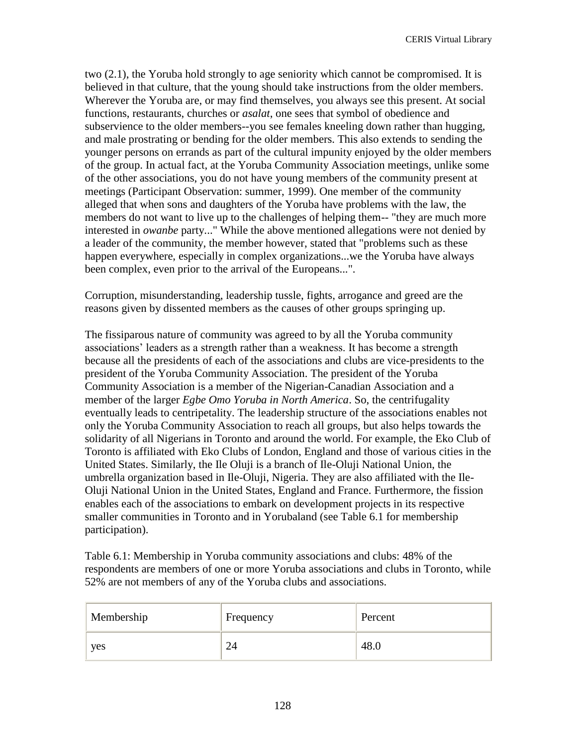two (2.1), the Yoruba hold strongly to age seniority which cannot be compromised. It is believed in that culture, that the young should take instructions from the older members. Wherever the Yoruba are, or may find themselves, you always see this present. At social functions, restaurants, churches or *asalat*, one sees that symbol of obedience and subservience to the older members--you see females kneeling down rather than hugging, and male prostrating or bending for the older members. This also extends to sending the younger persons on errands as part of the cultural impunity enjoyed by the older members of the group. In actual fact, at the Yoruba Community Association meetings, unlike some of the other associations, you do not have young members of the community present at meetings (Participant Observation: summer, 1999). One member of the community alleged that when sons and daughters of the Yoruba have problems with the law, the members do not want to live up to the challenges of helping them-- "they are much more interested in *owanbe* party..." While the above mentioned allegations were not denied by a leader of the community, the member however, stated that "problems such as these happen everywhere, especially in complex organizations...we the Yoruba have always been complex, even prior to the arrival of the Europeans...".

Corruption, misunderstanding, leadership tussle, fights, arrogance and greed are the reasons given by dissented members as the causes of other groups springing up.

The fissiparous nature of community was agreed to by all the Yoruba community associations' leaders as a strength rather than a weakness. It has become a strength because all the presidents of each of the associations and clubs are vice-presidents to the president of the Yoruba Community Association. The president of the Yoruba Community Association is a member of the Nigerian-Canadian Association and a member of the larger *Egbe Omo Yoruba in North America*. So, the centrifugality eventually leads to centripetality. The leadership structure of the associations enables not only the Yoruba Community Association to reach all groups, but also helps towards the solidarity of all Nigerians in Toronto and around the world. For example, the Eko Club of Toronto is affiliated with Eko Clubs of London, England and those of various cities in the United States. Similarly, the Ile Oluji is a branch of Ile-Oluji National Union, the umbrella organization based in Ile-Oluji, Nigeria. They are also affiliated with the Ile-Oluji National Union in the United States, England and France. Furthermore, the fission enables each of the associations to embark on development projects in its respective smaller communities in Toronto and in Yorubaland (see Table 6.1 for membership participation).

Table 6.1: Membership in Yoruba community associations and clubs: 48% of the respondents are members of one or more Yoruba associations and clubs in Toronto, while 52% are not members of any of the Yoruba clubs and associations.

| Membership | Frequency | Percent |
|---|---|---|
| yes | 24 | 48.0 |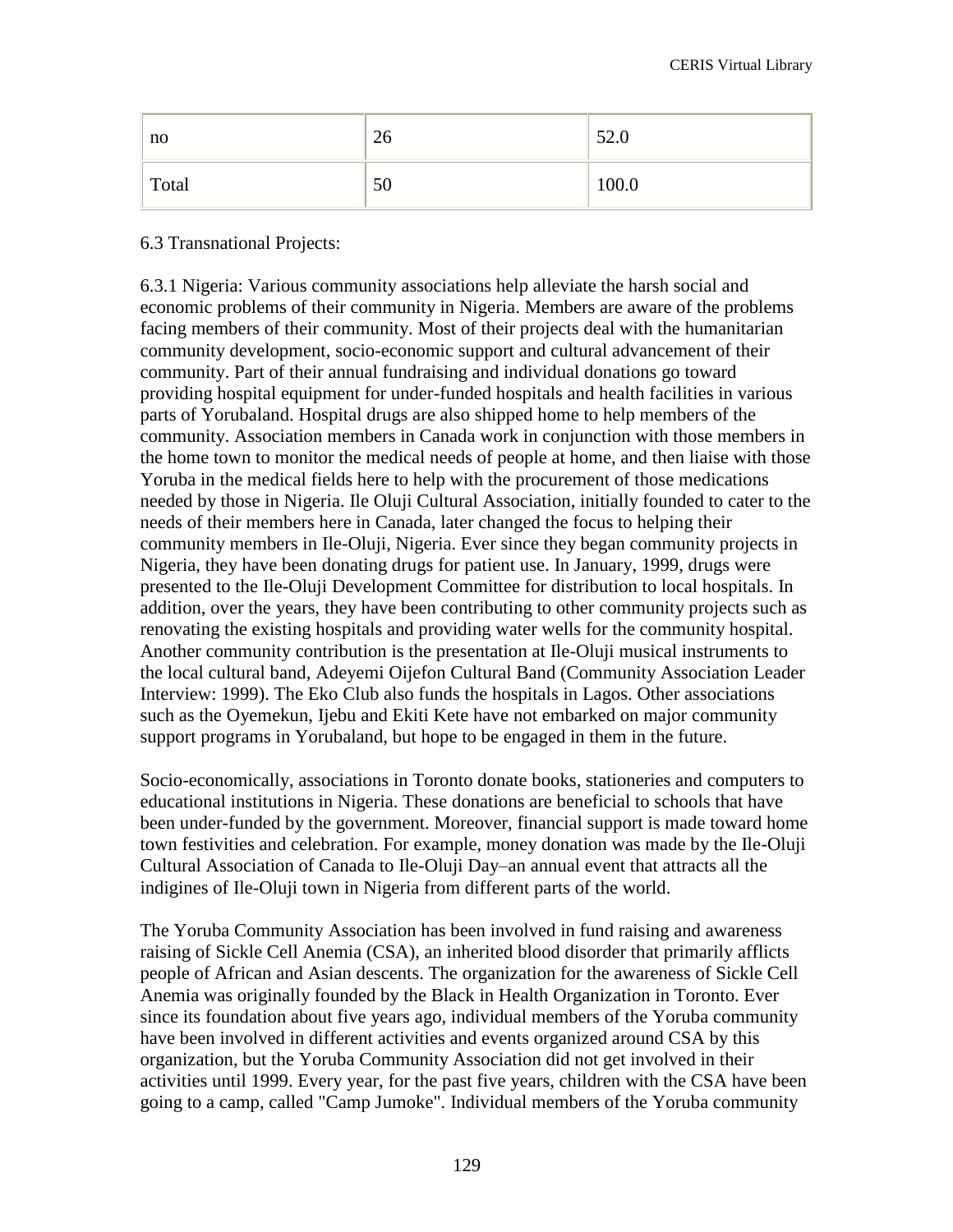| | | |
|---|---|---|
| no | 26 | 52.0 |
| Total | 50 | 100.0 |

6.3 Transnational Projects:

6.3.1 Nigeria: Various community associations help alleviate the harsh social and economic problems of their community in Nigeria. Members are aware of the problems facing members of their community. Most of their projects deal with the humanitarian community development, socio-economic support and cultural advancement of their community. Part of their annual fundraising and individual donations go toward providing hospital equipment for under-funded hospitals and health facilities in various parts of Yorubaland. Hospital drugs are also shipped home to help members of the community. Association members in Canada work in conjunction with those members in the home town to monitor the medical needs of people at home, and then liaise with those Yoruba in the medical fields here to help with the procurement of those medications needed by those in Nigeria. Ile Oluji Cultural Association, initially founded to cater to the needs of their members here in Canada, later changed the focus to helping their community members in Ile-Oluji, Nigeria. Ever since they began community projects in Nigeria, they have been donating drugs for patient use. In January, 1999, drugs were presented to the Ile-Oluji Development Committee for distribution to local hospitals. In addition, over the years, they have been contributing to other community projects such as renovating the existing hospitals and providing water wells for the community hospital. Another community contribution is the presentation at Ile-Oluji musical instruments to the local cultural band, Adeyemi Oijefon Cultural Band (Community Association Leader Interview: 1999). The Eko Club also funds the hospitals in Lagos. Other associations such as the Oyemekun, Ijebu and Ekiti Kete have not embarked on major community support programs in Yorubaland, but hope to be engaged in them in the future.

Socio-economically, associations in Toronto donate books, stationeries and computers to educational institutions in Nigeria. These donations are beneficial to schools that have been under-funded by the government. Moreover, financial support is made toward home town festivities and celebration. For example, money donation was made by the Ile-Oluji Cultural Association of Canada to Ile-Oluji Day–an annual event that attracts all the indigines of Ile-Oluji town in Nigeria from different parts of the world.

The Yoruba Community Association has been involved in fund raising and awareness raising of Sickle Cell Anemia (CSA), an inherited blood disorder that primarily afflicts people of African and Asian descents. The organization for the awareness of Sickle Cell Anemia was originally founded by the Black in Health Organization in Toronto. Ever since its foundation about five years ago, individual members of the Yoruba community have been involved in different activities and events organized around CSA by this organization, but the Yoruba Community Association did not get involved in their activities until 1999. Every year, for the past five years, children with the CSA have been going to a camp, called "Camp Jumoke". Individual members of the Yoruba community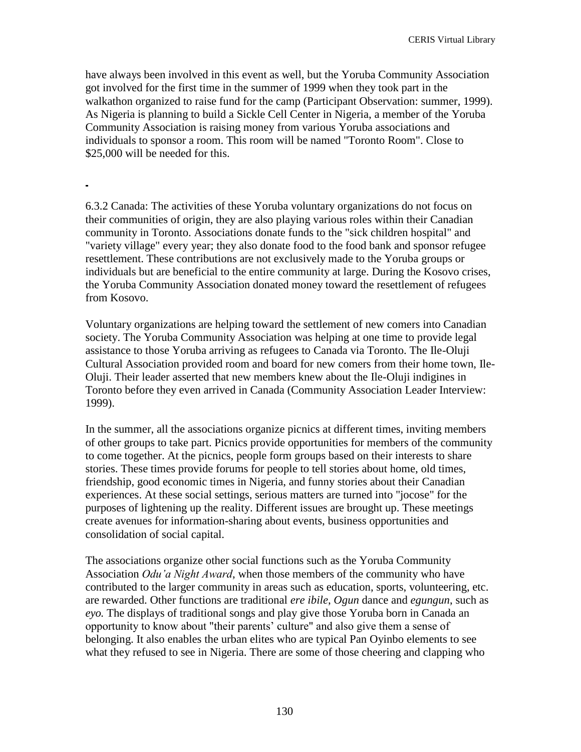have always been involved in this event as well, but the Yoruba Community Association got involved for the first time in the summer of 1999 when they took part in the walkathon organized to raise fund for the camp (Participant Observation: summer, 1999). As Nigeria is planning to build a Sickle Cell Center in Nigeria, a member of the Yoruba Community Association is raising money from various Yoruba associations and individuals to sponsor a room. This room will be named "Toronto Room". Close to \$25,000 will be needed for this.

6.3.2 Canada: The activities of these Yoruba voluntary organizations do not focus on their communities of origin, they are also playing various roles within their Canadian community in Toronto. Associations donate funds to the "sick children hospital" and "variety village" every year; they also donate food to the food bank and sponsor refugee resettlement. These contributions are not exclusively made to the Yoruba groups or individuals but are beneficial to the entire community at large. During the Kosovo crises, the Yoruba Community Association donated money toward the resettlement of refugees from Kosovo.

Voluntary organizations are helping toward the settlement of new comers into Canadian society. The Yoruba Community Association was helping at one time to provide legal assistance to those Yoruba arriving as refugees to Canada via Toronto. The Ile-Oluji Cultural Association provided room and board for new comers from their home town, Ile-Oluji. Their leader asserted that new members knew about the Ile-Oluji indigines in Toronto before they even arrived in Canada (Community Association Leader Interview: 1999).

In the summer, all the associations organize picnics at different times, inviting members of other groups to take part. Picnics provide opportunities for members of the community to come together. At the picnics, people form groups based on their interests to share stories. These times provide forums for people to tell stories about home, old times, friendship, good economic times in Nigeria, and funny stories about their Canadian experiences. At these social settings, serious matters are turned into "jocose" for the purposes of lightening up the reality. Different issues are brought up. These meetings create avenues for information-sharing about events, business opportunities and consolidation of social capital.

The associations organize other social functions such as the Yoruba Community Association *Odu'a Night Award*, when those members of the community who have contributed to the larger community in areas such as education, sports, volunteering, etc. are rewarded. Other functions are traditional *ere ibile*, *Ogun* dance and *egungun*, such as *eyo.* The displays of traditional songs and play give those Yoruba born in Canada an opportunity to know about "their parents' culture" and also give them a sense of belonging. It also enables the urban elites who are typical Pan Oyinbo elements to see what they refused to see in Nigeria. There are some of those cheering and clapping who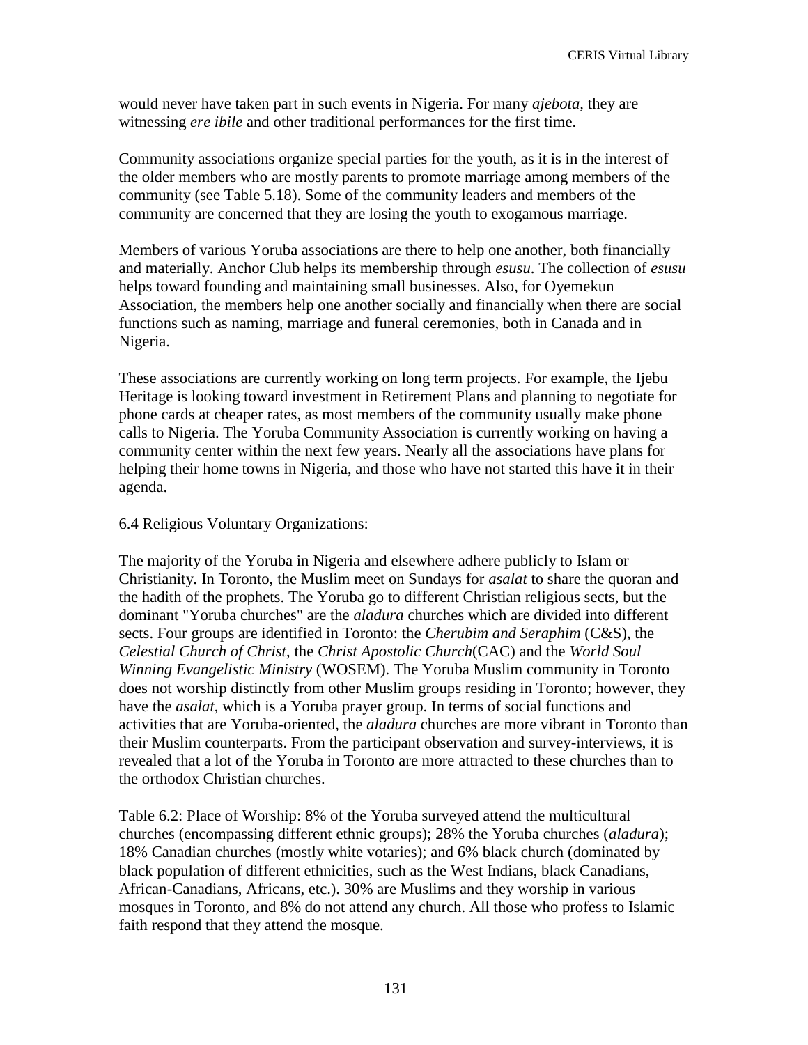would never have taken part in such events in Nigeria. For many *ajebota*, they are witnessing *ere ibile* and other traditional performances for the first time.

Community associations organize special parties for the youth, as it is in the interest of the older members who are mostly parents to promote marriage among members of the community (see Table 5.18). Some of the community leaders and members of the community are concerned that they are losing the youth to exogamous marriage.

Members of various Yoruba associations are there to help one another, both financially and materially. Anchor Club helps its membership through *esusu*. The collection of *esusu* helps toward founding and maintaining small businesses. Also, for Oyemekun Association, the members help one another socially and financially when there are social functions such as naming, marriage and funeral ceremonies, both in Canada and in Nigeria.

These associations are currently working on long term projects. For example, the Ijebu Heritage is looking toward investment in Retirement Plans and planning to negotiate for phone cards at cheaper rates, as most members of the community usually make phone calls to Nigeria. The Yoruba Community Association is currently working on having a community center within the next few years. Nearly all the associations have plans for helping their home towns in Nigeria, and those who have not started this have it in their agenda.

## 6.4 Religious Voluntary Organizations:

The majority of the Yoruba in Nigeria and elsewhere adhere publicly to Islam or Christianity. In Toronto, the Muslim meet on Sundays for *asalat* to share the quoran and the hadith of the prophets. The Yoruba go to different Christian religious sects, but the dominant "Yoruba churches" are the *aladura* churches which are divided into different sects. Four groups are identified in Toronto: the *Cherubim and Seraphim* (C&S), the *Celestial Church of Christ*, the *Christ Apostolic Church*(CAC) and the *World Soul Winning Evangelistic Ministry* (WOSEM). The Yoruba Muslim community in Toronto does not worship distinctly from other Muslim groups residing in Toronto; however, they have the *asalat*, which is a Yoruba prayer group. In terms of social functions and activities that are Yoruba-oriented, the *aladura* churches are more vibrant in Toronto than their Muslim counterparts. From the participant observation and survey-interviews, it is revealed that a lot of the Yoruba in Toronto are more attracted to these churches than to the orthodox Christian churches.

Table 6.2: Place of Worship: 8% of the Yoruba surveyed attend the multicultural churches (encompassing different ethnic groups); 28% the Yoruba churches (*aladura*); 18% Canadian churches (mostly white votaries); and 6% black church (dominated by black population of different ethnicities, such as the West Indians, black Canadians, African-Canadians, Africans, etc.). 30% are Muslims and they worship in various mosques in Toronto, and 8% do not attend any church. All those who profess to Islamic faith respond that they attend the mosque.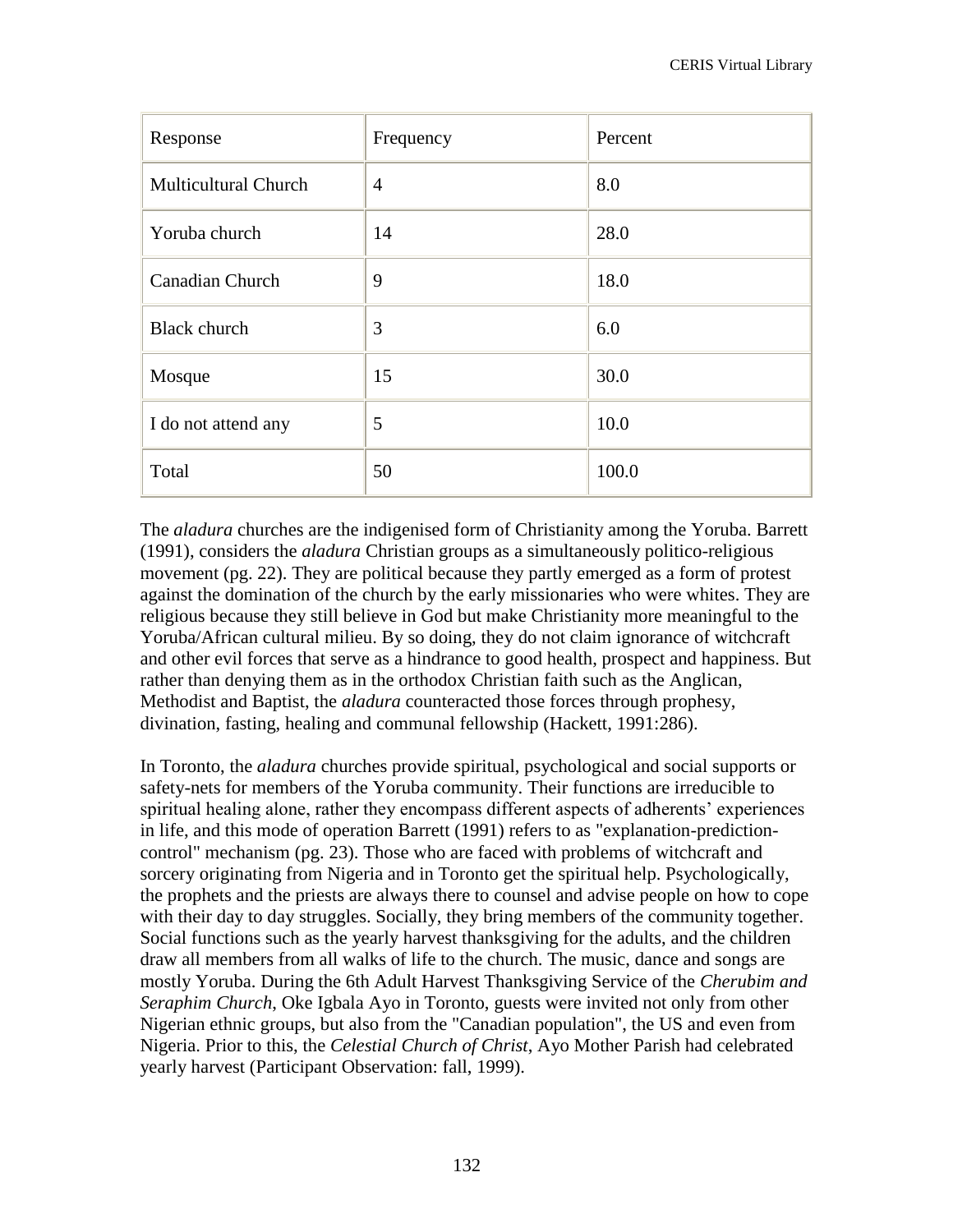| Response | Frequency | Percent |
|---|---|---|
| Multicultural Church | 4 | 8.0 |
| Yoruba church | 14 | 28.0 |
| Canadian Church | 9 | 18.0 |
| Black church | 3 | 6.0 |
| Mosque | 15 | 30.0 |
| I do not attend any | 5 | 10.0 |
| Total | 50 | 100.0 |

The *aladura* churches are the indigenised form of Christianity among the Yoruba. Barrett (1991), considers the *aladura* Christian groups as a simultaneously politico-religious movement (pg. 22). They are political because they partly emerged as a form of protest against the domination of the church by the early missionaries who were whites. They are religious because they still believe in God but make Christianity more meaningful to the Yoruba/African cultural milieu. By so doing, they do not claim ignorance of witchcraft and other evil forces that serve as a hindrance to good health, prospect and happiness. But rather than denying them as in the orthodox Christian faith such as the Anglican, Methodist and Baptist, the *aladura* counteracted those forces through prophesy, divination, fasting, healing and communal fellowship (Hackett, 1991:286).

In Toronto, the *aladura* churches provide spiritual, psychological and social supports or safety-nets for members of the Yoruba community. Their functions are irreducible to spiritual healing alone, rather they encompass different aspects of adherents' experiences in life, and this mode of operation Barrett (1991) refers to as "explanation-prediction-control" mechanism (pg. 23). Those who are faced with problems of witchcraft and sorcery originating from Nigeria and in Toronto get the spiritual help. Psychologically, the prophets and the priests are always there to counsel and advise people on how to cope with their day to day struggles. Socially, they bring members of the community together. Social functions such as the yearly harvest thanksgiving for the adults, and the children draw all members from all walks of life to the church. The music, dance and songs are mostly Yoruba. During the 6th Adult Harvest Thanksgiving Service of the *Cherubim and Seraphim Church*, Oke Igbala Ayo in Toronto, guests were invited not only from other Nigerian ethnic groups, but also from the "Canadian population", the US and even from Nigeria. Prior to this, the *Celestial Church of Christ*, Ayo Mother Parish had celebrated yearly harvest (Participant Observation: fall, 1999).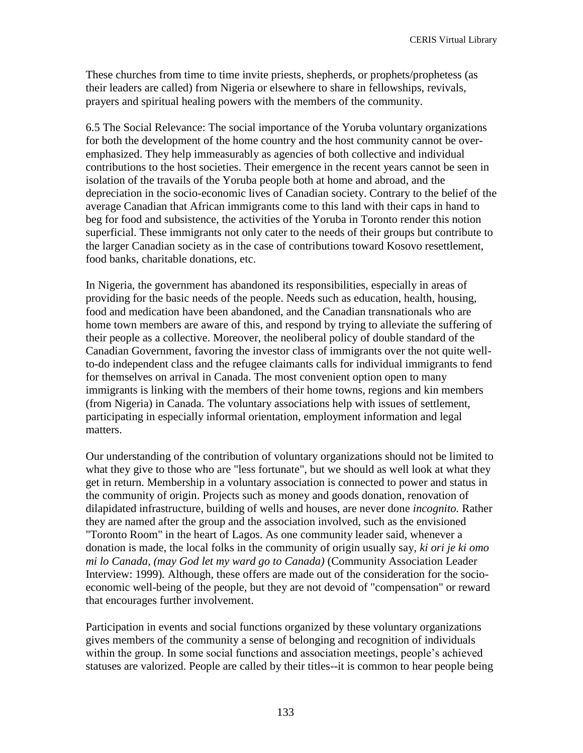These churches from time to time invite priests, shepherds, or prophets/prophetess (as their leaders are called) from Nigeria or elsewhere to share in fellowships, revivals, prayers and spiritual healing powers with the members of the community.

6.5 The Social Relevance: The social importance of the Yoruba voluntary organizations for both the development of the home country and the host community cannot be over-emphasized. They help immeasurably as agencies of both collective and individual contributions to the host societies. Their emergence in the recent years cannot be seen in isolation of the travails of the Yoruba people both at home and abroad, and the depreciation in the socio-economic lives of Canadian society. Contrary to the belief of the average Canadian that African immigrants come to this land with their caps in hand to beg for food and subsistence, the activities of the Yoruba in Toronto render this notion superficial. These immigrants not only cater to the needs of their groups but contribute to the larger Canadian society as in the case of contributions toward Kosovo resettlement, food banks, charitable donations, etc.

In Nigeria, the government has abandoned its responsibilities, especially in areas of providing for the basic needs of the people. Needs such as education, health, housing, food and medication have been abandoned, and the Canadian transnationals who are home town members are aware of this, and respond by trying to alleviate the suffering of their people as a collective. Moreover, the neoliberal policy of double standard of the Canadian Government, favoring the investor class of immigrants over the not quite well-to-do independent class and the refugee claimants calls for individual immigrants to fend for themselves on arrival in Canada. The most convenient option open to many immigrants is linking with the members of their home towns, regions and kin members (from Nigeria) in Canada. The voluntary associations help with issues of settlement, participating in especially informal orientation, employment information and legal matters.

Our understanding of the contribution of voluntary organizations should not be limited to what they give to those who are "less fortunate", but we should as well look at what they get in return. Membership in a voluntary association is connected to power and status in the community of origin. Projects such as money and goods donation, renovation of dilapidated infrastructure, building of wells and houses, are never done *incognito.* Rather they are named after the group and the association involved, such as the envisioned "Toronto Room" in the heart of Lagos. As one community leader said, whenever a donation is made, the local folks in the community of origin usually say, *ki ori je ki omo mi lo Canada, (may God let my ward go to Canada)* (Community Association Leader Interview: 1999). Although, these offers are made out of the consideration for the socio-economic well-being of the people, but they are not devoid of "compensation" or reward that encourages further involvement.

Participation in events and social functions organized by these voluntary organizations gives members of the community a sense of belonging and recognition of individuals within the group. In some social functions and association meetings, people's achieved statuses are valorized. People are called by their titles--it is common to hear people being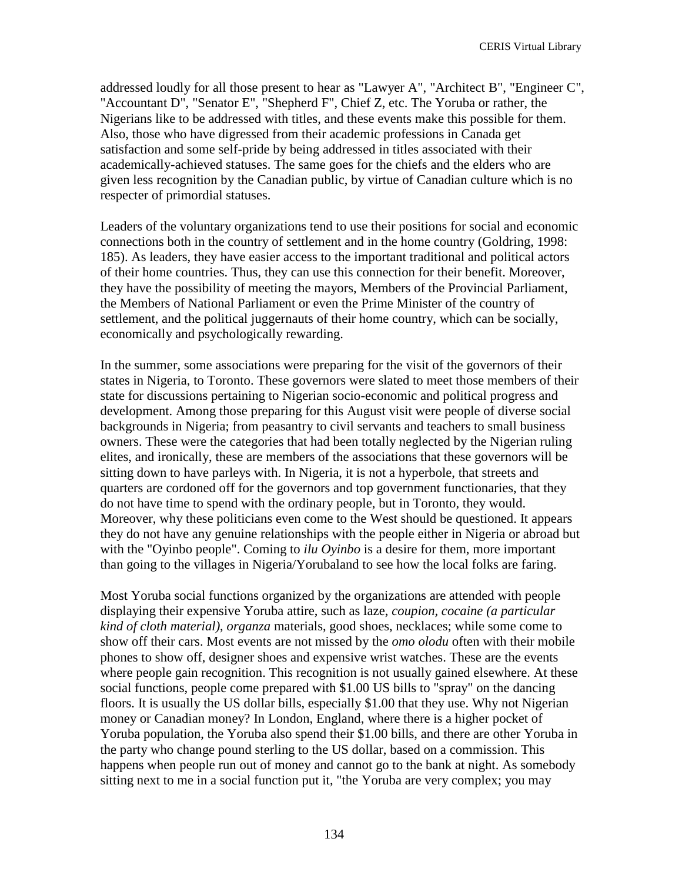addressed loudly for all those present to hear as "Lawyer A", "Architect B", "Engineer C", "Accountant D", "Senator E", "Shepherd F", Chief Z, etc. The Yoruba or rather, the Nigerians like to be addressed with titles, and these events make this possible for them. Also, those who have digressed from their academic professions in Canada get satisfaction and some self-pride by being addressed in titles associated with their academically-achieved statuses. The same goes for the chiefs and the elders who are given less recognition by the Canadian public, by virtue of Canadian culture which is no respecter of primordial statuses.

Leaders of the voluntary organizations tend to use their positions for social and economic connections both in the country of settlement and in the home country (Goldring, 1998: 185). As leaders, they have easier access to the important traditional and political actors of their home countries. Thus, they can use this connection for their benefit. Moreover, they have the possibility of meeting the mayors, Members of the Provincial Parliament, the Members of National Parliament or even the Prime Minister of the country of settlement, and the political juggernauts of their home country, which can be socially, economically and psychologically rewarding.

In the summer, some associations were preparing for the visit of the governors of their states in Nigeria, to Toronto. These governors were slated to meet those members of their state for discussions pertaining to Nigerian socio-economic and political progress and development. Among those preparing for this August visit were people of diverse social backgrounds in Nigeria; from peasantry to civil servants and teachers to small business owners. These were the categories that had been totally neglected by the Nigerian ruling elites, and ironically, these are members of the associations that these governors will be sitting down to have parleys with. In Nigeria, it is not a hyperbole, that streets and quarters are cordoned off for the governors and top government functionaries, that they do not have time to spend with the ordinary people, but in Toronto, they would. Moreover, why these politicians even come to the West should be questioned. It appears they do not have any genuine relationships with the people either in Nigeria or abroad but with the "Oyinbo people". Coming to *ilu Oyinbo* is a desire for them, more important than going to the villages in Nigeria/Yorubaland to see how the local folks are faring.

Most Yoruba social functions organized by the organizations are attended with people displaying their expensive Yoruba attire, such as laze, *coupion, cocaine (a particular kind of cloth material), organza* materials, good shoes, necklaces; while some come to show off their cars. Most events are not missed by the *omo olodu* often with their mobile phones to show off, designer shoes and expensive wrist watches. These are the events where people gain recognition. This recognition is not usually gained elsewhere. At these social functions, people come prepared with $1.00 US bills to "spray" on the dancing floors. It is usually the US dollar bills, especially $1.00 that they use. Why not Nigerian money or Canadian money? In London, England, where there is a higher pocket of Yoruba population, the Yoruba also spend their $1.00 bills, and there are other Yoruba in the party who change pound sterling to the US dollar, based on a commission. This happens when people run out of money and cannot go to the bank at night. As somebody sitting next to me in a social function put it, "the Yoruba are very complex; you may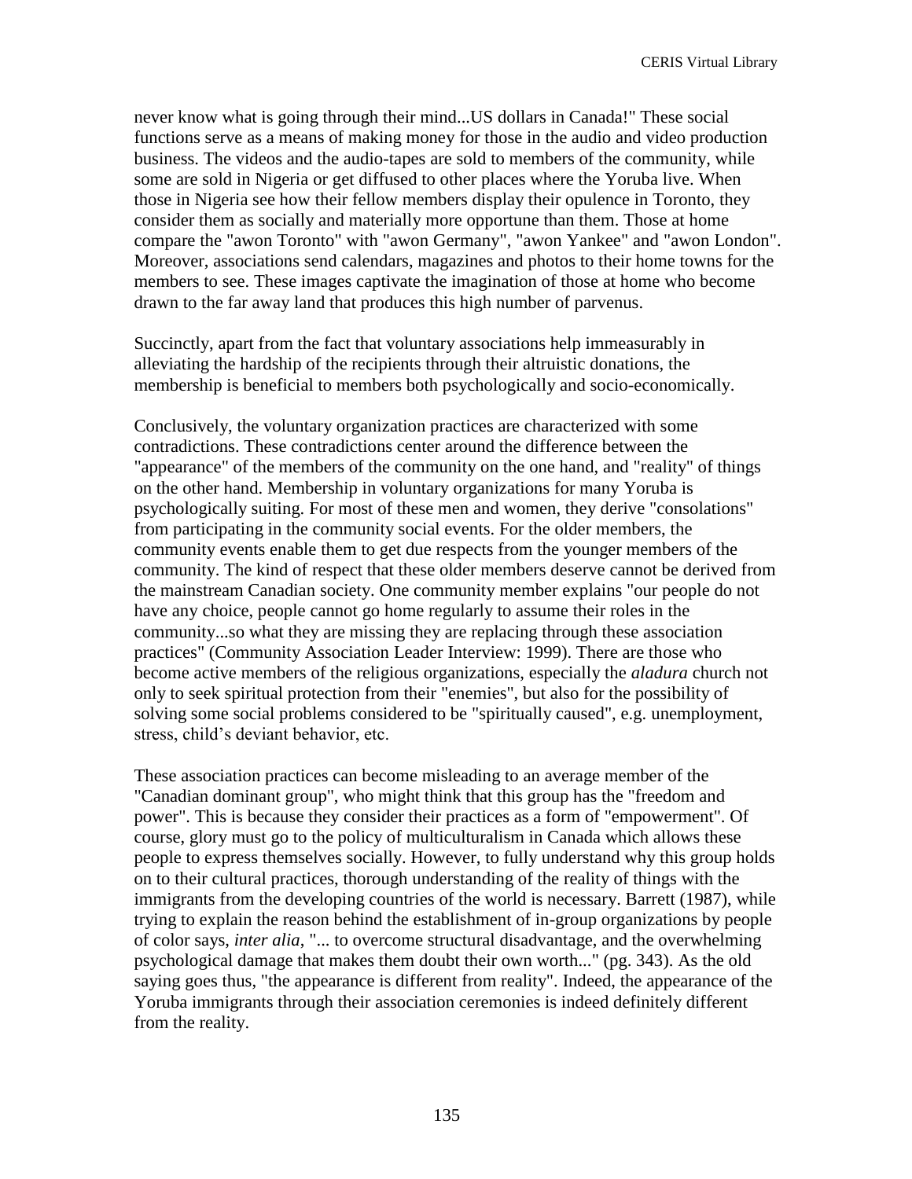never know what is going through their mind...US dollars in Canada!" These social functions serve as a means of making money for those in the audio and video production business. The videos and the audio-tapes are sold to members of the community, while some are sold in Nigeria or get diffused to other places where the Yoruba live. When those in Nigeria see how their fellow members display their opulence in Toronto, they consider them as socially and materially more opportune than them. Those at home compare the "awon Toronto" with "awon Germany", "awon Yankee" and "awon London". Moreover, associations send calendars, magazines and photos to their home towns for the members to see. These images captivate the imagination of those at home who become drawn to the far away land that produces this high number of parvenus.

Succinctly, apart from the fact that voluntary associations help immeasurably in alleviating the hardship of the recipients through their altruistic donations, the membership is beneficial to members both psychologically and socio-economically.

Conclusively, the voluntary organization practices are characterized with some contradictions. These contradictions center around the difference between the "appearance" of the members of the community on the one hand, and "reality" of things on the other hand. Membership in voluntary organizations for many Yoruba is psychologically suiting. For most of these men and women, they derive "consolations" from participating in the community social events. For the older members, the community events enable them to get due respects from the younger members of the community. The kind of respect that these older members deserve cannot be derived from the mainstream Canadian society. One community member explains "our people do not have any choice, people cannot go home regularly to assume their roles in the community...so what they are missing they are replacing through these association practices" (Community Association Leader Interview: 1999). There are those who become active members of the religious organizations, especially the *aladura* church not only to seek spiritual protection from their "enemies", but also for the possibility of solving some social problems considered to be "spiritually caused", e.g. unemployment, stress, child's deviant behavior, etc.

These association practices can become misleading to an average member of the "Canadian dominant group", who might think that this group has the "freedom and power". This is because they consider their practices as a form of "empowerment". Of course, glory must go to the policy of multiculturalism in Canada which allows these people to express themselves socially. However, to fully understand why this group holds on to their cultural practices, thorough understanding of the reality of things with the immigrants from the developing countries of the world is necessary. Barrett (1987), while trying to explain the reason behind the establishment of in-group organizations by people of color says, *inter alia*, "... to overcome structural disadvantage, and the overwhelming psychological damage that makes them doubt their own worth..." (pg. 343). As the old saying goes thus, "the appearance is different from reality". Indeed, the appearance of the Yoruba immigrants through their association ceremonies is indeed definitely different from the reality.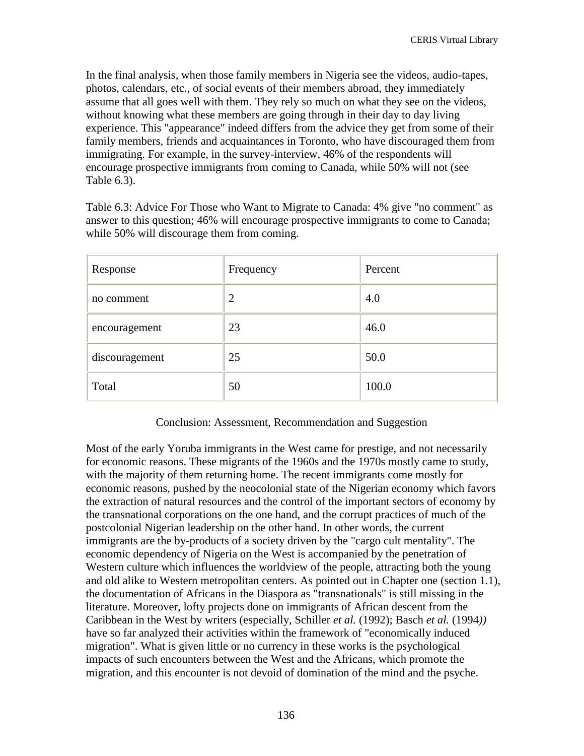In the final analysis, when those family members in Nigeria see the videos, audio-tapes, photos, calendars, etc., of social events of their members abroad, they immediately assume that all goes well with them. They rely so much on what they see on the videos, without knowing what these members are going through in their day to day living experience. This "appearance" indeed differs from the advice they get from some of their family members, friends and acquaintances in Toronto, who have discouraged them from immigrating. For example, in the survey-interview, 46% of the respondents will encourage prospective immigrants from coming to Canada, while 50% will not (see Table 6.3).

Table 6.3: Advice For Those who Want to Migrate to Canada: 4% give "no comment" as answer to this question; 46% will encourage prospective immigrants to come to Canada; while 50% will discourage them from coming.

| Response | Frequency | Percent |
|---|---|---|
| no comment | 2 | 4.0 |
| encouragement | 23 | 46.0 |
| discouragement | 25 | 50.0 |
| Total | 50 | 100.0 |

## Conclusion: Assessment, Recommendation and Suggestion

Most of the early Yoruba immigrants in the West came for prestige, and not necessarily for economic reasons. These migrants of the 1960s and the 1970s mostly came to study, with the majority of them returning home. The recent immigrants come mostly for economic reasons, pushed by the neocolonial state of the Nigerian economy which favors the extraction of natural resources and the control of the important sectors of economy by the transnational corporations on the one hand, and the corrupt practices of much of the postcolonial Nigerian leadership on the other hand. In other words, the current immigrants are the by-products of a society driven by the "cargo cult mentality". The economic dependency of Nigeria on the West is accompanied by the penetration of Western culture which influences the worldview of the people, attracting both the young and old alike to Western metropolitan centers. As pointed out in Chapter one (section 1.1), the documentation of Africans in the Diaspora as "transnationals" is still missing in the literature. Moreover, lofty projects done on immigrants of African descent from the Caribbean in the West by writers (especially, Schiller *et al.* (1992); Basch *et al.* (1994*))* have so far analyzed their activities within the framework of "economically induced migration". What is given little or no currency in these works is the psychological impacts of such encounters between the West and the Africans, which promote the migration, and this encounter is not devoid of domination of the mind and the psyche.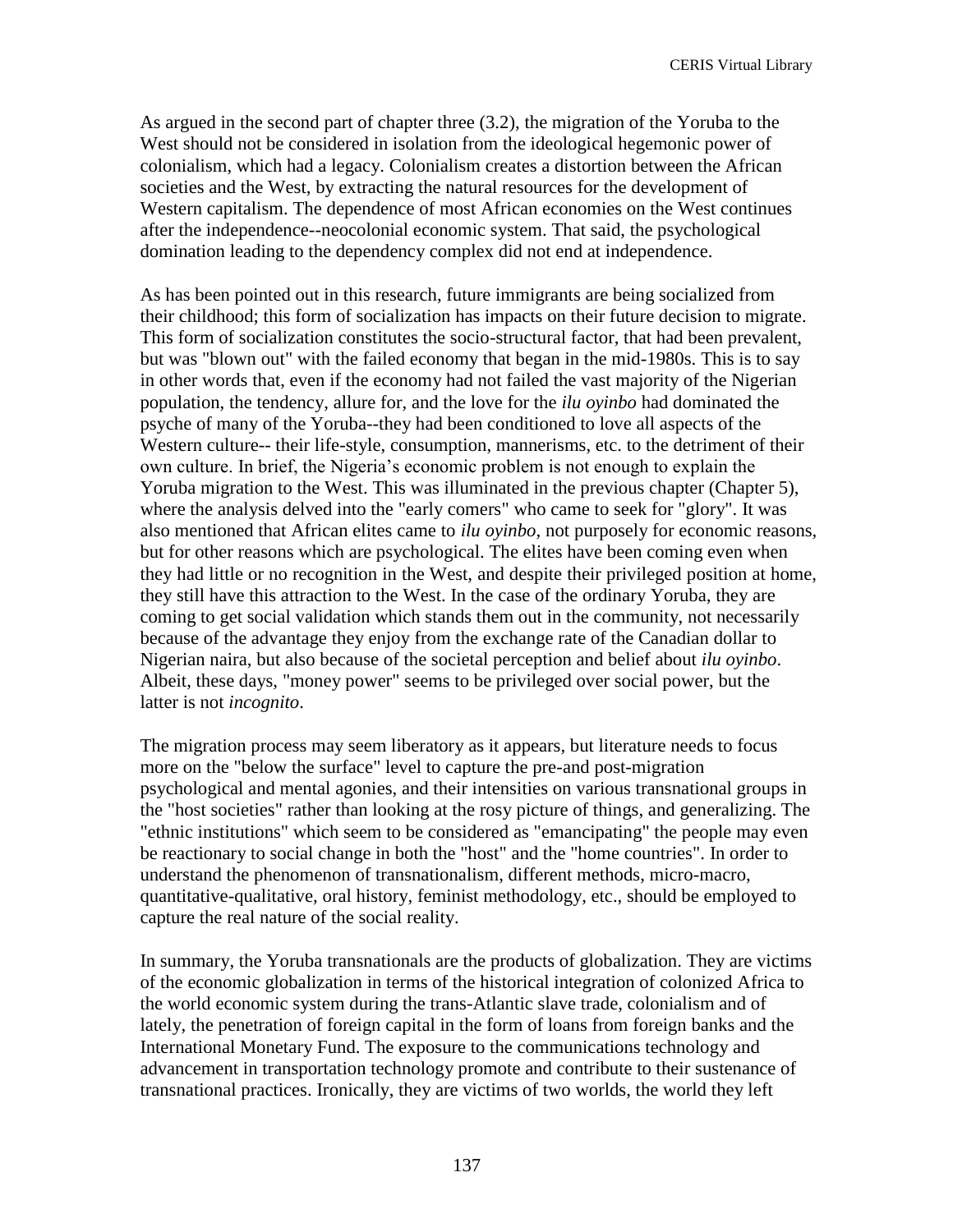As argued in the second part of chapter three (3.2), the migration of the Yoruba to the West should not be considered in isolation from the ideological hegemonic power of colonialism, which had a legacy. Colonialism creates a distortion between the African societies and the West, by extracting the natural resources for the development of Western capitalism. The dependence of most African economies on the West continues after the independence--neocolonial economic system. That said, the psychological domination leading to the dependency complex did not end at independence.

As has been pointed out in this research, future immigrants are being socialized from their childhood; this form of socialization has impacts on their future decision to migrate. This form of socialization constitutes the socio-structural factor, that had been prevalent, but was "blown out" with the failed economy that began in the mid-1980s. This is to say in other words that, even if the economy had not failed the vast majority of the Nigerian population, the tendency, allure for, and the love for the *ilu oyinbo* had dominated the psyche of many of the Yoruba--they had been conditioned to love all aspects of the Western culture-- their life-style, consumption, mannerisms, etc. to the detriment of their own culture. In brief, the Nigeria's economic problem is not enough to explain the Yoruba migration to the West. This was illuminated in the previous chapter (Chapter 5), where the analysis delved into the "early comers" who came to seek for "glory". It was also mentioned that African elites came to *ilu oyinbo*, not purposely for economic reasons, but for other reasons which are psychological. The elites have been coming even when they had little or no recognition in the West, and despite their privileged position at home, they still have this attraction to the West. In the case of the ordinary Yoruba, they are coming to get social validation which stands them out in the community, not necessarily because of the advantage they enjoy from the exchange rate of the Canadian dollar to Nigerian naira, but also because of the societal perception and belief about *ilu oyinbo*. Albeit, these days, "money power" seems to be privileged over social power, but the latter is not *incognito*.

The migration process may seem liberatory as it appears, but literature needs to focus more on the "below the surface" level to capture the pre-and post-migration psychological and mental agonies, and their intensities on various transnational groups in the "host societies" rather than looking at the rosy picture of things, and generalizing. The "ethnic institutions" which seem to be considered as "emancipating" the people may even be reactionary to social change in both the "host" and the "home countries". In order to understand the phenomenon of transnationalism, different methods, micro-macro, quantitative-qualitative, oral history, feminist methodology, etc., should be employed to capture the real nature of the social reality.

In summary, the Yoruba transnationals are the products of globalization. They are victims of the economic globalization in terms of the historical integration of colonized Africa to the world economic system during the trans-Atlantic slave trade, colonialism and of lately, the penetration of foreign capital in the form of loans from foreign banks and the International Monetary Fund. The exposure to the communications technology and advancement in transportation technology promote and contribute to their sustenance of transnational practices. Ironically, they are victims of two worlds, the world they left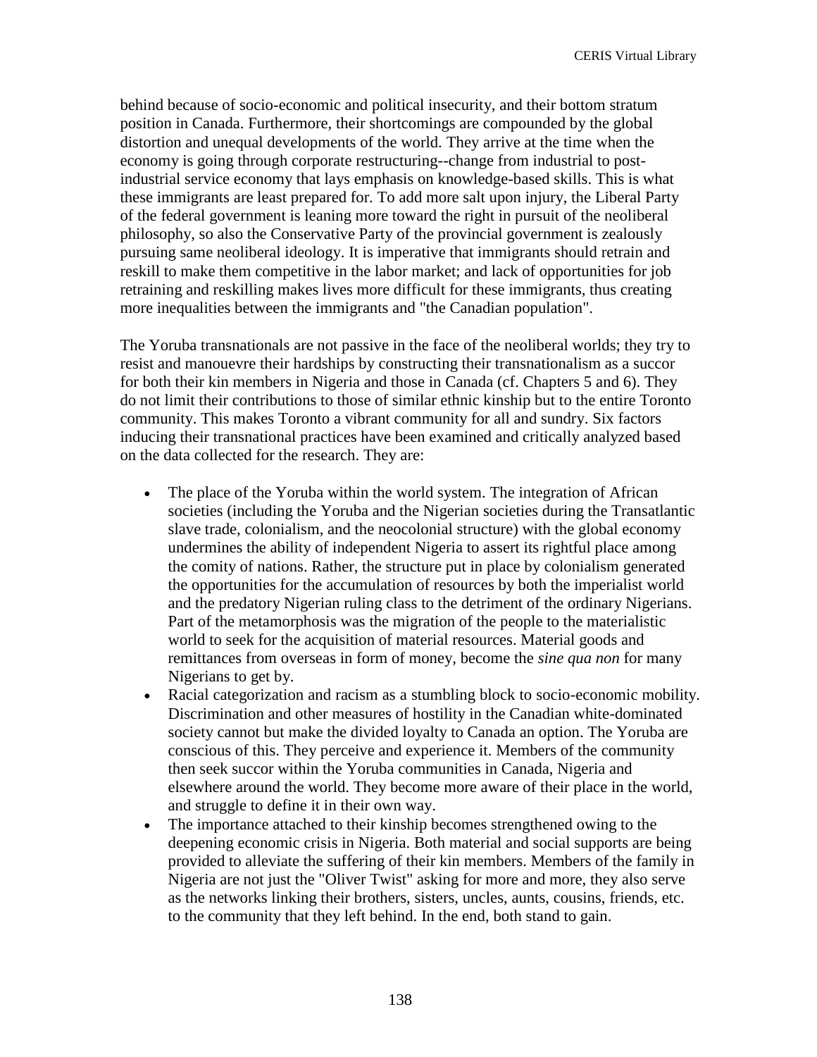behind because of socio-economic and political insecurity, and their bottom stratum position in Canada. Furthermore, their shortcomings are compounded by the global distortion and unequal developments of the world. They arrive at the time when the economy is going through corporate restructuring--change from industrial to post-industrial service economy that lays emphasis on knowledge-based skills. This is what these immigrants are least prepared for. To add more salt upon injury, the Liberal Party of the federal government is leaning more toward the right in pursuit of the neoliberal philosophy, so also the Conservative Party of the provincial government is zealously pursuing same neoliberal ideology. It is imperative that immigrants should retrain and reskill to make them competitive in the labor market; and lack of opportunities for job retraining and reskilling makes lives more difficult for these immigrants, thus creating more inequalities between the immigrants and "the Canadian population".

The Yoruba transnationals are not passive in the face of the neoliberal worlds; they try to resist and manouevre their hardships by constructing their transnationalism as a succor for both their kin members in Nigeria and those in Canada (cf. Chapters 5 and 6). They do not limit their contributions to those of similar ethnic kinship but to the entire Toronto community. This makes Toronto a vibrant community for all and sundry. Six factors inducing their transnational practices have been examined and critically analyzed based on the data collected for the research. They are:

- The place of the Yoruba within the world system. The integration of African societies (including the Yoruba and the Nigerian societies during the Transatlantic slave trade, colonialism, and the neocolonial structure) with the global economy undermines the ability of independent Nigeria to assert its rightful place among the comity of nations. Rather, the structure put in place by colonialism generated the opportunities for the accumulation of resources by both the imperialist world and the predatory Nigerian ruling class to the detriment of the ordinary Nigerians. Part of the metamorphosis was the migration of the people to the materialistic world to seek for the acquisition of material resources. Material goods and remittances from overseas in form of money, become the *sine qua non* for many Nigerians to get by.
- Racial categorization and racism as a stumbling block to socio-economic mobility. Discrimination and other measures of hostility in the Canadian white-dominated society cannot but make the divided loyalty to Canada an option. The Yoruba are conscious of this. They perceive and experience it. Members of the community then seek succor within the Yoruba communities in Canada, Nigeria and elsewhere around the world. They become more aware of their place in the world, and struggle to define it in their own way.
- The importance attached to their kinship becomes strengthened owing to the deepening economic crisis in Nigeria. Both material and social supports are being provided to alleviate the suffering of their kin members. Members of the family in Nigeria are not just the "Oliver Twist" asking for more and more, they also serve as the networks linking their brothers, sisters, uncles, aunts, cousins, friends, etc. to the community that they left behind. In the end, both stand to gain.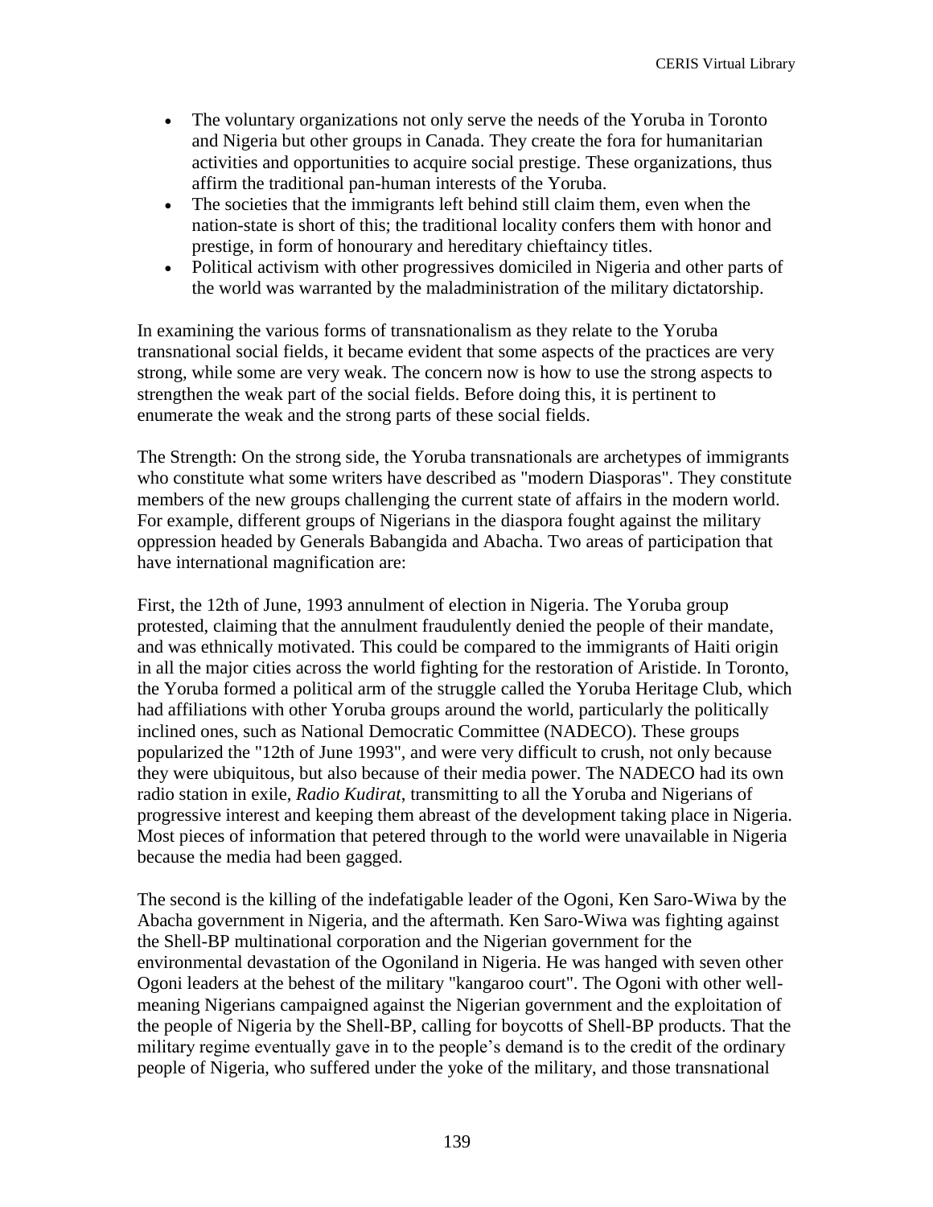- The voluntary organizations not only serve the needs of the Yoruba in Toronto and Nigeria but other groups in Canada. They create the fora for humanitarian activities and opportunities to acquire social prestige. These organizations, thus affirm the traditional pan-human interests of the Yoruba.
- The societies that the immigrants left behind still claim them, even when the nation-state is short of this; the traditional locality confers them with honor and prestige, in form of honourary and hereditary chieftaincy titles.
- Political activism with other progressives domiciled in Nigeria and other parts of the world was warranted by the maladministration of the military dictatorship.

In examining the various forms of transnationalism as they relate to the Yoruba transnational social fields, it became evident that some aspects of the practices are very strong, while some are very weak. The concern now is how to use the strong aspects to strengthen the weak part of the social fields. Before doing this, it is pertinent to enumerate the weak and the strong parts of these social fields.

The Strength: On the strong side, the Yoruba transnationals are archetypes of immigrants who constitute what some writers have described as "modern Diasporas". They constitute members of the new groups challenging the current state of affairs in the modern world. For example, different groups of Nigerians in the diaspora fought against the military oppression headed by Generals Babangida and Abacha. Two areas of participation that have international magnification are:

First, the 12th of June, 1993 annulment of election in Nigeria. The Yoruba group protested, claiming that the annulment fraudulently denied the people of their mandate, and was ethnically motivated. This could be compared to the immigrants of Haiti origin in all the major cities across the world fighting for the restoration of Aristide. In Toronto, the Yoruba formed a political arm of the struggle called the Yoruba Heritage Club, which had affiliations with other Yoruba groups around the world, particularly the politically inclined ones, such as National Democratic Committee (NADECO). These groups popularized the "12th of June 1993", and were very difficult to crush, not only because they were ubiquitous, but also because of their media power. The NADECO had its own radio station in exile, *Radio Kudirat*, transmitting to all the Yoruba and Nigerians of progressive interest and keeping them abreast of the development taking place in Nigeria. Most pieces of information that petered through to the world were unavailable in Nigeria because the media had been gagged.

The second is the killing of the indefatigable leader of the Ogoni, Ken Saro-Wiwa by the Abacha government in Nigeria, and the aftermath. Ken Saro-Wiwa was fighting against the Shell-BP multinational corporation and the Nigerian government for the environmental devastation of the Ogoniland in Nigeria. He was hanged with seven other Ogoni leaders at the behest of the military "kangaroo court". The Ogoni with other well-meaning Nigerians campaigned against the Nigerian government and the exploitation of the people of Nigeria by the Shell-BP, calling for boycotts of Shell-BP products. That the military regime eventually gave in to the people's demand is to the credit of the ordinary people of Nigeria, who suffered under the yoke of the military, and those transnational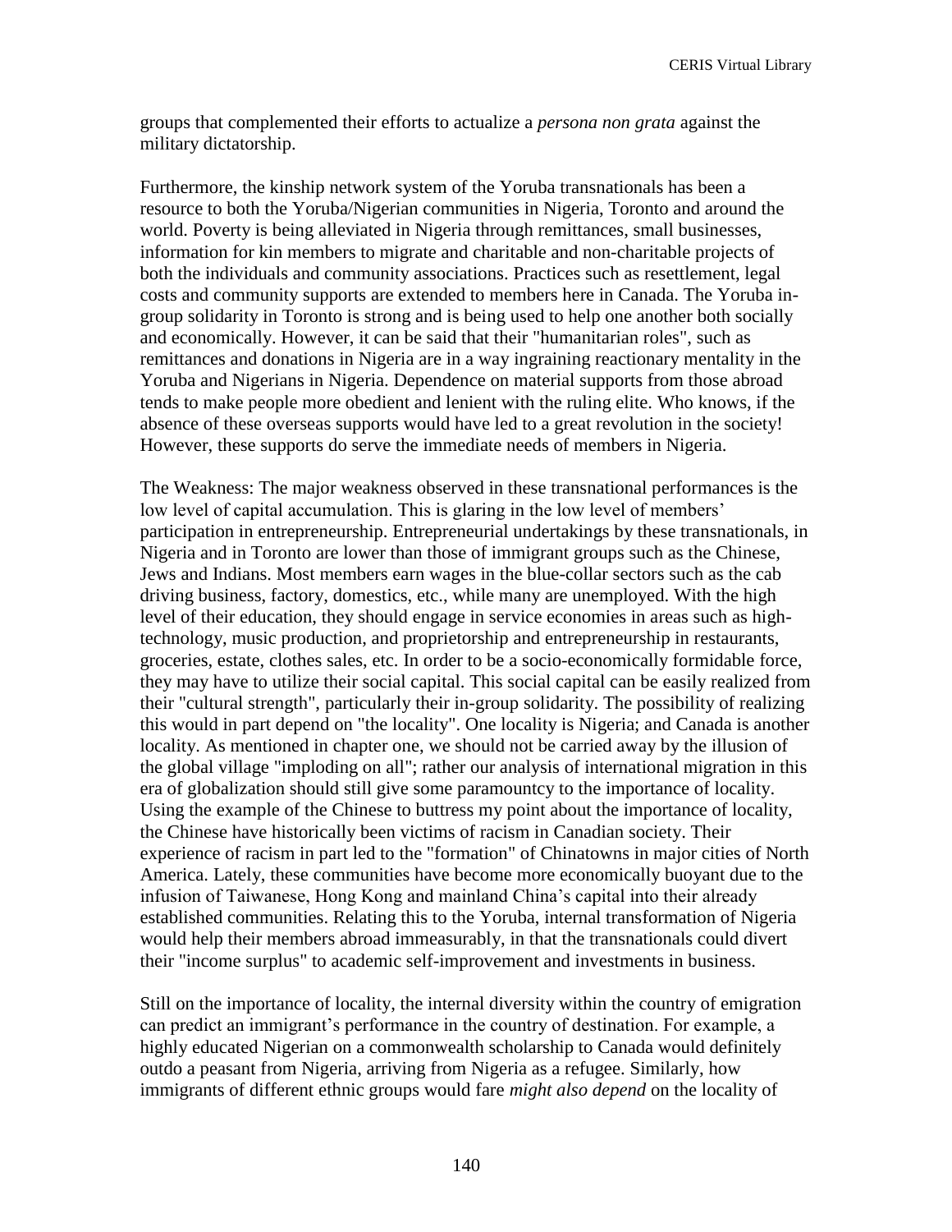groups that complemented their efforts to actualize a *persona non grata* against the military dictatorship.

Furthermore, the kinship network system of the Yoruba transnationals has been a resource to both the Yoruba/Nigerian communities in Nigeria, Toronto and around the world. Poverty is being alleviated in Nigeria through remittances, small businesses, information for kin members to migrate and charitable and non-charitable projects of both the individuals and community associations. Practices such as resettlement, legal costs and community supports are extended to members here in Canada. The Yoruba in-group solidarity in Toronto is strong and is being used to help one another both socially and economically. However, it can be said that their "humanitarian roles", such as remittances and donations in Nigeria are in a way ingraining reactionary mentality in the Yoruba and Nigerians in Nigeria. Dependence on material supports from those abroad tends to make people more obedient and lenient with the ruling elite. Who knows, if the absence of these overseas supports would have led to a great revolution in the society! However, these supports do serve the immediate needs of members in Nigeria.

The Weakness: The major weakness observed in these transnational performances is the low level of capital accumulation. This is glaring in the low level of members' participation in entrepreneurship. Entrepreneurial undertakings by these transnationals, in Nigeria and in Toronto are lower than those of immigrant groups such as the Chinese, Jews and Indians. Most members earn wages in the blue-collar sectors such as the cab driving business, factory, domestics, etc., while many are unemployed. With the high level of their education, they should engage in service economies in areas such as high-technology, music production, and proprietorship and entrepreneurship in restaurants, groceries, estate, clothes sales, etc. In order to be a socio-economically formidable force, they may have to utilize their social capital. This social capital can be easily realized from their "cultural strength", particularly their in-group solidarity. The possibility of realizing this would in part depend on "the locality". One locality is Nigeria; and Canada is another locality. As mentioned in chapter one, we should not be carried away by the illusion of the global village "imploding on all"; rather our analysis of international migration in this era of globalization should still give some paramountcy to the importance of locality. Using the example of the Chinese to buttress my point about the importance of locality, the Chinese have historically been victims of racism in Canadian society. Their experience of racism in part led to the "formation" of Chinatowns in major cities of North America. Lately, these communities have become more economically buoyant due to the infusion of Taiwanese, Hong Kong and mainland China's capital into their already established communities. Relating this to the Yoruba, internal transformation of Nigeria would help their members abroad immeasurably, in that the transnationals could divert their "income surplus" to academic self-improvement and investments in business.

Still on the importance of locality, the internal diversity within the country of emigration can predict an immigrant's performance in the country of destination. For example, a highly educated Nigerian on a commonwealth scholarship to Canada would definitely outdo a peasant from Nigeria, arriving from Nigeria as a refugee. Similarly, how immigrants of different ethnic groups would fare *might also depend* on the locality of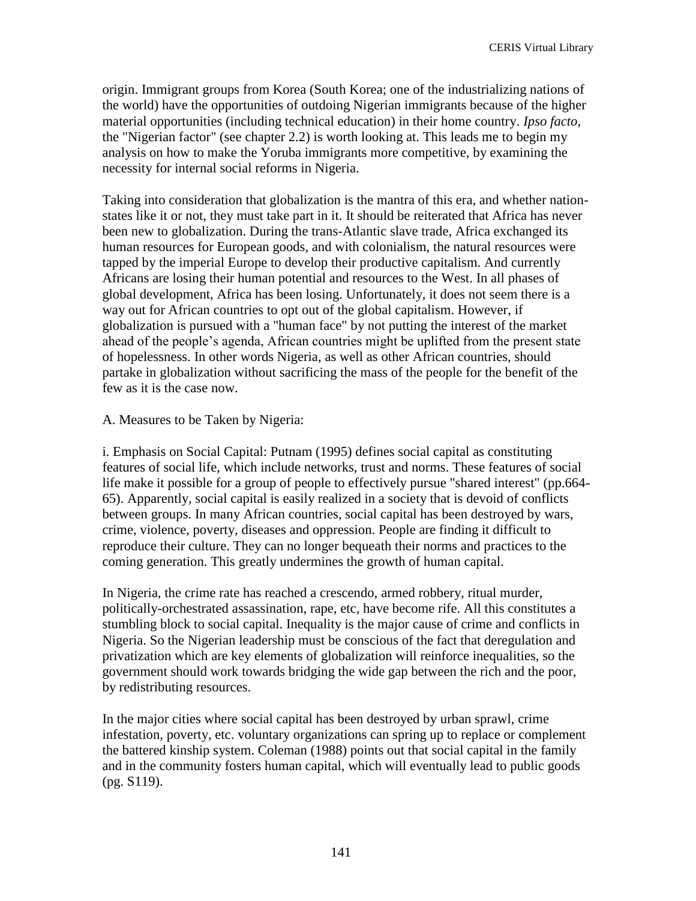origin. Immigrant groups from Korea (South Korea; one of the industrializing nations of the world) have the opportunities of outdoing Nigerian immigrants because of the higher material opportunities (including technical education) in their home country. *Ipso facto*, the "Nigerian factor" (see chapter 2.2) is worth looking at. This leads me to begin my analysis on how to make the Yoruba immigrants more competitive, by examining the necessity for internal social reforms in Nigeria.

Taking into consideration that globalization is the mantra of this era, and whether nation-states like it or not, they must take part in it. It should be reiterated that Africa has never been new to globalization. During the trans-Atlantic slave trade, Africa exchanged its human resources for European goods, and with colonialism, the natural resources were tapped by the imperial Europe to develop their productive capitalism. And currently Africans are losing their human potential and resources to the West. In all phases of global development, Africa has been losing. Unfortunately, it does not seem there is a way out for African countries to opt out of the global capitalism. However, if globalization is pursued with a "human face" by not putting the interest of the market ahead of the people's agenda, African countries might be uplifted from the present state of hopelessness. In other words Nigeria, as well as other African countries, should partake in globalization without sacrificing the mass of the people for the benefit of the few as it is the case now.

A. Measures to be Taken by Nigeria:

i. Emphasis on Social Capital: Putnam (1995) defines social capital as constituting features of social life, which include networks, trust and norms. These features of social life make it possible for a group of people to effectively pursue "shared interest" (pp.664-65). Apparently, social capital is easily realized in a society that is devoid of conflicts between groups. In many African countries, social capital has been destroyed by wars, crime, violence, poverty, diseases and oppression. People are finding it difficult to reproduce their culture. They can no longer bequeath their norms and practices to the coming generation. This greatly undermines the growth of human capital.

In Nigeria, the crime rate has reached a crescendo, armed robbery, ritual murder, politically-orchestrated assassination, rape, etc, have become rife. All this constitutes a stumbling block to social capital. Inequality is the major cause of crime and conflicts in Nigeria. So the Nigerian leadership must be conscious of the fact that deregulation and privatization which are key elements of globalization will reinforce inequalities, so the government should work towards bridging the wide gap between the rich and the poor, by redistributing resources.

In the major cities where social capital has been destroyed by urban sprawl, crime infestation, poverty, etc. voluntary organizations can spring up to replace or complement the battered kinship system. Coleman (1988) points out that social capital in the family and in the community fosters human capital, which will eventually lead to public goods (pg. S119).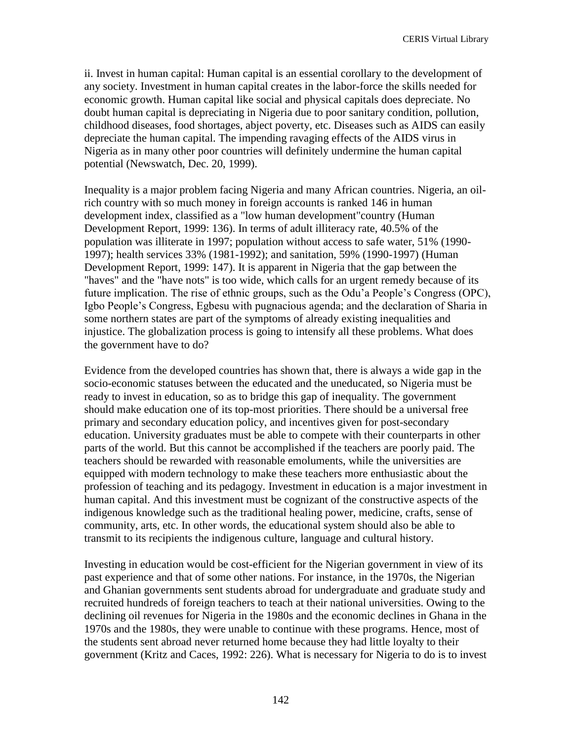ii. Invest in human capital: Human capital is an essential corollary to the development of any society. Investment in human capital creates in the labor-force the skills needed for economic growth. Human capital like social and physical capitals does depreciate. No doubt human capital is depreciating in Nigeria due to poor sanitary condition, pollution, childhood diseases, food shortages, abject poverty, etc. Diseases such as AIDS can easily depreciate the human capital. The impending ravaging effects of the AIDS virus in Nigeria as in many other poor countries will definitely undermine the human capital potential (Newswatch, Dec. 20, 1999).

Inequality is a major problem facing Nigeria and many African countries. Nigeria, an oil-rich country with so much money in foreign accounts is ranked 146 in human development index, classified as a "low human development"country (Human Development Report, 1999: 136). In terms of adult illiteracy rate, 40.5% of the population was illiterate in 1997; population without access to safe water, 51% (1990-1997); health services 33% (1981-1992); and sanitation, 59% (1990-1997) (Human Development Report, 1999: 147). It is apparent in Nigeria that the gap between the "haves" and the "have nots" is too wide, which calls for an urgent remedy because of its future implication. The rise of ethnic groups, such as the Odu'a People's Congress (OPC), Igbo People's Congress, Egbesu with pugnacious agenda; and the declaration of Sharia in some northern states are part of the symptoms of already existing inequalities and injustice. The globalization process is going to intensify all these problems. What does the government have to do?

Evidence from the developed countries has shown that, there is always a wide gap in the socio-economic statuses between the educated and the uneducated, so Nigeria must be ready to invest in education, so as to bridge this gap of inequality. The government should make education one of its top-most priorities. There should be a universal free primary and secondary education policy, and incentives given for post-secondary education. University graduates must be able to compete with their counterparts in other parts of the world. But this cannot be accomplished if the teachers are poorly paid. The teachers should be rewarded with reasonable emoluments, while the universities are equipped with modern technology to make these teachers more enthusiastic about the profession of teaching and its pedagogy. Investment in education is a major investment in human capital. And this investment must be cognizant of the constructive aspects of the indigenous knowledge such as the traditional healing power, medicine, crafts, sense of community, arts, etc. In other words, the educational system should also be able to transmit to its recipients the indigenous culture, language and cultural history.

Investing in education would be cost-efficient for the Nigerian government in view of its past experience and that of some other nations. For instance, in the 1970s, the Nigerian and Ghanian governments sent students abroad for undergraduate and graduate study and recruited hundreds of foreign teachers to teach at their national universities. Owing to the declining oil revenues for Nigeria in the 1980s and the economic declines in Ghana in the 1970s and the 1980s, they were unable to continue with these programs. Hence, most of the students sent abroad never returned home because they had little loyalty to their government (Kritz and Caces, 1992: 226). What is necessary for Nigeria to do is to invest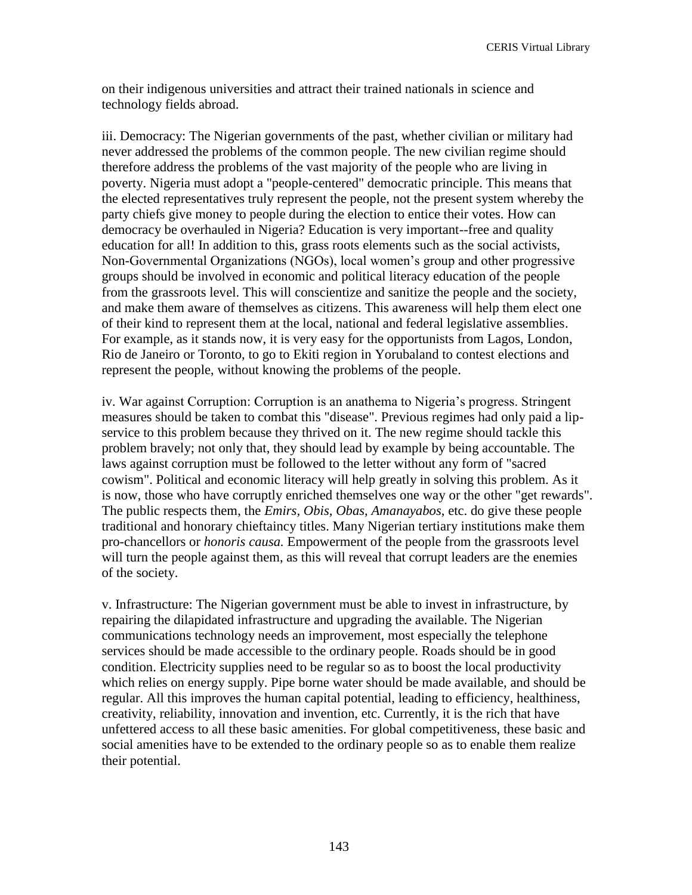on their indigenous universities and attract their trained nationals in science and technology fields abroad.

iii. Democracy: The Nigerian governments of the past, whether civilian or military had never addressed the problems of the common people. The new civilian regime should therefore address the problems of the vast majority of the people who are living in poverty. Nigeria must adopt a "people-centered" democratic principle. This means that the elected representatives truly represent the people, not the present system whereby the party chiefs give money to people during the election to entice their votes. How can democracy be overhauled in Nigeria? Education is very important--free and quality education for all! In addition to this, grass roots elements such as the social activists, Non-Governmental Organizations (NGOs), local women's group and other progressive groups should be involved in economic and political literacy education of the people from the grassroots level. This will conscientize and sanitize the people and the society, and make them aware of themselves as citizens. This awareness will help them elect one of their kind to represent them at the local, national and federal legislative assemblies. For example, as it stands now, it is very easy for the opportunists from Lagos, London, Rio de Janeiro or Toronto, to go to Ekiti region in Yorubaland to contest elections and represent the people, without knowing the problems of the people.

iv. War against Corruption: Corruption is an anathema to Nigeria's progress. Stringent measures should be taken to combat this "disease". Previous regimes had only paid a lip-service to this problem because they thrived on it. The new regime should tackle this problem bravely; not only that, they should lead by example by being accountable. The laws against corruption must be followed to the letter without any form of "sacred cowism". Political and economic literacy will help greatly in solving this problem. As it is now, those who have corruptly enriched themselves one way or the other "get rewards". The public respects them, the *Emirs*, *Obis*, *Obas*, *Amanayabos*, etc. do give these people traditional and honorary chieftaincy titles. Many Nigerian tertiary institutions make them pro-chancellors or *honoris causa.* Empowerment of the people from the grassroots level will turn the people against them, as this will reveal that corrupt leaders are the enemies of the society.

v. Infrastructure: The Nigerian government must be able to invest in infrastructure, by repairing the dilapidated infrastructure and upgrading the available. The Nigerian communications technology needs an improvement, most especially the telephone services should be made accessible to the ordinary people. Roads should be in good condition. Electricity supplies need to be regular so as to boost the local productivity which relies on energy supply. Pipe borne water should be made available, and should be regular. All this improves the human capital potential, leading to efficiency, healthiness, creativity, reliability, innovation and invention, etc. Currently, it is the rich that have unfettered access to all these basic amenities. For global competitiveness, these basic and social amenities have to be extended to the ordinary people so as to enable them realize their potential.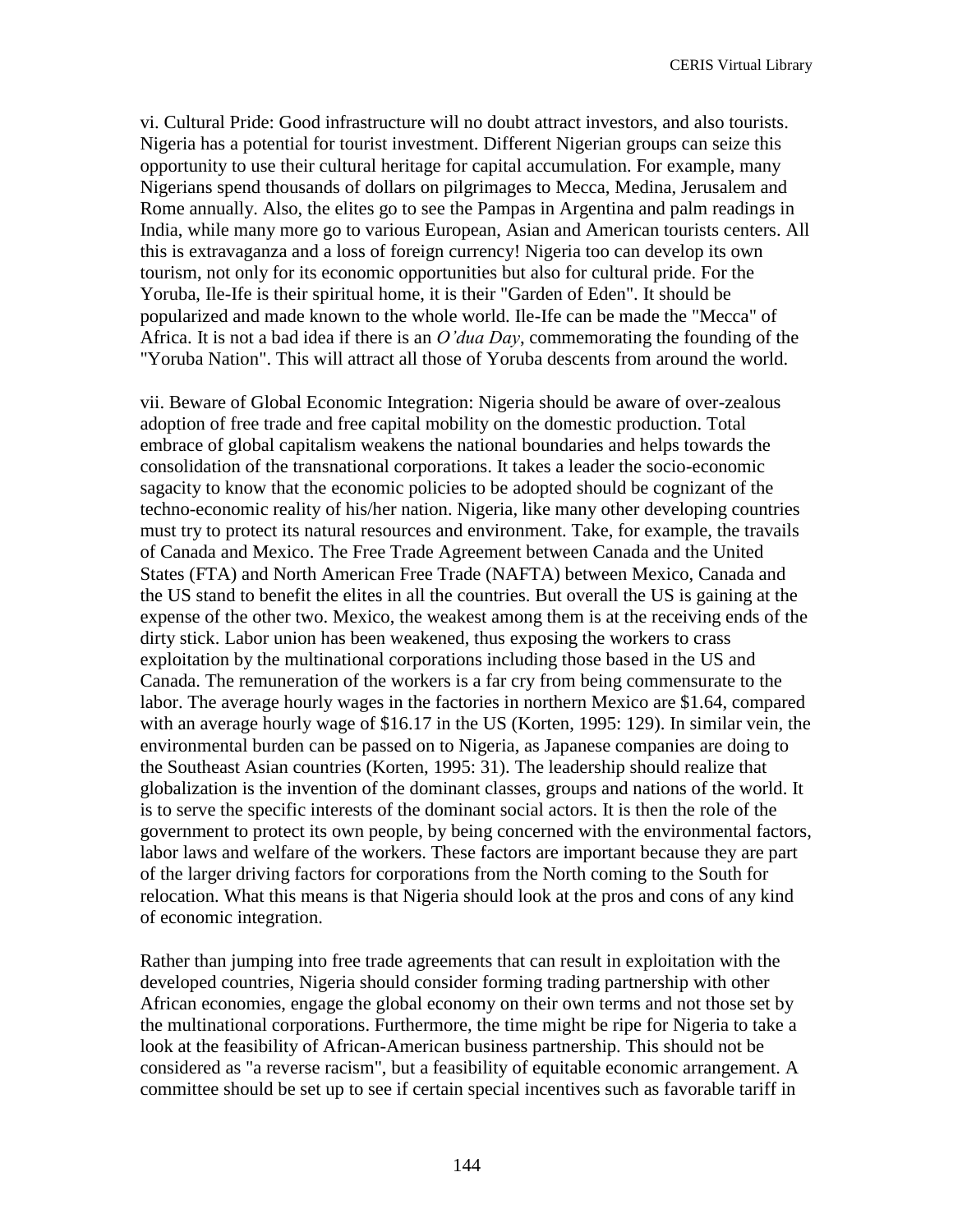vi. Cultural Pride: Good infrastructure will no doubt attract investors, and also tourists. Nigeria has a potential for tourist investment. Different Nigerian groups can seize this opportunity to use their cultural heritage for capital accumulation. For example, many Nigerians spend thousands of dollars on pilgrimages to Mecca, Medina, Jerusalem and Rome annually. Also, the elites go to see the Pampas in Argentina and palm readings in India, while many more go to various European, Asian and American tourists centers. All this is extravaganza and a loss of foreign currency! Nigeria too can develop its own tourism, not only for its economic opportunities but also for cultural pride. For the Yoruba, Ile-Ife is their spiritual home, it is their "Garden of Eden". It should be popularized and made known to the whole world. Ile-Ife can be made the "Mecca" of Africa. It is not a bad idea if there is an *O'dua Day*, commemorating the founding of the "Yoruba Nation". This will attract all those of Yoruba descents from around the world.

vii. Beware of Global Economic Integration: Nigeria should be aware of over-zealous adoption of free trade and free capital mobility on the domestic production. Total embrace of global capitalism weakens the national boundaries and helps towards the consolidation of the transnational corporations. It takes a leader the socio-economic sagacity to know that the economic policies to be adopted should be cognizant of the techno-economic reality of his/her nation. Nigeria, like many other developing countries must try to protect its natural resources and environment. Take, for example, the travails of Canada and Mexico. The Free Trade Agreement between Canada and the United States (FTA) and North American Free Trade (NAFTA) between Mexico, Canada and the US stand to benefit the elites in all the countries. But overall the US is gaining at the expense of the other two. Mexico, the weakest among them is at the receiving ends of the dirty stick. Labor union has been weakened, thus exposing the workers to crass exploitation by the multinational corporations including those based in the US and Canada. The remuneration of the workers is a far cry from being commensurate to the labor. The average hourly wages in the factories in northern Mexico are $1.64, compared with an average hourly wage of $16.17 in the US (Korten, 1995: 129). In similar vein, the environmental burden can be passed on to Nigeria, as Japanese companies are doing to the Southeast Asian countries (Korten, 1995: 31). The leadership should realize that globalization is the invention of the dominant classes, groups and nations of the world. It is to serve the specific interests of the dominant social actors. It is then the role of the government to protect its own people, by being concerned with the environmental factors, labor laws and welfare of the workers. These factors are important because they are part of the larger driving factors for corporations from the North coming to the South for relocation. What this means is that Nigeria should look at the pros and cons of any kind of economic integration.

Rather than jumping into free trade agreements that can result in exploitation with the developed countries, Nigeria should consider forming trading partnership with other African economies, engage the global economy on their own terms and not those set by the multinational corporations. Furthermore, the time might be ripe for Nigeria to take a look at the feasibility of African-American business partnership. This should not be considered as "a reverse racism", but a feasibility of equitable economic arrangement. A committee should be set up to see if certain special incentives such as favorable tariff in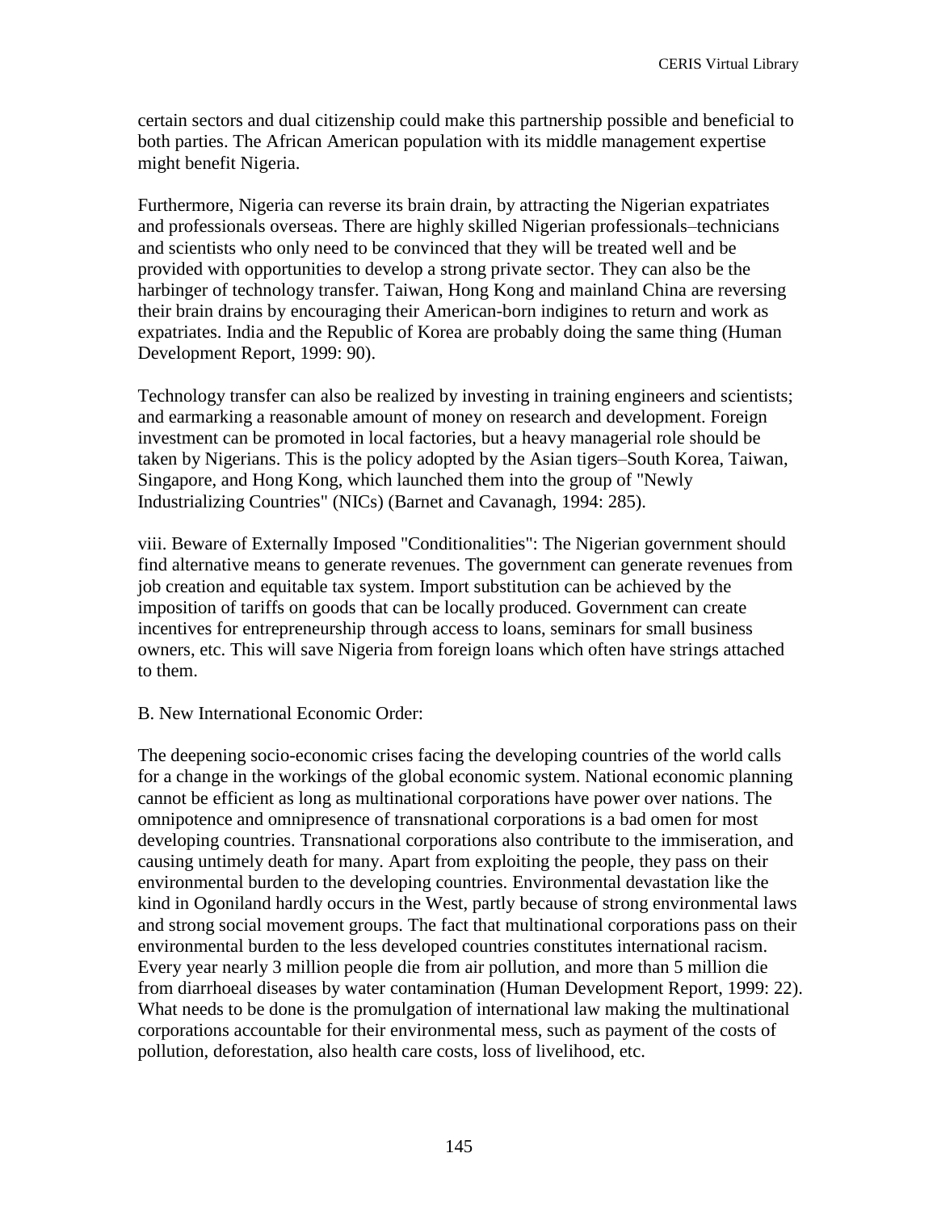certain sectors and dual citizenship could make this partnership possible and beneficial to both parties. The African American population with its middle management expertise might benefit Nigeria.

Furthermore, Nigeria can reverse its brain drain, by attracting the Nigerian expatriates and professionals overseas. There are highly skilled Nigerian professionals–technicians and scientists who only need to be convinced that they will be treated well and be provided with opportunities to develop a strong private sector. They can also be the harbinger of technology transfer. Taiwan, Hong Kong and mainland China are reversing their brain drains by encouraging their American-born indigines to return and work as expatriates. India and the Republic of Korea are probably doing the same thing (Human Development Report, 1999: 90).

Technology transfer can also be realized by investing in training engineers and scientists; and earmarking a reasonable amount of money on research and development. Foreign investment can be promoted in local factories, but a heavy managerial role should be taken by Nigerians. This is the policy adopted by the Asian tigers–South Korea, Taiwan, Singapore, and Hong Kong, which launched them into the group of "Newly Industrializing Countries" (NICs) (Barnet and Cavanagh, 1994: 285).

viii. Beware of Externally Imposed "Conditionalities": The Nigerian government should find alternative means to generate revenues. The government can generate revenues from job creation and equitable tax system. Import substitution can be achieved by the imposition of tariffs on goods that can be locally produced. Government can create incentives for entrepreneurship through access to loans, seminars for small business owners, etc. This will save Nigeria from foreign loans which often have strings attached to them.

B. New International Economic Order:

The deepening socio-economic crises facing the developing countries of the world calls for a change in the workings of the global economic system. National economic planning cannot be efficient as long as multinational corporations have power over nations. The omnipotence and omnipresence of transnational corporations is a bad omen for most developing countries. Transnational corporations also contribute to the immiseration, and causing untimely death for many. Apart from exploiting the people, they pass on their environmental burden to the developing countries. Environmental devastation like the kind in Ogoniland hardly occurs in the West, partly because of strong environmental laws and strong social movement groups. The fact that multinational corporations pass on their environmental burden to the less developed countries constitutes international racism. Every year nearly 3 million people die from air pollution, and more than 5 million die from diarrhoeal diseases by water contamination (Human Development Report, 1999: 22). What needs to be done is the promulgation of international law making the multinational corporations accountable for their environmental mess, such as payment of the costs of pollution, deforestation, also health care costs, loss of livelihood, etc.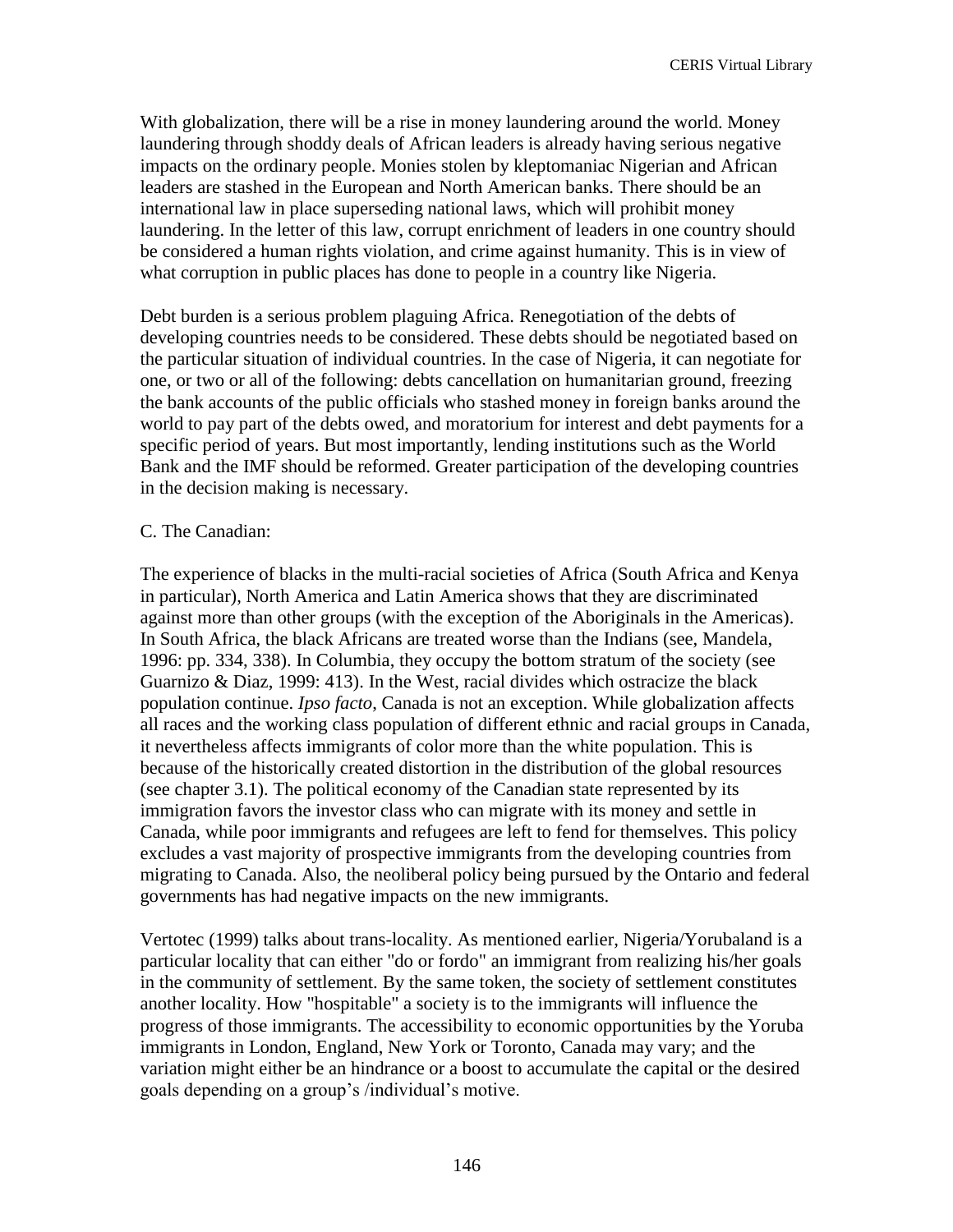With globalization, there will be a rise in money laundering around the world. Money laundering through shoddy deals of African leaders is already having serious negative impacts on the ordinary people. Monies stolen by kleptomaniac Nigerian and African leaders are stashed in the European and North American banks. There should be an international law in place superseding national laws, which will prohibit money laundering. In the letter of this law, corrupt enrichment of leaders in one country should be considered a human rights violation, and crime against humanity. This is in view of what corruption in public places has done to people in a country like Nigeria.

Debt burden is a serious problem plaguing Africa. Renegotiation of the debts of developing countries needs to be considered. These debts should be negotiated based on the particular situation of individual countries. In the case of Nigeria, it can negotiate for one, or two or all of the following: debts cancellation on humanitarian ground, freezing the bank accounts of the public officials who stashed money in foreign banks around the world to pay part of the debts owed, and moratorium for interest and debt payments for a specific period of years. But most importantly, lending institutions such as the World Bank and the IMF should be reformed. Greater participation of the developing countries in the decision making is necessary.

C. The Canadian:

The experience of blacks in the multi-racial societies of Africa (South Africa and Kenya in particular), North America and Latin America shows that they are discriminated against more than other groups (with the exception of the Aboriginals in the Americas). In South Africa, the black Africans are treated worse than the Indians (see, Mandela, 1996: pp. 334, 338). In Columbia, they occupy the bottom stratum of the society (see Guarnizo & Diaz, 1999: 413). In the West, racial divides which ostracize the black population continue. *Ipso facto,* Canada is not an exception. While globalization affects all races and the working class population of different ethnic and racial groups in Canada, it nevertheless affects immigrants of color more than the white population. This is because of the historically created distortion in the distribution of the global resources (see chapter 3.1). The political economy of the Canadian state represented by its immigration favors the investor class who can migrate with its money and settle in Canada, while poor immigrants and refugees are left to fend for themselves. This policy excludes a vast majority of prospective immigrants from the developing countries from migrating to Canada. Also, the neoliberal policy being pursued by the Ontario and federal governments has had negative impacts on the new immigrants.

Vertotec (1999) talks about trans-locality. As mentioned earlier, Nigeria/Yorubaland is a particular locality that can either "do or fordo" an immigrant from realizing his/her goals in the community of settlement. By the same token, the society of settlement constitutes another locality. How "hospitable" a society is to the immigrants will influence the progress of those immigrants. The accessibility to economic opportunities by the Yoruba immigrants in London, England, New York or Toronto, Canada may vary; and the variation might either be an hindrance or a boost to accumulate the capital or the desired goals depending on a group's /individual's motive.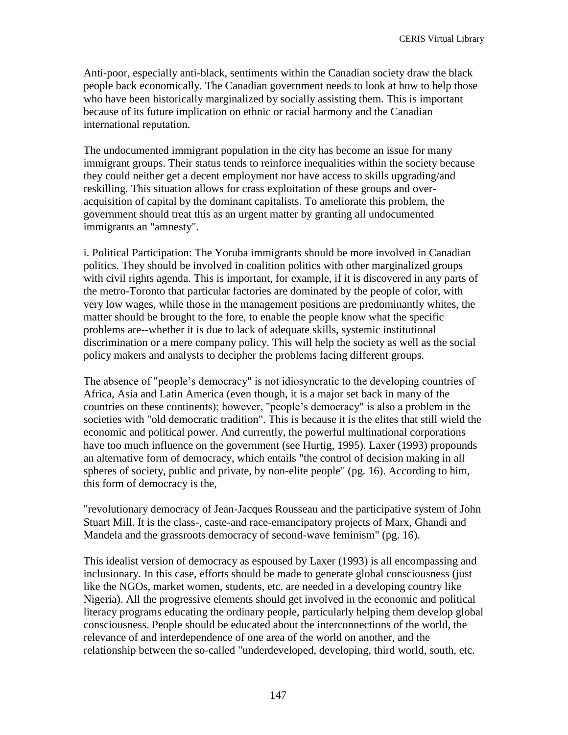Anti-poor, especially anti-black, sentiments within the Canadian society draw the black people back economically. The Canadian government needs to look at how to help those who have been historically marginalized by socially assisting them. This is important because of its future implication on ethnic or racial harmony and the Canadian international reputation.

The undocumented immigrant population in the city has become an issue for many immigrant groups. Their status tends to reinforce inequalities within the society because they could neither get a decent employment nor have access to skills upgrading/and reskilling. This situation allows for crass exploitation of these groups and over-acquisition of capital by the dominant capitalists. To ameliorate this problem, the government should treat this as an urgent matter by granting all undocumented immigrants an "amnesty".

i. Political Participation: The Yoruba immigrants should be more involved in Canadian politics. They should be involved in coalition politics with other marginalized groups with civil rights agenda. This is important, for example, if it is discovered in any parts of the metro-Toronto that particular factories are dominated by the people of color, with very low wages, while those in the management positions are predominantly whites, the matter should be brought to the fore, to enable the people know what the specific problems are--whether it is due to lack of adequate skills, systemic institutional discrimination or a mere company policy. This will help the society as well as the social policy makers and analysts to decipher the problems facing different groups.

The absence of "people's democracy" is not idiosyncratic to the developing countries of Africa, Asia and Latin America (even though, it is a major set back in many of the countries on these continents); however, "people's democracy" is also a problem in the societies with "old democratic tradition". This is because it is the elites that still wield the economic and political power. And currently, the powerful multinational corporations have too much influence on the government (see Hurtig, 1995). Laxer (1993) propounds an alternative form of democracy, which entails "the control of decision making in all spheres of society, public and private, by non-elite people" (pg. 16). According to him, this form of democracy is the,

"revolutionary democracy of Jean-Jacques Rousseau and the participative system of John Stuart Mill. It is the class-, caste-and race-emancipatory projects of Marx, Ghandi and Mandela and the grassroots democracy of second-wave feminism" (pg. 16).

This idealist version of democracy as espoused by Laxer (1993) is all encompassing and inclusionary. In this case, efforts should be made to generate global consciousness (just like the NGOs, market women, students, etc. are needed in a developing country like Nigeria). All the progressive elements should get involved in the economic and political literacy programs educating the ordinary people, particularly helping them develop global consciousness. People should be educated about the interconnections of the world, the relevance of and interdependence of one area of the world on another, and the relationship between the so-called "underdeveloped, developing, third world, south, etc.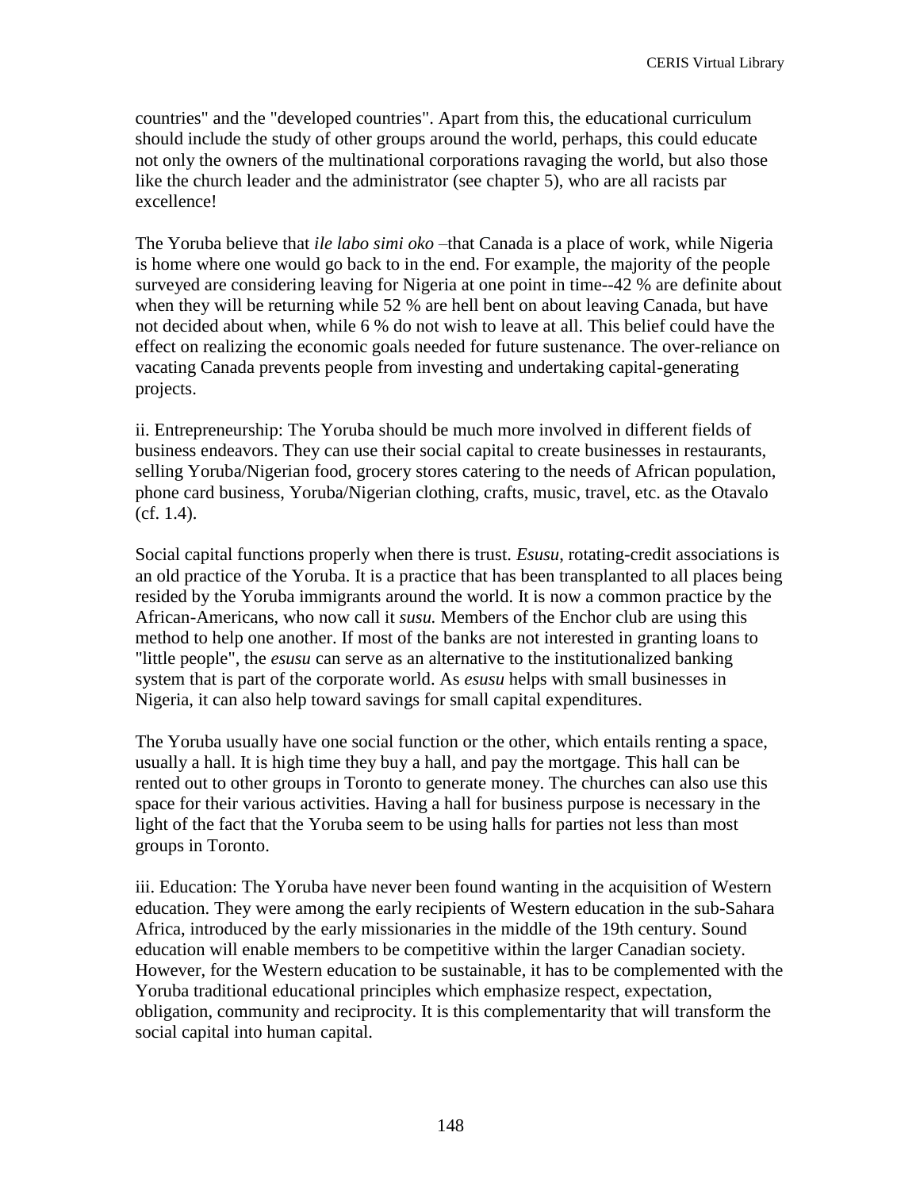countries" and the "developed countries". Apart from this, the educational curriculum should include the study of other groups around the world, perhaps, this could educate not only the owners of the multinational corporations ravaging the world, but also those like the church leader and the administrator (see chapter 5), who are all racists par excellence!

The Yoruba believe that *ile labo simi oko* –that Canada is a place of work, while Nigeria is home where one would go back to in the end. For example, the majority of the people surveyed are considering leaving for Nigeria at one point in time--42 % are definite about when they will be returning while 52 % are hell bent on about leaving Canada, but have not decided about when, while 6 % do not wish to leave at all. This belief could have the effect on realizing the economic goals needed for future sustenance. The over-reliance on vacating Canada prevents people from investing and undertaking capital-generating projects.

ii. Entrepreneurship: The Yoruba should be much more involved in different fields of business endeavors. They can use their social capital to create businesses in restaurants, selling Yoruba/Nigerian food, grocery stores catering to the needs of African population, phone card business, Yoruba/Nigerian clothing, crafts, music, travel, etc. as the Otavalo (cf. 1.4).

Social capital functions properly when there is trust. *Esusu*, rotating-credit associations is an old practice of the Yoruba. It is a practice that has been transplanted to all places being resided by the Yoruba immigrants around the world. It is now a common practice by the African-Americans, who now call it *susu.* Members of the Enchor club are using this method to help one another. If most of the banks are not interested in granting loans to "little people", the *esusu* can serve as an alternative to the institutionalized banking system that is part of the corporate world. As *esusu* helps with small businesses in Nigeria, it can also help toward savings for small capital expenditures.

The Yoruba usually have one social function or the other, which entails renting a space, usually a hall. It is high time they buy a hall, and pay the mortgage. This hall can be rented out to other groups in Toronto to generate money. The churches can also use this space for their various activities. Having a hall for business purpose is necessary in the light of the fact that the Yoruba seem to be using halls for parties not less than most groups in Toronto.

iii. Education: The Yoruba have never been found wanting in the acquisition of Western education. They were among the early recipients of Western education in the sub-Sahara Africa, introduced by the early missionaries in the middle of the 19th century. Sound education will enable members to be competitive within the larger Canadian society. However, for the Western education to be sustainable, it has to be complemented with the Yoruba traditional educational principles which emphasize respect, expectation, obligation, community and reciprocity. It is this complementarity that will transform the social capital into human capital.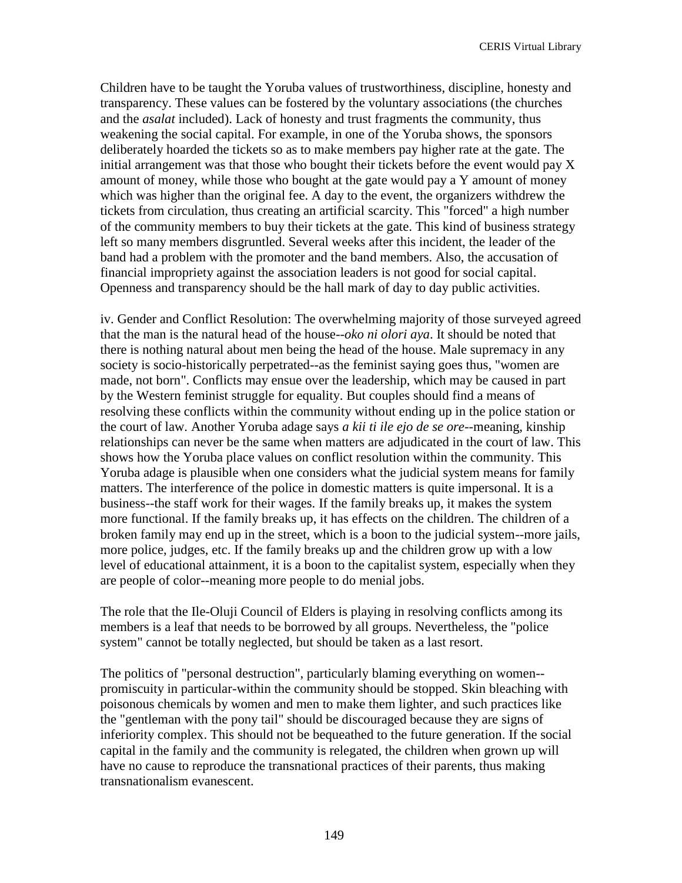Children have to be taught the Yoruba values of trustworthiness, discipline, honesty and transparency. These values can be fostered by the voluntary associations (the churches and the *asalat* included). Lack of honesty and trust fragments the community, thus weakening the social capital. For example, in one of the Yoruba shows, the sponsors deliberately hoarded the tickets so as to make members pay higher rate at the gate. The initial arrangement was that those who bought their tickets before the event would pay X amount of money, while those who bought at the gate would pay a Y amount of money which was higher than the original fee. A day to the event, the organizers withdrew the tickets from circulation, thus creating an artificial scarcity. This "forced" a high number of the community members to buy their tickets at the gate. This kind of business strategy left so many members disgruntled. Several weeks after this incident, the leader of the band had a problem with the promoter and the band members. Also, the accusation of financial impropriety against the association leaders is not good for social capital. Openness and transparency should be the hall mark of day to day public activities.

iv. Gender and Conflict Resolution: The overwhelming majority of those surveyed agreed that the man is the natural head of the house--*oko ni olori aya*. It should be noted that there is nothing natural about men being the head of the house. Male supremacy in any society is socio-historically perpetrated--as the feminist saying goes thus, "women are made, not born". Conflicts may ensue over the leadership, which may be caused in part by the Western feminist struggle for equality. But couples should find a means of resolving these conflicts within the community without ending up in the police station or the court of law. Another Yoruba adage says *a kii ti ile ejo de se ore*--meaning, kinship relationships can never be the same when matters are adjudicated in the court of law. This shows how the Yoruba place values on conflict resolution within the community. This Yoruba adage is plausible when one considers what the judicial system means for family matters. The interference of the police in domestic matters is quite impersonal. It is a business--the staff work for their wages. If the family breaks up, it makes the system more functional. If the family breaks up, it has effects on the children. The children of a broken family may end up in the street, which is a boon to the judicial system--more jails, more police, judges, etc. If the family breaks up and the children grow up with a low level of educational attainment, it is a boon to the capitalist system, especially when they are people of color--meaning more people to do menial jobs.

The role that the Ile-Oluji Council of Elders is playing in resolving conflicts among its members is a leaf that needs to be borrowed by all groups. Nevertheless, the "police system" cannot be totally neglected, but should be taken as a last resort.

The politics of "personal destruction", particularly blaming everything on women--promiscuity in particular-within the community should be stopped. Skin bleaching with poisonous chemicals by women and men to make them lighter, and such practices like the "gentleman with the pony tail" should be discouraged because they are signs of inferiority complex. This should not be bequeathed to the future generation. If the social capital in the family and the community is relegated, the children when grown up will have no cause to reproduce the transnational practices of their parents, thus making transnationalism evanescent.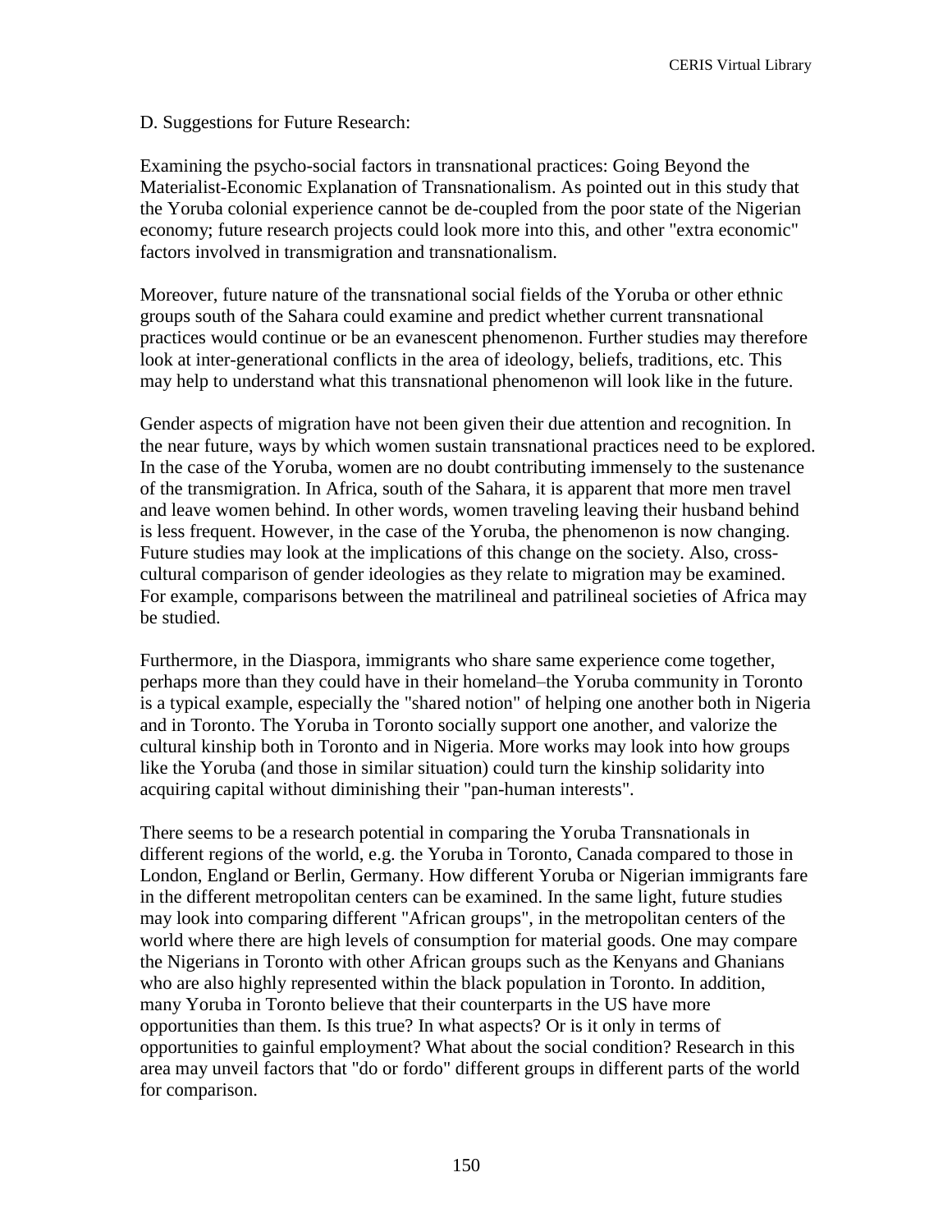D. Suggestions for Future Research:

Examining the psycho-social factors in transnational practices: Going Beyond the Materialist-Economic Explanation of Transnationalism. As pointed out in this study that the Yoruba colonial experience cannot be de-coupled from the poor state of the Nigerian economy; future research projects could look more into this, and other "extra economic" factors involved in transmigration and transnationalism.

Moreover, future nature of the transnational social fields of the Yoruba or other ethnic groups south of the Sahara could examine and predict whether current transnational practices would continue or be an evanescent phenomenon. Further studies may therefore look at inter-generational conflicts in the area of ideology, beliefs, traditions, etc. This may help to understand what this transnational phenomenon will look like in the future.

Gender aspects of migration have not been given their due attention and recognition. In the near future, ways by which women sustain transnational practices need to be explored. In the case of the Yoruba, women are no doubt contributing immensely to the sustenance of the transmigration. In Africa, south of the Sahara, it is apparent that more men travel and leave women behind. In other words, women traveling leaving their husband behind is less frequent. However, in the case of the Yoruba, the phenomenon is now changing. Future studies may look at the implications of this change on the society. Also, cross-cultural comparison of gender ideologies as they relate to migration may be examined. For example, comparisons between the matrilineal and patrilineal societies of Africa may be studied.

Furthermore, in the Diaspora, immigrants who share same experience come together, perhaps more than they could have in their homeland–the Yoruba community in Toronto is a typical example, especially the "shared notion" of helping one another both in Nigeria and in Toronto. The Yoruba in Toronto socially support one another, and valorize the cultural kinship both in Toronto and in Nigeria. More works may look into how groups like the Yoruba (and those in similar situation) could turn the kinship solidarity into acquiring capital without diminishing their "pan-human interests".

There seems to be a research potential in comparing the Yoruba Transnationals in different regions of the world, e.g. the Yoruba in Toronto, Canada compared to those in London, England or Berlin, Germany. How different Yoruba or Nigerian immigrants fare in the different metropolitan centers can be examined. In the same light, future studies may look into comparing different "African groups", in the metropolitan centers of the world where there are high levels of consumption for material goods. One may compare the Nigerians in Toronto with other African groups such as the Kenyans and Ghanians who are also highly represented within the black population in Toronto. In addition, many Yoruba in Toronto believe that their counterparts in the US have more opportunities than them. Is this true? In what aspects? Or is it only in terms of opportunities to gainful employment? What about the social condition? Research in this area may unveil factors that "do or fordo" different groups in different parts of the world for comparison.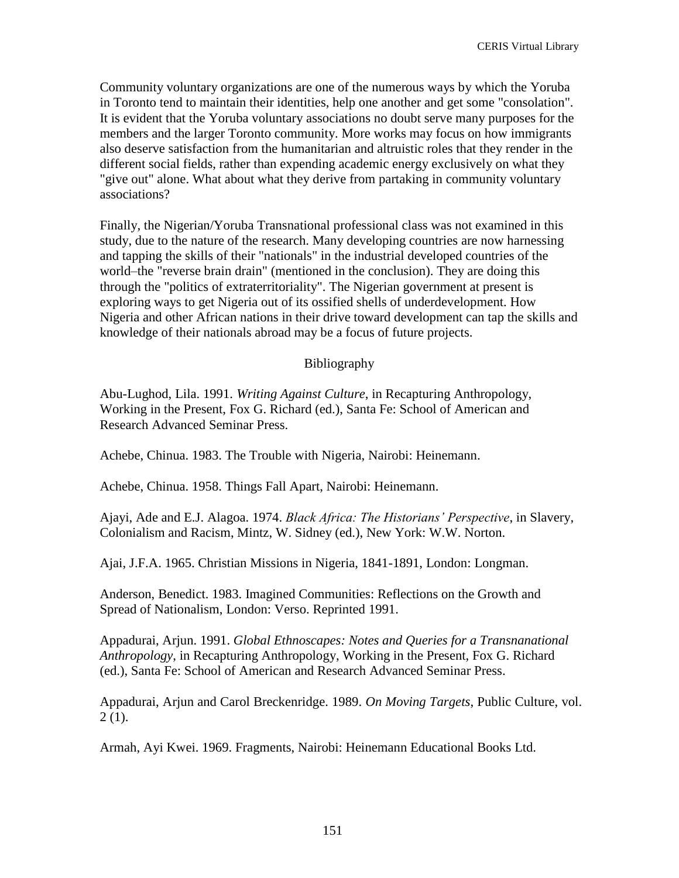Community voluntary organizations are one of the numerous ways by which the Yoruba in Toronto tend to maintain their identities, help one another and get some "consolation". It is evident that the Yoruba voluntary associations no doubt serve many purposes for the members and the larger Toronto community. More works may focus on how immigrants also deserve satisfaction from the humanitarian and altruistic roles that they render in the different social fields, rather than expending academic energy exclusively on what they "give out" alone. What about what they derive from partaking in community voluntary associations?

Finally, the Nigerian/Yoruba Transnational professional class was not examined in this study, due to the nature of the research. Many developing countries are now harnessing and tapping the skills of their "nationals" in the industrial developed countries of the world–the "reverse brain drain" (mentioned in the conclusion). They are doing this through the "politics of extraterritoriality". The Nigerian government at present is exploring ways to get Nigeria out of its ossified shells of underdevelopment. How Nigeria and other African nations in their drive toward development can tap the skills and knowledge of their nationals abroad may be a focus of future projects.

## Bibliography

Abu-Lughod, Lila. 1991. *Writing Against Culture*, in Recapturing Anthropology, Working in the Present, Fox G. Richard (ed.), Santa Fe: School of American and Research Advanced Seminar Press.

Achebe, Chinua. 1983. The Trouble with Nigeria, Nairobi: Heinemann.

Achebe, Chinua. 1958. Things Fall Apart, Nairobi: Heinemann.

Ajayi, Ade and E.J. Alagoa. 1974. *Black Africa: The Historians' Perspective*, in Slavery, Colonialism and Racism, Mintz, W. Sidney (ed.), New York: W.W. Norton.

Ajai, J.F.A. 1965. Christian Missions in Nigeria, 1841-1891, London: Longman.

Anderson, Benedict. 1983. Imagined Communities: Reflections on the Growth and Spread of Nationalism, London: Verso. Reprinted 1991.

Appadurai, Arjun. 1991. *Global Ethnoscapes: Notes and Queries for a Transnanational Anthropology*, in Recapturing Anthropology, Working in the Present, Fox G. Richard (ed.), Santa Fe: School of American and Research Advanced Seminar Press.

Appadurai, Arjun and Carol Breckenridge. 1989. *On Moving Targets*, Public Culture, vol. 2 (1).

Armah, Ayi Kwei. 1969. Fragments, Nairobi: Heinemann Educational Books Ltd.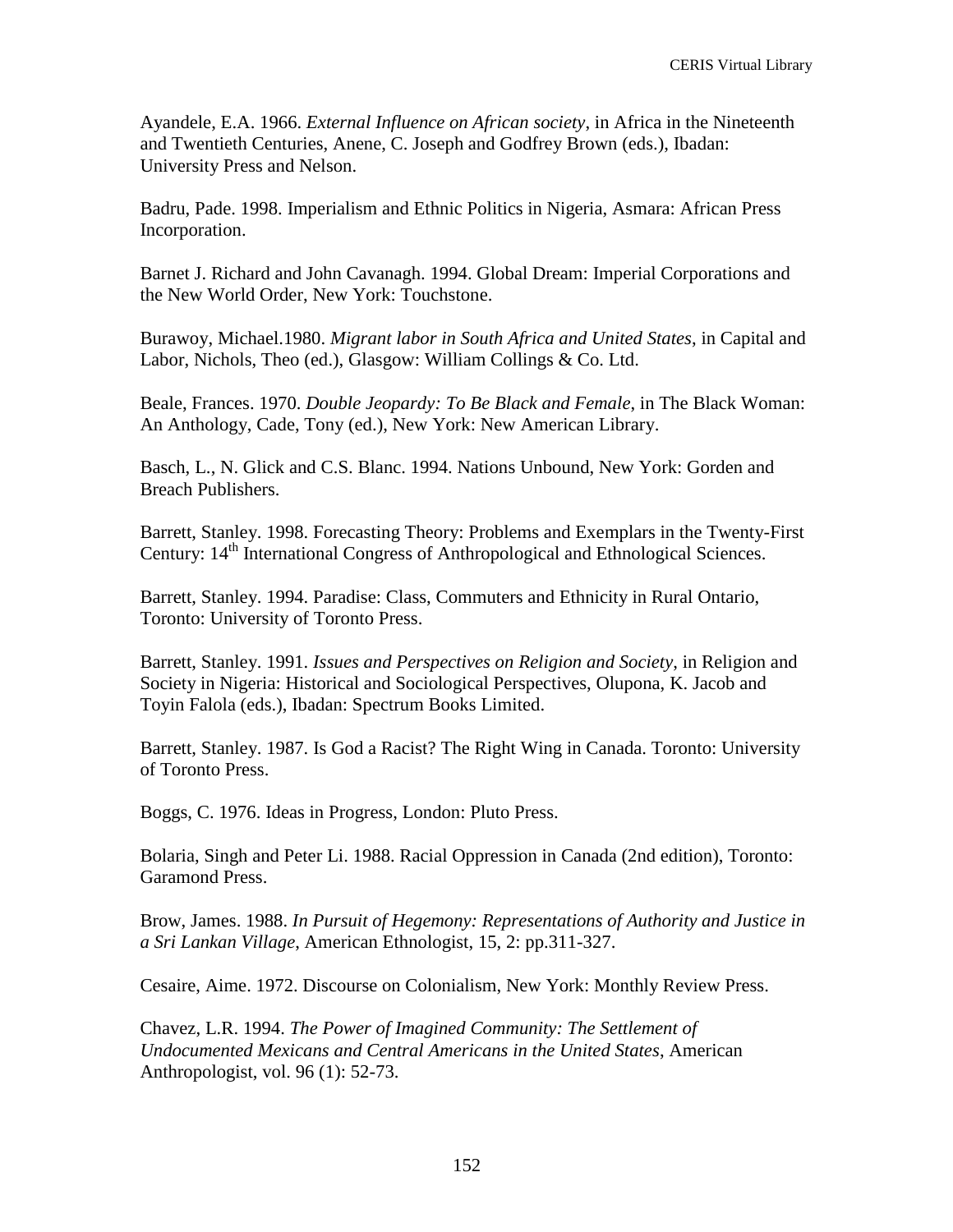Ayandele, E.A. 1966. *External Influence on African society*, in Africa in the Nineteenth and Twentieth Centuries, Anene, C. Joseph and Godfrey Brown (eds.), Ibadan: University Press and Nelson.

Badru, Pade. 1998. Imperialism and Ethnic Politics in Nigeria, Asmara: African Press Incorporation.

Barnet J. Richard and John Cavanagh. 1994. Global Dream: Imperial Corporations and the New World Order, New York: Touchstone.

Burawoy, Michael.1980. *Migrant labor in South Africa and United States*, in Capital and Labor, Nichols, Theo (ed.), Glasgow: William Collings & Co. Ltd.

Beale, Frances. 1970. *Double Jeopardy: To Be Black and Female*, in The Black Woman: An Anthology, Cade, Tony (ed.), New York: New American Library.

Basch, L., N. Glick and C.S. Blanc. 1994. Nations Unbound, New York: Gorden and Breach Publishers.

Barrett, Stanley. 1998. Forecasting Theory: Problems and Exemplars in the Twenty-First Century: 14th International Congress of Anthropological and Ethnological Sciences.

Barrett, Stanley. 1994. Paradise: Class, Commuters and Ethnicity in Rural Ontario, Toronto: University of Toronto Press.

Barrett, Stanley. 1991. *Issues and Perspectives on Religion and Society*, in Religion and Society in Nigeria: Historical and Sociological Perspectives, Olupona, K. Jacob and Toyin Falola (eds.), Ibadan: Spectrum Books Limited.

Barrett, Stanley. 1987. Is God a Racist? The Right Wing in Canada. Toronto: University of Toronto Press.

Boggs, C. 1976. Ideas in Progress, London: Pluto Press.

Bolaria, Singh and Peter Li. 1988. Racial Oppression in Canada (2nd edition), Toronto: Garamond Press.

Brow, James. 1988. *In Pursuit of Hegemony: Representations of Authority and Justice in a Sri Lankan Village*, American Ethnologist, 15, 2: pp.311-327.

Cesaire, Aime. 1972. Discourse on Colonialism, New York: Monthly Review Press.

Chavez, L.R. 1994. *The Power of Imagined Community: The Settlement of Undocumented Mexicans and Central Americans in the United States*, American Anthropologist, vol. 96 (1): 52-73.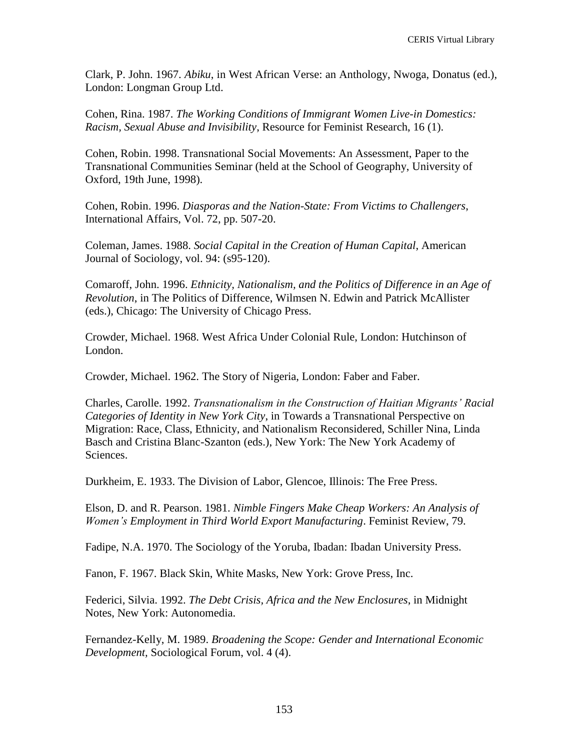Clark, P. John. 1967. *Abiku*, in West African Verse: an Anthology, Nwoga, Donatus (ed.), London: Longman Group Ltd.

Cohen, Rina. 1987. *The Working Conditions of Immigrant Women Live-in Domestics: Racism, Sexual Abuse and Invisibility*, Resource for Feminist Research, 16 (1).

Cohen, Robin. 1998. Transnational Social Movements: An Assessment, Paper to the Transnational Communities Seminar (held at the School of Geography, University of Oxford, 19th June, 1998).

Cohen, Robin. 1996. *Diasporas and the Nation-State: From Victims to Challengers*, International Affairs, Vol. 72, pp. 507-20.

Coleman, James. 1988. *Social Capital in the Creation of Human Capital*, American Journal of Sociology, vol. 94: (s95-120).

Comaroff, John. 1996. *Ethnicity, Nationalism, and the Politics of Difference in an Age of Revolution*, in The Politics of Difference, Wilmsen N. Edwin and Patrick McAllister (eds.), Chicago: The University of Chicago Press.

Crowder, Michael. 1968. West Africa Under Colonial Rule, London: Hutchinson of London.

Crowder, Michael. 1962. The Story of Nigeria, London: Faber and Faber.

Charles, Carolle. 1992. *Transnationalism in the Construction of Haitian Migrants' Racial Categories of Identity in New York City*, in Towards a Transnational Perspective on Migration: Race, Class, Ethnicity, and Nationalism Reconsidered, Schiller Nina, Linda Basch and Cristina Blanc-Szanton (eds.), New York: The New York Academy of Sciences.

Durkheim, E. 1933. The Division of Labor, Glencoe, Illinois: The Free Press.

Elson, D. and R. Pearson. 1981. *Nimble Fingers Make Cheap Workers: An Analysis of Women's Employment in Third World Export Manufacturing*. Feminist Review, 79.

Fadipe, N.A. 1970. The Sociology of the Yoruba, Ibadan: Ibadan University Press.

Fanon, F. 1967. Black Skin, White Masks, New York: Grove Press, Inc.

Federici, Silvia. 1992. *The Debt Crisis, Africa and the New Enclosures*, in Midnight Notes, New York: Autonomedia.

Fernandez-Kelly, M. 1989. *Broadening the Scope: Gender and International Economic Development*, Sociological Forum, vol. 4 (4).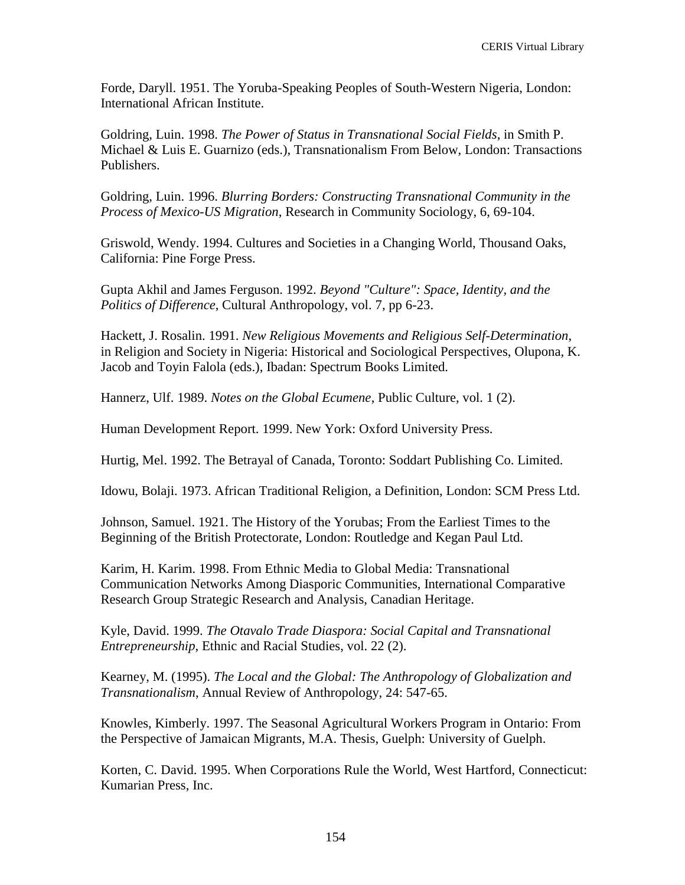Forde, Daryll. 1951. The Yoruba-Speaking Peoples of South-Western Nigeria, London: International African Institute.

Goldring, Luin. 1998. *The Power of Status in Transnational Social Fields*, in Smith P. Michael & Luis E. Guarnizo (eds.), Transnationalism From Below, London: Transactions Publishers.

Goldring, Luin. 1996. *Blurring Borders: Constructing Transnational Community in the Process of Mexico-US Migration*, Research in Community Sociology, 6, 69-104.

Griswold, Wendy. 1994. Cultures and Societies in a Changing World, Thousand Oaks, California: Pine Forge Press.

Gupta Akhil and James Ferguson. 1992. *Beyond "Culture": Space, Identity, and the Politics of Difference*, Cultural Anthropology, vol. 7, pp 6-23.

Hackett, J. Rosalin. 1991. *New Religious Movements and Religious Self-Determination*, in Religion and Society in Nigeria: Historical and Sociological Perspectives, Olupona, K. Jacob and Toyin Falola (eds.), Ibadan: Spectrum Books Limited.

Hannerz, Ulf. 1989. *Notes on the Global Ecumene*, Public Culture, vol. 1 (2).

Human Development Report. 1999. New York: Oxford University Press.

Hurtig, Mel. 1992. The Betrayal of Canada, Toronto: Soddart Publishing Co. Limited.

Idowu, Bolaji. 1973. African Traditional Religion, a Definition, London: SCM Press Ltd.

Johnson, Samuel. 1921. The History of the Yorubas; From the Earliest Times to the Beginning of the British Protectorate, London: Routledge and Kegan Paul Ltd.

Karim, H. Karim. 1998. From Ethnic Media to Global Media: Transnational Communication Networks Among Diasporic Communities, International Comparative Research Group Strategic Research and Analysis, Canadian Heritage.

Kyle, David. 1999. *The Otavalo Trade Diaspora: Social Capital and Transnational Entrepreneurship*, Ethnic and Racial Studies, vol. 22 (2).

Kearney, M. (1995). *The Local and the Global: The Anthropology of Globalization and Transnationalism*, Annual Review of Anthropology, 24: 547-65.

Knowles, Kimberly. 1997. The Seasonal Agricultural Workers Program in Ontario: From the Perspective of Jamaican Migrants, M.A. Thesis, Guelph: University of Guelph.

Korten, C. David. 1995. When Corporations Rule the World, West Hartford, Connecticut: Kumarian Press, Inc.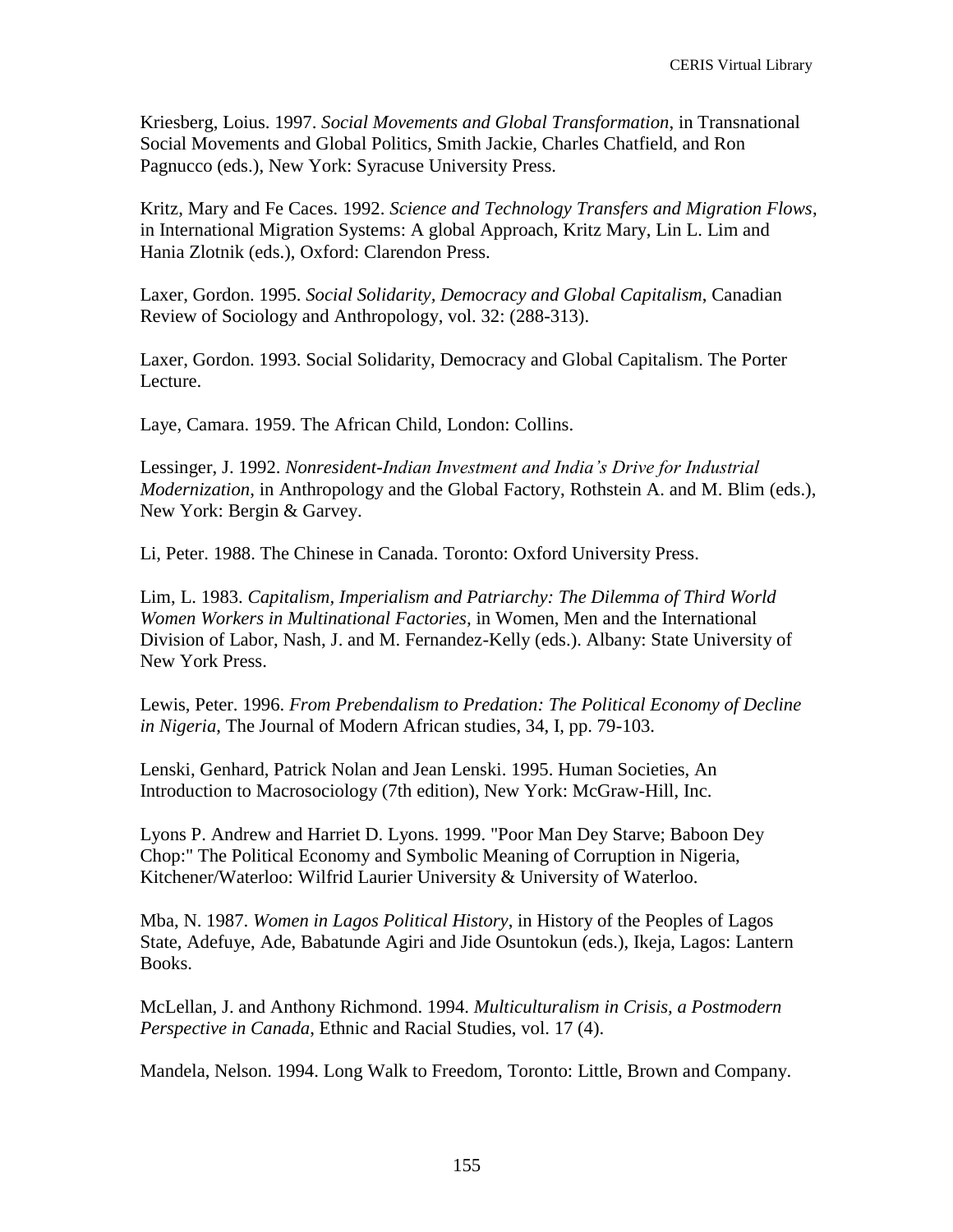Kriesberg, Loius. 1997. *Social Movements and Global Transformation*, in Transnational Social Movements and Global Politics, Smith Jackie, Charles Chatfield, and Ron Pagnucco (eds.), New York: Syracuse University Press.

Kritz, Mary and Fe Caces. 1992. *Science and Technology Transfers and Migration Flows*, in International Migration Systems: A global Approach, Kritz Mary, Lin L. Lim and Hania Zlotnik (eds.), Oxford: Clarendon Press.

Laxer, Gordon. 1995. *Social Solidarity, Democracy and Global Capitalism*, Canadian Review of Sociology and Anthropology, vol. 32: (288-313).

Laxer, Gordon. 1993. Social Solidarity, Democracy and Global Capitalism. The Porter Lecture.

Laye, Camara. 1959. The African Child, London: Collins.

Lessinger, J. 1992. *Nonresident-Indian Investment and India's Drive for Industrial Modernization*, in Anthropology and the Global Factory, Rothstein A. and M. Blim (eds.), New York: Bergin & Garvey.

Li, Peter. 1988. The Chinese in Canada. Toronto: Oxford University Press.

Lim, L. 1983. *Capitalism, Imperialism and Patriarchy: The Dilemma of Third World Women Workers in Multinational Factories,* in Women, Men and the International Division of Labor, Nash, J. and M. Fernandez-Kelly (eds.). Albany: State University of New York Press.

Lewis, Peter. 1996. *From Prebendalism to Predation: The Political Economy of Decline in Nigeria*, The Journal of Modern African studies, 34, I, pp. 79-103.

Lenski, Genhard, Patrick Nolan and Jean Lenski. 1995. Human Societies, An Introduction to Macrosociology (7th edition), New York: McGraw-Hill, Inc.

Lyons P. Andrew and Harriet D. Lyons. 1999. "Poor Man Dey Starve; Baboon Dey Chop:" The Political Economy and Symbolic Meaning of Corruption in Nigeria, Kitchener/Waterloo: Wilfrid Laurier University & University of Waterloo.

Mba, N. 1987. *Women in Lagos Political History*, in History of the Peoples of Lagos State, Adefuye, Ade, Babatunde Agiri and Jide Osuntokun (eds.), Ikeja, Lagos: Lantern Books.

McLellan, J. and Anthony Richmond. 1994. *Multiculturalism in Crisis, a Postmodern Perspective in Canada*, Ethnic and Racial Studies, vol. 17 (4).

Mandela, Nelson. 1994. Long Walk to Freedom, Toronto: Little, Brown and Company.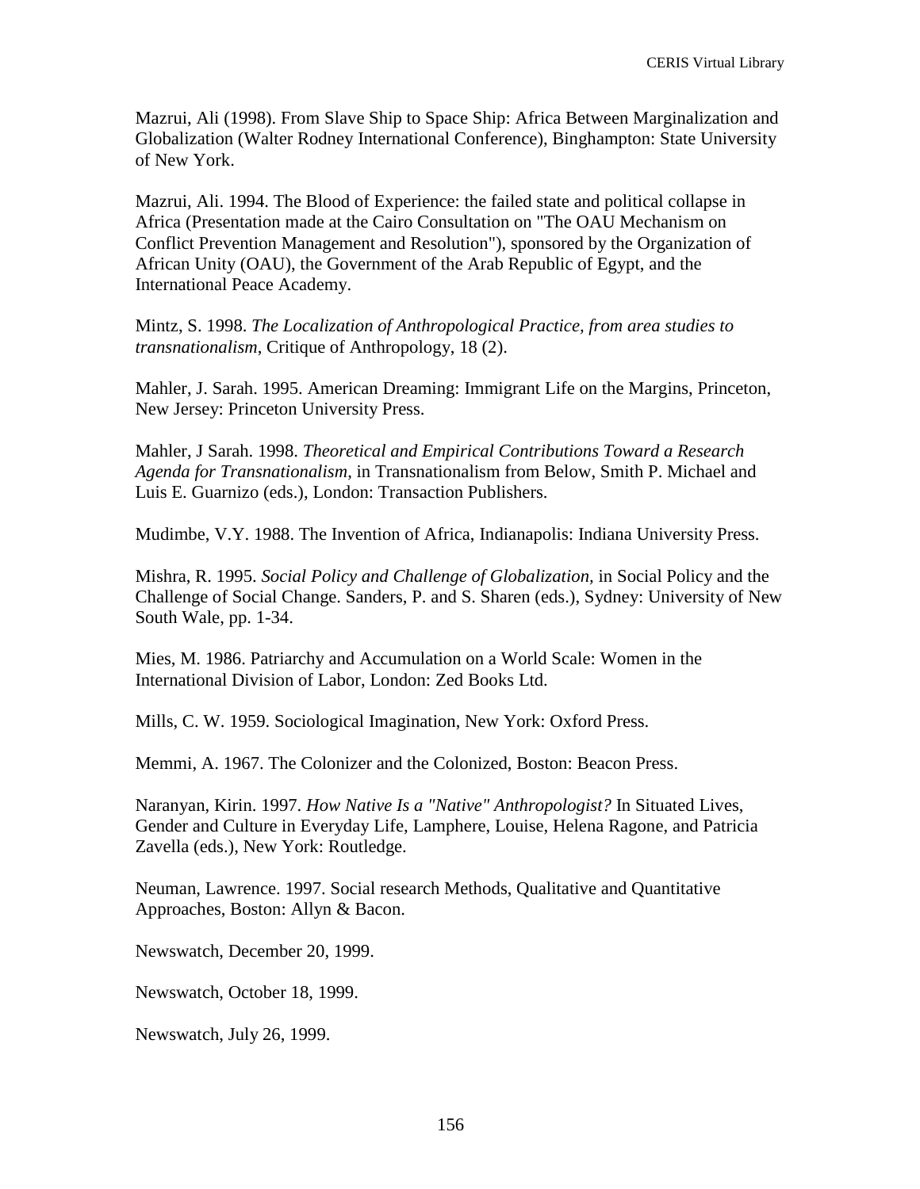Mazrui, Ali (1998). From Slave Ship to Space Ship: Africa Between Marginalization and Globalization (Walter Rodney International Conference), Binghampton: State University of New York.

Mazrui, Ali. 1994. The Blood of Experience: the failed state and political collapse in Africa (Presentation made at the Cairo Consultation on "The OAU Mechanism on Conflict Prevention Management and Resolution"), sponsored by the Organization of African Unity (OAU), the Government of the Arab Republic of Egypt, and the International Peace Academy.

Mintz, S. 1998. *The Localization of Anthropological Practice, from area studies to transnationalism*, Critique of Anthropology, 18 (2).

Mahler, J. Sarah. 1995. American Dreaming: Immigrant Life on the Margins, Princeton, New Jersey: Princeton University Press.

Mahler, J Sarah. 1998. *Theoretical and Empirical Contributions Toward a Research Agenda for Transnationalism*, in Transnationalism from Below, Smith P. Michael and Luis E. Guarnizo (eds.), London: Transaction Publishers.

Mudimbe, V.Y. 1988. The Invention of Africa, Indianapolis: Indiana University Press.

Mishra, R. 1995. *Social Policy and Challenge of Globalization*, in Social Policy and the Challenge of Social Change. Sanders, P. and S. Sharen (eds.), Sydney: University of New South Wale, pp. 1-34.

Mies, M. 1986. Patriarchy and Accumulation on a World Scale: Women in the International Division of Labor, London: Zed Books Ltd.

Mills, C. W. 1959. Sociological Imagination, New York: Oxford Press.

Memmi, A. 1967. The Colonizer and the Colonized, Boston: Beacon Press.

Naranyan, Kirin. 1997. *How Native Is a "Native" Anthropologist?* In Situated Lives, Gender and Culture in Everyday Life, Lamphere, Louise, Helena Ragone, and Patricia Zavella (eds.), New York: Routledge.

Neuman, Lawrence. 1997. Social research Methods, Qualitative and Quantitative Approaches, Boston: Allyn & Bacon.

Newswatch, December 20, 1999.

Newswatch, October 18, 1999.

Newswatch, July 26, 1999.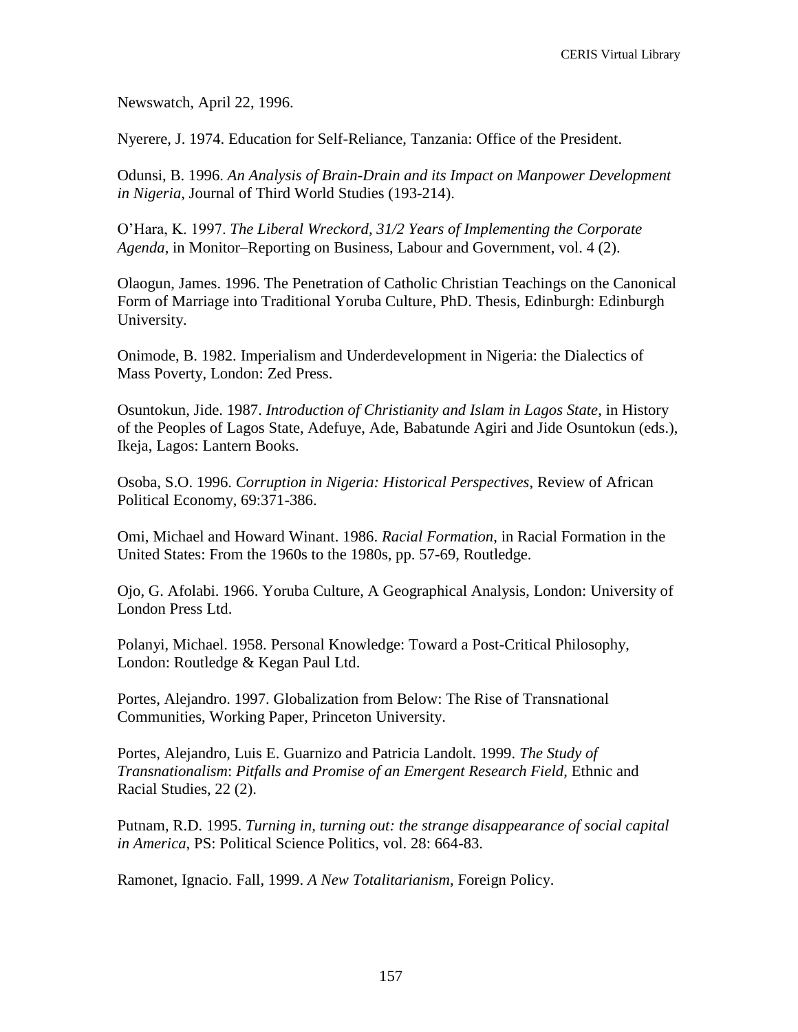Newswatch, April 22, 1996.

Nyerere, J. 1974. Education for Self-Reliance, Tanzania: Office of the President.

Odunsi, B. 1996. *An Analysis of Brain-Drain and its Impact on Manpower Development in Nigeria*, Journal of Third World Studies (193-214).

O'Hara, K. 1997. *The Liberal Wreckord, 31/2 Years of Implementing the Corporate Agenda*, in Monitor–Reporting on Business, Labour and Government, vol. 4 (2).

Olaogun, James. 1996. The Penetration of Catholic Christian Teachings on the Canonical Form of Marriage into Traditional Yoruba Culture, PhD. Thesis, Edinburgh: Edinburgh University.

Onimode, B. 1982. Imperialism and Underdevelopment in Nigeria: the Dialectics of Mass Poverty, London: Zed Press.

Osuntokun, Jide. 1987. *Introduction of Christianity and Islam in Lagos State*, in History of the Peoples of Lagos State, Adefuye, Ade, Babatunde Agiri and Jide Osuntokun (eds.), Ikeja, Lagos: Lantern Books.

Osoba, S.O. 1996. *Corruption in Nigeria: Historical Perspectives*, Review of African Political Economy, 69:371-386.

Omi, Michael and Howard Winant. 1986. *Racial Formation*, in Racial Formation in the United States: From the 1960s to the 1980s, pp. 57-69, Routledge.

Ojo, G. Afolabi. 1966. Yoruba Culture, A Geographical Analysis, London: University of London Press Ltd.

Polanyi, Michael. 1958. Personal Knowledge: Toward a Post-Critical Philosophy, London: Routledge & Kegan Paul Ltd.

Portes, Alejandro. 1997. Globalization from Below: The Rise of Transnational Communities, Working Paper, Princeton University.

Portes, Alejandro, Luis E. Guarnizo and Patricia Landolt. 1999. *The Study of Transnationalism*: *Pitfalls and Promise of an Emergent Research Field*, Ethnic and Racial Studies, 22 (2).

Putnam, R.D. 1995. *Turning in, turning out: the strange disappearance of social capital in America*, PS: Political Science Politics, vol. 28: 664-83.

Ramonet, Ignacio. Fall, 1999. *A New Totalitarianism*, Foreign Policy.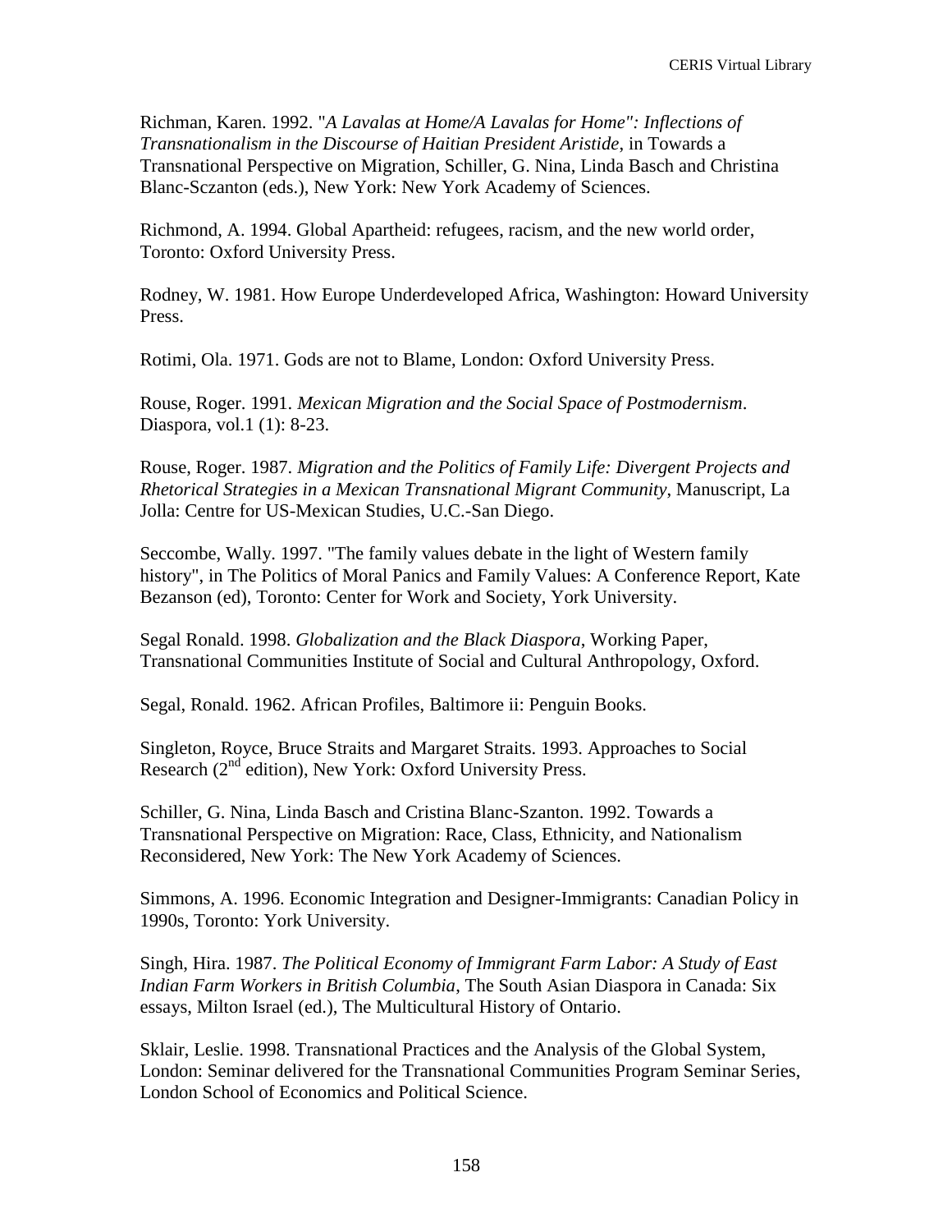Richman, Karen. 1992. "*A Lavalas at Home/A Lavalas for Home": Inflections of Transnationalism in the Discourse of Haitian President Aristide*, in Towards a Transnational Perspective on Migration, Schiller, G. Nina, Linda Basch and Christina Blanc-Sczanton (eds.), New York: New York Academy of Sciences.

Richmond, A. 1994. Global Apartheid: refugees, racism, and the new world order, Toronto: Oxford University Press.

Rodney, W. 1981. How Europe Underdeveloped Africa, Washington: Howard University Press.

Rotimi, Ola. 1971. Gods are not to Blame, London: Oxford University Press.

Rouse, Roger. 1991. *Mexican Migration and the Social Space of Postmodernism*. Diaspora, vol.1 (1): 8-23.

Rouse, Roger. 1987. *Migration and the Politics of Family Life: Divergent Projects and Rhetorical Strategies in a Mexican Transnational Migrant Community*, Manuscript, La Jolla: Centre for US-Mexican Studies, U.C.-San Diego.

Seccombe, Wally. 1997. "The family values debate in the light of Western family history", in The Politics of Moral Panics and Family Values: A Conference Report, Kate Bezanson (ed), Toronto: Center for Work and Society, York University.

Segal Ronald. 1998. *Globalization and the Black Diaspora*, Working Paper, Transnational Communities Institute of Social and Cultural Anthropology, Oxford.

Segal, Ronald. 1962. African Profiles, Baltimore ii: Penguin Books.

Singleton, Royce, Bruce Straits and Margaret Straits. 1993. Approaches to Social Research (2nd edition), New York: Oxford University Press.

Schiller, G. Nina, Linda Basch and Cristina Blanc-Szanton. 1992. Towards a Transnational Perspective on Migration: Race, Class, Ethnicity, and Nationalism Reconsidered, New York: The New York Academy of Sciences.

Simmons, A. 1996. Economic Integration and Designer-Immigrants: Canadian Policy in 1990s, Toronto: York University.

Singh, Hira. 1987. *The Political Economy of Immigrant Farm Labor: A Study of East Indian Farm Workers in British Columbia*, The South Asian Diaspora in Canada: Six essays, Milton Israel (ed.), The Multicultural History of Ontario.

Sklair, Leslie. 1998. Transnational Practices and the Analysis of the Global System, London: Seminar delivered for the Transnational Communities Program Seminar Series, London School of Economics and Political Science.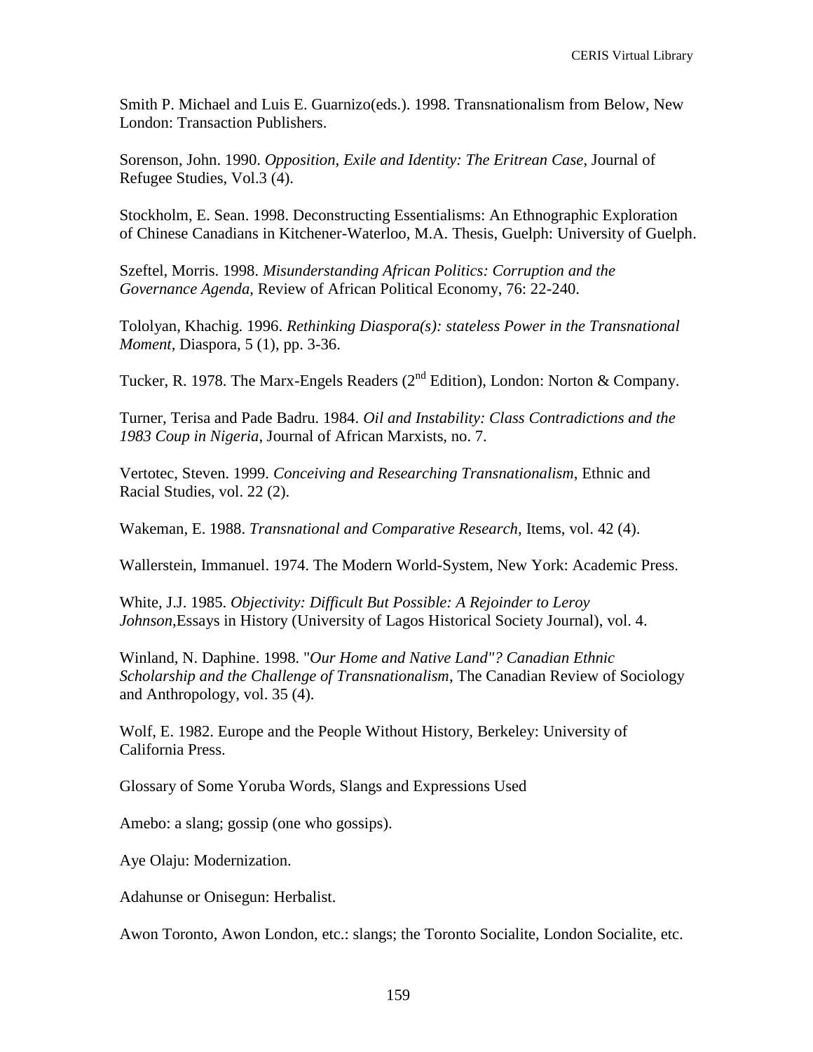Smith P. Michael and Luis E. Guarnizo(eds.). 1998. Transnationalism from Below, New London: Transaction Publishers.

Sorenson, John. 1990. *Opposition, Exile and Identity: The Eritrean Case*, Journal of Refugee Studies, Vol.3 (4).

Stockholm, E. Sean. 1998. Deconstructing Essentialisms: An Ethnographic Exploration of Chinese Canadians in Kitchener-Waterloo, M.A. Thesis, Guelph: University of Guelph.

Szeftel, Morris. 1998. *Misunderstanding African Politics: Corruption and the Governance Agenda*, Review of African Political Economy, 76: 22-240.

Tololyan, Khachig. 1996. *Rethinking Diaspora(s): stateless Power in the Transnational Moment*, Diaspora, 5 (1), pp. 3-36.

Tucker, R. 1978. The Marx-Engels Readers (2nd Edition), London: Norton & Company.

Turner, Terisa and Pade Badru. 1984. *Oil and Instability: Class Contradictions and the 1983 Coup in Nigeria*, Journal of African Marxists, no. 7.

Vertotec, Steven. 1999. *Conceiving and Researching Transnationalism*, Ethnic and Racial Studies, vol. 22 (2).

Wakeman, E. 1988. *Transnational and Comparative Research*, Items, vol. 42 (4).

Wallerstein, Immanuel. 1974. The Modern World-System, New York: Academic Press.

White, J.J. 1985. *Objectivity: Difficult But Possible: A Rejoinder to Leroy Johnson*,Essays in History (University of Lagos Historical Society Journal), vol. 4.

Winland, N. Daphine. 1998. "*Our Home and Native Land"? Canadian Ethnic Scholarship and the Challenge of Transnationalism*, The Canadian Review of Sociology and Anthropology, vol. 35 (4).

Wolf, E. 1982. Europe and the People Without History, Berkeley: University of California Press.

Glossary of Some Yoruba Words, Slangs and Expressions Used

Amebo: a slang; gossip (one who gossips).

Aye Olaju: Modernization.

Adahunse or Onisegun: Herbalist.

Awon Toronto, Awon London, etc.: slangs; the Toronto Socialite, London Socialite, etc.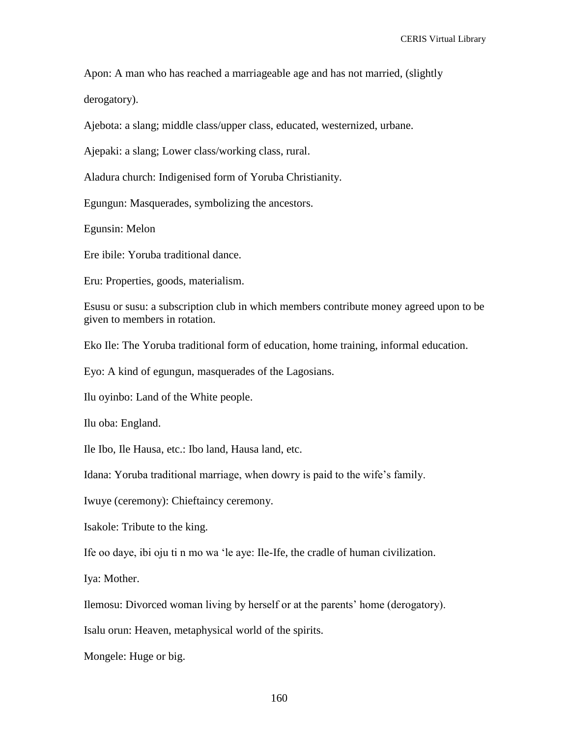Apon: A man who has reached a marriageable age and has not married, (slightly derogatory).

Ajebota: a slang; middle class/upper class, educated, westernized, urbane.

Ajepaki: a slang; Lower class/working class, rural.

Aladura church: Indigenised form of Yoruba Christianity.

Egungun: Masquerades, symbolizing the ancestors.

Egunsin: Melon

Ere ibile: Yoruba traditional dance.

Eru: Properties, goods, materialism.

Esusu or susu: a subscription club in which members contribute money agreed upon to be given to members in rotation.

Eko Ile: The Yoruba traditional form of education, home training, informal education.

Eyo: A kind of egungun, masquerades of the Lagosians.

Ilu oyinbo: Land of the White people.

Ilu oba: England.

Ile Ibo, Ile Hausa, etc.: Ibo land, Hausa land, etc.

Idana: Yoruba traditional marriage, when dowry is paid to the wife's family.

Iwuye (ceremony): Chieftaincy ceremony.

Isakole: Tribute to the king.

Ife oo daye, ibi oju ti n mo wa 'le aye: Ile-Ife, the cradle of human civilization.

Iya: Mother.

Ilemosu: Divorced woman living by herself or at the parents' home (derogatory).

Isalu orun: Heaven, metaphysical world of the spirits.

Mongele: Huge or big.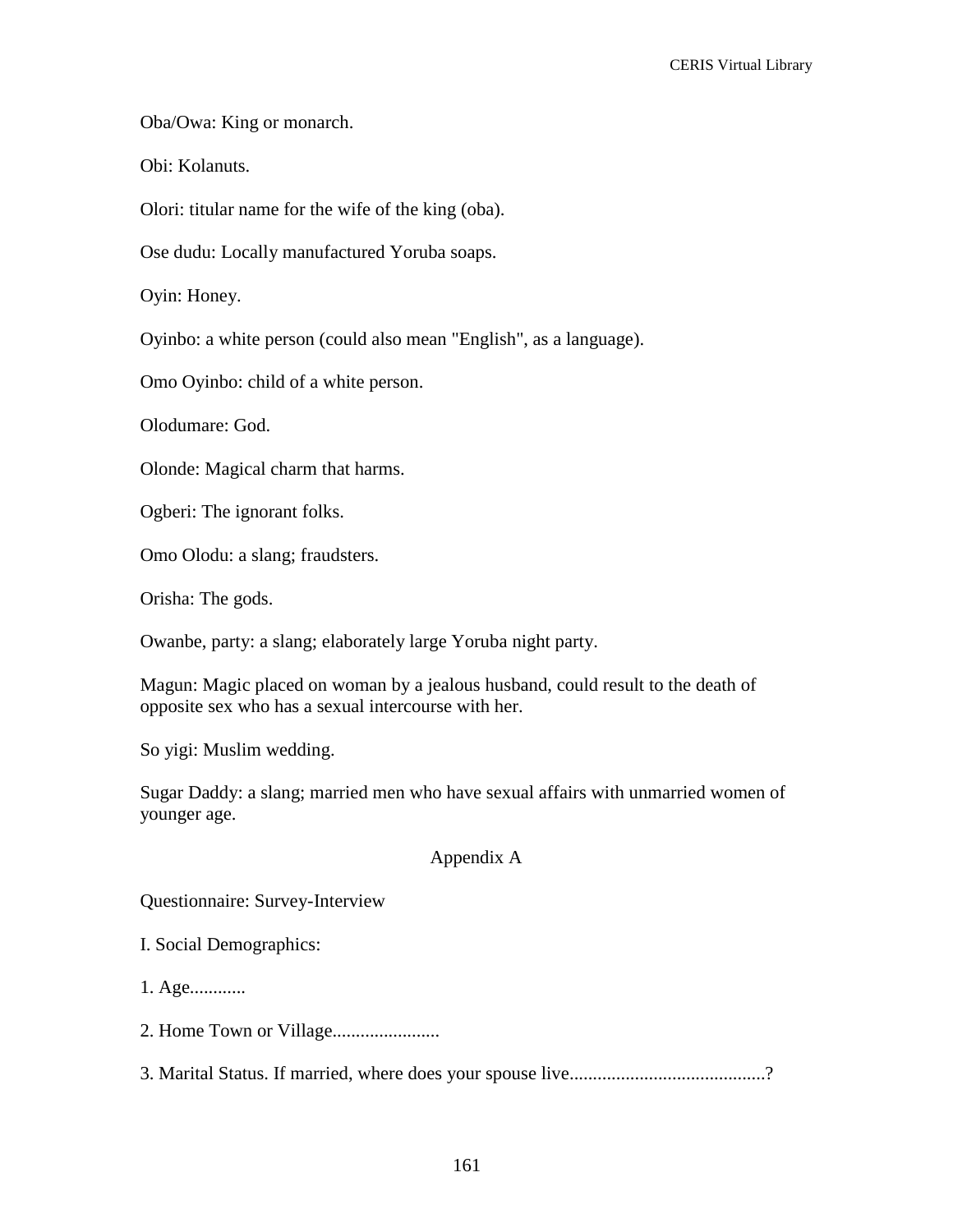Oba/Owa: King or monarch.

Obi: Kolanuts.

Olori: titular name for the wife of the king (oba).

Ose dudu: Locally manufactured Yoruba soaps.

Oyin: Honey.

Oyinbo: a white person (could also mean "English", as a language).

Omo Oyinbo: child of a white person.

Olodumare: God.

Olonde: Magical charm that harms.

Ogberi: The ignorant folks.

Omo Olodu: a slang; fraudsters.

Orisha: The gods.

Owanbe, party: a slang; elaborately large Yoruba night party.

Magun: Magic placed on woman by a jealous husband, could result to the death of opposite sex who has a sexual intercourse with her.

So yigi: Muslim wedding.

Sugar Daddy: a slang; married men who have sexual affairs with unmarried women of younger age.

## Appendix A

Questionnaire: Survey-Interview

I. Social Demographics:

1. Age............

2. Home Town or Village.......................

3. Marital Status. If married, where does your spouse live..........................................?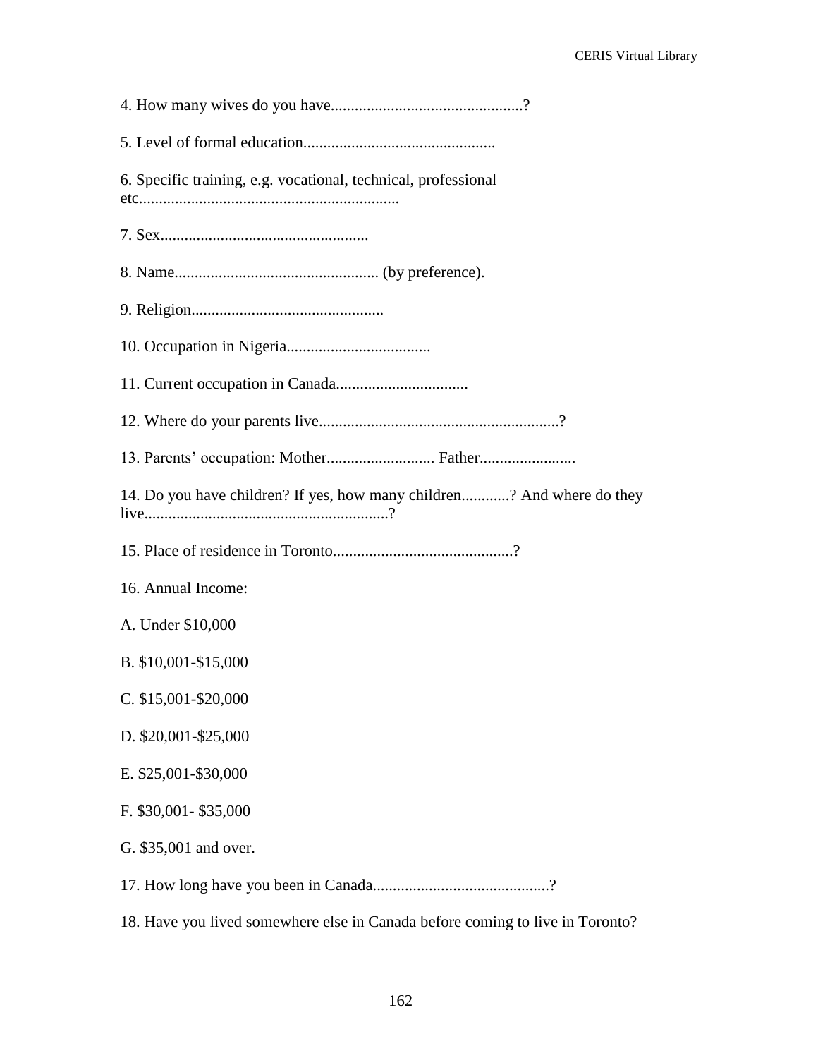4. How many wives do you have................................................?

5. Level of formal education................................................

6. Specific training, e.g. vocational, technical, professional etc................................................................

7. Sex....................................................

8. Name................................................... (by preference).

9. Religion................................................

10. Occupation in Nigeria....................................

11. Current occupation in Canada.................................

12. Where do your parents live............................................................?

13. Parents' occupation: Mother........................... Father........................

14. Do you have children? If yes, how many children............? And where do they live.............................................................?

15. Place of residence in Toronto.............................................?

16. Annual Income:

A. Under $10,000

B. $10,001-$15,000

C. $15,001-$20,000

D. $20,001-$25,000

E. $25,001-$30,000

F. $30,001- $35,000

G. $35,001 and over.

17. How long have you been in Canada............................................?

18. Have you lived somewhere else in Canada before coming to live in Toronto?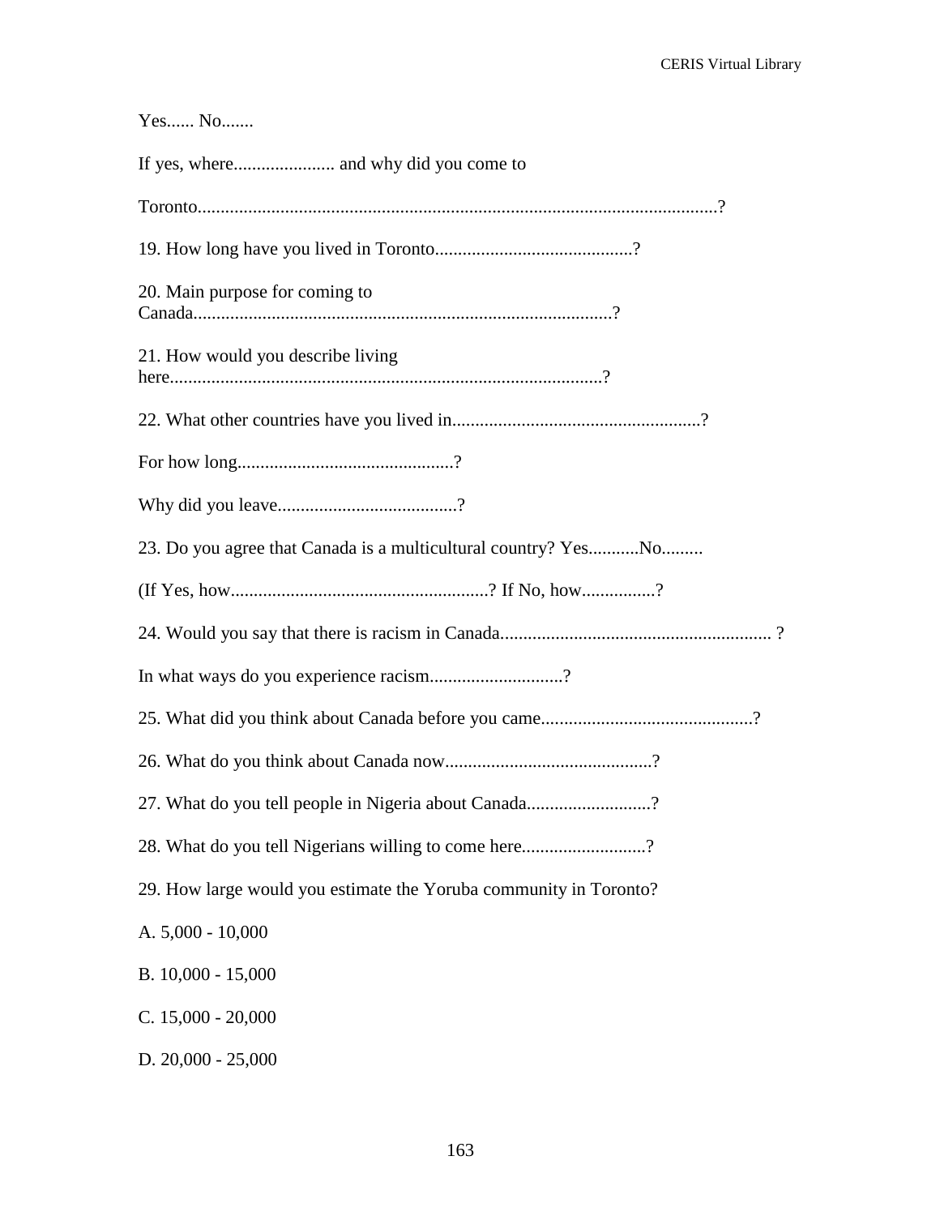Yes...... No.......

If yes, where...................... and why did you come to

Toronto................................................................................................................?

19. How long have you lived in Toronto...........................................?

20. Main purpose for coming to Canada...........................................................................................?

21. How would you describe living here.............................................................................................?

22. What other countries have you lived in......................................................?

For how long...............................................?

Why did you leave.......................................?

23. Do you agree that Canada is a multicultural country? Yes...........No.........

(If Yes, how........................................................? If No, how................?

24. Would you say that there is racism in Canada........................................................... ?

In what ways do you experience racism.............................?

25. What did you think about Canada before you came..............................................?

26. What do you think about Canada now.............................................?

27. What do you tell people in Nigeria about Canada...........................?

28. What do you tell Nigerians willing to come here...........................?

29. How large would you estimate the Yoruba community in Toronto?

A. 5,000 - 10,000

B. 10,000 - 15,000

C. 15,000 - 20,000

D. 20,000 - 25,000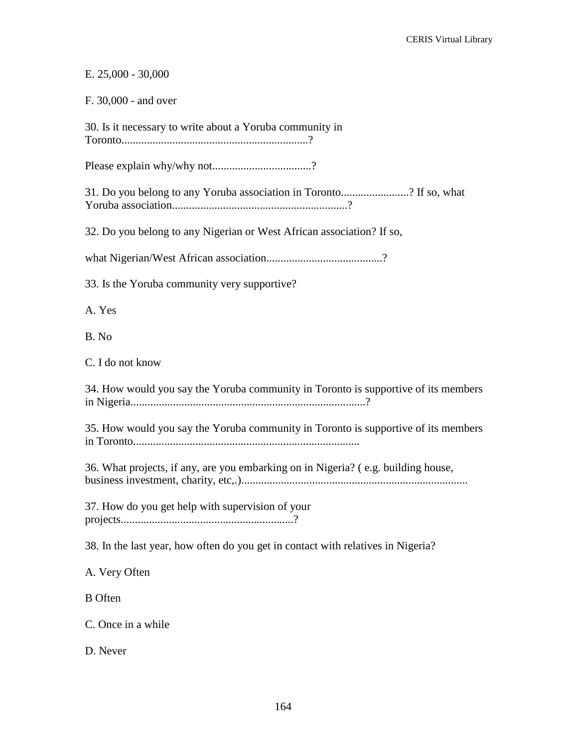E. 25,000 - 30,000

F. 30,000 - and over

30. Is it necessary to write about a Yoruba community in Toronto..................................................................?

Please explain why/why not...................................?

31. Do you belong to any Yoruba association in Toronto........................? If so, what Yoruba association..............................................................?

32. Do you belong to any Nigerian or West African association? If so,

what Nigerian/West African association.........................................?

33. Is the Yoruba community very supportive?

A. Yes

B. No

C. I do not know

34. How would you say the Yoruba community in Toronto is supportive of its members in Nigeria...................................................................................?

35. How would you say the Yoruba community in Toronto is supportive of its members in Toronto................................................................................

36. What projects, if any, are you embarking on in Nigeria? ( e.g. building house, business investment, charity, etc,.)................................................................................

37. How do you get help with supervision of your projects.............................................................?

38. In the last year, how often do you get in contact with relatives in Nigeria?

A. Very Often

B Often

C. Once in a while

D. Never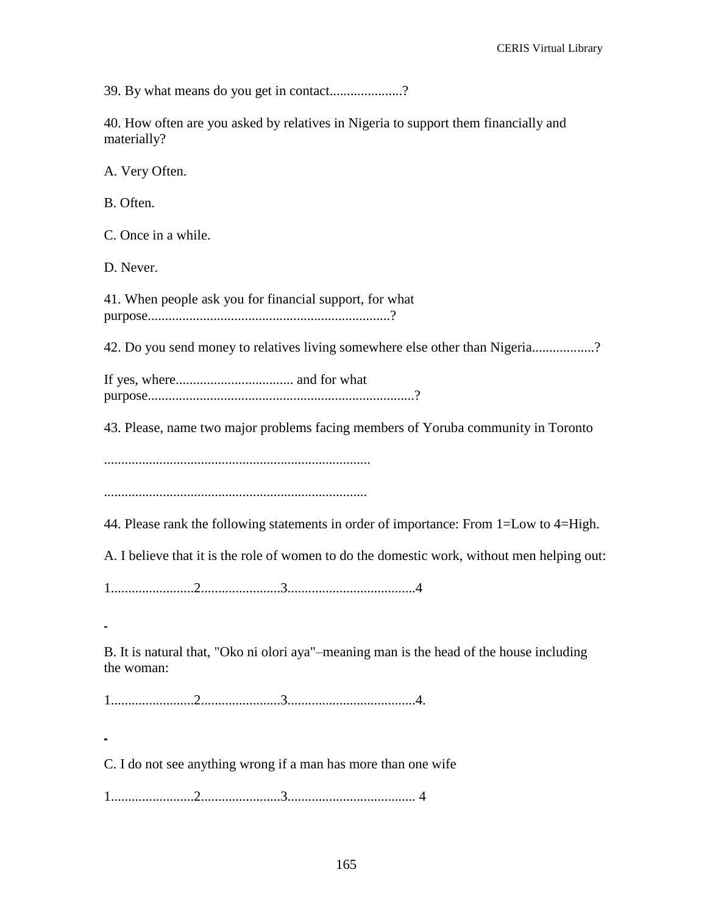39. By what means do you get in contact.....................?

40. How often are you asked by relatives in Nigeria to support them financially and materially?

A. Very Often.

B. Often.

C. Once in a while.

D. Never.

41. When people ask you for financial support, for what purpose......................................................................?

42. Do you send money to relatives living somewhere else other than Nigeria..................?

If yes, where.................................. and for what purpose.............................................................................?

43. Please, name two major problems facing members of Yoruba community in Toronto

.............................................................................

.............................................................................

44. Please rank the following statements in order of importance: From 1=Low to 4=High.

A. I believe that it is the role of women to do the domestic work, without men helping out:

1........................2........................3.....................................4

-

B. It is natural that, "Oko ni olori aya"–meaning man is the head of the house including the woman:

1........................2........................3.....................................4.

-

C. I do not see anything wrong if a man has more than one wife

1........................2........................3..................................... 4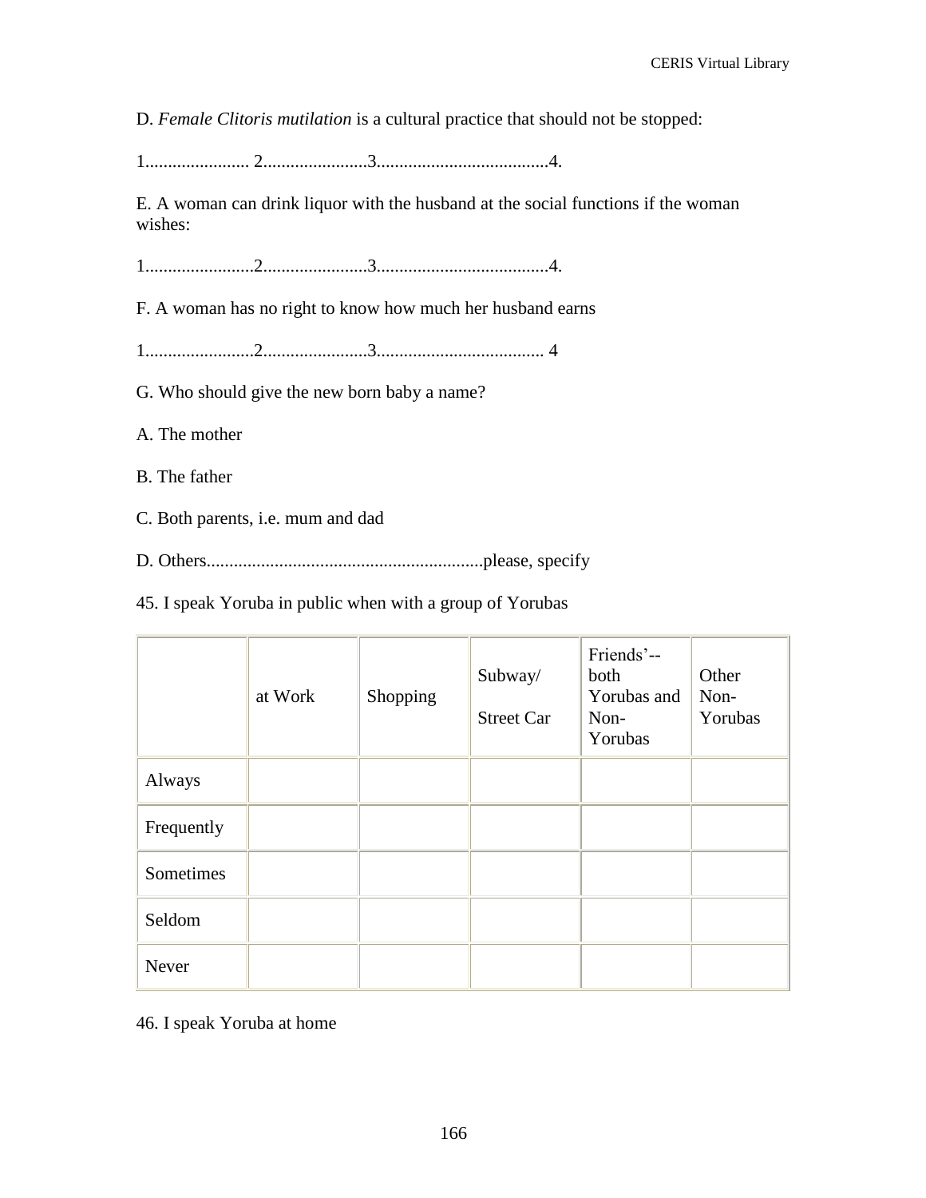D. *Female Clitoris mutilation* is a cultural practice that should not be stopped:

1...................... 2......................3......................................4.

E. A woman can drink liquor with the husband at the social functions if the woman wishes:

1.......................2.......................3......................................4.

F. A woman has no right to know how much her husband earns

1.......................2.......................3..................................... 4

G. Who should give the new born baby a name?

A. The mother

B. The father

C. Both parents, i.e. mum and dad

D. Others.............................................................please, specify

45. I speak Yoruba in public when with a group of Yorubas

| | at Work | Shopping | Subway/ Street Car | Friends'-- both Yorubas and Non-Yorubas | Other Non-Yorubas |
|---|---|---|---|---|---|
| Always | | | | | |
| Frequently | | | | | |
| Sometimes | | | | | |
| Seldom | | | | | |
| Never | | | | | |

46. I speak Yoruba at home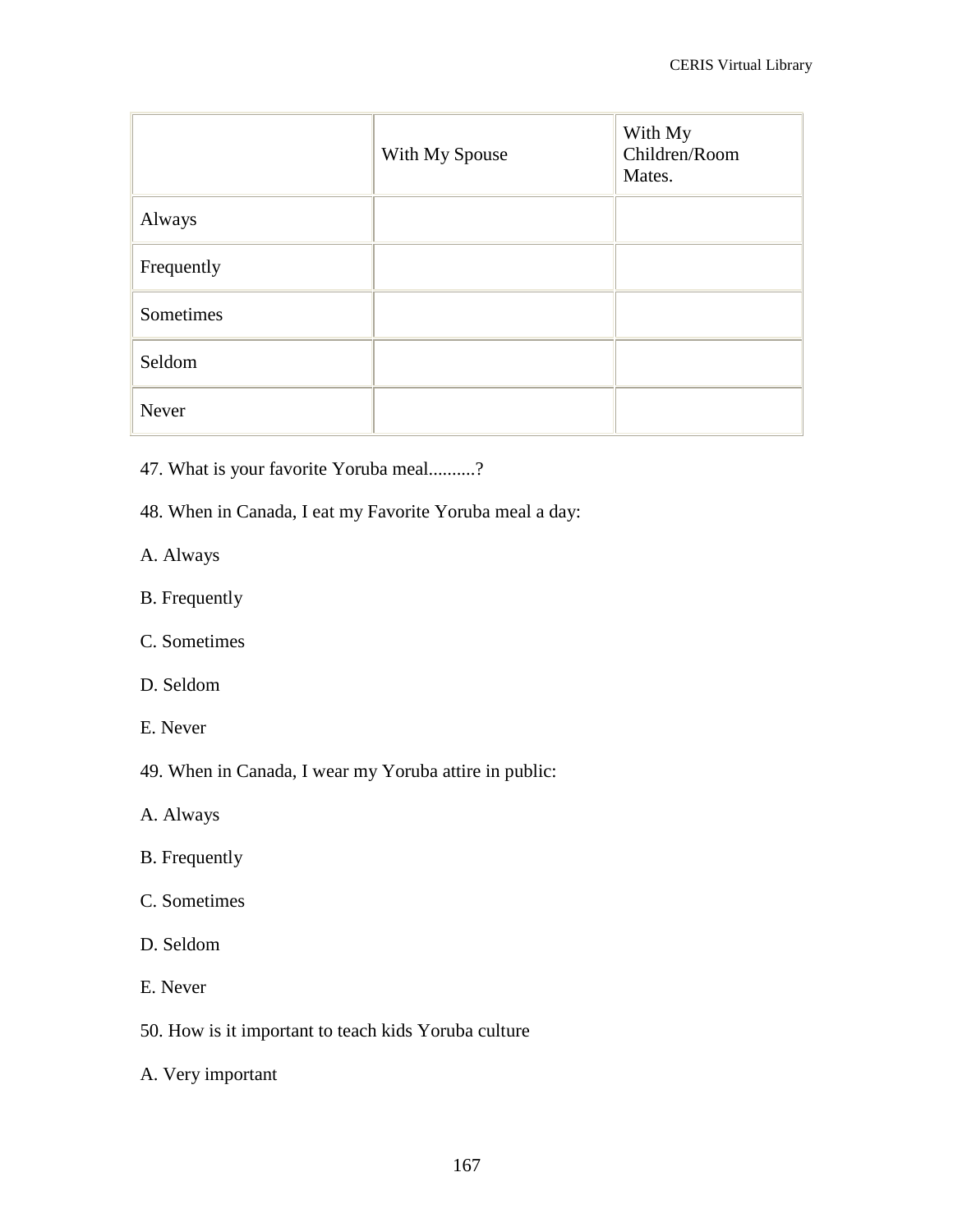| | With My Spouse | With My Children/Room Mates. |
|---|---|---|
| Always | | |
| Frequently | | |
| Sometimes | | |
| Seldom | | |
| Never | | |

47. What is your favorite Yoruba meal..........?

48. When in Canada, I eat my Favorite Yoruba meal a day:

A. Always

B. Frequently

C. Sometimes

D. Seldom

E. Never

49. When in Canada, I wear my Yoruba attire in public:

A. Always

B. Frequently

C. Sometimes

D. Seldom

E. Never

50. How is it important to teach kids Yoruba culture

A. Very important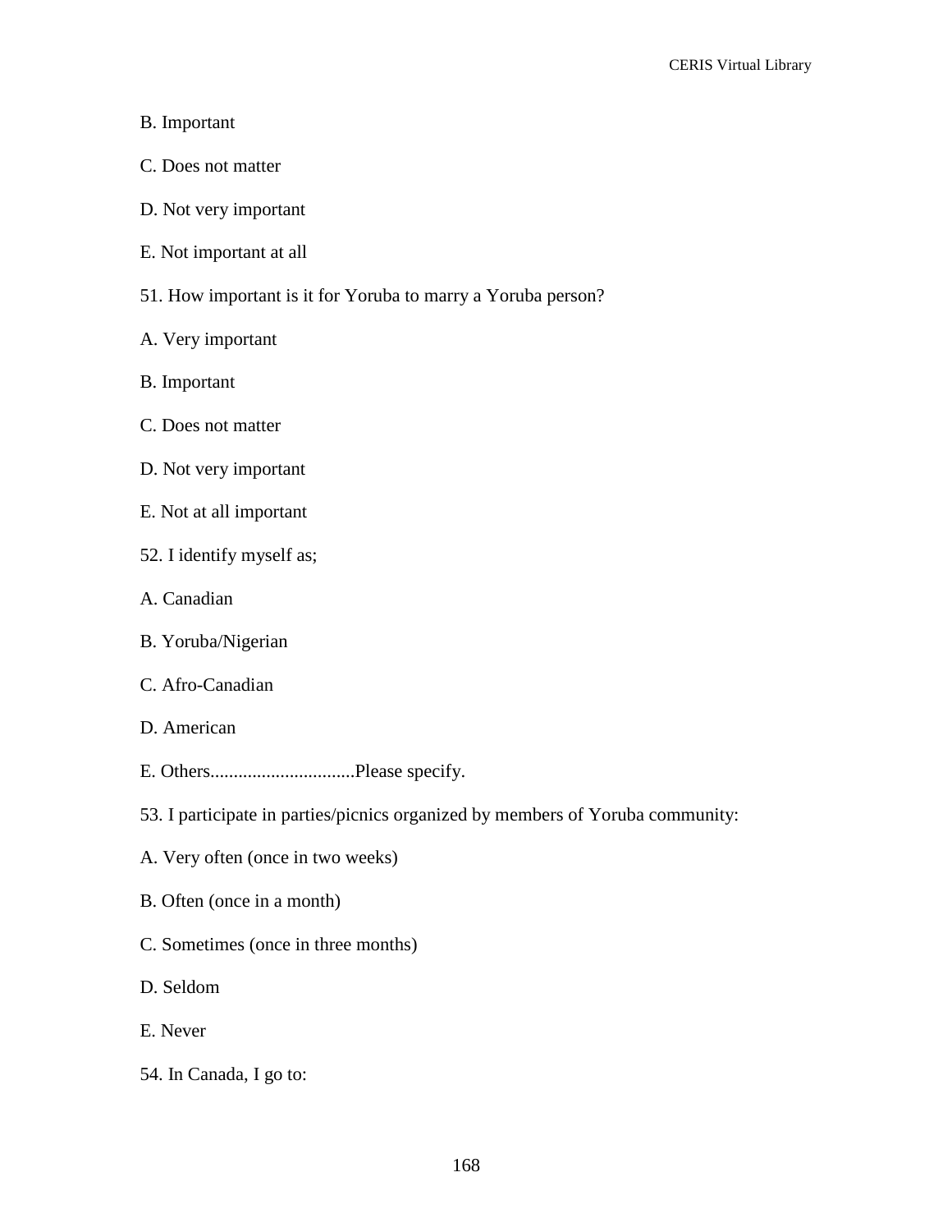B. Important

C. Does not matter

D. Not very important

E. Not important at all

51. How important is it for Yoruba to marry a Yoruba person?

A. Very important

B. Important

C. Does not matter

D. Not very important

E. Not at all important

52. I identify myself as;

A. Canadian

B. Yoruba/Nigerian

C. Afro-Canadian

D. American

E. Others...............................Please specify.

53. I participate in parties/picnics organized by members of Yoruba community:

A. Very often (once in two weeks)

B. Often (once in a month)

C. Sometimes (once in three months)

D. Seldom

E. Never

54. In Canada, I go to: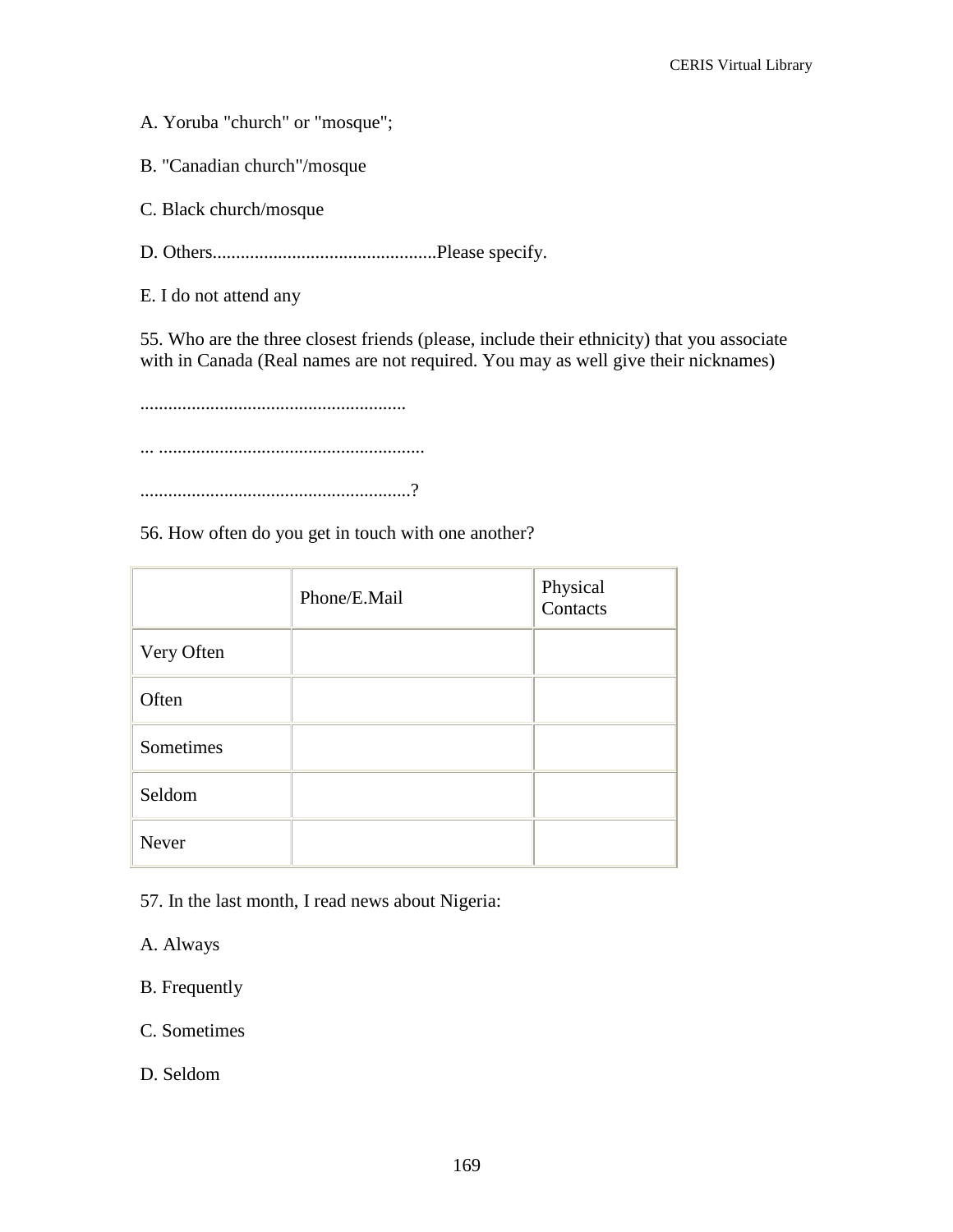A. Yoruba "church" or "mosque";

B. "Canadian church"/mosque

C. Black church/mosque

D. Others................................................Please specify.

E. I do not attend any

55. Who are the three closest friends (please, include their ethnicity) that you associate with in Canada (Real names are not required. You may as well give their nicknames)

.........................................................

... .........................................................

..........................................................?

56. How often do you get in touch with one another?

| | Phone/E.Mail | Physical Contacts |
|---|---|---|
| Very Often | | |
| Often | | |
| Sometimes | | |
| Seldom | | |
| Never | | |

57. In the last month, I read news about Nigeria:

A. Always

B. Frequently

C. Sometimes

D. Seldom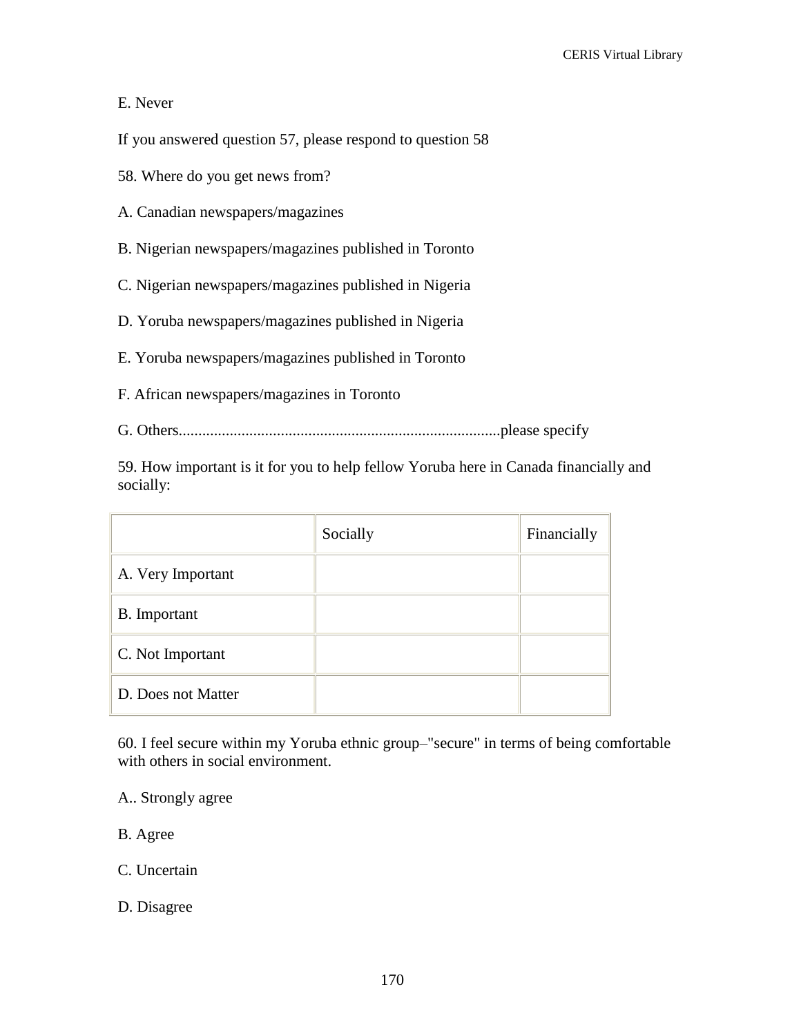E. Never

If you answered question 57, please respond to question 58

58. Where do you get news from?

A. Canadian newspapers/magazines

B. Nigerian newspapers/magazines published in Toronto

C. Nigerian newspapers/magazines published in Nigeria

D. Yoruba newspapers/magazines published in Nigeria

E. Yoruba newspapers/magazines published in Toronto

F. African newspapers/magazines in Toronto

G. Others..................................................................................please specify

59. How important is it for you to help fellow Yoruba here in Canada financially and socially:

| | Socially | Financially |
|---|---|---|
| A. Very Important | | |
| B. Important | | |
| C. Not Important | | |
| D. Does not Matter | | |

60. I feel secure within my Yoruba ethnic group–"secure" in terms of being comfortable with others in social environment.

A.. Strongly agree

B. Agree

C. Uncertain

D. Disagree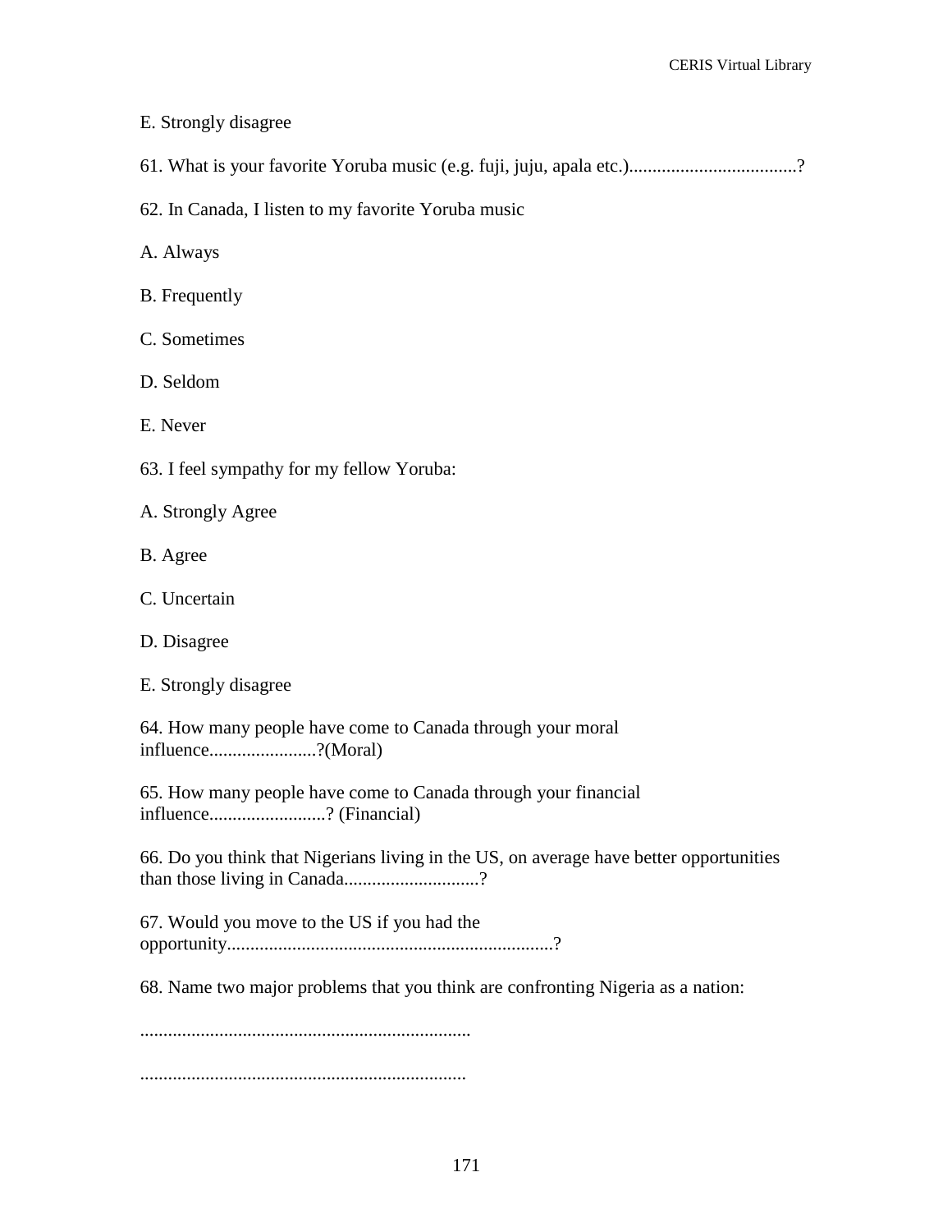E. Strongly disagree

61. What is your favorite Yoruba music (e.g. fuji, juju, apala etc.)....................................?

62. In Canada, I listen to my favorite Yoruba music

A. Always

B. Frequently

C. Sometimes

D. Seldom

E. Never

63. I feel sympathy for my fellow Yoruba:

A. Strongly Agree

B. Agree

C. Uncertain

D. Disagree

E. Strongly disagree

64. How many people have come to Canada through your moral influence.......................?(Moral)

65. How many people have come to Canada through your financial influence.........................? (Financial)

66. Do you think that Nigerians living in the US, on average have better opportunities than those living in Canada............................?

67. Would you move to the US if you had the opportunity......................................................................?

68. Name two major problems that you think are confronting Nigeria as a nation:

.......................................................................

......................................................................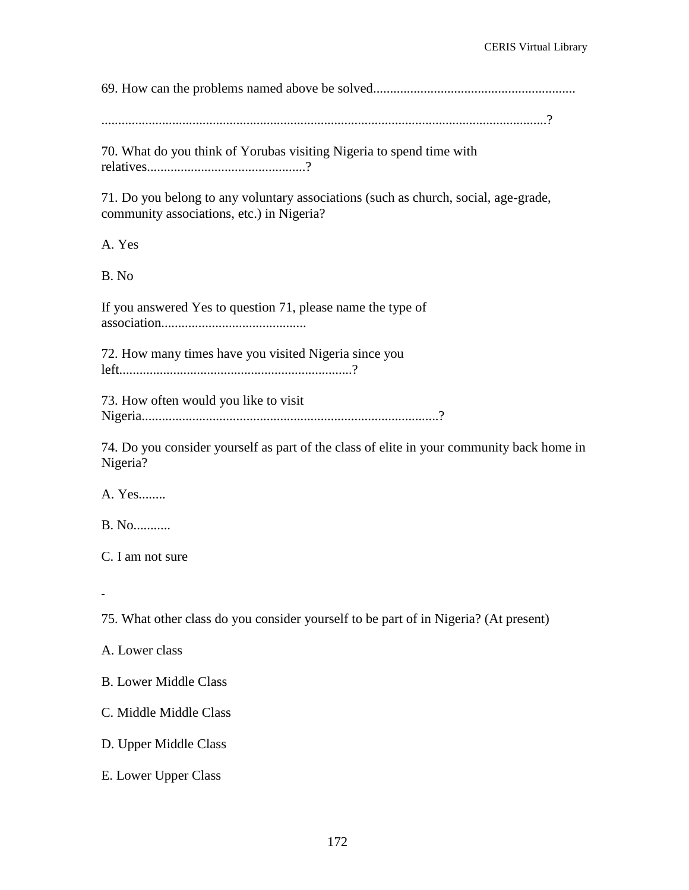69. How can the problems named above be solved............................................................

.....................................................................................................................................?

70. What do you think of Yorubas visiting Nigeria to spend time with relatives...............................................?

71. Do you belong to any voluntary associations (such as church, social, age-grade, community associations, etc.) in Nigeria?

A. Yes

B. No

If you answered Yes to question 71, please name the type of association...........................................

72. How many times have you visited Nigeria since you left.....................................................................?

73. How often would you like to visit Nigeria........................................................................................?

74. Do you consider yourself as part of the class of elite in your community back home in Nigeria?

A. Yes........

B. No...........

C. I am not sure

-

75. What other class do you consider yourself to be part of in Nigeria? (At present)

A. Lower class

B. Lower Middle Class

C. Middle Middle Class

D. Upper Middle Class

E. Lower Upper Class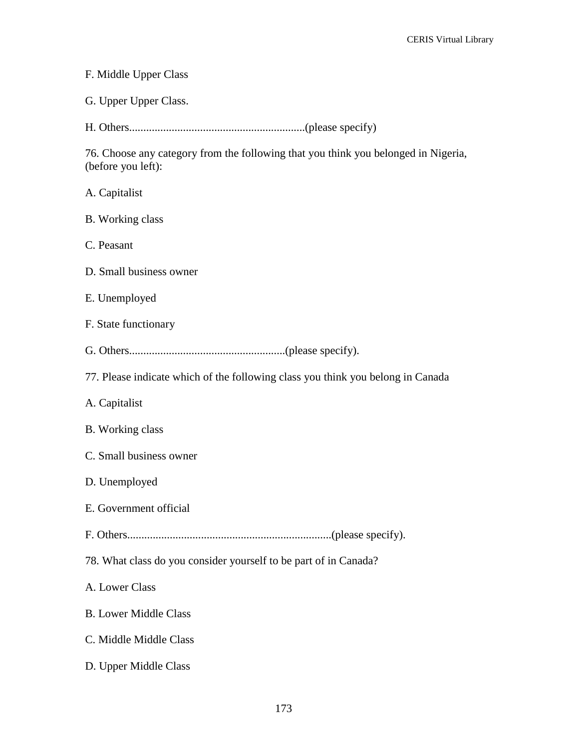F. Middle Upper Class

G. Upper Upper Class.

H. Others..............................................................(please specify)

76. Choose any category from the following that you think you belonged in Nigeria, (before you left):

A. Capitalist

B. Working class

C. Peasant

D. Small business owner

E. Unemployed

F. State functionary

G. Others.......................................................(please specify).

77. Please indicate which of the following class you think you belong in Canada

A. Capitalist

B. Working class

C. Small business owner

D. Unemployed

E. Government official

F. Others........................................................................(please specify).

78. What class do you consider yourself to be part of in Canada?

A. Lower Class

B. Lower Middle Class

C. Middle Middle Class

D. Upper Middle Class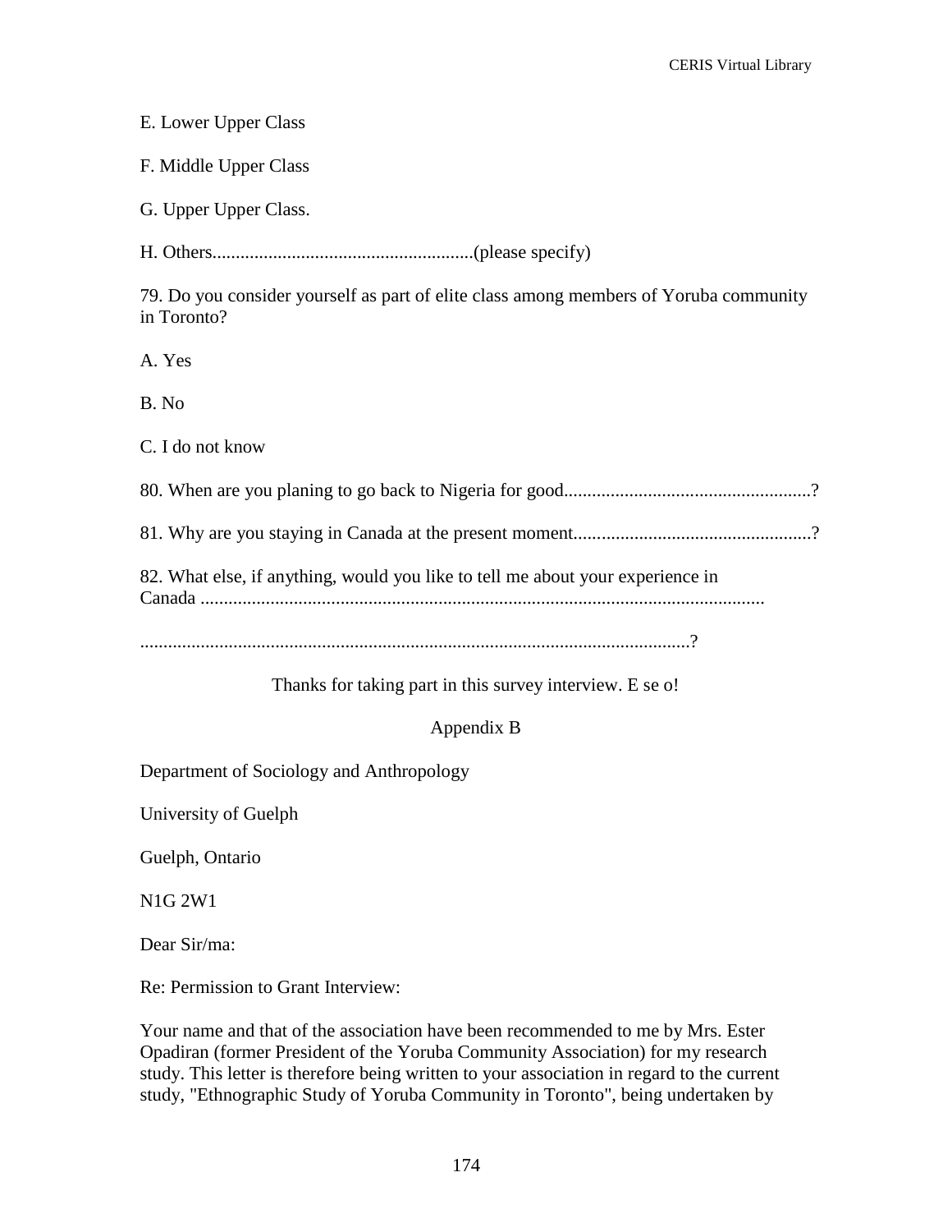E. Lower Upper Class

F. Middle Upper Class

G. Upper Upper Class.

H. Others........................................................(please specify)

79. Do you consider yourself as part of elite class among members of Yoruba community in Toronto?

A. Yes

B. No

C. I do not know

80. When are you planing to go back to Nigeria for good.....................................................?

81. Why are you staying in Canada at the present moment...................................................?

82. What else, if anything, would you like to tell me about your experience in Canada .........................................................................................................................

.....................................................................................................................?

Thanks for taking part in this survey interview. E se o!

## Appendix B

Department of Sociology and Anthropology

University of Guelph

Guelph, Ontario

N1G 2W1

Dear Sir/ma:

Re: Permission to Grant Interview:

Your name and that of the association have been recommended to me by Mrs. Ester Opadiran (former President of the Yoruba Community Association) for my research study. This letter is therefore being written to your association in regard to the current study, "Ethnographic Study of Yoruba Community in Toronto", being undertaken by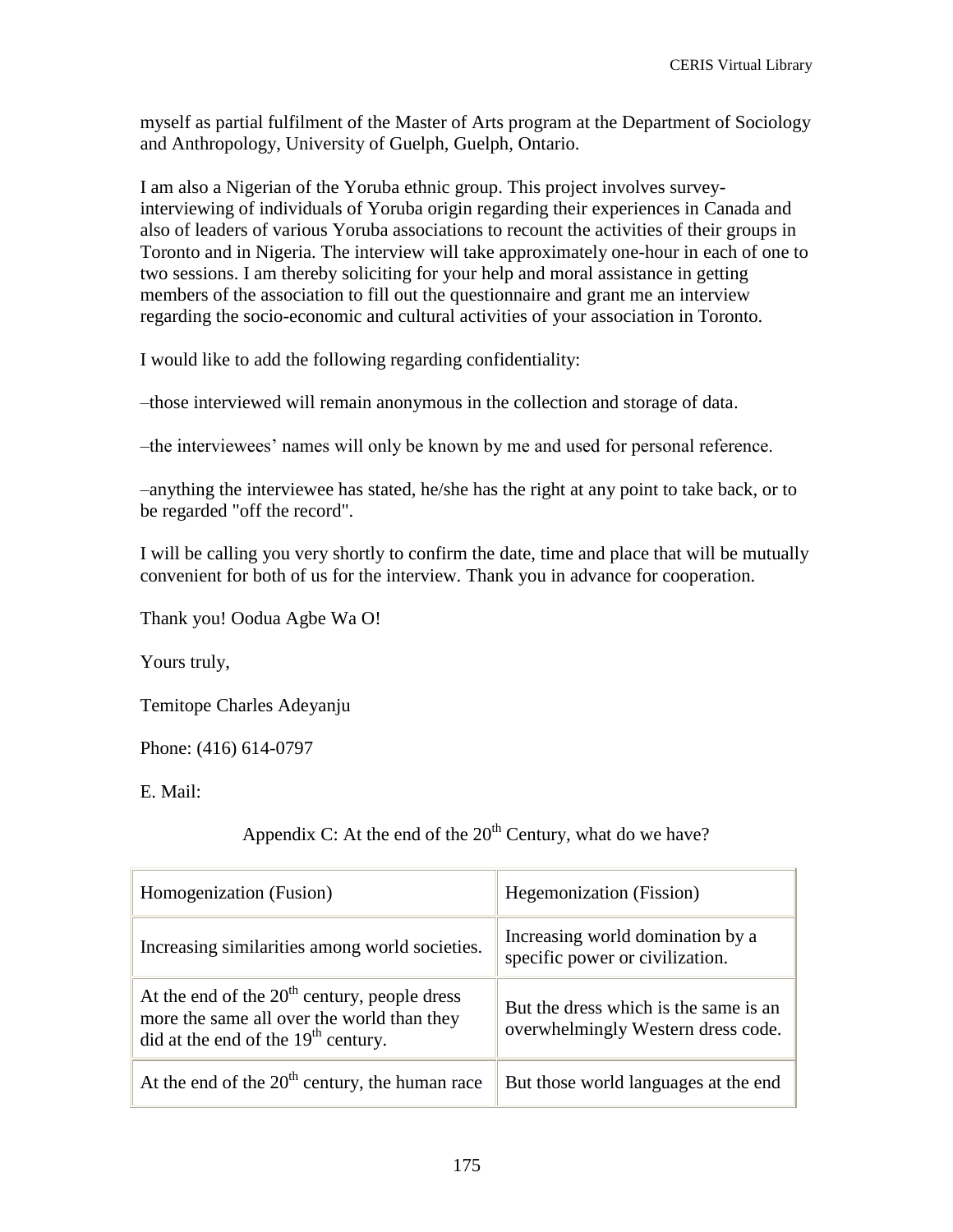myself as partial fulfilment of the Master of Arts program at the Department of Sociology and Anthropology, University of Guelph, Guelph, Ontario.

I am also a Nigerian of the Yoruba ethnic group. This project involves survey-interviewing of individuals of Yoruba origin regarding their experiences in Canada and also of leaders of various Yoruba associations to recount the activities of their groups in Toronto and in Nigeria. The interview will take approximately one-hour in each of one to two sessions. I am thereby soliciting for your help and moral assistance in getting members of the association to fill out the questionnaire and grant me an interview regarding the socio-economic and cultural activities of your association in Toronto.

I would like to add the following regarding confidentiality:

–those interviewed will remain anonymous in the collection and storage of data.

–the interviewees' names will only be known by me and used for personal reference.

–anything the interviewee has stated, he/she has the right at any point to take back, or to be regarded "off the record".

I will be calling you very shortly to confirm the date, time and place that will be mutually convenient for both of us for the interview. Thank you in advance for cooperation.

Thank you! Oodua Agbe Wa O!

Yours truly,

Temitope Charles Adeyanju

Phone: (416) 614-0797

E. Mail:

## Appendix C: At the end of the 20th Century, what do we have?

| Homogenization (Fusion) | Hegemonization (Fission) |
|---|---|
| Increasing similarities among world societies. | Increasing world domination by a specific power or civilization. |
| At the end of the 20th century, people dress more the same all over the world than they did at the end of the 19th century. | But the dress which is the same is an overwhelmingly Western dress code. |
| At the end of the 20th century, the human race | But those world languages at the end |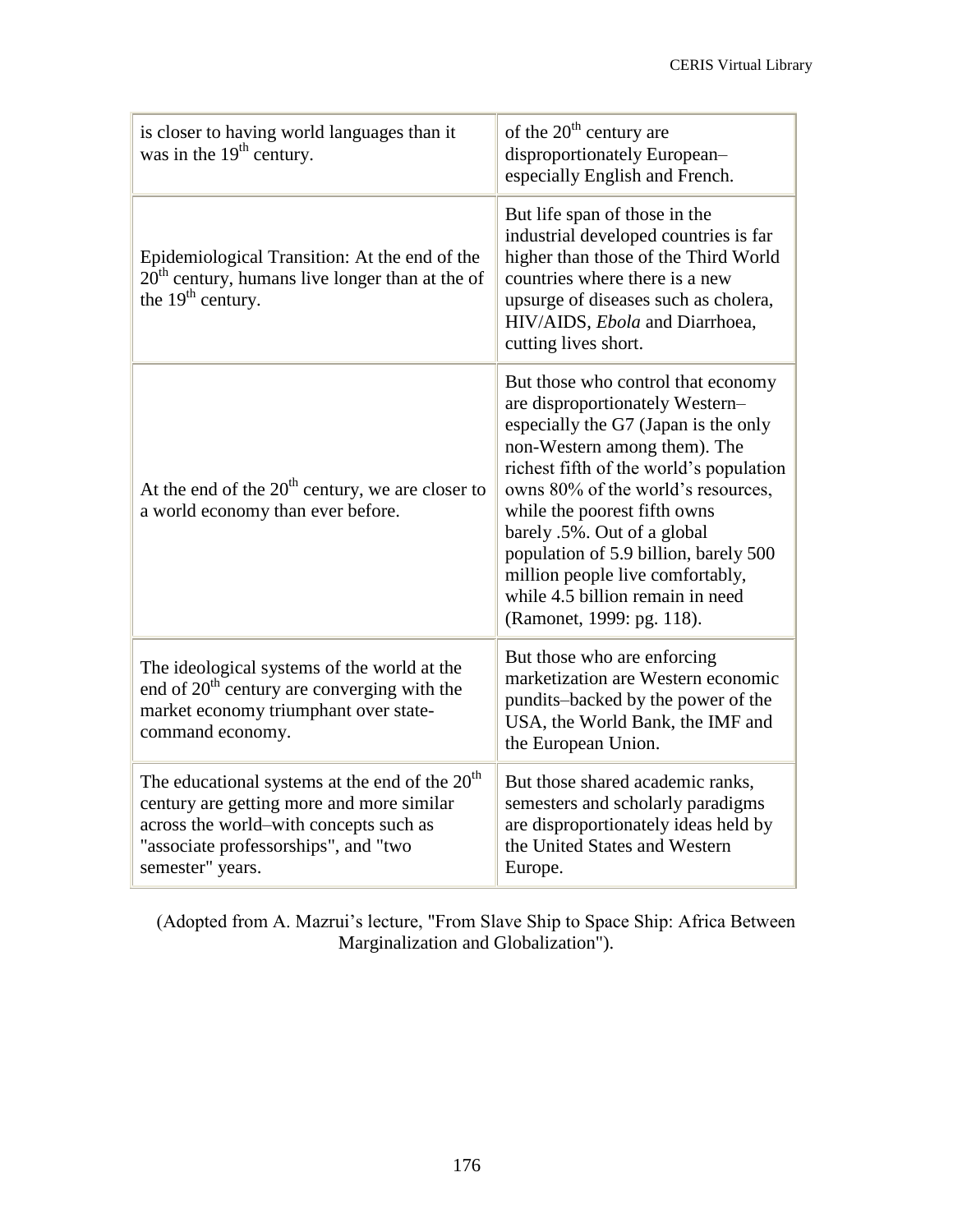| | |
|---|---|
| is closer to having world languages than it was in the 19th century. | of the 20th century are disproportionately European–especially English and French. |
| Epidemiological Transition: At the end of the 20th century, humans live longer than at the of the 19th century. | But life span of those in the industrial developed countries is far higher than those of the Third World countries where there is a new upsurge of diseases such as cholera, HIV/AIDS, *Ebola* and Diarrhoea, cutting lives short. |
| At the end of the 20th century, we are closer to a world economy than ever before. | But those who control that economy are disproportionately Western–especially the G7 (Japan is the only non-Western among them). The richest fifth of the world's population owns 80% of the world's resources, while the poorest fifth owns barely .5%. Out of a global population of 5.9 billion, barely 500 million people live comfortably, while 4.5 billion remain in need (Ramonet, 1999: pg. 118). |
| The ideological systems of the world at the end of 20th century are converging with the market economy triumphant over state-command economy. | But those who are enforcing marketization are Western economic pundits–backed by the power of the USA, the World Bank, the IMF and the European Union. |
| The educational systems at the end of the 20th century are getting more and more similar across the world–with concepts such as "associate professorships", and "two semester" years. | But those shared academic ranks, semesters and scholarly paradigms are disproportionately ideas held by the United States and Western Europe. |

(Adopted from A. Mazrui's lecture, "From Slave Ship to Space Ship: Africa Between Marginalization and Globalization").